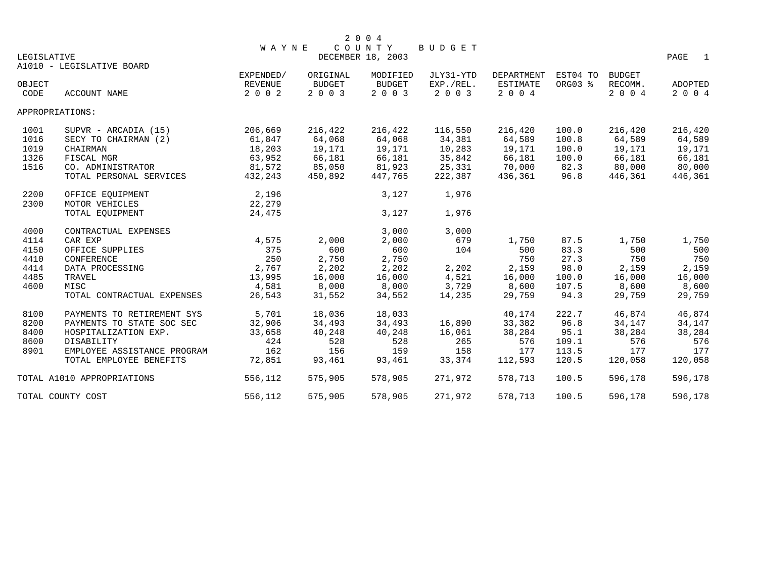# 2004 WAYNE COUNTY BUDGET

LEGISLATIVE — DECEMBER 18, 2003

A1010 - LEGISLATIVE BOARD

| OBJECT CODE | ACCOUNT NAME | EXPENDED/ REVENUE 2002 | ORIGINAL BUDGET 2003 | MODIFIED BUDGET 2003 | JLY31-YTD EXP./REL. 2003 | DEPARTMENT ESTIMATE 2004 | EST04 TO ORG03 % | BUDGET RECOMM. 2004 | ADOPTED 2004 |
|---|---|---|---|---|---|---|---|---|---|
| APPROPRIATIONS: | | | | | | | | | |
| 1001 | SUPVR - ARCADIA (15) | 206,669 | 216,422 | 216,422 | 116,550 | 216,420 | 100.0 | 216,420 | 216,420 |
| 1016 | SECY TO CHAIRMAN (2) | 61,847 | 64,068 | 64,068 | 34,381 | 64,589 | 100.8 | 64,589 | 64,589 |
| 1019 | CHAIRMAN | 18,203 | 19,171 | 19,171 | 10,283 | 19,171 | 100.0 | 19,171 | 19,171 |
| 1326 | FISCAL MGR | 63,952 | 66,181 | 66,181 | 35,842 | 66,181 | 100.0 | 66,181 | 66,181 |
| 1516 | CO. ADMINISTRATOR | 81,572 | 85,050 | 81,923 | 25,331 | 70,000 | 82.3 | 80,000 | 80,000 |
| | TOTAL PERSONAL SERVICES | 432,243 | 450,892 | 447,765 | 222,387 | 436,361 | 96.8 | 446,361 | 446,361 |
| 2200 | OFFICE EQUIPMENT | 2,196 | | 3,127 | 1,976 | | | | |
| 2300 | MOTOR VEHICLES | 22,279 | | | | | | | |
| | TOTAL EQUIPMENT | 24,475 | | 3,127 | 1,976 | | | | |
| 4000 | CONTRACTUAL EXPENSES | | | 3,000 | 3,000 | | | | |
| 4114 | CAR EXP | 4,575 | 2,000 | 2,000 | 679 | 1,750 | 87.5 | 1,750 | 1,750 |
| 4150 | OFFICE SUPPLIES | 375 | 600 | 600 | 104 | 500 | 83.3 | 500 | 500 |
| 4410 | CONFERENCE | 250 | 2,750 | 2,750 | | 750 | 27.3 | 750 | 750 |
| 4414 | DATA PROCESSING | 2,767 | 2,202 | 2,202 | 2,202 | 2,159 | 98.0 | 2,159 | 2,159 |
| 4485 | TRAVEL | 13,995 | 16,000 | 16,000 | 4,521 | 16,000 | 100.0 | 16,000 | 16,000 |
| 4600 | MISC | 4,581 | 8,000 | 8,000 | 3,729 | 8,600 | 107.5 | 8,600 | 8,600 |
| | TOTAL CONTRACTUAL EXPENSES | 26,543 | 31,552 | 34,552 | 14,235 | 29,759 | 94.3 | 29,759 | 29,759 |
| 8100 | PAYMENTS TO RETIREMENT SYS | 5,701 | 18,036 | 18,033 | | 40,174 | 222.7 | 46,874 | 46,874 |
| 8200 | PAYMENTS TO STATE SOC SEC | 32,906 | 34,493 | 34,493 | 16,890 | 33,382 | 96.8 | 34,147 | 34,147 |
| 8400 | HOSPITALIZATION EXP. | 33,658 | 40,248 | 40,248 | 16,061 | 38,284 | 95.1 | 38,284 | 38,284 |
| 8600 | DISABILITY | 424 | 528 | 528 | 265 | 576 | 109.1 | 576 | 576 |
| 8901 | EMPLOYEE ASSISTANCE PROGRAM | 162 | 156 | 159 | 158 | 177 | 113.5 | 177 | 177 |
| | TOTAL EMPLOYEE BENEFITS | 72,851 | 93,461 | 93,461 | 33,374 | 112,593 | 120.5 | 120,058 | 120,058 |
| TOTAL A1010 APPROPRIATIONS | | 556,112 | 575,905 | 578,905 | 271,972 | 578,713 | 100.5 | 596,178 | 596,178 |
| TOTAL COUNTY COST | | 556,112 | 575,905 | 578,905 | 271,972 | 578,713 | 100.5 | 596,178 | 596,178 |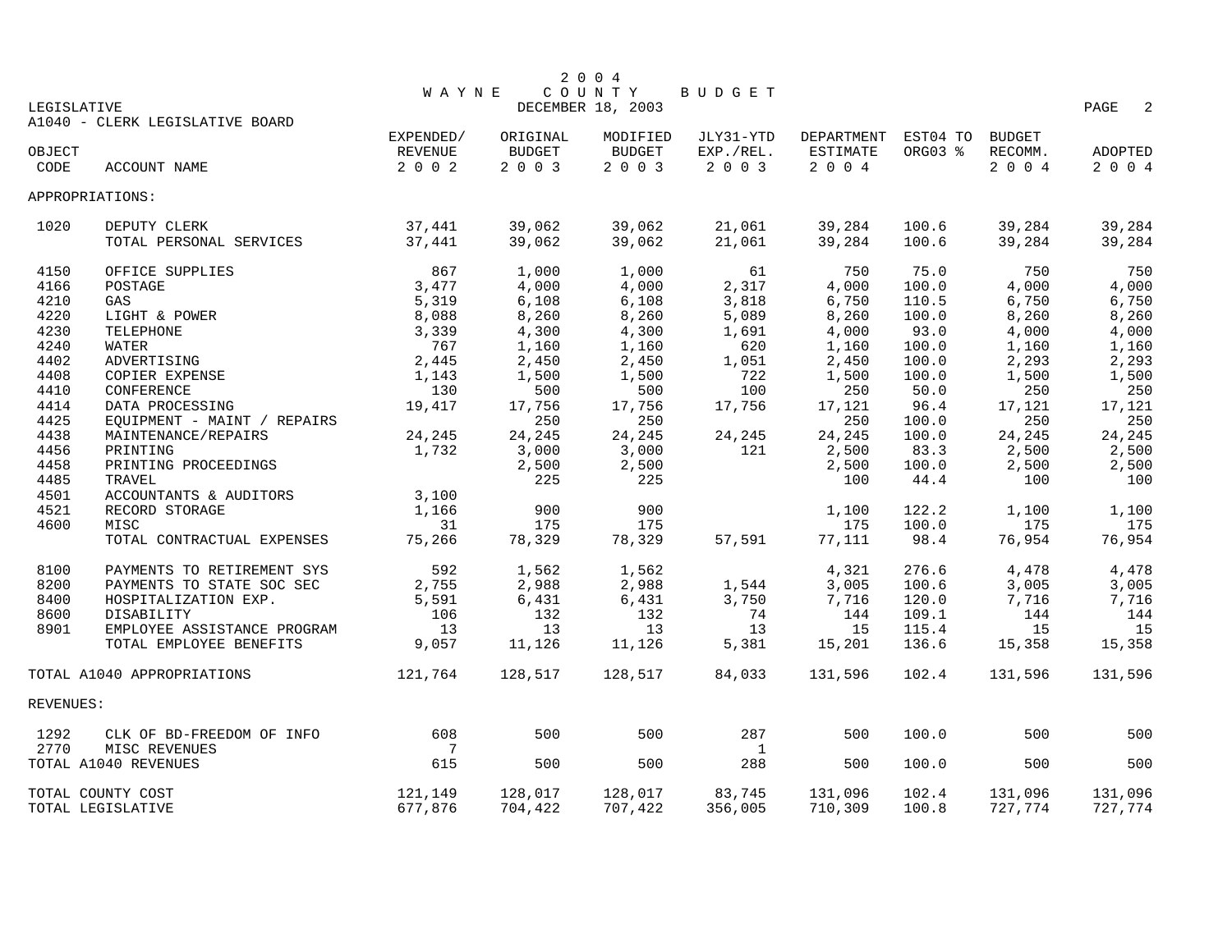# 2004 WAYNE COUNTY BUDGET

LEGISLATIVE — DECEMBER 18, 2003

A1040 - CLERK LEGISLATIVE BOARD

| OBJECT CODE | ACCOUNT NAME | EXPENDED/ REVENUE 2002 | ORIGINAL BUDGET 2003 | MODIFIED BUDGET 2003 | JLY31-YTD EXP./REL. 2003 | DEPARTMENT ESTIMATE 2004 | EST04 TO ORG03 % | BUDGET RECOMM. 2004 | ADOPTED 2004 |
|---|---|---|---|---|---|---|---|---|---|
| APPROPRIATIONS: | | | | | | | | | |
| 1020 | DEPUTY CLERK | 37,441 | 39,062 | 39,062 | 21,061 | 39,284 | 100.6 | 39,284 | 39,284 |
| | TOTAL PERSONAL SERVICES | 37,441 | 39,062 | 39,062 | 21,061 | 39,284 | 100.6 | 39,284 | 39,284 |
| 4150 | OFFICE SUPPLIES | 867 | 1,000 | 1,000 | 61 | 750 | 75.0 | 750 | 750 |
| 4166 | POSTAGE | 3,477 | 4,000 | 4,000 | 2,317 | 4,000 | 100.0 | 4,000 | 4,000 |
| 4210 | GAS | 5,319 | 6,108 | 6,108 | 3,818 | 6,750 | 110.5 | 6,750 | 6,750 |
| 4220 | LIGHT & POWER | 8,088 | 8,260 | 8,260 | 5,089 | 8,260 | 100.0 | 8,260 | 8,260 |
| 4230 | TELEPHONE | 3,339 | 4,300 | 4,300 | 1,691 | 4,000 | 93.0 | 4,000 | 4,000 |
| 4240 | WATER | 767 | 1,160 | 1,160 | 620 | 1,160 | 100.0 | 1,160 | 1,160 |
| 4402 | ADVERTISING | 2,445 | 2,450 | 2,450 | 1,051 | 2,450 | 100.0 | 2,293 | 2,293 |
| 4408 | COPIER EXPENSE | 1,143 | 1,500 | 1,500 | 722 | 1,500 | 100.0 | 1,500 | 1,500 |
| 4410 | CONFERENCE | 130 | 500 | 500 | 100 | 250 | 50.0 | 250 | 250 |
| 4414 | DATA PROCESSING | 19,417 | 17,756 | 17,756 | 17,756 | 17,121 | 96.4 | 17,121 | 17,121 |
| 4425 | EQUIPMENT - MAINT / REPAIRS | | 250 | 250 | | 250 | 100.0 | 250 | 250 |
| 4438 | MAINTENANCE/REPAIRS | 24,245 | 24,245 | 24,245 | 24,245 | 24,245 | 100.0 | 24,245 | 24,245 |
| 4456 | PRINTING | 1,732 | 3,000 | 3,000 | 121 | 2,500 | 83.3 | 2,500 | 2,500 |
| 4458 | PRINTING PROCEEDINGS | | 2,500 | 2,500 | | 2,500 | 100.0 | 2,500 | 2,500 |
| 4485 | TRAVEL | | 225 | 225 | | 100 | 44.4 | 100 | 100 |
| 4501 | ACCOUNTANTS & AUDITORS | 3,100 | | | | | | | |
| 4521 | RECORD STORAGE | 1,166 | 900 | 900 | | 1,100 | 122.2 | 1,100 | 1,100 |
| 4600 | MISC | 31 | 175 | 175 | | 175 | 100.0 | 175 | 175 |
| | TOTAL CONTRACTUAL EXPENSES | 75,266 | 78,329 | 78,329 | 57,591 | 77,111 | 98.4 | 76,954 | 76,954 |
| 8100 | PAYMENTS TO RETIREMENT SYS | 592 | 1,562 | 1,562 | | 4,321 | 276.6 | 4,478 | 4,478 |
| 8200 | PAYMENTS TO STATE SOC SEC | 2,755 | 2,988 | 2,988 | 1,544 | 3,005 | 100.6 | 3,005 | 3,005 |
| 8400 | HOSPITALIZATION EXP. | 5,591 | 6,431 | 6,431 | 3,750 | 7,716 | 120.0 | 7,716 | 7,716 |
| 8600 | DISABILITY | 106 | 132 | 132 | 74 | 144 | 109.1 | 144 | 144 |
| 8901 | EMPLOYEE ASSISTANCE PROGRAM | 13 | 13 | 13 | 13 | 15 | 115.4 | 15 | 15 |
| | TOTAL EMPLOYEE BENEFITS | 9,057 | 11,126 | 11,126 | 5,381 | 15,201 | 136.6 | 15,358 | 15,358 |
| TOTAL A1040 APPROPRIATIONS | | 121,764 | 128,517 | 128,517 | 84,033 | 131,596 | 102.4 | 131,596 | 131,596 |
| REVENUES: | | | | | | | | | |
| 1292 | CLK OF BD-FREEDOM OF INFO | 608 | 500 | 500 | 287 | 500 | 100.0 | 500 | 500 |
| 2770 | MISC REVENUES | 7 | | | 1 | | | | |
| TOTAL A1040 REVENUES | | 615 | 500 | 500 | 288 | 500 | 100.0 | 500 | 500 |
| TOTAL COUNTY COST | | 121,149 | 128,017 | 128,017 | 83,745 | 131,096 | 102.4 | 131,096 | 131,096 |
| TOTAL LEGISLATIVE | | 677,876 | 704,422 | 707,422 | 356,005 | 710,309 | 100.8 | 727,774 | 727,774 |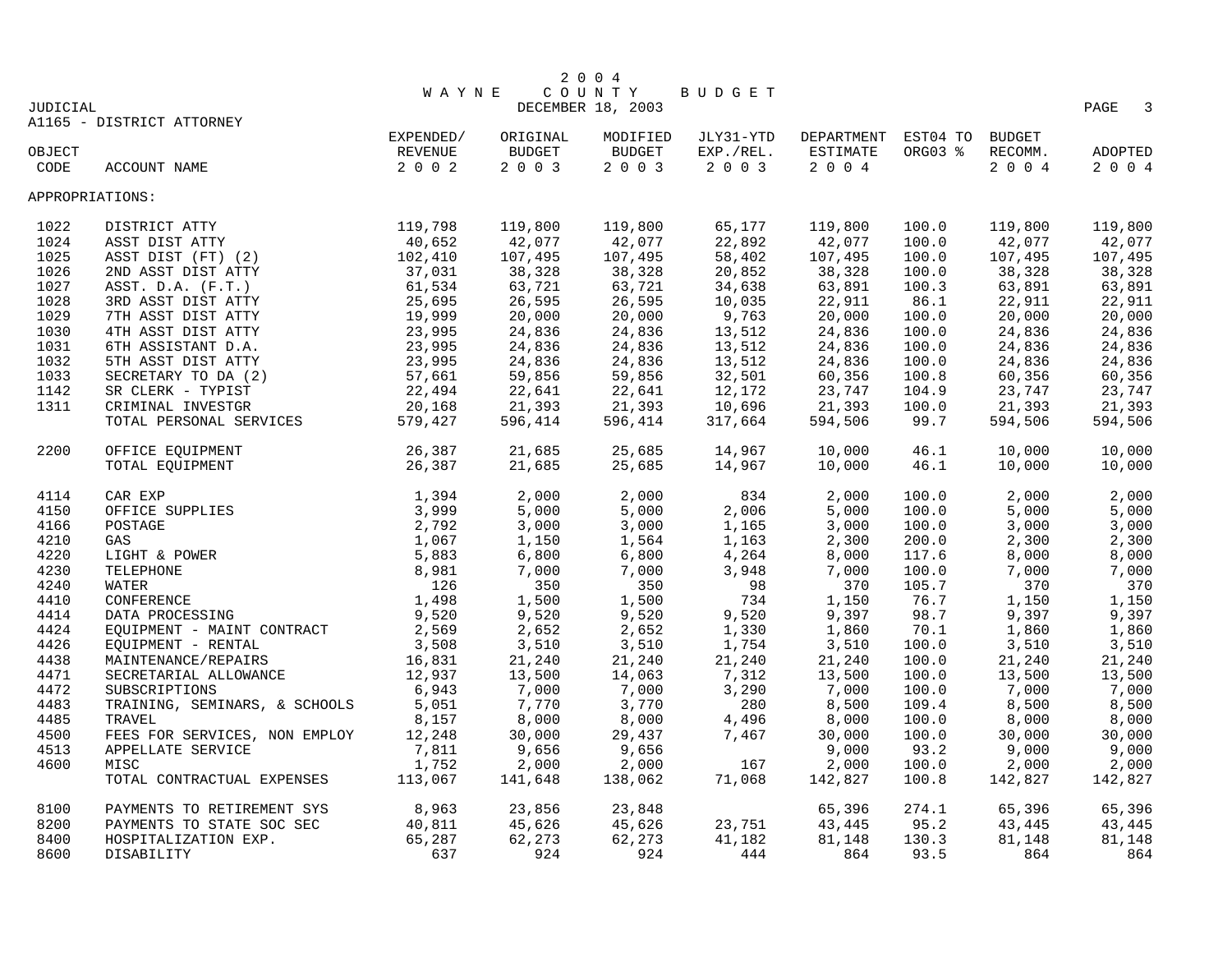# 2004 WAYNE COUNTY BUDGET

DECEMBER 18, 2003

JUDICIAL

A1165 - DISTRICT ATTORNEY

| OBJECT CODE | ACCOUNT NAME | EXPENDED/ REVENUE 2002 | ORIGINAL BUDGET 2003 | MODIFIED BUDGET 2003 | JLY31-YTD EXP./REL. 2003 | DEPARTMENT ESTIMATE 2004 | EST04 TO ORG03 % | BUDGET RECOMM. 2004 | ADOPTED 2004 |
|---|---|---|---|---|---|---|---|---|---|
| APPROPRIATIONS: | | | | | | | | | |
| 1022 | DISTRICT ATTY | 119,798 | 119,800 | 119,800 | 65,177 | 119,800 | 100.0 | 119,800 | 119,800 |
| 1024 | ASST DIST ATTY | 40,652 | 42,077 | 42,077 | 22,892 | 42,077 | 100.0 | 42,077 | 42,077 |
| 1025 | ASST DIST (FT) (2) | 102,410 | 107,495 | 107,495 | 58,402 | 107,495 | 100.0 | 107,495 | 107,495 |
| 1026 | 2ND ASST DIST ATTY | 37,031 | 38,328 | 38,328 | 20,852 | 38,328 | 100.0 | 38,328 | 38,328 |
| 1027 | ASST. D.A. (F.T.) | 61,534 | 63,721 | 63,721 | 34,638 | 63,891 | 100.3 | 63,891 | 63,891 |
| 1028 | 3RD ASST DIST ATTY | 25,695 | 26,595 | 26,595 | 10,035 | 22,911 | 86.1 | 22,911 | 22,911 |
| 1029 | 7TH ASST DIST ATTY | 19,999 | 20,000 | 20,000 | 9,763 | 20,000 | 100.0 | 20,000 | 20,000 |
| 1030 | 4TH ASST DIST ATTY | 23,995 | 24,836 | 24,836 | 13,512 | 24,836 | 100.0 | 24,836 | 24,836 |
| 1031 | 6TH ASSISTANT D.A. | 23,995 | 24,836 | 24,836 | 13,512 | 24,836 | 100.0 | 24,836 | 24,836 |
| 1032 | 5TH ASST DIST ATTY | 23,995 | 24,836 | 24,836 | 13,512 | 24,836 | 100.0 | 24,836 | 24,836 |
| 1033 | SECRETARY TO DA (2) | 57,661 | 59,856 | 59,856 | 32,501 | 60,356 | 100.8 | 60,356 | 60,356 |
| 1142 | SR CLERK - TYPIST | 22,494 | 22,641 | 22,641 | 12,172 | 23,747 | 104.9 | 23,747 | 23,747 |
| 1311 | CRIMINAL INVESTGR | 20,168 | 21,393 | 21,393 | 10,696 | 21,393 | 100.0 | 21,393 | 21,393 |
| | TOTAL PERSONAL SERVICES | 579,427 | 596,414 | 596,414 | 317,664 | 594,506 | 99.7 | 594,506 | 594,506 |
| 2200 | OFFICE EQUIPMENT | 26,387 | 21,685 | 25,685 | 14,967 | 10,000 | 46.1 | 10,000 | 10,000 |
| | TOTAL EQUIPMENT | 26,387 | 21,685 | 25,685 | 14,967 | 10,000 | 46.1 | 10,000 | 10,000 |
| 4114 | CAR EXP | 1,394 | 2,000 | 2,000 | 834 | 2,000 | 100.0 | 2,000 | 2,000 |
| 4150 | OFFICE SUPPLIES | 3,999 | 5,000 | 5,000 | 2,006 | 5,000 | 100.0 | 5,000 | 5,000 |
| 4166 | POSTAGE | 2,792 | 3,000 | 3,000 | 1,165 | 3,000 | 100.0 | 3,000 | 3,000 |
| 4210 | GAS | 1,067 | 1,150 | 1,564 | 1,163 | 2,300 | 200.0 | 2,300 | 2,300 |
| 4220 | LIGHT & POWER | 5,883 | 6,800 | 6,800 | 4,264 | 8,000 | 117.6 | 8,000 | 8,000 |
| 4230 | TELEPHONE | 8,981 | 7,000 | 7,000 | 3,948 | 7,000 | 100.0 | 7,000 | 7,000 |
| 4240 | WATER | 126 | 350 | 350 | 98 | 370 | 105.7 | 370 | 370 |
| 4410 | CONFERENCE | 1,498 | 1,500 | 1,500 | 734 | 1,150 | 76.7 | 1,150 | 1,150 |
| 4414 | DATA PROCESSING | 9,520 | 9,520 | 9,520 | 9,520 | 9,397 | 98.7 | 9,397 | 9,397 |
| 4424 | EQUIPMENT - MAINT CONTRACT | 2,569 | 2,652 | 2,652 | 1,330 | 1,860 | 70.1 | 1,860 | 1,860 |
| 4426 | EQUIPMENT - RENTAL | 3,508 | 3,510 | 3,510 | 1,754 | 3,510 | 100.0 | 3,510 | 3,510 |
| 4438 | MAINTENANCE/REPAIRS | 16,831 | 21,240 | 21,240 | 21,240 | 21,240 | 100.0 | 21,240 | 21,240 |
| 4471 | SECRETARIAL ALLOWANCE | 12,937 | 13,500 | 14,063 | 7,312 | 13,500 | 100.0 | 13,500 | 13,500 |
| 4472 | SUBSCRIPTIONS | 6,943 | 7,000 | 7,000 | 3,290 | 7,000 | 100.0 | 7,000 | 7,000 |
| 4483 | TRAINING, SEMINARS, & SCHOOLS | 5,051 | 7,770 | 3,770 | 280 | 8,500 | 109.4 | 8,500 | 8,500 |
| 4485 | TRAVEL | 8,157 | 8,000 | 8,000 | 4,496 | 8,000 | 100.0 | 8,000 | 8,000 |
| 4500 | FEES FOR SERVICES, NON EMPLOY | 12,248 | 30,000 | 29,437 | 7,467 | 30,000 | 100.0 | 30,000 | 30,000 |
| 4513 | APPELLATE SERVICE | 7,811 | 9,656 | 9,656 | | 9,000 | 93.2 | 9,000 | 9,000 |
| 4600 | MISC | 1,752 | 2,000 | 2,000 | 167 | 2,000 | 100.0 | 2,000 | 2,000 |
| | TOTAL CONTRACTUAL EXPENSES | 113,067 | 141,648 | 138,062 | 71,068 | 142,827 | 100.8 | 142,827 | 142,827 |
| 8100 | PAYMENTS TO RETIREMENT SYS | 8,963 | 23,856 | 23,848 | | 65,396 | 274.1 | 65,396 | 65,396 |
| 8200 | PAYMENTS TO STATE SOC SEC | 40,811 | 45,626 | 45,626 | 23,751 | 43,445 | 95.2 | 43,445 | 43,445 |
| 8400 | HOSPITALIZATION EXP. | 65,287 | 62,273 | 62,273 | 41,182 | 81,148 | 130.3 | 81,148 | 81,148 |
| 8600 | DISABILITY | 637 | 924 | 924 | 444 | 864 | 93.5 | 864 | 864 |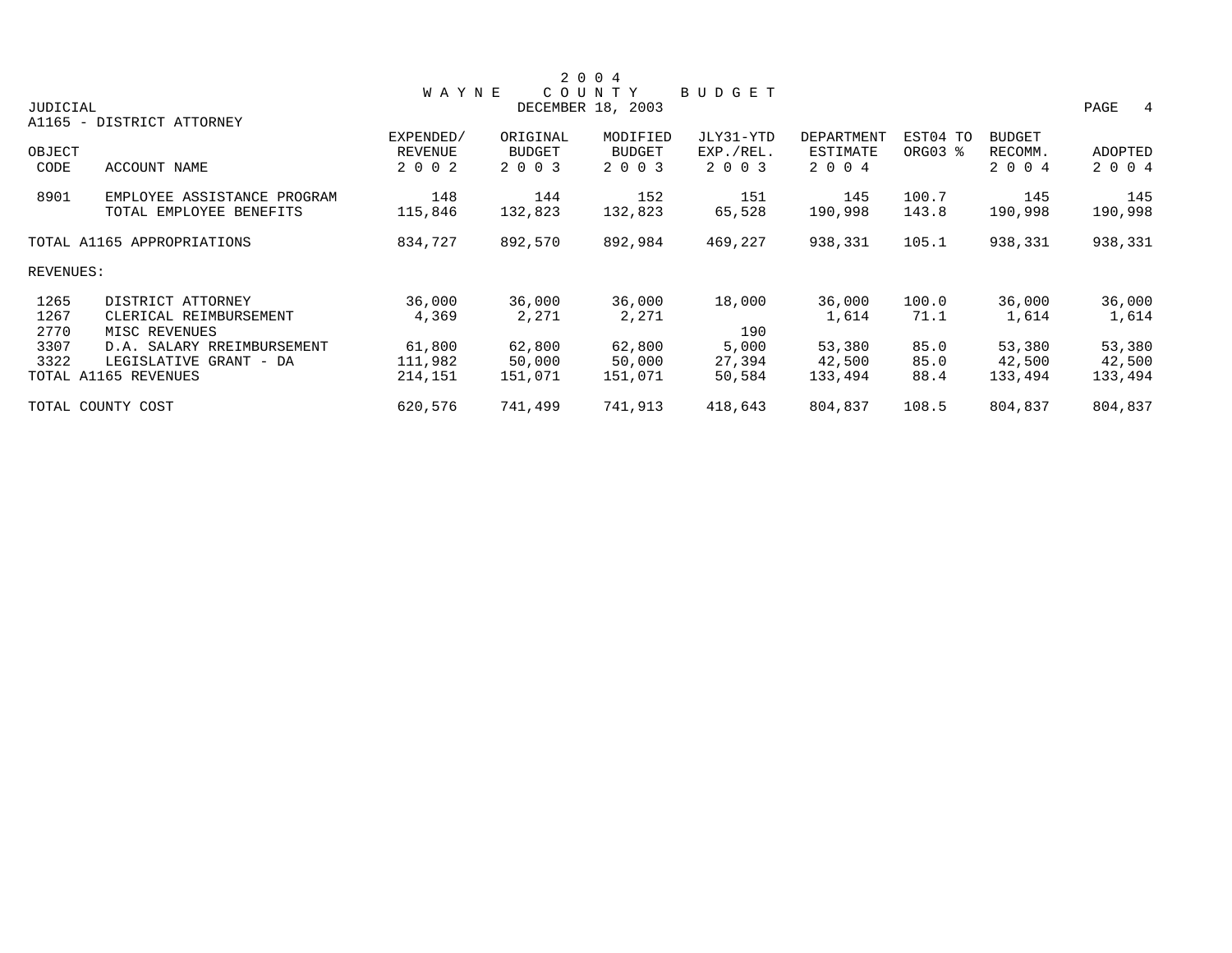# 2004 WAYNE COUNTY BUDGET

JUDICIAL — DECEMBER 18, 2003

A1165 - DISTRICT ATTORNEY

| OBJECT CODE | ACCOUNT NAME | EXPENDED/ REVENUE 2002 | ORIGINAL BUDGET 2003 | MODIFIED BUDGET 2003 | JLY31-YTD EXP./REL. 2003 | DEPARTMENT ESTIMATE 2004 | EST04 TO ORG03 % | BUDGET RECOMM. 2004 | ADOPTED 2004 |
|---|---|---|---|---|---|---|---|---|---|
| 8901 | EMPLOYEE ASSISTANCE PROGRAM | 148 | 144 | 152 | 151 | 145 | 100.7 | 145 | 145 |
| | TOTAL EMPLOYEE BENEFITS | 115,846 | 132,823 | 132,823 | 65,528 | 190,998 | 143.8 | 190,998 | 190,998 |
| TOTAL A1165 APPROPRIATIONS | | 834,727 | 892,570 | 892,984 | 469,227 | 938,331 | 105.1 | 938,331 | 938,331 |
| REVENUES: | | | | | | | | | |
| 1265 | DISTRICT ATTORNEY | 36,000 | 36,000 | 36,000 | 18,000 | 36,000 | 100.0 | 36,000 | 36,000 |
| 1267 | CLERICAL REIMBURSEMENT | 4,369 | 2,271 | 2,271 | | 1,614 | 71.1 | 1,614 | 1,614 |
| 2770 | MISC REVENUES | | | | 190 | | | | |
| 3307 | D.A. SALARY RREIMBURSEMENT | 61,800 | 62,800 | 62,800 | 5,000 | 53,380 | 85.0 | 53,380 | 53,380 |
| 3322 | LEGISLATIVE GRANT - DA | 111,982 | 50,000 | 50,000 | 27,394 | 42,500 | 85.0 | 42,500 | 42,500 |
| TOTAL A1165 REVENUES | | 214,151 | 151,071 | 151,071 | 50,584 | 133,494 | 88.4 | 133,494 | 133,494 |
| TOTAL COUNTY COST | | 620,576 | 741,499 | 741,913 | 418,643 | 804,837 | 108.5 | 804,837 | 804,837 |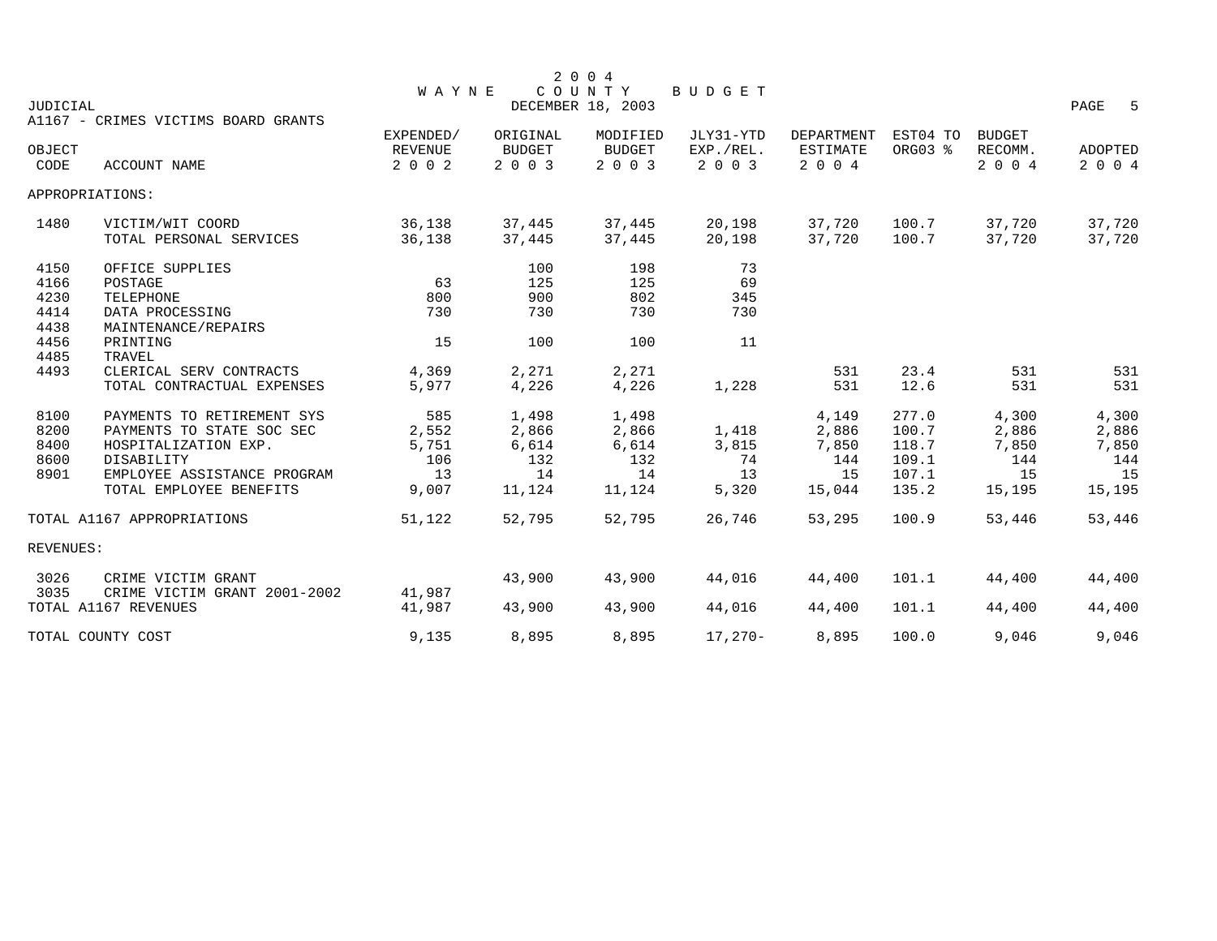# 2004 WAYNE COUNTY BUDGET

JUDICIAL — DECEMBER 18, 2003

A1167 - CRIMES VICTIMS BOARD GRANTS

| OBJECT CODE | ACCOUNT NAME | EXPENDED/ REVENUE 2002 | ORIGINAL BUDGET 2003 | MODIFIED BUDGET 2003 | JLY31-YTD EXP./REL. 2003 | DEPARTMENT ESTIMATE 2004 | EST04 TO ORG03 % | BUDGET RECOMM. 2004 | ADOPTED 2004 |
|---|---|---|---|---|---|---|---|---|---|
| APPROPRIATIONS: | | | | | | | | | |
| 1480 | VICTIM/WIT COORD | 36,138 | 37,445 | 37,445 | 20,198 | 37,720 | 100.7 | 37,720 | 37,720 |
| | TOTAL PERSONAL SERVICES | 36,138 | 37,445 | 37,445 | 20,198 | 37,720 | 100.7 | 37,720 | 37,720 |
| 4150 | OFFICE SUPPLIES | | 100 | 198 | 73 | | | | |
| 4166 | POSTAGE | 63 | 125 | 125 | 69 | | | | |
| 4230 | TELEPHONE | 800 | 900 | 802 | 345 | | | | |
| 4414 | DATA PROCESSING | 730 | 730 | 730 | 730 | | | | |
| 4438 | MAINTENANCE/REPAIRS | | | | | | | | |
| 4456 | PRINTING | 15 | 100 | 100 | 11 | | | | |
| 4485 | TRAVEL | | | | | | | | |
| 4493 | CLERICAL SERV CONTRACTS | 4,369 | 2,271 | 2,271 | | 531 | 23.4 | 531 | 531 |
| | TOTAL CONTRACTUAL EXPENSES | 5,977 | 4,226 | 4,226 | 1,228 | 531 | 12.6 | 531 | 531 |
| 8100 | PAYMENTS TO RETIREMENT SYS | 585 | 1,498 | 1,498 | | 4,149 | 277.0 | 4,300 | 4,300 |
| 8200 | PAYMENTS TO STATE SOC SEC | 2,552 | 2,866 | 2,866 | 1,418 | 2,886 | 100.7 | 2,886 | 2,886 |
| 8400 | HOSPITALIZATION EXP. | 5,751 | 6,614 | 6,614 | 3,815 | 7,850 | 118.7 | 7,850 | 7,850 |
| 8600 | DISABILITY | 106 | 132 | 132 | 74 | 144 | 109.1 | 144 | 144 |
| 8901 | EMPLOYEE ASSISTANCE PROGRAM | 13 | 14 | 14 | 13 | 15 | 107.1 | 15 | 15 |
| | TOTAL EMPLOYEE BENEFITS | 9,007 | 11,124 | 11,124 | 5,320 | 15,044 | 135.2 | 15,195 | 15,195 |
| TOTAL A1167 APPROPRIATIONS | | 51,122 | 52,795 | 52,795 | 26,746 | 53,295 | 100.9 | 53,446 | 53,446 |
| REVENUES: | | | | | | | | | |
| 3026 | CRIME VICTIM GRANT | | 43,900 | 43,900 | 44,016 | 44,400 | 101.1 | 44,400 | 44,400 |
| 3035 | CRIME VICTIM GRANT 2001-2002 | 41,987 | | | | | | | |
| TOTAL A1167 REVENUES | | 41,987 | 43,900 | 43,900 | 44,016 | 44,400 | 101.1 | 44,400 | 44,400 |
| TOTAL COUNTY COST | | 9,135 | 8,895 | 8,895 | 17,270- | 8,895 | 100.0 | 9,046 | 9,046 |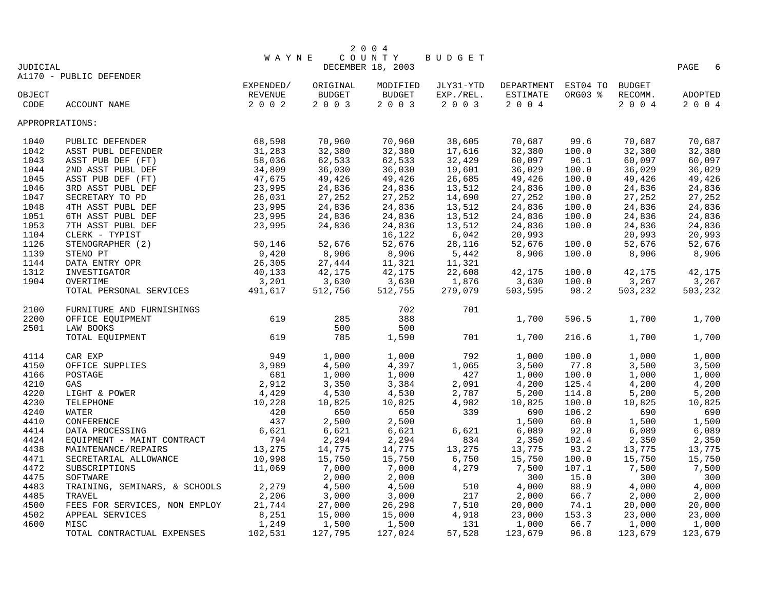# 2004 WAYNE COUNTY BUDGET

JUDICIAL — DECEMBER 18, 2003

A1170 - PUBLIC DEFENDER

| OBJECT CODE | ACCOUNT NAME | EXPENDED/ REVENUE 2002 | ORIGINAL BUDGET 2003 | MODIFIED BUDGET 2003 | JLY31-YTD EXP./REL. 2003 | DEPARTMENT ESTIMATE 2004 | EST04 TO ORG03 % | BUDGET RECOMM. 2004 | ADOPTED 2004 |
|---|---|---|---|---|---|---|---|---|---|
| APPROPRIATIONS: | | | | | | | | | |
| 1040 | PUBLIC DEFENDER | 68,598 | 70,960 | 70,960 | 38,605 | 70,687 | 99.6 | 70,687 | 70,687 |
| 1042 | ASST PUBL DEFENDER | 31,283 | 32,380 | 32,380 | 17,616 | 32,380 | 100.0 | 32,380 | 32,380 |
| 1043 | ASST PUB DEF (FT) | 58,036 | 62,533 | 62,533 | 32,429 | 60,097 | 96.1 | 60,097 | 60,097 |
| 1044 | 2ND ASST PUBL DEF | 34,809 | 36,030 | 36,030 | 19,601 | 36,029 | 100.0 | 36,029 | 36,029 |
| 1045 | ASST PUB DEF (FT) | 47,675 | 49,426 | 49,426 | 26,685 | 49,426 | 100.0 | 49,426 | 49,426 |
| 1046 | 3RD ASST PUBL DEF | 23,995 | 24,836 | 24,836 | 13,512 | 24,836 | 100.0 | 24,836 | 24,836 |
| 1047 | SECRETARY TO PD | 26,031 | 27,252 | 27,252 | 14,690 | 27,252 | 100.0 | 27,252 | 27,252 |
| 1048 | 4TH ASST PUBL DEF | 23,995 | 24,836 | 24,836 | 13,512 | 24,836 | 100.0 | 24,836 | 24,836 |
| 1051 | 6TH ASST PUBL DEF | 23,995 | 24,836 | 24,836 | 13,512 | 24,836 | 100.0 | 24,836 | 24,836 |
| 1053 | 7TH ASST PUBL DEF | 23,995 | 24,836 | 24,836 | 13,512 | 24,836 | 100.0 | 24,836 | 24,836 |
| 1104 | CLERK - TYPIST | | | 16,122 | 6,042 | 20,993 | | 20,993 | 20,993 |
| 1126 | STENOGRAPHER (2) | 50,146 | 52,676 | 52,676 | 28,116 | 52,676 | 100.0 | 52,676 | 52,676 |
| 1139 | STENO PT | 9,420 | 8,906 | 8,906 | 5,442 | 8,906 | 100.0 | 8,906 | 8,906 |
| 1144 | DATA ENTRY OPR | 26,305 | 27,444 | 11,321 | 11,321 | | | | |
| 1312 | INVESTIGATOR | 40,133 | 42,175 | 42,175 | 22,608 | 42,175 | 100.0 | 42,175 | 42,175 |
| 1904 | OVERTIME | 3,201 | 3,630 | 3,630 | 1,876 | 3,630 | 100.0 | 3,267 | 3,267 |
| | TOTAL PERSONAL SERVICES | 491,617 | 512,756 | 512,755 | 279,079 | 503,595 | 98.2 | 503,232 | 503,232 |
| 2100 | FURNITURE AND FURNISHINGS | | | 702 | 701 | | | | |
| 2200 | OFFICE EQUIPMENT | 619 | 285 | 388 | | 1,700 | 596.5 | 1,700 | 1,700 |
| 2501 | LAW BOOKS | | 500 | 500 | | | | | |
| | TOTAL EQUIPMENT | 619 | 785 | 1,590 | 701 | 1,700 | 216.6 | 1,700 | 1,700 |
| 4114 | CAR EXP | 949 | 1,000 | 1,000 | 792 | 1,000 | 100.0 | 1,000 | 1,000 |
| 4150 | OFFICE SUPPLIES | 3,989 | 4,500 | 4,397 | 1,065 | 3,500 | 77.8 | 3,500 | 3,500 |
| 4166 | POSTAGE | 681 | 1,000 | 1,000 | 427 | 1,000 | 100.0 | 1,000 | 1,000 |
| 4210 | GAS | 2,912 | 3,350 | 3,384 | 2,091 | 4,200 | 125.4 | 4,200 | 4,200 |
| 4220 | LIGHT & POWER | 4,429 | 4,530 | 4,530 | 2,787 | 5,200 | 114.8 | 5,200 | 5,200 |
| 4230 | TELEPHONE | 10,228 | 10,825 | 10,825 | 4,982 | 10,825 | 100.0 | 10,825 | 10,825 |
| 4240 | WATER | 420 | 650 | 650 | 339 | 690 | 106.2 | 690 | 690 |
| 4410 | CONFERENCE | 437 | 2,500 | 2,500 | | 1,500 | 60.0 | 1,500 | 1,500 |
| 4414 | DATA PROCESSING | 6,621 | 6,621 | 6,621 | 6,621 | 6,089 | 92.0 | 6,089 | 6,089 |
| 4424 | EQUIPMENT - MAINT CONTRACT | 794 | 2,294 | 2,294 | 834 | 2,350 | 102.4 | 2,350 | 2,350 |
| 4438 | MAINTENANCE/REPAIRS | 13,275 | 14,775 | 14,775 | 13,275 | 13,775 | 93.2 | 13,775 | 13,775 |
| 4471 | SECRETARIAL ALLOWANCE | 10,998 | 15,750 | 15,750 | 6,750 | 15,750 | 100.0 | 15,750 | 15,750 |
| 4472 | SUBSCRIPTIONS | 11,069 | 7,000 | 7,000 | 4,279 | 7,500 | 107.1 | 7,500 | 7,500 |
| 4475 | SOFTWARE | | 2,000 | 2,000 | | 300 | 15.0 | 300 | 300 |
| 4483 | TRAINING, SEMINARS, & SCHOOLS | 2,279 | 4,500 | 4,500 | 510 | 4,000 | 88.9 | 4,000 | 4,000 |
| 4485 | TRAVEL | 2,206 | 3,000 | 3,000 | 217 | 2,000 | 66.7 | 2,000 | 2,000 |
| 4500 | FEES FOR SERVICES, NON EMPLOY | 21,744 | 27,000 | 26,298 | 7,510 | 20,000 | 74.1 | 20,000 | 20,000 |
| 4502 | APPEAL SERVICES | 8,251 | 15,000 | 15,000 | 4,918 | 23,000 | 153.3 | 23,000 | 23,000 |
| 4600 | MISC | 1,249 | 1,500 | 1,500 | 131 | 1,000 | 66.7 | 1,000 | 1,000 |
| | TOTAL CONTRACTUAL EXPENSES | 102,531 | 127,795 | 127,024 | 57,528 | 123,679 | 96.8 | 123,679 | 123,679 |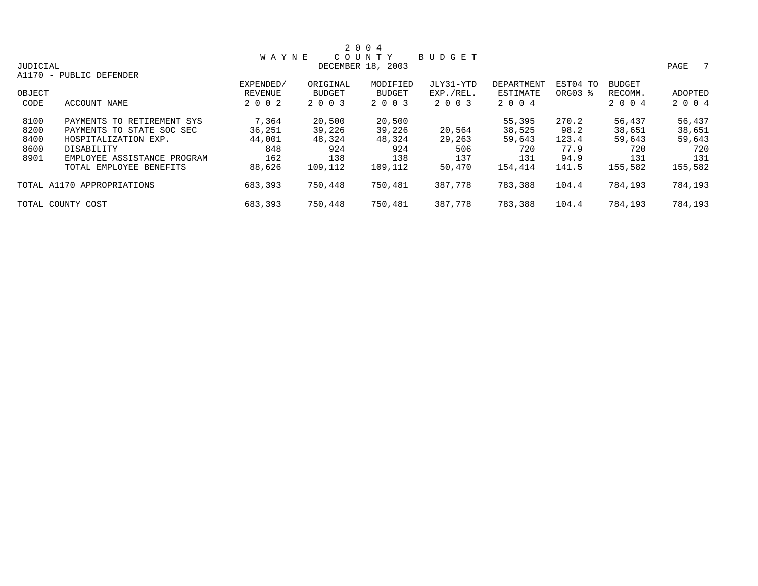# 2004 WAYNE COUNTY BUDGET

JUDICIAL

DECEMBER 18, 2003

A1170 - PUBLIC DEFENDER

| OBJECT CODE | ACCOUNT NAME | EXPENDED/ REVENUE 2002 | ORIGINAL BUDGET 2003 | MODIFIED BUDGET 2003 | JLY31-YTD EXP./REL. 2003 | DEPARTMENT ESTIMATE 2004 | EST04 TO ORG03 % | BUDGET RECOMM. 2004 | ADOPTED 2004 |
|---|---|---|---|---|---|---|---|---|---|
| 8100 | PAYMENTS TO RETIREMENT SYS | 7,364 | 20,500 | 20,500 | | 55,395 | 270.2 | 56,437 | 56,437 |
| 8200 | PAYMENTS TO STATE SOC SEC | 36,251 | 39,226 | 39,226 | 20,564 | 38,525 | 98.2 | 38,651 | 38,651 |
| 8400 | HOSPITALIZATION EXP. | 44,001 | 48,324 | 48,324 | 29,263 | 59,643 | 123.4 | 59,643 | 59,643 |
| 8600 | DISABILITY | 848 | 924 | 924 | 506 | 720 | 77.9 | 720 | 720 |
| 8901 | EMPLOYEE ASSISTANCE PROGRAM | 162 | 138 | 138 | 137 | 131 | 94.9 | 131 | 131 |
| | TOTAL EMPLOYEE BENEFITS | 88,626 | 109,112 | 109,112 | 50,470 | 154,414 | 141.5 | 155,582 | 155,582 |
| TOTAL A1170 APPROPRIATIONS | | 683,393 | 750,448 | 750,481 | 387,778 | 783,388 | 104.4 | 784,193 | 784,193 |
| TOTAL COUNTY COST | | 683,393 | 750,448 | 750,481 | 387,778 | 783,388 | 104.4 | 784,193 | 784,193 |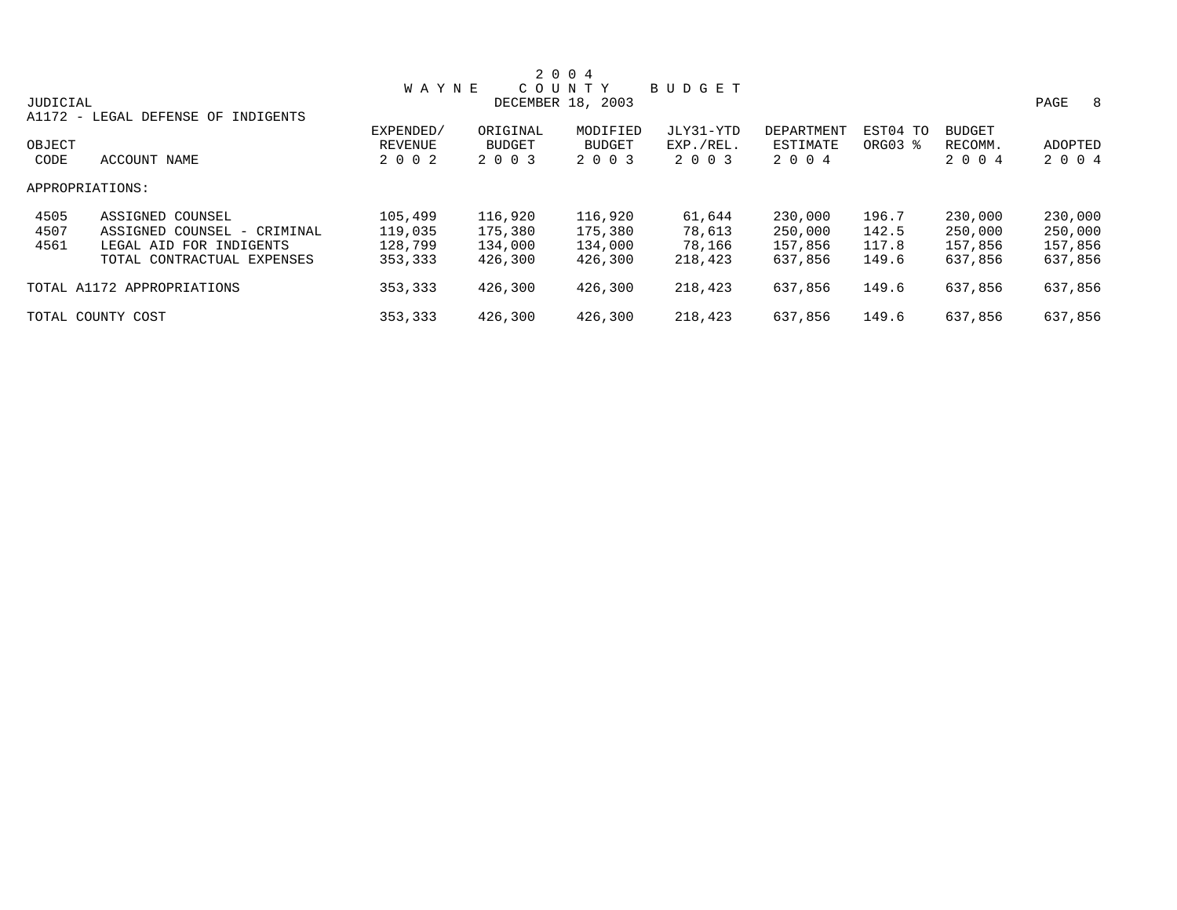# 2004 WAYNE COUNTY BUDGET

JUDICIAL — DECEMBER 18, 2003

A1172 - LEGAL DEFENSE OF INDIGENTS

| OBJECT CODE | ACCOUNT NAME | EXPENDED/ REVENUE 2002 | ORIGINAL BUDGET 2003 | MODIFIED BUDGET 2003 | JLY31-YTD EXP./REL. 2003 | DEPARTMENT ESTIMATE 2004 | EST04 TO ORG03 % | BUDGET RECOMM. 2004 | ADOPTED 2004 |
|---|---|---|---|---|---|---|---|---|---|
| APPROPRIATIONS: | | | | | | | | | |
| 4505 | ASSIGNED COUNSEL | 105,499 | 116,920 | 116,920 | 61,644 | 230,000 | 196.7 | 230,000 | 230,000 |
| 4507 | ASSIGNED COUNSEL - CRIMINAL | 119,035 | 175,380 | 175,380 | 78,613 | 250,000 | 142.5 | 250,000 | 250,000 |
| 4561 | LEGAL AID FOR INDIGENTS | 128,799 | 134,000 | 134,000 | 78,166 | 157,856 | 117.8 | 157,856 | 157,856 |
| | TOTAL CONTRACTUAL EXPENSES | 353,333 | 426,300 | 426,300 | 218,423 | 637,856 | 149.6 | 637,856 | 637,856 |
| TOTAL A1172 APPROPRIATIONS | | 353,333 | 426,300 | 426,300 | 218,423 | 637,856 | 149.6 | 637,856 | 637,856 |
| TOTAL COUNTY COST | | 353,333 | 426,300 | 426,300 | 218,423 | 637,856 | 149.6 | 637,856 | 637,856 |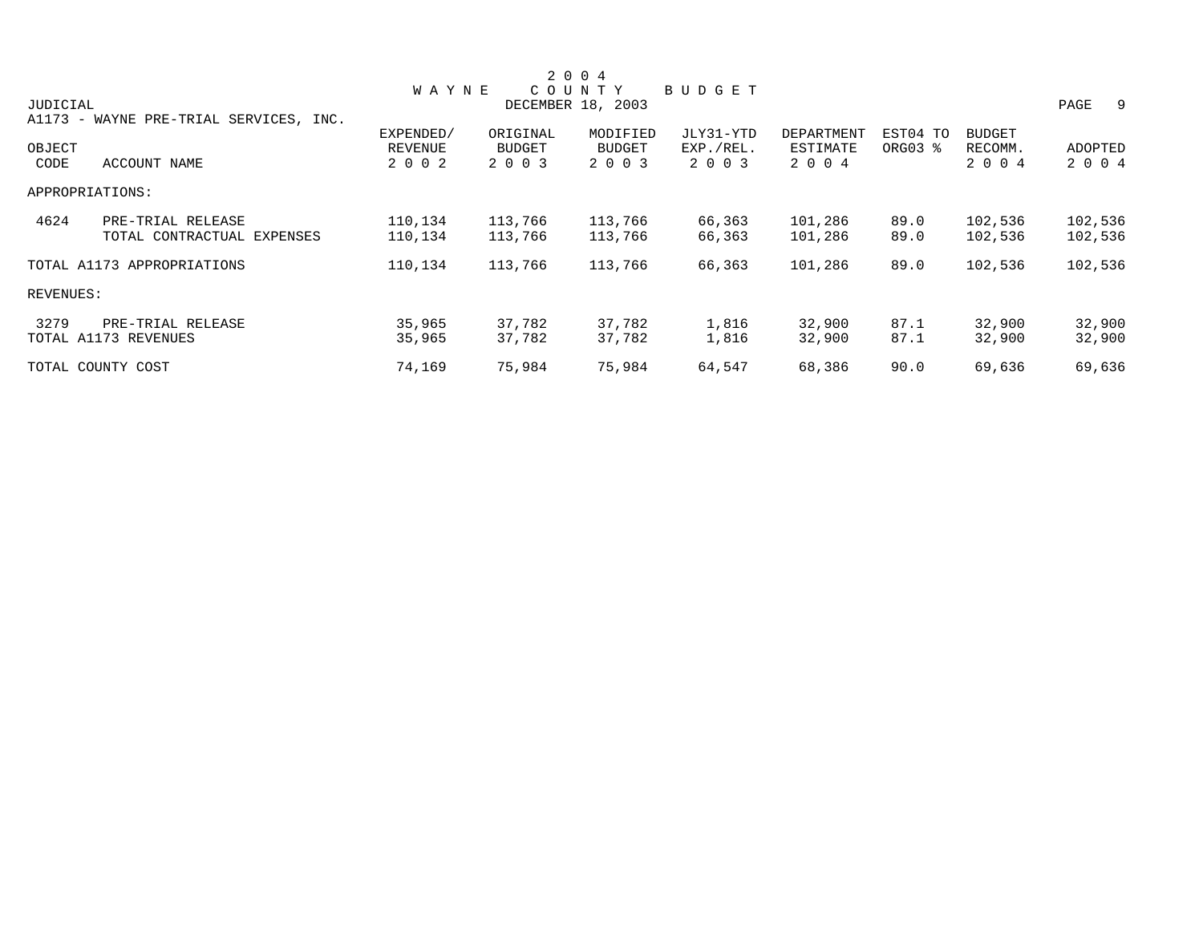# 2004 WAYNE COUNTY BUDGET

JUDICIAL

DECEMBER 18, 2003

A1173 - WAYNE PRE-TRIAL SERVICES, INC.

| OBJECT CODE | ACCOUNT NAME | EXPENDED/ REVENUE 2002 | ORIGINAL BUDGET 2003 | MODIFIED BUDGET 2003 | JLY31-YTD EXP./REL. 2003 | DEPARTMENT ESTIMATE 2004 | EST04 TO ORG03 % | BUDGET RECOMM. 2004 | ADOPTED 2004 |
|---|---|---|---|---|---|---|---|---|---|
| APPROPRIATIONS: | | | | | | | | | |
| 4624 | PRE-TRIAL RELEASE | 110,134 | 113,766 | 113,766 | 66,363 | 101,286 | 89.0 | 102,536 | 102,536 |
| | TOTAL CONTRACTUAL EXPENSES | 110,134 | 113,766 | 113,766 | 66,363 | 101,286 | 89.0 | 102,536 | 102,536 |
| TOTAL A1173 APPROPRIATIONS | | 110,134 | 113,766 | 113,766 | 66,363 | 101,286 | 89.0 | 102,536 | 102,536 |
| REVENUES: | | | | | | | | | |
| 3279 | PRE-TRIAL RELEASE | 35,965 | 37,782 | 37,782 | 1,816 | 32,900 | 87.1 | 32,900 | 32,900 |
| TOTAL A1173 REVENUES | | 35,965 | 37,782 | 37,782 | 1,816 | 32,900 | 87.1 | 32,900 | 32,900 |
| TOTAL COUNTY COST | | 74,169 | 75,984 | 75,984 | 64,547 | 68,386 | 90.0 | 69,636 | 69,636 |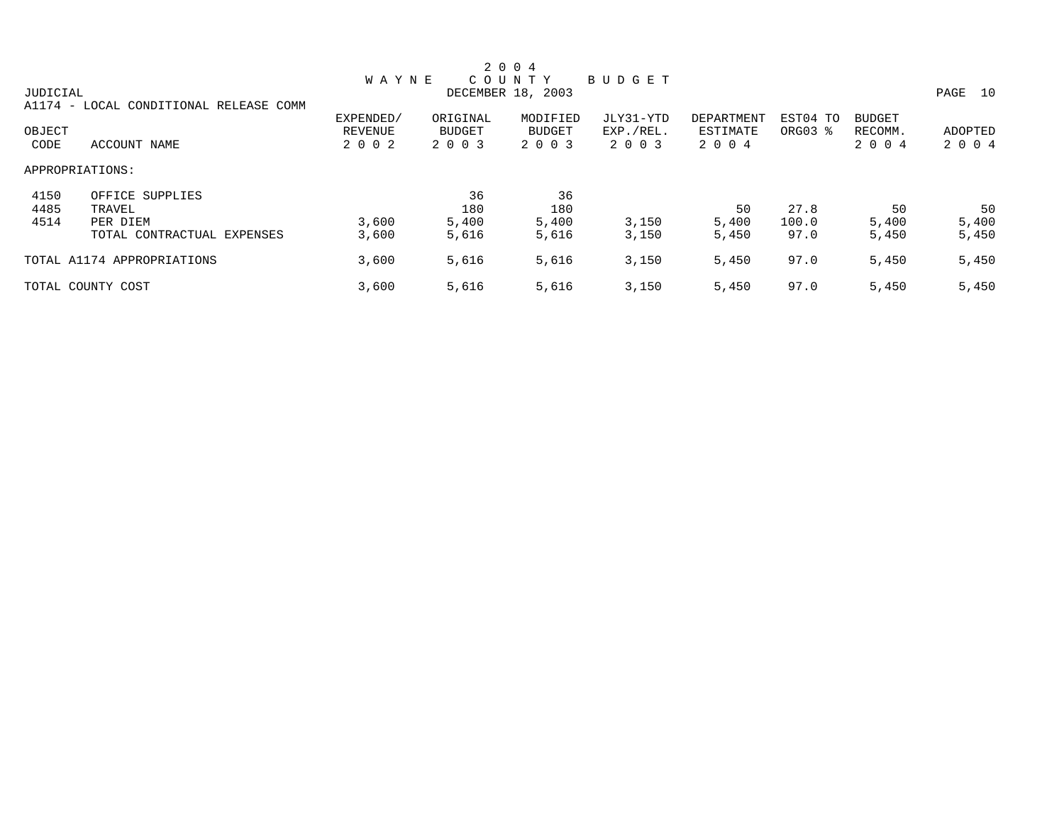# 2004 WAYNE COUNTY BUDGET

JUDICIAL
DECEMBER 18, 2003

A1174 - LOCAL CONDITIONAL RELEASE COMM

| OBJECT CODE | ACCOUNT NAME | EXPENDED/ REVENUE 2002 | ORIGINAL BUDGET 2003 | MODIFIED BUDGET 2003 | JLY31-YTD EXP./REL. 2003 | DEPARTMENT ESTIMATE 2004 | EST04 TO ORG03 % | BUDGET RECOMM. 2004 | ADOPTED 2004 |
|---|---|---|---|---|---|---|---|---|---|
| APPROPRIATIONS: | | | | | | | | | |
| 4150 | OFFICE SUPPLIES | | 36 | 36 | | | | | |
| 4485 | TRAVEL | | 180 | 180 | | 50 | 27.8 | 50 | 50 |
| 4514 | PER DIEM | 3,600 | 5,400 | 5,400 | 3,150 | 5,400 | 100.0 | 5,400 | 5,400 |
| | TOTAL CONTRACTUAL EXPENSES | 3,600 | 5,616 | 5,616 | 3,150 | 5,450 | 97.0 | 5,450 | 5,450 |
| TOTAL A1174 APPROPRIATIONS | | 3,600 | 5,616 | 5,616 | 3,150 | 5,450 | 97.0 | 5,450 | 5,450 |
| TOTAL COUNTY COST | | 3,600 | 5,616 | 5,616 | 3,150 | 5,450 | 97.0 | 5,450 | 5,450 |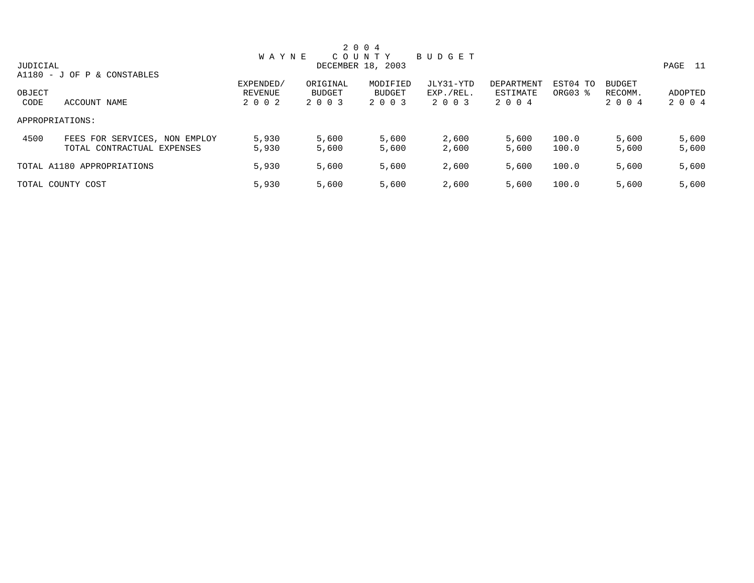# 2 0 0 4
# W A Y N E   C O U N T Y   B U D G E T

JUDICIAL — DECEMBER 18, 2003

A1180 - J OF P & CONSTABLES

| OBJECT CODE | ACCOUNT NAME | EXPENDED/ REVENUE 2 0 0 2 | ORIGINAL BUDGET 2 0 0 3 | MODIFIED BUDGET 2 0 0 3 | JLY31-YTD EXP./REL. 2 0 0 3 | DEPARTMENT ESTIMATE 2 0 0 4 | EST04 TO ORG03 % | BUDGET RECOMM. 2 0 0 4 | ADOPTED 2 0 0 4 |
|---|---|---|---|---|---|---|---|---|---|
| APPROPRIATIONS: | | | | | | | | | |
| 4500 | FEES FOR SERVICES, NON EMPLOY | 5,930 | 5,600 | 5,600 | 2,600 | 5,600 | 100.0 | 5,600 | 5,600 |
| | TOTAL CONTRACTUAL EXPENSES | 5,930 | 5,600 | 5,600 | 2,600 | 5,600 | 100.0 | 5,600 | 5,600 |
| TOTAL A1180 APPROPRIATIONS | | 5,930 | 5,600 | 5,600 | 2,600 | 5,600 | 100.0 | 5,600 | 5,600 |
| TOTAL COUNTY COST | | 5,930 | 5,600 | 5,600 | 2,600 | 5,600 | 100.0 | 5,600 | 5,600 |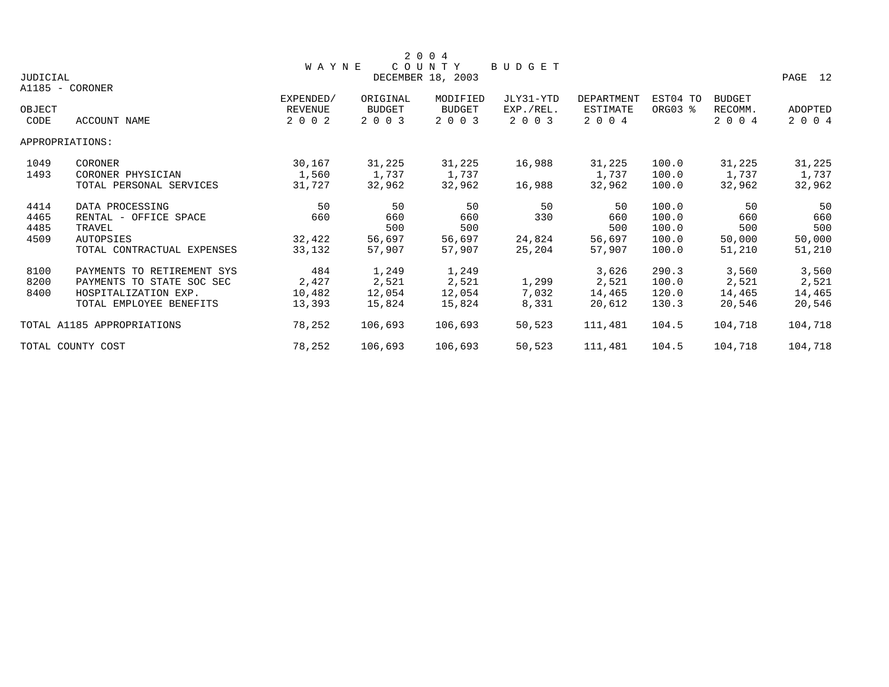# 2004 WAYNE COUNTY BUDGET

DECEMBER 18, 2003

JUDICIAL

A1185 - CORONER

| OBJECT CODE | ACCOUNT NAME | EXPENDED/ REVENUE 2002 | ORIGINAL BUDGET 2003 | MODIFIED BUDGET 2003 | JLY31-YTD EXP./REL. 2003 | DEPARTMENT ESTIMATE 2004 | EST04 TO ORG03 % | BUDGET RECOMM. 2004 | ADOPTED 2004 |
|---|---|---|---|---|---|---|---|---|---|
| APPROPRIATIONS: | | | | | | | | | |
| 1049 | CORONER | 30,167 | 31,225 | 31,225 | 16,988 | 31,225 | 100.0 | 31,225 | 31,225 |
| 1493 | CORONER PHYSICIAN | 1,560 | 1,737 | 1,737 | | 1,737 | 100.0 | 1,737 | 1,737 |
| | TOTAL PERSONAL SERVICES | 31,727 | 32,962 | 32,962 | 16,988 | 32,962 | 100.0 | 32,962 | 32,962 |
| 4414 | DATA PROCESSING | 50 | 50 | 50 | 50 | 50 | 100.0 | 50 | 50 |
| 4465 | RENTAL - OFFICE SPACE | 660 | 660 | 660 | 330 | 660 | 100.0 | 660 | 660 |
| 4485 | TRAVEL | | 500 | 500 | | 500 | 100.0 | 500 | 500 |
| 4509 | AUTOPSIES | 32,422 | 56,697 | 56,697 | 24,824 | 56,697 | 100.0 | 50,000 | 50,000 |
| | TOTAL CONTRACTUAL EXPENSES | 33,132 | 57,907 | 57,907 | 25,204 | 57,907 | 100.0 | 51,210 | 51,210 |
| 8100 | PAYMENTS TO RETIREMENT SYS | 484 | 1,249 | 1,249 | | 3,626 | 290.3 | 3,560 | 3,560 |
| 8200 | PAYMENTS TO STATE SOC SEC | 2,427 | 2,521 | 2,521 | 1,299 | 2,521 | 100.0 | 2,521 | 2,521 |
| 8400 | HOSPITALIZATION EXP. | 10,482 | 12,054 | 12,054 | 7,032 | 14,465 | 120.0 | 14,465 | 14,465 |
| | TOTAL EMPLOYEE BENEFITS | 13,393 | 15,824 | 15,824 | 8,331 | 20,612 | 130.3 | 20,546 | 20,546 |
| TOTAL A1185 APPROPRIATIONS | | 78,252 | 106,693 | 106,693 | 50,523 | 111,481 | 104.5 | 104,718 | 104,718 |
| TOTAL COUNTY COST | | 78,252 | 106,693 | 106,693 | 50,523 | 111,481 | 104.5 | 104,718 | 104,718 |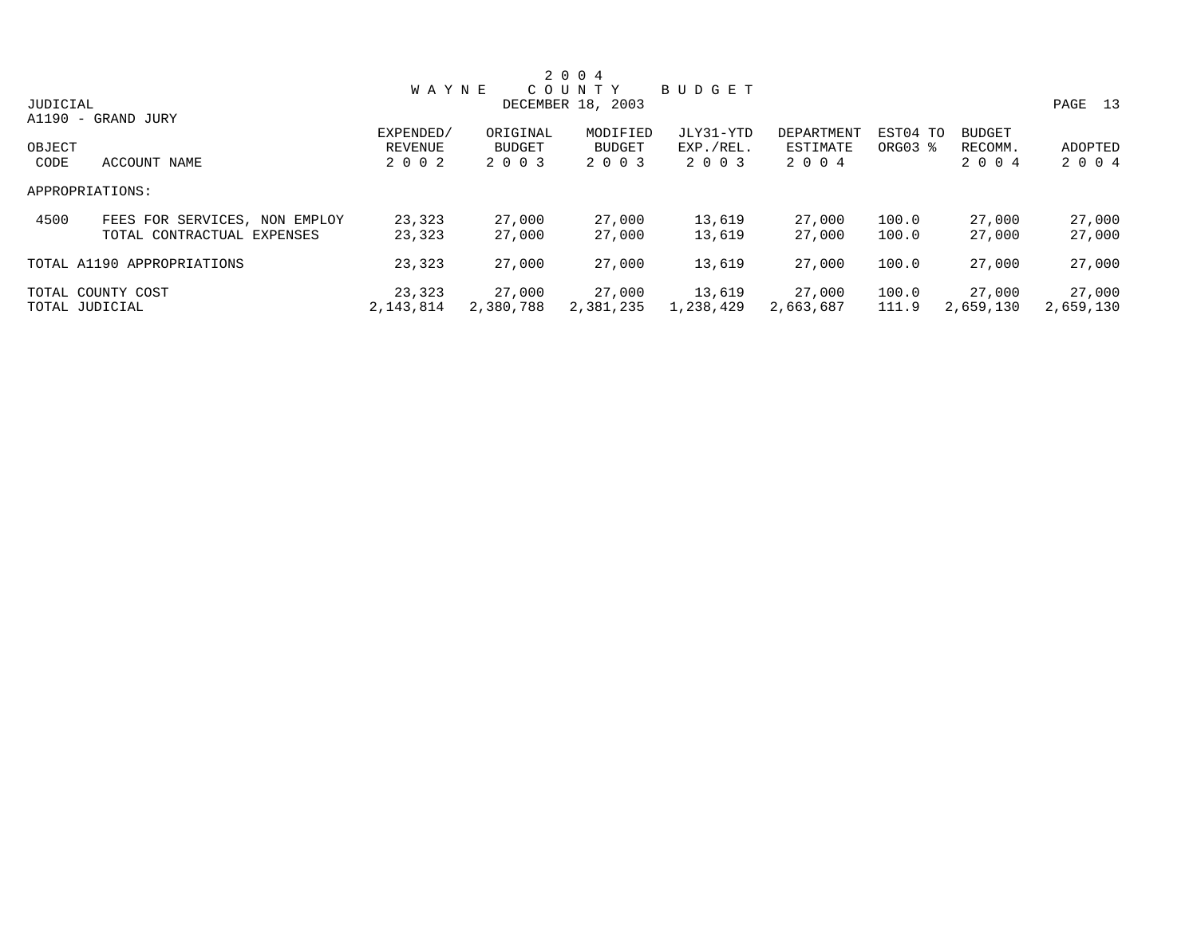# 2004 WAYNE COUNTY BUDGET

JUDICIAL
DECEMBER 18, 2003

A1190 - GRAND JURY

| OBJECT CODE | ACCOUNT NAME | EXPENDED/ REVENUE 2002 | ORIGINAL BUDGET 2003 | MODIFIED BUDGET 2003 | JLY31-YTD EXP./REL. 2003 | DEPARTMENT ESTIMATE 2004 | EST04 TO ORG03 % | BUDGET RECOMM. 2004 | ADOPTED 2004 |
|---|---|---|---|---|---|---|---|---|---|
| APPROPRIATIONS: | | | | | | | | | |
| 4500 | FEES FOR SERVICES, NON EMPLOY | 23,323 | 27,000 | 27,000 | 13,619 | 27,000 | 100.0 | 27,000 | 27,000 |
| | TOTAL CONTRACTUAL EXPENSES | 23,323 | 27,000 | 27,000 | 13,619 | 27,000 | 100.0 | 27,000 | 27,000 |
| TOTAL A1190 APPROPRIATIONS | | 23,323 | 27,000 | 27,000 | 13,619 | 27,000 | 100.0 | 27,000 | 27,000 |
| TOTAL COUNTY COST | | 23,323 | 27,000 | 27,000 | 13,619 | 27,000 | 100.0 | 27,000 | 27,000 |
| TOTAL JUDICIAL | | 2,143,814 | 2,380,788 | 2,381,235 | 1,238,429 | 2,663,687 | 111.9 | 2,659,130 | 2,659,130 |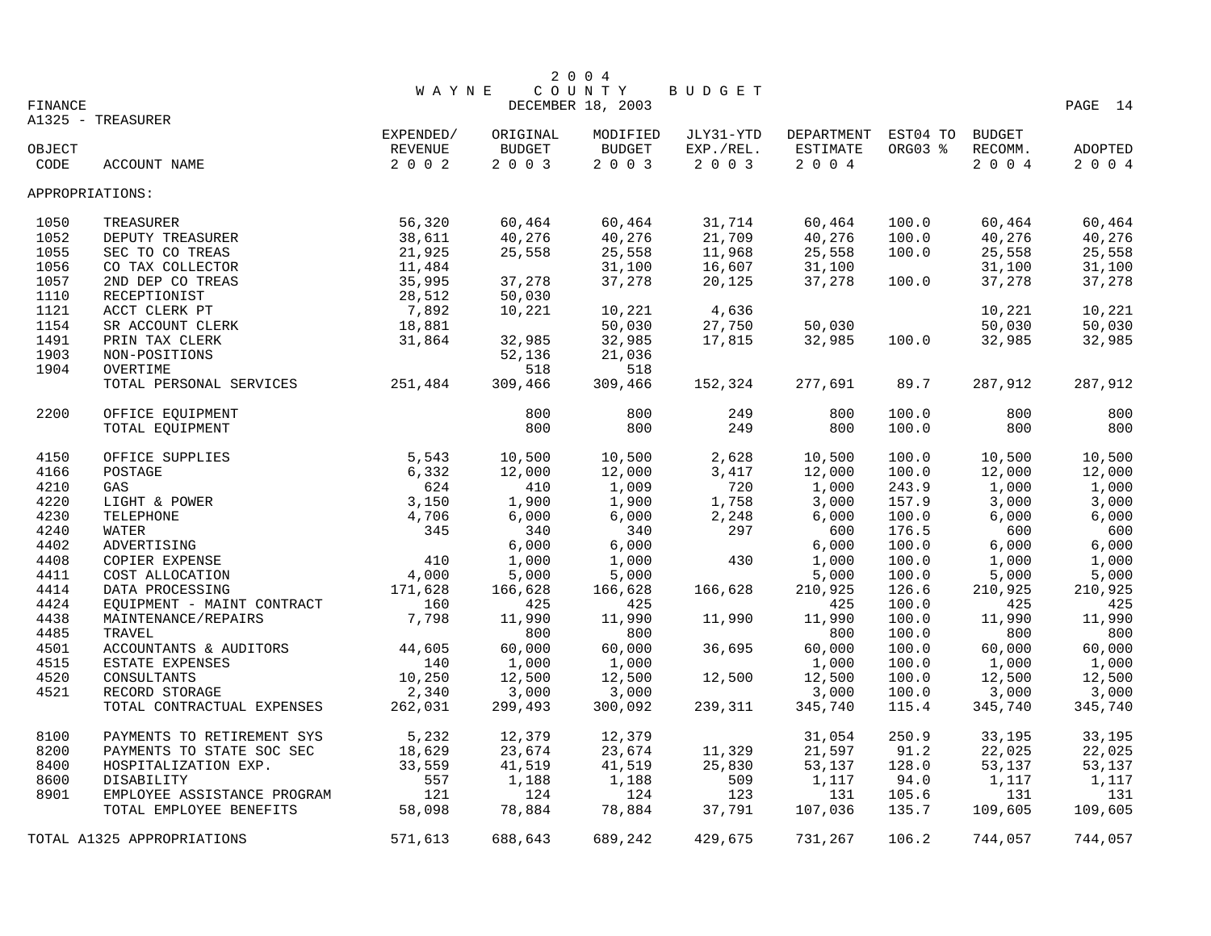# 2004 WAYNE COUNTY BUDGET

FINANCE — DECEMBER 18, 2003

A1325 - TREASURER

| OBJECT CODE | ACCOUNT NAME | EXPENDED/ REVENUE 2002 | ORIGINAL BUDGET 2003 | MODIFIED BUDGET 2003 | JLY31-YTD EXP./REL. 2003 | DEPARTMENT ESTIMATE 2004 | EST04 TO ORG03 % | BUDGET RECOMM. 2004 | ADOPTED 2004 |
|---|---|---|---|---|---|---|---|---|---|
| APPROPRIATIONS: | | | | | | | | | |
| 1050 | TREASURER | 56,320 | 60,464 | 60,464 | 31,714 | 60,464 | 100.0 | 60,464 | 60,464 |
| 1052 | DEPUTY TREASURER | 38,611 | 40,276 | 40,276 | 21,709 | 40,276 | 100.0 | 40,276 | 40,276 |
| 1055 | SEC TO CO TREAS | 21,925 | 25,558 | 25,558 | 11,968 | 25,558 | 100.0 | 25,558 | 25,558 |
| 1056 | CO TAX COLLECTOR | 11,484 | | 31,100 | 16,607 | 31,100 | | 31,100 | 31,100 |
| 1057 | 2ND DEP CO TREAS | 35,995 | 37,278 | 37,278 | 20,125 | 37,278 | 100.0 | 37,278 | 37,278 |
| 1110 | RECEPTIONIST | 28,512 | 50,030 | | | | | | |
| 1121 | ACCT CLERK PT | 7,892 | 10,221 | 10,221 | 4,636 | | | 10,221 | 10,221 |
| 1154 | SR ACCOUNT CLERK | 18,881 | | 50,030 | 27,750 | 50,030 | | 50,030 | 50,030 |
| 1491 | PRIN TAX CLERK | 31,864 | 32,985 | 32,985 | 17,815 | 32,985 | 100.0 | 32,985 | 32,985 |
| 1903 | NON-POSITIONS | | 52,136 | 21,036 | | | | | |
| 1904 | OVERTIME | | 518 | 518 | | | | | |
| | TOTAL PERSONAL SERVICES | 251,484 | 309,466 | 309,466 | 152,324 | 277,691 | 89.7 | 287,912 | 287,912 |
| 2200 | OFFICE EQUIPMENT | | 800 | 800 | 249 | 800 | 100.0 | 800 | 800 |
| | TOTAL EQUIPMENT | | 800 | 800 | 249 | 800 | 100.0 | 800 | 800 |
| 4150 | OFFICE SUPPLIES | 5,543 | 10,500 | 10,500 | 2,628 | 10,500 | 100.0 | 10,500 | 10,500 |
| 4166 | POSTAGE | 6,332 | 12,000 | 12,000 | 3,417 | 12,000 | 100.0 | 12,000 | 12,000 |
| 4210 | GAS | 624 | 410 | 1,009 | 720 | 1,000 | 243.9 | 1,000 | 1,000 |
| 4220 | LIGHT & POWER | 3,150 | 1,900 | 1,900 | 1,758 | 3,000 | 157.9 | 3,000 | 3,000 |
| 4230 | TELEPHONE | 4,706 | 6,000 | 6,000 | 2,248 | 6,000 | 100.0 | 6,000 | 6,000 |
| 4240 | WATER | 345 | 340 | 340 | 297 | 600 | 176.5 | 600 | 600 |
| 4402 | ADVERTISING | | 6,000 | 6,000 | | 6,000 | 100.0 | 6,000 | 6,000 |
| 4408 | COPIER EXPENSE | 410 | 1,000 | 1,000 | 430 | 1,000 | 100.0 | 1,000 | 1,000 |
| 4411 | COST ALLOCATION | 4,000 | 5,000 | 5,000 | | 5,000 | 100.0 | 5,000 | 5,000 |
| 4414 | DATA PROCESSING | 171,628 | 166,628 | 166,628 | 166,628 | 210,925 | 126.6 | 210,925 | 210,925 |
| 4424 | EQUIPMENT - MAINT CONTRACT | 160 | 425 | 425 | | 425 | 100.0 | 425 | 425 |
| 4438 | MAINTENANCE/REPAIRS | 7,798 | 11,990 | 11,990 | 11,990 | 11,990 | 100.0 | 11,990 | 11,990 |
| 4485 | TRAVEL | | 800 | 800 | | 800 | 100.0 | 800 | 800 |
| 4501 | ACCOUNTANTS & AUDITORS | 44,605 | 60,000 | 60,000 | 36,695 | 60,000 | 100.0 | 60,000 | 60,000 |
| 4515 | ESTATE EXPENSES | 140 | 1,000 | 1,000 | | 1,000 | 100.0 | 1,000 | 1,000 |
| 4520 | CONSULTANTS | 10,250 | 12,500 | 12,500 | 12,500 | 12,500 | 100.0 | 12,500 | 12,500 |
| 4521 | RECORD STORAGE | 2,340 | 3,000 | 3,000 | | 3,000 | 100.0 | 3,000 | 3,000 |
| | TOTAL CONTRACTUAL EXPENSES | 262,031 | 299,493 | 300,092 | 239,311 | 345,740 | 115.4 | 345,740 | 345,740 |
| 8100 | PAYMENTS TO RETIREMENT SYS | 5,232 | 12,379 | 12,379 | | 31,054 | 250.9 | 33,195 | 33,195 |
| 8200 | PAYMENTS TO STATE SOC SEC | 18,629 | 23,674 | 23,674 | 11,329 | 21,597 | 91.2 | 22,025 | 22,025 |
| 8400 | HOSPITALIZATION EXP. | 33,559 | 41,519 | 41,519 | 25,830 | 53,137 | 128.0 | 53,137 | 53,137 |
| 8600 | DISABILITY | 557 | 1,188 | 1,188 | 509 | 1,117 | 94.0 | 1,117 | 1,117 |
| 8901 | EMPLOYEE ASSISTANCE PROGRAM | 121 | 124 | 124 | 123 | 131 | 105.6 | 131 | 131 |
| | TOTAL EMPLOYEE BENEFITS | 58,098 | 78,884 | 78,884 | 37,791 | 107,036 | 135.7 | 109,605 | 109,605 |
| TOTAL A1325 APPROPRIATIONS | | 571,613 | 688,643 | 689,242 | 429,675 | 731,267 | 106.2 | 744,057 | 744,057 |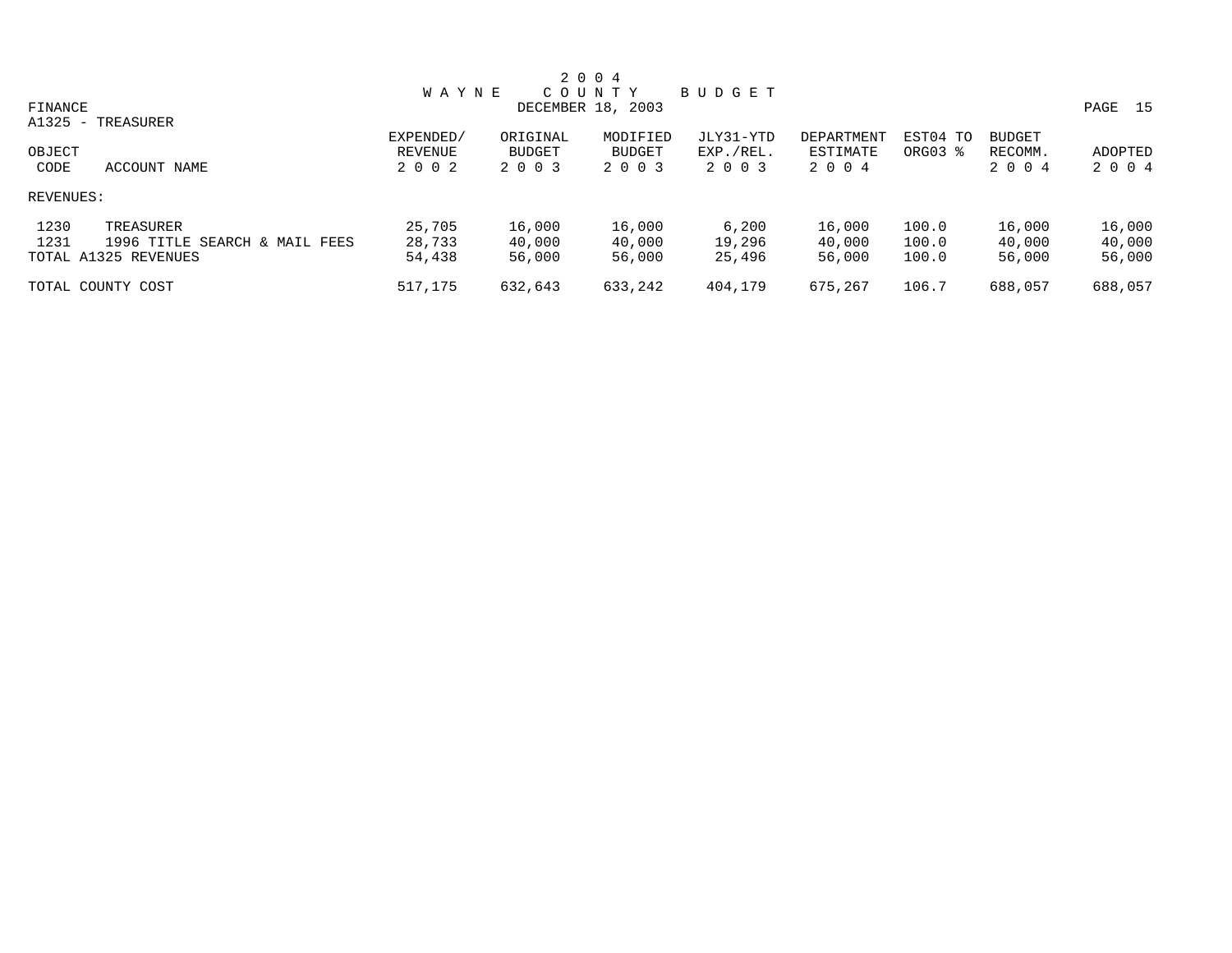# 2004 WAYNE COUNTY BUDGET

FINANCE — DECEMBER 18, 2003

A1325 - TREASURER

| OBJECT CODE | ACCOUNT NAME | EXPENDED/ REVENUE 2002 | ORIGINAL BUDGET 2003 | MODIFIED BUDGET 2003 | JLY31-YTD EXP./REL. 2003 | DEPARTMENT ESTIMATE 2004 | EST04 TO ORG03 % | BUDGET RECOMM. 2004 | ADOPTED 2004 |
|---|---|---|---|---|---|---|---|---|---|
| REVENUES: | | | | | | | | | |
| 1230 | TREASURER | 25,705 | 16,000 | 16,000 | 6,200 | 16,000 | 100.0 | 16,000 | 16,000 |
| 1231 | 1996 TITLE SEARCH & MAIL FEES | 28,733 | 40,000 | 40,000 | 19,296 | 40,000 | 100.0 | 40,000 | 40,000 |
| TOTAL A1325 REVENUES | | 54,438 | 56,000 | 56,000 | 25,496 | 56,000 | 100.0 | 56,000 | 56,000 |
| TOTAL COUNTY COST | | 517,175 | 632,643 | 633,242 | 404,179 | 675,267 | 106.7 | 688,057 | 688,057 |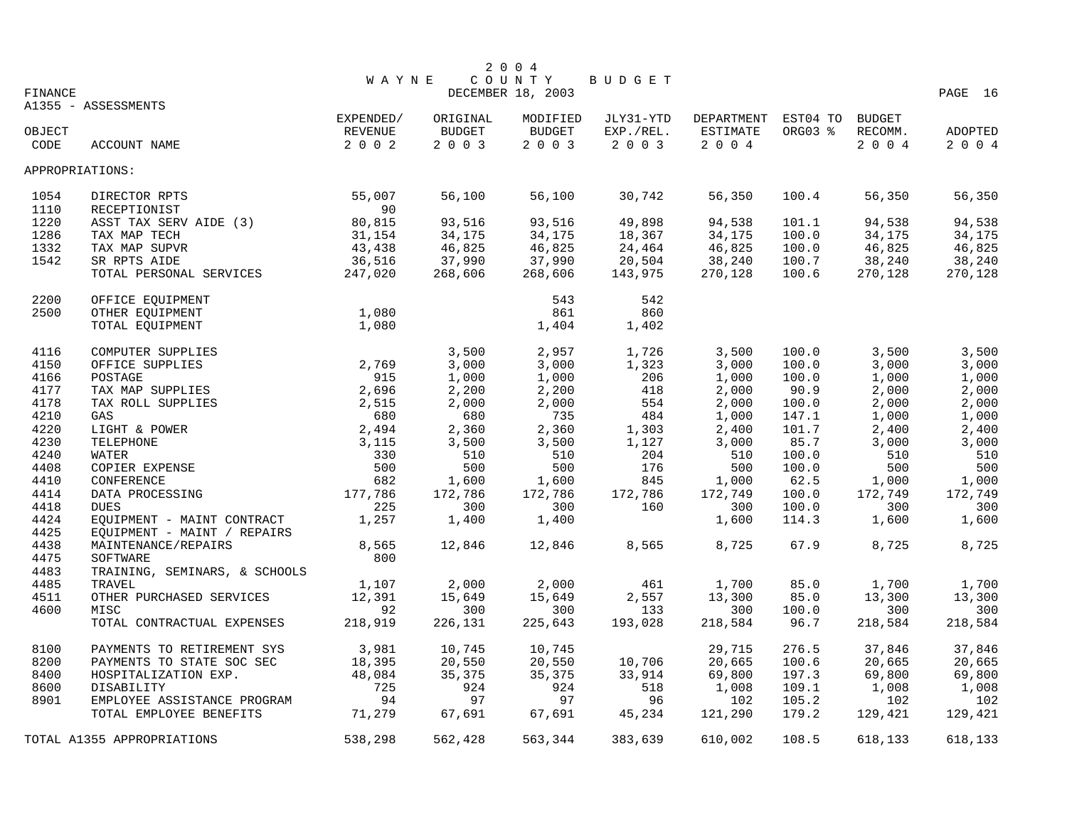# 2004 WAYNE COUNTY BUDGET

DECEMBER 18, 2003

FINANCE

A1355 - ASSESSMENTS

| OBJECT CODE | ACCOUNT NAME | EXPENDED/ REVENUE 2002 | ORIGINAL BUDGET 2003 | MODIFIED BUDGET 2003 | JLY31-YTD EXP./REL. 2003 | DEPARTMENT ESTIMATE 2004 | EST04 TO ORG03 % | BUDGET RECOMM. 2004 | ADOPTED 2004 |
|---|---|---|---|---|---|---|---|---|---|
| APPROPRIATIONS: | | | | | | | | | |
| 1054 | DIRECTOR RPTS | 55,007 | 56,100 | 56,100 | 30,742 | 56,350 | 100.4 | 56,350 | 56,350 |
| 1110 | RECEPTIONIST | 90 | | | | | | | |
| 1220 | ASST TAX SERV AIDE (3) | 80,815 | 93,516 | 93,516 | 49,898 | 94,538 | 101.1 | 94,538 | 94,538 |
| 1286 | TAX MAP TECH | 31,154 | 34,175 | 34,175 | 18,367 | 34,175 | 100.0 | 34,175 | 34,175 |
| 1332 | TAX MAP SUPVR | 43,438 | 46,825 | 46,825 | 24,464 | 46,825 | 100.0 | 46,825 | 46,825 |
| 1542 | SR RPTS AIDE | 36,516 | 37,990 | 37,990 | 20,504 | 38,240 | 100.7 | 38,240 | 38,240 |
| | TOTAL PERSONAL SERVICES | 247,020 | 268,606 | 268,606 | 143,975 | 270,128 | 100.6 | 270,128 | 270,128 |
| 2200 | OFFICE EQUIPMENT | | | 543 | 542 | | | | |
| 2500 | OTHER EQUIPMENT | 1,080 | | 861 | 860 | | | | |
| | TOTAL EQUIPMENT | 1,080 | | 1,404 | 1,402 | | | | |
| 4116 | COMPUTER SUPPLIES | | 3,500 | 2,957 | 1,726 | 3,500 | 100.0 | 3,500 | 3,500 |
| 4150 | OFFICE SUPPLIES | 2,769 | 3,000 | 3,000 | 1,323 | 3,000 | 100.0 | 3,000 | 3,000 |
| 4166 | POSTAGE | 915 | 1,000 | 1,000 | 206 | 1,000 | 100.0 | 1,000 | 1,000 |
| 4177 | TAX MAP SUPPLIES | 2,696 | 2,200 | 2,200 | 418 | 2,000 | 90.9 | 2,000 | 2,000 |
| 4178 | TAX ROLL SUPPLIES | 2,515 | 2,000 | 2,000 | 554 | 2,000 | 100.0 | 2,000 | 2,000 |
| 4210 | GAS | 680 | 680 | 735 | 484 | 1,000 | 147.1 | 1,000 | 1,000 |
| 4220 | LIGHT & POWER | 2,494 | 2,360 | 2,360 | 1,303 | 2,400 | 101.7 | 2,400 | 2,400 |
| 4230 | TELEPHONE | 3,115 | 3,500 | 3,500 | 1,127 | 3,000 | 85.7 | 3,000 | 3,000 |
| 4240 | WATER | 330 | 510 | 510 | 204 | 510 | 100.0 | 510 | 510 |
| 4408 | COPIER EXPENSE | 500 | 500 | 500 | 176 | 500 | 100.0 | 500 | 500 |
| 4410 | CONFERENCE | 682 | 1,600 | 1,600 | 845 | 1,000 | 62.5 | 1,000 | 1,000 |
| 4414 | DATA PROCESSING | 177,786 | 172,786 | 172,786 | 172,786 | 172,749 | 100.0 | 172,749 | 172,749 |
| 4418 | DUES | 225 | 300 | 300 | 160 | 300 | 100.0 | 300 | 300 |
| 4424 | EQUIPMENT - MAINT CONTRACT | 1,257 | 1,400 | 1,400 | | 1,600 | 114.3 | 1,600 | 1,600 |
| 4425 | EQUIPMENT - MAINT / REPAIRS | | | | | | | | |
| 4438 | MAINTENANCE/REPAIRS | 8,565 | 12,846 | 12,846 | 8,565 | 8,725 | 67.9 | 8,725 | 8,725 |
| 4475 | SOFTWARE | 800 | | | | | | | |
| 4483 | TRAINING, SEMINARS, & SCHOOLS | | | | | | | | |
| 4485 | TRAVEL | 1,107 | 2,000 | 2,000 | 461 | 1,700 | 85.0 | 1,700 | 1,700 |
| 4511 | OTHER PURCHASED SERVICES | 12,391 | 15,649 | 15,649 | 2,557 | 13,300 | 85.0 | 13,300 | 13,300 |
| 4600 | MISC | 92 | 300 | 300 | 133 | 300 | 100.0 | 300 | 300 |
| | TOTAL CONTRACTUAL EXPENSES | 218,919 | 226,131 | 225,643 | 193,028 | 218,584 | 96.7 | 218,584 | 218,584 |
| 8100 | PAYMENTS TO RETIREMENT SYS | 3,981 | 10,745 | 10,745 | | 29,715 | 276.5 | 37,846 | 37,846 |
| 8200 | PAYMENTS TO STATE SOC SEC | 18,395 | 20,550 | 20,550 | 10,706 | 20,665 | 100.6 | 20,665 | 20,665 |
| 8400 | HOSPITALIZATION EXP. | 48,084 | 35,375 | 35,375 | 33,914 | 69,800 | 197.3 | 69,800 | 69,800 |
| 8600 | DISABILITY | 725 | 924 | 924 | 518 | 1,008 | 109.1 | 1,008 | 1,008 |
| 8901 | EMPLOYEE ASSISTANCE PROGRAM | 94 | 97 | 97 | 96 | 102 | 105.2 | 102 | 102 |
| | TOTAL EMPLOYEE BENEFITS | 71,279 | 67,691 | 67,691 | 45,234 | 121,290 | 179.2 | 129,421 | 129,421 |
| TOTAL A1355 APPROPRIATIONS | | 538,298 | 562,428 | 563,344 | 383,639 | 610,002 | 108.5 | 618,133 | 618,133 |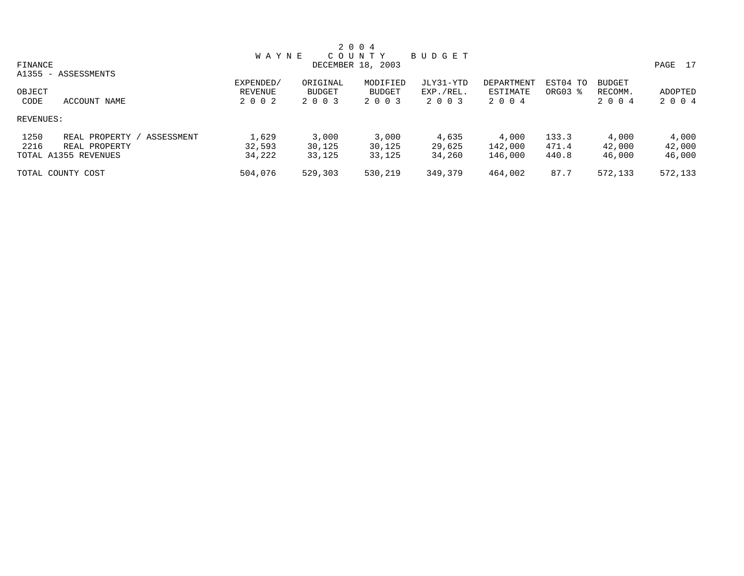# 2004 WAYNE COUNTY BUDGET

DECEMBER 18, 2003

FINANCE

A1355 - ASSESSMENTS

| OBJECT CODE | ACCOUNT NAME | EXPENDED/ REVENUE 2002 | ORIGINAL BUDGET 2003 | MODIFIED BUDGET 2003 | JLY31-YTD EXP./REL. 2003 | DEPARTMENT ESTIMATE 2004 | EST04 TO ORG03 % | BUDGET RECOMM. 2004 | ADOPTED 2004 |
|---|---|---|---|---|---|---|---|---|---|
| REVENUES: | | | | | | | | | |
| 1250 | REAL PROPERTY / ASSESSMENT | 1,629 | 3,000 | 3,000 | 4,635 | 4,000 | 133.3 | 4,000 | 4,000 |
| 2216 | REAL PROPERTY | 32,593 | 30,125 | 30,125 | 29,625 | 142,000 | 471.4 | 42,000 | 42,000 |
| TOTAL A1355 REVENUES | | 34,222 | 33,125 | 33,125 | 34,260 | 146,000 | 440.8 | 46,000 | 46,000 |
| TOTAL COUNTY COST | | 504,076 | 529,303 | 530,219 | 349,379 | 464,002 | 87.7 | 572,133 | 572,133 |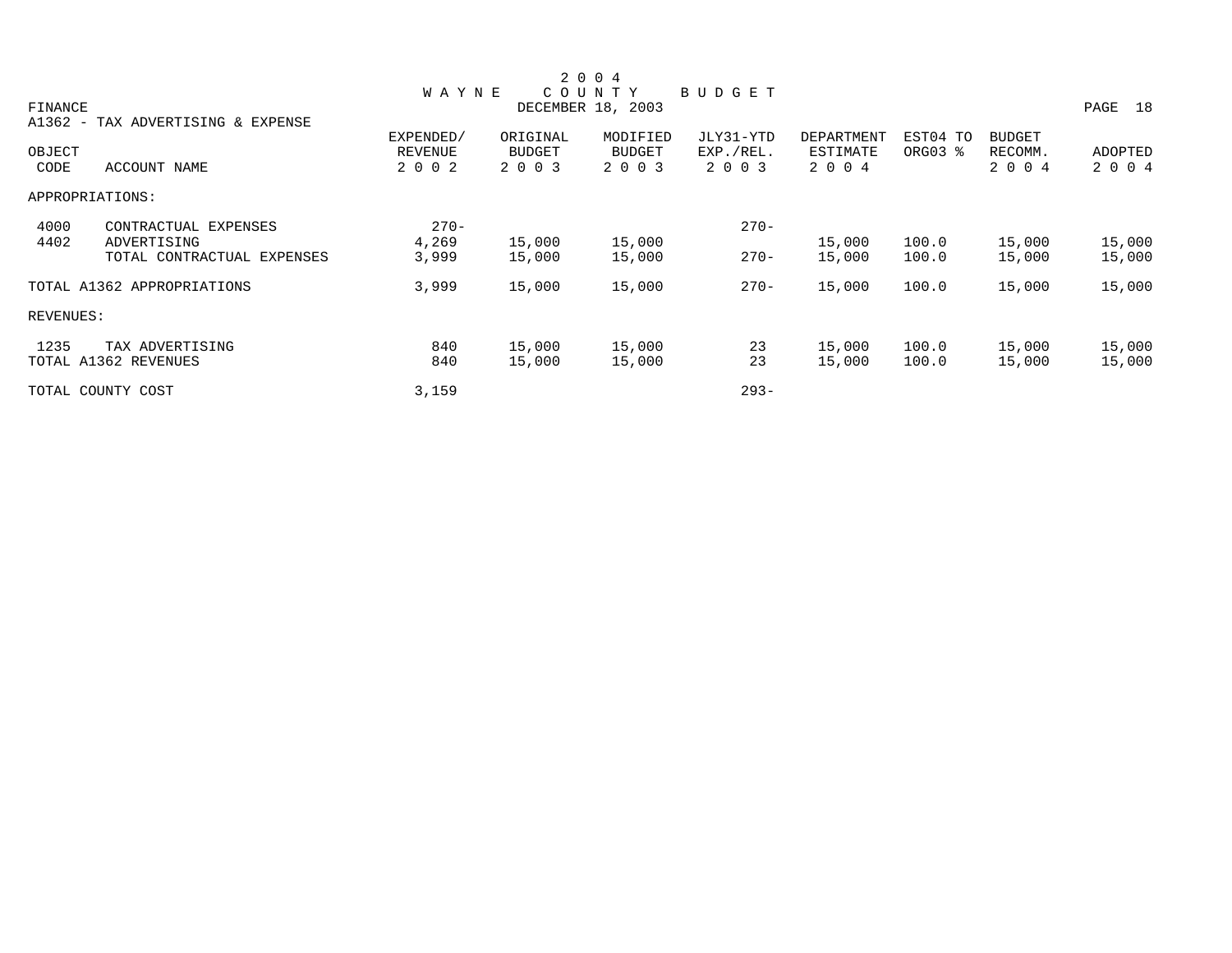# 2 0 0 4 W A Y N E C O U N T Y B U D G E T

FINANCE
DECEMBER 18, 2003

A1362 - TAX ADVERTISING & EXPENSE

| OBJECT CODE | ACCOUNT NAME | EXPENDED/ REVENUE 2 0 0 2 | ORIGINAL BUDGET 2 0 0 3 | MODIFIED BUDGET 2 0 0 3 | JLY31-YTD EXP./REL. 2 0 0 3 | DEPARTMENT ESTIMATE 2 0 0 4 | EST04 TO ORG03 % | BUDGET RECOMM. 2 0 0 4 | ADOPTED 2 0 0 4 |
|---|---|---|---|---|---|---|---|---|---|
| APPROPRIATIONS: | | | | | | | | | |
| 4000 | CONTRACTUAL EXPENSES | 270- | | | 270- | | | | |
| 4402 | ADVERTISING | 4,269 | 15,000 | 15,000 | | 15,000 | 100.0 | 15,000 | 15,000 |
| | TOTAL CONTRACTUAL EXPENSES | 3,999 | 15,000 | 15,000 | 270- | 15,000 | 100.0 | 15,000 | 15,000 |
| TOTAL A1362 APPROPRIATIONS | | 3,999 | 15,000 | 15,000 | 270- | 15,000 | 100.0 | 15,000 | 15,000 |
| REVENUES: | | | | | | | | | |
| 1235 | TAX ADVERTISING | 840 | 15,000 | 15,000 | 23 | 15,000 | 100.0 | 15,000 | 15,000 |
| TOTAL A1362 REVENUES | | 840 | 15,000 | 15,000 | 23 | 15,000 | 100.0 | 15,000 | 15,000 |
| TOTAL COUNTY COST | | 3,159 | | | 293- | | | | |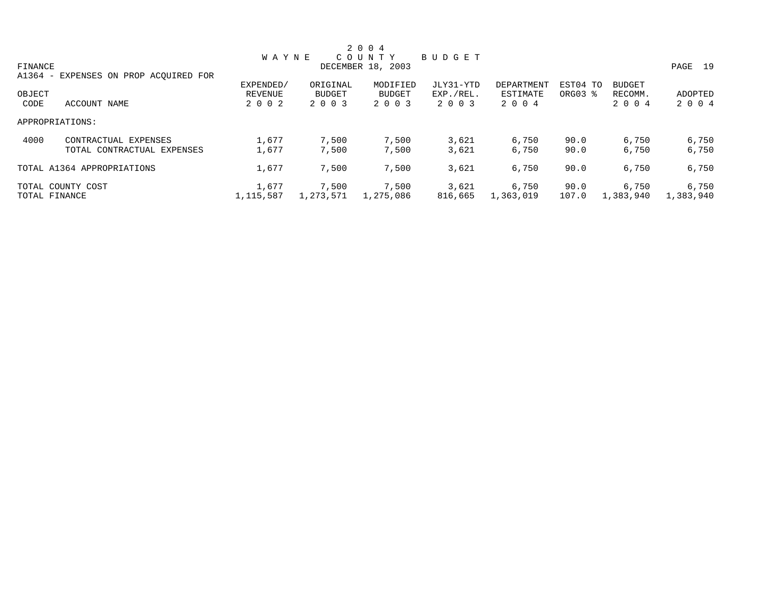# 2 0 0 4
## W A Y N E C O U N T Y B U D G E T

FINANCE

DECEMBER 18, 2003

A1364 - EXPENSES ON PROP ACQUIRED FOR

| OBJECT CODE | ACCOUNT NAME | EXPENDED/ REVENUE 2 0 0 2 | ORIGINAL BUDGET 2 0 0 3 | MODIFIED BUDGET 2 0 0 3 | JLY31-YTD EXP./REL. 2 0 0 3 | DEPARTMENT ESTIMATE 2 0 0 4 | EST04 TO ORG03 % | BUDGET RECOMM. 2 0 0 4 | ADOPTED 2 0 0 4 |
|---|---|---|---|---|---|---|---|---|---|
| APPROPRIATIONS: | | | | | | | | | |
| 4000 | CONTRACTUAL EXPENSES | 1,677 | 7,500 | 7,500 | 3,621 | 6,750 | 90.0 | 6,750 | 6,750 |
| | TOTAL CONTRACTUAL EXPENSES | 1,677 | 7,500 | 7,500 | 3,621 | 6,750 | 90.0 | 6,750 | 6,750 |
| TOTAL A1364 APPROPRIATIONS | | 1,677 | 7,500 | 7,500 | 3,621 | 6,750 | 90.0 | 6,750 | 6,750 |
| TOTAL COUNTY COST | | 1,677 | 7,500 | 7,500 | 3,621 | 6,750 | 90.0 | 6,750 | 6,750 |
| TOTAL FINANCE | | 1,115,587 | 1,273,571 | 1,275,086 | 816,665 | 1,363,019 | 107.0 | 1,383,940 | 1,383,940 |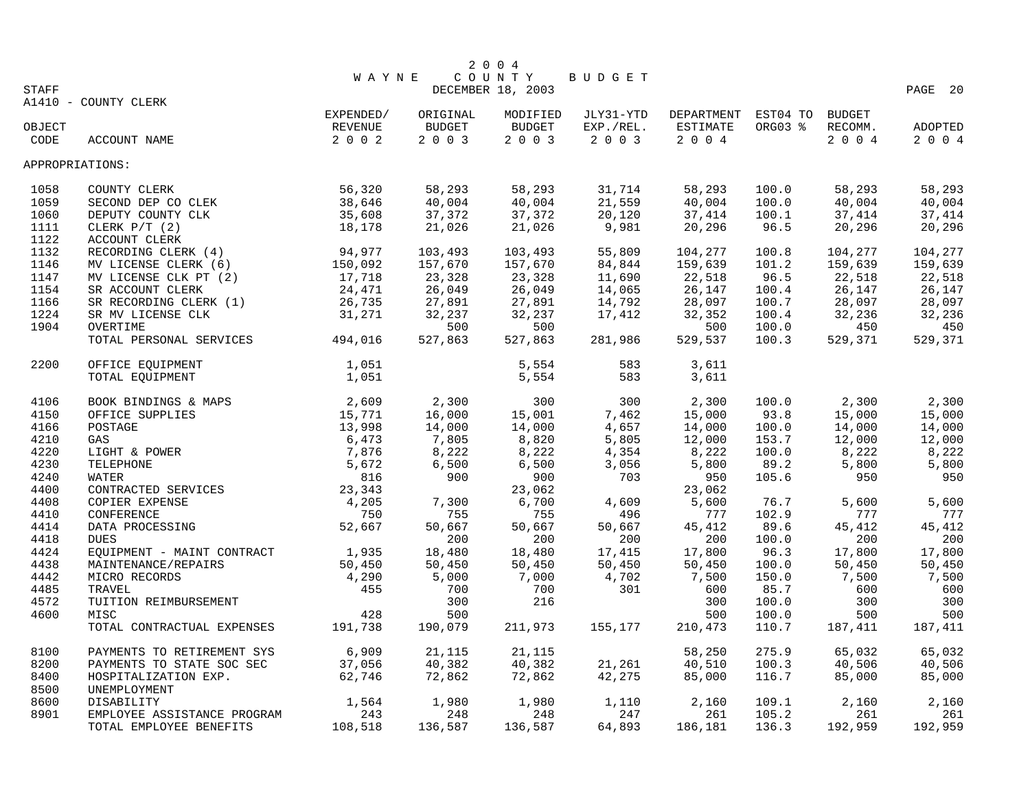# 2004 WAYNE COUNTY BUDGET

STAFF — DECEMBER 18, 2003

A1410 - COUNTY CLERK

| OBJECT CODE | ACCOUNT NAME | EXPENDED/ REVENUE 2002 | ORIGINAL BUDGET 2003 | MODIFIED BUDGET 2003 | JLY31-YTD EXP./REL. 2003 | DEPARTMENT ESTIMATE 2004 | EST04 TO ORG03 % | BUDGET RECOMM. 2004 | ADOPTED 2004 |
|---|---|---|---|---|---|---|---|---|---|
| APPROPRIATIONS: | | | | | | | | | |
| 1058 | COUNTY CLERK | 56,320 | 58,293 | 58,293 | 31,714 | 58,293 | 100.0 | 58,293 | 58,293 |
| 1059 | SECOND DEP CO CLEK | 38,646 | 40,004 | 40,004 | 21,559 | 40,004 | 100.0 | 40,004 | 40,004 |
| 1060 | DEPUTY COUNTY CLK | 35,608 | 37,372 | 37,372 | 20,120 | 37,414 | 100.1 | 37,414 | 37,414 |
| 1111 | CLERK P/T (2) | 18,178 | 21,026 | 21,026 | 9,981 | 20,296 | 96.5 | 20,296 | 20,296 |
| 1122 | ACCOUNT CLERK | | | | | | | | |
| 1132 | RECORDING CLERK (4) | 94,977 | 103,493 | 103,493 | 55,809 | 104,277 | 100.8 | 104,277 | 104,277 |
| 1146 | MV LICENSE CLERK (6) | 150,092 | 157,670 | 157,670 | 84,844 | 159,639 | 101.2 | 159,639 | 159,639 |
| 1147 | MV LICENSE CLK PT (2) | 17,718 | 23,328 | 23,328 | 11,690 | 22,518 | 96.5 | 22,518 | 22,518 |
| 1154 | SR ACCOUNT CLERK | 24,471 | 26,049 | 26,049 | 14,065 | 26,147 | 100.4 | 26,147 | 26,147 |
| 1166 | SR RECORDING CLERK (1) | 26,735 | 27,891 | 27,891 | 14,792 | 28,097 | 100.7 | 28,097 | 28,097 |
| 1224 | SR MV LICENSE CLK | 31,271 | 32,237 | 32,237 | 17,412 | 32,352 | 100.4 | 32,236 | 32,236 |
| 1904 | OVERTIME | | 500 | 500 | | 500 | 100.0 | 450 | 450 |
| | TOTAL PERSONAL SERVICES | 494,016 | 527,863 | 527,863 | 281,986 | 529,537 | 100.3 | 529,371 | 529,371 |
| 2200 | OFFICE EQUIPMENT | 1,051 | | 5,554 | 583 | 3,611 | | | |
| | TOTAL EQUIPMENT | 1,051 | | 5,554 | 583 | 3,611 | | | |
| 4106 | BOOK BINDINGS & MAPS | 2,609 | 2,300 | 300 | 300 | 2,300 | 100.0 | 2,300 | 2,300 |
| 4150 | OFFICE SUPPLIES | 15,771 | 16,000 | 15,001 | 7,462 | 15,000 | 93.8 | 15,000 | 15,000 |
| 4166 | POSTAGE | 13,998 | 14,000 | 14,000 | 4,657 | 14,000 | 100.0 | 14,000 | 14,000 |
| 4210 | GAS | 6,473 | 7,805 | 8,820 | 5,805 | 12,000 | 153.7 | 12,000 | 12,000 |
| 4220 | LIGHT & POWER | 7,876 | 8,222 | 8,222 | 4,354 | 8,222 | 100.0 | 8,222 | 8,222 |
| 4230 | TELEPHONE | 5,672 | 6,500 | 6,500 | 3,056 | 5,800 | 89.2 | 5,800 | 5,800 |
| 4240 | WATER | 816 | 900 | 900 | 703 | 950 | 105.6 | 950 | 950 |
| 4400 | CONTRACTED SERVICES | 23,343 | | 23,062 | | 23,062 | | | |
| 4408 | COPIER EXPENSE | 4,205 | 7,300 | 6,700 | 4,609 | 5,600 | 76.7 | 5,600 | 5,600 |
| 4410 | CONFERENCE | 750 | 755 | 755 | 496 | 777 | 102.9 | 777 | 777 |
| 4414 | DATA PROCESSING | 52,667 | 50,667 | 50,667 | 50,667 | 45,412 | 89.6 | 45,412 | 45,412 |
| 4418 | DUES | | 200 | 200 | 200 | 200 | 100.0 | 200 | 200 |
| 4424 | EQUIPMENT - MAINT CONTRACT | 1,935 | 18,480 | 18,480 | 17,415 | 17,800 | 96.3 | 17,800 | 17,800 |
| 4438 | MAINTENANCE/REPAIRS | 50,450 | 50,450 | 50,450 | 50,450 | 50,450 | 100.0 | 50,450 | 50,450 |
| 4442 | MICRO RECORDS | 4,290 | 5,000 | 7,000 | 4,702 | 7,500 | 150.0 | 7,500 | 7,500 |
| 4485 | TRAVEL | 455 | 700 | 700 | 301 | 600 | 85.7 | 600 | 600 |
| 4572 | TUITION REIMBURSEMENT | | 300 | 216 | | 300 | 100.0 | 300 | 300 |
| 4600 | MISC | 428 | 500 | | | 500 | 100.0 | 500 | 500 |
| | TOTAL CONTRACTUAL EXPENSES | 191,738 | 190,079 | 211,973 | 155,177 | 210,473 | 110.7 | 187,411 | 187,411 |
| 8100 | PAYMENTS TO RETIREMENT SYS | 6,909 | 21,115 | 21,115 | | 58,250 | 275.9 | 65,032 | 65,032 |
| 8200 | PAYMENTS TO STATE SOC SEC | 37,056 | 40,382 | 40,382 | 21,261 | 40,510 | 100.3 | 40,506 | 40,506 |
| 8400 | HOSPITALIZATION EXP. | 62,746 | 72,862 | 72,862 | 42,275 | 85,000 | 116.7 | 85,000 | 85,000 |
| 8500 | UNEMPLOYMENT | | | | | | | | |
| 8600 | DISABILITY | 1,564 | 1,980 | 1,980 | 1,110 | 2,160 | 109.1 | 2,160 | 2,160 |
| 8901 | EMPLOYEE ASSISTANCE PROGRAM | 243 | 248 | 248 | 247 | 261 | 105.2 | 261 | 261 |
| | TOTAL EMPLOYEE BENEFITS | 108,518 | 136,587 | 136,587 | 64,893 | 186,181 | 136.3 | 192,959 | 192,959 |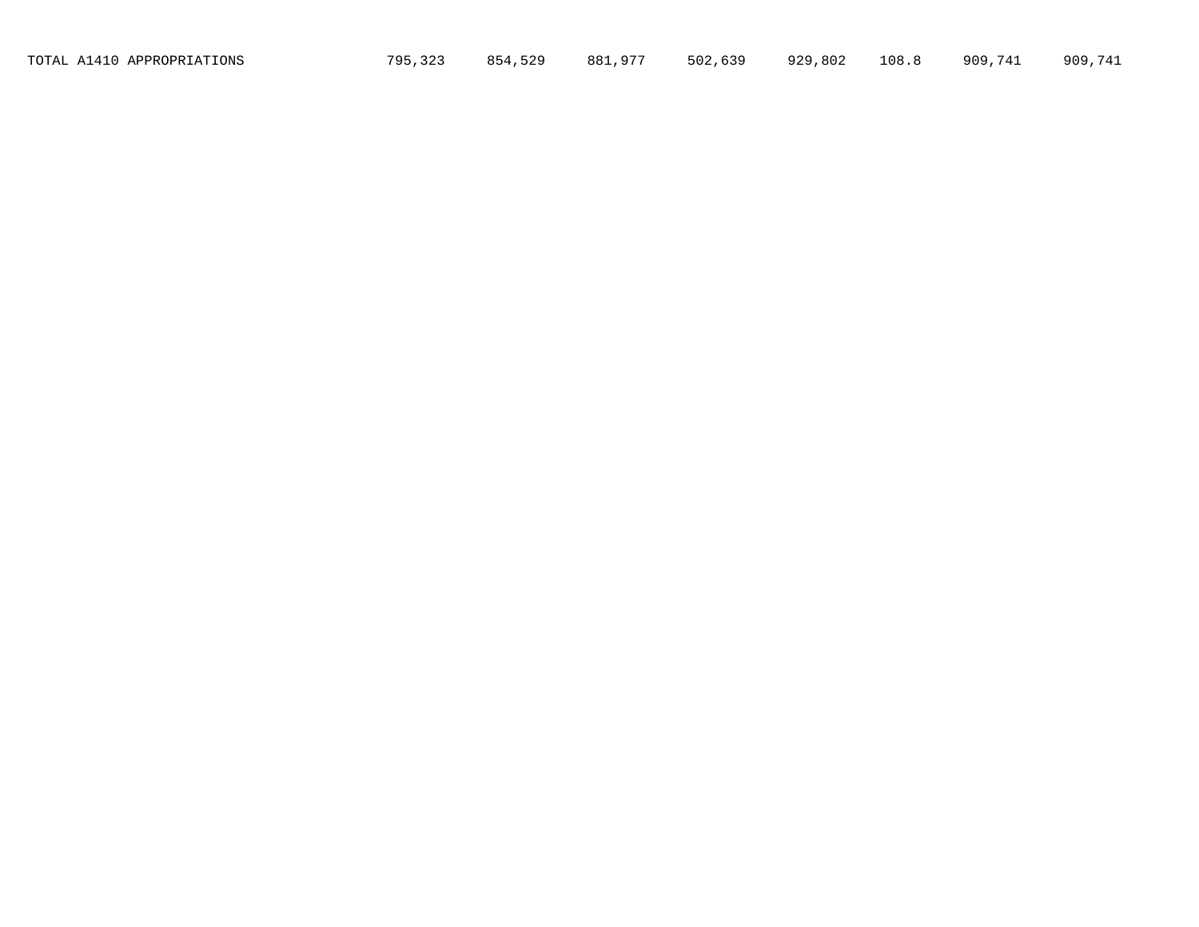| TOTAL A1410 APPROPRIATIONS | 795,323 | 854,529 | 881,977 | 502,639 | 929,802 | 108.8 | 909,741 | 909,741 |
|---|---|---|---|---|---|---|---|---|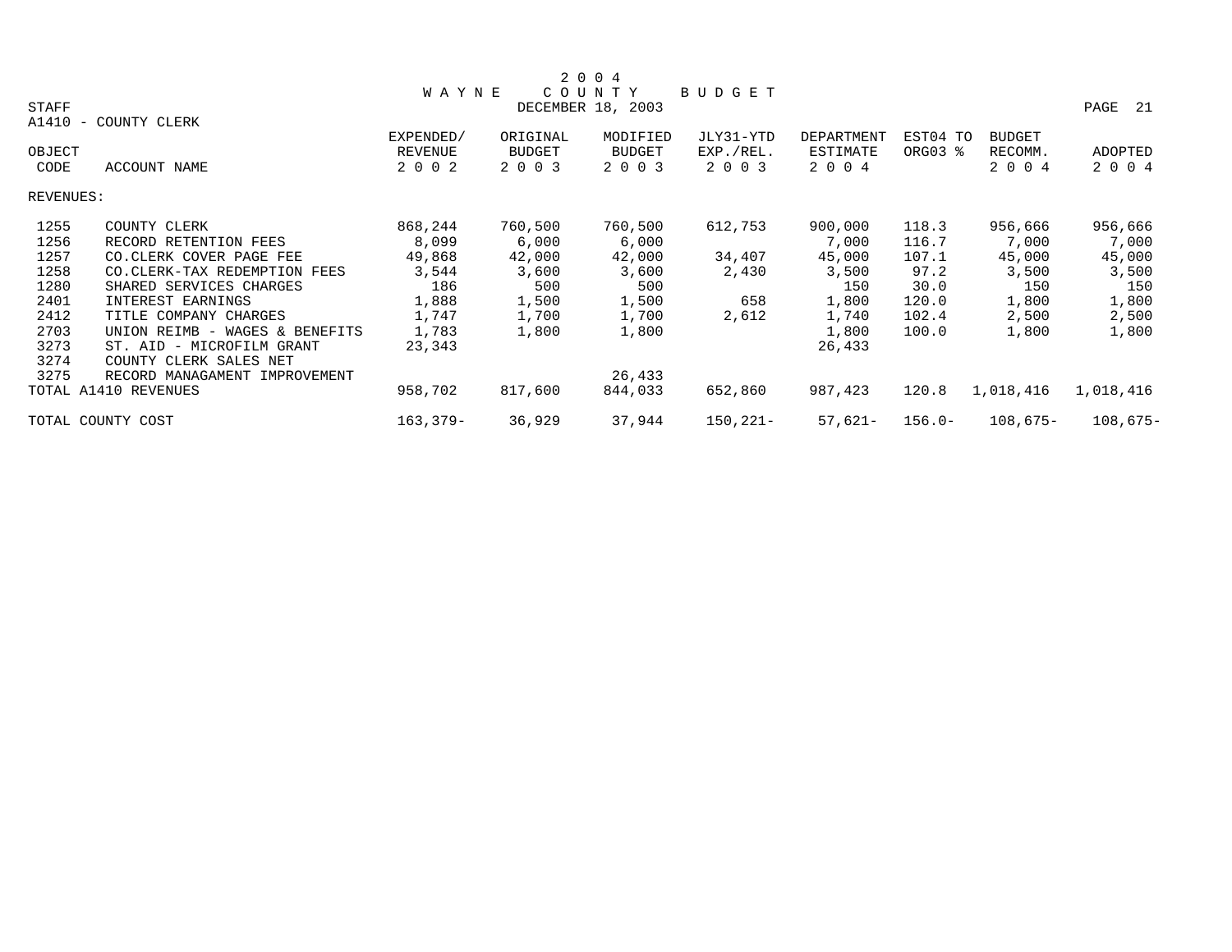# 2 0 0 4
## W A Y N E C O U N T Y B U D G E T

STAFF — DECEMBER 18, 2003

A1410 - COUNTY CLERK

| OBJECT CODE | ACCOUNT NAME | EXPENDED/ REVENUE 2 0 0 2 | ORIGINAL BUDGET 2 0 0 3 | MODIFIED BUDGET 2 0 0 3 | JLY31-YTD EXP./REL. 2 0 0 3 | DEPARTMENT ESTIMATE 2 0 0 4 | EST04 TO ORG03 % | BUDGET RECOMM. 2 0 0 4 | ADOPTED 2 0 0 4 |
|---|---|---|---|---|---|---|---|---|---|
| REVENUES: | | | | | | | | | |
| 1255 | COUNTY CLERK | 868,244 | 760,500 | 760,500 | 612,753 | 900,000 | 118.3 | 956,666 | 956,666 |
| 1256 | RECORD RETENTION FEES | 8,099 | 6,000 | 6,000 | | 7,000 | 116.7 | 7,000 | 7,000 |
| 1257 | CO.CLERK COVER PAGE FEE | 49,868 | 42,000 | 42,000 | 34,407 | 45,000 | 107.1 | 45,000 | 45,000 |
| 1258 | CO.CLERK-TAX REDEMPTION FEES | 3,544 | 3,600 | 3,600 | 2,430 | 3,500 | 97.2 | 3,500 | 3,500 |
| 1280 | SHARED SERVICES CHARGES | 186 | 500 | 500 | | 150 | 30.0 | 150 | 150 |
| 2401 | INTEREST EARNINGS | 1,888 | 1,500 | 1,500 | 658 | 1,800 | 120.0 | 1,800 | 1,800 |
| 2412 | TITLE COMPANY CHARGES | 1,747 | 1,700 | 1,700 | 2,612 | 1,740 | 102.4 | 2,500 | 2,500 |
| 2703 | UNION REIMB - WAGES & BENEFITS | 1,783 | 1,800 | 1,800 | | 1,800 | 100.0 | 1,800 | 1,800 |
| 3273 | ST. AID - MICROFILM GRANT | 23,343 | | | | 26,433 | | | |
| 3274 | COUNTY CLERK SALES NET | | | | | | | | |
| 3275 | RECORD MANAGAMENT IMPROVEMENT | | | 26,433 | | | | | |
| TOTAL A1410 REVENUES | | 958,702 | 817,600 | 844,033 | 652,860 | 987,423 | 120.8 | 1,018,416 | 1,018,416 |
| TOTAL COUNTY COST | | 163,379- | 36,929 | 37,944 | 150,221- | 57,621- | 156.0- | 108,675- | 108,675- |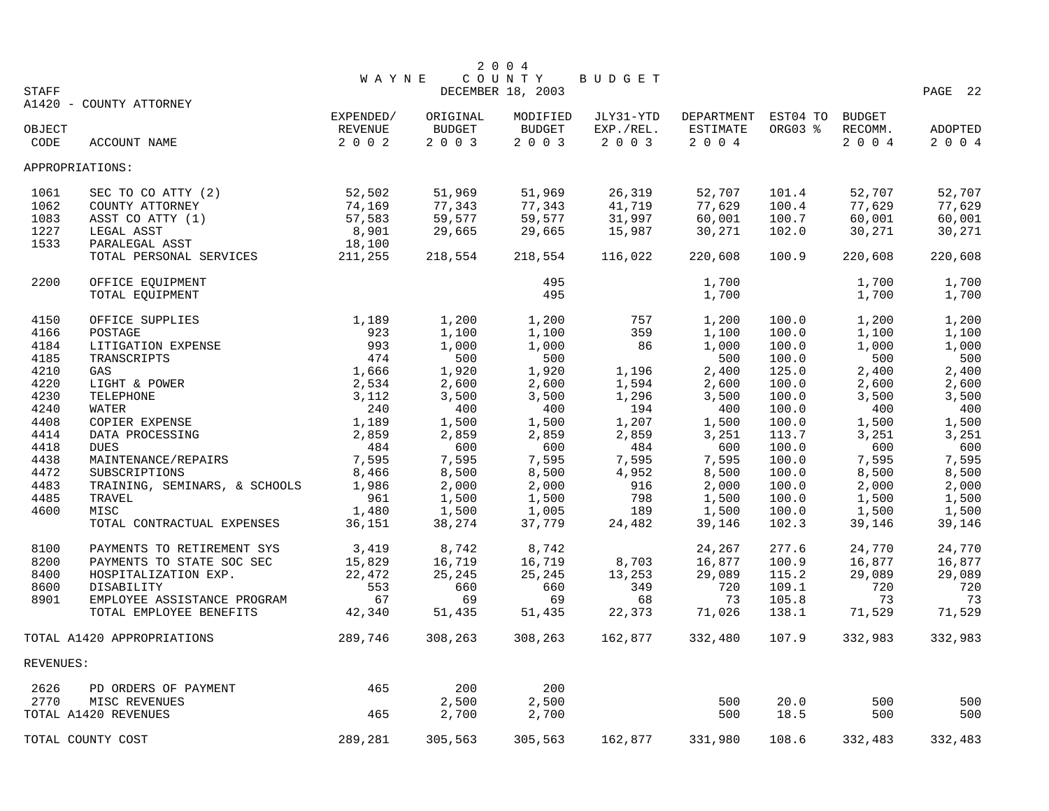# 2004 WAYNE COUNTY BUDGET

STAFF — DECEMBER 18, 2003

## A1420 - COUNTY ATTORNEY

| OBJECT CODE | ACCOUNT NAME | EXPENDED/ REVENUE 2002 | ORIGINAL BUDGET 2003 | MODIFIED BUDGET 2003 | JLY31-YTD EXP./REL. 2003 | DEPARTMENT ESTIMATE 2004 | EST04 TO ORG03 % | BUDGET RECOMM. 2004 | ADOPTED 2004 |
|---|---|---|---|---|---|---|---|---|---|
| APPROPRIATIONS: | | | | | | | | | |
| 1061 | SEC TO CO ATTY (2) | 52,502 | 51,969 | 51,969 | 26,319 | 52,707 | 101.4 | 52,707 | 52,707 |
| 1062 | COUNTY ATTORNEY | 74,169 | 77,343 | 77,343 | 41,719 | 77,629 | 100.4 | 77,629 | 77,629 |
| 1083 | ASST CO ATTY (1) | 57,583 | 59,577 | 59,577 | 31,997 | 60,001 | 100.7 | 60,001 | 60,001 |
| 1227 | LEGAL ASST | 8,901 | 29,665 | 29,665 | 15,987 | 30,271 | 102.0 | 30,271 | 30,271 |
| 1533 | PARALEGAL ASST | 18,100 | | | | | | | |
| | TOTAL PERSONAL SERVICES | 211,255 | 218,554 | 218,554 | 116,022 | 220,608 | 100.9 | 220,608 | 220,608 |
| 2200 | OFFICE EQUIPMENT | | | 495 | | 1,700 | | 1,700 | 1,700 |
| | TOTAL EQUIPMENT | | | 495 | | 1,700 | | 1,700 | 1,700 |
| 4150 | OFFICE SUPPLIES | 1,189 | 1,200 | 1,200 | 757 | 1,200 | 100.0 | 1,200 | 1,200 |
| 4166 | POSTAGE | 923 | 1,100 | 1,100 | 359 | 1,100 | 100.0 | 1,100 | 1,100 |
| 4184 | LITIGATION EXPENSE | 993 | 1,000 | 1,000 | 86 | 1,000 | 100.0 | 1,000 | 1,000 |
| 4185 | TRANSCRIPTS | 474 | 500 | 500 | | 500 | 100.0 | 500 | 500 |
| 4210 | GAS | 1,666 | 1,920 | 1,920 | 1,196 | 2,400 | 125.0 | 2,400 | 2,400 |
| 4220 | LIGHT & POWER | 2,534 | 2,600 | 2,600 | 1,594 | 2,600 | 100.0 | 2,600 | 2,600 |
| 4230 | TELEPHONE | 3,112 | 3,500 | 3,500 | 1,296 | 3,500 | 100.0 | 3,500 | 3,500 |
| 4240 | WATER | 240 | 400 | 400 | 194 | 400 | 100.0 | 400 | 400 |
| 4408 | COPIER EXPENSE | 1,189 | 1,500 | 1,500 | 1,207 | 1,500 | 100.0 | 1,500 | 1,500 |
| 4414 | DATA PROCESSING | 2,859 | 2,859 | 2,859 | 2,859 | 3,251 | 113.7 | 3,251 | 3,251 |
| 4418 | DUES | 484 | 600 | 600 | 484 | 600 | 100.0 | 600 | 600 |
| 4438 | MAINTENANCE/REPAIRS | 7,595 | 7,595 | 7,595 | 7,595 | 7,595 | 100.0 | 7,595 | 7,595 |
| 4472 | SUBSCRIPTIONS | 8,466 | 8,500 | 8,500 | 4,952 | 8,500 | 100.0 | 8,500 | 8,500 |
| 4483 | TRAINING, SEMINARS, & SCHOOLS | 1,986 | 2,000 | 2,000 | 916 | 2,000 | 100.0 | 2,000 | 2,000 |
| 4485 | TRAVEL | 961 | 1,500 | 1,500 | 798 | 1,500 | 100.0 | 1,500 | 1,500 |
| 4600 | MISC | 1,480 | 1,500 | 1,005 | 189 | 1,500 | 100.0 | 1,500 | 1,500 |
| | TOTAL CONTRACTUAL EXPENSES | 36,151 | 38,274 | 37,779 | 24,482 | 39,146 | 102.3 | 39,146 | 39,146 |
| 8100 | PAYMENTS TO RETIREMENT SYS | 3,419 | 8,742 | 8,742 | | 24,267 | 277.6 | 24,770 | 24,770 |
| 8200 | PAYMENTS TO STATE SOC SEC | 15,829 | 16,719 | 16,719 | 8,703 | 16,877 | 100.9 | 16,877 | 16,877 |
| 8400 | HOSPITALIZATION EXP. | 22,472 | 25,245 | 25,245 | 13,253 | 29,089 | 115.2 | 29,089 | 29,089 |
| 8600 | DISABILITY | 553 | 660 | 660 | 349 | 720 | 109.1 | 720 | 720 |
| 8901 | EMPLOYEE ASSISTANCE PROGRAM | 67 | 69 | 69 | 68 | 73 | 105.8 | 73 | 73 |
| | TOTAL EMPLOYEE BENEFITS | 42,340 | 51,435 | 51,435 | 22,373 | 71,026 | 138.1 | 71,529 | 71,529 |
| TOTAL A1420 APPROPRIATIONS | | 289,746 | 308,263 | 308,263 | 162,877 | 332,480 | 107.9 | 332,983 | 332,983 |
| REVENUES: | | | | | | | | | |
| 2626 | PD ORDERS OF PAYMENT | 465 | 200 | 200 | | | | | |
| 2770 | MISC REVENUES | | 2,500 | 2,500 | | 500 | 20.0 | 500 | 500 |
| TOTAL A1420 REVENUES | | 465 | 2,700 | 2,700 | | 500 | 18.5 | 500 | 500 |
| TOTAL COUNTY COST | | 289,281 | 305,563 | 305,563 | 162,877 | 331,980 | 108.6 | 332,483 | 332,483 |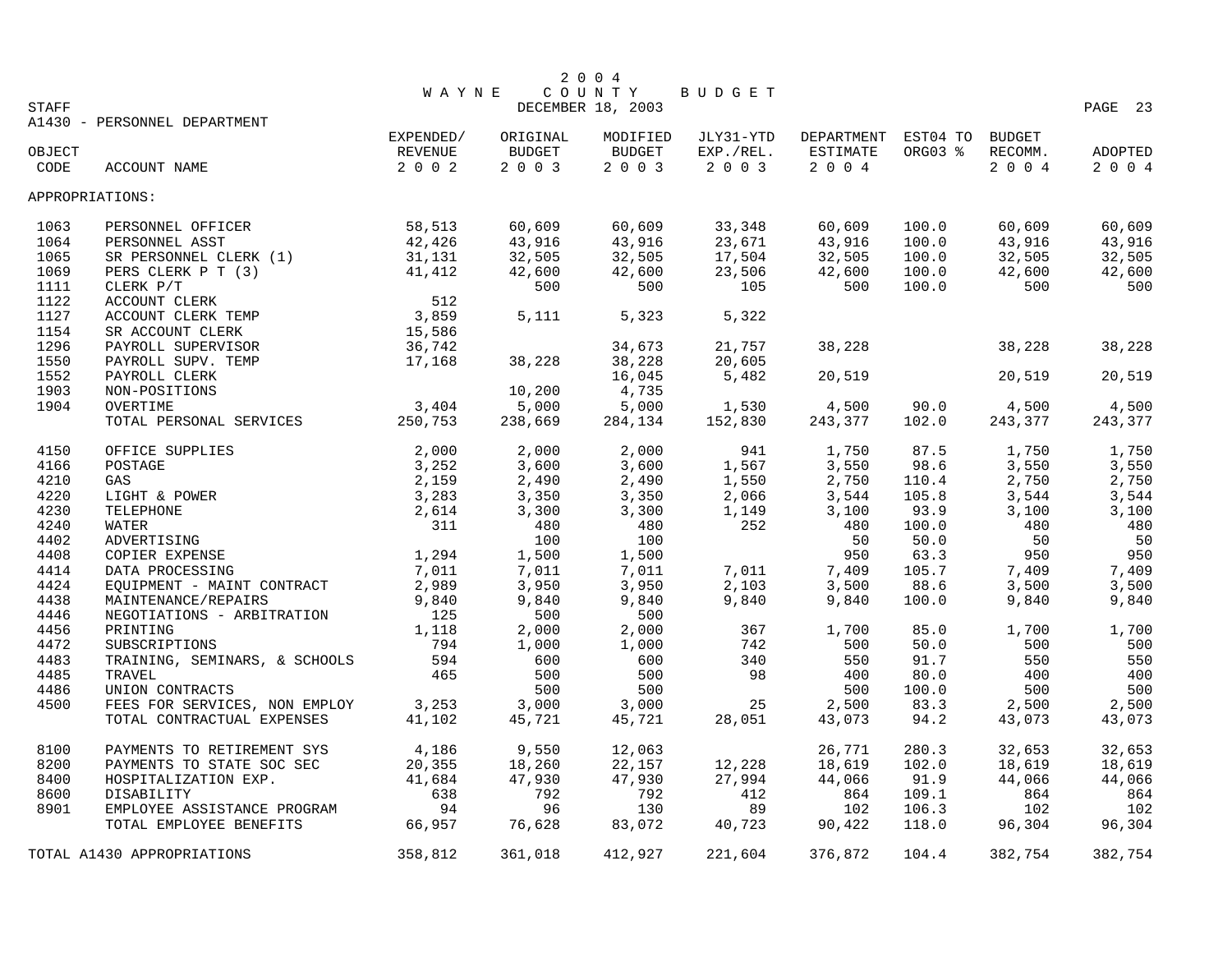# 2004 WAYNE COUNTY BUDGET

STAFF — DECEMBER 18, 2003

## A1430 - PERSONNEL DEPARTMENT

| OBJECT CODE | ACCOUNT NAME | EXPENDED/ REVENUE 2002 | ORIGINAL BUDGET 2003 | MODIFIED BUDGET 2003 | JLY31-YTD EXP./REL. 2003 | DEPARTMENT ESTIMATE 2004 | EST04 TO ORG03 % | BUDGET RECOMM. 2004 | ADOPTED 2004 |
|---|---|---|---|---|---|---|---|---|---|
| APPROPRIATIONS: | | | | | | | | | |
| 1063 | PERSONNEL OFFICER | 58,513 | 60,609 | 60,609 | 33,348 | 60,609 | 100.0 | 60,609 | 60,609 |
| 1064 | PERSONNEL ASST | 42,426 | 43,916 | 43,916 | 23,671 | 43,916 | 100.0 | 43,916 | 43,916 |
| 1065 | SR PERSONNEL CLERK (1) | 31,131 | 32,505 | 32,505 | 17,504 | 32,505 | 100.0 | 32,505 | 32,505 |
| 1069 | PERS CLERK P T (3) | 41,412 | 42,600 | 42,600 | 23,506 | 42,600 | 100.0 | 42,600 | 42,600 |
| 1111 | CLERK P/T | | 500 | 500 | 105 | 500 | 100.0 | 500 | 500 |
| 1122 | ACCOUNT CLERK | 512 | | | | | | | |
| 1127 | ACCOUNT CLERK TEMP | 3,859 | 5,111 | 5,323 | 5,322 | | | | |
| 1154 | SR ACCOUNT CLERK | 15,586 | | | | | | | |
| 1296 | PAYROLL SUPERVISOR | 36,742 | | 34,673 | 21,757 | 38,228 | | 38,228 | 38,228 |
| 1550 | PAYROLL SUPV. TEMP | 17,168 | 38,228 | 38,228 | 20,605 | | | | |
| 1552 | PAYROLL CLERK | | | 16,045 | 5,482 | 20,519 | | 20,519 | 20,519 |
| 1903 | NON-POSITIONS | | 10,200 | 4,735 | | | | | |
| 1904 | OVERTIME | 3,404 | 5,000 | 5,000 | 1,530 | 4,500 | 90.0 | 4,500 | 4,500 |
| | TOTAL PERSONAL SERVICES | 250,753 | 238,669 | 284,134 | 152,830 | 243,377 | 102.0 | 243,377 | 243,377 |
| 4150 | OFFICE SUPPLIES | 2,000 | 2,000 | 2,000 | 941 | 1,750 | 87.5 | 1,750 | 1,750 |
| 4166 | POSTAGE | 3,252 | 3,600 | 3,600 | 1,567 | 3,550 | 98.6 | 3,550 | 3,550 |
| 4210 | GAS | 2,159 | 2,490 | 2,490 | 1,550 | 2,750 | 110.4 | 2,750 | 2,750 |
| 4220 | LIGHT & POWER | 3,283 | 3,350 | 3,350 | 2,066 | 3,544 | 105.8 | 3,544 | 3,544 |
| 4230 | TELEPHONE | 2,614 | 3,300 | 3,300 | 1,149 | 3,100 | 93.9 | 3,100 | 3,100 |
| 4240 | WATER | 311 | 480 | 480 | 252 | 480 | 100.0 | 480 | 480 |
| 4402 | ADVERTISING | | 100 | 100 | | 50 | 50.0 | 50 | 50 |
| 4408 | COPIER EXPENSE | 1,294 | 1,500 | 1,500 | | 950 | 63.3 | 950 | 950 |
| 4414 | DATA PROCESSING | 7,011 | 7,011 | 7,011 | 7,011 | 7,409 | 105.7 | 7,409 | 7,409 |
| 4424 | EQUIPMENT - MAINT CONTRACT | 2,989 | 3,950 | 3,950 | 2,103 | 3,500 | 88.6 | 3,500 | 3,500 |
| 4438 | MAINTENANCE/REPAIRS | 9,840 | 9,840 | 9,840 | 9,840 | 9,840 | 100.0 | 9,840 | 9,840 |
| 4446 | NEGOTIATIONS - ARBITRATION | 125 | 500 | 500 | | | | | |
| 4456 | PRINTING | 1,118 | 2,000 | 2,000 | 367 | 1,700 | 85.0 | 1,700 | 1,700 |
| 4472 | SUBSCRIPTIONS | 794 | 1,000 | 1,000 | 742 | 500 | 50.0 | 500 | 500 |
| 4483 | TRAINING, SEMINARS, & SCHOOLS | 594 | 600 | 600 | 340 | 550 | 91.7 | 550 | 550 |
| 4485 | TRAVEL | 465 | 500 | 500 | 98 | 400 | 80.0 | 400 | 400 |
| 4486 | UNION CONTRACTS | | 500 | 500 | | 500 | 100.0 | 500 | 500 |
| 4500 | FEES FOR SERVICES, NON EMPLOY | 3,253 | 3,000 | 3,000 | 25 | 2,500 | 83.3 | 2,500 | 2,500 |
| | TOTAL CONTRACTUAL EXPENSES | 41,102 | 45,721 | 45,721 | 28,051 | 43,073 | 94.2 | 43,073 | 43,073 |
| 8100 | PAYMENTS TO RETIREMENT SYS | 4,186 | 9,550 | 12,063 | | 26,771 | 280.3 | 32,653 | 32,653 |
| 8200 | PAYMENTS TO STATE SOC SEC | 20,355 | 18,260 | 22,157 | 12,228 | 18,619 | 102.0 | 18,619 | 18,619 |
| 8400 | HOSPITALIZATION EXP. | 41,684 | 47,930 | 47,930 | 27,994 | 44,066 | 91.9 | 44,066 | 44,066 |
| 8600 | DISABILITY | 638 | 792 | 792 | 412 | 864 | 109.1 | 864 | 864 |
| 8901 | EMPLOYEE ASSISTANCE PROGRAM | 94 | 96 | 130 | 89 | 102 | 106.3 | 102 | 102 |
| | TOTAL EMPLOYEE BENEFITS | 66,957 | 76,628 | 83,072 | 40,723 | 90,422 | 118.0 | 96,304 | 96,304 |
| | TOTAL A1430 APPROPRIATIONS | 358,812 | 361,018 | 412,927 | 221,604 | 376,872 | 104.4 | 382,754 | 382,754 |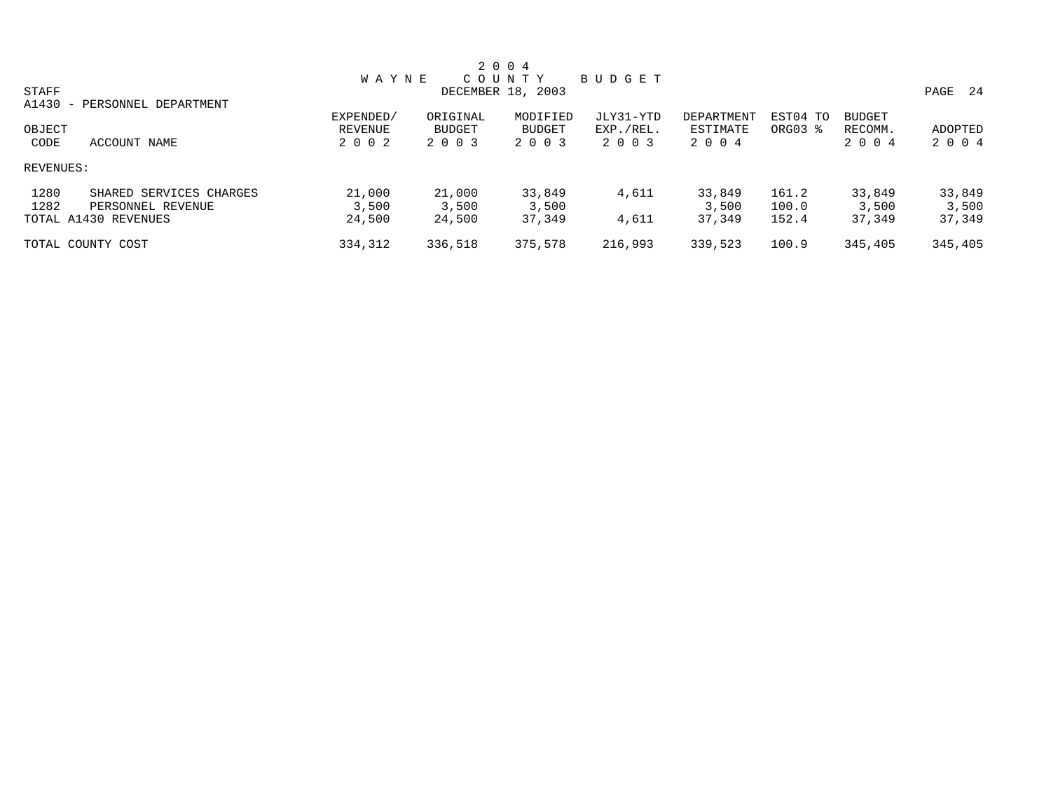# 2004 WAYNE COUNTY BUDGET

DECEMBER 18, 2003

STAFF

A1430 - PERSONNEL DEPARTMENT

| OBJECT CODE | ACCOUNT NAME | EXPENDED/ REVENUE 2002 | ORIGINAL BUDGET 2003 | MODIFIED BUDGET 2003 | JLY31-YTD EXP./REL. 2003 | DEPARTMENT ESTIMATE 2004 | EST04 TO ORG03 % | BUDGET RECOMM. 2004 | ADOPTED 2004 |
|---|---|---|---|---|---|---|---|---|---|
| REVENUES: | | | | | | | | | |
| 1280 | SHARED SERVICES CHARGES | 21,000 | 21,000 | 33,849 | 4,611 | 33,849 | 161.2 | 33,849 | 33,849 |
| 1282 | PERSONNEL REVENUE | 3,500 | 3,500 | 3,500 | | 3,500 | 100.0 | 3,500 | 3,500 |
| TOTAL A1430 REVENUES | | 24,500 | 24,500 | 37,349 | 4,611 | 37,349 | 152.4 | 37,349 | 37,349 |
| TOTAL COUNTY COST | | 334,312 | 336,518 | 375,578 | 216,993 | 339,523 | 100.9 | 345,405 | 345,405 |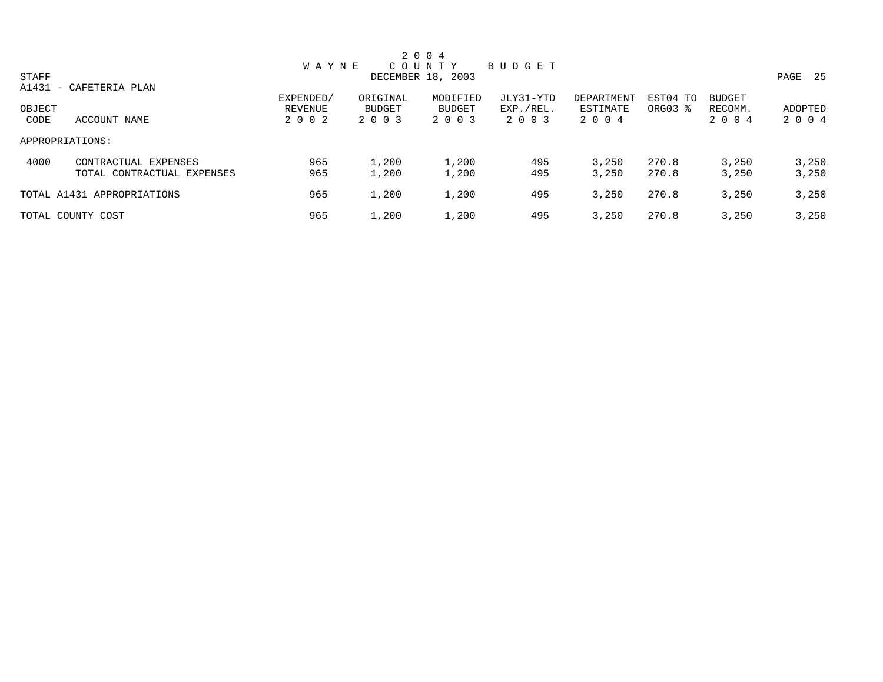# 2004 WAYNE COUNTY BUDGET

DECEMBER 18, 2003

STAFF

A1431 - CAFETERIA PLAN

| OBJECT CODE | ACCOUNT NAME | EXPENDED/ REVENUE 2002 | ORIGINAL BUDGET 2003 | MODIFIED BUDGET 2003 | JLY31-YTD EXP./REL. 2003 | DEPARTMENT ESTIMATE 2004 | EST04 TO ORG03 % | BUDGET RECOMM. 2004 | ADOPTED 2004 |
|---|---|---|---|---|---|---|---|---|---|
| APPROPRIATIONS: | | | | | | | | | |
| 4000 | CONTRACTUAL EXPENSES | 965 | 1,200 | 1,200 | 495 | 3,250 | 270.8 | 3,250 | 3,250 |
| | TOTAL CONTRACTUAL EXPENSES | 965 | 1,200 | 1,200 | 495 | 3,250 | 270.8 | 3,250 | 3,250 |
| TOTAL A1431 APPROPRIATIONS | | 965 | 1,200 | 1,200 | 495 | 3,250 | 270.8 | 3,250 | 3,250 |
| TOTAL COUNTY COST | | 965 | 1,200 | 1,200 | 495 | 3,250 | 270.8 | 3,250 | 3,250 |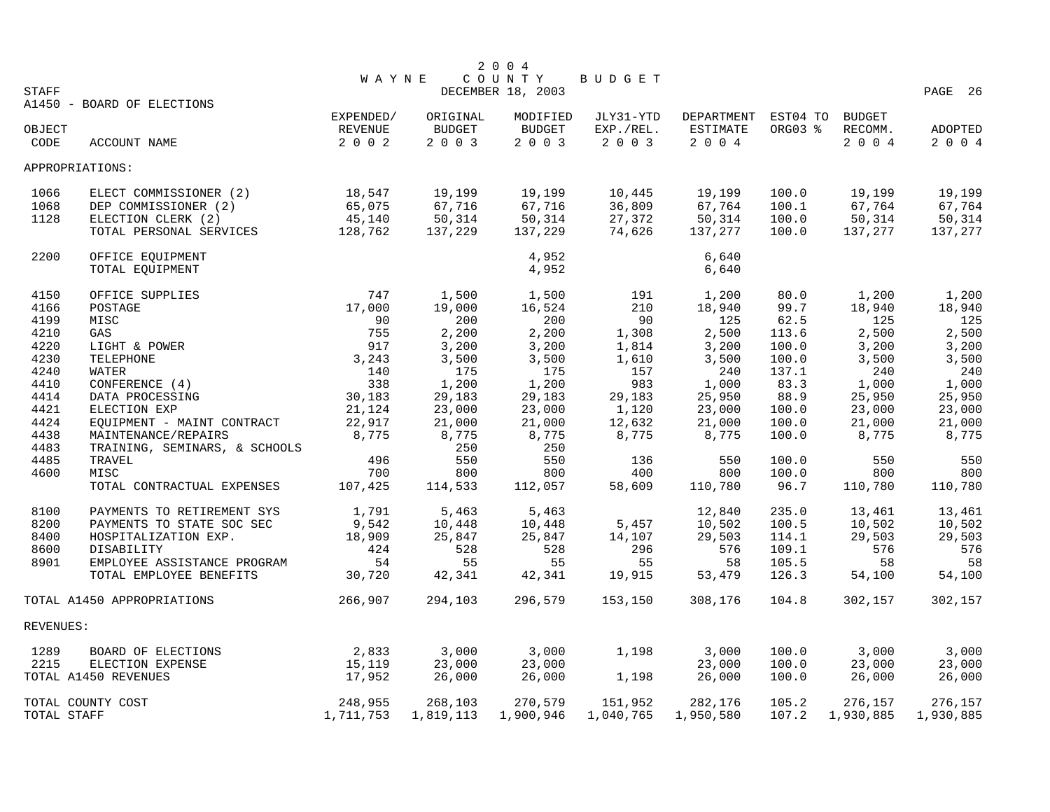# 2004 WAYNE COUNTY BUDGET

DECEMBER 18, 2003

STAFF

A1450 - BOARD OF ELECTIONS

| OBJECT CODE | ACCOUNT NAME | EXPENDED/ REVENUE 2002 | ORIGINAL BUDGET 2003 | MODIFIED BUDGET 2003 | JLY31-YTD EXP./REL. 2003 | DEPARTMENT ESTIMATE 2004 | EST04 TO ORG03 % | BUDGET RECOMM. 2004 | ADOPTED 2004 |
|---|---|---|---|---|---|---|---|---|---|
| APPROPRIATIONS: | | | | | | | | | |
| 1066 | ELECT COMMISSIONER (2) | 18,547 | 19,199 | 19,199 | 10,445 | 19,199 | 100.0 | 19,199 | 19,199 |
| 1068 | DEP COMMISSIONER (2) | 65,075 | 67,716 | 67,716 | 36,809 | 67,764 | 100.1 | 67,764 | 67,764 |
| 1128 | ELECTION CLERK (2) | 45,140 | 50,314 | 50,314 | 27,372 | 50,314 | 100.0 | 50,314 | 50,314 |
| | TOTAL PERSONAL SERVICES | 128,762 | 137,229 | 137,229 | 74,626 | 137,277 | 100.0 | 137,277 | 137,277 |
| 2200 | OFFICE EQUIPMENT | | | 4,952 | | 6,640 | | | |
| | TOTAL EQUIPMENT | | | 4,952 | | 6,640 | | | |
| 4150 | OFFICE SUPPLIES | 747 | 1,500 | 1,500 | 191 | 1,200 | 80.0 | 1,200 | 1,200 |
| 4166 | POSTAGE | 17,000 | 19,000 | 16,524 | 210 | 18,940 | 99.7 | 18,940 | 18,940 |
| 4199 | MISC | 90 | 200 | 200 | 90 | 125 | 62.5 | 125 | 125 |
| 4210 | GAS | 755 | 2,200 | 2,200 | 1,308 | 2,500 | 113.6 | 2,500 | 2,500 |
| 4220 | LIGHT & POWER | 917 | 3,200 | 3,200 | 1,814 | 3,200 | 100.0 | 3,200 | 3,200 |
| 4230 | TELEPHONE | 3,243 | 3,500 | 3,500 | 1,610 | 3,500 | 100.0 | 3,500 | 3,500 |
| 4240 | WATER | 140 | 175 | 175 | 157 | 240 | 137.1 | 240 | 240 |
| 4410 | CONFERENCE (4) | 338 | 1,200 | 1,200 | 983 | 1,000 | 83.3 | 1,000 | 1,000 |
| 4414 | DATA PROCESSING | 30,183 | 29,183 | 29,183 | 29,183 | 25,950 | 88.9 | 25,950 | 25,950 |
| 4421 | ELECTION EXP | 21,124 | 23,000 | 23,000 | 1,120 | 23,000 | 100.0 | 23,000 | 23,000 |
| 4424 | EQUIPMENT - MAINT CONTRACT | 22,917 | 21,000 | 21,000 | 12,632 | 21,000 | 100.0 | 21,000 | 21,000 |
| 4438 | MAINTENANCE/REPAIRS | 8,775 | 8,775 | 8,775 | 8,775 | 8,775 | 100.0 | 8,775 | 8,775 |
| 4483 | TRAINING, SEMINARS, & SCHOOLS | | 250 | 250 | | | | | |
| 4485 | TRAVEL | 496 | 550 | 550 | 136 | 550 | 100.0 | 550 | 550 |
| 4600 | MISC | 700 | 800 | 800 | 400 | 800 | 100.0 | 800 | 800 |
| | TOTAL CONTRACTUAL EXPENSES | 107,425 | 114,533 | 112,057 | 58,609 | 110,780 | 96.7 | 110,780 | 110,780 |
| 8100 | PAYMENTS TO RETIREMENT SYS | 1,791 | 5,463 | 5,463 | | 12,840 | 235.0 | 13,461 | 13,461 |
| 8200 | PAYMENTS TO STATE SOC SEC | 9,542 | 10,448 | 10,448 | 5,457 | 10,502 | 100.5 | 10,502 | 10,502 |
| 8400 | HOSPITALIZATION EXP. | 18,909 | 25,847 | 25,847 | 14,107 | 29,503 | 114.1 | 29,503 | 29,503 |
| 8600 | DISABILITY | 424 | 528 | 528 | 296 | 576 | 109.1 | 576 | 576 |
| 8901 | EMPLOYEE ASSISTANCE PROGRAM | 54 | 55 | 55 | 55 | 58 | 105.5 | 58 | 58 |
| | TOTAL EMPLOYEE BENEFITS | 30,720 | 42,341 | 42,341 | 19,915 | 53,479 | 126.3 | 54,100 | 54,100 |
| TOTAL A1450 APPROPRIATIONS | | 266,907 | 294,103 | 296,579 | 153,150 | 308,176 | 104.8 | 302,157 | 302,157 |
| REVENUES: | | | | | | | | | |
| 1289 | BOARD OF ELECTIONS | 2,833 | 3,000 | 3,000 | 1,198 | 3,000 | 100.0 | 3,000 | 3,000 |
| 2215 | ELECTION EXPENSE | 15,119 | 23,000 | 23,000 | | 23,000 | 100.0 | 23,000 | 23,000 |
| TOTAL A1450 REVENUES | | 17,952 | 26,000 | 26,000 | 1,198 | 26,000 | 100.0 | 26,000 | 26,000 |
| TOTAL COUNTY COST | | 248,955 | 268,103 | 270,579 | 151,952 | 282,176 | 105.2 | 276,157 | 276,157 |
| TOTAL STAFF | | 1,711,753 | 1,819,113 | 1,900,946 | 1,040,765 | 1,950,580 | 107.2 | 1,930,885 | 1,930,885 |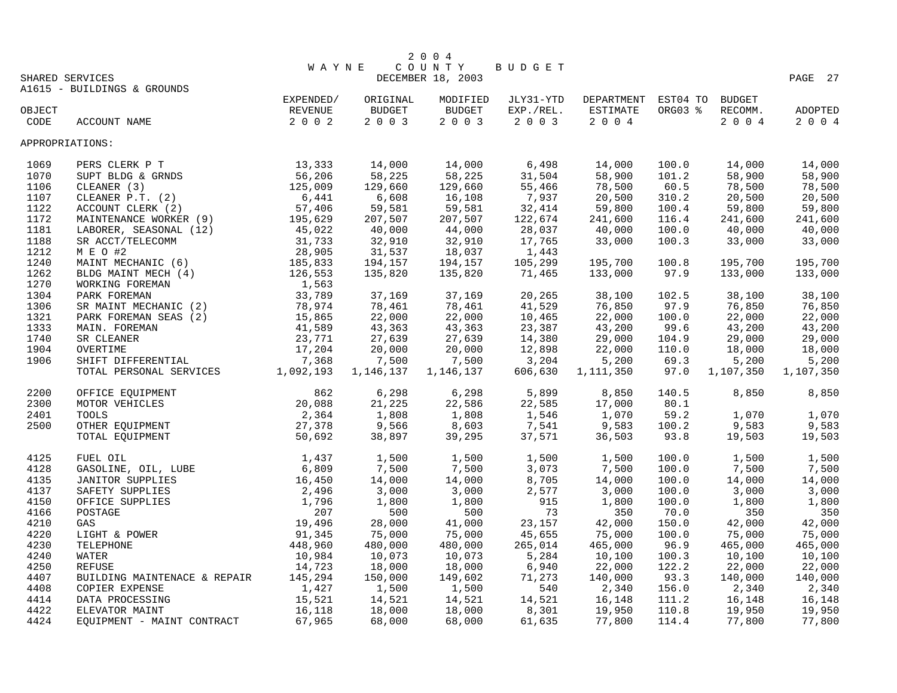# 2004 WAYNE COUNTY BUDGET

DECEMBER 18, 2003

SHARED SERVICES

A1615 - BUILDINGS & GROUNDS

| OBJECT CODE | ACCOUNT NAME | EXPENDED/ REVENUE 2002 | ORIGINAL BUDGET 2003 | MODIFIED BUDGET 2003 | JLY31-YTD EXP./REL. 2003 | DEPARTMENT ESTIMATE 2004 | EST04 TO ORG03 % | BUDGET RECOMM. 2004 | ADOPTED 2004 |
|---|---|---|---|---|---|---|---|---|---|
| APPROPRIATIONS: | | | | | | | | | |
| 1069 | PERS CLERK P T | 13,333 | 14,000 | 14,000 | 6,498 | 14,000 | 100.0 | 14,000 | 14,000 |
| 1070 | SUPT BLDG & GRNDS | 56,206 | 58,225 | 58,225 | 31,504 | 58,900 | 101.2 | 58,900 | 58,900 |
| 1106 | CLEANER (3) | 125,009 | 129,660 | 129,660 | 55,466 | 78,500 | 60.5 | 78,500 | 78,500 |
| 1107 | CLEANER P.T. (2) | 6,441 | 6,608 | 16,108 | 7,937 | 20,500 | 310.2 | 20,500 | 20,500 |
| 1122 | ACCOUNT CLERK (2) | 57,406 | 59,581 | 59,581 | 32,414 | 59,800 | 100.4 | 59,800 | 59,800 |
| 1172 | MAINTENANCE WORKER (9) | 195,629 | 207,507 | 207,507 | 122,674 | 241,600 | 116.4 | 241,600 | 241,600 |
| 1181 | LABORER, SEASONAL (12) | 45,022 | 40,000 | 44,000 | 28,037 | 40,000 | 100.0 | 40,000 | 40,000 |
| 1188 | SR ACCT/TELECOMM | 31,733 | 32,910 | 32,910 | 17,765 | 33,000 | 100.3 | 33,000 | 33,000 |
| 1212 | M E O #2 | 28,905 | 31,537 | 18,037 | 1,443 | | | | |
| 1240 | MAINT MECHANIC (6) | 185,833 | 194,157 | 194,157 | 105,299 | 195,700 | 100.8 | 195,700 | 195,700 |
| 1262 | BLDG MAINT MECH (4) | 126,553 | 135,820 | 135,820 | 71,465 | 133,000 | 97.9 | 133,000 | 133,000 |
| 1270 | WORKING FOREMAN | 1,563 | | | | | | | |
| 1304 | PARK FOREMAN | 33,789 | 37,169 | 37,169 | 20,265 | 38,100 | 102.5 | 38,100 | 38,100 |
| 1306 | SR MAINT MECHANIC (2) | 78,974 | 78,461 | 78,461 | 41,529 | 76,850 | 97.9 | 76,850 | 76,850 |
| 1321 | PARK FOREMAN SEAS (2) | 15,865 | 22,000 | 22,000 | 10,465 | 22,000 | 100.0 | 22,000 | 22,000 |
| 1333 | MAIN. FOREMAN | 41,589 | 43,363 | 43,363 | 23,387 | 43,200 | 99.6 | 43,200 | 43,200 |
| 1740 | SR CLEANER | 23,771 | 27,639 | 27,639 | 14,380 | 29,000 | 104.9 | 29,000 | 29,000 |
| 1904 | OVERTIME | 17,204 | 20,000 | 20,000 | 12,898 | 22,000 | 110.0 | 18,000 | 18,000 |
| 1906 | SHIFT DIFFERENTIAL | 7,368 | 7,500 | 7,500 | 3,204 | 5,200 | 69.3 | 5,200 | 5,200 |
| | TOTAL PERSONAL SERVICES | 1,092,193 | 1,146,137 | 1,146,137 | 606,630 | 1,111,350 | 97.0 | 1,107,350 | 1,107,350 |
| 2200 | OFFICE EQUIPMENT | 862 | 6,298 | 6,298 | 5,899 | 8,850 | 140.5 | 8,850 | 8,850 |
| 2300 | MOTOR VEHICLES | 20,088 | 21,225 | 22,586 | 22,585 | 17,000 | 80.1 | | |
| 2401 | TOOLS | 2,364 | 1,808 | 1,808 | 1,546 | 1,070 | 59.2 | 1,070 | 1,070 |
| 2500 | OTHER EQUIPMENT | 27,378 | 9,566 | 8,603 | 7,541 | 9,583 | 100.2 | 9,583 | 9,583 |
| | TOTAL EQUIPMENT | 50,692 | 38,897 | 39,295 | 37,571 | 36,503 | 93.8 | 19,503 | 19,503 |
| 4125 | FUEL OIL | 1,437 | 1,500 | 1,500 | 1,500 | 1,500 | 100.0 | 1,500 | 1,500 |
| 4128 | GASOLINE, OIL, LUBE | 6,809 | 7,500 | 7,500 | 3,073 | 7,500 | 100.0 | 7,500 | 7,500 |
| 4135 | JANITOR SUPPLIES | 16,450 | 14,000 | 14,000 | 8,705 | 14,000 | 100.0 | 14,000 | 14,000 |
| 4137 | SAFETY SUPPLIES | 2,496 | 3,000 | 3,000 | 2,577 | 3,000 | 100.0 | 3,000 | 3,000 |
| 4150 | OFFICE SUPPLIES | 1,796 | 1,800 | 1,800 | 915 | 1,800 | 100.0 | 1,800 | 1,800 |
| 4166 | POSTAGE | 207 | 500 | 500 | 73 | 350 | 70.0 | 350 | 350 |
| 4210 | GAS | 19,496 | 28,000 | 41,000 | 23,157 | 42,000 | 150.0 | 42,000 | 42,000 |
| 4220 | LIGHT & POWER | 91,345 | 75,000 | 75,000 | 45,655 | 75,000 | 100.0 | 75,000 | 75,000 |
| 4230 | TELEPHONE | 448,960 | 480,000 | 480,000 | 265,014 | 465,000 | 96.9 | 465,000 | 465,000 |
| 4240 | WATER | 10,984 | 10,073 | 10,073 | 5,284 | 10,100 | 100.3 | 10,100 | 10,100 |
| 4250 | REFUSE | 14,723 | 18,000 | 18,000 | 6,940 | 22,000 | 122.2 | 22,000 | 22,000 |
| 4407 | BUILDING MAINTENACE & REPAIR | 145,294 | 150,000 | 149,602 | 71,273 | 140,000 | 93.3 | 140,000 | 140,000 |
| 4408 | COPIER EXPENSE | 1,427 | 1,500 | 1,500 | 540 | 2,340 | 156.0 | 2,340 | 2,340 |
| 4414 | DATA PROCESSING | 15,521 | 14,521 | 14,521 | 14,521 | 16,148 | 111.2 | 16,148 | 16,148 |
| 4422 | ELEVATOR MAINT | 16,118 | 18,000 | 18,000 | 8,301 | 19,950 | 110.8 | 19,950 | 19,950 |
| 4424 | EQUIPMENT - MAINT CONTRACT | 67,965 | 68,000 | 68,000 | 61,635 | 77,800 | 114.4 | 77,800 | 77,800 |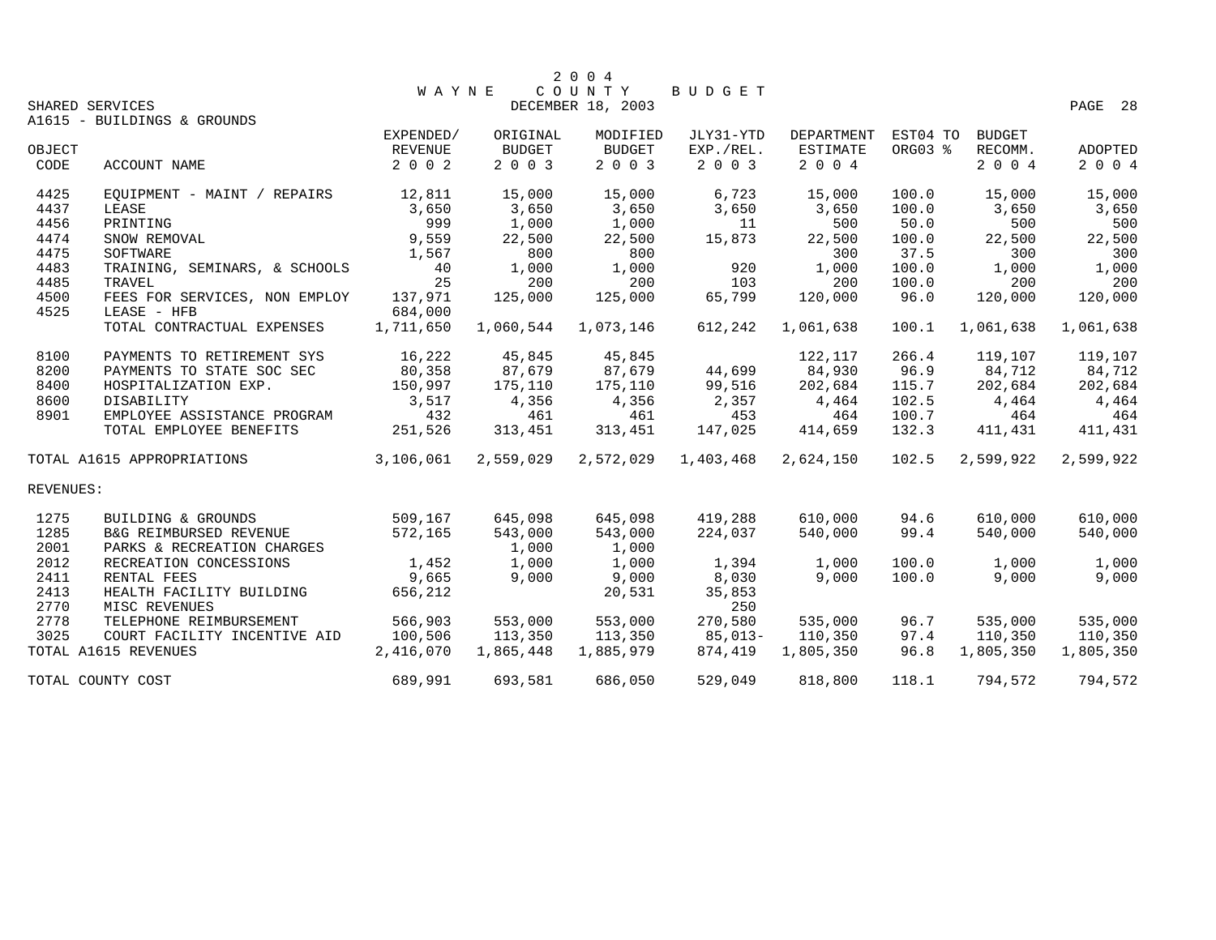# 2 0 0 4 WAYNE COUNTY BUDGET

SHARED SERVICES DECEMBER 18, 2003

A1615 - BUILDINGS & GROUNDS

| OBJECT CODE | ACCOUNT NAME | EXPENDED/ REVENUE 2 0 0 2 | ORIGINAL BUDGET 2 0 0 3 | MODIFIED BUDGET 2 0 0 3 | JLY31-YTD EXP./REL. 2 0 0 3 | DEPARTMENT ESTIMATE 2 0 0 4 | EST04 TO ORG03 % | BUDGET RECOMM. 2 0 0 4 | ADOPTED 2 0 0 4 |
|---|---|---|---|---|---|---|---|---|---|
| 4425 | EQUIPMENT - MAINT / REPAIRS | 12,811 | 15,000 | 15,000 | 6,723 | 15,000 | 100.0 | 15,000 | 15,000 |
| 4437 | LEASE | 3,650 | 3,650 | 3,650 | 3,650 | 3,650 | 100.0 | 3,650 | 3,650 |
| 4456 | PRINTING | 999 | 1,000 | 1,000 | 11 | 500 | 50.0 | 500 | 500 |
| 4474 | SNOW REMOVAL | 9,559 | 22,500 | 22,500 | 15,873 | 22,500 | 100.0 | 22,500 | 22,500 |
| 4475 | SOFTWARE | 1,567 | 800 | 800 | | 300 | 37.5 | 300 | 300 |
| 4483 | TRAINING, SEMINARS, & SCHOOLS | 40 | 1,000 | 1,000 | 920 | 1,000 | 100.0 | 1,000 | 1,000 |
| 4485 | TRAVEL | 25 | 200 | 200 | 103 | 200 | 100.0 | 200 | 200 |
| 4500 | FEES FOR SERVICES, NON EMPLOY | 137,971 | 125,000 | 125,000 | 65,799 | 120,000 | 96.0 | 120,000 | 120,000 |
| 4525 | LEASE - HFB | 684,000 | | | | | | | |
| | TOTAL CONTRACTUAL EXPENSES | 1,711,650 | 1,060,544 | 1,073,146 | 612,242 | 1,061,638 | 100.1 | 1,061,638 | 1,061,638 |
| 8100 | PAYMENTS TO RETIREMENT SYS | 16,222 | 45,845 | 45,845 | | 122,117 | 266.4 | 119,107 | 119,107 |
| 8200 | PAYMENTS TO STATE SOC SEC | 80,358 | 87,679 | 87,679 | 44,699 | 84,930 | 96.9 | 84,712 | 84,712 |
| 8400 | HOSPITALIZATION EXP. | 150,997 | 175,110 | 175,110 | 99,516 | 202,684 | 115.7 | 202,684 | 202,684 |
| 8600 | DISABILITY | 3,517 | 4,356 | 4,356 | 2,357 | 4,464 | 102.5 | 4,464 | 4,464 |
| 8901 | EMPLOYEE ASSISTANCE PROGRAM | 432 | 461 | 461 | 453 | 464 | 100.7 | 464 | 464 |
| | TOTAL EMPLOYEE BENEFITS | 251,526 | 313,451 | 313,451 | 147,025 | 414,659 | 132.3 | 411,431 | 411,431 |
| TOTAL A1615 APPROPRIATIONS | | 3,106,061 | 2,559,029 | 2,572,029 | 1,403,468 | 2,624,150 | 102.5 | 2,599,922 | 2,599,922 |
| REVENUES: | | | | | | | | | |
| 1275 | BUILDING & GROUNDS | 509,167 | 645,098 | 645,098 | 419,288 | 610,000 | 94.6 | 610,000 | 610,000 |
| 1285 | B&G REIMBURSED REVENUE | 572,165 | 543,000 | 543,000 | 224,037 | 540,000 | 99.4 | 540,000 | 540,000 |
| 2001 | PARKS & RECREATION CHARGES | | 1,000 | 1,000 | | | | | |
| 2012 | RECREATION CONCESSIONS | 1,452 | 1,000 | 1,000 | 1,394 | 1,000 | 100.0 | 1,000 | 1,000 |
| 2411 | RENTAL FEES | 9,665 | 9,000 | 9,000 | 8,030 | 9,000 | 100.0 | 9,000 | 9,000 |
| 2413 | HEALTH FACILITY BUILDING | 656,212 | | 20,531 | 35,853 | | | | |
| 2770 | MISC REVENUES | | | | 250 | | | | |
| 2778 | TELEPHONE REIMBURSEMENT | 566,903 | 553,000 | 553,000 | 270,580 | 535,000 | 96.7 | 535,000 | 535,000 |
| 3025 | COURT FACILITY INCENTIVE AID | 100,506 | 113,350 | 113,350 | 85,013- | 110,350 | 97.4 | 110,350 | 110,350 |
| TOTAL A1615 REVENUES | | 2,416,070 | 1,865,448 | 1,885,979 | 874,419 | 1,805,350 | 96.8 | 1,805,350 | 1,805,350 |
| TOTAL COUNTY COST | | 689,991 | 693,581 | 686,050 | 529,049 | 818,800 | 118.1 | 794,572 | 794,572 |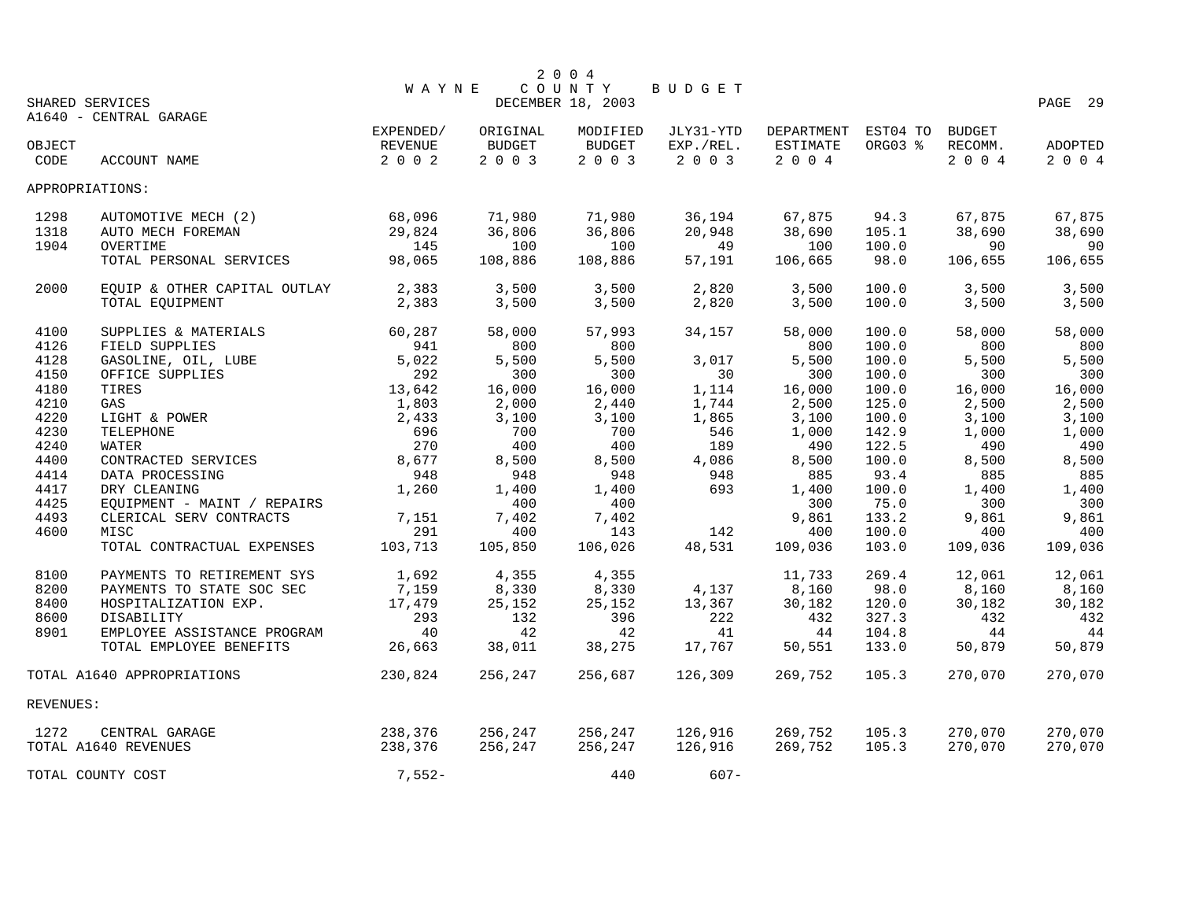# 2004 WAYNE COUNTY BUDGET

DECEMBER 18, 2003

SHARED SERVICES

A1640 - CENTRAL GARAGE

| OBJECT CODE | ACCOUNT NAME | EXPENDED/ REVENUE 2002 | ORIGINAL BUDGET 2003 | MODIFIED BUDGET 2003 | JLY31-YTD EXP./REL. 2003 | DEPARTMENT ESTIMATE 2004 | EST04 TO ORG03 % | BUDGET RECOMM. 2004 | ADOPTED 2004 |
|---|---|---|---|---|---|---|---|---|---|
| APPROPRIATIONS: | | | | | | | | | |
| 1298 | AUTOMOTIVE MECH (2) | 68,096 | 71,980 | 71,980 | 36,194 | 67,875 | 94.3 | 67,875 | 67,875 |
| 1318 | AUTO MECH FOREMAN | 29,824 | 36,806 | 36,806 | 20,948 | 38,690 | 105.1 | 38,690 | 38,690 |
| 1904 | OVERTIME | 145 | 100 | 100 | 49 | 100 | 100.0 | 90 | 90 |
| | TOTAL PERSONAL SERVICES | 98,065 | 108,886 | 108,886 | 57,191 | 106,665 | 98.0 | 106,655 | 106,655 |
| 2000 | EQUIP & OTHER CAPITAL OUTLAY | 2,383 | 3,500 | 3,500 | 2,820 | 3,500 | 100.0 | 3,500 | 3,500 |
| | TOTAL EQUIPMENT | 2,383 | 3,500 | 3,500 | 2,820 | 3,500 | 100.0 | 3,500 | 3,500 |
| 4100 | SUPPLIES & MATERIALS | 60,287 | 58,000 | 57,993 | 34,157 | 58,000 | 100.0 | 58,000 | 58,000 |
| 4126 | FIELD SUPPLIES | 941 | 800 | 800 | | 800 | 100.0 | 800 | 800 |
| 4128 | GASOLINE, OIL, LUBE | 5,022 | 5,500 | 5,500 | 3,017 | 5,500 | 100.0 | 5,500 | 5,500 |
| 4150 | OFFICE SUPPLIES | 292 | 300 | 300 | 30 | 300 | 100.0 | 300 | 300 |
| 4180 | TIRES | 13,642 | 16,000 | 16,000 | 1,114 | 16,000 | 100.0 | 16,000 | 16,000 |
| 4210 | GAS | 1,803 | 2,000 | 2,440 | 1,744 | 2,500 | 125.0 | 2,500 | 2,500 |
| 4220 | LIGHT & POWER | 2,433 | 3,100 | 3,100 | 1,865 | 3,100 | 100.0 | 3,100 | 3,100 |
| 4230 | TELEPHONE | 696 | 700 | 700 | 546 | 1,000 | 142.9 | 1,000 | 1,000 |
| 4240 | WATER | 270 | 400 | 400 | 189 | 490 | 122.5 | 490 | 490 |
| 4400 | CONTRACTED SERVICES | 8,677 | 8,500 | 8,500 | 4,086 | 8,500 | 100.0 | 8,500 | 8,500 |
| 4414 | DATA PROCESSING | 948 | 948 | 948 | 948 | 885 | 93.4 | 885 | 885 |
| 4417 | DRY CLEANING | 1,260 | 1,400 | 1,400 | 693 | 1,400 | 100.0 | 1,400 | 1,400 |
| 4425 | EQUIPMENT - MAINT / REPAIRS | | 400 | 400 | | 300 | 75.0 | 300 | 300 |
| 4493 | CLERICAL SERV CONTRACTS | 7,151 | 7,402 | 7,402 | | 9,861 | 133.2 | 9,861 | 9,861 |
| 4600 | MISC | 291 | 400 | 143 | 142 | 400 | 100.0 | 400 | 400 |
| | TOTAL CONTRACTUAL EXPENSES | 103,713 | 105,850 | 106,026 | 48,531 | 109,036 | 103.0 | 109,036 | 109,036 |
| 8100 | PAYMENTS TO RETIREMENT SYS | 1,692 | 4,355 | 4,355 | | 11,733 | 269.4 | 12,061 | 12,061 |
| 8200 | PAYMENTS TO STATE SOC SEC | 7,159 | 8,330 | 8,330 | 4,137 | 8,160 | 98.0 | 8,160 | 8,160 |
| 8400 | HOSPITALIZATION EXP. | 17,479 | 25,152 | 25,152 | 13,367 | 30,182 | 120.0 | 30,182 | 30,182 |
| 8600 | DISABILITY | 293 | 132 | 396 | 222 | 432 | 327.3 | 432 | 432 |
| 8901 | EMPLOYEE ASSISTANCE PROGRAM | 40 | 42 | 42 | 41 | 44 | 104.8 | 44 | 44 |
| | TOTAL EMPLOYEE BENEFITS | 26,663 | 38,011 | 38,275 | 17,767 | 50,551 | 133.0 | 50,879 | 50,879 |
| TOTAL A1640 APPROPRIATIONS | | 230,824 | 256,247 | 256,687 | 126,309 | 269,752 | 105.3 | 270,070 | 270,070 |
| REVENUES: | | | | | | | | | |
| 1272 | CENTRAL GARAGE | 238,376 | 256,247 | 256,247 | 126,916 | 269,752 | 105.3 | 270,070 | 270,070 |
| TOTAL A1640 REVENUES | | 238,376 | 256,247 | 256,247 | 126,916 | 269,752 | 105.3 | 270,070 | 270,070 |
| TOTAL COUNTY COST | | 7,552- | | 440 | 607- | | | | |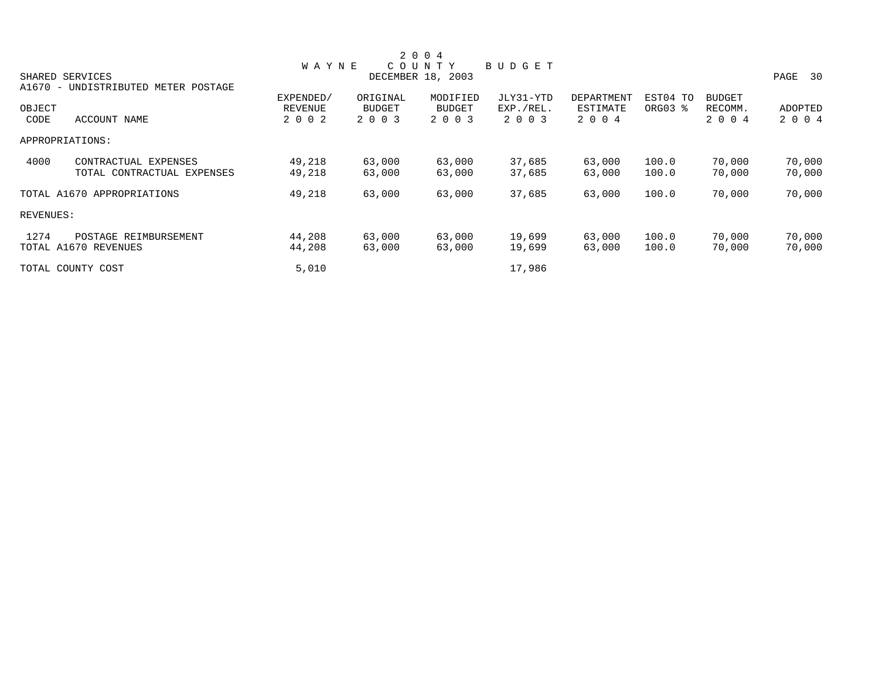# 2004 WAYNE COUNTY BUDGET

SHARED SERVICES
DECEMBER 18, 2003

A1670 - UNDISTRIBUTED METER POSTAGE

| OBJECT CODE | ACCOUNT NAME | EXPENDED/ REVENUE 2002 | ORIGINAL BUDGET 2003 | MODIFIED BUDGET 2003 | JLY31-YTD EXP./REL. 2003 | DEPARTMENT ESTIMATE 2004 | EST04 TO ORG03 % | BUDGET RECOMM. 2004 | ADOPTED 2004 |
|---|---|---|---|---|---|---|---|---|---|
| APPROPRIATIONS: | | | | | | | | | |
| 4000 | CONTRACTUAL EXPENSES | 49,218 | 63,000 | 63,000 | 37,685 | 63,000 | 100.0 | 70,000 | 70,000 |
| | TOTAL CONTRACTUAL EXPENSES | 49,218 | 63,000 | 63,000 | 37,685 | 63,000 | 100.0 | 70,000 | 70,000 |
| TOTAL A1670 APPROPRIATIONS | | 49,218 | 63,000 | 63,000 | 37,685 | 63,000 | 100.0 | 70,000 | 70,000 |
| REVENUES: | | | | | | | | | |
| 1274 | POSTAGE REIMBURSEMENT | 44,208 | 63,000 | 63,000 | 19,699 | 63,000 | 100.0 | 70,000 | 70,000 |
| TOTAL A1670 REVENUES | | 44,208 | 63,000 | 63,000 | 19,699 | 63,000 | 100.0 | 70,000 | 70,000 |
| TOTAL COUNTY COST | | 5,010 | | | 17,986 | | | | |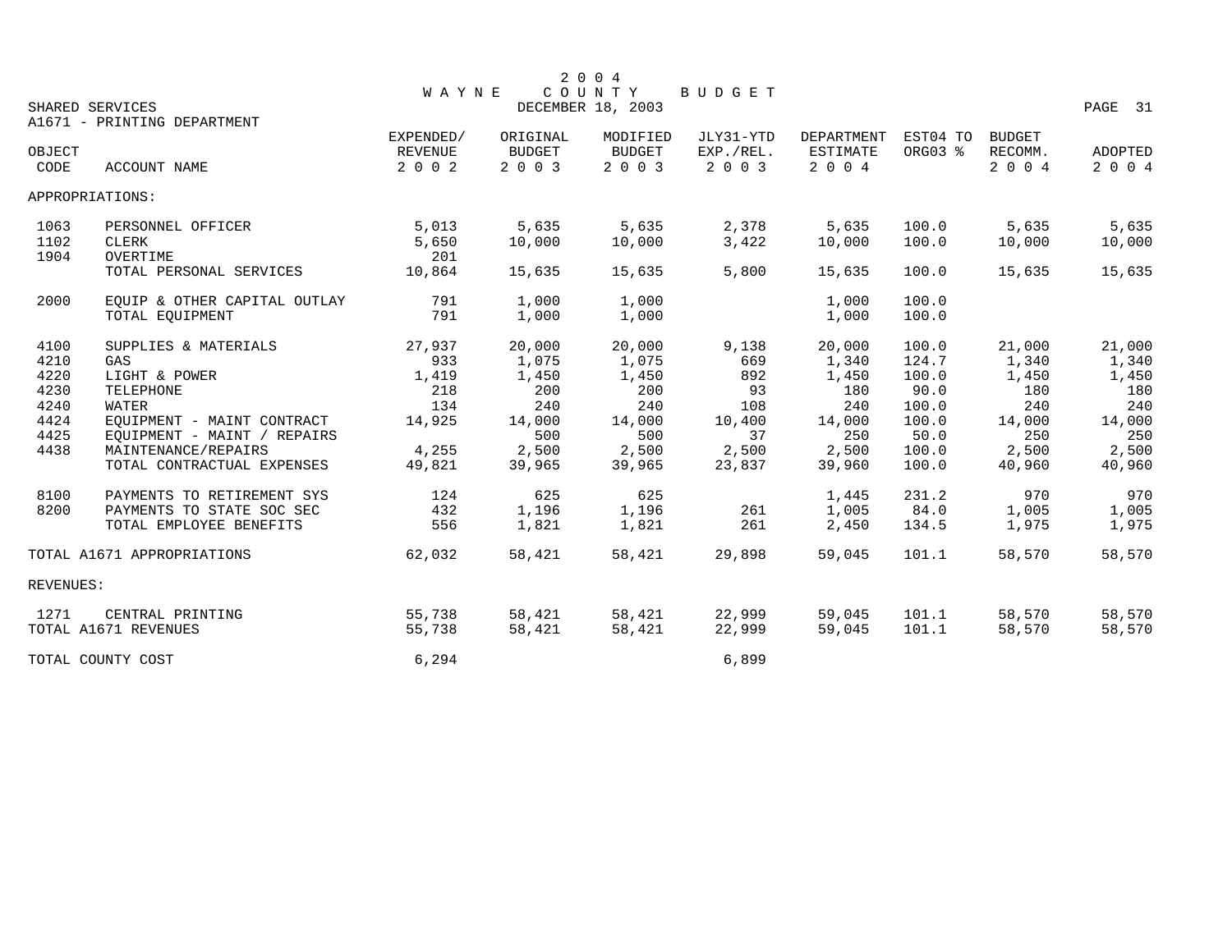# 2004 WAYNE COUNTY BUDGET

SHARED SERVICES
DECEMBER 18, 2003

A1671 - PRINTING DEPARTMENT

| OBJECT CODE | ACCOUNT NAME | EXPENDED/ REVENUE 2002 | ORIGINAL BUDGET 2003 | MODIFIED BUDGET 2003 | JLY31-YTD EXP./REL. 2003 | DEPARTMENT ESTIMATE 2004 | EST04 TO ORG03 % | BUDGET RECOMM. 2004 | ADOPTED 2004 |
|---|---|---|---|---|---|---|---|---|---|
| APPROPRIATIONS: | | | | | | | | | |
| 1063 | PERSONNEL OFFICER | 5,013 | 5,635 | 5,635 | 2,378 | 5,635 | 100.0 | 5,635 | 5,635 |
| 1102 | CLERK | 5,650 | 10,000 | 10,000 | 3,422 | 10,000 | 100.0 | 10,000 | 10,000 |
| 1904 | OVERTIME | 201 | | | | | | | |
| | TOTAL PERSONAL SERVICES | 10,864 | 15,635 | 15,635 | 5,800 | 15,635 | 100.0 | 15,635 | 15,635 |
| 2000 | EQUIP & OTHER CAPITAL OUTLAY | 791 | 1,000 | 1,000 | | 1,000 | 100.0 | | |
| | TOTAL EQUIPMENT | 791 | 1,000 | 1,000 | | 1,000 | 100.0 | | |
| 4100 | SUPPLIES & MATERIALS | 27,937 | 20,000 | 20,000 | 9,138 | 20,000 | 100.0 | 21,000 | 21,000 |
| 4210 | GAS | 933 | 1,075 | 1,075 | 669 | 1,340 | 124.7 | 1,340 | 1,340 |
| 4220 | LIGHT & POWER | 1,419 | 1,450 | 1,450 | 892 | 1,450 | 100.0 | 1,450 | 1,450 |
| 4230 | TELEPHONE | 218 | 200 | 200 | 93 | 180 | 90.0 | 180 | 180 |
| 4240 | WATER | 134 | 240 | 240 | 108 | 240 | 100.0 | 240 | 240 |
| 4424 | EQUIPMENT - MAINT CONTRACT | 14,925 | 14,000 | 14,000 | 10,400 | 14,000 | 100.0 | 14,000 | 14,000 |
| 4425 | EQUIPMENT - MAINT / REPAIRS | | 500 | 500 | 37 | 250 | 50.0 | 250 | 250 |
| 4438 | MAINTENANCE/REPAIRS | 4,255 | 2,500 | 2,500 | 2,500 | 2,500 | 100.0 | 2,500 | 2,500 |
| | TOTAL CONTRACTUAL EXPENSES | 49,821 | 39,965 | 39,965 | 23,837 | 39,960 | 100.0 | 40,960 | 40,960 |
| 8100 | PAYMENTS TO RETIREMENT SYS | 124 | 625 | 625 | | 1,445 | 231.2 | 970 | 970 |
| 8200 | PAYMENTS TO STATE SOC SEC | 432 | 1,196 | 1,196 | 261 | 1,005 | 84.0 | 1,005 | 1,005 |
| | TOTAL EMPLOYEE BENEFITS | 556 | 1,821 | 1,821 | 261 | 2,450 | 134.5 | 1,975 | 1,975 |
| TOTAL A1671 APPROPRIATIONS | | 62,032 | 58,421 | 58,421 | 29,898 | 59,045 | 101.1 | 58,570 | 58,570 |
| REVENUES: | | | | | | | | | |
| 1271 | CENTRAL PRINTING | 55,738 | 58,421 | 58,421 | 22,999 | 59,045 | 101.1 | 58,570 | 58,570 |
| TOTAL A1671 REVENUES | | 55,738 | 58,421 | 58,421 | 22,999 | 59,045 | 101.1 | 58,570 | 58,570 |
| TOTAL COUNTY COST | | 6,294 | | | 6,899 | | | | |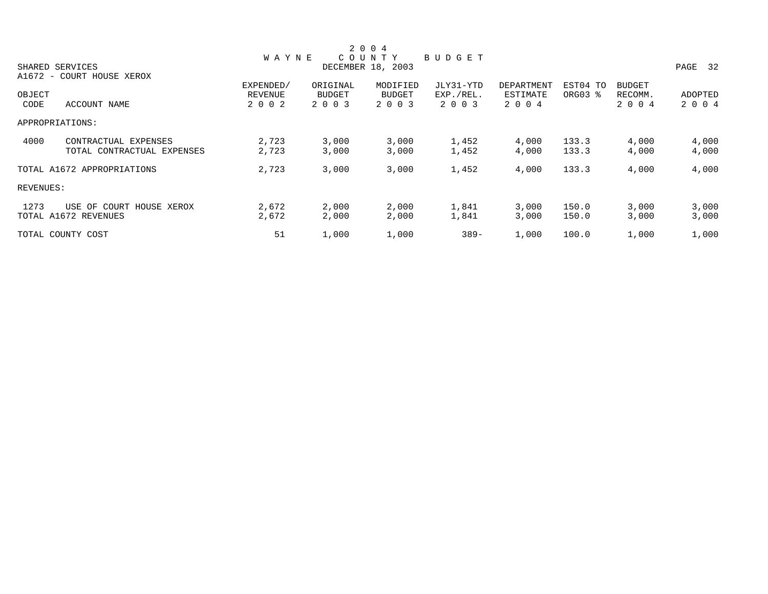# 2004 WAYNE COUNTY BUDGET

SHARED SERVICES
DECEMBER 18, 2003

A1672 - COURT HOUSE XEROX

| OBJECT CODE | ACCOUNT NAME | EXPENDED/ REVENUE 2002 | ORIGINAL BUDGET 2003 | MODIFIED BUDGET 2003 | JLY31-YTD EXP./REL. 2003 | DEPARTMENT ESTIMATE 2004 | EST04 TO ORG03 % | BUDGET RECOMM. 2004 | ADOPTED 2004 |
|---|---|---|---|---|---|---|---|---|---|
| APPROPRIATIONS: | | | | | | | | | |
| 4000 | CONTRACTUAL EXPENSES | 2,723 | 3,000 | 3,000 | 1,452 | 4,000 | 133.3 | 4,000 | 4,000 |
| | TOTAL CONTRACTUAL EXPENSES | 2,723 | 3,000 | 3,000 | 1,452 | 4,000 | 133.3 | 4,000 | 4,000 |
| TOTAL A1672 APPROPRIATIONS | | 2,723 | 3,000 | 3,000 | 1,452 | 4,000 | 133.3 | 4,000 | 4,000 |
| REVENUES: | | | | | | | | | |
| 1273 | USE OF COURT HOUSE XEROX | 2,672 | 2,000 | 2,000 | 1,841 | 3,000 | 150.0 | 3,000 | 3,000 |
| TOTAL A1672 REVENUES | | 2,672 | 2,000 | 2,000 | 1,841 | 3,000 | 150.0 | 3,000 | 3,000 |
| TOTAL COUNTY COST | | 51 | 1,000 | 1,000 | 389- | 1,000 | 100.0 | 1,000 | 1,000 |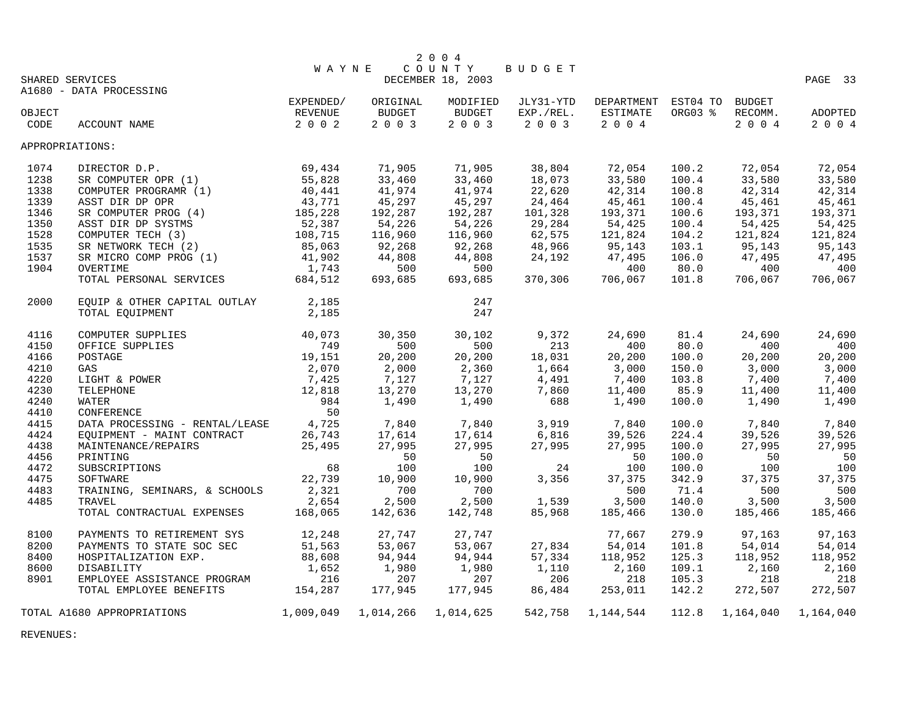# 2004 WAYNE COUNTY BUDGET

DECEMBER 18, 2003

SHARED SERVICES

A1680 - DATA PROCESSING

| OBJECT CODE | ACCOUNT NAME | EXPENDED/ REVENUE 2002 | ORIGINAL BUDGET 2003 | MODIFIED BUDGET 2003 | JLY31-YTD EXP./REL. 2003 | DEPARTMENT ESTIMATE 2004 | EST04 TO ORG03 % | BUDGET RECOMM. 2004 | ADOPTED 2004 |
|---|---|---|---|---|---|---|---|---|---|
| APPROPRIATIONS: | | | | | | | | | |
| 1074 | DIRECTOR D.P. | 69,434 | 71,905 | 71,905 | 38,804 | 72,054 | 100.2 | 72,054 | 72,054 |
| 1238 | SR COMPUTER OPR (1) | 55,828 | 33,460 | 33,460 | 18,073 | 33,580 | 100.4 | 33,580 | 33,580 |
| 1338 | COMPUTER PROGRAMR (1) | 40,441 | 41,974 | 41,974 | 22,620 | 42,314 | 100.8 | 42,314 | 42,314 |
| 1339 | ASST DIR DP OPR | 43,771 | 45,297 | 45,297 | 24,464 | 45,461 | 100.4 | 45,461 | 45,461 |
| 1346 | SR COMPUTER PROG (4) | 185,228 | 192,287 | 192,287 | 101,328 | 193,371 | 100.6 | 193,371 | 193,371 |
| 1350 | ASST DIR DP SYSTMS | 52,387 | 54,226 | 54,226 | 29,284 | 54,425 | 100.4 | 54,425 | 54,425 |
| 1528 | COMPUTER TECH (3) | 108,715 | 116,960 | 116,960 | 62,575 | 121,824 | 104.2 | 121,824 | 121,824 |
| 1535 | SR NETWORK TECH (2) | 85,063 | 92,268 | 92,268 | 48,966 | 95,143 | 103.1 | 95,143 | 95,143 |
| 1537 | SR MICRO COMP PROG (1) | 41,902 | 44,808 | 44,808 | 24,192 | 47,495 | 106.0 | 47,495 | 47,495 |
| 1904 | OVERTIME | 1,743 | 500 | 500 | | 400 | 80.0 | 400 | 400 |
| | TOTAL PERSONAL SERVICES | 684,512 | 693,685 | 693,685 | 370,306 | 706,067 | 101.8 | 706,067 | 706,067 |
| 2000 | EQUIP & OTHER CAPITAL OUTLAY | 2,185 | | 247 | | | | | |
| | TOTAL EQUIPMENT | 2,185 | | 247 | | | | | |
| 4116 | COMPUTER SUPPLIES | 40,073 | 30,350 | 30,102 | 9,372 | 24,690 | 81.4 | 24,690 | 24,690 |
| 4150 | OFFICE SUPPLIES | 749 | 500 | 500 | 213 | 400 | 80.0 | 400 | 400 |
| 4166 | POSTAGE | 19,151 | 20,200 | 20,200 | 18,031 | 20,200 | 100.0 | 20,200 | 20,200 |
| 4210 | GAS | 2,070 | 2,000 | 2,360 | 1,664 | 3,000 | 150.0 | 3,000 | 3,000 |
| 4220 | LIGHT & POWER | 7,425 | 7,127 | 7,127 | 4,491 | 7,400 | 103.8 | 7,400 | 7,400 |
| 4230 | TELEPHONE | 12,818 | 13,270 | 13,270 | 7,860 | 11,400 | 85.9 | 11,400 | 11,400 |
| 4240 | WATER | 984 | 1,490 | 1,490 | 688 | 1,490 | 100.0 | 1,490 | 1,490 |
| 4410 | CONFERENCE | 50 | | | | | | | |
| 4415 | DATA PROCESSING - RENTAL/LEASE | 4,725 | 7,840 | 7,840 | 3,919 | 7,840 | 100.0 | 7,840 | 7,840 |
| 4424 | EQUIPMENT - MAINT CONTRACT | 26,743 | 17,614 | 17,614 | 6,816 | 39,526 | 224.4 | 39,526 | 39,526 |
| 4438 | MAINTENANCE/REPAIRS | 25,495 | 27,995 | 27,995 | 27,995 | 27,995 | 100.0 | 27,995 | 27,995 |
| 4456 | PRINTING | | 50 | 50 | | 50 | 100.0 | 50 | 50 |
| 4472 | SUBSCRIPTIONS | 68 | 100 | 100 | 24 | 100 | 100.0 | 100 | 100 |
| 4475 | SOFTWARE | 22,739 | 10,900 | 10,900 | 3,356 | 37,375 | 342.9 | 37,375 | 37,375 |
| 4483 | TRAINING, SEMINARS, & SCHOOLS | 2,321 | 700 | 700 | | 500 | 71.4 | 500 | 500 |
| 4485 | TRAVEL | 2,654 | 2,500 | 2,500 | 1,539 | 3,500 | 140.0 | 3,500 | 3,500 |
| | TOTAL CONTRACTUAL EXPENSES | 168,065 | 142,636 | 142,748 | 85,968 | 185,466 | 130.0 | 185,466 | 185,466 |
| 8100 | PAYMENTS TO RETIREMENT SYS | 12,248 | 27,747 | 27,747 | | 77,667 | 279.9 | 97,163 | 97,163 |
| 8200 | PAYMENTS TO STATE SOC SEC | 51,563 | 53,067 | 53,067 | 27,834 | 54,014 | 101.8 | 54,014 | 54,014 |
| 8400 | HOSPITALIZATION EXP. | 88,608 | 94,944 | 94,944 | 57,334 | 118,952 | 125.3 | 118,952 | 118,952 |
| 8600 | DISABILITY | 1,652 | 1,980 | 1,980 | 1,110 | 2,160 | 109.1 | 2,160 | 2,160 |
| 8901 | EMPLOYEE ASSISTANCE PROGRAM | 216 | 207 | 207 | 206 | 218 | 105.3 | 218 | 218 |
| | TOTAL EMPLOYEE BENEFITS | 154,287 | 177,945 | 177,945 | 86,484 | 253,011 | 142.2 | 272,507 | 272,507 |
| | TOTAL A1680 APPROPRIATIONS | 1,009,049 | 1,014,266 | 1,014,625 | 542,758 | 1,144,544 | 112.8 | 1,164,040 | 1,164,040 |

REVENUES: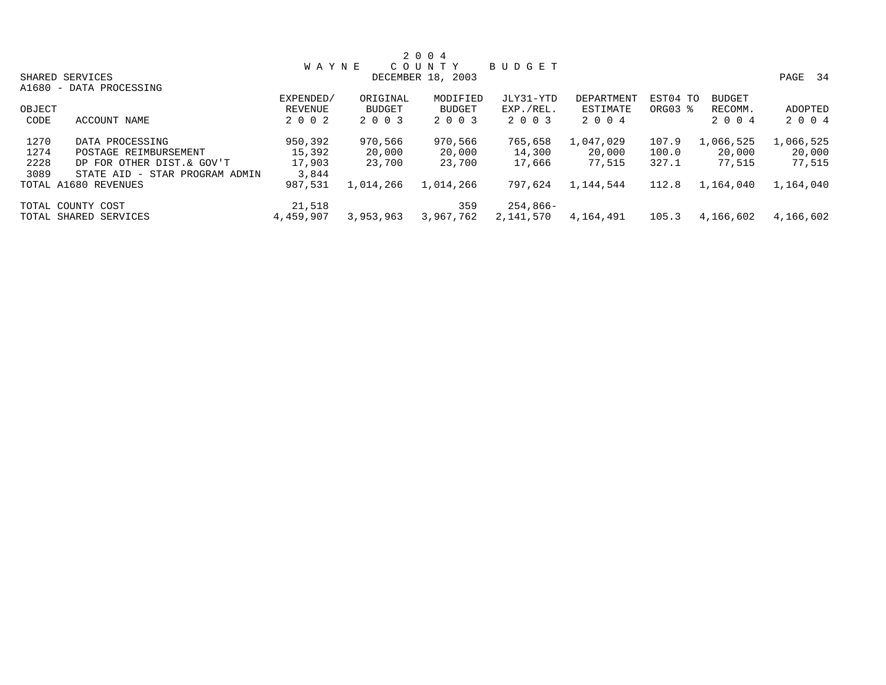# 2004 WAYNE COUNTY BUDGET

SHARED SERVICES
DECEMBER 18, 2003

A1680 - DATA PROCESSING

| OBJECT CODE | ACCOUNT NAME | EXPENDED/ REVENUE 2002 | ORIGINAL BUDGET 2003 | MODIFIED BUDGET 2003 | JLY31-YTD EXP./REL. 2003 | DEPARTMENT ESTIMATE 2004 | EST04 TO ORG03 % | BUDGET RECOMM. 2004 | ADOPTED 2004 |
|---|---|---|---|---|---|---|---|---|---|
| 1270 | DATA PROCESSING | 950,392 | 970,566 | 970,566 | 765,658 | 1,047,029 | 107.9 | 1,066,525 | 1,066,525 |
| 1274 | POSTAGE REIMBURSEMENT | 15,392 | 20,000 | 20,000 | 14,300 | 20,000 | 100.0 | 20,000 | 20,000 |
| 2228 | DP FOR OTHER DIST.& GOV'T | 17,903 | 23,700 | 23,700 | 17,666 | 77,515 | 327.1 | 77,515 | 77,515 |
| 3089 | STATE AID - STAR PROGRAM ADMIN | 3,844 | | | | | | | |
| TOTAL A1680 REVENUES | | 987,531 | 1,014,266 | 1,014,266 | 797,624 | 1,144,544 | 112.8 | 1,164,040 | 1,164,040 |
| TOTAL COUNTY COST | | 21,518 | | 359 | 254,866- | | | | |
| TOTAL SHARED SERVICES | | 4,459,907 | 3,953,963 | 3,967,762 | 2,141,570 | 4,164,491 | 105.3 | 4,166,602 | 4,166,602 |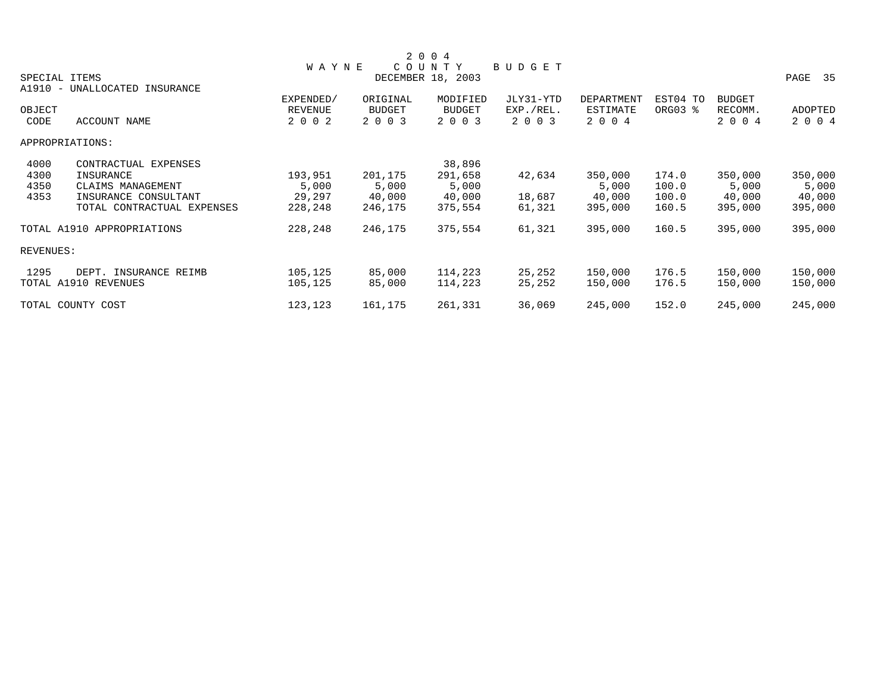# 2004 WAYNE COUNTY BUDGET

DECEMBER 18, 2003

SPECIAL ITEMS

A1910 - UNALLOCATED INSURANCE

| OBJECT CODE | ACCOUNT NAME | EXPENDED/ REVENUE 2002 | ORIGINAL BUDGET 2003 | MODIFIED BUDGET 2003 | JLY31-YTD EXP./REL. 2003 | DEPARTMENT ESTIMATE 2004 | EST04 TO ORG03 % | BUDGET RECOMM. 2004 | ADOPTED 2004 |
|---|---|---|---|---|---|---|---|---|---|
| APPROPRIATIONS: | | | | | | | | | |
| 4000 | CONTRACTUAL EXPENSES | | | 38,896 | | | | | |
| 4300 | INSURANCE | 193,951 | 201,175 | 291,658 | 42,634 | 350,000 | 174.0 | 350,000 | 350,000 |
| 4350 | CLAIMS MANAGEMENT | 5,000 | 5,000 | 5,000 | | 5,000 | 100.0 | 5,000 | 5,000 |
| 4353 | INSURANCE CONSULTANT | 29,297 | 40,000 | 40,000 | 18,687 | 40,000 | 100.0 | 40,000 | 40,000 |
| | TOTAL CONTRACTUAL EXPENSES | 228,248 | 246,175 | 375,554 | 61,321 | 395,000 | 160.5 | 395,000 | 395,000 |
| TOTAL A1910 APPROPRIATIONS | | 228,248 | 246,175 | 375,554 | 61,321 | 395,000 | 160.5 | 395,000 | 395,000 |
| REVENUES: | | | | | | | | | |
| 1295 | DEPT. INSURANCE REIMB | 105,125 | 85,000 | 114,223 | 25,252 | 150,000 | 176.5 | 150,000 | 150,000 |
| TOTAL A1910 REVENUES | | 105,125 | 85,000 | 114,223 | 25,252 | 150,000 | 176.5 | 150,000 | 150,000 |
| TOTAL COUNTY COST | | 123,123 | 161,175 | 261,331 | 36,069 | 245,000 | 152.0 | 245,000 | 245,000 |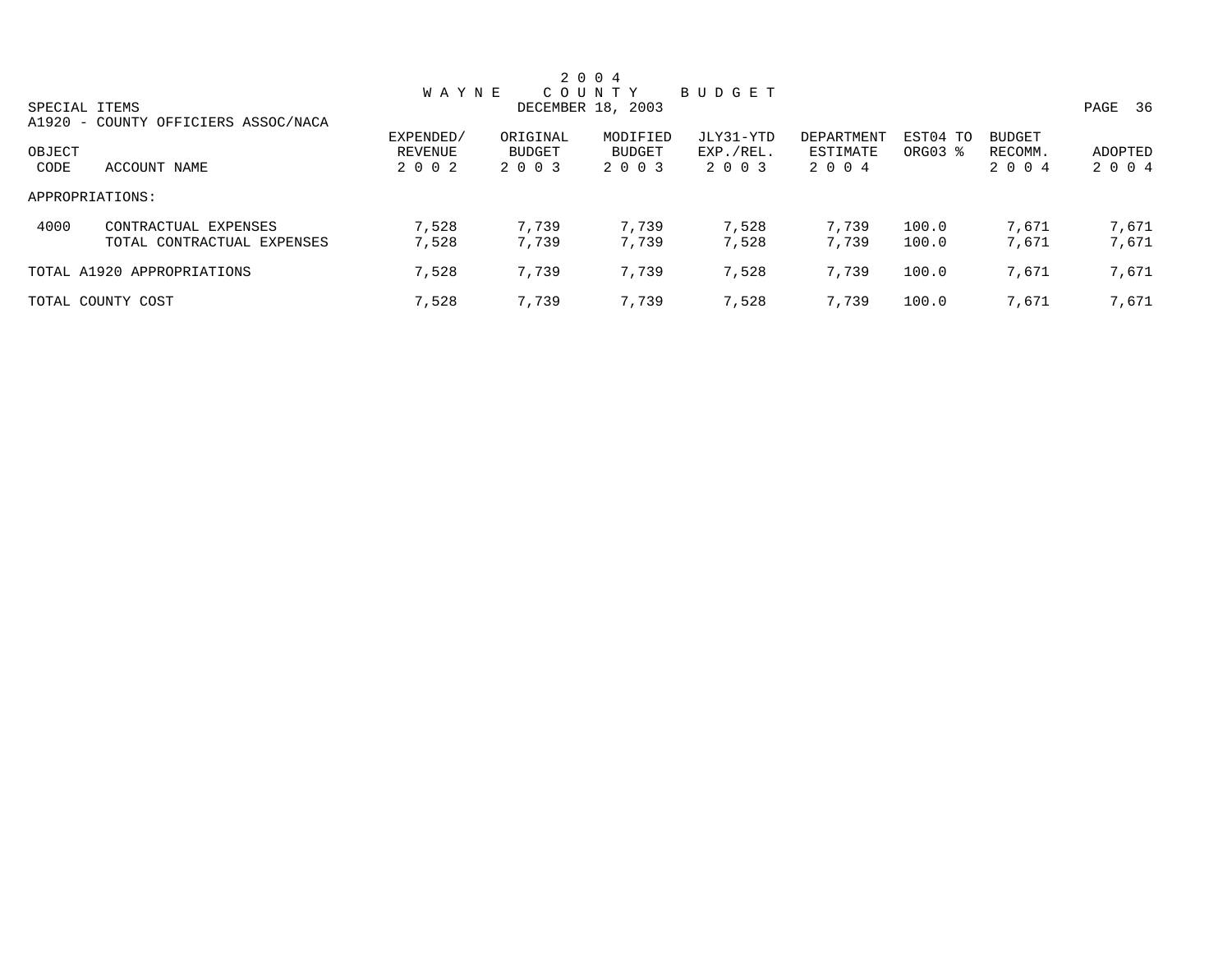# 2004 WAYNE COUNTY BUDGET

SPECIAL ITEMS

DECEMBER 18, 2003

A1920 - COUNTY OFFICIERS ASSOC/NACA

| OBJECT CODE | ACCOUNT NAME | EXPENDED/ REVENUE 2002 | ORIGINAL BUDGET 2003 | MODIFIED BUDGET 2003 | JLY31-YTD EXP./REL. 2003 | DEPARTMENT ESTIMATE 2004 | EST04 TO ORG03 % | BUDGET RECOMM. 2004 | ADOPTED 2004 |
|---|---|---|---|---|---|---|---|---|---|
| APPROPRIATIONS: | | | | | | | | | |
| 4000 | CONTRACTUAL EXPENSES | 7,528 | 7,739 | 7,739 | 7,528 | 7,739 | 100.0 | 7,671 | 7,671 |
| | TOTAL CONTRACTUAL EXPENSES | 7,528 | 7,739 | 7,739 | 7,528 | 7,739 | 100.0 | 7,671 | 7,671 |
| TOTAL A1920 APPROPRIATIONS | | 7,528 | 7,739 | 7,739 | 7,528 | 7,739 | 100.0 | 7,671 | 7,671 |
| TOTAL COUNTY COST | | 7,528 | 7,739 | 7,739 | 7,528 | 7,739 | 100.0 | 7,671 | 7,671 |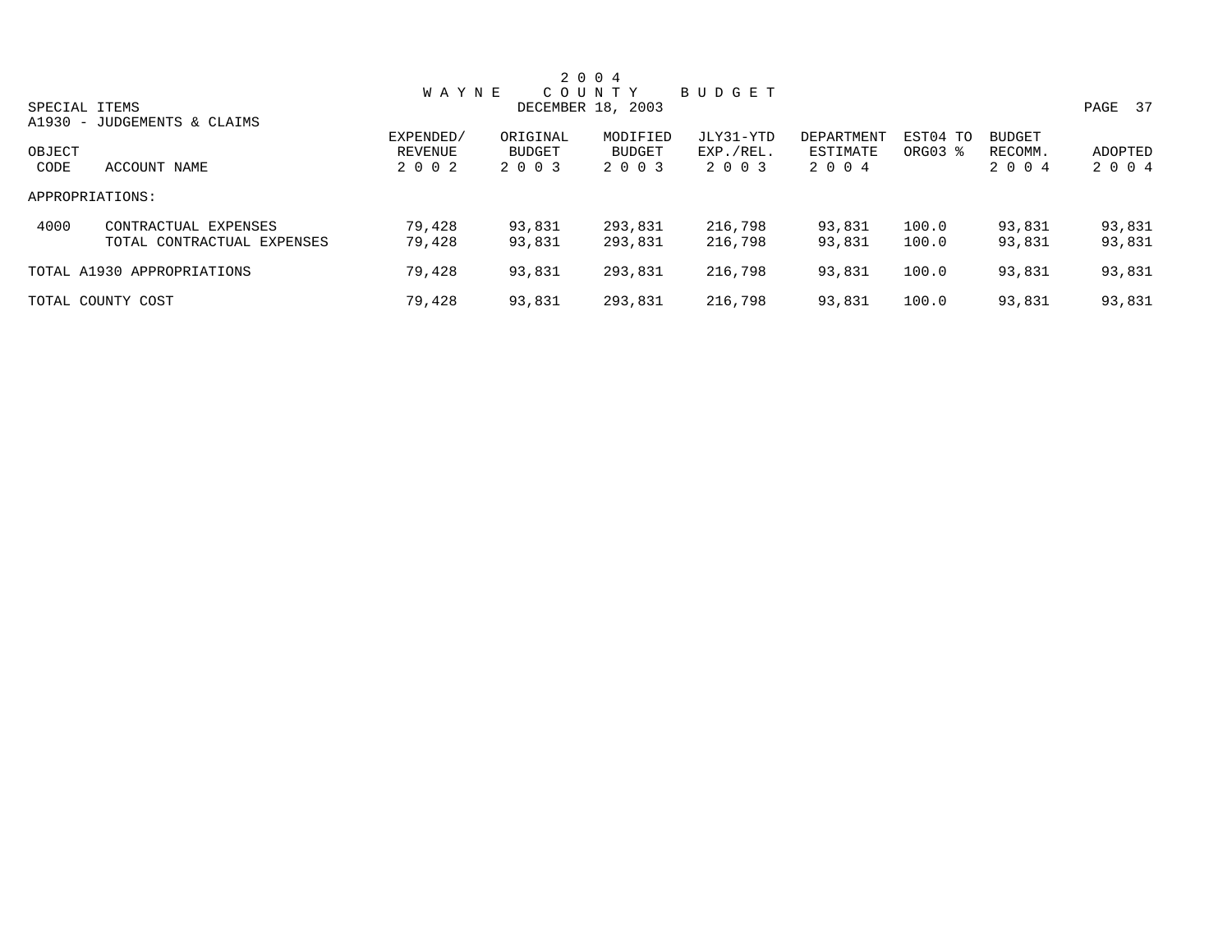# 2 0 0 4 WAYNE COUNTY BUDGET

SPECIAL ITEMS
DECEMBER 18, 2003

A1930 - JUDGEMENTS & CLAIMS

| OBJECT CODE | ACCOUNT NAME | EXPENDED/ REVENUE 2 0 0 2 | ORIGINAL BUDGET 2 0 0 3 | MODIFIED BUDGET 2 0 0 3 | JLY31-YTD EXP./REL. 2 0 0 3 | DEPARTMENT ESTIMATE 2 0 0 4 | EST04 TO ORG03 % | BUDGET RECOMM. 2 0 0 4 | ADOPTED 2 0 0 4 |
|---|---|---|---|---|---|---|---|---|---|
| APPROPRIATIONS: | | | | | | | | | |
| 4000 | CONTRACTUAL EXPENSES | 79,428 | 93,831 | 293,831 | 216,798 | 93,831 | 100.0 | 93,831 | 93,831 |
| | TOTAL CONTRACTUAL EXPENSES | 79,428 | 93,831 | 293,831 | 216,798 | 93,831 | 100.0 | 93,831 | 93,831 |
| TOTAL A1930 APPROPRIATIONS | | 79,428 | 93,831 | 293,831 | 216,798 | 93,831 | 100.0 | 93,831 | 93,831 |
| TOTAL COUNTY COST | | 79,428 | 93,831 | 293,831 | 216,798 | 93,831 | 100.0 | 93,831 | 93,831 |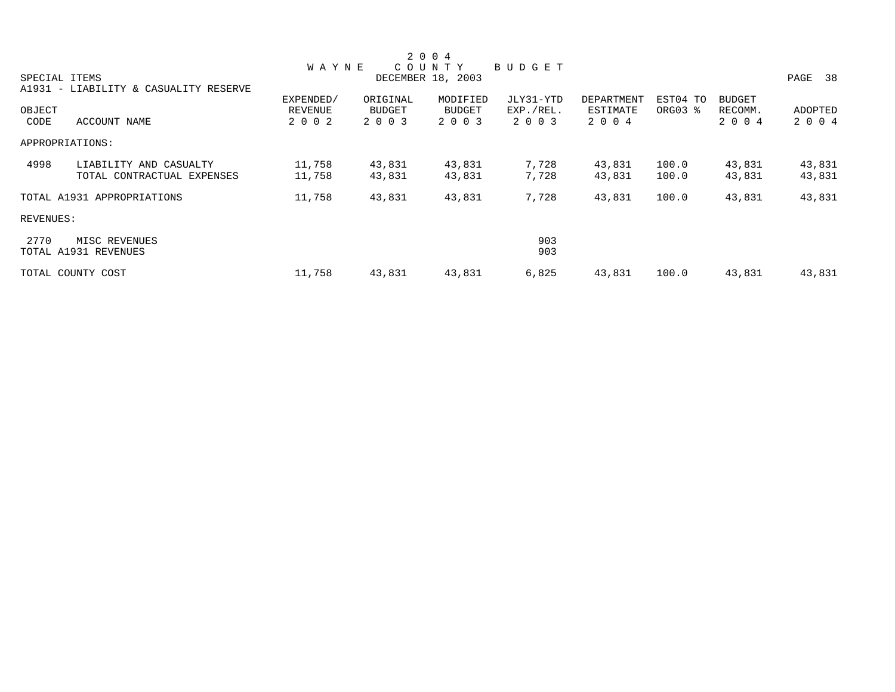# 2004 WAYNE COUNTY BUDGET

DECEMBER 18, 2003

SPECIAL ITEMS

A1931 - LIABILITY & CASUALTY RESERVE

| OBJECT CODE | ACCOUNT NAME | EXPENDED/ REVENUE 2002 | ORIGINAL BUDGET 2003 | MODIFIED BUDGET 2003 | JLY31-YTD EXP./REL. 2003 | DEPARTMENT ESTIMATE 2004 | EST04 TO ORG03 % | BUDGET RECOMM. 2004 | ADOPTED 2004 |
|---|---|---|---|---|---|---|---|---|---|
| APPROPRIATIONS: | | | | | | | | | |
| 4998 | LIABILITY AND CASUALTY | 11,758 | 43,831 | 43,831 | 7,728 | 43,831 | 100.0 | 43,831 | 43,831 |
| | TOTAL CONTRACTUAL EXPENSES | 11,758 | 43,831 | 43,831 | 7,728 | 43,831 | 100.0 | 43,831 | 43,831 |
| TOTAL A1931 APPROPRIATIONS | | 11,758 | 43,831 | 43,831 | 7,728 | 43,831 | 100.0 | 43,831 | 43,831 |
| REVENUES: | | | | | | | | | |
| 2770 | MISC REVENUES | | | | 903 | | | | |
| TOTAL A1931 REVENUES | | | | | 903 | | | | |
| TOTAL COUNTY COST | | 11,758 | 43,831 | 43,831 | 6,825 | 43,831 | 100.0 | 43,831 | 43,831 |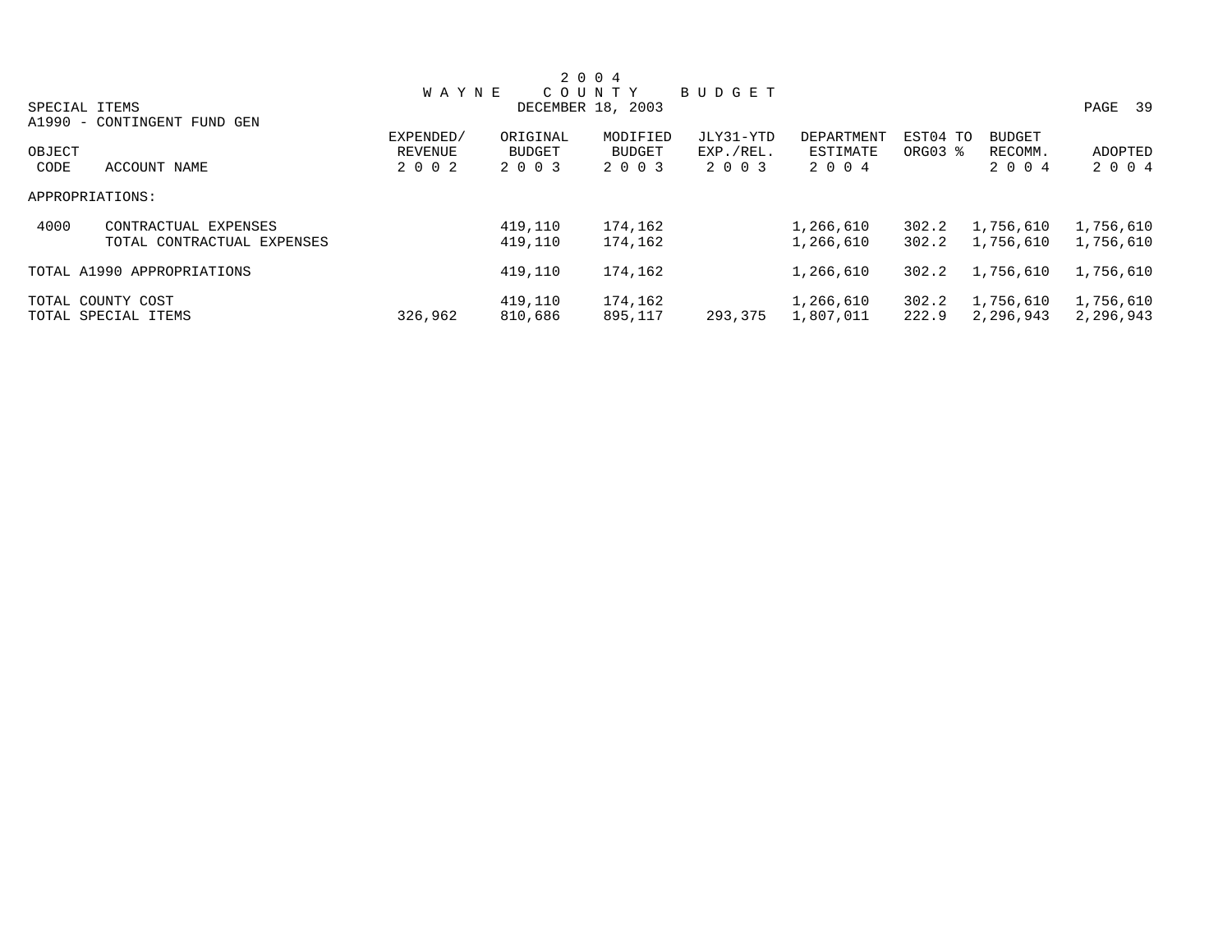# 2004 WAYNE COUNTY BUDGET

SPECIAL ITEMS
DECEMBER 18, 2003

A1990 - CONTINGENT FUND GEN

| OBJECT CODE | ACCOUNT NAME | EXPENDED/ REVENUE 2002 | ORIGINAL BUDGET 2003 | MODIFIED BUDGET 2003 | JLY31-YTD EXP./REL. 2003 | DEPARTMENT ESTIMATE 2004 | EST04 TO ORG03 % | BUDGET RECOMM. 2004 | ADOPTED 2004 |
|---|---|---|---|---|---|---|---|---|---|
| APPROPRIATIONS: | | | | | | | | | |
| 4000 | CONTRACTUAL EXPENSES | | 419,110 | 174,162 | | 1,266,610 | 302.2 | 1,756,610 | 1,756,610 |
| | TOTAL CONTRACTUAL EXPENSES | | 419,110 | 174,162 | | 1,266,610 | 302.2 | 1,756,610 | 1,756,610 |
| TOTAL A1990 APPROPRIATIONS | | | 419,110 | 174,162 | | 1,266,610 | 302.2 | 1,756,610 | 1,756,610 |
| TOTAL COUNTY COST | | | 419,110 | 174,162 | | 1,266,610 | 302.2 | 1,756,610 | 1,756,610 |
| TOTAL SPECIAL ITEMS | | 326,962 | 810,686 | 895,117 | 293,375 | 1,807,011 | 222.9 | 2,296,943 | 2,296,943 |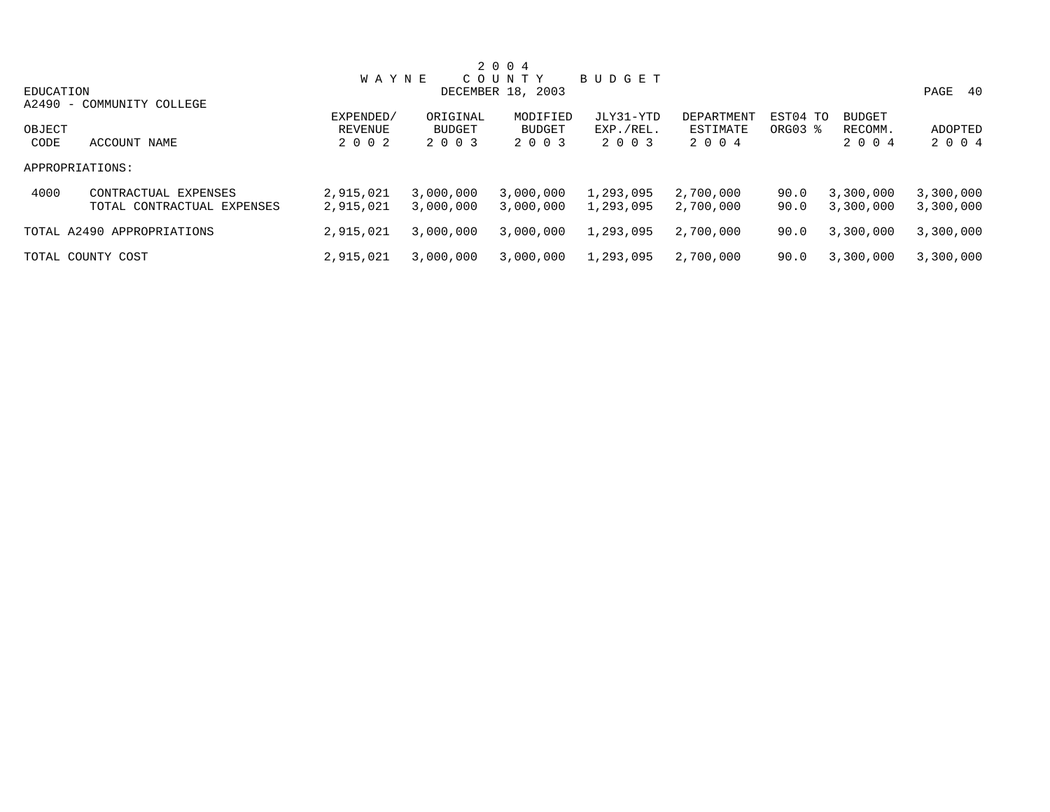2004 WAYNE COUNTY BUDGET

DECEMBER 18, 2003

EDUCATION

A2490 - COMMUNITY COLLEGE

| OBJECT CODE | ACCOUNT NAME | EXPENDED/ REVENUE 2002 | ORIGINAL BUDGET 2003 | MODIFIED BUDGET 2003 | JLY31-YTD EXP./REL. 2003 | DEPARTMENT ESTIMATE 2004 | EST04 TO ORG03 % | BUDGET RECOMM. 2004 | ADOPTED 2004 |
|---|---|---|---|---|---|---|---|---|---|
| APPROPRIATIONS: | | | | | | | | | |
| 4000 | CONTRACTUAL EXPENSES | 2,915,021 | 3,000,000 | 3,000,000 | 1,293,095 | 2,700,000 | 90.0 | 3,300,000 | 3,300,000 |
| | TOTAL CONTRACTUAL EXPENSES | 2,915,021 | 3,000,000 | 3,000,000 | 1,293,095 | 2,700,000 | 90.0 | 3,300,000 | 3,300,000 |
| TOTAL A2490 APPROPRIATIONS | | 2,915,021 | 3,000,000 | 3,000,000 | 1,293,095 | 2,700,000 | 90.0 | 3,300,000 | 3,300,000 |
| TOTAL COUNTY COST | | 2,915,021 | 3,000,000 | 3,000,000 | 1,293,095 | 2,700,000 | 90.0 | 3,300,000 | 3,300,000 |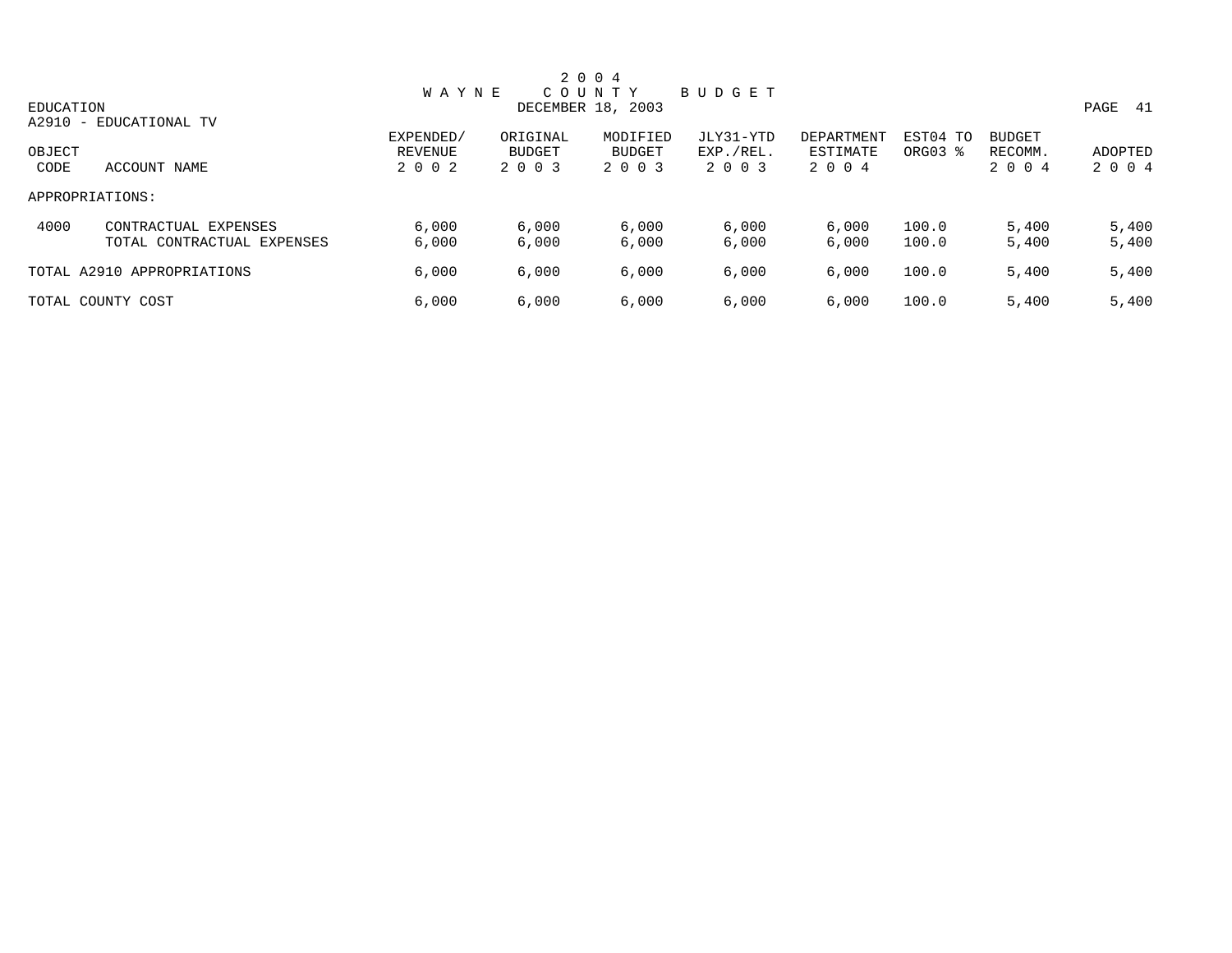# 2004 WAYNE COUNTY BUDGET

DECEMBER 18, 2003

EDUCATION

A2910 - EDUCATIONAL TV

| OBJECT CODE | ACCOUNT NAME | EXPENDED/ REVENUE 2002 | ORIGINAL BUDGET 2003 | MODIFIED BUDGET 2003 | JLY31-YTD EXP./REL. 2003 | DEPARTMENT ESTIMATE 2004 | EST04 TO ORG03 % | BUDGET RECOMM. 2004 | ADOPTED 2004 |
|---|---|---|---|---|---|---|---|---|---|
| APPROPRIATIONS: | | | | | | | | | |
| 4000 | CONTRACTUAL EXPENSES | 6,000 | 6,000 | 6,000 | 6,000 | 6,000 | 100.0 | 5,400 | 5,400 |
| | TOTAL CONTRACTUAL EXPENSES | 6,000 | 6,000 | 6,000 | 6,000 | 6,000 | 100.0 | 5,400 | 5,400 |
| TOTAL A2910 APPROPRIATIONS | | 6,000 | 6,000 | 6,000 | 6,000 | 6,000 | 100.0 | 5,400 | 5,400 |
| TOTAL COUNTY COST | | 6,000 | 6,000 | 6,000 | 6,000 | 6,000 | 100.0 | 5,400 | 5,400 |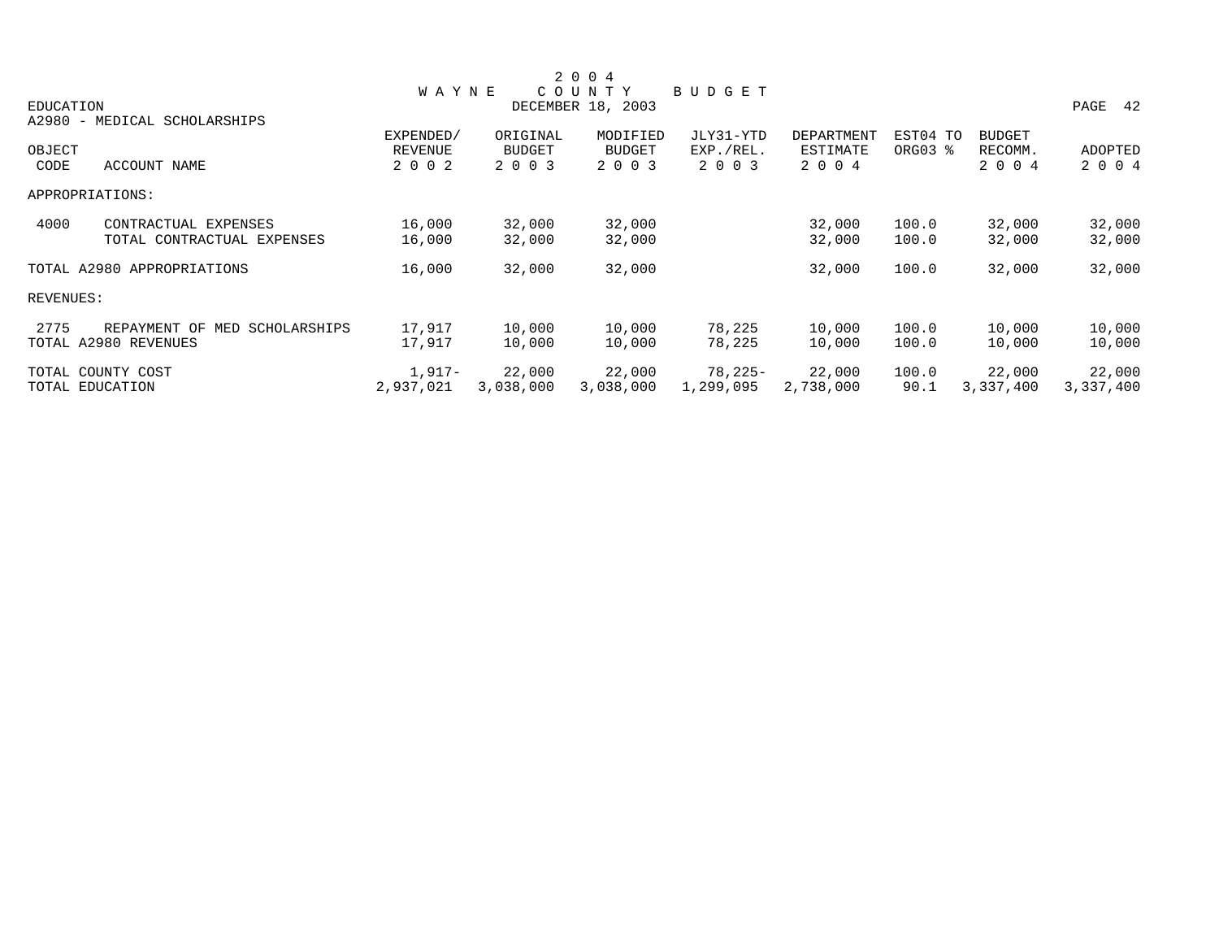# 2 0 0 4 WAYNE COUNTY BUDGET

DECEMBER 18, 2003

EDUCATION

A2980 - MEDICAL SCHOLARSHIPS

| OBJECT CODE | ACCOUNT NAME | EXPENDED/ REVENUE 2 0 0 2 | ORIGINAL BUDGET 2 0 0 3 | MODIFIED BUDGET 2 0 0 3 | JLY31-YTD EXP./REL. 2 0 0 3 | DEPARTMENT ESTIMATE 2 0 0 4 | EST04 TO ORG03 % | BUDGET RECOMM. 2 0 0 4 | ADOPTED 2 0 0 4 |
|---|---|---|---|---|---|---|---|---|---|
| APPROPRIATIONS: | | | | | | | | | |
| 4000 | CONTRACTUAL EXPENSES | 16,000 | 32,000 | 32,000 | | 32,000 | 100.0 | 32,000 | 32,000 |
| | TOTAL CONTRACTUAL EXPENSES | 16,000 | 32,000 | 32,000 | | 32,000 | 100.0 | 32,000 | 32,000 |
| TOTAL A2980 APPROPRIATIONS | | 16,000 | 32,000 | 32,000 | | 32,000 | 100.0 | 32,000 | 32,000 |
| REVENUES: | | | | | | | | | |
| 2775 | REPAYMENT OF MED SCHOLARSHIPS | 17,917 | 10,000 | 10,000 | 78,225 | 10,000 | 100.0 | 10,000 | 10,000 |
| TOTAL A2980 REVENUES | | 17,917 | 10,000 | 10,000 | 78,225 | 10,000 | 100.0 | 10,000 | 10,000 |
| TOTAL COUNTY COST | | 1,917- | 22,000 | 22,000 | 78,225- | 22,000 | 100.0 | 22,000 | 22,000 |
| TOTAL EDUCATION | | 2,937,021 | 3,038,000 | 3,038,000 | 1,299,095 | 2,738,000 | 90.1 | 3,337,400 | 3,337,400 |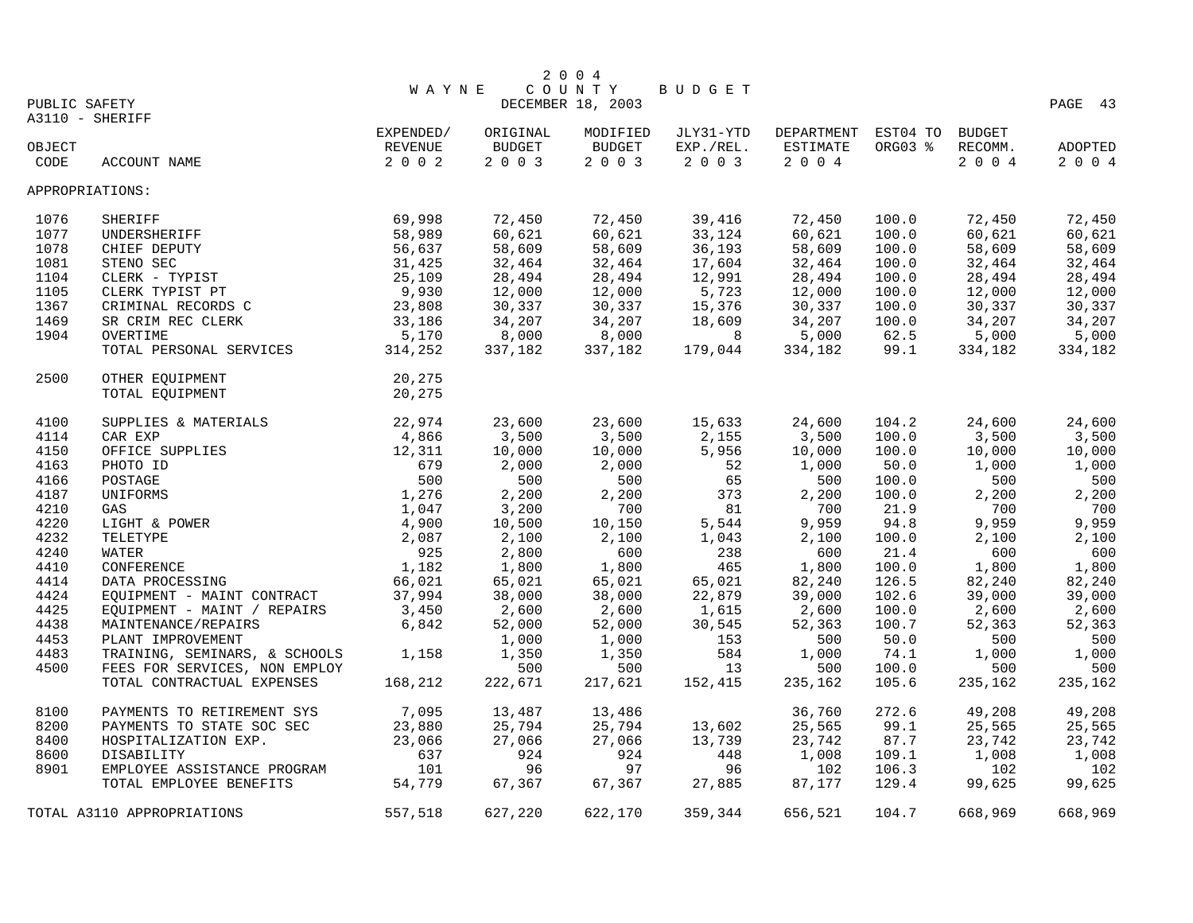# 2004 WAYNE COUNTY BUDGET

DECEMBER 18, 2003

PUBLIC SAFETY

A3110 - SHERIFF

| OBJECT CODE | ACCOUNT NAME | EXPENDED/ REVENUE 2002 | ORIGINAL BUDGET 2003 | MODIFIED BUDGET 2003 | JLY31-YTD EXP./REL. 2003 | DEPARTMENT ESTIMATE 2004 | EST04 TO ORG03 % | BUDGET RECOMM. 2004 | ADOPTED 2004 |
|---|---|---|---|---|---|---|---|---|---|
| APPROPRIATIONS: | | | | | | | | | |
| 1076 | SHERIFF | 69,998 | 72,450 | 72,450 | 39,416 | 72,450 | 100.0 | 72,450 | 72,450 |
| 1077 | UNDERSHERIFF | 58,989 | 60,621 | 60,621 | 33,124 | 60,621 | 100.0 | 60,621 | 60,621 |
| 1078 | CHIEF DEPUTY | 56,637 | 58,609 | 58,609 | 36,193 | 58,609 | 100.0 | 58,609 | 58,609 |
| 1081 | STENO SEC | 31,425 | 32,464 | 32,464 | 17,604 | 32,464 | 100.0 | 32,464 | 32,464 |
| 1104 | CLERK - TYPIST | 25,109 | 28,494 | 28,494 | 12,991 | 28,494 | 100.0 | 28,494 | 28,494 |
| 1105 | CLERK TYPIST PT | 9,930 | 12,000 | 12,000 | 5,723 | 12,000 | 100.0 | 12,000 | 12,000 |
| 1367 | CRIMINAL RECORDS C | 23,808 | 30,337 | 30,337 | 15,376 | 30,337 | 100.0 | 30,337 | 30,337 |
| 1469 | SR CRIM REC CLERK | 33,186 | 34,207 | 34,207 | 18,609 | 34,207 | 100.0 | 34,207 | 34,207 |
| 1904 | OVERTIME | 5,170 | 8,000 | 8,000 | 8 | 5,000 | 62.5 | 5,000 | 5,000 |
| | TOTAL PERSONAL SERVICES | 314,252 | 337,182 | 337,182 | 179,044 | 334,182 | 99.1 | 334,182 | 334,182 |
| 2500 | OTHER EQUIPMENT | 20,275 | | | | | | | |
| | TOTAL EQUIPMENT | 20,275 | | | | | | | |
| 4100 | SUPPLIES & MATERIALS | 22,974 | 23,600 | 23,600 | 15,633 | 24,600 | 104.2 | 24,600 | 24,600 |
| 4114 | CAR EXP | 4,866 | 3,500 | 3,500 | 2,155 | 3,500 | 100.0 | 3,500 | 3,500 |
| 4150 | OFFICE SUPPLIES | 12,311 | 10,000 | 10,000 | 5,956 | 10,000 | 100.0 | 10,000 | 10,000 |
| 4163 | PHOTO ID | 679 | 2,000 | 2,000 | 52 | 1,000 | 50.0 | 1,000 | 1,000 |
| 4166 | POSTAGE | 500 | 500 | 500 | 65 | 500 | 100.0 | 500 | 500 |
| 4187 | UNIFORMS | 1,276 | 2,200 | 2,200 | 373 | 2,200 | 100.0 | 2,200 | 2,200 |
| 4210 | GAS | 1,047 | 3,200 | 700 | 81 | 700 | 21.9 | 700 | 700 |
| 4220 | LIGHT & POWER | 4,900 | 10,500 | 10,150 | 5,544 | 9,959 | 94.8 | 9,959 | 9,959 |
| 4232 | TELETYPE | 2,087 | 2,100 | 2,100 | 1,043 | 2,100 | 100.0 | 2,100 | 2,100 |
| 4240 | WATER | 925 | 2,800 | 600 | 238 | 600 | 21.4 | 600 | 600 |
| 4410 | CONFERENCE | 1,182 | 1,800 | 1,800 | 465 | 1,800 | 100.0 | 1,800 | 1,800 |
| 4414 | DATA PROCESSING | 66,021 | 65,021 | 65,021 | 65,021 | 82,240 | 126.5 | 82,240 | 82,240 |
| 4424 | EQUIPMENT - MAINT CONTRACT | 37,994 | 38,000 | 38,000 | 22,879 | 39,000 | 102.6 | 39,000 | 39,000 |
| 4425 | EQUIPMENT - MAINT / REPAIRS | 3,450 | 2,600 | 2,600 | 1,615 | 2,600 | 100.0 | 2,600 | 2,600 |
| 4438 | MAINTENANCE/REPAIRS | 6,842 | 52,000 | 52,000 | 30,545 | 52,363 | 100.7 | 52,363 | 52,363 |
| 4453 | PLANT IMPROVEMENT | | 1,000 | 1,000 | 153 | 500 | 50.0 | 500 | 500 |
| 4483 | TRAINING, SEMINARS, & SCHOOLS | 1,158 | 1,350 | 1,350 | 584 | 1,000 | 74.1 | 1,000 | 1,000 |
| 4500 | FEES FOR SERVICES, NON EMPLOY | | 500 | 500 | 13 | 500 | 100.0 | 500 | 500 |
| | TOTAL CONTRACTUAL EXPENSES | 168,212 | 222,671 | 217,621 | 152,415 | 235,162 | 105.6 | 235,162 | 235,162 |
| 8100 | PAYMENTS TO RETIREMENT SYS | 7,095 | 13,487 | 13,486 | | 36,760 | 272.6 | 49,208 | 49,208 |
| 8200 | PAYMENTS TO STATE SOC SEC | 23,880 | 25,794 | 25,794 | 13,602 | 25,565 | 99.1 | 25,565 | 25,565 |
| 8400 | HOSPITALIZATION EXP. | 23,066 | 27,066 | 27,066 | 13,739 | 23,742 | 87.7 | 23,742 | 23,742 |
| 8600 | DISABILITY | 637 | 924 | 924 | 448 | 1,008 | 109.1 | 1,008 | 1,008 |
| 8901 | EMPLOYEE ASSISTANCE PROGRAM | 101 | 96 | 97 | 96 | 102 | 106.3 | 102 | 102 |
| | TOTAL EMPLOYEE BENEFITS | 54,779 | 67,367 | 67,367 | 27,885 | 87,177 | 129.4 | 99,625 | 99,625 |
| TOTAL A3110 APPROPRIATIONS | | 557,518 | 627,220 | 622,170 | 359,344 | 656,521 | 104.7 | 668,969 | 668,969 |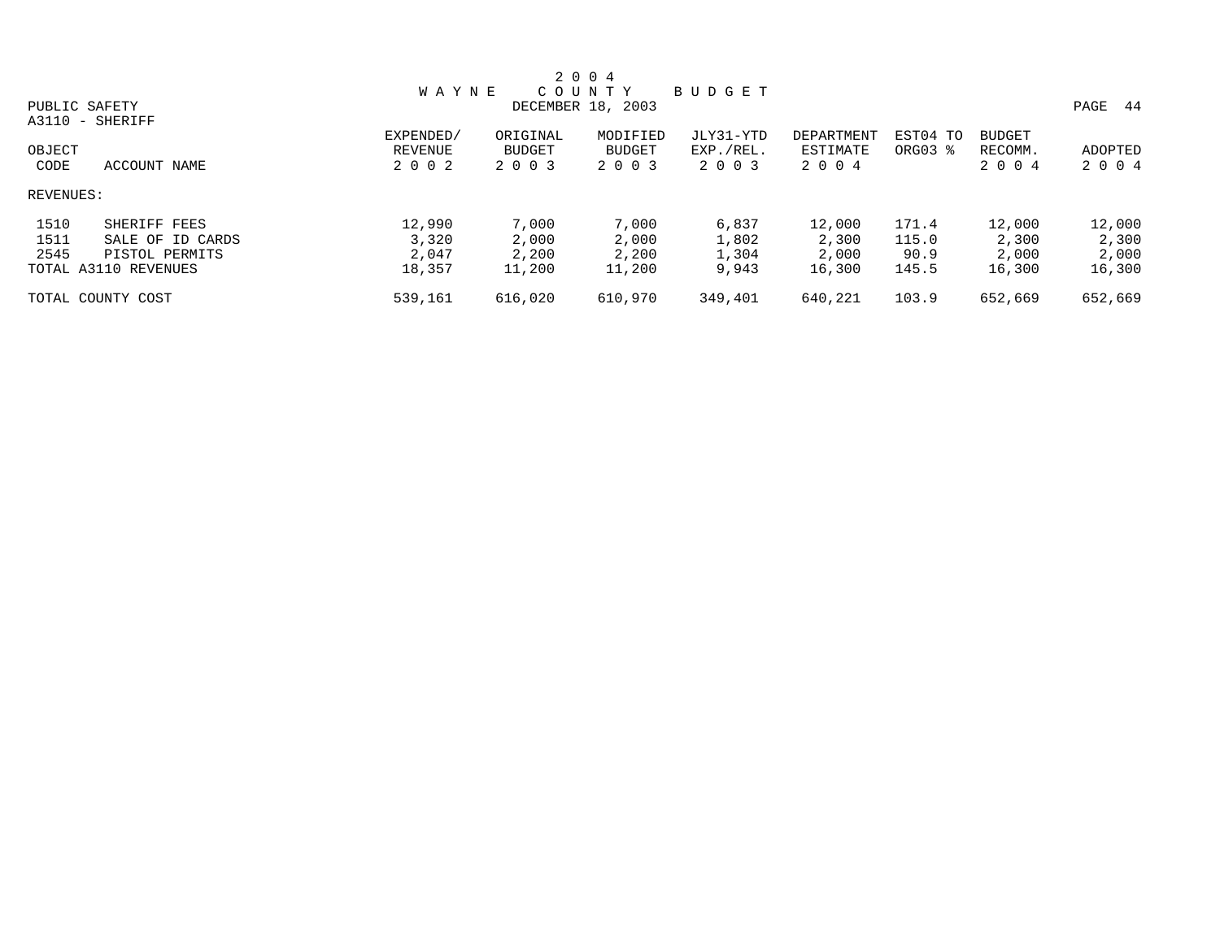# 2004 WAYNE COUNTY BUDGET

PUBLIC SAFETY
DECEMBER 18, 2003

A3110 - SHERIFF

| OBJECT CODE | ACCOUNT NAME | EXPENDED/ REVENUE 2002 | ORIGINAL BUDGET 2003 | MODIFIED BUDGET 2003 | JLY31-YTD EXP./REL. 2003 | DEPARTMENT ESTIMATE 2004 | EST04 TO ORG03 % | BUDGET RECOMM. 2004 | ADOPTED 2004 |
|---|---|---|---|---|---|---|---|---|---|
| REVENUES: | | | | | | | | | |
| 1510 | SHERIFF FEES | 12,990 | 7,000 | 7,000 | 6,837 | 12,000 | 171.4 | 12,000 | 12,000 |
| 1511 | SALE OF ID CARDS | 3,320 | 2,000 | 2,000 | 1,802 | 2,300 | 115.0 | 2,300 | 2,300 |
| 2545 | PISTOL PERMITS | 2,047 | 2,200 | 2,200 | 1,304 | 2,000 | 90.9 | 2,000 | 2,000 |
| TOTAL A3110 REVENUES | | 18,357 | 11,200 | 11,200 | 9,943 | 16,300 | 145.5 | 16,300 | 16,300 |
| TOTAL COUNTY COST | | 539,161 | 616,020 | 610,970 | 349,401 | 640,221 | 103.9 | 652,669 | 652,669 |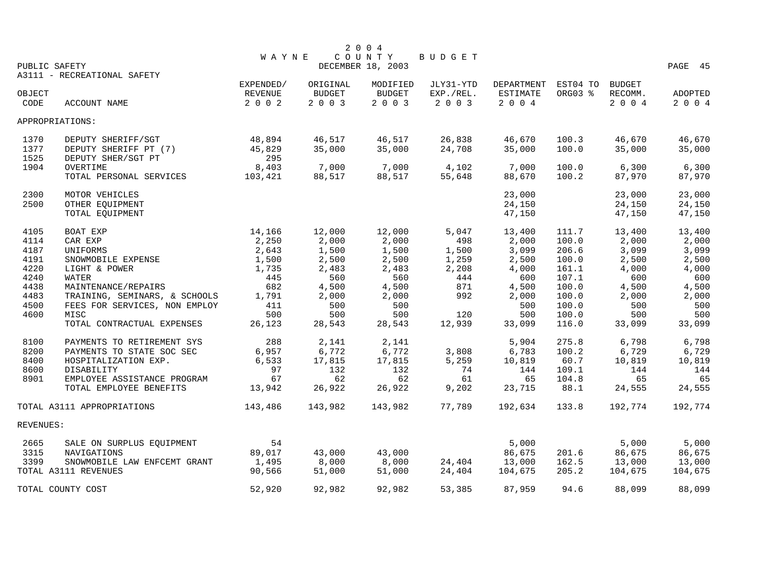# 2004 WAYNE COUNTY BUDGET

DECEMBER 18, 2003

PUBLIC SAFETY

A3111 - RECREATIONAL SAFETY

| OBJECT CODE | ACCOUNT NAME | EXPENDED/ REVENUE 2002 | ORIGINAL BUDGET 2003 | MODIFIED BUDGET 2003 | JLY31-YTD EXP./REL. 2003 | DEPARTMENT ESTIMATE 2004 | EST04 TO ORG03 % | BUDGET RECOMM. 2004 | ADOPTED 2004 |
|---|---|---|---|---|---|---|---|---|---|
| APPROPRIATIONS: | | | | | | | | | |
| 1370 | DEPUTY SHERIFF/SGT | 48,894 | 46,517 | 46,517 | 26,838 | 46,670 | 100.3 | 46,670 | 46,670 |
| 1377 | DEPUTY SHERIFF PT (7) | 45,829 | 35,000 | 35,000 | 24,708 | 35,000 | 100.0 | 35,000 | 35,000 |
| 1525 | DEPUTY SHER/SGT PT | 295 | | | | | | | |
| 1904 | OVERTIME | 8,403 | 7,000 | 7,000 | 4,102 | 7,000 | 100.0 | 6,300 | 6,300 |
| | TOTAL PERSONAL SERVICES | 103,421 | 88,517 | 88,517 | 55,648 | 88,670 | 100.2 | 87,970 | 87,970 |
| 2300 | MOTOR VEHICLES | | | | | 23,000 | | 23,000 | 23,000 |
| 2500 | OTHER EQUIPMENT | | | | | 24,150 | | 24,150 | 24,150 |
| | TOTAL EQUIPMENT | | | | | 47,150 | | 47,150 | 47,150 |
| 4105 | BOAT EXP | 14,166 | 12,000 | 12,000 | 5,047 | 13,400 | 111.7 | 13,400 | 13,400 |
| 4114 | CAR EXP | 2,250 | 2,000 | 2,000 | 498 | 2,000 | 100.0 | 2,000 | 2,000 |
| 4187 | UNIFORMS | 2,643 | 1,500 | 1,500 | 1,500 | 3,099 | 206.6 | 3,099 | 3,099 |
| 4191 | SNOWMOBILE EXPENSE | 1,500 | 2,500 | 2,500 | 1,259 | 2,500 | 100.0 | 2,500 | 2,500 |
| 4220 | LIGHT & POWER | 1,735 | 2,483 | 2,483 | 2,208 | 4,000 | 161.1 | 4,000 | 4,000 |
| 4240 | WATER | 445 | 560 | 560 | 444 | 600 | 107.1 | 600 | 600 |
| 4438 | MAINTENANCE/REPAIRS | 682 | 4,500 | 4,500 | 871 | 4,500 | 100.0 | 4,500 | 4,500 |
| 4483 | TRAINING, SEMINARS, & SCHOOLS | 1,791 | 2,000 | 2,000 | 992 | 2,000 | 100.0 | 2,000 | 2,000 |
| 4500 | FEES FOR SERVICES, NON EMPLOY | 411 | 500 | 500 | | 500 | 100.0 | 500 | 500 |
| 4600 | MISC | 500 | 500 | 500 | 120 | 500 | 100.0 | 500 | 500 |
| | TOTAL CONTRACTUAL EXPENSES | 26,123 | 28,543 | 28,543 | 12,939 | 33,099 | 116.0 | 33,099 | 33,099 |
| 8100 | PAYMENTS TO RETIREMENT SYS | 288 | 2,141 | 2,141 | | 5,904 | 275.8 | 6,798 | 6,798 |
| 8200 | PAYMENTS TO STATE SOC SEC | 6,957 | 6,772 | 6,772 | 3,808 | 6,783 | 100.2 | 6,729 | 6,729 |
| 8400 | HOSPITALIZATION EXP. | 6,533 | 17,815 | 17,815 | 5,259 | 10,819 | 60.7 | 10,819 | 10,819 |
| 8600 | DISABILITY | 97 | 132 | 132 | 74 | 144 | 109.1 | 144 | 144 |
| 8901 | EMPLOYEE ASSISTANCE PROGRAM | 67 | 62 | 62 | 61 | 65 | 104.8 | 65 | 65 |
| | TOTAL EMPLOYEE BENEFITS | 13,942 | 26,922 | 26,922 | 9,202 | 23,715 | 88.1 | 24,555 | 24,555 |
| TOTAL A3111 APPROPRIATIONS | | 143,486 | 143,982 | 143,982 | 77,789 | 192,634 | 133.8 | 192,774 | 192,774 |
| REVENUES: | | | | | | | | | |
| 2665 | SALE ON SURPLUS EQUIPMENT | 54 | | | | 5,000 | | 5,000 | 5,000 |
| 3315 | NAVIGATIONS | 89,017 | 43,000 | 43,000 | | 86,675 | 201.6 | 86,675 | 86,675 |
| 3399 | SNOWMOBILE LAW ENFCEMT GRANT | 1,495 | 8,000 | 8,000 | 24,404 | 13,000 | 162.5 | 13,000 | 13,000 |
| TOTAL A3111 REVENUES | | 90,566 | 51,000 | 51,000 | 24,404 | 104,675 | 205.2 | 104,675 | 104,675 |
| TOTAL COUNTY COST | | 52,920 | 92,982 | 92,982 | 53,385 | 87,959 | 94.6 | 88,099 | 88,099 |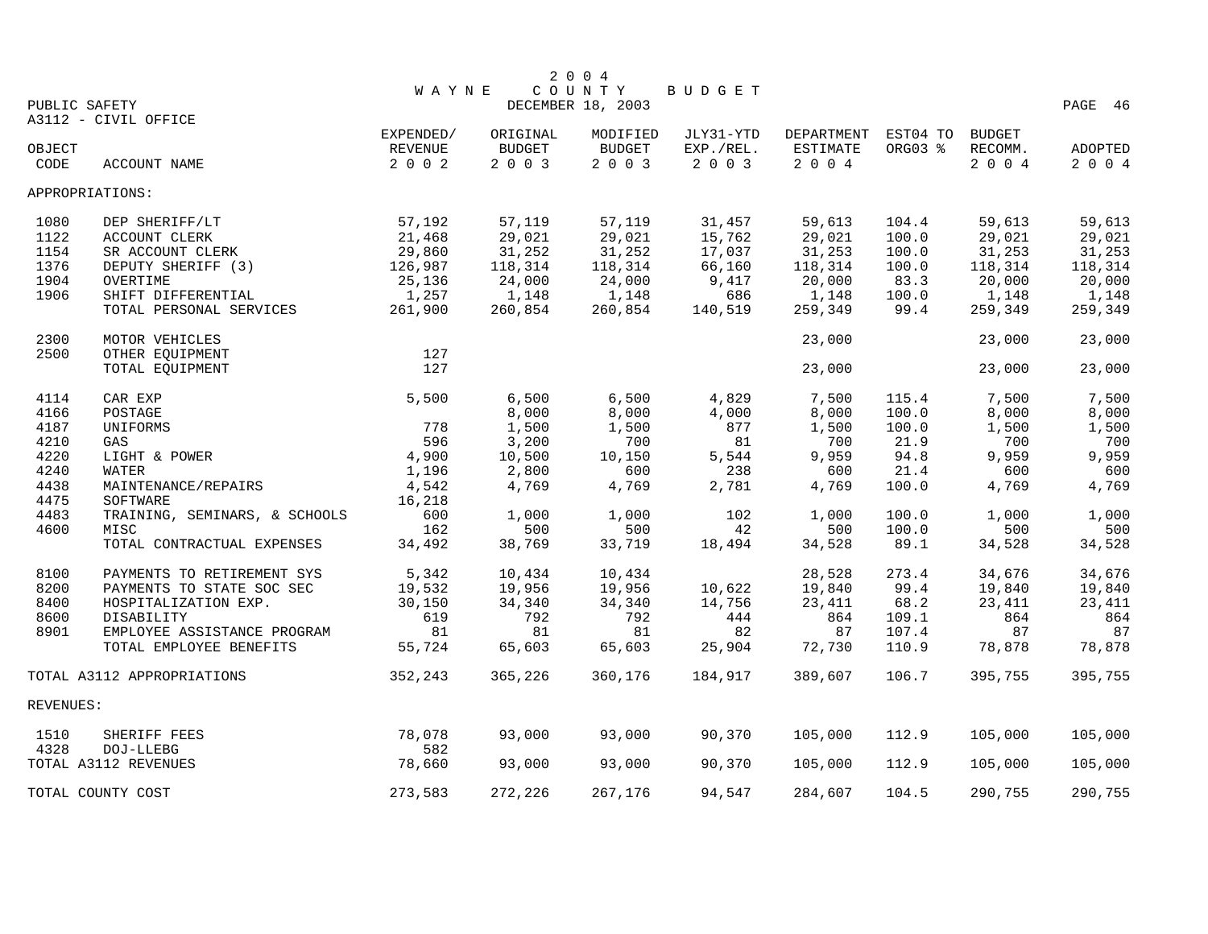# 2004 WAYNE COUNTY BUDGET

DECEMBER 18, 2003

PUBLIC SAFETY

A3112 - CIVIL OFFICE

| OBJECT CODE | ACCOUNT NAME | EXPENDED/ REVENUE 2002 | ORIGINAL BUDGET 2003 | MODIFIED BUDGET 2003 | JLY31-YTD EXP./REL. 2003 | DEPARTMENT ESTIMATE 2004 | EST04 TO ORG03 % | BUDGET RECOMM. 2004 | ADOPTED 2004 |
|---|---|---|---|---|---|---|---|---|---|
| APPROPRIATIONS: | | | | | | | | | |
| 1080 | DEP SHERIFF/LT | 57,192 | 57,119 | 57,119 | 31,457 | 59,613 | 104.4 | 59,613 | 59,613 |
| 1122 | ACCOUNT CLERK | 21,468 | 29,021 | 29,021 | 15,762 | 29,021 | 100.0 | 29,021 | 29,021 |
| 1154 | SR ACCOUNT CLERK | 29,860 | 31,252 | 31,252 | 17,037 | 31,253 | 100.0 | 31,253 | 31,253 |
| 1376 | DEPUTY SHERIFF (3) | 126,987 | 118,314 | 118,314 | 66,160 | 118,314 | 100.0 | 118,314 | 118,314 |
| 1904 | OVERTIME | 25,136 | 24,000 | 24,000 | 9,417 | 20,000 | 83.3 | 20,000 | 20,000 |
| 1906 | SHIFT DIFFERENTIAL | 1,257 | 1,148 | 1,148 | 686 | 1,148 | 100.0 | 1,148 | 1,148 |
| | TOTAL PERSONAL SERVICES | 261,900 | 260,854 | 260,854 | 140,519 | 259,349 | 99.4 | 259,349 | 259,349 |
| 2300 | MOTOR VEHICLES | | | | | 23,000 | | 23,000 | 23,000 |
| 2500 | OTHER EQUIPMENT | 127 | | | | | | | |
| | TOTAL EQUIPMENT | 127 | | | | 23,000 | | 23,000 | 23,000 |
| 4114 | CAR EXP | 5,500 | 6,500 | 6,500 | 4,829 | 7,500 | 115.4 | 7,500 | 7,500 |
| 4166 | POSTAGE | | 8,000 | 8,000 | 4,000 | 8,000 | 100.0 | 8,000 | 8,000 |
| 4187 | UNIFORMS | 778 | 1,500 | 1,500 | 877 | 1,500 | 100.0 | 1,500 | 1,500 |
| 4210 | GAS | 596 | 3,200 | 700 | 81 | 700 | 21.9 | 700 | 700 |
| 4220 | LIGHT & POWER | 4,900 | 10,500 | 10,150 | 5,544 | 9,959 | 94.8 | 9,959 | 9,959 |
| 4240 | WATER | 1,196 | 2,800 | 600 | 238 | 600 | 21.4 | 600 | 600 |
| 4438 | MAINTENANCE/REPAIRS | 4,542 | 4,769 | 4,769 | 2,781 | 4,769 | 100.0 | 4,769 | 4,769 |
| 4475 | SOFTWARE | 16,218 | | | | | | | |
| 4483 | TRAINING, SEMINARS, & SCHOOLS | 600 | 1,000 | 1,000 | 102 | 1,000 | 100.0 | 1,000 | 1,000 |
| 4600 | MISC | 162 | 500 | 500 | 42 | 500 | 100.0 | 500 | 500 |
| | TOTAL CONTRACTUAL EXPENSES | 34,492 | 38,769 | 33,719 | 18,494 | 34,528 | 89.1 | 34,528 | 34,528 |
| 8100 | PAYMENTS TO RETIREMENT SYS | 5,342 | 10,434 | 10,434 | | 28,528 | 273.4 | 34,676 | 34,676 |
| 8200 | PAYMENTS TO STATE SOC SEC | 19,532 | 19,956 | 19,956 | 10,622 | 19,840 | 99.4 | 19,840 | 19,840 |
| 8400 | HOSPITALIZATION EXP. | 30,150 | 34,340 | 34,340 | 14,756 | 23,411 | 68.2 | 23,411 | 23,411 |
| 8600 | DISABILITY | 619 | 792 | 792 | 444 | 864 | 109.1 | 864 | 864 |
| 8901 | EMPLOYEE ASSISTANCE PROGRAM | 81 | 81 | 81 | 82 | 87 | 107.4 | 87 | 87 |
| | TOTAL EMPLOYEE BENEFITS | 55,724 | 65,603 | 65,603 | 25,904 | 72,730 | 110.9 | 78,878 | 78,878 |
| TOTAL A3112 APPROPRIATIONS | | 352,243 | 365,226 | 360,176 | 184,917 | 389,607 | 106.7 | 395,755 | 395,755 |
| REVENUES: | | | | | | | | | |
| 1510 | SHERIFF FEES | 78,078 | 93,000 | 93,000 | 90,370 | 105,000 | 112.9 | 105,000 | 105,000 |
| 4328 | DOJ-LLEBG | 582 | | | | | | | |
| TOTAL A3112 REVENUES | | 78,660 | 93,000 | 93,000 | 90,370 | 105,000 | 112.9 | 105,000 | 105,000 |
| TOTAL COUNTY COST | | 273,583 | 272,226 | 267,176 | 94,547 | 284,607 | 104.5 | 290,755 | 290,755 |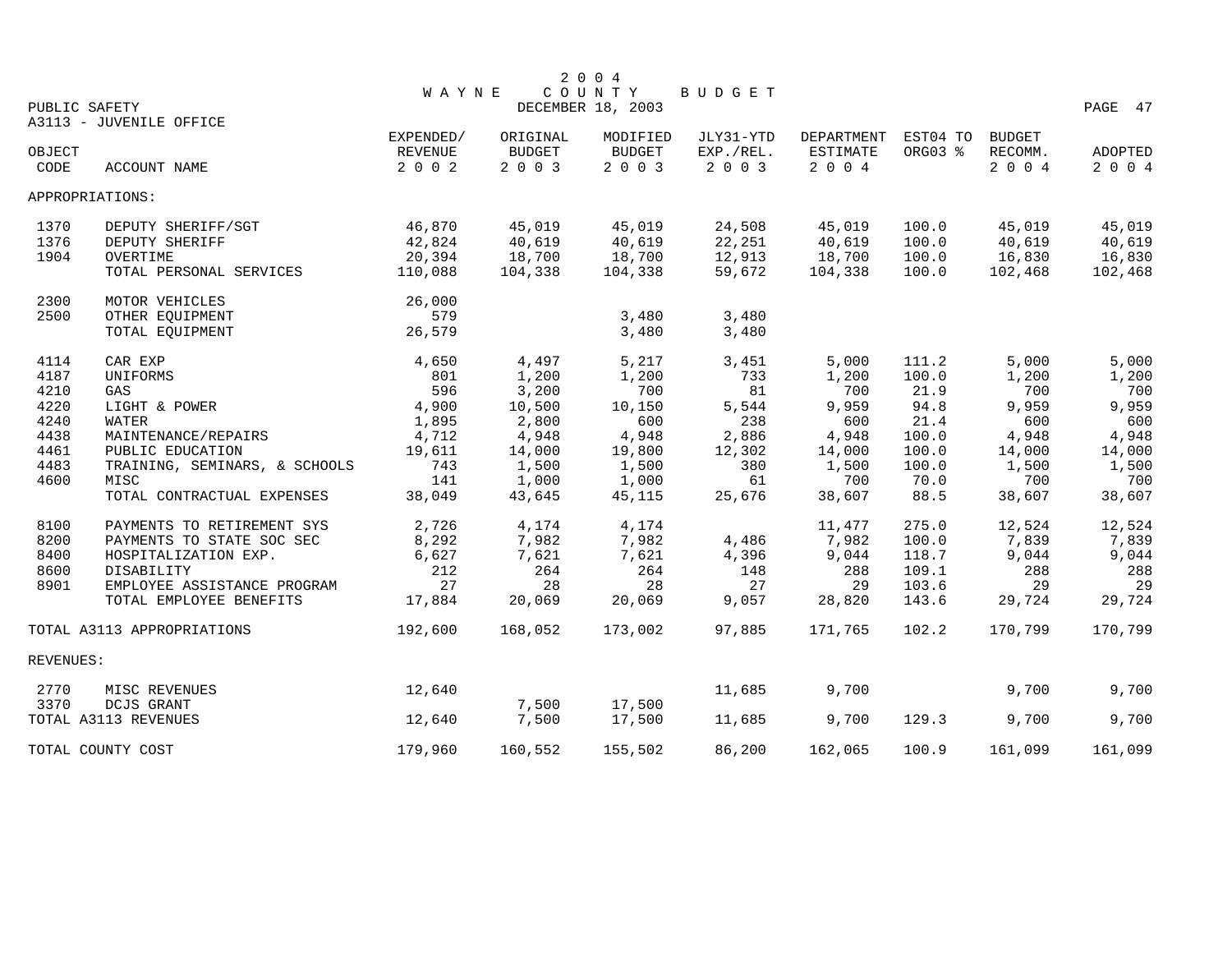# 2004 WAYNE COUNTY BUDGET

DECEMBER 18, 2003

PUBLIC SAFETY

A3113 - JUVENILE OFFICE

| OBJECT CODE | ACCOUNT NAME | EXPENDED/ REVENUE 2002 | ORIGINAL BUDGET 2003 | MODIFIED BUDGET 2003 | JLY31-YTD EXP./REL. 2003 | DEPARTMENT ESTIMATE 2004 | EST04 TO ORG03 % | BUDGET RECOMM. 2004 | ADOPTED 2004 |
|---|---|---|---|---|---|---|---|---|---|
| APPROPRIATIONS: | | | | | | | | | |
| 1370 | DEPUTY SHERIFF/SGT | 46,870 | 45,019 | 45,019 | 24,508 | 45,019 | 100.0 | 45,019 | 45,019 |
| 1376 | DEPUTY SHERIFF | 42,824 | 40,619 | 40,619 | 22,251 | 40,619 | 100.0 | 40,619 | 40,619 |
| 1904 | OVERTIME | 20,394 | 18,700 | 18,700 | 12,913 | 18,700 | 100.0 | 16,830 | 16,830 |
| | TOTAL PERSONAL SERVICES | 110,088 | 104,338 | 104,338 | 59,672 | 104,338 | 100.0 | 102,468 | 102,468 |
| 2300 | MOTOR VEHICLES | 26,000 | | | | | | | |
| 2500 | OTHER EQUIPMENT | 579 | | 3,480 | 3,480 | | | | |
| | TOTAL EQUIPMENT | 26,579 | | 3,480 | 3,480 | | | | |
| 4114 | CAR EXP | 4,650 | 4,497 | 5,217 | 3,451 | 5,000 | 111.2 | 5,000 | 5,000 |
| 4187 | UNIFORMS | 801 | 1,200 | 1,200 | 733 | 1,200 | 100.0 | 1,200 | 1,200 |
| 4210 | GAS | 596 | 3,200 | 700 | 81 | 700 | 21.9 | 700 | 700 |
| 4220 | LIGHT & POWER | 4,900 | 10,500 | 10,150 | 5,544 | 9,959 | 94.8 | 9,959 | 9,959 |
| 4240 | WATER | 1,895 | 2,800 | 600 | 238 | 600 | 21.4 | 600 | 600 |
| 4438 | MAINTENANCE/REPAIRS | 4,712 | 4,948 | 4,948 | 2,886 | 4,948 | 100.0 | 4,948 | 4,948 |
| 4461 | PUBLIC EDUCATION | 19,611 | 14,000 | 19,800 | 12,302 | 14,000 | 100.0 | 14,000 | 14,000 |
| 4483 | TRAINING, SEMINARS, & SCHOOLS | 743 | 1,500 | 1,500 | 380 | 1,500 | 100.0 | 1,500 | 1,500 |
| 4600 | MISC | 141 | 1,000 | 1,000 | 61 | 700 | 70.0 | 700 | 700 |
| | TOTAL CONTRACTUAL EXPENSES | 38,049 | 43,645 | 45,115 | 25,676 | 38,607 | 88.5 | 38,607 | 38,607 |
| 8100 | PAYMENTS TO RETIREMENT SYS | 2,726 | 4,174 | 4,174 | | 11,477 | 275.0 | 12,524 | 12,524 |
| 8200 | PAYMENTS TO STATE SOC SEC | 8,292 | 7,982 | 7,982 | 4,486 | 7,982 | 100.0 | 7,839 | 7,839 |
| 8400 | HOSPITALIZATION EXP. | 6,627 | 7,621 | 7,621 | 4,396 | 9,044 | 118.7 | 9,044 | 9,044 |
| 8600 | DISABILITY | 212 | 264 | 264 | 148 | 288 | 109.1 | 288 | 288 |
| 8901 | EMPLOYEE ASSISTANCE PROGRAM | 27 | 28 | 28 | 27 | 29 | 103.6 | 29 | 29 |
| | TOTAL EMPLOYEE BENEFITS | 17,884 | 20,069 | 20,069 | 9,057 | 28,820 | 143.6 | 29,724 | 29,724 |
| TOTAL A3113 APPROPRIATIONS | | 192,600 | 168,052 | 173,002 | 97,885 | 171,765 | 102.2 | 170,799 | 170,799 |
| REVENUES: | | | | | | | | | |
| 2770 | MISC REVENUES | 12,640 | | | 11,685 | 9,700 | | 9,700 | 9,700 |
| 3370 | DCJS GRANT | | 7,500 | 17,500 | | | | | |
| TOTAL A3113 REVENUES | | 12,640 | 7,500 | 17,500 | 11,685 | 9,700 | 129.3 | 9,700 | 9,700 |
| TOTAL COUNTY COST | | 179,960 | 160,552 | 155,502 | 86,200 | 162,065 | 100.9 | 161,099 | 161,099 |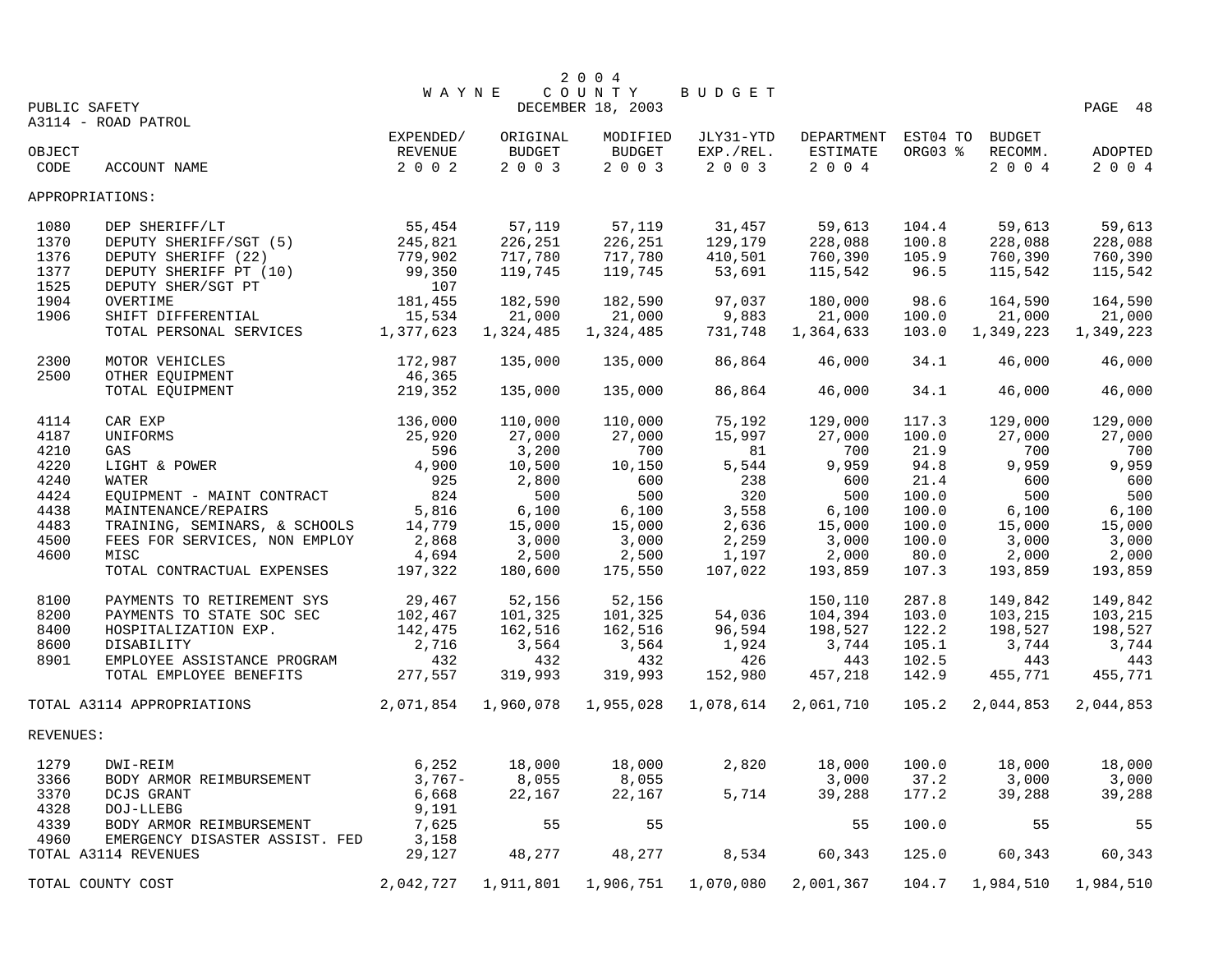# 2004 WAYNE COUNTY BUDGET

DECEMBER 18, 2003

PUBLIC SAFETY

A3114 - ROAD PATROL

| OBJECT CODE | ACCOUNT NAME | EXPENDED/ REVENUE 2002 | ORIGINAL BUDGET 2003 | MODIFIED BUDGET 2003 | JLY31-YTD EXP./REL. 2003 | DEPARTMENT ESTIMATE 2004 | EST04 TO ORG03 % | BUDGET RECOMM. 2004 | ADOPTED 2004 |
|---|---|---|---|---|---|---|---|---|---|
| APPROPRIATIONS: | | | | | | | | | |
| 1080 | DEP SHERIFF/LT | 55,454 | 57,119 | 57,119 | 31,457 | 59,613 | 104.4 | 59,613 | 59,613 |
| 1370 | DEPUTY SHERIFF/SGT (5) | 245,821 | 226,251 | 226,251 | 129,179 | 228,088 | 100.8 | 228,088 | 228,088 |
| 1376 | DEPUTY SHERIFF (22) | 779,902 | 717,780 | 717,780 | 410,501 | 760,390 | 105.9 | 760,390 | 760,390 |
| 1377 | DEPUTY SHERIFF PT (10) | 99,350 | 119,745 | 119,745 | 53,691 | 115,542 | 96.5 | 115,542 | 115,542 |
| 1525 | DEPUTY SHER/SGT PT | 107 | | | | | | | |
| 1904 | OVERTIME | 181,455 | 182,590 | 182,590 | 97,037 | 180,000 | 98.6 | 164,590 | 164,590 |
| 1906 | SHIFT DIFFERENTIAL | 15,534 | 21,000 | 21,000 | 9,883 | 21,000 | 100.0 | 21,000 | 21,000 |
| | TOTAL PERSONAL SERVICES | 1,377,623 | 1,324,485 | 1,324,485 | 731,748 | 1,364,633 | 103.0 | 1,349,223 | 1,349,223 |
| 2300 | MOTOR VEHICLES | 172,987 | 135,000 | 135,000 | 86,864 | 46,000 | 34.1 | 46,000 | 46,000 |
| 2500 | OTHER EQUIPMENT | 46,365 | | | | | | | |
| | TOTAL EQUIPMENT | 219,352 | 135,000 | 135,000 | 86,864 | 46,000 | 34.1 | 46,000 | 46,000 |
| 4114 | CAR EXP | 136,000 | 110,000 | 110,000 | 75,192 | 129,000 | 117.3 | 129,000 | 129,000 |
| 4187 | UNIFORMS | 25,920 | 27,000 | 27,000 | 15,997 | 27,000 | 100.0 | 27,000 | 27,000 |
| 4210 | GAS | 596 | 3,200 | 700 | 81 | 700 | 21.9 | 700 | 700 |
| 4220 | LIGHT & POWER | 4,900 | 10,500 | 10,150 | 5,544 | 9,959 | 94.8 | 9,959 | 9,959 |
| 4240 | WATER | 925 | 2,800 | 600 | 238 | 600 | 21.4 | 600 | 600 |
| 4424 | EQUIPMENT - MAINT CONTRACT | 824 | 500 | 500 | 320 | 500 | 100.0 | 500 | 500 |
| 4438 | MAINTENANCE/REPAIRS | 5,816 | 6,100 | 6,100 | 3,558 | 6,100 | 100.0 | 6,100 | 6,100 |
| 4483 | TRAINING, SEMINARS, & SCHOOLS | 14,779 | 15,000 | 15,000 | 2,636 | 15,000 | 100.0 | 15,000 | 15,000 |
| 4500 | FEES FOR SERVICES, NON EMPLOY | 2,868 | 3,000 | 3,000 | 2,259 | 3,000 | 100.0 | 3,000 | 3,000 |
| 4600 | MISC | 4,694 | 2,500 | 2,500 | 1,197 | 2,000 | 80.0 | 2,000 | 2,000 |
| | TOTAL CONTRACTUAL EXPENSES | 197,322 | 180,600 | 175,550 | 107,022 | 193,859 | 107.3 | 193,859 | 193,859 |
| 8100 | PAYMENTS TO RETIREMENT SYS | 29,467 | 52,156 | 52,156 | | 150,110 | 287.8 | 149,842 | 149,842 |
| 8200 | PAYMENTS TO STATE SOC SEC | 102,467 | 101,325 | 101,325 | 54,036 | 104,394 | 103.0 | 103,215 | 103,215 |
| 8400 | HOSPITALIZATION EXP. | 142,475 | 162,516 | 162,516 | 96,594 | 198,527 | 122.2 | 198,527 | 198,527 |
| 8600 | DISABILITY | 2,716 | 3,564 | 3,564 | 1,924 | 3,744 | 105.1 | 3,744 | 3,744 |
| 8901 | EMPLOYEE ASSISTANCE PROGRAM | 432 | 432 | 432 | 426 | 443 | 102.5 | 443 | 443 |
| | TOTAL EMPLOYEE BENEFITS | 277,557 | 319,993 | 319,993 | 152,980 | 457,218 | 142.9 | 455,771 | 455,771 |
| TOTAL A3114 APPROPRIATIONS | | 2,071,854 | 1,960,078 | 1,955,028 | 1,078,614 | 2,061,710 | 105.2 | 2,044,853 | 2,044,853 |
| REVENUES: | | | | | | | | | |
| 1279 | DWI-REIM | 6,252 | 18,000 | 18,000 | 2,820 | 18,000 | 100.0 | 18,000 | 18,000 |
| 3366 | BODY ARMOR REIMBURSEMENT | 3,767- | 8,055 | 8,055 | | 3,000 | 37.2 | 3,000 | 3,000 |
| 3370 | DCJS GRANT | 6,668 | 22,167 | 22,167 | 5,714 | 39,288 | 177.2 | 39,288 | 39,288 |
| 4328 | DOJ-LLEBG | 9,191 | | | | | | | |
| 4339 | BODY ARMOR REIMBURSEMENT | 7,625 | 55 | 55 | | 55 | 100.0 | 55 | 55 |
| 4960 | EMERGENCY DISASTER ASSIST. FED | 3,158 | | | | | | | |
| TOTAL A3114 REVENUES | | 29,127 | 48,277 | 48,277 | 8,534 | 60,343 | 125.0 | 60,343 | 60,343 |
| TOTAL COUNTY COST | | 2,042,727 | 1,911,801 | 1,906,751 | 1,070,080 | 2,001,367 | 104.7 | 1,984,510 | 1,984,510 |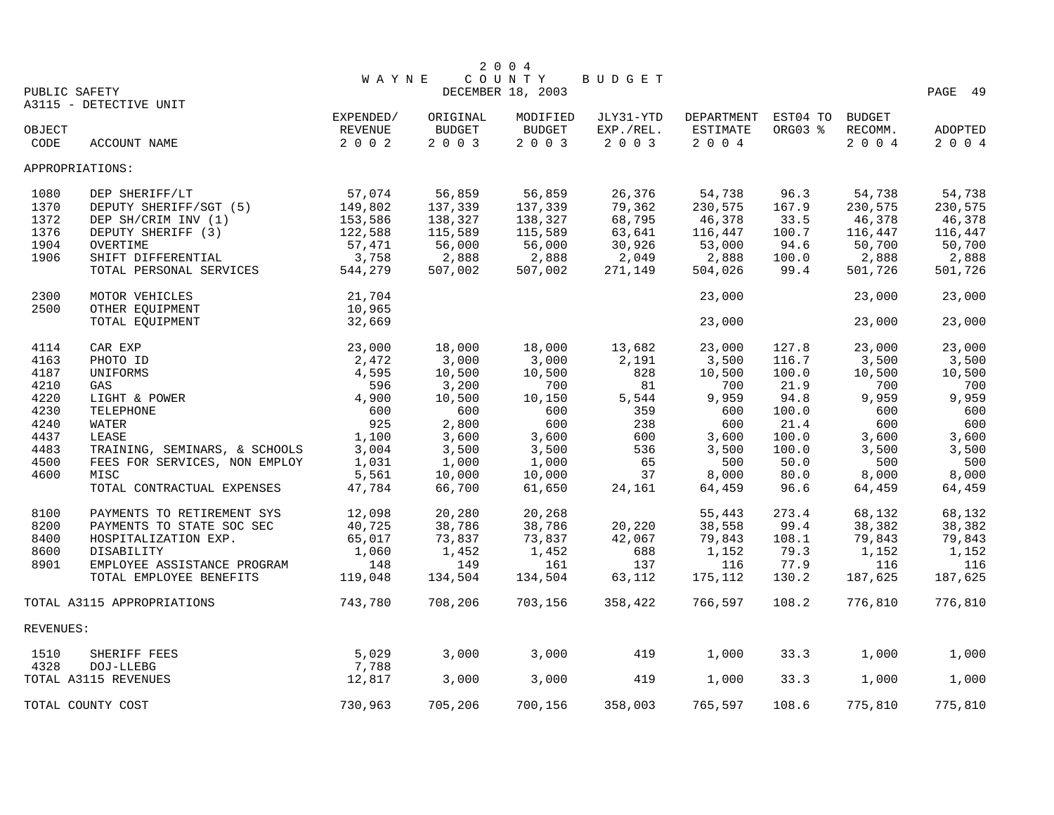# 2004 WAYNE COUNTY BUDGET

DECEMBER 18, 2003

PUBLIC SAFETY

A3115 - DETECTIVE UNIT

| OBJECT CODE | ACCOUNT NAME | EXPENDED/ REVENUE 2002 | ORIGINAL BUDGET 2003 | MODIFIED BUDGET 2003 | JLY31-YTD EXP./REL. 2003 | DEPARTMENT ESTIMATE 2004 | EST04 TO ORG03 % | BUDGET RECOMM. 2004 | ADOPTED 2004 |
|---|---|---|---|---|---|---|---|---|---|
| APPROPRIATIONS: | | | | | | | | | |
| 1080 | DEP SHERIFF/LT | 57,074 | 56,859 | 56,859 | 26,376 | 54,738 | 96.3 | 54,738 | 54,738 |
| 1370 | DEPUTY SHERIFF/SGT (5) | 149,802 | 137,339 | 137,339 | 79,362 | 230,575 | 167.9 | 230,575 | 230,575 |
| 1372 | DEP SH/CRIM INV (1) | 153,586 | 138,327 | 138,327 | 68,795 | 46,378 | 33.5 | 46,378 | 46,378 |
| 1376 | DEPUTY SHERIFF (3) | 122,588 | 115,589 | 115,589 | 63,641 | 116,447 | 100.7 | 116,447 | 116,447 |
| 1904 | OVERTIME | 57,471 | 56,000 | 56,000 | 30,926 | 53,000 | 94.6 | 50,700 | 50,700 |
| 1906 | SHIFT DIFFERENTIAL | 3,758 | 2,888 | 2,888 | 2,049 | 2,888 | 100.0 | 2,888 | 2,888 |
| | TOTAL PERSONAL SERVICES | 544,279 | 507,002 | 507,002 | 271,149 | 504,026 | 99.4 | 501,726 | 501,726 |
| 2300 | MOTOR VEHICLES | 21,704 | | | | 23,000 | | 23,000 | 23,000 |
| 2500 | OTHER EQUIPMENT | 10,965 | | | | | | | |
| | TOTAL EQUIPMENT | 32,669 | | | | 23,000 | | 23,000 | 23,000 |
| 4114 | CAR EXP | 23,000 | 18,000 | 18,000 | 13,682 | 23,000 | 127.8 | 23,000 | 23,000 |
| 4163 | PHOTO ID | 2,472 | 3,000 | 3,000 | 2,191 | 3,500 | 116.7 | 3,500 | 3,500 |
| 4187 | UNIFORMS | 4,595 | 10,500 | 10,500 | 828 | 10,500 | 100.0 | 10,500 | 10,500 |
| 4210 | GAS | 596 | 3,200 | 700 | 81 | 700 | 21.9 | 700 | 700 |
| 4220 | LIGHT & POWER | 4,900 | 10,500 | 10,150 | 5,544 | 9,959 | 94.8 | 9,959 | 9,959 |
| 4230 | TELEPHONE | 600 | 600 | 600 | 359 | 600 | 100.0 | 600 | 600 |
| 4240 | WATER | 925 | 2,800 | 600 | 238 | 600 | 21.4 | 600 | 600 |
| 4437 | LEASE | 1,100 | 3,600 | 3,600 | 600 | 3,600 | 100.0 | 3,600 | 3,600 |
| 4483 | TRAINING, SEMINARS, & SCHOOLS | 3,004 | 3,500 | 3,500 | 536 | 3,500 | 100.0 | 3,500 | 3,500 |
| 4500 | FEES FOR SERVICES, NON EMPLOY | 1,031 | 1,000 | 1,000 | 65 | 500 | 50.0 | 500 | 500 |
| 4600 | MISC | 5,561 | 10,000 | 10,000 | 37 | 8,000 | 80.0 | 8,000 | 8,000 |
| | TOTAL CONTRACTUAL EXPENSES | 47,784 | 66,700 | 61,650 | 24,161 | 64,459 | 96.6 | 64,459 | 64,459 |
| 8100 | PAYMENTS TO RETIREMENT SYS | 12,098 | 20,280 | 20,268 | | 55,443 | 273.4 | 68,132 | 68,132 |
| 8200 | PAYMENTS TO STATE SOC SEC | 40,725 | 38,786 | 38,786 | 20,220 | 38,558 | 99.4 | 38,382 | 38,382 |
| 8400 | HOSPITALIZATION EXP. | 65,017 | 73,837 | 73,837 | 42,067 | 79,843 | 108.1 | 79,843 | 79,843 |
| 8600 | DISABILITY | 1,060 | 1,452 | 1,452 | 688 | 1,152 | 79.3 | 1,152 | 1,152 |
| 8901 | EMPLOYEE ASSISTANCE PROGRAM | 148 | 149 | 161 | 137 | 116 | 77.9 | 116 | 116 |
| | TOTAL EMPLOYEE BENEFITS | 119,048 | 134,504 | 134,504 | 63,112 | 175,112 | 130.2 | 187,625 | 187,625 |
| TOTAL A3115 APPROPRIATIONS | | 743,780 | 708,206 | 703,156 | 358,422 | 766,597 | 108.2 | 776,810 | 776,810 |
| REVENUES: | | | | | | | | | |
| 1510 | SHERIFF FEES | 5,029 | 3,000 | 3,000 | 419 | 1,000 | 33.3 | 1,000 | 1,000 |
| 4328 | DOJ-LLEBG | 7,788 | | | | | | | |
| TOTAL A3115 REVENUES | | 12,817 | 3,000 | 3,000 | 419 | 1,000 | 33.3 | 1,000 | 1,000 |
| TOTAL COUNTY COST | | 730,963 | 705,206 | 700,156 | 358,003 | 765,597 | 108.6 | 775,810 | 775,810 |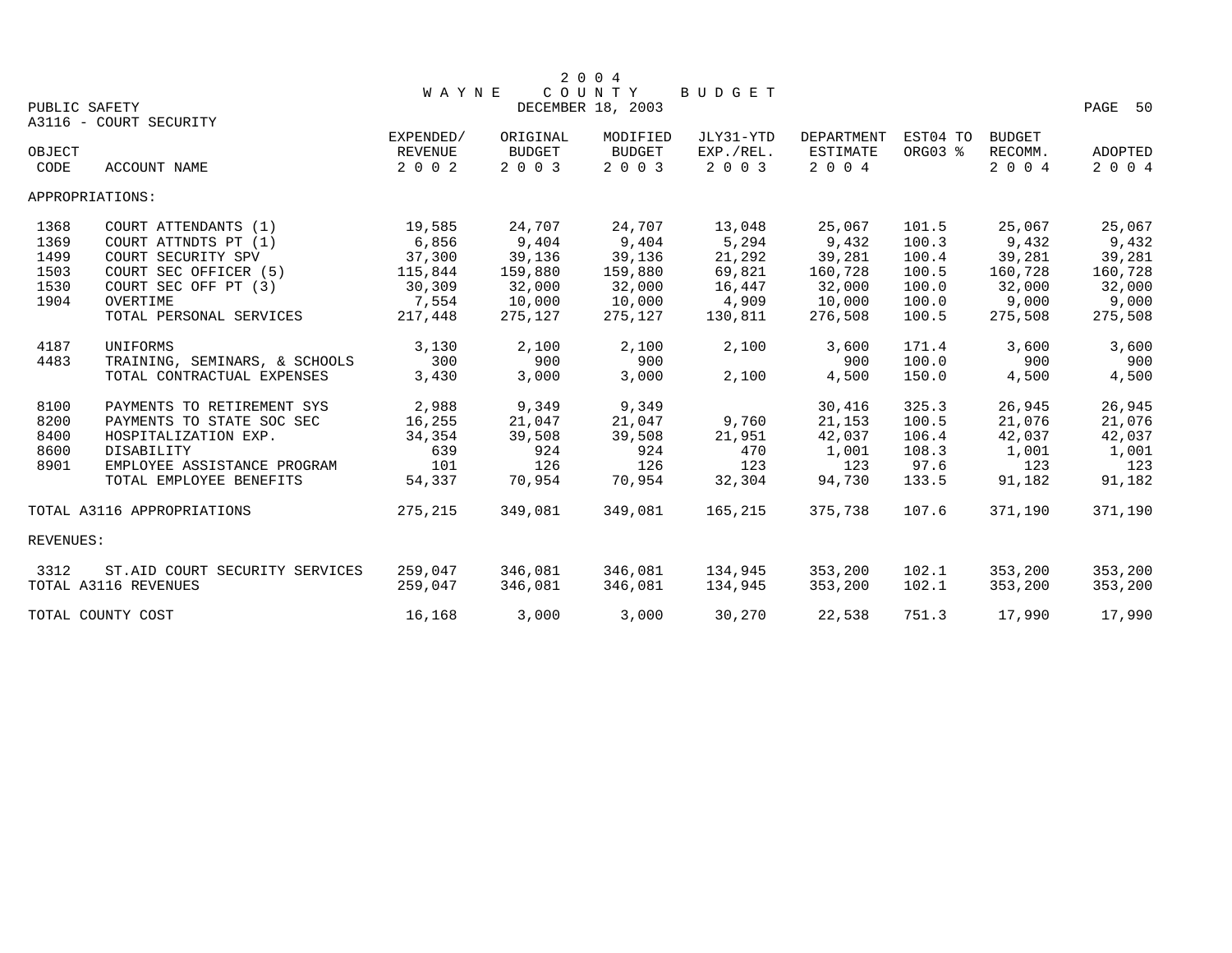# 2004 WAYNE COUNTY BUDGET

DECEMBER 18, 2003

PUBLIC SAFETY

A3116 - COURT SECURITY

| OBJECT CODE | ACCOUNT NAME | EXPENDED/ REVENUE 2002 | ORIGINAL BUDGET 2003 | MODIFIED BUDGET 2003 | JLY31-YTD EXP./REL. 2003 | DEPARTMENT ESTIMATE 2004 | EST04 TO ORG03 % | BUDGET RECOMM. 2004 | ADOPTED 2004 |
|---|---|---|---|---|---|---|---|---|---|
| APPROPRIATIONS: | | | | | | | | | |
| 1368 | COURT ATTENDANTS (1) | 19,585 | 24,707 | 24,707 | 13,048 | 25,067 | 101.5 | 25,067 | 25,067 |
| 1369 | COURT ATTNDTS PT (1) | 6,856 | 9,404 | 9,404 | 5,294 | 9,432 | 100.3 | 9,432 | 9,432 |
| 1499 | COURT SECURITY SPV | 37,300 | 39,136 | 39,136 | 21,292 | 39,281 | 100.4 | 39,281 | 39,281 |
| 1503 | COURT SEC OFFICER (5) | 115,844 | 159,880 | 159,880 | 69,821 | 160,728 | 100.5 | 160,728 | 160,728 |
| 1530 | COURT SEC OFF PT (3) | 30,309 | 32,000 | 32,000 | 16,447 | 32,000 | 100.0 | 32,000 | 32,000 |
| 1904 | OVERTIME | 7,554 | 10,000 | 10,000 | 4,909 | 10,000 | 100.0 | 9,000 | 9,000 |
| | TOTAL PERSONAL SERVICES | 217,448 | 275,127 | 275,127 | 130,811 | 276,508 | 100.5 | 275,508 | 275,508 |
| 4187 | UNIFORMS | 3,130 | 2,100 | 2,100 | 2,100 | 3,600 | 171.4 | 3,600 | 3,600 |
| 4483 | TRAINING, SEMINARS, & SCHOOLS | 300 | 900 | 900 | | 900 | 100.0 | 900 | 900 |
| | TOTAL CONTRACTUAL EXPENSES | 3,430 | 3,000 | 3,000 | 2,100 | 4,500 | 150.0 | 4,500 | 4,500 |
| 8100 | PAYMENTS TO RETIREMENT SYS | 2,988 | 9,349 | 9,349 | | 30,416 | 325.3 | 26,945 | 26,945 |
| 8200 | PAYMENTS TO STATE SOC SEC | 16,255 | 21,047 | 21,047 | 9,760 | 21,153 | 100.5 | 21,076 | 21,076 |
| 8400 | HOSPITALIZATION EXP. | 34,354 | 39,508 | 39,508 | 21,951 | 42,037 | 106.4 | 42,037 | 42,037 |
| 8600 | DISABILITY | 639 | 924 | 924 | 470 | 1,001 | 108.3 | 1,001 | 1,001 |
| 8901 | EMPLOYEE ASSISTANCE PROGRAM | 101 | 126 | 126 | 123 | 123 | 97.6 | 123 | 123 |
| | TOTAL EMPLOYEE BENEFITS | 54,337 | 70,954 | 70,954 | 32,304 | 94,730 | 133.5 | 91,182 | 91,182 |
| TOTAL A3116 APPROPRIATIONS | | 275,215 | 349,081 | 349,081 | 165,215 | 375,738 | 107.6 | 371,190 | 371,190 |
| REVENUES: | | | | | | | | | |
| 3312 | ST.AID COURT SECURITY SERVICES | 259,047 | 346,081 | 346,081 | 134,945 | 353,200 | 102.1 | 353,200 | 353,200 |
| TOTAL A3116 REVENUES | | 259,047 | 346,081 | 346,081 | 134,945 | 353,200 | 102.1 | 353,200 | 353,200 |
| TOTAL COUNTY COST | | 16,168 | 3,000 | 3,000 | 30,270 | 22,538 | 751.3 | 17,990 | 17,990 |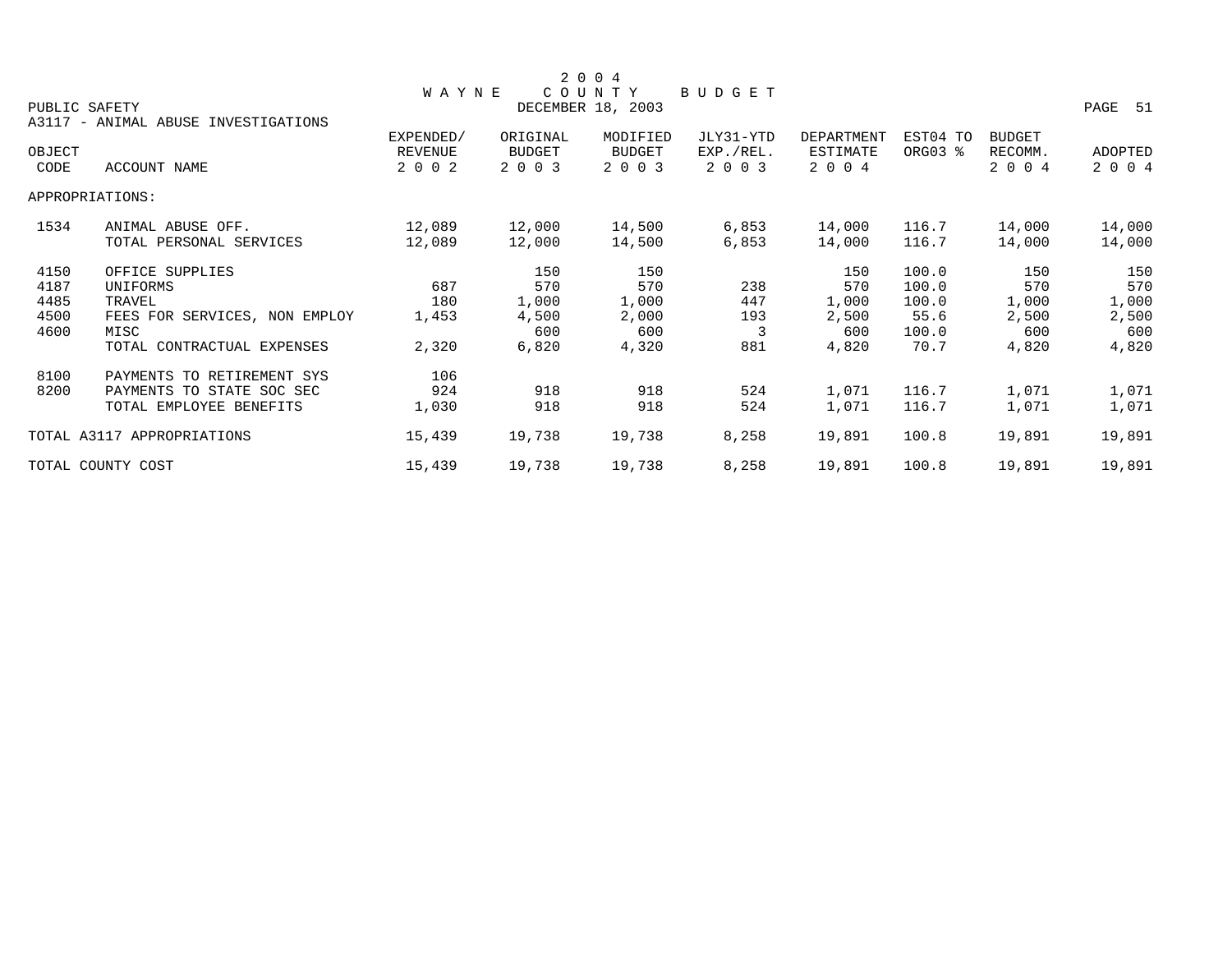# 2004 WAYNE COUNTY BUDGET

PUBLIC SAFETY
DECEMBER 18, 2003

A3117 - ANIMAL ABUSE INVESTIGATIONS

| OBJECT CODE | ACCOUNT NAME | EXPENDED/ REVENUE 2002 | ORIGINAL BUDGET 2003 | MODIFIED BUDGET 2003 | JLY31-YTD EXP./REL. 2003 | DEPARTMENT ESTIMATE 2004 | EST04 TO ORG03 % | BUDGET RECOMM. 2004 | ADOPTED 2004 |
|---|---|---|---|---|---|---|---|---|---|
| APPROPRIATIONS: | | | | | | | | | |
| 1534 | ANIMAL ABUSE OFF. | 12,089 | 12,000 | 14,500 | 6,853 | 14,000 | 116.7 | 14,000 | 14,000 |
| | TOTAL PERSONAL SERVICES | 12,089 | 12,000 | 14,500 | 6,853 | 14,000 | 116.7 | 14,000 | 14,000 |
| 4150 | OFFICE SUPPLIES | | 150 | 150 | | 150 | 100.0 | 150 | 150 |
| 4187 | UNIFORMS | 687 | 570 | 570 | 238 | 570 | 100.0 | 570 | 570 |
| 4485 | TRAVEL | 180 | 1,000 | 1,000 | 447 | 1,000 | 100.0 | 1,000 | 1,000 |
| 4500 | FEES FOR SERVICES, NON EMPLOY | 1,453 | 4,500 | 2,000 | 193 | 2,500 | 55.6 | 2,500 | 2,500 |
| 4600 | MISC | | 600 | 600 | 3 | 600 | 100.0 | 600 | 600 |
| | TOTAL CONTRACTUAL EXPENSES | 2,320 | 6,820 | 4,320 | 881 | 4,820 | 70.7 | 4,820 | 4,820 |
| 8100 | PAYMENTS TO RETIREMENT SYS | 106 | | | | | | | |
| 8200 | PAYMENTS TO STATE SOC SEC | 924 | 918 | 918 | 524 | 1,071 | 116.7 | 1,071 | 1,071 |
| | TOTAL EMPLOYEE BENEFITS | 1,030 | 918 | 918 | 524 | 1,071 | 116.7 | 1,071 | 1,071 |
| TOTAL A3117 APPROPRIATIONS | | 15,439 | 19,738 | 19,738 | 8,258 | 19,891 | 100.8 | 19,891 | 19,891 |
| TOTAL COUNTY COST | | 15,439 | 19,738 | 19,738 | 8,258 | 19,891 | 100.8 | 19,891 | 19,891 |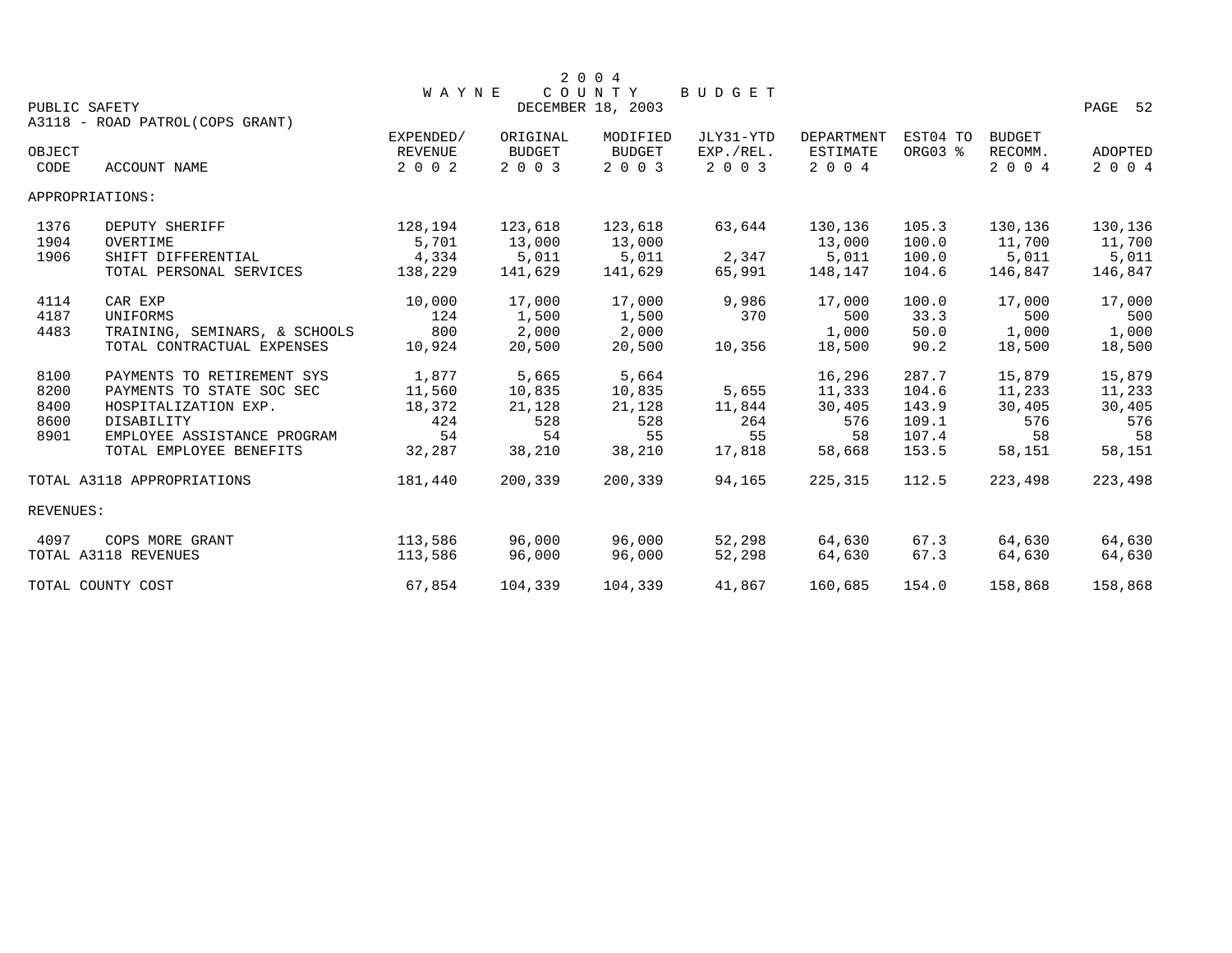# 2004 WAYNE COUNTY BUDGET

PUBLIC SAFETY — DECEMBER 18, 2003

A3118 - ROAD PATROL(COPS GRANT)

| OBJECT CODE | ACCOUNT NAME | EXPENDED/ REVENUE 2002 | ORIGINAL BUDGET 2003 | MODIFIED BUDGET 2003 | JLY31-YTD EXP./REL. 2003 | DEPARTMENT ESTIMATE 2004 | EST04 TO ORG03 % | BUDGET RECOMM. 2004 | ADOPTED 2004 |
|---|---|---|---|---|---|---|---|---|---|
| APPROPRIATIONS: | | | | | | | | | |
| 1376 | DEPUTY SHERIFF | 128,194 | 123,618 | 123,618 | 63,644 | 130,136 | 105.3 | 130,136 | 130,136 |
| 1904 | OVERTIME | 5,701 | 13,000 | 13,000 | | 13,000 | 100.0 | 11,700 | 11,700 |
| 1906 | SHIFT DIFFERENTIAL | 4,334 | 5,011 | 5,011 | 2,347 | 5,011 | 100.0 | 5,011 | 5,011 |
| | TOTAL PERSONAL SERVICES | 138,229 | 141,629 | 141,629 | 65,991 | 148,147 | 104.6 | 146,847 | 146,847 |
| 4114 | CAR EXP | 10,000 | 17,000 | 17,000 | 9,986 | 17,000 | 100.0 | 17,000 | 17,000 |
| 4187 | UNIFORMS | 124 | 1,500 | 1,500 | 370 | 500 | 33.3 | 500 | 500 |
| 4483 | TRAINING, SEMINARS, & SCHOOLS | 800 | 2,000 | 2,000 | | 1,000 | 50.0 | 1,000 | 1,000 |
| | TOTAL CONTRACTUAL EXPENSES | 10,924 | 20,500 | 20,500 | 10,356 | 18,500 | 90.2 | 18,500 | 18,500 |
| 8100 | PAYMENTS TO RETIREMENT SYS | 1,877 | 5,665 | 5,664 | | 16,296 | 287.7 | 15,879 | 15,879 |
| 8200 | PAYMENTS TO STATE SOC SEC | 11,560 | 10,835 | 10,835 | 5,655 | 11,333 | 104.6 | 11,233 | 11,233 |
| 8400 | HOSPITALIZATION EXP. | 18,372 | 21,128 | 21,128 | 11,844 | 30,405 | 143.9 | 30,405 | 30,405 |
| 8600 | DISABILITY | 424 | 528 | 528 | 264 | 576 | 109.1 | 576 | 576 |
| 8901 | EMPLOYEE ASSISTANCE PROGRAM | 54 | 54 | 55 | 55 | 58 | 107.4 | 58 | 58 |
| | TOTAL EMPLOYEE BENEFITS | 32,287 | 38,210 | 38,210 | 17,818 | 58,668 | 153.5 | 58,151 | 58,151 |
| TOTAL A3118 APPROPRIATIONS | | 181,440 | 200,339 | 200,339 | 94,165 | 225,315 | 112.5 | 223,498 | 223,498 |
| REVENUES: | | | | | | | | | |
| 4097 | COPS MORE GRANT | 113,586 | 96,000 | 96,000 | 52,298 | 64,630 | 67.3 | 64,630 | 64,630 |
| TOTAL A3118 REVENUES | | 113,586 | 96,000 | 96,000 | 52,298 | 64,630 | 67.3 | 64,630 | 64,630 |
| TOTAL COUNTY COST | | 67,854 | 104,339 | 104,339 | 41,867 | 160,685 | 154.0 | 158,868 | 158,868 |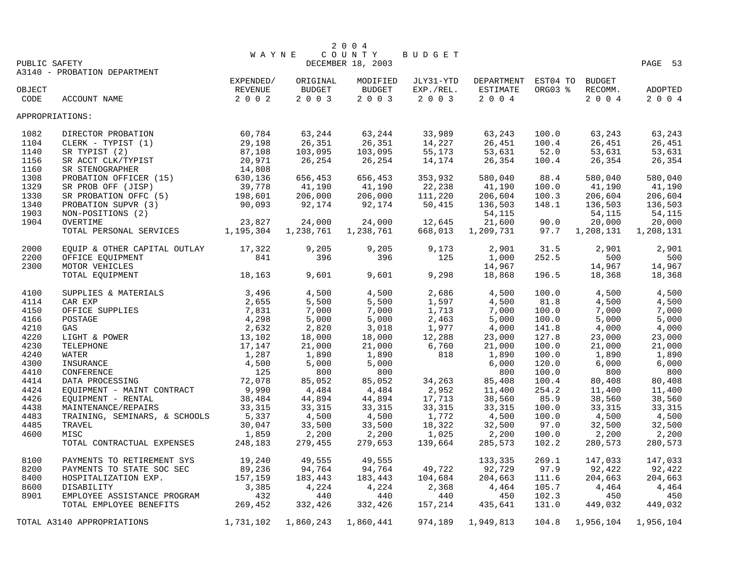# 2004 WAYNE COUNTY BUDGET

DECEMBER 18, 2003

PUBLIC SAFETY

A3140 - PROBATION DEPARTMENT

| OBJECT CODE | ACCOUNT NAME | EXPENDED/ REVENUE 2002 | ORIGINAL BUDGET 2003 | MODIFIED BUDGET 2003 | JLY31-YTD EXP./REL. 2003 | DEPARTMENT ESTIMATE 2004 | EST04 TO ORG03 % | BUDGET RECOMM. 2004 | ADOPTED 2004 |
|---|---|---|---|---|---|---|---|---|---|
| APPROPRIATIONS: | | | | | | | | | |
| 1082 | DIRECTOR PROBATION | 60,784 | 63,244 | 63,244 | 33,989 | 63,243 | 100.0 | 63,243 | 63,243 |
| 1104 | CLERK - TYPIST (1) | 29,198 | 26,351 | 26,351 | 14,227 | 26,451 | 100.4 | 26,451 | 26,451 |
| 1140 | SR TYPIST (2) | 87,108 | 103,095 | 103,095 | 55,173 | 53,631 | 52.0 | 53,631 | 53,631 |
| 1156 | SR ACCT CLK/TYPIST | 20,971 | 26,254 | 26,254 | 14,174 | 26,354 | 100.4 | 26,354 | 26,354 |
| 1160 | SR STENOGRAPHER | 14,808 | | | | | | | |
| 1308 | PROBATION OFFICER (15) | 630,136 | 656,453 | 656,453 | 353,932 | 580,040 | 88.4 | 580,040 | 580,040 |
| 1329 | SR PROB OFF (JISP) | 39,778 | 41,190 | 41,190 | 22,238 | 41,190 | 100.0 | 41,190 | 41,190 |
| 1330 | SR PROBATION OFFC (5) | 198,601 | 206,000 | 206,000 | 111,220 | 206,604 | 100.3 | 206,604 | 206,604 |
| 1340 | PROBATION SUPVR (3) | 90,093 | 92,174 | 92,174 | 50,415 | 136,503 | 148.1 | 136,503 | 136,503 |
| 1903 | NON-POSITIONS (2) | | | | | 54,115 | | 54,115 | 54,115 |
| 1904 | OVERTIME | 23,827 | 24,000 | 24,000 | 12,645 | 21,600 | 90.0 | 20,000 | 20,000 |
| | TOTAL PERSONAL SERVICES | 1,195,304 | 1,238,761 | 1,238,761 | 668,013 | 1,209,731 | 97.7 | 1,208,131 | 1,208,131 |
| 2000 | EQUIP & OTHER CAPITAL OUTLAY | 17,322 | 9,205 | 9,205 | 9,173 | 2,901 | 31.5 | 2,901 | 2,901 |
| 2200 | OFFICE EQUIPMENT | 841 | 396 | 396 | 125 | 1,000 | 252.5 | 500 | 500 |
| 2300 | MOTOR VEHICLES | | | | | 14,967 | | 14,967 | 14,967 |
| | TOTAL EQUIPMENT | 18,163 | 9,601 | 9,601 | 9,298 | 18,868 | 196.5 | 18,368 | 18,368 |
| 4100 | SUPPLIES & MATERIALS | 3,496 | 4,500 | 4,500 | 2,686 | 4,500 | 100.0 | 4,500 | 4,500 |
| 4114 | CAR EXP | 2,655 | 5,500 | 5,500 | 1,597 | 4,500 | 81.8 | 4,500 | 4,500 |
| 4150 | OFFICE SUPPLIES | 7,831 | 7,000 | 7,000 | 1,713 | 7,000 | 100.0 | 7,000 | 7,000 |
| 4166 | POSTAGE | 4,298 | 5,000 | 5,000 | 2,463 | 5,000 | 100.0 | 5,000 | 5,000 |
| 4210 | GAS | 2,632 | 2,820 | 3,018 | 1,977 | 4,000 | 141.8 | 4,000 | 4,000 |
| 4220 | LIGHT & POWER | 13,102 | 18,000 | 18,000 | 12,288 | 23,000 | 127.8 | 23,000 | 23,000 |
| 4230 | TELEPHONE | 17,147 | 21,000 | 21,000 | 6,760 | 21,000 | 100.0 | 21,000 | 21,000 |
| 4240 | WATER | 1,287 | 1,890 | 1,890 | 818 | 1,890 | 100.0 | 1,890 | 1,890 |
| 4300 | INSURANCE | 4,500 | 5,000 | 5,000 | | 6,000 | 120.0 | 6,000 | 6,000 |
| 4410 | CONFERENCE | 125 | 800 | 800 | | 800 | 100.0 | 800 | 800 |
| 4414 | DATA PROCESSING | 72,078 | 85,052 | 85,052 | 34,263 | 85,408 | 100.4 | 80,408 | 80,408 |
| 4424 | EQUIPMENT - MAINT CONTRACT | 9,990 | 4,484 | 4,484 | 2,952 | 11,400 | 254.2 | 11,400 | 11,400 |
| 4426 | EQUIPMENT - RENTAL | 38,484 | 44,894 | 44,894 | 17,713 | 38,560 | 85.9 | 38,560 | 38,560 |
| 4438 | MAINTENANCE/REPAIRS | 33,315 | 33,315 | 33,315 | 33,315 | 33,315 | 100.0 | 33,315 | 33,315 |
| 4483 | TRAINING, SEMINARS, & SCHOOLS | 5,337 | 4,500 | 4,500 | 1,772 | 4,500 | 100.0 | 4,500 | 4,500 |
| 4485 | TRAVEL | 30,047 | 33,500 | 33,500 | 18,322 | 32,500 | 97.0 | 32,500 | 32,500 |
| 4600 | MISC | 1,859 | 2,200 | 2,200 | 1,025 | 2,200 | 100.0 | 2,200 | 2,200 |
| | TOTAL CONTRACTUAL EXPENSES | 248,183 | 279,455 | 279,653 | 139,664 | 285,573 | 102.2 | 280,573 | 280,573 |
| 8100 | PAYMENTS TO RETIREMENT SYS | 19,240 | 49,555 | 49,555 | | 133,335 | 269.1 | 147,033 | 147,033 |
| 8200 | PAYMENTS TO STATE SOC SEC | 89,236 | 94,764 | 94,764 | 49,722 | 92,729 | 97.9 | 92,422 | 92,422 |
| 8400 | HOSPITALIZATION EXP. | 157,159 | 183,443 | 183,443 | 104,684 | 204,663 | 111.6 | 204,663 | 204,663 |
| 8600 | DISABILITY | 3,385 | 4,224 | 4,224 | 2,368 | 4,464 | 105.7 | 4,464 | 4,464 |
| 8901 | EMPLOYEE ASSISTANCE PROGRAM | 432 | 440 | 440 | 440 | 450 | 102.3 | 450 | 450 |
| | TOTAL EMPLOYEE BENEFITS | 269,452 | 332,426 | 332,426 | 157,214 | 435,641 | 131.0 | 449,032 | 449,032 |
| TOTAL A3140 APPROPRIATIONS | | 1,731,102 | 1,860,243 | 1,860,441 | 974,189 | 1,949,813 | 104.8 | 1,956,104 | 1,956,104 |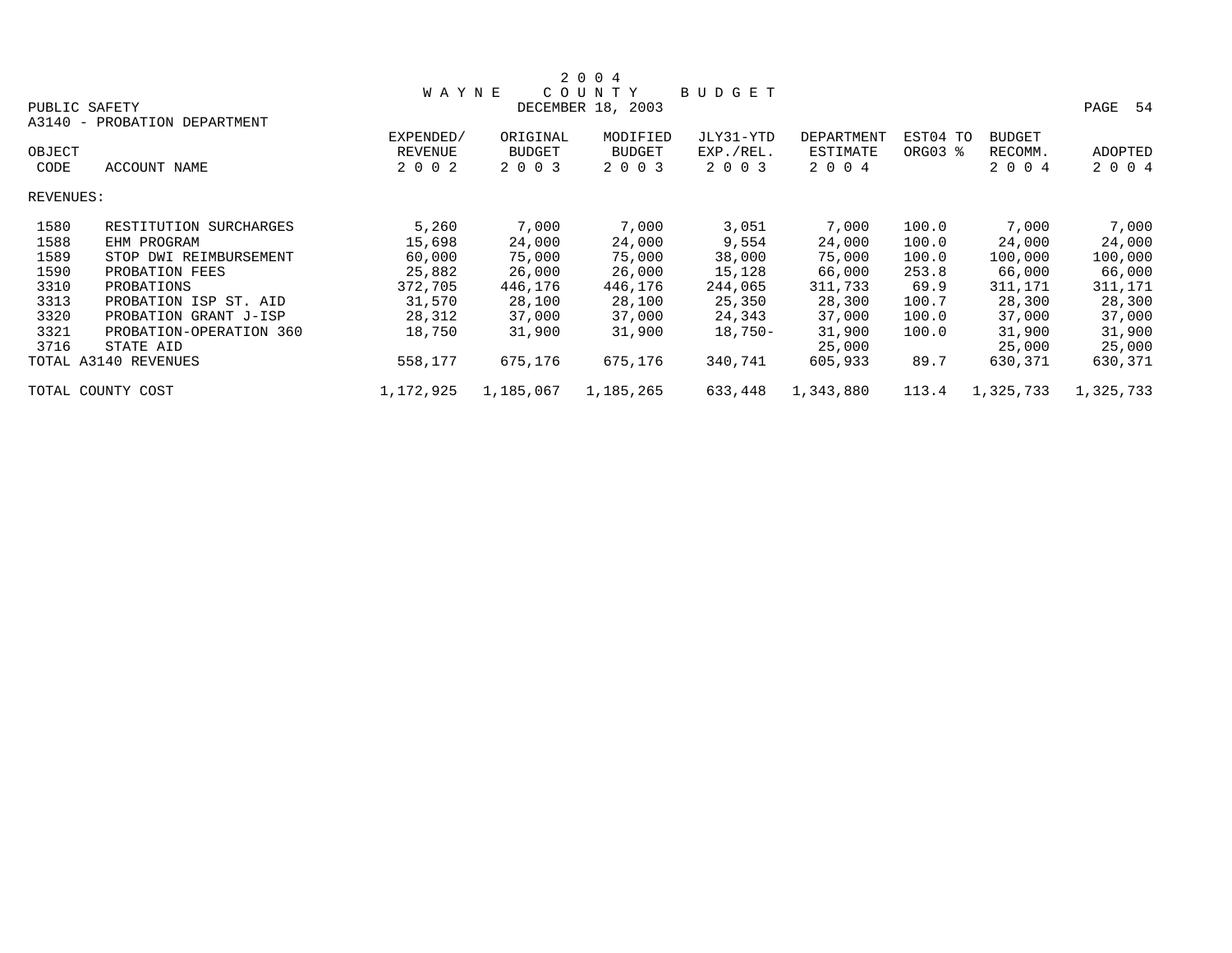# 2 0 0 4
# W A Y N E   C O U N T Y   B U D G E T

PUBLIC SAFETY  DECEMBER 18, 2003

A3140 - PROBATION DEPARTMENT

| OBJECT CODE | ACCOUNT NAME | EXPENDED/ REVENUE 2 0 0 2 | ORIGINAL BUDGET 2 0 0 3 | MODIFIED BUDGET 2 0 0 3 | JLY31-YTD EXP./REL. 2 0 0 3 | DEPARTMENT ESTIMATE 2 0 0 4 | EST04 TO ORG03 % | BUDGET RECOMM. 2 0 0 4 | ADOPTED 2 0 0 4 |
|---|---|---|---|---|---|---|---|---|---|
| REVENUES: | | | | | | | | | |
| 1580 | RESTITUTION SURCHARGES | 5,260 | 7,000 | 7,000 | 3,051 | 7,000 | 100.0 | 7,000 | 7,000 |
| 1588 | EHM PROGRAM | 15,698 | 24,000 | 24,000 | 9,554 | 24,000 | 100.0 | 24,000 | 24,000 |
| 1589 | STOP DWI REIMBURSEMENT | 60,000 | 75,000 | 75,000 | 38,000 | 75,000 | 100.0 | 100,000 | 100,000 |
| 1590 | PROBATION FEES | 25,882 | 26,000 | 26,000 | 15,128 | 66,000 | 253.8 | 66,000 | 66,000 |
| 3310 | PROBATIONS | 372,705 | 446,176 | 446,176 | 244,065 | 311,733 | 69.9 | 311,171 | 311,171 |
| 3313 | PROBATION ISP ST. AID | 31,570 | 28,100 | 28,100 | 25,350 | 28,300 | 100.7 | 28,300 | 28,300 |
| 3320 | PROBATION GRANT J-ISP | 28,312 | 37,000 | 37,000 | 24,343 | 37,000 | 100.0 | 37,000 | 37,000 |
| 3321 | PROBATION-OPERATION 360 | 18,750 | 31,900 | 31,900 | 18,750- | 31,900 | 100.0 | 31,900 | 31,900 |
| 3716 | STATE AID | | | | | 25,000 | | 25,000 | 25,000 |
| TOTAL A3140 REVENUES | | 558,177 | 675,176 | 675,176 | 340,741 | 605,933 | 89.7 | 630,371 | 630,371 |
| TOTAL COUNTY COST | | 1,172,925 | 1,185,067 | 1,185,265 | 633,448 | 1,343,880 | 113.4 | 1,325,733 | 1,325,733 |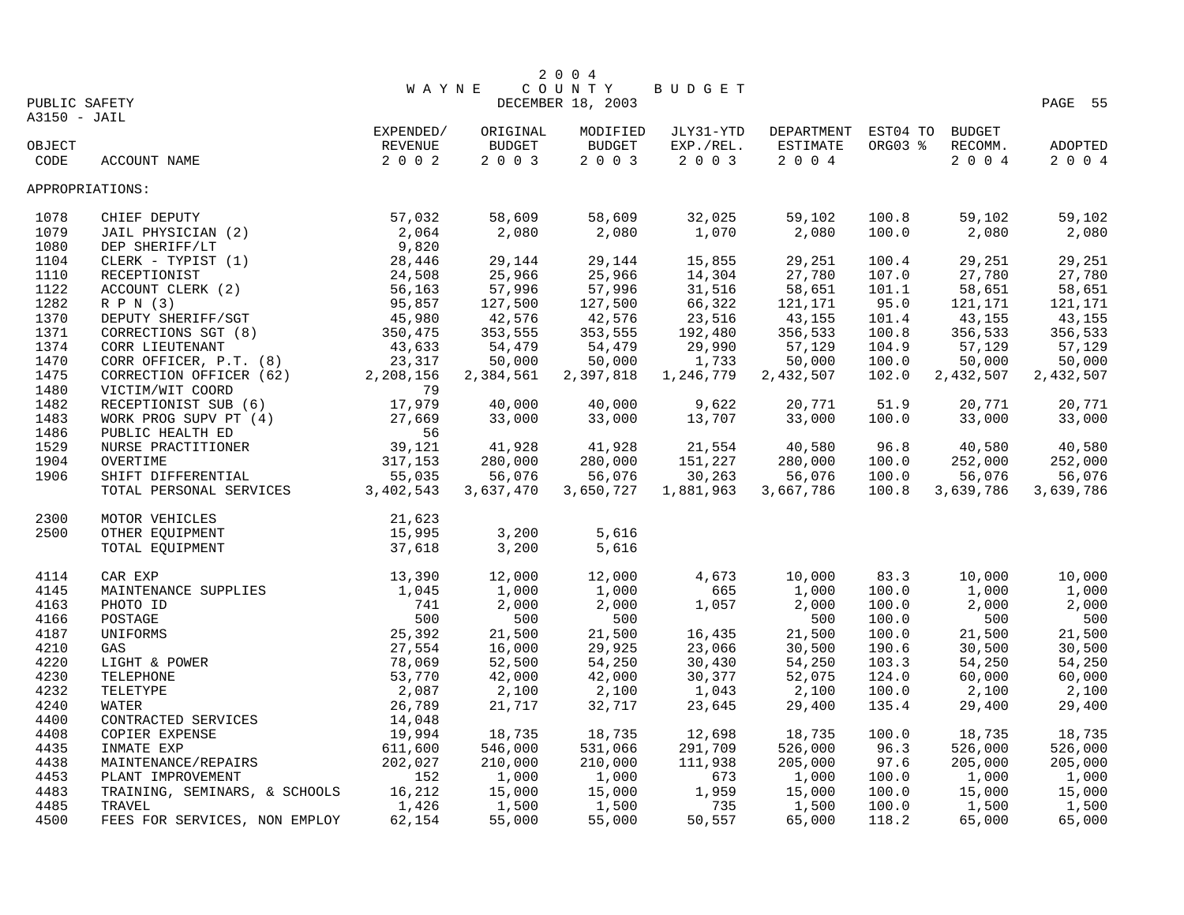# 2004 WAYNE COUNTY BUDGET

DECEMBER 18, 2003

PUBLIC SAFETY

A3150 - JAIL

| OBJECT CODE | ACCOUNT NAME | EXPENDED/ REVENUE 2002 | ORIGINAL BUDGET 2003 | MODIFIED BUDGET 2003 | JLY31-YTD EXP./REL. 2003 | DEPARTMENT ESTIMATE 2004 | EST04 TO ORG03 % | BUDGET RECOMM. 2004 | ADOPTED 2004 |
|---|---|---|---|---|---|---|---|---|---|
| APPROPRIATIONS: | | | | | | | | | |
| 1078 | CHIEF DEPUTY | 57,032 | 58,609 | 58,609 | 32,025 | 59,102 | 100.8 | 59,102 | 59,102 |
| 1079 | JAIL PHYSICIAN (2) | 2,064 | 2,080 | 2,080 | 1,070 | 2,080 | 100.0 | 2,080 | 2,080 |
| 1080 | DEP SHERIFF/LT | 9,820 | | | | | | | |
| 1104 | CLERK - TYPIST (1) | 28,446 | 29,144 | 29,144 | 15,855 | 29,251 | 100.4 | 29,251 | 29,251 |
| 1110 | RECEPTIONIST | 24,508 | 25,966 | 25,966 | 14,304 | 27,780 | 107.0 | 27,780 | 27,780 |
| 1122 | ACCOUNT CLERK (2) | 56,163 | 57,996 | 57,996 | 31,516 | 58,651 | 101.1 | 58,651 | 58,651 |
| 1282 | R P N (3) | 95,857 | 127,500 | 127,500 | 66,322 | 121,171 | 95.0 | 121,171 | 121,171 |
| 1370 | DEPUTY SHERIFF/SGT | 45,980 | 42,576 | 42,576 | 23,516 | 43,155 | 101.4 | 43,155 | 43,155 |
| 1371 | CORRECTIONS SGT (8) | 350,475 | 353,555 | 353,555 | 192,480 | 356,533 | 100.8 | 356,533 | 356,533 |
| 1374 | CORR LIEUTENANT | 43,633 | 54,479 | 54,479 | 29,990 | 57,129 | 104.9 | 57,129 | 57,129 |
| 1470 | CORR OFFICER, P.T. (8) | 23,317 | 50,000 | 50,000 | 1,733 | 50,000 | 100.0 | 50,000 | 50,000 |
| 1475 | CORRECTION OFFICER (62) | 2,208,156 | 2,384,561 | 2,397,818 | 1,246,779 | 2,432,507 | 102.0 | 2,432,507 | 2,432,507 |
| 1480 | VICTIM/WIT COORD | 79 | | | | | | | |
| 1482 | RECEPTIONIST SUB (6) | 17,979 | 40,000 | 40,000 | 9,622 | 20,771 | 51.9 | 20,771 | 20,771 |
| 1483 | WORK PROG SUPV PT (4) | 27,669 | 33,000 | 33,000 | 13,707 | 33,000 | 100.0 | 33,000 | 33,000 |
| 1486 | PUBLIC HEALTH ED | 56 | | | | | | | |
| 1529 | NURSE PRACTITIONER | 39,121 | 41,928 | 41,928 | 21,554 | 40,580 | 96.8 | 40,580 | 40,580 |
| 1904 | OVERTIME | 317,153 | 280,000 | 280,000 | 151,227 | 280,000 | 100.0 | 252,000 | 252,000 |
| 1906 | SHIFT DIFFERENTIAL | 55,035 | 56,076 | 56,076 | 30,263 | 56,076 | 100.0 | 56,076 | 56,076 |
| | TOTAL PERSONAL SERVICES | 3,402,543 | 3,637,470 | 3,650,727 | 1,881,963 | 3,667,786 | 100.8 | 3,639,786 | 3,639,786 |
| 2300 | MOTOR VEHICLES | 21,623 | | | | | | | |
| 2500 | OTHER EQUIPMENT | 15,995 | 3,200 | 5,616 | | | | | |
| | TOTAL EQUIPMENT | 37,618 | 3,200 | 5,616 | | | | | |
| 4114 | CAR EXP | 13,390 | 12,000 | 12,000 | 4,673 | 10,000 | 83.3 | 10,000 | 10,000 |
| 4145 | MAINTENANCE SUPPLIES | 1,045 | 1,000 | 1,000 | 665 | 1,000 | 100.0 | 1,000 | 1,000 |
| 4163 | PHOTO ID | 741 | 2,000 | 2,000 | 1,057 | 2,000 | 100.0 | 2,000 | 2,000 |
| 4166 | POSTAGE | 500 | 500 | 500 | | 500 | 100.0 | 500 | 500 |
| 4187 | UNIFORMS | 25,392 | 21,500 | 21,500 | 16,435 | 21,500 | 100.0 | 21,500 | 21,500 |
| 4210 | GAS | 27,554 | 16,000 | 29,925 | 23,066 | 30,500 | 190.6 | 30,500 | 30,500 |
| 4220 | LIGHT & POWER | 78,069 | 52,500 | 54,250 | 30,430 | 54,250 | 103.3 | 54,250 | 54,250 |
| 4230 | TELEPHONE | 53,770 | 42,000 | 42,000 | 30,377 | 52,075 | 124.0 | 60,000 | 60,000 |
| 4232 | TELETYPE | 2,087 | 2,100 | 2,100 | 1,043 | 2,100 | 100.0 | 2,100 | 2,100 |
| 4240 | WATER | 26,789 | 21,717 | 32,717 | 23,645 | 29,400 | 135.4 | 29,400 | 29,400 |
| 4400 | CONTRACTED SERVICES | 14,048 | | | | | | | |
| 4408 | COPIER EXPENSE | 19,994 | 18,735 | 18,735 | 12,698 | 18,735 | 100.0 | 18,735 | 18,735 |
| 4435 | INMATE EXP | 611,600 | 546,000 | 531,066 | 291,709 | 526,000 | 96.3 | 526,000 | 526,000 |
| 4438 | MAINTENANCE/REPAIRS | 202,027 | 210,000 | 210,000 | 111,938 | 205,000 | 97.6 | 205,000 | 205,000 |
| 4453 | PLANT IMPROVEMENT | 152 | 1,000 | 1,000 | 673 | 1,000 | 100.0 | 1,000 | 1,000 |
| 4483 | TRAINING, SEMINARS, & SCHOOLS | 16,212 | 15,000 | 15,000 | 1,959 | 15,000 | 100.0 | 15,000 | 15,000 |
| 4485 | TRAVEL | 1,426 | 1,500 | 1,500 | 735 | 1,500 | 100.0 | 1,500 | 1,500 |
| 4500 | FEES FOR SERVICES, NON EMPLOY | 62,154 | 55,000 | 55,000 | 50,557 | 65,000 | 118.2 | 65,000 | 65,000 |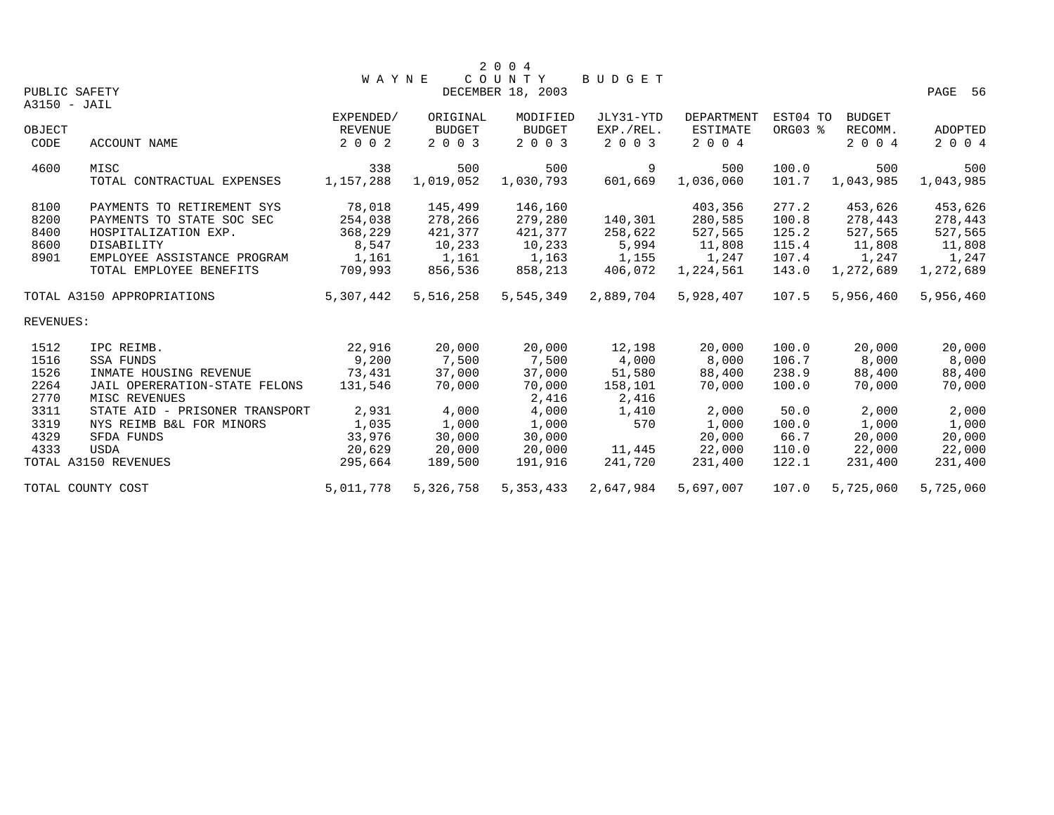# 2004 WAYNE COUNTY BUDGET

DECEMBER 18, 2003

PUBLIC SAFETY

A3150 - JAIL

| OBJECT CODE | ACCOUNT NAME | EXPENDED/ REVENUE 2002 | ORIGINAL BUDGET 2003 | MODIFIED BUDGET 2003 | JLY31-YTD EXP./REL. 2003 | DEPARTMENT ESTIMATE 2004 | EST04 TO ORG03 % | BUDGET RECOMM. 2004 | ADOPTED 2004 |
|---|---|---|---|---|---|---|---|---|---|
| 4600 | MISC | 338 | 500 | 500 | 9 | 500 | 100.0 | 500 | 500 |
| | TOTAL CONTRACTUAL EXPENSES | 1,157,288 | 1,019,052 | 1,030,793 | 601,669 | 1,036,060 | 101.7 | 1,043,985 | 1,043,985 |
| 8100 | PAYMENTS TO RETIREMENT SYS | 78,018 | 145,499 | 146,160 | | 403,356 | 277.2 | 453,626 | 453,626 |
| 8200 | PAYMENTS TO STATE SOC SEC | 254,038 | 278,266 | 279,280 | 140,301 | 280,585 | 100.8 | 278,443 | 278,443 |
| 8400 | HOSPITALIZATION EXP. | 368,229 | 421,377 | 421,377 | 258,622 | 527,565 | 125.2 | 527,565 | 527,565 |
| 8600 | DISABILITY | 8,547 | 10,233 | 10,233 | 5,994 | 11,808 | 115.4 | 11,808 | 11,808 |
| 8901 | EMPLOYEE ASSISTANCE PROGRAM | 1,161 | 1,161 | 1,163 | 1,155 | 1,247 | 107.4 | 1,247 | 1,247 |
| | TOTAL EMPLOYEE BENEFITS | 709,993 | 856,536 | 858,213 | 406,072 | 1,224,561 | 143.0 | 1,272,689 | 1,272,689 |
| | TOTAL A3150 APPROPRIATIONS | 5,307,442 | 5,516,258 | 5,545,349 | 2,889,704 | 5,928,407 | 107.5 | 5,956,460 | 5,956,460 |
| REVENUES: | | | | | | | | | |
| 1512 | IPC REIMB. | 22,916 | 20,000 | 20,000 | 12,198 | 20,000 | 100.0 | 20,000 | 20,000 |
| 1516 | SSA FUNDS | 9,200 | 7,500 | 7,500 | 4,000 | 8,000 | 106.7 | 8,000 | 8,000 |
| 1526 | INMATE HOUSING REVENUE | 73,431 | 37,000 | 37,000 | 51,580 | 88,400 | 238.9 | 88,400 | 88,400 |
| 2264 | JAIL OPERERATION-STATE FELONS | 131,546 | 70,000 | 70,000 | 158,101 | 70,000 | 100.0 | 70,000 | 70,000 |
| 2770 | MISC REVENUES | | | 2,416 | 2,416 | | | | |
| 3311 | STATE AID - PRISONER TRANSPORT | 2,931 | 4,000 | 4,000 | 1,410 | 2,000 | 50.0 | 2,000 | 2,000 |
| 3319 | NYS REIMB B&L FOR MINORS | 1,035 | 1,000 | 1,000 | 570 | 1,000 | 100.0 | 1,000 | 1,000 |
| 4329 | SFDA FUNDS | 33,976 | 30,000 | 30,000 | | 20,000 | 66.7 | 20,000 | 20,000 |
| 4333 | USDA | 20,629 | 20,000 | 20,000 | 11,445 | 22,000 | 110.0 | 22,000 | 22,000 |
| | TOTAL A3150 REVENUES | 295,664 | 189,500 | 191,916 | 241,720 | 231,400 | 122.1 | 231,400 | 231,400 |
| | TOTAL COUNTY COST | 5,011,778 | 5,326,758 | 5,353,433 | 2,647,984 | 5,697,007 | 107.0 | 5,725,060 | 5,725,060 |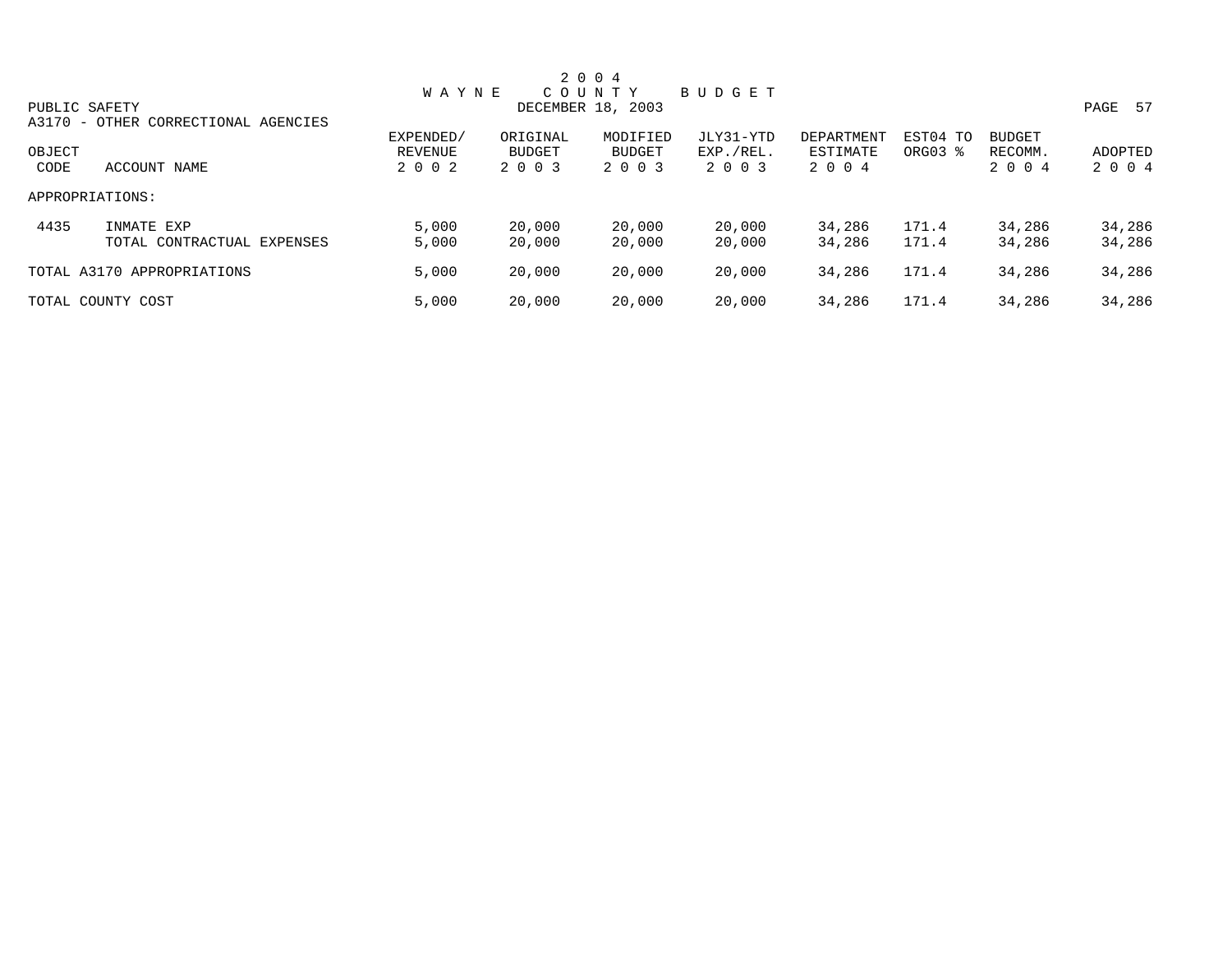# 2 0 0 4 WAYNE COUNTY BUDGET

DECEMBER 18, 2003

PUBLIC SAFETY

A3170 - OTHER CORRECTIONAL AGENCIES

| OBJECT CODE | ACCOUNT NAME | EXPENDED/ REVENUE 2 0 0 2 | ORIGINAL BUDGET 2 0 0 3 | MODIFIED BUDGET 2 0 0 3 | JLY31-YTD EXP./REL. 2 0 0 3 | DEPARTMENT ESTIMATE 2 0 0 4 | EST04 TO ORG03 % | BUDGET RECOMM. 2 0 0 4 | ADOPTED 2 0 0 4 |
|---|---|---|---|---|---|---|---|---|---|
| APPROPRIATIONS: | | | | | | | | | |
| 4435 | INMATE EXP | 5,000 | 20,000 | 20,000 | 20,000 | 34,286 | 171.4 | 34,286 | 34,286 |
| | TOTAL CONTRACTUAL EXPENSES | 5,000 | 20,000 | 20,000 | 20,000 | 34,286 | 171.4 | 34,286 | 34,286 |
| TOTAL A3170 APPROPRIATIONS | | 5,000 | 20,000 | 20,000 | 20,000 | 34,286 | 171.4 | 34,286 | 34,286 |
| TOTAL COUNTY COST | | 5,000 | 20,000 | 20,000 | 20,000 | 34,286 | 171.4 | 34,286 | 34,286 |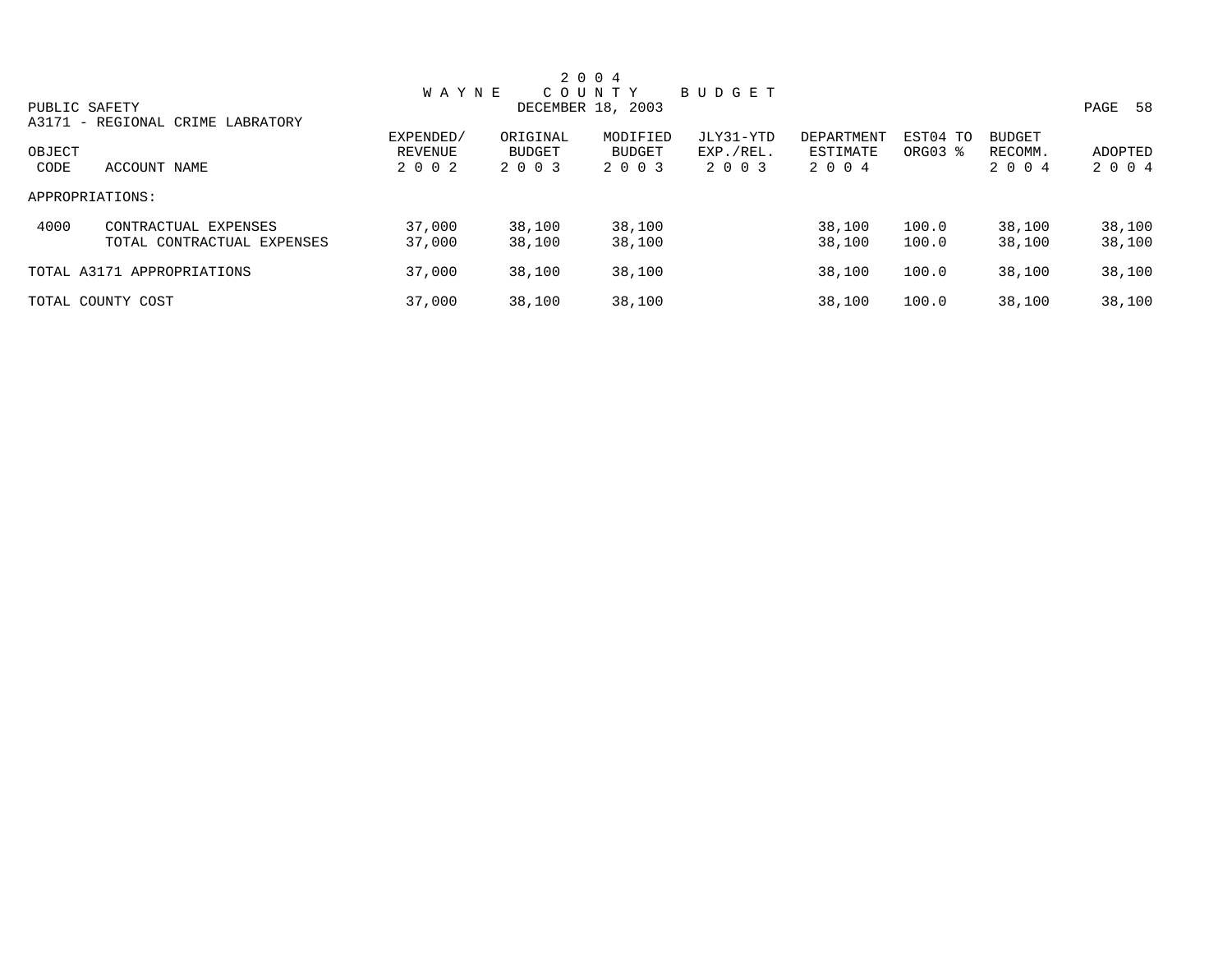2004 WAYNE COUNTY BUDGET

DECEMBER 18, 2003

PUBLIC SAFETY

A3171 - REGIONAL CRIME LABRATORY

| OBJECT CODE | ACCOUNT NAME | EXPENDED/ REVENUE 2002 | ORIGINAL BUDGET 2003 | MODIFIED BUDGET 2003 | JLY31-YTD EXP./REL. 2003 | DEPARTMENT ESTIMATE 2004 | EST04 TO ORG03 % | BUDGET RECOMM. 2004 | ADOPTED 2004 |
|---|---|---|---|---|---|---|---|---|---|
| APPROPRIATIONS: | | | | | | | | | |
| 4000 | CONTRACTUAL EXPENSES | 37,000 | 38,100 | 38,100 | | 38,100 | 100.0 | 38,100 | 38,100 |
| | TOTAL CONTRACTUAL EXPENSES | 37,000 | 38,100 | 38,100 | | 38,100 | 100.0 | 38,100 | 38,100 |
| TOTAL A3171 APPROPRIATIONS | | 37,000 | 38,100 | 38,100 | | 38,100 | 100.0 | 38,100 | 38,100 |
| TOTAL COUNTY COST | | 37,000 | 38,100 | 38,100 | | 38,100 | 100.0 | 38,100 | 38,100 |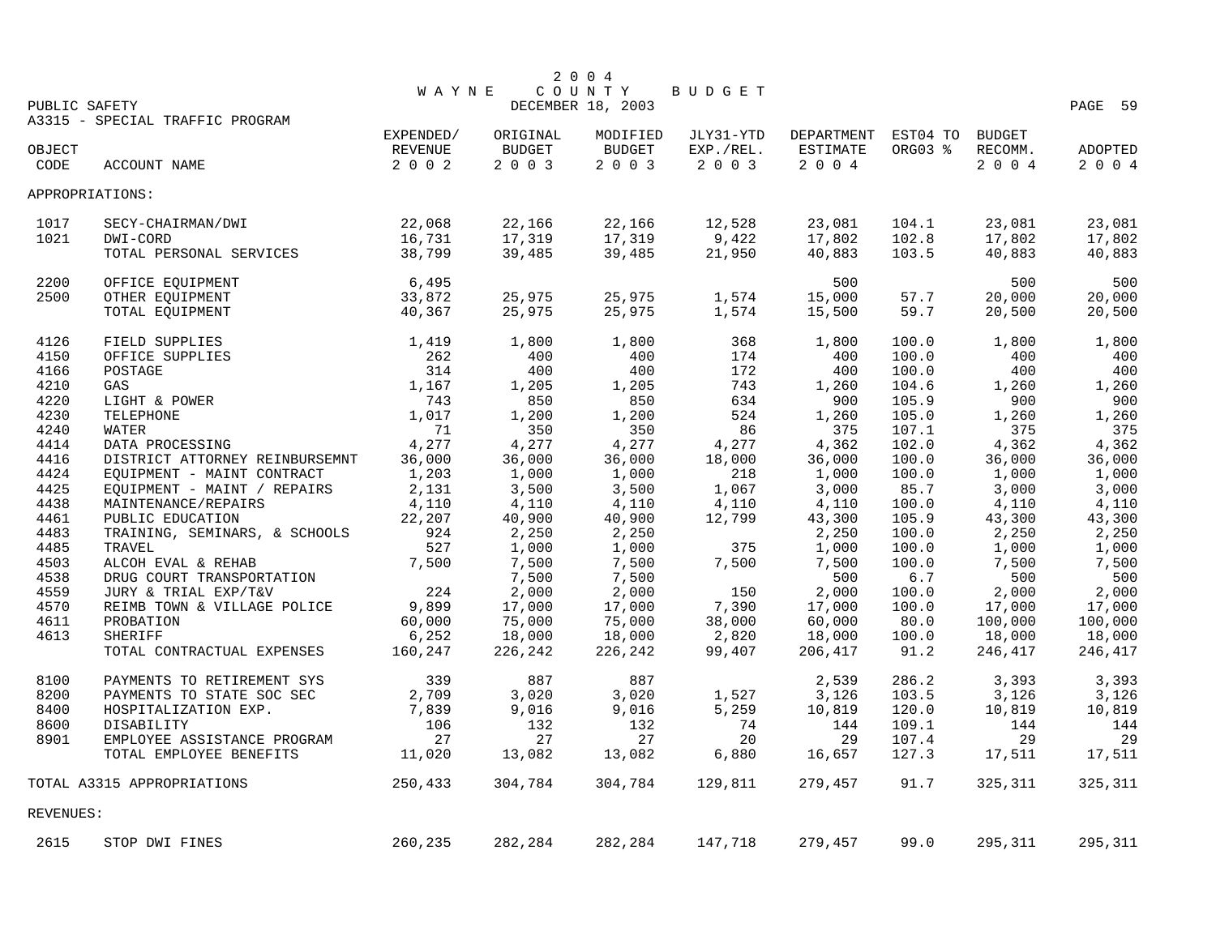# 2004 WAYNE COUNTY BUDGET

PUBLIC SAFETY — DECEMBER 18, 2003

A3315 - SPECIAL TRAFFIC PROGRAM

| OBJECT CODE | ACCOUNT NAME | EXPENDED/ REVENUE 2002 | ORIGINAL BUDGET 2003 | MODIFIED BUDGET 2003 | JLY31-YTD EXP./REL. 2003 | DEPARTMENT ESTIMATE 2004 | EST04 TO ORG03 % | BUDGET RECOMM. 2004 | ADOPTED 2004 |
|---|---|---|---|---|---|---|---|---|---|
| APPROPRIATIONS: | | | | | | | | | |
| 1017 | SECY-CHAIRMAN/DWI | 22,068 | 22,166 | 22,166 | 12,528 | 23,081 | 104.1 | 23,081 | 23,081 |
| 1021 | DWI-CORD | 16,731 | 17,319 | 17,319 | 9,422 | 17,802 | 102.8 | 17,802 | 17,802 |
| | TOTAL PERSONAL SERVICES | 38,799 | 39,485 | 39,485 | 21,950 | 40,883 | 103.5 | 40,883 | 40,883 |
| 2200 | OFFICE EQUIPMENT | 6,495 | | | | 500 | | 500 | 500 |
| 2500 | OTHER EQUIPMENT | 33,872 | 25,975 | 25,975 | 1,574 | 15,000 | 57.7 | 20,000 | 20,000 |
| | TOTAL EQUIPMENT | 40,367 | 25,975 | 25,975 | 1,574 | 15,500 | 59.7 | 20,500 | 20,500 |
| 4126 | FIELD SUPPLIES | 1,419 | 1,800 | 1,800 | 368 | 1,800 | 100.0 | 1,800 | 1,800 |
| 4150 | OFFICE SUPPLIES | 262 | 400 | 400 | 174 | 400 | 100.0 | 400 | 400 |
| 4166 | POSTAGE | 314 | 400 | 400 | 172 | 400 | 100.0 | 400 | 400 |
| 4210 | GAS | 1,167 | 1,205 | 1,205 | 743 | 1,260 | 104.6 | 1,260 | 1,260 |
| 4220 | LIGHT & POWER | 743 | 850 | 850 | 634 | 900 | 105.9 | 900 | 900 |
| 4230 | TELEPHONE | 1,017 | 1,200 | 1,200 | 524 | 1,260 | 105.0 | 1,260 | 1,260 |
| 4240 | WATER | 71 | 350 | 350 | 86 | 375 | 107.1 | 375 | 375 |
| 4414 | DATA PROCESSING | 4,277 | 4,277 | 4,277 | 4,277 | 4,362 | 102.0 | 4,362 | 4,362 |
| 4416 | DISTRICT ATTORNEY REINBURSEMNT | 36,000 | 36,000 | 36,000 | 18,000 | 36,000 | 100.0 | 36,000 | 36,000 |
| 4424 | EQUIPMENT - MAINT CONTRACT | 1,203 | 1,000 | 1,000 | 218 | 1,000 | 100.0 | 1,000 | 1,000 |
| 4425 | EQUIPMENT - MAINT / REPAIRS | 2,131 | 3,500 | 3,500 | 1,067 | 3,000 | 85.7 | 3,000 | 3,000 |
| 4438 | MAINTENANCE/REPAIRS | 4,110 | 4,110 | 4,110 | 4,110 | 4,110 | 100.0 | 4,110 | 4,110 |
| 4461 | PUBLIC EDUCATION | 22,207 | 40,900 | 40,900 | 12,799 | 43,300 | 105.9 | 43,300 | 43,300 |
| 4483 | TRAINING, SEMINARS, & SCHOOLS | 924 | 2,250 | 2,250 | | 2,250 | 100.0 | 2,250 | 2,250 |
| 4485 | TRAVEL | 527 | 1,000 | 1,000 | 375 | 1,000 | 100.0 | 1,000 | 1,000 |
| 4503 | ALCOH EVAL & REHAB | 7,500 | 7,500 | 7,500 | 7,500 | 7,500 | 100.0 | 7,500 | 7,500 |
| 4538 | DRUG COURT TRANSPORTATION | | 7,500 | 7,500 | | 500 | 6.7 | 500 | 500 |
| 4559 | JURY & TRIAL EXP/T&V | 224 | 2,000 | 2,000 | 150 | 2,000 | 100.0 | 2,000 | 2,000 |
| 4570 | REIMB TOWN & VILLAGE POLICE | 9,899 | 17,000 | 17,000 | 7,390 | 17,000 | 100.0 | 17,000 | 17,000 |
| 4611 | PROBATION | 60,000 | 75,000 | 75,000 | 38,000 | 60,000 | 80.0 | 100,000 | 100,000 |
| 4613 | SHERIFF | 6,252 | 18,000 | 18,000 | 2,820 | 18,000 | 100.0 | 18,000 | 18,000 |
| | TOTAL CONTRACTUAL EXPENSES | 160,247 | 226,242 | 226,242 | 99,407 | 206,417 | 91.2 | 246,417 | 246,417 |
| 8100 | PAYMENTS TO RETIREMENT SYS | 339 | 887 | 887 | | 2,539 | 286.2 | 3,393 | 3,393 |
| 8200 | PAYMENTS TO STATE SOC SEC | 2,709 | 3,020 | 3,020 | 1,527 | 3,126 | 103.5 | 3,126 | 3,126 |
| 8400 | HOSPITALIZATION EXP. | 7,839 | 9,016 | 9,016 | 5,259 | 10,819 | 120.0 | 10,819 | 10,819 |
| 8600 | DISABILITY | 106 | 132 | 132 | 74 | 144 | 109.1 | 144 | 144 |
| 8901 | EMPLOYEE ASSISTANCE PROGRAM | 27 | 27 | 27 | 20 | 29 | 107.4 | 29 | 29 |
| | TOTAL EMPLOYEE BENEFITS | 11,020 | 13,082 | 13,082 | 6,880 | 16,657 | 127.3 | 17,511 | 17,511 |
| TOTAL A3315 APPROPRIATIONS | | 250,433 | 304,784 | 304,784 | 129,811 | 279,457 | 91.7 | 325,311 | 325,311 |
| REVENUES: | | | | | | | | | |
| 2615 | STOP DWI FINES | 260,235 | 282,284 | 282,284 | 147,718 | 279,457 | 99.0 | 295,311 | 295,311 |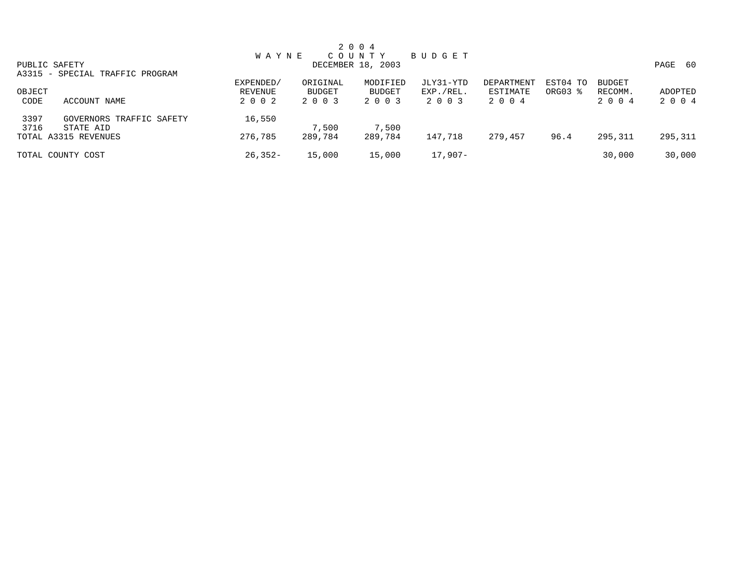# 2004 WAYNE COUNTY BUDGET

DECEMBER 18, 2003

PUBLIC SAFETY

A3315 - SPECIAL TRAFFIC PROGRAM

| OBJECT CODE | ACCOUNT NAME | EXPENDED/ REVENUE 2002 | ORIGINAL BUDGET 2003 | MODIFIED BUDGET 2003 | JLY31-YTD EXP./REL. 2003 | DEPARTMENT ESTIMATE 2004 | EST04 TO ORG03 % | BUDGET RECOMM. 2004 | ADOPTED 2004 |
|---|---|---|---|---|---|---|---|---|---|
| 3397 | GOVERNORS TRAFFIC SAFETY | 16,550 | | | | | | | |
| 3716 | STATE AID | | 7,500 | 7,500 | | | | | |
| TOTAL A3315 REVENUES | | 276,785 | 289,784 | 289,784 | 147,718 | 279,457 | 96.4 | 295,311 | 295,311 |
| TOTAL COUNTY COST | | 26,352- | 15,000 | 15,000 | 17,907- | | | 30,000 | 30,000 |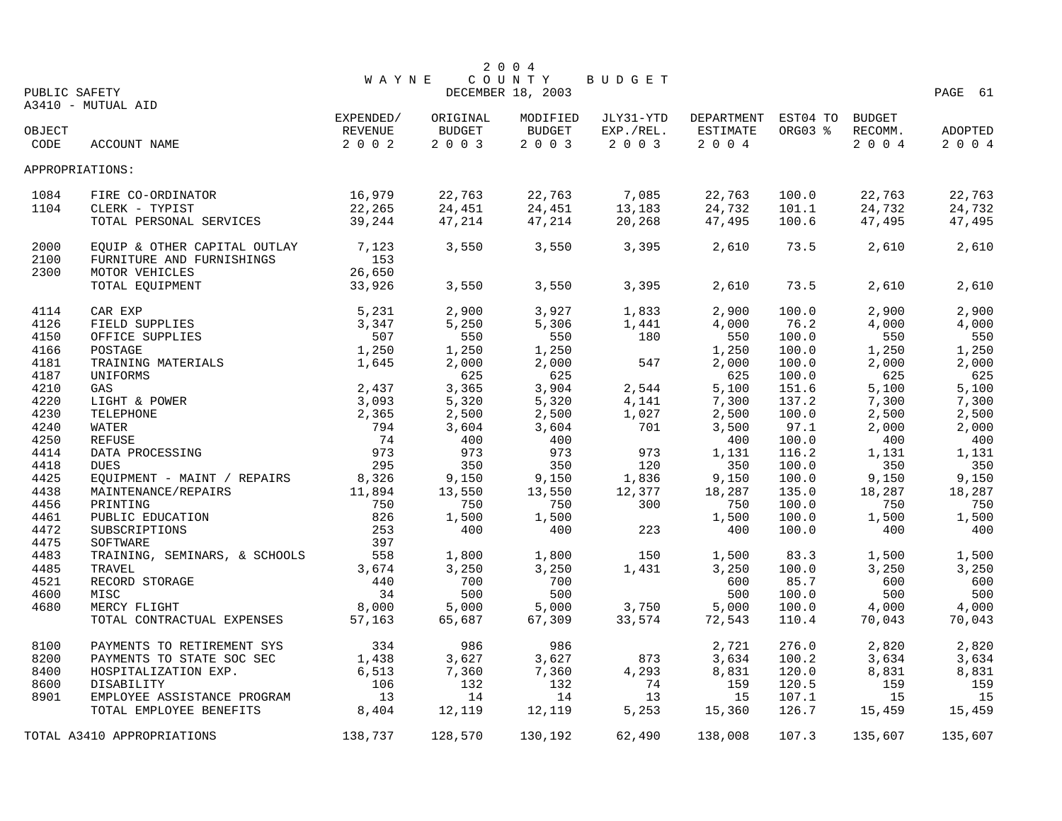# 2004 WAYNE COUNTY BUDGET

PUBLIC SAFETY
DECEMBER 18, 2003

A3410 - MUTUAL AID

| OBJECT CODE | ACCOUNT NAME | EXPENDED/ REVENUE 2002 | ORIGINAL BUDGET 2003 | MODIFIED BUDGET 2003 | JLY31-YTD EXP./REL. 2003 | DEPARTMENT ESTIMATE 2004 | EST04 TO ORG03 % | BUDGET RECOMM. 2004 | ADOPTED 2004 |
|---|---|---|---|---|---|---|---|---|---|
| APPROPRIATIONS: | | | | | | | | | |
| 1084 | FIRE CO-ORDINATOR | 16,979 | 22,763 | 22,763 | 7,085 | 22,763 | 100.0 | 22,763 | 22,763 |
| 1104 | CLERK - TYPIST | 22,265 | 24,451 | 24,451 | 13,183 | 24,732 | 101.1 | 24,732 | 24,732 |
| | TOTAL PERSONAL SERVICES | 39,244 | 47,214 | 47,214 | 20,268 | 47,495 | 100.6 | 47,495 | 47,495 |
| 2000 | EQUIP & OTHER CAPITAL OUTLAY | 7,123 | 3,550 | 3,550 | 3,395 | 2,610 | 73.5 | 2,610 | 2,610 |
| 2100 | FURNITURE AND FURNISHINGS | 153 | | | | | | | |
| 2300 | MOTOR VEHICLES | 26,650 | | | | | | | |
| | TOTAL EQUIPMENT | 33,926 | 3,550 | 3,550 | 3,395 | 2,610 | 73.5 | 2,610 | 2,610 |
| 4114 | CAR EXP | 5,231 | 2,900 | 3,927 | 1,833 | 2,900 | 100.0 | 2,900 | 2,900 |
| 4126 | FIELD SUPPLIES | 3,347 | 5,250 | 5,306 | 1,441 | 4,000 | 76.2 | 4,000 | 4,000 |
| 4150 | OFFICE SUPPLIES | 507 | 550 | 550 | 180 | 550 | 100.0 | 550 | 550 |
| 4166 | POSTAGE | 1,250 | 1,250 | 1,250 | | 1,250 | 100.0 | 1,250 | 1,250 |
| 4181 | TRAINING MATERIALS | 1,645 | 2,000 | 2,000 | 547 | 2,000 | 100.0 | 2,000 | 2,000 |
| 4187 | UNIFORMS | | 625 | 625 | | 625 | 100.0 | 625 | 625 |
| 4210 | GAS | 2,437 | 3,365 | 3,904 | 2,544 | 5,100 | 151.6 | 5,100 | 5,100 |
| 4220 | LIGHT & POWER | 3,093 | 5,320 | 5,320 | 4,141 | 7,300 | 137.2 | 7,300 | 7,300 |
| 4230 | TELEPHONE | 2,365 | 2,500 | 2,500 | 1,027 | 2,500 | 100.0 | 2,500 | 2,500 |
| 4240 | WATER | 794 | 3,604 | 3,604 | 701 | 3,500 | 97.1 | 2,000 | 2,000 |
| 4250 | REFUSE | 74 | 400 | 400 | | 400 | 100.0 | 400 | 400 |
| 4414 | DATA PROCESSING | 973 | 973 | 973 | 973 | 1,131 | 116.2 | 1,131 | 1,131 |
| 4418 | DUES | 295 | 350 | 350 | 120 | 350 | 100.0 | 350 | 350 |
| 4425 | EQUIPMENT - MAINT / REPAIRS | 8,326 | 9,150 | 9,150 | 1,836 | 9,150 | 100.0 | 9,150 | 9,150 |
| 4438 | MAINTENANCE/REPAIRS | 11,894 | 13,550 | 13,550 | 12,377 | 18,287 | 135.0 | 18,287 | 18,287 |
| 4456 | PRINTING | 750 | 750 | 750 | 300 | 750 | 100.0 | 750 | 750 |
| 4461 | PUBLIC EDUCATION | 826 | 1,500 | 1,500 | | 1,500 | 100.0 | 1,500 | 1,500 |
| 4472 | SUBSCRIPTIONS | 253 | 400 | 400 | 223 | 400 | 100.0 | 400 | 400 |
| 4475 | SOFTWARE | 397 | | | | | | | |
| 4483 | TRAINING, SEMINARS, & SCHOOLS | 558 | 1,800 | 1,800 | 150 | 1,500 | 83.3 | 1,500 | 1,500 |
| 4485 | TRAVEL | 3,674 | 3,250 | 3,250 | 1,431 | 3,250 | 100.0 | 3,250 | 3,250 |
| 4521 | RECORD STORAGE | 440 | 700 | 700 | | 600 | 85.7 | 600 | 600 |
| 4600 | MISC | 34 | 500 | 500 | | 500 | 100.0 | 500 | 500 |
| 4680 | MERCY FLIGHT | 8,000 | 5,000 | 5,000 | 3,750 | 5,000 | 100.0 | 4,000 | 4,000 |
| | TOTAL CONTRACTUAL EXPENSES | 57,163 | 65,687 | 67,309 | 33,574 | 72,543 | 110.4 | 70,043 | 70,043 |
| 8100 | PAYMENTS TO RETIREMENT SYS | 334 | 986 | 986 | | 2,721 | 276.0 | 2,820 | 2,820 |
| 8200 | PAYMENTS TO STATE SOC SEC | 1,438 | 3,627 | 3,627 | 873 | 3,634 | 100.2 | 3,634 | 3,634 |
| 8400 | HOSPITALIZATION EXP. | 6,513 | 7,360 | 7,360 | 4,293 | 8,831 | 120.0 | 8,831 | 8,831 |
| 8600 | DISABILITY | 106 | 132 | 132 | 74 | 159 | 120.5 | 159 | 159 |
| 8901 | EMPLOYEE ASSISTANCE PROGRAM | 13 | 14 | 14 | 13 | 15 | 107.1 | 15 | 15 |
| | TOTAL EMPLOYEE BENEFITS | 8,404 | 12,119 | 12,119 | 5,253 | 15,360 | 126.7 | 15,459 | 15,459 |
| TOTAL A3410 APPROPRIATIONS | | 138,737 | 128,570 | 130,192 | 62,490 | 138,008 | 107.3 | 135,607 | 135,607 |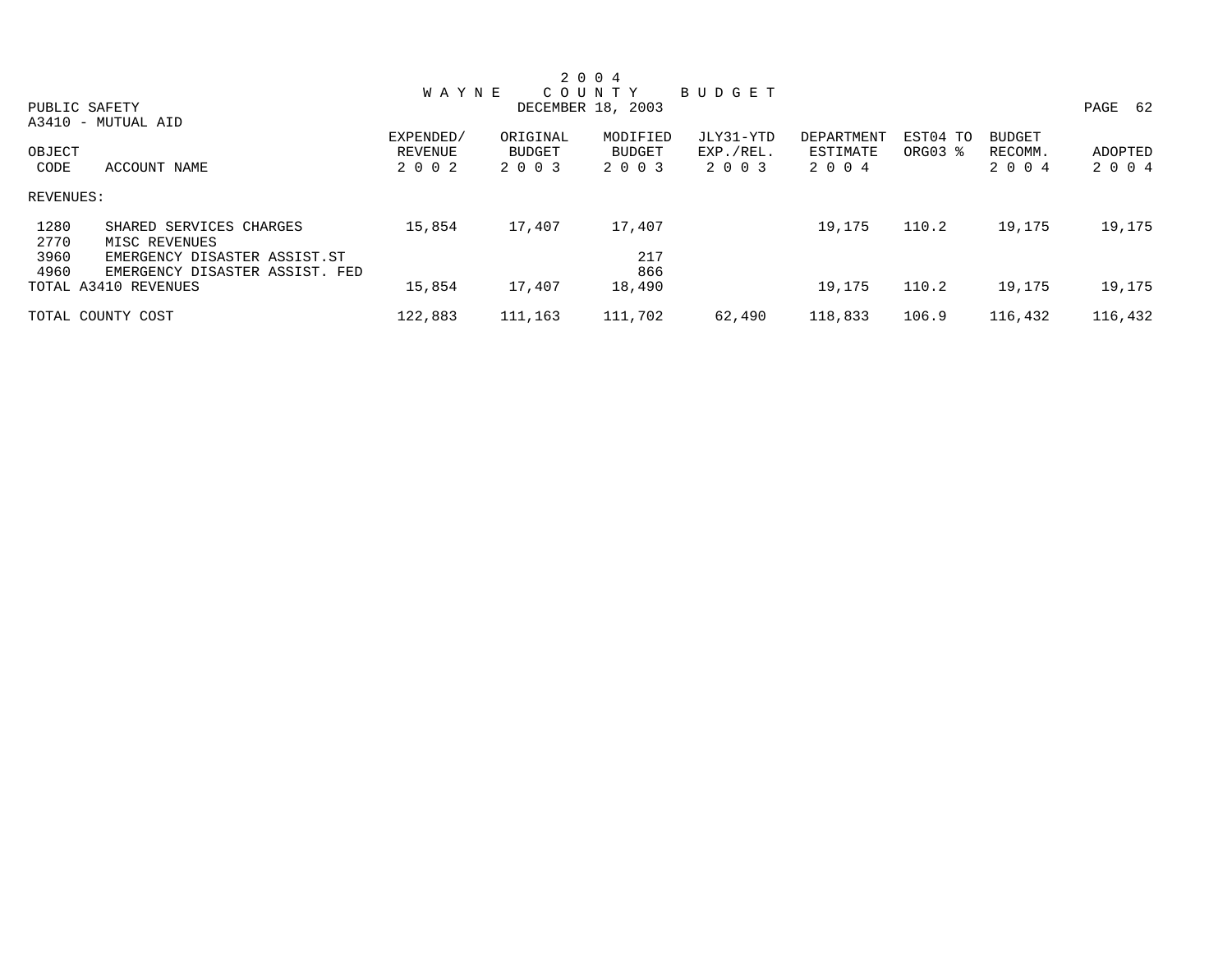# 2004 WAYNE COUNTY BUDGET

DECEMBER 18, 2003

PUBLIC SAFETY

A3410 - MUTUAL AID

| OBJECT CODE | ACCOUNT NAME | EXPENDED/ REVENUE 2002 | ORIGINAL BUDGET 2003 | MODIFIED BUDGET 2003 | JLY31-YTD EXP./REL. 2003 | DEPARTMENT ESTIMATE 2004 | EST04 TO ORG03 % | BUDGET RECOMM. 2004 | ADOPTED 2004 |
|---|---|---|---|---|---|---|---|---|---|
| REVENUES: | | | | | | | | | |
| 1280 | SHARED SERVICES CHARGES | 15,854 | 17,407 | 17,407 | | 19,175 | 110.2 | 19,175 | 19,175 |
| 2770 | MISC REVENUES | | | | | | | | |
| 3960 | EMERGENCY DISASTER ASSIST.ST | | | 217 | | | | | |
| 4960 | EMERGENCY DISASTER ASSIST. FED | | | 866 | | | | | |
| TOTAL A3410 REVENUES | | 15,854 | 17,407 | 18,490 | | 19,175 | 110.2 | 19,175 | 19,175 |
| TOTAL COUNTY COST | | 122,883 | 111,163 | 111,702 | 62,490 | 118,833 | 106.9 | 116,432 | 116,432 |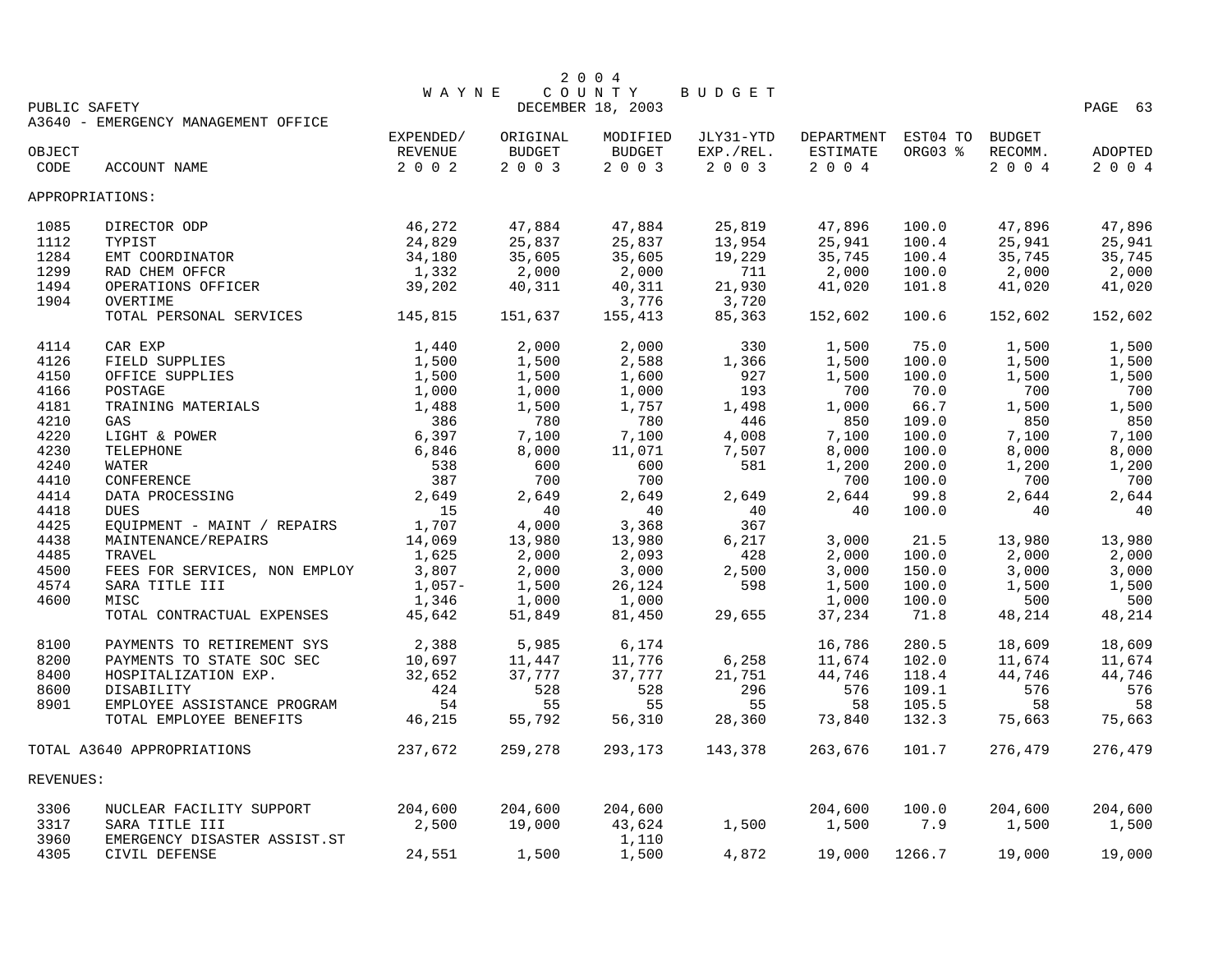# 2004 WAYNE COUNTY BUDGET

DECEMBER 18, 2003

PUBLIC SAFETY

A3640 - EMERGENCY MANAGEMENT OFFICE

| OBJECT CODE | ACCOUNT NAME | EXPENDED/ REVENUE 2002 | ORIGINAL BUDGET 2003 | MODIFIED BUDGET 2003 | JLY31-YTD EXP./REL. 2003 | DEPARTMENT ESTIMATE 2004 | EST04 TO ORG03 % | BUDGET RECOMM. 2004 | ADOPTED 2004 |
|---|---|---|---|---|---|---|---|---|---|
| APPROPRIATIONS: | | | | | | | | | |
| 1085 | DIRECTOR ODP | 46,272 | 47,884 | 47,884 | 25,819 | 47,896 | 100.0 | 47,896 | 47,896 |
| 1112 | TYPIST | 24,829 | 25,837 | 25,837 | 13,954 | 25,941 | 100.4 | 25,941 | 25,941 |
| 1284 | EMT COORDINATOR | 34,180 | 35,605 | 35,605 | 19,229 | 35,745 | 100.4 | 35,745 | 35,745 |
| 1299 | RAD CHEM OFFCR | 1,332 | 2,000 | 2,000 | 711 | 2,000 | 100.0 | 2,000 | 2,000 |
| 1494 | OPERATIONS OFFICER | 39,202 | 40,311 | 40,311 | 21,930 | 41,020 | 101.8 | 41,020 | 41,020 |
| 1904 | OVERTIME | | | 3,776 | 3,720 | | | | |
| | TOTAL PERSONAL SERVICES | 145,815 | 151,637 | 155,413 | 85,363 | 152,602 | 100.6 | 152,602 | 152,602 |
| 4114 | CAR EXP | 1,440 | 2,000 | 2,000 | 330 | 1,500 | 75.0 | 1,500 | 1,500 |
| 4126 | FIELD SUPPLIES | 1,500 | 1,500 | 2,588 | 1,366 | 1,500 | 100.0 | 1,500 | 1,500 |
| 4150 | OFFICE SUPPLIES | 1,500 | 1,500 | 1,600 | 927 | 1,500 | 100.0 | 1,500 | 1,500 |
| 4166 | POSTAGE | 1,000 | 1,000 | 1,000 | 193 | 700 | 70.0 | 700 | 700 |
| 4181 | TRAINING MATERIALS | 1,488 | 1,500 | 1,757 | 1,498 | 1,000 | 66.7 | 1,500 | 1,500 |
| 4210 | GAS | 386 | 780 | 780 | 446 | 850 | 109.0 | 850 | 850 |
| 4220 | LIGHT & POWER | 6,397 | 7,100 | 7,100 | 4,008 | 7,100 | 100.0 | 7,100 | 7,100 |
| 4230 | TELEPHONE | 6,846 | 8,000 | 11,071 | 7,507 | 8,000 | 100.0 | 8,000 | 8,000 |
| 4240 | WATER | 538 | 600 | 600 | 581 | 1,200 | 200.0 | 1,200 | 1,200 |
| 4410 | CONFERENCE | 387 | 700 | 700 | | 700 | 100.0 | 700 | 700 |
| 4414 | DATA PROCESSING | 2,649 | 2,649 | 2,649 | 2,649 | 2,644 | 99.8 | 2,644 | 2,644 |
| 4418 | DUES | 15 | 40 | 40 | 40 | 40 | 100.0 | 40 | 40 |
| 4425 | EQUIPMENT - MAINT / REPAIRS | 1,707 | 4,000 | 3,368 | 367 | | | | |
| 4438 | MAINTENANCE/REPAIRS | 14,069 | 13,980 | 13,980 | 6,217 | 3,000 | 21.5 | 13,980 | 13,980 |
| 4485 | TRAVEL | 1,625 | 2,000 | 2,093 | 428 | 2,000 | 100.0 | 2,000 | 2,000 |
| 4500 | FEES FOR SERVICES, NON EMPLOY | 3,807 | 2,000 | 3,000 | 2,500 | 3,000 | 150.0 | 3,000 | 3,000 |
| 4574 | SARA TITLE III | 1,057- | 1,500 | 26,124 | 598 | 1,500 | 100.0 | 1,500 | 1,500 |
| 4600 | MISC | 1,346 | 1,000 | 1,000 | | 1,000 | 100.0 | 500 | 500 |
| | TOTAL CONTRACTUAL EXPENSES | 45,642 | 51,849 | 81,450 | 29,655 | 37,234 | 71.8 | 48,214 | 48,214 |
| 8100 | PAYMENTS TO RETIREMENT SYS | 2,388 | 5,985 | 6,174 | | 16,786 | 280.5 | 18,609 | 18,609 |
| 8200 | PAYMENTS TO STATE SOC SEC | 10,697 | 11,447 | 11,776 | 6,258 | 11,674 | 102.0 | 11,674 | 11,674 |
| 8400 | HOSPITALIZATION EXP. | 32,652 | 37,777 | 37,777 | 21,751 | 44,746 | 118.4 | 44,746 | 44,746 |
| 8600 | DISABILITY | 424 | 528 | 528 | 296 | 576 | 109.1 | 576 | 576 |
| 8901 | EMPLOYEE ASSISTANCE PROGRAM | 54 | 55 | 55 | 55 | 58 | 105.5 | 58 | 58 |
| | TOTAL EMPLOYEE BENEFITS | 46,215 | 55,792 | 56,310 | 28,360 | 73,840 | 132.3 | 75,663 | 75,663 |
| TOTAL A3640 APPROPRIATIONS | | 237,672 | 259,278 | 293,173 | 143,378 | 263,676 | 101.7 | 276,479 | 276,479 |
| REVENUES: | | | | | | | | | |
| 3306 | NUCLEAR FACILITY SUPPORT | 204,600 | 204,600 | 204,600 | | 204,600 | 100.0 | 204,600 | 204,600 |
| 3317 | SARA TITLE III | 2,500 | 19,000 | 43,624 | 1,500 | 1,500 | 7.9 | 1,500 | 1,500 |
| 3960 | EMERGENCY DISASTER ASSIST.ST | | | 1,110 | | | | | |
| 4305 | CIVIL DEFENSE | 24,551 | 1,500 | 1,500 | 4,872 | 19,000 | 1266.7 | 19,000 | 19,000 |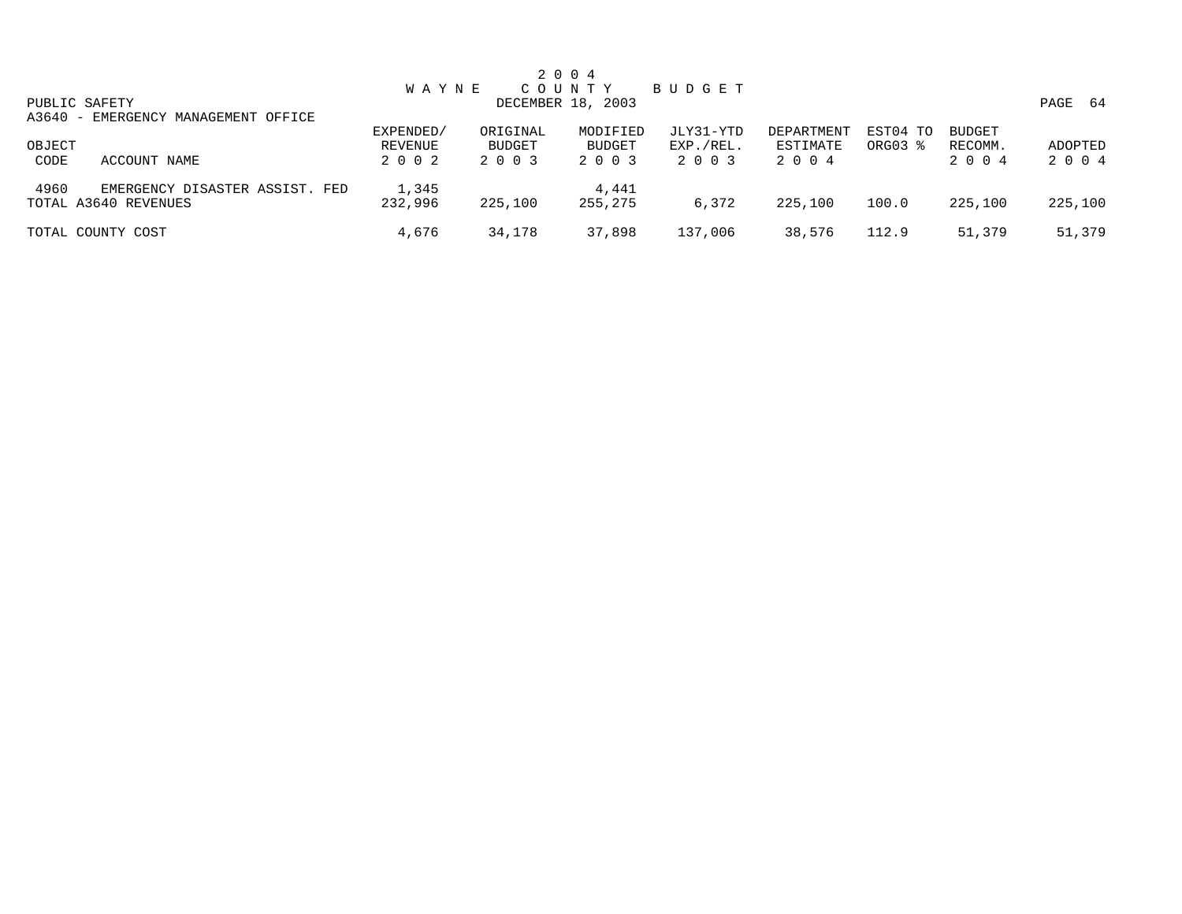# 2004 WAYNE COUNTY BUDGET

PUBLIC SAFETY — DECEMBER 18, 2003

A3640 - EMERGENCY MANAGEMENT OFFICE

| OBJECT CODE | ACCOUNT NAME | EXPENDED/ REVENUE 2002 | ORIGINAL BUDGET 2003 | MODIFIED BUDGET 2003 | JLY31-YTD EXP./REL. 2003 | DEPARTMENT ESTIMATE 2004 | EST04 TO ORG03 % | BUDGET RECOMM. 2004 | ADOPTED 2004 |
|---|---|---|---|---|---|---|---|---|---|
| 4960 | EMERGENCY DISASTER ASSIST. FED | 1,345 | | 4,441 | | | | | |
| TOTAL A3640 REVENUES | | 232,996 | 225,100 | 255,275 | 6,372 | 225,100 | 100.0 | 225,100 | 225,100 |
| TOTAL COUNTY COST | | 4,676 | 34,178 | 37,898 | 137,006 | 38,576 | 112.9 | 51,379 | 51,379 |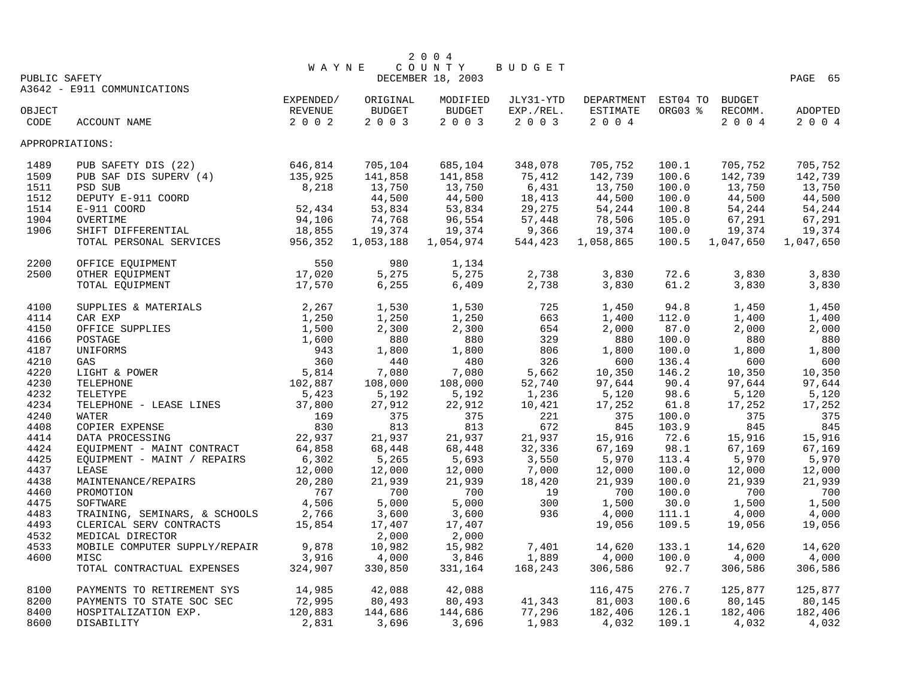2 0 0 4
W A Y N E   C O U N T Y   B U D G E T

PUBLIC SAFETY
DECEMBER 18, 2003

A3642 - E911 COMMUNICATIONS

| OBJECT CODE | ACCOUNT NAME | EXPENDED/ REVENUE 2 0 0 2 | ORIGINAL BUDGET 2 0 0 3 | MODIFIED BUDGET 2 0 0 3 | JLY31-YTD EXP./REL. 2 0 0 3 | DEPARTMENT ESTIMATE 2 0 0 4 | EST04 TO ORG03 % | BUDGET RECOMM. 2 0 0 4 | ADOPTED 2 0 0 4 |
|---|---|---|---|---|---|---|---|---|---|
| APPROPRIATIONS: | | | | | | | | | |
| 1489 | PUB SAFETY DIS (22) | 646,814 | 705,104 | 685,104 | 348,078 | 705,752 | 100.1 | 705,752 | 705,752 |
| 1509 | PUB SAF DIS SUPERV (4) | 135,925 | 141,858 | 141,858 | 75,412 | 142,739 | 100.6 | 142,739 | 142,739 |
| 1511 | PSD SUB | 8,218 | 13,750 | 13,750 | 6,431 | 13,750 | 100.0 | 13,750 | 13,750 |
| 1512 | DEPUTY E-911 COORD | | 44,500 | 44,500 | 18,413 | 44,500 | 100.0 | 44,500 | 44,500 |
| 1514 | E-911 COORD | 52,434 | 53,834 | 53,834 | 29,275 | 54,244 | 100.8 | 54,244 | 54,244 |
| 1904 | OVERTIME | 94,106 | 74,768 | 96,554 | 57,448 | 78,506 | 105.0 | 67,291 | 67,291 |
| 1906 | SHIFT DIFFERENTIAL | 18,855 | 19,374 | 19,374 | 9,366 | 19,374 | 100.0 | 19,374 | 19,374 |
| | TOTAL PERSONAL SERVICES | 956,352 | 1,053,188 | 1,054,974 | 544,423 | 1,058,865 | 100.5 | 1,047,650 | 1,047,650 |
| 2200 | OFFICE EQUIPMENT | 550 | 980 | 1,134 | | | | | |
| 2500 | OTHER EQUIPMENT | 17,020 | 5,275 | 5,275 | 2,738 | 3,830 | 72.6 | 3,830 | 3,830 |
| | TOTAL EQUIPMENT | 17,570 | 6,255 | 6,409 | 2,738 | 3,830 | 61.2 | 3,830 | 3,830 |
| 4100 | SUPPLIES & MATERIALS | 2,267 | 1,530 | 1,530 | 725 | 1,450 | 94.8 | 1,450 | 1,450 |
| 4114 | CAR EXP | 1,250 | 1,250 | 1,250 | 663 | 1,400 | 112.0 | 1,400 | 1,400 |
| 4150 | OFFICE SUPPLIES | 1,500 | 2,300 | 2,300 | 654 | 2,000 | 87.0 | 2,000 | 2,000 |
| 4166 | POSTAGE | 1,600 | 880 | 880 | 329 | 880 | 100.0 | 880 | 880 |
| 4187 | UNIFORMS | 943 | 1,800 | 1,800 | 806 | 1,800 | 100.0 | 1,800 | 1,800 |
| 4210 | GAS | 360 | 440 | 480 | 326 | 600 | 136.4 | 600 | 600 |
| 4220 | LIGHT & POWER | 5,814 | 7,080 | 7,080 | 5,662 | 10,350 | 146.2 | 10,350 | 10,350 |
| 4230 | TELEPHONE | 102,887 | 108,000 | 108,000 | 52,740 | 97,644 | 90.4 | 97,644 | 97,644 |
| 4232 | TELETYPE | 5,423 | 5,192 | 5,192 | 1,236 | 5,120 | 98.6 | 5,120 | 5,120 |
| 4234 | TELEPHONE - LEASE LINES | 37,800 | 27,912 | 22,912 | 10,421 | 17,252 | 61.8 | 17,252 | 17,252 |
| 4240 | WATER | 169 | 375 | 375 | 221 | 375 | 100.0 | 375 | 375 |
| 4408 | COPIER EXPENSE | 830 | 813 | 813 | 672 | 845 | 103.9 | 845 | 845 |
| 4414 | DATA PROCESSING | 22,937 | 21,937 | 21,937 | 21,937 | 15,916 | 72.6 | 15,916 | 15,916 |
| 4424 | EQUIPMENT - MAINT CONTRACT | 64,858 | 68,448 | 68,448 | 32,336 | 67,169 | 98.1 | 67,169 | 67,169 |
| 4425 | EQUIPMENT - MAINT / REPAIRS | 6,302 | 5,265 | 5,693 | 3,550 | 5,970 | 113.4 | 5,970 | 5,970 |
| 4437 | LEASE | 12,000 | 12,000 | 12,000 | 7,000 | 12,000 | 100.0 | 12,000 | 12,000 |
| 4438 | MAINTENANCE/REPAIRS | 20,280 | 21,939 | 21,939 | 18,420 | 21,939 | 100.0 | 21,939 | 21,939 |
| 4460 | PROMOTION | 767 | 700 | 700 | 19 | 700 | 100.0 | 700 | 700 |
| 4475 | SOFTWARE | 4,506 | 5,000 | 5,000 | 300 | 1,500 | 30.0 | 1,500 | 1,500 |
| 4483 | TRAINING, SEMINARS, & SCHOOLS | 2,766 | 3,600 | 3,600 | 936 | 4,000 | 111.1 | 4,000 | 4,000 |
| 4493 | CLERICAL SERV CONTRACTS | 15,854 | 17,407 | 17,407 | | 19,056 | 109.5 | 19,056 | 19,056 |
| 4532 | MEDICAL DIRECTOR | | 2,000 | 2,000 | | | | | |
| 4533 | MOBILE COMPUTER SUPPLY/REPAIR | 9,878 | 10,982 | 15,982 | 7,401 | 14,620 | 133.1 | 14,620 | 14,620 |
| 4600 | MISC | 3,916 | 4,000 | 3,846 | 1,889 | 4,000 | 100.0 | 4,000 | 4,000 |
| | TOTAL CONTRACTUAL EXPENSES | 324,907 | 330,850 | 331,164 | 168,243 | 306,586 | 92.7 | 306,586 | 306,586 |
| 8100 | PAYMENTS TO RETIREMENT SYS | 14,985 | 42,088 | 42,088 | | 116,475 | 276.7 | 125,877 | 125,877 |
| 8200 | PAYMENTS TO STATE SOC SEC | 72,995 | 80,493 | 80,493 | 41,343 | 81,003 | 100.6 | 80,145 | 80,145 |
| 8400 | HOSPITALIZATION EXP. | 120,883 | 144,686 | 144,686 | 77,296 | 182,406 | 126.1 | 182,406 | 182,406 |
| 8600 | DISABILITY | 2,831 | 3,696 | 3,696 | 1,983 | 4,032 | 109.1 | 4,032 | 4,032 |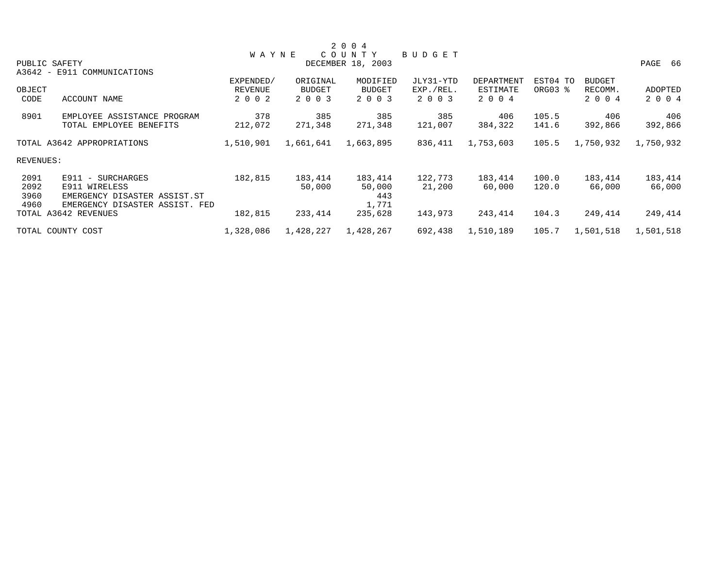# 2 0 0 4 W A Y N E C O U N T Y B U D G E T

DECEMBER 18, 2003

PUBLIC SAFETY

A3642 - E911 COMMUNICATIONS

| OBJECT CODE | ACCOUNT NAME | EXPENDED/ REVENUE 2 0 0 2 | ORIGINAL BUDGET 2 0 0 3 | MODIFIED BUDGET 2 0 0 3 | JLY31-YTD EXP./REL. 2 0 0 3 | DEPARTMENT ESTIMATE 2 0 0 4 | EST04 TO ORG03 % | BUDGET RECOMM. 2 0 0 4 | ADOPTED 2 0 0 4 |
|---|---|---|---|---|---|---|---|---|---|
| 8901 | EMPLOYEE ASSISTANCE PROGRAM | 378 | 385 | 385 | 385 | 406 | 105.5 | 406 | 406 |
| | TOTAL EMPLOYEE BENEFITS | 212,072 | 271,348 | 271,348 | 121,007 | 384,322 | 141.6 | 392,866 | 392,866 |
| TOTAL A3642 APPROPRIATIONS | | 1,510,901 | 1,661,641 | 1,663,895 | 836,411 | 1,753,603 | 105.5 | 1,750,932 | 1,750,932 |
| REVENUES: | | | | | | | | | |
| 2091 | E911 - SURCHARGES | 182,815 | 183,414 | 183,414 | 122,773 | 183,414 | 100.0 | 183,414 | 183,414 |
| 2092 | E911 WIRELESS | | 50,000 | 50,000 | 21,200 | 60,000 | 120.0 | 66,000 | 66,000 |
| 3960 | EMERGENCY DISASTER ASSIST.ST | | | 443 | | | | | |
| 4960 | EMERGENCY DISASTER ASSIST. FED | | | 1,771 | | | | | |
| TOTAL A3642 REVENUES | | 182,815 | 233,414 | 235,628 | 143,973 | 243,414 | 104.3 | 249,414 | 249,414 |
| TOTAL COUNTY COST | | 1,328,086 | 1,428,227 | 1,428,267 | 692,438 | 1,510,189 | 105.7 | 1,501,518 | 1,501,518 |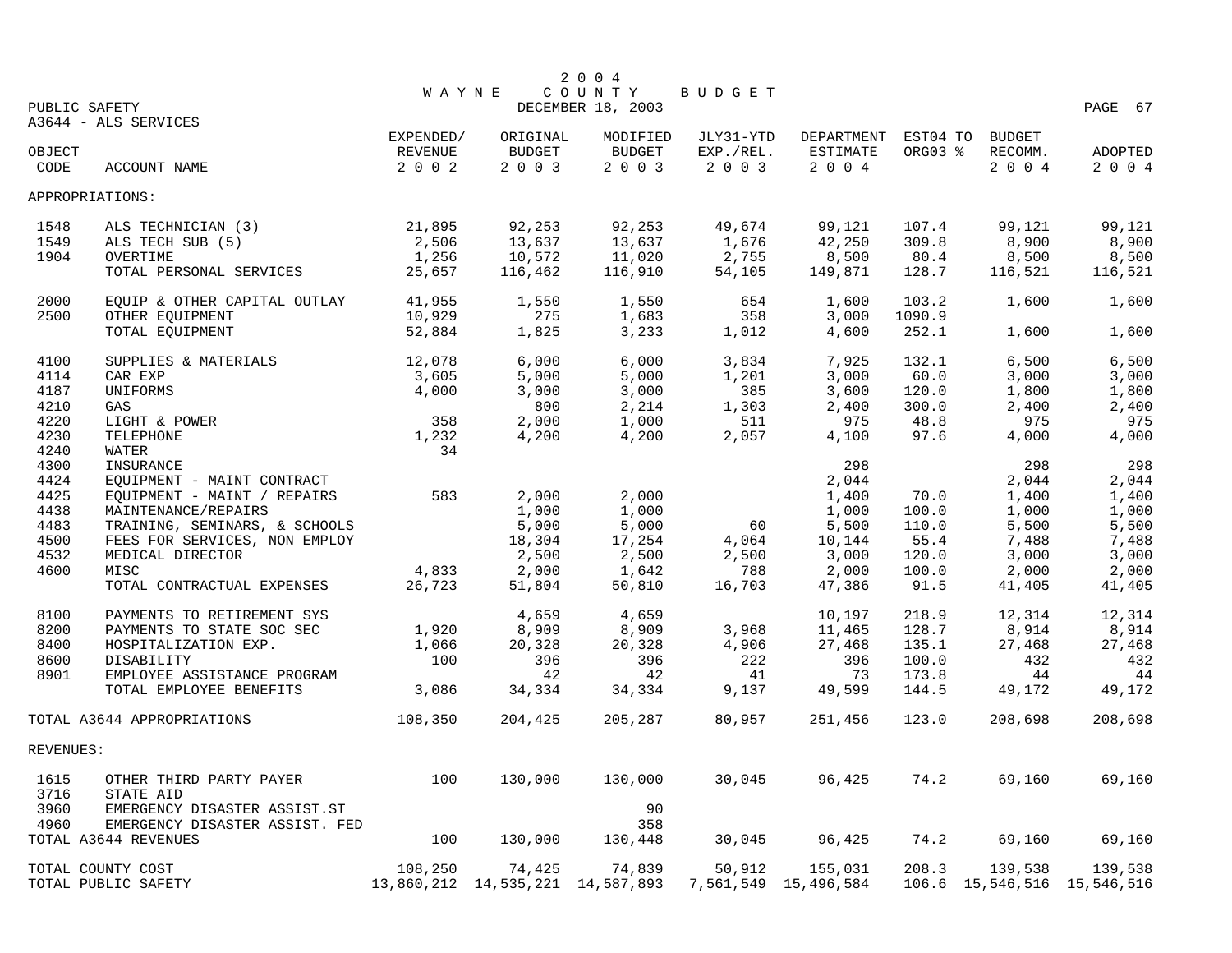# 2004 WAYNE COUNTY BUDGET

DECEMBER 18, 2003

PUBLIC SAFETY

A3644 - ALS SERVICES

| OBJECT CODE | ACCOUNT NAME | EXPENDED/ REVENUE 2002 | ORIGINAL BUDGET 2003 | MODIFIED BUDGET 2003 | JLY31-YTD EXP./REL. 2003 | DEPARTMENT ESTIMATE 2004 | EST04 TO ORG03 % | BUDGET RECOMM. 2004 | ADOPTED 2004 |
|---|---|---|---|---|---|---|---|---|---|
| APPROPRIATIONS: | | | | | | | | | |
| 1548 | ALS TECHNICIAN (3) | 21,895 | 92,253 | 92,253 | 49,674 | 99,121 | 107.4 | 99,121 | 99,121 |
| 1549 | ALS TECH SUB (5) | 2,506 | 13,637 | 13,637 | 1,676 | 42,250 | 309.8 | 8,900 | 8,900 |
| 1904 | OVERTIME | 1,256 | 10,572 | 11,020 | 2,755 | 8,500 | 80.4 | 8,500 | 8,500 |
| | TOTAL PERSONAL SERVICES | 25,657 | 116,462 | 116,910 | 54,105 | 149,871 | 128.7 | 116,521 | 116,521 |
| 2000 | EQUIP & OTHER CAPITAL OUTLAY | 41,955 | 1,550 | 1,550 | 654 | 1,600 | 103.2 | 1,600 | 1,600 |
| 2500 | OTHER EQUIPMENT | 10,929 | 275 | 1,683 | 358 | 3,000 | 1090.9 | | |
| | TOTAL EQUIPMENT | 52,884 | 1,825 | 3,233 | 1,012 | 4,600 | 252.1 | 1,600 | 1,600 |
| 4100 | SUPPLIES & MATERIALS | 12,078 | 6,000 | 6,000 | 3,834 | 7,925 | 132.1 | 6,500 | 6,500 |
| 4114 | CAR EXP | 3,605 | 5,000 | 5,000 | 1,201 | 3,000 | 60.0 | 3,000 | 3,000 |
| 4187 | UNIFORMS | 4,000 | 3,000 | 3,000 | 385 | 3,600 | 120.0 | 1,800 | 1,800 |
| 4210 | GAS | | 800 | 2,214 | 1,303 | 2,400 | 300.0 | 2,400 | 2,400 |
| 4220 | LIGHT & POWER | 358 | 2,000 | 1,000 | 511 | 975 | 48.8 | 975 | 975 |
| 4230 | TELEPHONE | 1,232 | 4,200 | 4,200 | 2,057 | 4,100 | 97.6 | 4,000 | 4,000 |
| 4240 | WATER | 34 | | | | | | | |
| 4300 | INSURANCE | | | | | 298 | | 298 | 298 |
| 4424 | EQUIPMENT - MAINT CONTRACT | | | | | 2,044 | | 2,044 | 2,044 |
| 4425 | EQUIPMENT - MAINT / REPAIRS | 583 | 2,000 | 2,000 | | 1,400 | 70.0 | 1,400 | 1,400 |
| 4438 | MAINTENANCE/REPAIRS | | 1,000 | 1,000 | | 1,000 | 100.0 | 1,000 | 1,000 |
| 4483 | TRAINING, SEMINARS, & SCHOOLS | | 5,000 | 5,000 | 60 | 5,500 | 110.0 | 5,500 | 5,500 |
| 4500 | FEES FOR SERVICES, NON EMPLOY | | 18,304 | 17,254 | 4,064 | 10,144 | 55.4 | 7,488 | 7,488 |
| 4532 | MEDICAL DIRECTOR | | 2,500 | 2,500 | 2,500 | 3,000 | 120.0 | 3,000 | 3,000 |
| 4600 | MISC | 4,833 | 2,000 | 1,642 | 788 | 2,000 | 100.0 | 2,000 | 2,000 |
| | TOTAL CONTRACTUAL EXPENSES | 26,723 | 51,804 | 50,810 | 16,703 | 47,386 | 91.5 | 41,405 | 41,405 |
| 8100 | PAYMENTS TO RETIREMENT SYS | | 4,659 | 4,659 | | 10,197 | 218.9 | 12,314 | 12,314 |
| 8200 | PAYMENTS TO STATE SOC SEC | 1,920 | 8,909 | 8,909 | 3,968 | 11,465 | 128.7 | 8,914 | 8,914 |
| 8400 | HOSPITALIZATION EXP. | 1,066 | 20,328 | 20,328 | 4,906 | 27,468 | 135.1 | 27,468 | 27,468 |
| 8600 | DISABILITY | 100 | 396 | 396 | 222 | 396 | 100.0 | 432 | 432 |
| 8901 | EMPLOYEE ASSISTANCE PROGRAM | | 42 | 42 | 41 | 73 | 173.8 | 44 | 44 |
| | TOTAL EMPLOYEE BENEFITS | 3,086 | 34,334 | 34,334 | 9,137 | 49,599 | 144.5 | 49,172 | 49,172 |
| TOTAL A3644 APPROPRIATIONS | | 108,350 | 204,425 | 205,287 | 80,957 | 251,456 | 123.0 | 208,698 | 208,698 |
| REVENUES: | | | | | | | | | |
| 1615 | OTHER THIRD PARTY PAYER | 100 | 130,000 | 130,000 | 30,045 | 96,425 | 74.2 | 69,160 | 69,160 |
| 3716 | STATE AID | | | | | | | | |
| 3960 | EMERGENCY DISASTER ASSIST.ST | | | 90 | | | | | |
| 4960 | EMERGENCY DISASTER ASSIST. FED | | | 358 | | | | | |
| TOTAL A3644 REVENUES | | 100 | 130,000 | 130,448 | 30,045 | 96,425 | 74.2 | 69,160 | 69,160 |
| TOTAL COUNTY COST | | 108,250 | 74,425 | 74,839 | 50,912 | 155,031 | 208.3 | 139,538 | 139,538 |
| TOTAL PUBLIC SAFETY | | 13,860,212 | 14,535,221 | 14,587,893 | 7,561,549 | 15,496,584 | 106.6 | 15,546,516 | 15,546,516 |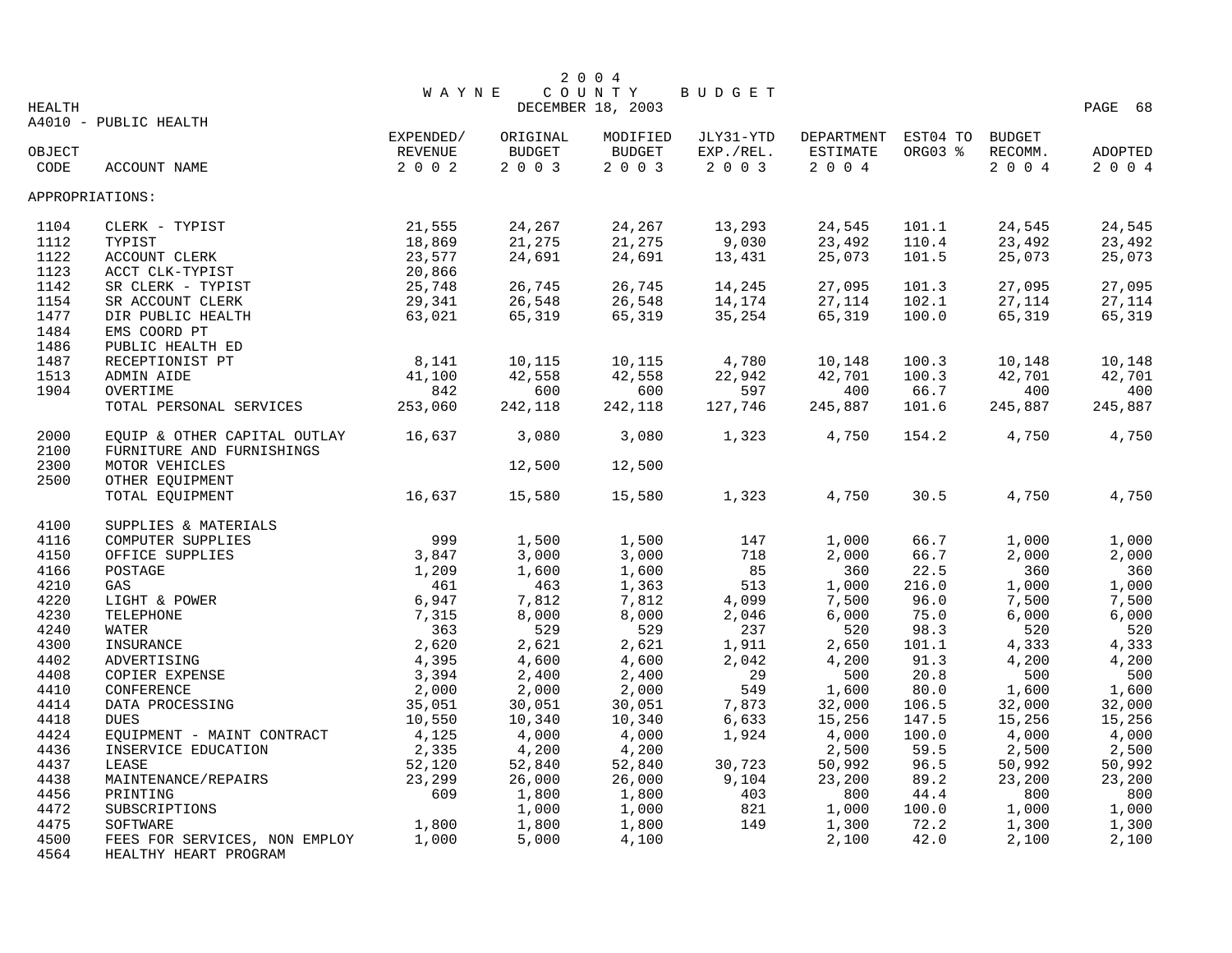# 2004 WAYNE COUNTY BUDGET

DECEMBER 18, 2003

HEALTH

A4010 - PUBLIC HEALTH

| OBJECT CODE | ACCOUNT NAME | EXPENDED/ REVENUE 2002 | ORIGINAL BUDGET 2003 | MODIFIED BUDGET 2003 | JLY31-YTD EXP./REL. 2003 | DEPARTMENT ESTIMATE 2004 | EST04 TO ORG03 % | BUDGET RECOMM. 2004 | ADOPTED 2004 |
|---|---|---|---|---|---|---|---|---|---|
| APPROPRIATIONS: | | | | | | | | | |
| 1104 | CLERK - TYPIST | 21,555 | 24,267 | 24,267 | 13,293 | 24,545 | 101.1 | 24,545 | 24,545 |
| 1112 | TYPIST | 18,869 | 21,275 | 21,275 | 9,030 | 23,492 | 110.4 | 23,492 | 23,492 |
| 1122 | ACCOUNT CLERK | 23,577 | 24,691 | 24,691 | 13,431 | 25,073 | 101.5 | 25,073 | 25,073 |
| 1123 | ACCT CLK-TYPIST | 20,866 | | | | | | | |
| 1142 | SR CLERK - TYPIST | 25,748 | 26,745 | 26,745 | 14,245 | 27,095 | 101.3 | 27,095 | 27,095 |
| 1154 | SR ACCOUNT CLERK | 29,341 | 26,548 | 26,548 | 14,174 | 27,114 | 102.1 | 27,114 | 27,114 |
| 1477 | DIR PUBLIC HEALTH | 63,021 | 65,319 | 65,319 | 35,254 | 65,319 | 100.0 | 65,319 | 65,319 |
| 1484 | EMS COORD PT | | | | | | | | |
| 1486 | PUBLIC HEALTH ED | | | | | | | | |
| 1487 | RECEPTIONIST PT | 8,141 | 10,115 | 10,115 | 4,780 | 10,148 | 100.3 | 10,148 | 10,148 |
| 1513 | ADMIN AIDE | 41,100 | 42,558 | 42,558 | 22,942 | 42,701 | 100.3 | 42,701 | 42,701 |
| 1904 | OVERTIME | 842 | 600 | 600 | 597 | 400 | 66.7 | 400 | 400 |
| | TOTAL PERSONAL SERVICES | 253,060 | 242,118 | 242,118 | 127,746 | 245,887 | 101.6 | 245,887 | 245,887 |
| 2000 | EQUIP & OTHER CAPITAL OUTLAY | 16,637 | 3,080 | 3,080 | 1,323 | 4,750 | 154.2 | 4,750 | 4,750 |
| 2100 | FURNITURE AND FURNISHINGS | | | | | | | | |
| 2300 | MOTOR VEHICLES | | 12,500 | 12,500 | | | | | |
| 2500 | OTHER EQUIPMENT | | | | | | | | |
| | TOTAL EQUIPMENT | 16,637 | 15,580 | 15,580 | 1,323 | 4,750 | 30.5 | 4,750 | 4,750 |
| 4100 | SUPPLIES & MATERIALS | | | | | | | | |
| 4116 | COMPUTER SUPPLIES | 999 | 1,500 | 1,500 | 147 | 1,000 | 66.7 | 1,000 | 1,000 |
| 4150 | OFFICE SUPPLIES | 3,847 | 3,000 | 3,000 | 718 | 2,000 | 66.7 | 2,000 | 2,000 |
| 4166 | POSTAGE | 1,209 | 1,600 | 1,600 | 85 | 360 | 22.5 | 360 | 360 |
| 4210 | GAS | 461 | 463 | 1,363 | 513 | 1,000 | 216.0 | 1,000 | 1,000 |
| 4220 | LIGHT & POWER | 6,947 | 7,812 | 7,812 | 4,099 | 7,500 | 96.0 | 7,500 | 7,500 |
| 4230 | TELEPHONE | 7,315 | 8,000 | 8,000 | 2,046 | 6,000 | 75.0 | 6,000 | 6,000 |
| 4240 | WATER | 363 | 529 | 529 | 237 | 520 | 98.3 | 520 | 520 |
| 4300 | INSURANCE | 2,620 | 2,621 | 2,621 | 1,911 | 2,650 | 101.1 | 4,333 | 4,333 |
| 4402 | ADVERTISING | 4,395 | 4,600 | 4,600 | 2,042 | 4,200 | 91.3 | 4,200 | 4,200 |
| 4408 | COPIER EXPENSE | 3,394 | 2,400 | 2,400 | 29 | 500 | 20.8 | 500 | 500 |
| 4410 | CONFERENCE | 2,000 | 2,000 | 2,000 | 549 | 1,600 | 80.0 | 1,600 | 1,600 |
| 4414 | DATA PROCESSING | 35,051 | 30,051 | 30,051 | 7,873 | 32,000 | 106.5 | 32,000 | 32,000 |
| 4418 | DUES | 10,550 | 10,340 | 10,340 | 6,633 | 15,256 | 147.5 | 15,256 | 15,256 |
| 4424 | EQUIPMENT - MAINT CONTRACT | 4,125 | 4,000 | 4,000 | 1,924 | 4,000 | 100.0 | 4,000 | 4,000 |
| 4436 | INSERVICE EDUCATION | 2,335 | 4,200 | 4,200 | | 2,500 | 59.5 | 2,500 | 2,500 |
| 4437 | LEASE | 52,120 | 52,840 | 52,840 | 30,723 | 50,992 | 96.5 | 50,992 | 50,992 |
| 4438 | MAINTENANCE/REPAIRS | 23,299 | 26,000 | 26,000 | 9,104 | 23,200 | 89.2 | 23,200 | 23,200 |
| 4456 | PRINTING | 609 | 1,800 | 1,800 | 403 | 800 | 44.4 | 800 | 800 |
| 4472 | SUBSCRIPTIONS | | 1,000 | 1,000 | 821 | 1,000 | 100.0 | 1,000 | 1,000 |
| 4475 | SOFTWARE | 1,800 | 1,800 | 1,800 | 149 | 1,300 | 72.2 | 1,300 | 1,300 |
| 4500 | FEES FOR SERVICES, NON EMPLOY | 1,000 | 5,000 | 4,100 | | 2,100 | 42.0 | 2,100 | 2,100 |
| 4564 | HEALTHY HEART PROGRAM | | | | | | | | |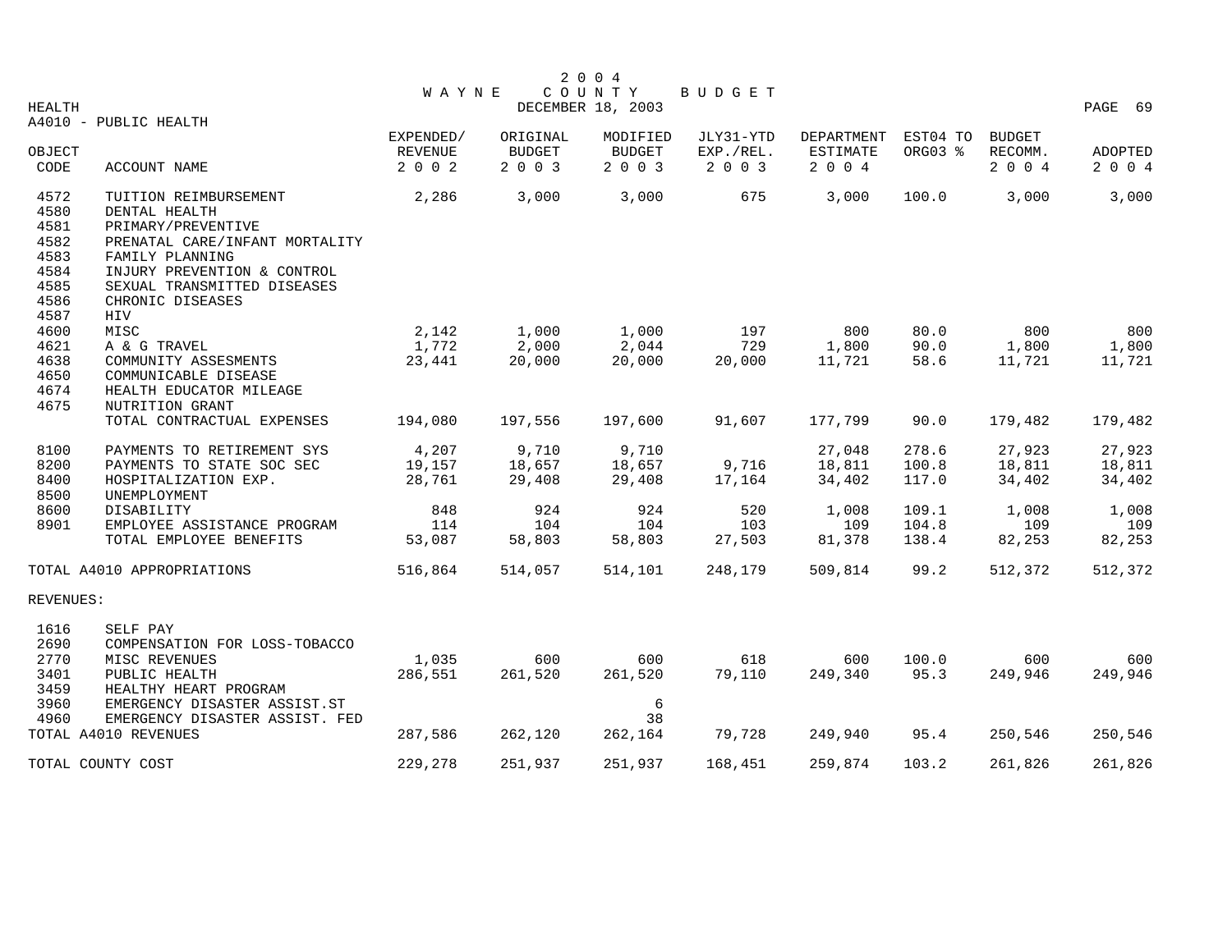# 2004 WAYNE COUNTY BUDGET

HEALTH

DECEMBER 18, 2003

A4010 - PUBLIC HEALTH

| OBJECT CODE | ACCOUNT NAME | EXPENDED/ REVENUE 2002 | ORIGINAL BUDGET 2003 | MODIFIED BUDGET 2003 | JLY31-YTD EXP./REL. 2003 | DEPARTMENT ESTIMATE 2004 | EST04 TO ORG03 % | BUDGET RECOMM. 2004 | ADOPTED 2004 |
|---|---|---|---|---|---|---|---|---|---|
| 4572 | TUITION REIMBURSEMENT | 2,286 | 3,000 | 3,000 | 675 | 3,000 | 100.0 | 3,000 | 3,000 |
| 4580 | DENTAL HEALTH | | | | | | | | |
| 4581 | PRIMARY/PREVENTIVE | | | | | | | | |
| 4582 | PRENATAL CARE/INFANT MORTALITY | | | | | | | | |
| 4583 | FAMILY PLANNING | | | | | | | | |
| 4584 | INJURY PREVENTION & CONTROL | | | | | | | | |
| 4585 | SEXUAL TRANSMITTED DISEASES | | | | | | | | |
| 4586 | CHRONIC DISEASES | | | | | | | | |
| 4587 | HIV | | | | | | | | |
| 4600 | MISC | 2,142 | 1,000 | 1,000 | 197 | 800 | 80.0 | 800 | 800 |
| 4621 | A & G TRAVEL | 1,772 | 2,000 | 2,044 | 729 | 1,800 | 90.0 | 1,800 | 1,800 |
| 4638 | COMMUNITY ASSESMENTS | 23,441 | 20,000 | 20,000 | 20,000 | 11,721 | 58.6 | 11,721 | 11,721 |
| 4650 | COMMUNICABLE DISEASE | | | | | | | | |
| 4674 | HEALTH EDUCATOR MILEAGE | | | | | | | | |
| 4675 | NUTRITION GRANT | | | | | | | | |
| | TOTAL CONTRACTUAL EXPENSES | 194,080 | 197,556 | 197,600 | 91,607 | 177,799 | 90.0 | 179,482 | 179,482 |
| 8100 | PAYMENTS TO RETIREMENT SYS | 4,207 | 9,710 | 9,710 | | 27,048 | 278.6 | 27,923 | 27,923 |
| 8200 | PAYMENTS TO STATE SOC SEC | 19,157 | 18,657 | 18,657 | 9,716 | 18,811 | 100.8 | 18,811 | 18,811 |
| 8400 | HOSPITALIZATION EXP. | 28,761 | 29,408 | 29,408 | 17,164 | 34,402 | 117.0 | 34,402 | 34,402 |
| 8500 | UNEMPLOYMENT | | | | | | | | |
| 8600 | DISABILITY | 848 | 924 | 924 | 520 | 1,008 | 109.1 | 1,008 | 1,008 |
| 8901 | EMPLOYEE ASSISTANCE PROGRAM | 114 | 104 | 104 | 103 | 109 | 104.8 | 109 | 109 |
| | TOTAL EMPLOYEE BENEFITS | 53,087 | 58,803 | 58,803 | 27,503 | 81,378 | 138.4 | 82,253 | 82,253 |
| TOTAL A4010 APPROPRIATIONS | | 516,864 | 514,057 | 514,101 | 248,179 | 509,814 | 99.2 | 512,372 | 512,372 |
| REVENUES: | | | | | | | | | |
| 1616 | SELF PAY | | | | | | | | |
| 2690 | COMPENSATION FOR LOSS-TOBACCO | | | | | | | | |
| 2770 | MISC REVENUES | 1,035 | 600 | 600 | 618 | 600 | 100.0 | 600 | 600 |
| 3401 | PUBLIC HEALTH | 286,551 | 261,520 | 261,520 | 79,110 | 249,340 | 95.3 | 249,946 | 249,946 |
| 3459 | HEALTHY HEART PROGRAM | | | | | | | | |
| 3960 | EMERGENCY DISASTER ASSIST.ST | | | 6 | | | | | |
| 4960 | EMERGENCY DISASTER ASSIST. FED | | | 38 | | | | | |
| TOTAL A4010 REVENUES | | 287,586 | 262,120 | 262,164 | 79,728 | 249,940 | 95.4 | 250,546 | 250,546 |
| TOTAL COUNTY COST | | 229,278 | 251,937 | 251,937 | 168,451 | 259,874 | 103.2 | 261,826 | 261,826 |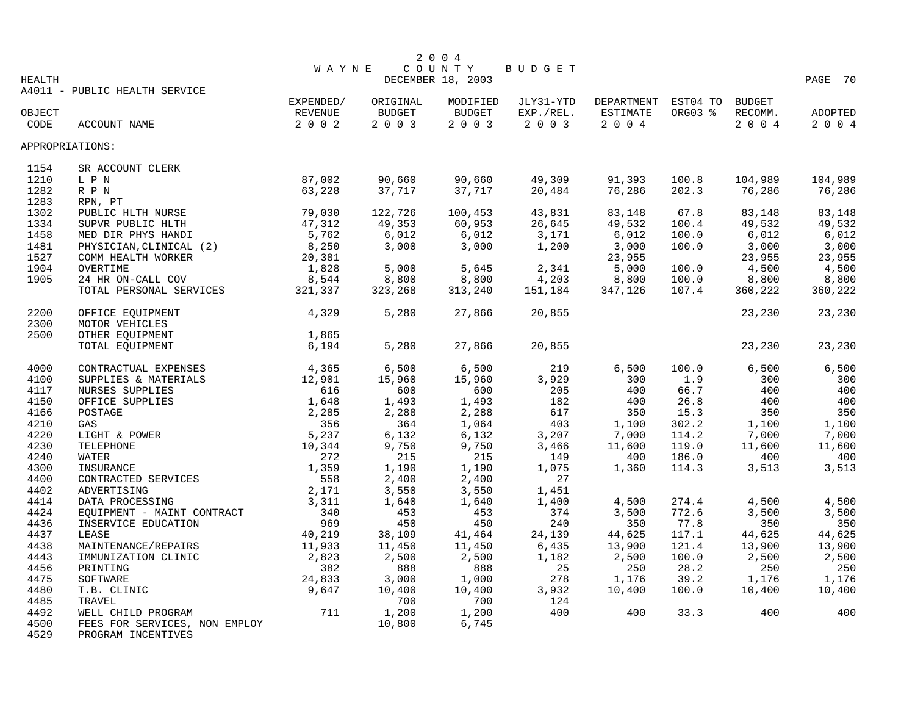# 2004 WAYNE COUNTY BUDGET

DECEMBER 18, 2003

HEALTH

A4011 - PUBLIC HEALTH SERVICE

| OBJECT CODE | ACCOUNT NAME | EXPENDED/ REVENUE 2002 | ORIGINAL BUDGET 2003 | MODIFIED BUDGET 2003 | JLY31-YTD EXP./REL. 2003 | DEPARTMENT ESTIMATE 2004 | EST04 TO ORG03 % | BUDGET RECOMM. 2004 | ADOPTED 2004 |
|---|---|---|---|---|---|---|---|---|---|
| APPROPRIATIONS: | | | | | | | | | |
| 1154 | SR ACCOUNT CLERK | | | | | | | | |
| 1210 | L P N | 87,002 | 90,660 | 90,660 | 49,309 | 91,393 | 100.8 | 104,989 | 104,989 |
| 1282 | R P N | 63,228 | 37,717 | 37,717 | 20,484 | 76,286 | 202.3 | 76,286 | 76,286 |
| 1283 | RPN, PT | | | | | | | | |
| 1302 | PUBLIC HLTH NURSE | 79,030 | 122,726 | 100,453 | 43,831 | 83,148 | 67.8 | 83,148 | 83,148 |
| 1334 | SUPVR PUBLIC HLTH | 47,312 | 49,353 | 60,953 | 26,645 | 49,532 | 100.4 | 49,532 | 49,532 |
| 1458 | MED DIR PHYS HANDI | 5,762 | 6,012 | 6,012 | 3,171 | 6,012 | 100.0 | 6,012 | 6,012 |
| 1481 | PHYSICIAN,CLINICAL (2) | 8,250 | 3,000 | 3,000 | 1,200 | 3,000 | 100.0 | 3,000 | 3,000 |
| 1527 | COMM HEALTH WORKER | 20,381 | | | | 23,955 | | 23,955 | 23,955 |
| 1904 | OVERTIME | 1,828 | 5,000 | 5,645 | 2,341 | 5,000 | 100.0 | 4,500 | 4,500 |
| 1905 | 24 HR ON-CALL COV | 8,544 | 8,800 | 8,800 | 4,203 | 8,800 | 100.0 | 8,800 | 8,800 |
| | TOTAL PERSONAL SERVICES | 321,337 | 323,268 | 313,240 | 151,184 | 347,126 | 107.4 | 360,222 | 360,222 |
| 2200 | OFFICE EQUIPMENT | 4,329 | 5,280 | 27,866 | 20,855 | | | 23,230 | 23,230 |
| 2300 | MOTOR VEHICLES | | | | | | | | |
| 2500 | OTHER EQUIPMENT | 1,865 | | | | | | | |
| | TOTAL EQUIPMENT | 6,194 | 5,280 | 27,866 | 20,855 | | | 23,230 | 23,230 |
| 4000 | CONTRACTUAL EXPENSES | 4,365 | 6,500 | 6,500 | 219 | 6,500 | 100.0 | 6,500 | 6,500 |
| 4100 | SUPPLIES & MATERIALS | 12,901 | 15,960 | 15,960 | 3,929 | 300 | 1.9 | 300 | 300 |
| 4117 | NURSES SUPPLIES | 616 | 600 | 600 | 205 | 400 | 66.7 | 400 | 400 |
| 4150 | OFFICE SUPPLIES | 1,648 | 1,493 | 1,493 | 182 | 400 | 26.8 | 400 | 400 |
| 4166 | POSTAGE | 2,285 | 2,288 | 2,288 | 617 | 350 | 15.3 | 350 | 350 |
| 4210 | GAS | 356 | 364 | 1,064 | 403 | 1,100 | 302.2 | 1,100 | 1,100 |
| 4220 | LIGHT & POWER | 5,237 | 6,132 | 6,132 | 3,207 | 7,000 | 114.2 | 7,000 | 7,000 |
| 4230 | TELEPHONE | 10,344 | 9,750 | 9,750 | 3,466 | 11,600 | 119.0 | 11,600 | 11,600 |
| 4240 | WATER | 272 | 215 | 215 | 149 | 400 | 186.0 | 400 | 400 |
| 4300 | INSURANCE | 1,359 | 1,190 | 1,190 | 1,075 | 1,360 | 114.3 | 3,513 | 3,513 |
| 4400 | CONTRACTED SERVICES | 558 | 2,400 | 2,400 | 27 | | | | |
| 4402 | ADVERTISING | 2,171 | 3,550 | 3,550 | 1,451 | | | | |
| 4414 | DATA PROCESSING | 3,311 | 1,640 | 1,640 | 1,400 | 4,500 | 274.4 | 4,500 | 4,500 |
| 4424 | EQUIPMENT - MAINT CONTRACT | 340 | 453 | 453 | 374 | 3,500 | 772.6 | 3,500 | 3,500 |
| 4436 | INSERVICE EDUCATION | 969 | 450 | 450 | 240 | 350 | 77.8 | 350 | 350 |
| 4437 | LEASE | 40,219 | 38,109 | 41,464 | 24,139 | 44,625 | 117.1 | 44,625 | 44,625 |
| 4438 | MAINTENANCE/REPAIRS | 11,933 | 11,450 | 11,450 | 6,435 | 13,900 | 121.4 | 13,900 | 13,900 |
| 4443 | IMMUNIZATION CLINIC | 2,823 | 2,500 | 2,500 | 1,182 | 2,500 | 100.0 | 2,500 | 2,500 |
| 4456 | PRINTING | 382 | 888 | 888 | 25 | 250 | 28.2 | 250 | 250 |
| 4475 | SOFTWARE | 24,833 | 3,000 | 1,000 | 278 | 1,176 | 39.2 | 1,176 | 1,176 |
| 4480 | T.B. CLINIC | 9,647 | 10,400 | 10,400 | 3,932 | 10,400 | 100.0 | 10,400 | 10,400 |
| 4485 | TRAVEL | | 700 | 700 | 124 | | | | |
| 4492 | WELL CHILD PROGRAM | 711 | 1,200 | 1,200 | 400 | 400 | 33.3 | 400 | 400 |
| 4500 | FEES FOR SERVICES, NON EMPLOY | | 10,800 | 6,745 | | | | | |
| 4529 | PROGRAM INCENTIVES | | | | | | | | |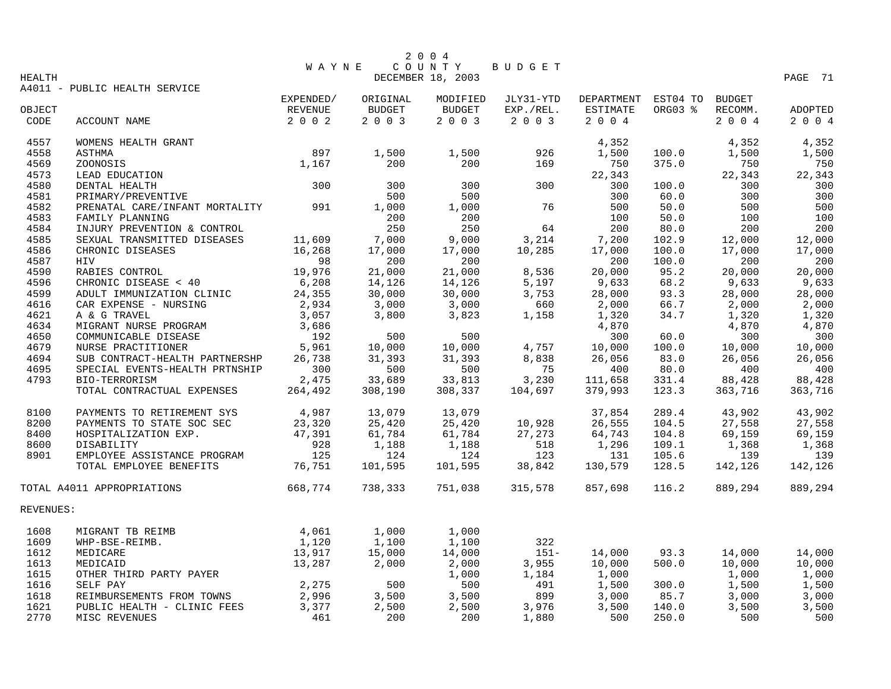# 2004 WAYNE COUNTY BUDGET

DECEMBER 18, 2003

HEALTH

A4011 - PUBLIC HEALTH SERVICE

| OBJECT CODE | ACCOUNT NAME | EXPENDED/ REVENUE 2002 | ORIGINAL BUDGET 2003 | MODIFIED BUDGET 2003 | JLY31-YTD EXP./REL. 2003 | DEPARTMENT ESTIMATE 2004 | EST04 TO ORG03 % | BUDGET RECOMM. 2004 | ADOPTED 2004 |
|---|---|---|---|---|---|---|---|---|---|
| 4557 | WOMENS HEALTH GRANT | | | | | 4,352 | | 4,352 | 4,352 |
| 4558 | ASTHMA | 897 | 1,500 | 1,500 | 926 | 1,500 | 100.0 | 1,500 | 1,500 |
| 4569 | ZOONOSIS | 1,167 | 200 | 200 | 169 | 750 | 375.0 | 750 | 750 |
| 4573 | LEAD EDUCATION | | | | | 22,343 | | 22,343 | 22,343 |
| 4580 | DENTAL HEALTH | 300 | 300 | 300 | 300 | 300 | 100.0 | 300 | 300 |
| 4581 | PRIMARY/PREVENTIVE | | 500 | 500 | | 300 | 60.0 | 300 | 300 |
| 4582 | PRENATAL CARE/INFANT MORTALITY | 991 | 1,000 | 1,000 | 76 | 500 | 50.0 | 500 | 500 |
| 4583 | FAMILY PLANNING | | 200 | 200 | | 100 | 50.0 | 100 | 100 |
| 4584 | INJURY PREVENTION & CONTROL | | 250 | 250 | 64 | 200 | 80.0 | 200 | 200 |
| 4585 | SEXUAL TRANSMITTED DISEASES | 11,609 | 7,000 | 9,000 | 3,214 | 7,200 | 102.9 | 12,000 | 12,000 |
| 4586 | CHRONIC DISEASES | 16,268 | 17,000 | 17,000 | 10,285 | 17,000 | 100.0 | 17,000 | 17,000 |
| 4587 | HIV | 98 | 200 | 200 | | 200 | 100.0 | 200 | 200 |
| 4590 | RABIES CONTROL | 19,976 | 21,000 | 21,000 | 8,536 | 20,000 | 95.2 | 20,000 | 20,000 |
| 4596 | CHRONIC DISEASE < 40 | 6,208 | 14,126 | 14,126 | 5,197 | 9,633 | 68.2 | 9,633 | 9,633 |
| 4599 | ADULT IMMUNIZATION CLINIC | 24,355 | 30,000 | 30,000 | 3,753 | 28,000 | 93.3 | 28,000 | 28,000 |
| 4616 | CAR EXPENSE - NURSING | 2,934 | 3,000 | 3,000 | 660 | 2,000 | 66.7 | 2,000 | 2,000 |
| 4621 | A & G TRAVEL | 3,057 | 3,800 | 3,823 | 1,158 | 1,320 | 34.7 | 1,320 | 1,320 |
| 4634 | MIGRANT NURSE PROGRAM | 3,686 | | | | 4,870 | | 4,870 | 4,870 |
| 4650 | COMMUNICABLE DISEASE | 192 | 500 | 500 | | 300 | 60.0 | 300 | 300 |
| 4679 | NURSE PRACTITIONER | 5,961 | 10,000 | 10,000 | 4,757 | 10,000 | 100.0 | 10,000 | 10,000 |
| 4694 | SUB CONTRACT-HEALTH PARTNERSHP | 26,738 | 31,393 | 31,393 | 8,838 | 26,056 | 83.0 | 26,056 | 26,056 |
| 4695 | SPECIAL EVENTS-HEALTH PRTNSHIP | 300 | 500 | 500 | 75 | 400 | 80.0 | 400 | 400 |
| 4793 | BIO-TERRORISM | 2,475 | 33,689 | 33,813 | 3,230 | 111,658 | 331.4 | 88,428 | 88,428 |
| | TOTAL CONTRACTUAL EXPENSES | 264,492 | 308,190 | 308,337 | 104,697 | 379,993 | 123.3 | 363,716 | 363,716 |
| 8100 | PAYMENTS TO RETIREMENT SYS | 4,987 | 13,079 | 13,079 | | 37,854 | 289.4 | 43,902 | 43,902 |
| 8200 | PAYMENTS TO STATE SOC SEC | 23,320 | 25,420 | 25,420 | 10,928 | 26,555 | 104.5 | 27,558 | 27,558 |
| 8400 | HOSPITALIZATION EXP. | 47,391 | 61,784 | 61,784 | 27,273 | 64,743 | 104.8 | 69,159 | 69,159 |
| 8600 | DISABILITY | 928 | 1,188 | 1,188 | 518 | 1,296 | 109.1 | 1,368 | 1,368 |
| 8901 | EMPLOYEE ASSISTANCE PROGRAM | 125 | 124 | 124 | 123 | 131 | 105.6 | 139 | 139 |
| | TOTAL EMPLOYEE BENEFITS | 76,751 | 101,595 | 101,595 | 38,842 | 130,579 | 128.5 | 142,126 | 142,126 |
| | TOTAL A4011 APPROPRIATIONS | 668,774 | 738,333 | 751,038 | 315,578 | 857,698 | 116.2 | 889,294 | 889,294 |
| | REVENUES: | | | | | | | | |
| 1608 | MIGRANT TB REIMB | 4,061 | 1,000 | 1,000 | | | | | |
| 1609 | WHP-BSE-REIMB. | 1,120 | 1,100 | 1,100 | 322 | | | | |
| 1612 | MEDICARE | 13,917 | 15,000 | 14,000 | 151- | 14,000 | 93.3 | 14,000 | 14,000 |
| 1613 | MEDICAID | 13,287 | 2,000 | 2,000 | 3,955 | 10,000 | 500.0 | 10,000 | 10,000 |
| 1615 | OTHER THIRD PARTY PAYER | | | 1,000 | 1,184 | 1,000 | | 1,000 | 1,000 |
| 1616 | SELF PAY | 2,275 | 500 | 500 | 491 | 1,500 | 300.0 | 1,500 | 1,500 |
| 1618 | REIMBURSEMENTS FROM TOWNS | 2,996 | 3,500 | 3,500 | 899 | 3,000 | 85.7 | 3,000 | 3,000 |
| 1621 | PUBLIC HEALTH - CLINIC FEES | 3,377 | 2,500 | 2,500 | 3,976 | 3,500 | 140.0 | 3,500 | 3,500 |
| 2770 | MISC REVENUES | 461 | 200 | 200 | 1,880 | 500 | 250.0 | 500 | 500 |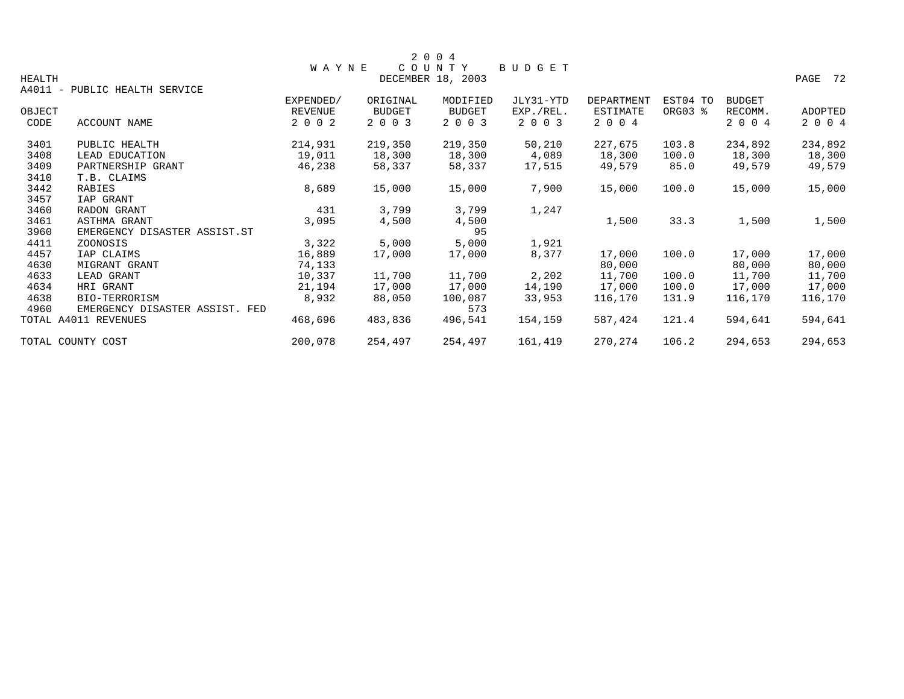# 2004 WAYNE COUNTY BUDGET

DECEMBER 18, 2003

HEALTH

A4011 - PUBLIC HEALTH SERVICE

| OBJECT CODE | ACCOUNT NAME | EXPENDED/ REVENUE 2002 | ORIGINAL BUDGET 2003 | MODIFIED BUDGET 2003 | JLY31-YTD EXP./REL. 2003 | DEPARTMENT ESTIMATE 2004 | EST04 TO ORG03 % | BUDGET RECOMM. 2004 | ADOPTED 2004 |
|---|---|---|---|---|---|---|---|---|---|
| 3401 | PUBLIC HEALTH | 214,931 | 219,350 | 219,350 | 50,210 | 227,675 | 103.8 | 234,892 | 234,892 |
| 3408 | LEAD EDUCATION | 19,011 | 18,300 | 18,300 | 4,089 | 18,300 | 100.0 | 18,300 | 18,300 |
| 3409 | PARTNERSHIP GRANT | 46,238 | 58,337 | 58,337 | 17,515 | 49,579 | 85.0 | 49,579 | 49,579 |
| 3410 | T.B. CLAIMS | | | | | | | | |
| 3442 | RABIES | 8,689 | 15,000 | 15,000 | 7,900 | 15,000 | 100.0 | 15,000 | 15,000 |
| 3457 | IAP GRANT | | | | | | | | |
| 3460 | RADON GRANT | 431 | 3,799 | 3,799 | 1,247 | | | | |
| 3461 | ASTHMA GRANT | 3,095 | 4,500 | 4,500 | | 1,500 | 33.3 | 1,500 | 1,500 |
| 3960 | EMERGENCY DISASTER ASSIST.ST | | | 95 | | | | | |
| 4411 | ZOONOSIS | 3,322 | 5,000 | 5,000 | 1,921 | | | | |
| 4457 | IAP CLAIMS | 16,889 | 17,000 | 17,000 | 8,377 | 17,000 | 100.0 | 17,000 | 17,000 |
| 4630 | MIGRANT GRANT | 74,133 | | | | 80,000 | | 80,000 | 80,000 |
| 4633 | LEAD GRANT | 10,337 | 11,700 | 11,700 | 2,202 | 11,700 | 100.0 | 11,700 | 11,700 |
| 4634 | HRI GRANT | 21,194 | 17,000 | 17,000 | 14,190 | 17,000 | 100.0 | 17,000 | 17,000 |
| 4638 | BIO-TERRORISM | 8,932 | 88,050 | 100,087 | 33,953 | 116,170 | 131.9 | 116,170 | 116,170 |
| 4960 | EMERGENCY DISASTER ASSIST. FED | | | 573 | | | | | |
| TOTAL A4011 REVENUES | | 468,696 | 483,836 | 496,541 | 154,159 | 587,424 | 121.4 | 594,641 | 594,641 |
| TOTAL COUNTY COST | | 200,078 | 254,497 | 254,497 | 161,419 | 270,274 | 106.2 | 294,653 | 294,653 |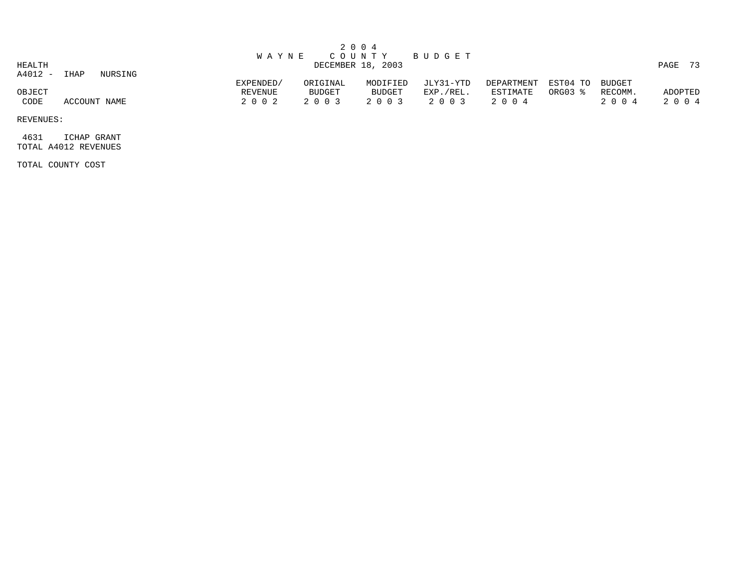# 2004 WAYNE COUNTY BUDGET

DECEMBER 18, 2003

HEALTH

A4012 - IHAP NURSING

| OBJECT CODE | ACCOUNT NAME | EXPENDED/ REVENUE 2002 | ORIGINAL BUDGET 2003 | MODIFIED BUDGET 2003 | JLY31-YTD EXP./REL. 2003 | DEPARTMENT ESTIMATE 2004 | EST04 TO ORG03 % | BUDGET RECOMM. 2004 | ADOPTED 2004 |
|---|---|---|---|---|---|---|---|---|---|
| REVENUES: | | | | | | | | | |
| 4631 | ICHAP GRANT | | | | | | | | |
| TOTAL A4012 REVENUES | | | | | | | | | |
| TOTAL COUNTY COST | | | | | | | | | |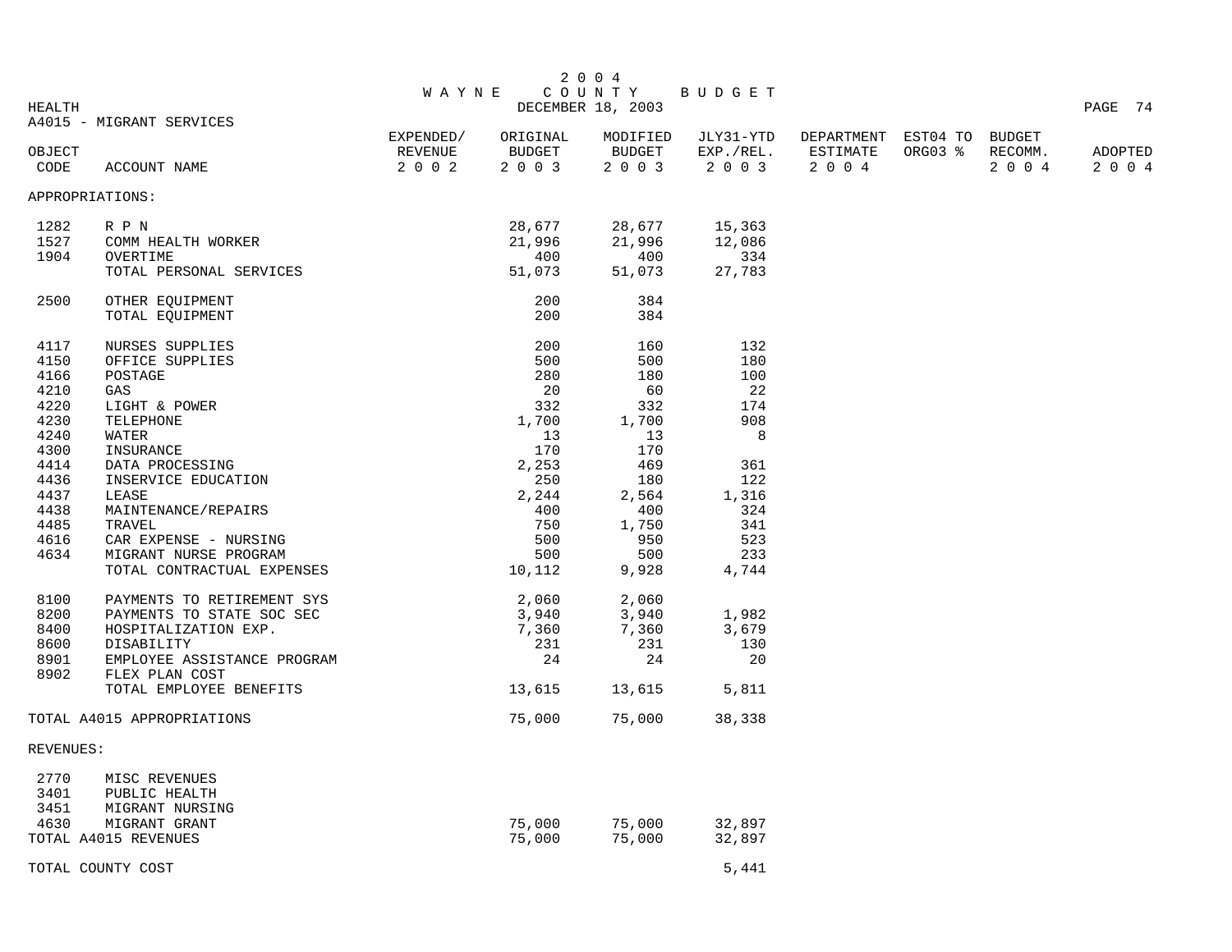# 2004 WAYNE COUNTY BUDGET

DECEMBER 18, 2003

HEALTH

A4015 - MIGRANT SERVICES

| OBJECT CODE | ACCOUNT NAME | EXPENDED/ REVENUE 2002 | ORIGINAL BUDGET 2003 | MODIFIED BUDGET 2003 | JLY31-YTD EXP./REL. 2003 | DEPARTMENT ESTIMATE 2004 | EST04 TO ORG03 % | BUDGET RECOMM. 2004 | ADOPTED 2004 |
|---|---|---|---|---|---|---|---|---|---|
| **APPROPRIATIONS:** | | | | | | | | | |
| 1282 | R P N | | 28,677 | 28,677 | 15,363 | | | | |
| 1527 | COMM HEALTH WORKER | | 21,996 | 21,996 | 12,086 | | | | |
| 1904 | OVERTIME | | 400 | 400 | 334 | | | | |
| | TOTAL PERSONAL SERVICES | | 51,073 | 51,073 | 27,783 | | | | |
| 2500 | OTHER EQUIPMENT | | 200 | 384 | | | | | |
| | TOTAL EQUIPMENT | | 200 | 384 | | | | | |
| 4117 | NURSES SUPPLIES | | 200 | 160 | 132 | | | | |
| 4150 | OFFICE SUPPLIES | | 500 | 500 | 180 | | | | |
| 4166 | POSTAGE | | 280 | 180 | 100 | | | | |
| 4210 | GAS | | 20 | 60 | 22 | | | | |
| 4220 | LIGHT & POWER | | 332 | 332 | 174 | | | | |
| 4230 | TELEPHONE | | 1,700 | 1,700 | 908 | | | | |
| 4240 | WATER | | 13 | 13 | 8 | | | | |
| 4300 | INSURANCE | | 170 | 170 | | | | | |
| 4414 | DATA PROCESSING | | 2,253 | 469 | 361 | | | | |
| 4436 | INSERVICE EDUCATION | | 250 | 180 | 122 | | | | |
| 4437 | LEASE | | 2,244 | 2,564 | 1,316 | | | | |
| 4438 | MAINTENANCE/REPAIRS | | 400 | 400 | 324 | | | | |
| 4485 | TRAVEL | | 750 | 1,750 | 341 | | | | |
| 4616 | CAR EXPENSE - NURSING | | 500 | 950 | 523 | | | | |
| 4634 | MIGRANT NURSE PROGRAM | | 500 | 500 | 233 | | | | |
| | TOTAL CONTRACTUAL EXPENSES | | 10,112 | 9,928 | 4,744 | | | | |
| 8100 | PAYMENTS TO RETIREMENT SYS | | 2,060 | 2,060 | | | | | |
| 8200 | PAYMENTS TO STATE SOC SEC | | 3,940 | 3,940 | 1,982 | | | | |
| 8400 | HOSPITALIZATION EXP. | | 7,360 | 7,360 | 3,679 | | | | |
| 8600 | DISABILITY | | 231 | 231 | 130 | | | | |
| 8901 | EMPLOYEE ASSISTANCE PROGRAM | | 24 | 24 | 20 | | | | |
| 8902 | FLEX PLAN COST | | | | | | | | |
| | TOTAL EMPLOYEE BENEFITS | | 13,615 | 13,615 | 5,811 | | | | |
| TOTAL A4015 APPROPRIATIONS | | | 75,000 | 75,000 | 38,338 | | | | |
| **REVENUES:** | | | | | | | | | |
| 2770 | MISC REVENUES | | | | | | | | |
| 3401 | PUBLIC HEALTH | | | | | | | | |
| 3451 | MIGRANT NURSING | | | | | | | | |
| 4630 | MIGRANT GRANT | | 75,000 | 75,000 | 32,897 | | | | |
| TOTAL A4015 REVENUES | | | 75,000 | 75,000 | 32,897 | | | | |
| TOTAL COUNTY COST | | | | | 5,441 | | | | |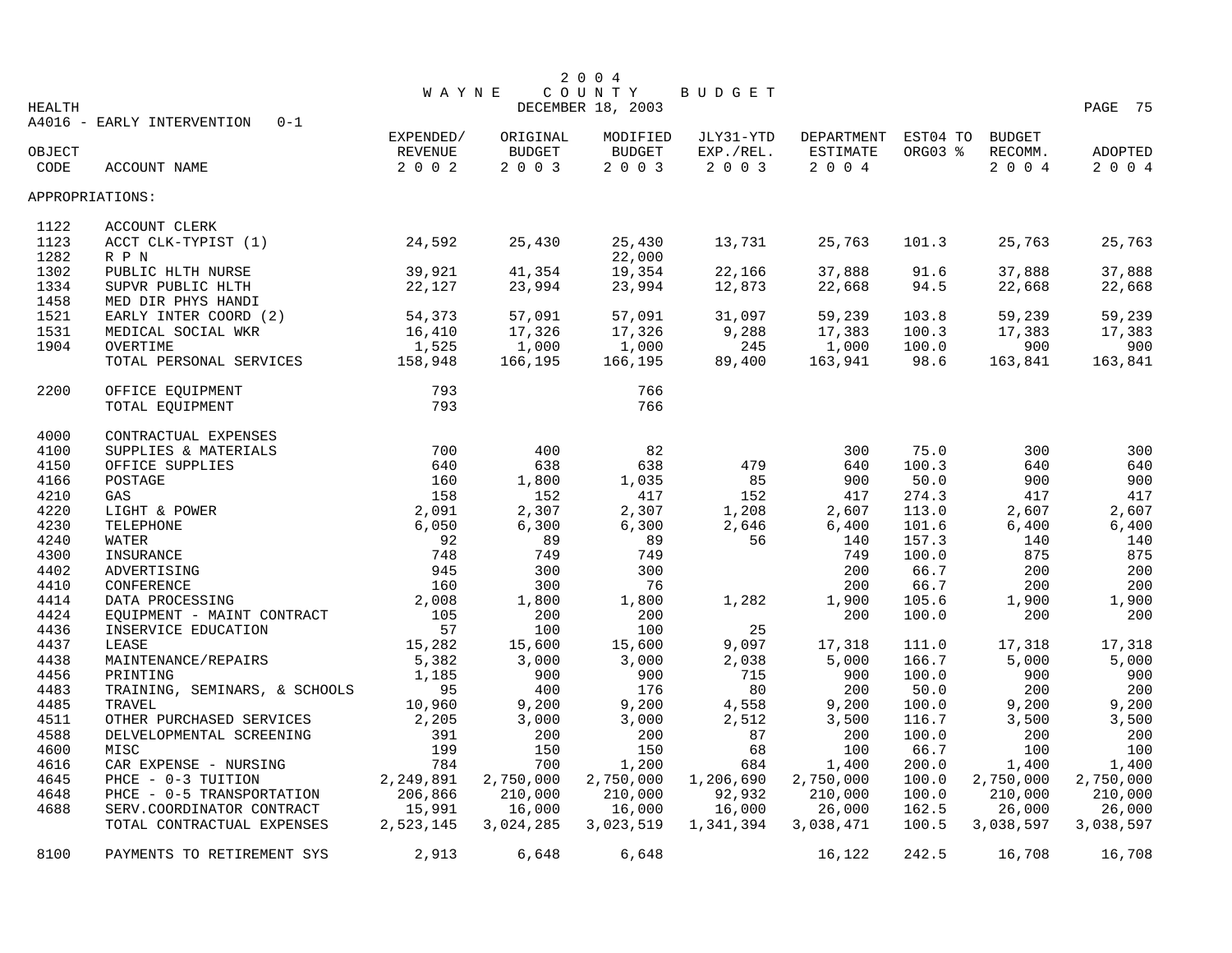# 2004 WAYNE COUNTY BUDGET

DECEMBER 18, 2003

HEALTH

A4016 - EARLY INTERVENTION 0-1

| OBJECT CODE | ACCOUNT NAME | EXPENDED/ REVENUE 2002 | ORIGINAL BUDGET 2003 | MODIFIED BUDGET 2003 | JLY31-YTD EXP./REL. 2003 | DEPARTMENT ESTIMATE 2004 | EST04 TO ORG03 % | BUDGET RECOMM. 2004 | ADOPTED 2004 |
|---|---|---|---|---|---|---|---|---|---|
| APPROPRIATIONS: | | | | | | | | | |
| 1122 | ACCOUNT CLERK | | | | | | | | |
| 1123 | ACCT CLK-TYPIST (1) | 24,592 | 25,430 | 25,430 | 13,731 | 25,763 | 101.3 | 25,763 | 25,763 |
| 1282 | R P N | | | 22,000 | | | | | |
| 1302 | PUBLIC HLTH NURSE | 39,921 | 41,354 | 19,354 | 22,166 | 37,888 | 91.6 | 37,888 | 37,888 |
| 1334 | SUPVR PUBLIC HLTH | 22,127 | 23,994 | 23,994 | 12,873 | 22,668 | 94.5 | 22,668 | 22,668 |
| 1458 | MED DIR PHYS HANDI | | | | | | | | |
| 1521 | EARLY INTER COORD (2) | 54,373 | 57,091 | 57,091 | 31,097 | 59,239 | 103.8 | 59,239 | 59,239 |
| 1531 | MEDICAL SOCIAL WKR | 16,410 | 17,326 | 17,326 | 9,288 | 17,383 | 100.3 | 17,383 | 17,383 |
| 1904 | OVERTIME | 1,525 | 1,000 | 1,000 | 245 | 1,000 | 100.0 | 900 | 900 |
| | TOTAL PERSONAL SERVICES | 158,948 | 166,195 | 166,195 | 89,400 | 163,941 | 98.6 | 163,841 | 163,841 |
| 2200 | OFFICE EQUIPMENT | 793 | | 766 | | | | | |
| | TOTAL EQUIPMENT | 793 | | 766 | | | | | |
| 4000 | CONTRACTUAL EXPENSES | | | | | | | | |
| 4100 | SUPPLIES & MATERIALS | 700 | 400 | 82 | | 300 | 75.0 | 300 | 300 |
| 4150 | OFFICE SUPPLIES | 640 | 638 | 638 | 479 | 640 | 100.3 | 640 | 640 |
| 4166 | POSTAGE | 160 | 1,800 | 1,035 | 85 | 900 | 50.0 | 900 | 900 |
| 4210 | GAS | 158 | 152 | 417 | 152 | 417 | 274.3 | 417 | 417 |
| 4220 | LIGHT & POWER | 2,091 | 2,307 | 2,307 | 1,208 | 2,607 | 113.0 | 2,607 | 2,607 |
| 4230 | TELEPHONE | 6,050 | 6,300 | 6,300 | 2,646 | 6,400 | 101.6 | 6,400 | 6,400 |
| 4240 | WATER | 92 | 89 | 89 | 56 | 140 | 157.3 | 140 | 140 |
| 4300 | INSURANCE | 748 | 749 | 749 | | 749 | 100.0 | 875 | 875 |
| 4402 | ADVERTISING | 945 | 300 | 300 | | 200 | 66.7 | 200 | 200 |
| 4410 | CONFERENCE | 160 | 300 | 76 | | 200 | 66.7 | 200 | 200 |
| 4414 | DATA PROCESSING | 2,008 | 1,800 | 1,800 | 1,282 | 1,900 | 105.6 | 1,900 | 1,900 |
| 4424 | EQUIPMENT - MAINT CONTRACT | 105 | 200 | 200 | | 200 | 100.0 | 200 | 200 |
| 4436 | INSERVICE EDUCATION | 57 | 100 | 100 | 25 | | | | |
| 4437 | LEASE | 15,282 | 15,600 | 15,600 | 9,097 | 17,318 | 111.0 | 17,318 | 17,318 |
| 4438 | MAINTENANCE/REPAIRS | 5,382 | 3,000 | 3,000 | 2,038 | 5,000 | 166.7 | 5,000 | 5,000 |
| 4456 | PRINTING | 1,185 | 900 | 900 | 715 | 900 | 100.0 | 900 | 900 |
| 4483 | TRAINING, SEMINARS, & SCHOOLS | 95 | 400 | 176 | 80 | 200 | 50.0 | 200 | 200 |
| 4485 | TRAVEL | 10,960 | 9,200 | 9,200 | 4,558 | 9,200 | 100.0 | 9,200 | 9,200 |
| 4511 | OTHER PURCHASED SERVICES | 2,205 | 3,000 | 3,000 | 2,512 | 3,500 | 116.7 | 3,500 | 3,500 |
| 4588 | DELVELOPMENTAL SCREENING | 391 | 200 | 200 | 87 | 200 | 100.0 | 200 | 200 |
| 4600 | MISC | 199 | 150 | 150 | 68 | 100 | 66.7 | 100 | 100 |
| 4616 | CAR EXPENSE - NURSING | 784 | 700 | 1,200 | 684 | 1,400 | 200.0 | 1,400 | 1,400 |
| 4645 | PHCE - 0-3 TUITION | 2,249,891 | 2,750,000 | 2,750,000 | 1,206,690 | 2,750,000 | 100.0 | 2,750,000 | 2,750,000 |
| 4648 | PHCE - 0-5 TRANSPORTATION | 206,866 | 210,000 | 210,000 | 92,932 | 210,000 | 100.0 | 210,000 | 210,000 |
| 4688 | SERV.COORDINATOR CONTRACT | 15,991 | 16,000 | 16,000 | 16,000 | 26,000 | 162.5 | 26,000 | 26,000 |
| | TOTAL CONTRACTUAL EXPENSES | 2,523,145 | 3,024,285 | 3,023,519 | 1,341,394 | 3,038,471 | 100.5 | 3,038,597 | 3,038,597 |
| 8100 | PAYMENTS TO RETIREMENT SYS | 2,913 | 6,648 | 6,648 | | 16,122 | 242.5 | 16,708 | 16,708 |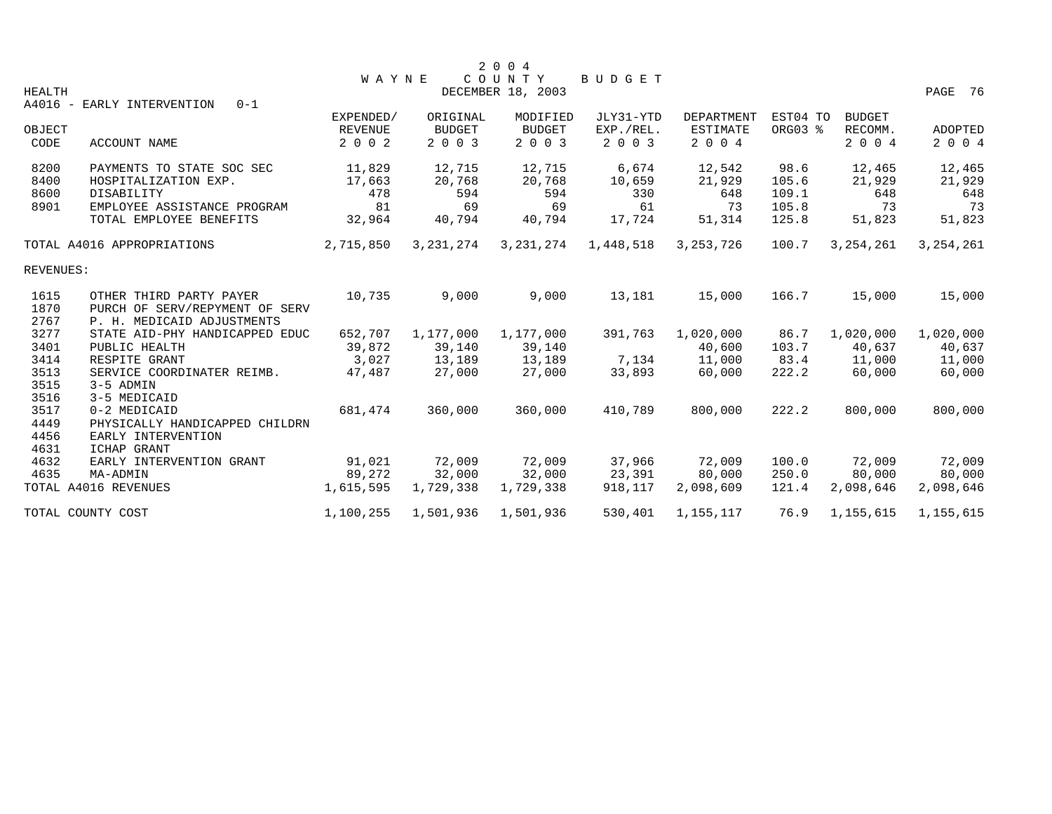2 0 0 4
W A Y N E   C O U N T Y   B U D G E T
DECEMBER 18, 2003

HEALTH

A4016 - EARLY INTERVENTION 0-1

| OBJECT CODE | ACCOUNT NAME | EXPENDED/ REVENUE 2 0 0 2 | ORIGINAL BUDGET 2 0 0 3 | MODIFIED BUDGET 2 0 0 3 | JLY31-YTD EXP./REL. 2 0 0 3 | DEPARTMENT ESTIMATE 2 0 0 4 | EST04 TO ORG03 % | BUDGET RECOMM. 2 0 0 4 | ADOPTED 2 0 0 4 |
|---|---|---|---|---|---|---|---|---|---|
| 8200 | PAYMENTS TO STATE SOC SEC | 11,829 | 12,715 | 12,715 | 6,674 | 12,542 | 98.6 | 12,465 | 12,465 |
| 8400 | HOSPITALIZATION EXP. | 17,663 | 20,768 | 20,768 | 10,659 | 21,929 | 105.6 | 21,929 | 21,929 |
| 8600 | DISABILITY | 478 | 594 | 594 | 330 | 648 | 109.1 | 648 | 648 |
| 8901 | EMPLOYEE ASSISTANCE PROGRAM | 81 | 69 | 69 | 61 | 73 | 105.8 | 73 | 73 |
| | TOTAL EMPLOYEE BENEFITS | 32,964 | 40,794 | 40,794 | 17,724 | 51,314 | 125.8 | 51,823 | 51,823 |
| TOTAL A4016 APPROPRIATIONS | | 2,715,850 | 3,231,274 | 3,231,274 | 1,448,518 | 3,253,726 | 100.7 | 3,254,261 | 3,254,261 |
| REVENUES: | | | | | | | | | |
| 1615 | OTHER THIRD PARTY PAYER | 10,735 | 9,000 | 9,000 | 13,181 | 15,000 | 166.7 | 15,000 | 15,000 |
| 1870 | PURCH OF SERV/REPYMENT OF SERV | | | | | | | | |
| 2767 | P. H. MEDICAID ADJUSTMENTS | | | | | | | | |
| 3277 | STATE AID-PHY HANDICAPPED EDUC | 652,707 | 1,177,000 | 1,177,000 | 391,763 | 1,020,000 | 86.7 | 1,020,000 | 1,020,000 |
| 3401 | PUBLIC HEALTH | 39,872 | 39,140 | 39,140 | | 40,600 | 103.7 | 40,637 | 40,637 |
| 3414 | RESPITE GRANT | 3,027 | 13,189 | 13,189 | 7,134 | 11,000 | 83.4 | 11,000 | 11,000 |
| 3513 | SERVICE COORDINATER REIMB. | 47,487 | 27,000 | 27,000 | 33,893 | 60,000 | 222.2 | 60,000 | 60,000 |
| 3515 | 3-5 ADMIN | | | | | | | | |
| 3516 | 3-5 MEDICAID | | | | | | | | |
| 3517 | 0-2 MEDICAID | 681,474 | 360,000 | 360,000 | 410,789 | 800,000 | 222.2 | 800,000 | 800,000 |
| 4449 | PHYSICALLY HANDICAPPED CHILDRN | | | | | | | | |
| 4456 | EARLY INTERVENTION | | | | | | | | |
| 4631 | ICHAP GRANT | | | | | | | | |
| 4632 | EARLY INTERVENTION GRANT | 91,021 | 72,009 | 72,009 | 37,966 | 72,009 | 100.0 | 72,009 | 72,009 |
| 4635 | MA-ADMIN | 89,272 | 32,000 | 32,000 | 23,391 | 80,000 | 250.0 | 80,000 | 80,000 |
| TOTAL A4016 REVENUES | | 1,615,595 | 1,729,338 | 1,729,338 | 918,117 | 2,098,609 | 121.4 | 2,098,646 | 2,098,646 |
| TOTAL COUNTY COST | | 1,100,255 | 1,501,936 | 1,501,936 | 530,401 | 1,155,117 | 76.9 | 1,155,615 | 1,155,615 |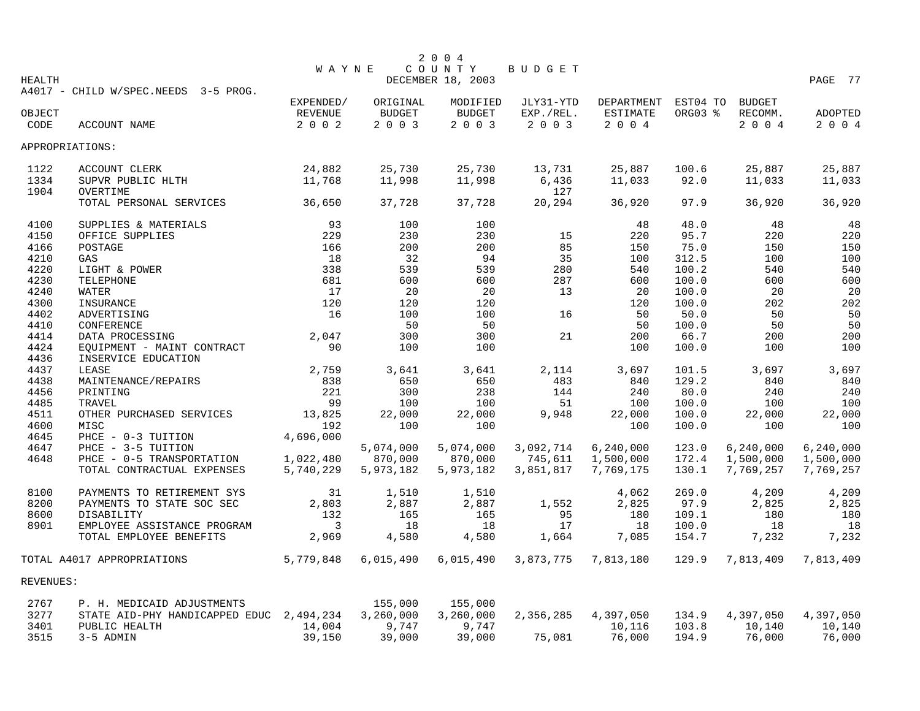# 2004 WAYNE COUNTY BUDGET

HEALTH — DECEMBER 18, 2003

A4017 - CHILD W/SPEC.NEEDS 3-5 PROG.

| OBJECT CODE | ACCOUNT NAME | EXPENDED/ REVENUE 2002 | ORIGINAL BUDGET 2003 | MODIFIED BUDGET 2003 | JLY31-YTD EXP./REL. 2003 | DEPARTMENT ESTIMATE 2004 | EST04 TO ORG03 % | BUDGET RECOMM. 2004 | ADOPTED 2004 |
|---|---|---|---|---|---|---|---|---|---|
| APPROPRIATIONS: | | | | | | | | | |
| 1122 | ACCOUNT CLERK | 24,882 | 25,730 | 25,730 | 13,731 | 25,887 | 100.6 | 25,887 | 25,887 |
| 1334 | SUPVR PUBLIC HLTH | 11,768 | 11,998 | 11,998 | 6,436 | 11,033 | 92.0 | 11,033 | 11,033 |
| 1904 | OVERTIME | | | | 127 | | | | |
| | TOTAL PERSONAL SERVICES | 36,650 | 37,728 | 37,728 | 20,294 | 36,920 | 97.9 | 36,920 | 36,920 |
| 4100 | SUPPLIES & MATERIALS | 93 | 100 | 100 | | 48 | 48.0 | 48 | 48 |
| 4150 | OFFICE SUPPLIES | 229 | 230 | 230 | 15 | 220 | 95.7 | 220 | 220 |
| 4166 | POSTAGE | 166 | 200 | 200 | 85 | 150 | 75.0 | 150 | 150 |
| 4210 | GAS | 18 | 32 | 94 | 35 | 100 | 312.5 | 100 | 100 |
| 4220 | LIGHT & POWER | 338 | 539 | 539 | 280 | 540 | 100.2 | 540 | 540 |
| 4230 | TELEPHONE | 681 | 600 | 600 | 287 | 600 | 100.0 | 600 | 600 |
| 4240 | WATER | 17 | 20 | 20 | 13 | 20 | 100.0 | 20 | 20 |
| 4300 | INSURANCE | 120 | 120 | 120 | | 120 | 100.0 | 202 | 202 |
| 4402 | ADVERTISING | 16 | 100 | 100 | 16 | 50 | 50.0 | 50 | 50 |
| 4410 | CONFERENCE | | 50 | 50 | | 50 | 100.0 | 50 | 50 |
| 4414 | DATA PROCESSING | 2,047 | 300 | 300 | 21 | 200 | 66.7 | 200 | 200 |
| 4424 | EQUIPMENT - MAINT CONTRACT | 90 | 100 | 100 | | 100 | 100.0 | 100 | 100 |
| 4436 | INSERVICE EDUCATION | | | | | | | | |
| 4437 | LEASE | 2,759 | 3,641 | 3,641 | 2,114 | 3,697 | 101.5 | 3,697 | 3,697 |
| 4438 | MAINTENANCE/REPAIRS | 838 | 650 | 650 | 483 | 840 | 129.2 | 840 | 840 |
| 4456 | PRINTING | 221 | 300 | 238 | 144 | 240 | 80.0 | 240 | 240 |
| 4485 | TRAVEL | 99 | 100 | 100 | 51 | 100 | 100.0 | 100 | 100 |
| 4511 | OTHER PURCHASED SERVICES | 13,825 | 22,000 | 22,000 | 9,948 | 22,000 | 100.0 | 22,000 | 22,000 |
| 4600 | MISC | 192 | 100 | 100 | | 100 | 100.0 | 100 | 100 |
| 4645 | PHCE - 0-3 TUITION | 4,696,000 | | | | | | | |
| 4647 | PHCE - 3-5 TUITION | | 5,074,000 | 5,074,000 | 3,092,714 | 6,240,000 | 123.0 | 6,240,000 | 6,240,000 |
| 4648 | PHCE - 0-5 TRANSPORTATION | 1,022,480 | 870,000 | 870,000 | 745,611 | 1,500,000 | 172.4 | 1,500,000 | 1,500,000 |
| | TOTAL CONTRACTUAL EXPENSES | 5,740,229 | 5,973,182 | 5,973,182 | 3,851,817 | 7,769,175 | 130.1 | 7,769,257 | 7,769,257 |
| 8100 | PAYMENTS TO RETIREMENT SYS | 31 | 1,510 | 1,510 | | 4,062 | 269.0 | 4,209 | 4,209 |
| 8200 | PAYMENTS TO STATE SOC SEC | 2,803 | 2,887 | 2,887 | 1,552 | 2,825 | 97.9 | 2,825 | 2,825 |
| 8600 | DISABILITY | 132 | 165 | 165 | 95 | 180 | 109.1 | 180 | 180 |
| 8901 | EMPLOYEE ASSISTANCE PROGRAM | 3 | 18 | 18 | 17 | 18 | 100.0 | 18 | 18 |
| | TOTAL EMPLOYEE BENEFITS | 2,969 | 4,580 | 4,580 | 1,664 | 7,085 | 154.7 | 7,232 | 7,232 |
| TOTAL A4017 APPROPRIATIONS | | 5,779,848 | 6,015,490 | 6,015,490 | 3,873,775 | 7,813,180 | 129.9 | 7,813,409 | 7,813,409 |
| REVENUES: | | | | | | | | | |
| 2767 | P. H. MEDICAID ADJUSTMENTS | | 155,000 | 155,000 | | | | | |
| 3277 | STATE AID-PHY HANDICAPPED EDUC | 2,494,234 | 3,260,000 | 3,260,000 | 2,356,285 | 4,397,050 | 134.9 | 4,397,050 | 4,397,050 |
| 3401 | PUBLIC HEALTH | 14,004 | 9,747 | 9,747 | | 10,116 | 103.8 | 10,140 | 10,140 |
| 3515 | 3-5 ADMIN | 39,150 | 39,000 | 39,000 | 75,081 | 76,000 | 194.9 | 76,000 | 76,000 |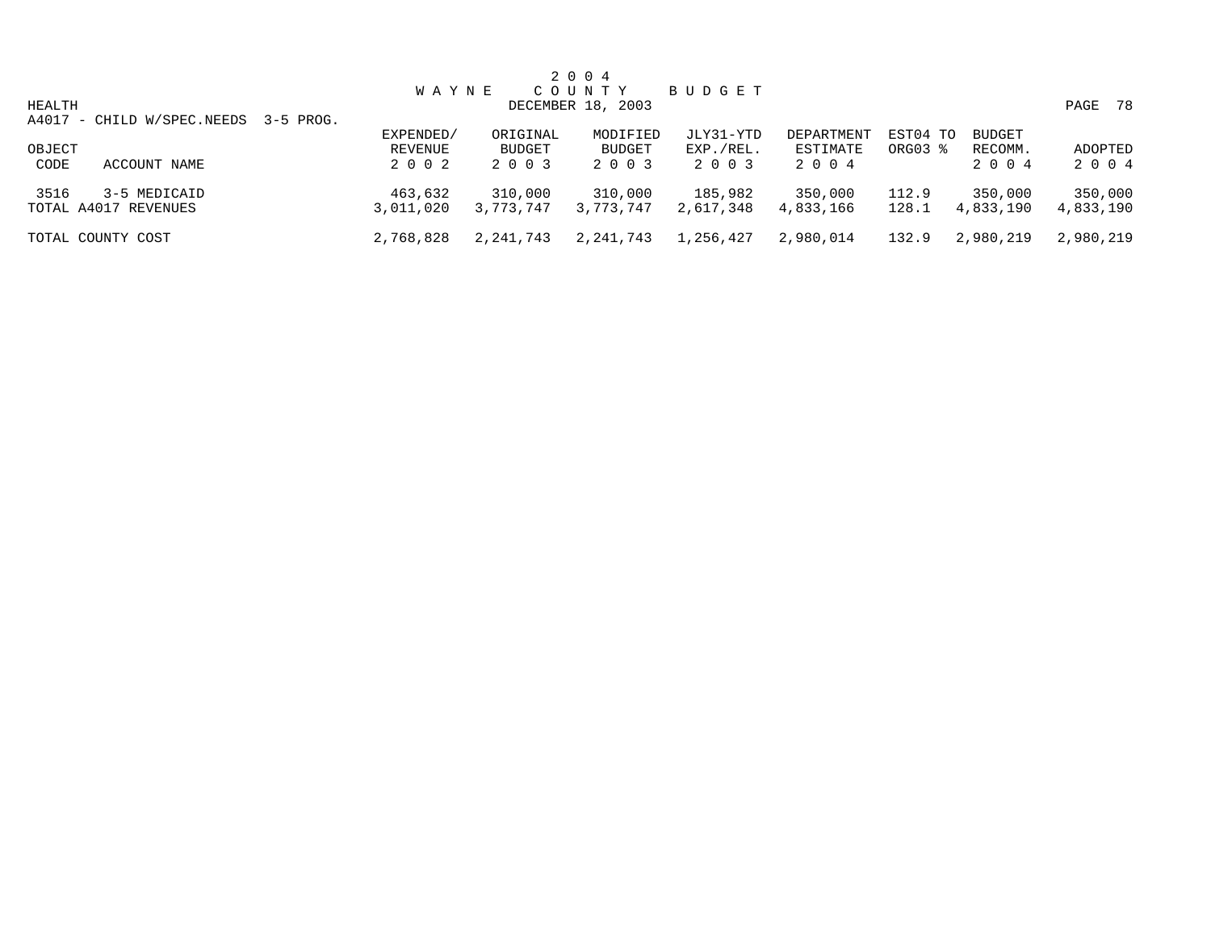2 0 0 4
W A Y N E   C O U N T Y   B U D G E T
DECEMBER 18, 2003

HEALTH

A4017 - CHILD W/SPEC.NEEDS 3-5 PROG.

| OBJECT CODE | ACCOUNT NAME | EXPENDED/ REVENUE 2 0 0 2 | ORIGINAL BUDGET 2 0 0 3 | MODIFIED BUDGET 2 0 0 3 | JLY31-YTD EXP./REL. 2 0 0 3 | DEPARTMENT ESTIMATE 2 0 0 4 | EST04 TO ORG03 % | BUDGET RECOMM. 2 0 0 4 | ADOPTED 2 0 0 4 |
|---|---|---|---|---|---|---|---|---|---|
| 3516 | 3-5 MEDICAID | 463,632 | 310,000 | 310,000 | 185,982 | 350,000 | 112.9 | 350,000 | 350,000 |
| TOTAL A4017 REVENUES | | 3,011,020 | 3,773,747 | 3,773,747 | 2,617,348 | 4,833,166 | 128.1 | 4,833,190 | 4,833,190 |
| TOTAL COUNTY COST | | 2,768,828 | 2,241,743 | 2,241,743 | 1,256,427 | 2,980,014 | 132.9 | 2,980,219 | 2,980,219 |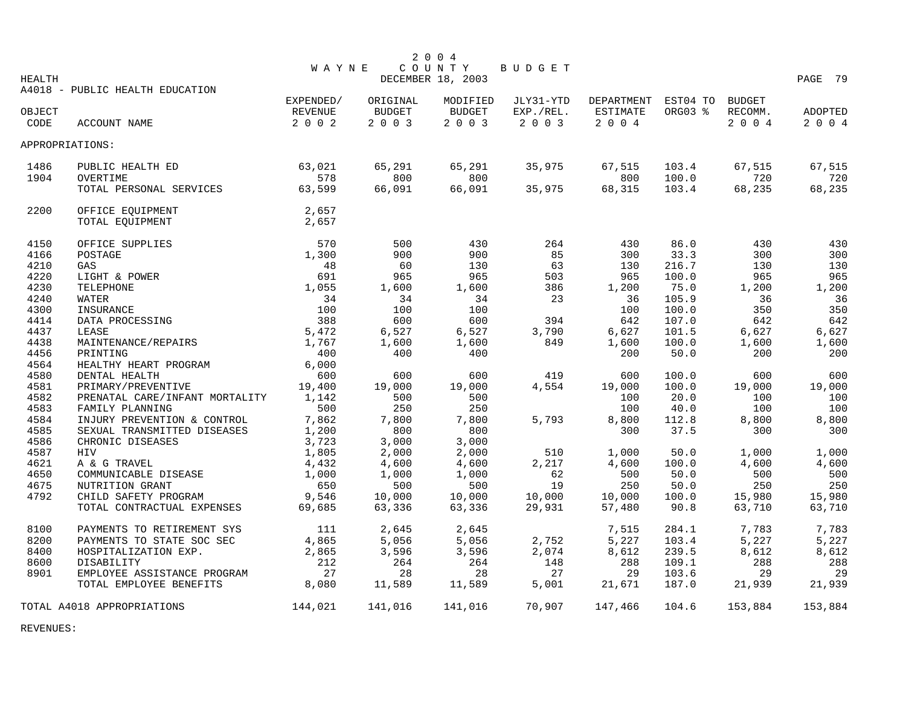# 2004 WAYNE COUNTY BUDGET

DECEMBER 18, 2003

HEALTH

A4018 - PUBLIC HEALTH EDUCATION

| OBJECT CODE | ACCOUNT NAME | EXPENDED/ REVENUE 2002 | ORIGINAL BUDGET 2003 | MODIFIED BUDGET 2003 | JLY31-YTD EXP./REL. 2003 | DEPARTMENT ESTIMATE 2004 | EST04 TO ORG03 % | BUDGET RECOMM. 2004 | ADOPTED 2004 |
|---|---|---|---|---|---|---|---|---|---|
| APPROPRIATIONS: | | | | | | | | | |
| 1486 | PUBLIC HEALTH ED | 63,021 | 65,291 | 65,291 | 35,975 | 67,515 | 103.4 | 67,515 | 67,515 |
| 1904 | OVERTIME | 578 | 800 | 800 | | 800 | 100.0 | 720 | 720 |
| | TOTAL PERSONAL SERVICES | 63,599 | 66,091 | 66,091 | 35,975 | 68,315 | 103.4 | 68,235 | 68,235 |
| 2200 | OFFICE EQUIPMENT | 2,657 | | | | | | | |
| | TOTAL EQUIPMENT | 2,657 | | | | | | | |
| 4150 | OFFICE SUPPLIES | 570 | 500 | 430 | 264 | 430 | 86.0 | 430 | 430 |
| 4166 | POSTAGE | 1,300 | 900 | 900 | 85 | 300 | 33.3 | 300 | 300 |
| 4210 | GAS | 48 | 60 | 130 | 63 | 130 | 216.7 | 130 | 130 |
| 4220 | LIGHT & POWER | 691 | 965 | 965 | 503 | 965 | 100.0 | 965 | 965 |
| 4230 | TELEPHONE | 1,055 | 1,600 | 1,600 | 386 | 1,200 | 75.0 | 1,200 | 1,200 |
| 4240 | WATER | 34 | 34 | 34 | 23 | 36 | 105.9 | 36 | 36 |
| 4300 | INSURANCE | 100 | 100 | 100 | | 100 | 100.0 | 350 | 350 |
| 4414 | DATA PROCESSING | 388 | 600 | 600 | 394 | 642 | 107.0 | 642 | 642 |
| 4437 | LEASE | 5,472 | 6,527 | 6,527 | 3,790 | 6,627 | 101.5 | 6,627 | 6,627 |
| 4438 | MAINTENANCE/REPAIRS | 1,767 | 1,600 | 1,600 | 849 | 1,600 | 100.0 | 1,600 | 1,600 |
| 4456 | PRINTING | 400 | 400 | 400 | | 200 | 50.0 | 200 | 200 |
| 4564 | HEALTHY HEART PROGRAM | 6,000 | | | | | | | |
| 4580 | DENTAL HEALTH | 600 | 600 | 600 | 419 | 600 | 100.0 | 600 | 600 |
| 4581 | PRIMARY/PREVENTIVE | 19,400 | 19,000 | 19,000 | 4,554 | 19,000 | 100.0 | 19,000 | 19,000 |
| 4582 | PRENATAL CARE/INFANT MORTALITY | 1,142 | 500 | 500 | | 100 | 20.0 | 100 | 100 |
| 4583 | FAMILY PLANNING | 500 | 250 | 250 | | 100 | 40.0 | 100 | 100 |
| 4584 | INJURY PREVENTION & CONTROL | 7,862 | 7,800 | 7,800 | 5,793 | 8,800 | 112.8 | 8,800 | 8,800 |
| 4585 | SEXUAL TRANSMITTED DISEASES | 1,200 | 800 | 800 | | 300 | 37.5 | 300 | 300 |
| 4586 | CHRONIC DISEASES | 3,723 | 3,000 | 3,000 | | | | | |
| 4587 | HIV | 1,805 | 2,000 | 2,000 | 510 | 1,000 | 50.0 | 1,000 | 1,000 |
| 4621 | A & G TRAVEL | 4,432 | 4,600 | 4,600 | 2,217 | 4,600 | 100.0 | 4,600 | 4,600 |
| 4650 | COMMUNICABLE DISEASE | 1,000 | 1,000 | 1,000 | 62 | 500 | 50.0 | 500 | 500 |
| 4675 | NUTRITION GRANT | 650 | 500 | 500 | 19 | 250 | 50.0 | 250 | 250 |
| 4792 | CHILD SAFETY PROGRAM | 9,546 | 10,000 | 10,000 | 10,000 | 10,000 | 100.0 | 15,980 | 15,980 |
| | TOTAL CONTRACTUAL EXPENSES | 69,685 | 63,336 | 63,336 | 29,931 | 57,480 | 90.8 | 63,710 | 63,710 |
| 8100 | PAYMENTS TO RETIREMENT SYS | 111 | 2,645 | 2,645 | | 7,515 | 284.1 | 7,783 | 7,783 |
| 8200 | PAYMENTS TO STATE SOC SEC | 4,865 | 5,056 | 5,056 | 2,752 | 5,227 | 103.4 | 5,227 | 5,227 |
| 8400 | HOSPITALIZATION EXP. | 2,865 | 3,596 | 3,596 | 2,074 | 8,612 | 239.5 | 8,612 | 8,612 |
| 8600 | DISABILITY | 212 | 264 | 264 | 148 | 288 | 109.1 | 288 | 288 |
| 8901 | EMPLOYEE ASSISTANCE PROGRAM | 27 | 28 | 28 | 27 | 29 | 103.6 | 29 | 29 |
| | TOTAL EMPLOYEE BENEFITS | 8,080 | 11,589 | 11,589 | 5,001 | 21,671 | 187.0 | 21,939 | 21,939 |
| TOTAL A4018 APPROPRIATIONS | | 144,021 | 141,016 | 141,016 | 70,907 | 147,466 | 104.6 | 153,884 | 153,884 |

REVENUES: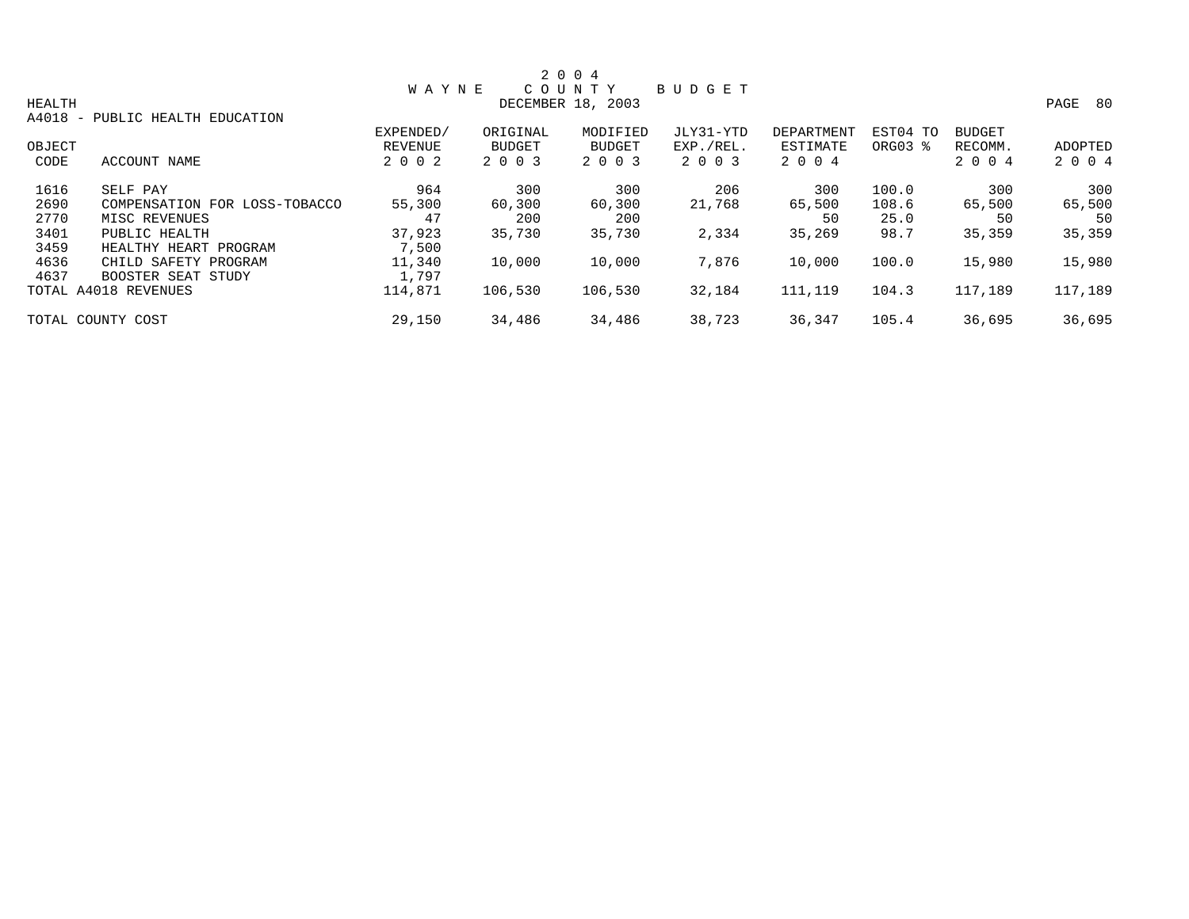# 2 0 0 4
# W A Y N E  C O U N T Y  B U D G E T

HEALTH
DECEMBER 18, 2003

A4018 - PUBLIC HEALTH EDUCATION

| OBJECT CODE | ACCOUNT NAME | EXPENDED/ REVENUE 2 0 0 2 | ORIGINAL BUDGET 2 0 0 3 | MODIFIED BUDGET 2 0 0 3 | JLY31-YTD EXP./REL. 2 0 0 3 | DEPARTMENT ESTIMATE 2 0 0 4 | EST04 TO ORG03 % | BUDGET RECOMM. 2 0 0 4 | ADOPTED 2 0 0 4 |
|---|---|---|---|---|---|---|---|---|---|
| 1616 | SELF PAY | 964 | 300 | 300 | 206 | 300 | 100.0 | 300 | 300 |
| 2690 | COMPENSATION FOR LOSS-TOBACCO | 55,300 | 60,300 | 60,300 | 21,768 | 65,500 | 108.6 | 65,500 | 65,500 |
| 2770 | MISC REVENUES | 47 | 200 | 200 | | 50 | 25.0 | 50 | 50 |
| 3401 | PUBLIC HEALTH | 37,923 | 35,730 | 35,730 | 2,334 | 35,269 | 98.7 | 35,359 | 35,359 |
| 3459 | HEALTHY HEART PROGRAM | 7,500 | | | | | | | |
| 4636 | CHILD SAFETY PROGRAM | 11,340 | 10,000 | 10,000 | 7,876 | 10,000 | 100.0 | 15,980 | 15,980 |
| 4637 | BOOSTER SEAT STUDY | 1,797 | | | | | | | |
| TOTAL A4018 REVENUES | | 114,871 | 106,530 | 106,530 | 32,184 | 111,119 | 104.3 | 117,189 | 117,189 |
| TOTAL COUNTY COST | | 29,150 | 34,486 | 34,486 | 38,723 | 36,347 | 105.4 | 36,695 | 36,695 |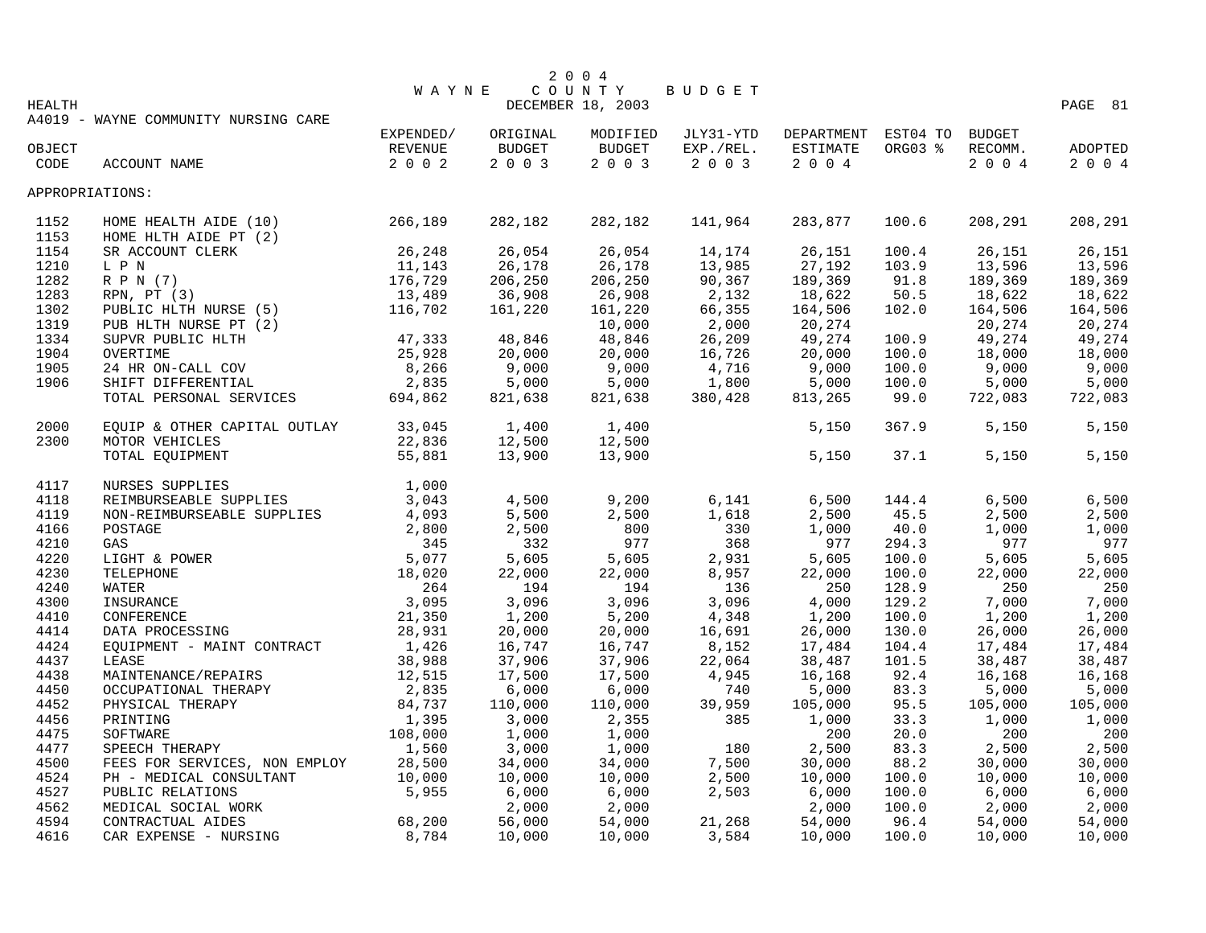# 2004 WAYNE COUNTY BUDGET

HEALTH
DECEMBER 18, 2003

A4019 - WAYNE COMMUNITY NURSING CARE

| OBJECT CODE | ACCOUNT NAME | EXPENDED/ REVENUE 2002 | ORIGINAL BUDGET 2003 | MODIFIED BUDGET 2003 | JLY31-YTD EXP./REL. 2003 | DEPARTMENT ESTIMATE 2004 | EST04 TO ORG03 % | BUDGET RECOMM. 2004 | ADOPTED 2004 |
|---|---|---|---|---|---|---|---|---|---|
| APPROPRIATIONS: | | | | | | | | | |
| 1152 | HOME HEALTH AIDE (10) | 266,189 | 282,182 | 282,182 | 141,964 | 283,877 | 100.6 | 208,291 | 208,291 |
| 1153 | HOME HLTH AIDE PT (2) | | | | | | | | |
| 1154 | SR ACCOUNT CLERK | 26,248 | 26,054 | 26,054 | 14,174 | 26,151 | 100.4 | 26,151 | 26,151 |
| 1210 | L P N | 11,143 | 26,178 | 26,178 | 13,985 | 27,192 | 103.9 | 13,596 | 13,596 |
| 1282 | R P N (7) | 176,729 | 206,250 | 206,250 | 90,367 | 189,369 | 91.8 | 189,369 | 189,369 |
| 1283 | RPN, PT (3) | 13,489 | 36,908 | 26,908 | 2,132 | 18,622 | 50.5 | 18,622 | 18,622 |
| 1302 | PUBLIC HLTH NURSE (5) | 116,702 | 161,220 | 161,220 | 66,355 | 164,506 | 102.0 | 164,506 | 164,506 |
| 1319 | PUB HLTH NURSE PT (2) | | | 10,000 | 2,000 | 20,274 | | 20,274 | 20,274 |
| 1334 | SUPVR PUBLIC HLTH | 47,333 | 48,846 | 48,846 | 26,209 | 49,274 | 100.9 | 49,274 | 49,274 |
| 1904 | OVERTIME | 25,928 | 20,000 | 20,000 | 16,726 | 20,000 | 100.0 | 18,000 | 18,000 |
| 1905 | 24 HR ON-CALL COV | 8,266 | 9,000 | 9,000 | 4,716 | 9,000 | 100.0 | 9,000 | 9,000 |
| 1906 | SHIFT DIFFERENTIAL | 2,835 | 5,000 | 5,000 | 1,800 | 5,000 | 100.0 | 5,000 | 5,000 |
| | TOTAL PERSONAL SERVICES | 694,862 | 821,638 | 821,638 | 380,428 | 813,265 | 99.0 | 722,083 | 722,083 |
| 2000 | EQUIP & OTHER CAPITAL OUTLAY | 33,045 | 1,400 | 1,400 | | 5,150 | 367.9 | 5,150 | 5,150 |
| 2300 | MOTOR VEHICLES | 22,836 | 12,500 | 12,500 | | | | | |
| | TOTAL EQUIPMENT | 55,881 | 13,900 | 13,900 | | 5,150 | 37.1 | 5,150 | 5,150 |
| 4117 | NURSES SUPPLIES | 1,000 | | | | | | | |
| 4118 | REIMBURSEABLE SUPPLIES | 3,043 | 4,500 | 9,200 | 6,141 | 6,500 | 144.4 | 6,500 | 6,500 |
| 4119 | NON-REIMBURSEABLE SUPPLIES | 4,093 | 5,500 | 2,500 | 1,618 | 2,500 | 45.5 | 2,500 | 2,500 |
| 4166 | POSTAGE | 2,800 | 2,500 | 800 | 330 | 1,000 | 40.0 | 1,000 | 1,000 |
| 4210 | GAS | 345 | 332 | 977 | 368 | 977 | 294.3 | 977 | 977 |
| 4220 | LIGHT & POWER | 5,077 | 5,605 | 5,605 | 2,931 | 5,605 | 100.0 | 5,605 | 5,605 |
| 4230 | TELEPHONE | 18,020 | 22,000 | 22,000 | 8,957 | 22,000 | 100.0 | 22,000 | 22,000 |
| 4240 | WATER | 264 | 194 | 194 | 136 | 250 | 128.9 | 250 | 250 |
| 4300 | INSURANCE | 3,095 | 3,096 | 3,096 | 3,096 | 4,000 | 129.2 | 7,000 | 7,000 |
| 4410 | CONFERENCE | 21,350 | 1,200 | 5,200 | 4,348 | 1,200 | 100.0 | 1,200 | 1,200 |
| 4414 | DATA PROCESSING | 28,931 | 20,000 | 20,000 | 16,691 | 26,000 | 130.0 | 26,000 | 26,000 |
| 4424 | EQUIPMENT - MAINT CONTRACT | 1,426 | 16,747 | 16,747 | 8,152 | 17,484 | 104.4 | 17,484 | 17,484 |
| 4437 | LEASE | 38,988 | 37,906 | 37,906 | 22,064 | 38,487 | 101.5 | 38,487 | 38,487 |
| 4438 | MAINTENANCE/REPAIRS | 12,515 | 17,500 | 17,500 | 4,945 | 16,168 | 92.4 | 16,168 | 16,168 |
| 4450 | OCCUPATIONAL THERAPY | 2,835 | 6,000 | 6,000 | 740 | 5,000 | 83.3 | 5,000 | 5,000 |
| 4452 | PHYSICAL THERAPY | 84,737 | 110,000 | 110,000 | 39,959 | 105,000 | 95.5 | 105,000 | 105,000 |
| 4456 | PRINTING | 1,395 | 3,000 | 2,355 | 385 | 1,000 | 33.3 | 1,000 | 1,000 |
| 4475 | SOFTWARE | 108,000 | 1,000 | 1,000 | | 200 | 20.0 | 200 | 200 |
| 4477 | SPEECH THERAPY | 1,560 | 3,000 | 1,000 | 180 | 2,500 | 83.3 | 2,500 | 2,500 |
| 4500 | FEES FOR SERVICES, NON EMPLOY | 28,500 | 34,000 | 34,000 | 7,500 | 30,000 | 88.2 | 30,000 | 30,000 |
| 4524 | PH - MEDICAL CONSULTANT | 10,000 | 10,000 | 10,000 | 2,500 | 10,000 | 100.0 | 10,000 | 10,000 |
| 4527 | PUBLIC RELATIONS | 5,955 | 6,000 | 6,000 | 2,503 | 6,000 | 100.0 | 6,000 | 6,000 |
| 4562 | MEDICAL SOCIAL WORK | | 2,000 | 2,000 | | 2,000 | 100.0 | 2,000 | 2,000 |
| 4594 | CONTRACTUAL AIDES | 68,200 | 56,000 | 54,000 | 21,268 | 54,000 | 96.4 | 54,000 | 54,000 |
| 4616 | CAR EXPENSE - NURSING | 8,784 | 10,000 | 10,000 | 3,584 | 10,000 | 100.0 | 10,000 | 10,000 |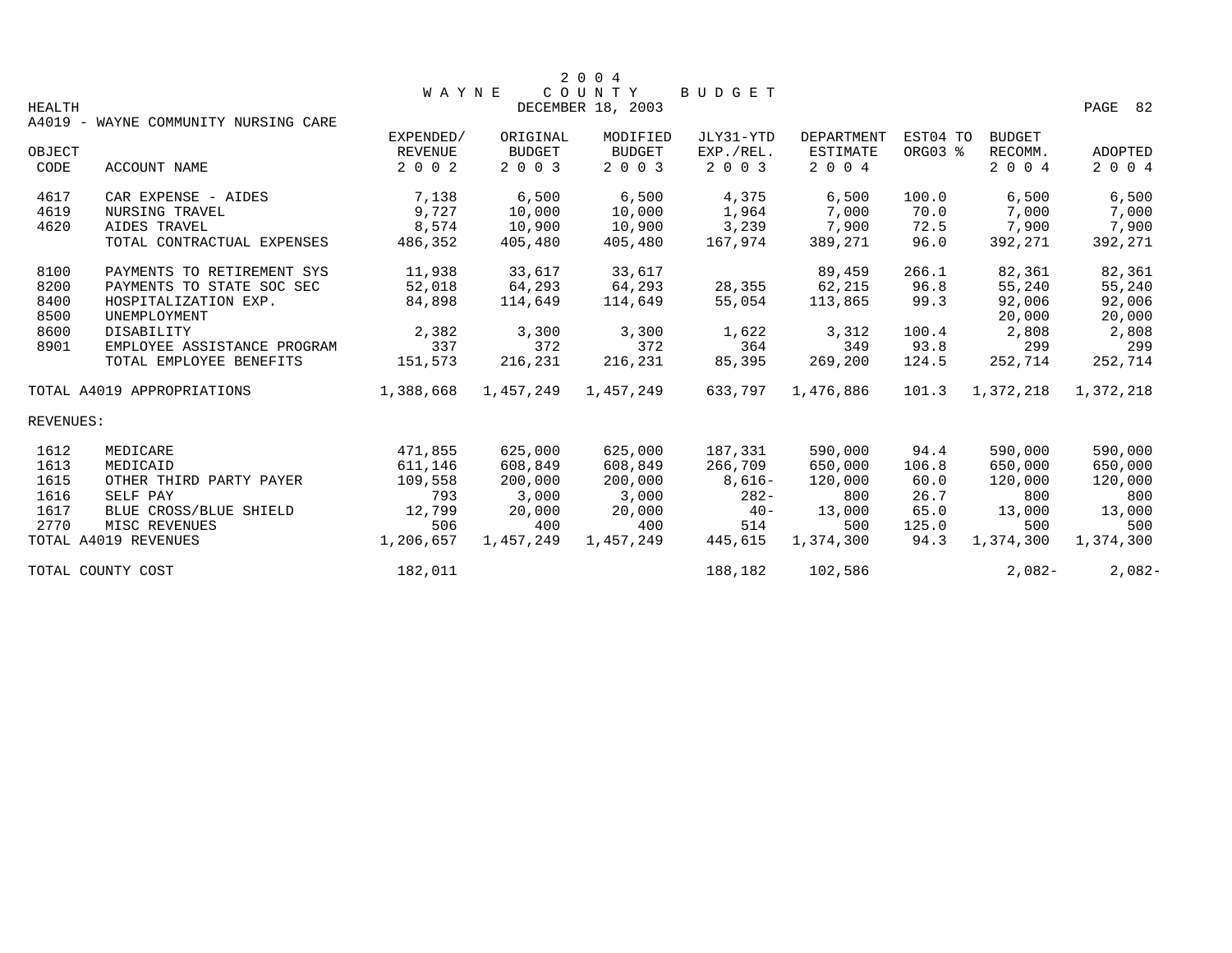# 2004 WAYNE COUNTY BUDGET

HEALTH

DECEMBER 18, 2003

A4019 - WAYNE COMMUNITY NURSING CARE

| OBJECT CODE | ACCOUNT NAME | EXPENDED/ REVENUE 2002 | ORIGINAL BUDGET 2003 | MODIFIED BUDGET 2003 | JLY31-YTD EXP./REL. 2003 | DEPARTMENT ESTIMATE 2004 | EST04 TO ORG03 % | BUDGET RECOMM. 2004 | ADOPTED 2004 |
|---|---|---|---|---|---|---|---|---|---|
| 4617 | CAR EXPENSE - AIDES | 7,138 | 6,500 | 6,500 | 4,375 | 6,500 | 100.0 | 6,500 | 6,500 |
| 4619 | NURSING TRAVEL | 9,727 | 10,000 | 10,000 | 1,964 | 7,000 | 70.0 | 7,000 | 7,000 |
| 4620 | AIDES TRAVEL | 8,574 | 10,900 | 10,900 | 3,239 | 7,900 | 72.5 | 7,900 | 7,900 |
| | TOTAL CONTRACTUAL EXPENSES | 486,352 | 405,480 | 405,480 | 167,974 | 389,271 | 96.0 | 392,271 | 392,271 |
| 8100 | PAYMENTS TO RETIREMENT SYS | 11,938 | 33,617 | 33,617 | | 89,459 | 266.1 | 82,361 | 82,361 |
| 8200 | PAYMENTS TO STATE SOC SEC | 52,018 | 64,293 | 64,293 | 28,355 | 62,215 | 96.8 | 55,240 | 55,240 |
| 8400 | HOSPITALIZATION EXP. | 84,898 | 114,649 | 114,649 | 55,054 | 113,865 | 99.3 | 92,006 | 92,006 |
| 8500 | UNEMPLOYMENT | | | | | | | 20,000 | 20,000 |
| 8600 | DISABILITY | 2,382 | 3,300 | 3,300 | 1,622 | 3,312 | 100.4 | 2,808 | 2,808 |
| 8901 | EMPLOYEE ASSISTANCE PROGRAM | 337 | 372 | 372 | 364 | 349 | 93.8 | 299 | 299 |
| | TOTAL EMPLOYEE BENEFITS | 151,573 | 216,231 | 216,231 | 85,395 | 269,200 | 124.5 | 252,714 | 252,714 |
| TOTAL A4019 APPROPRIATIONS | | 1,388,668 | 1,457,249 | 1,457,249 | 633,797 | 1,476,886 | 101.3 | 1,372,218 | 1,372,218 |
| REVENUES: | | | | | | | | | |
| 1612 | MEDICARE | 471,855 | 625,000 | 625,000 | 187,331 | 590,000 | 94.4 | 590,000 | 590,000 |
| 1613 | MEDICAID | 611,146 | 608,849 | 608,849 | 266,709 | 650,000 | 106.8 | 650,000 | 650,000 |
| 1615 | OTHER THIRD PARTY PAYER | 109,558 | 200,000 | 200,000 | 8,616- | 120,000 | 60.0 | 120,000 | 120,000 |
| 1616 | SELF PAY | 793 | 3,000 | 3,000 | 282- | 800 | 26.7 | 800 | 800 |
| 1617 | BLUE CROSS/BLUE SHIELD | 12,799 | 20,000 | 20,000 | 40- | 13,000 | 65.0 | 13,000 | 13,000 |
| 2770 | MISC REVENUES | 506 | 400 | 400 | 514 | 500 | 125.0 | 500 | 500 |
| TOTAL A4019 REVENUES | | 1,206,657 | 1,457,249 | 1,457,249 | 445,615 | 1,374,300 | 94.3 | 1,374,300 | 1,374,300 |
| TOTAL COUNTY COST | | 182,011 | | | 188,182 | 102,586 | | 2,082- | 2,082- |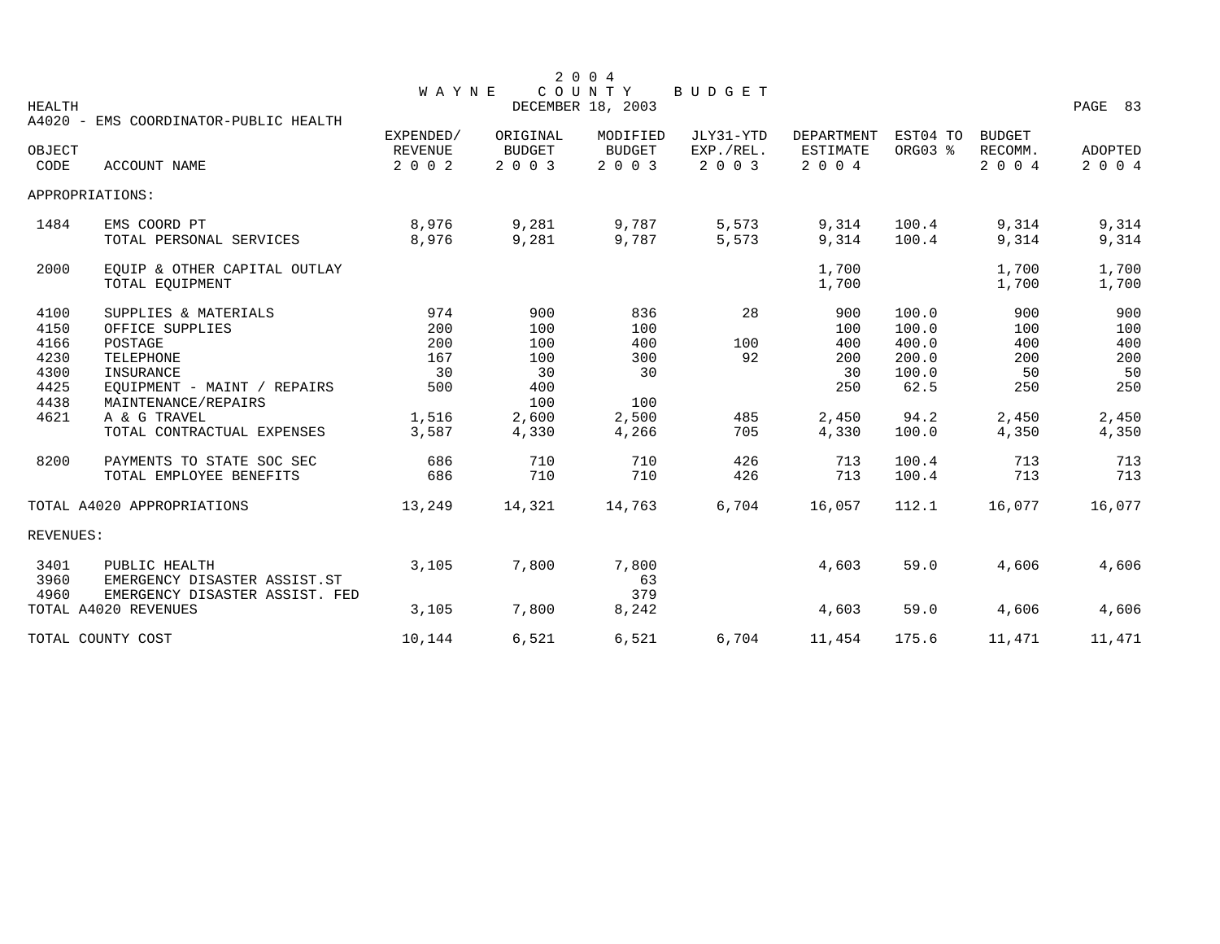# 2004 WAYNE COUNTY BUDGET

DECEMBER 18, 2003

HEALTH

A4020 - EMS COORDINATOR-PUBLIC HEALTH

| OBJECT CODE | ACCOUNT NAME | EXPENDED/ REVENUE 2002 | ORIGINAL BUDGET 2003 | MODIFIED BUDGET 2003 | JLY31-YTD EXP./REL. 2003 | DEPARTMENT ESTIMATE 2004 | EST04 TO ORG03 % | BUDGET RECOMM. 2004 | ADOPTED 2004 |
|---|---|---|---|---|---|---|---|---|---|
| APPROPRIATIONS: | | | | | | | | | |
| 1484 | EMS COORD PT | 8,976 | 9,281 | 9,787 | 5,573 | 9,314 | 100.4 | 9,314 | 9,314 |
| | TOTAL PERSONAL SERVICES | 8,976 | 9,281 | 9,787 | 5,573 | 9,314 | 100.4 | 9,314 | 9,314 |
| 2000 | EQUIP & OTHER CAPITAL OUTLAY | | | | | 1,700 | | 1,700 | 1,700 |
| | TOTAL EQUIPMENT | | | | | 1,700 | | 1,700 | 1,700 |
| 4100 | SUPPLIES & MATERIALS | 974 | 900 | 836 | 28 | 900 | 100.0 | 900 | 900 |
| 4150 | OFFICE SUPPLIES | 200 | 100 | 100 | | 100 | 100.0 | 100 | 100 |
| 4166 | POSTAGE | 200 | 100 | 400 | 100 | 400 | 400.0 | 400 | 400 |
| 4230 | TELEPHONE | 167 | 100 | 300 | 92 | 200 | 200.0 | 200 | 200 |
| 4300 | INSURANCE | 30 | 30 | 30 | | 30 | 100.0 | 50 | 50 |
| 4425 | EQUIPMENT - MAINT / REPAIRS | 500 | 400 | | | 250 | 62.5 | 250 | 250 |
| 4438 | MAINTENANCE/REPAIRS | | 100 | 100 | | | | | |
| 4621 | A & G TRAVEL | 1,516 | 2,600 | 2,500 | 485 | 2,450 | 94.2 | 2,450 | 2,450 |
| | TOTAL CONTRACTUAL EXPENSES | 3,587 | 4,330 | 4,266 | 705 | 4,330 | 100.0 | 4,350 | 4,350 |
| 8200 | PAYMENTS TO STATE SOC SEC | 686 | 710 | 710 | 426 | 713 | 100.4 | 713 | 713 |
| | TOTAL EMPLOYEE BENEFITS | 686 | 710 | 710 | 426 | 713 | 100.4 | 713 | 713 |
| TOTAL A4020 APPROPRIATIONS | | 13,249 | 14,321 | 14,763 | 6,704 | 16,057 | 112.1 | 16,077 | 16,077 |
| REVENUES: | | | | | | | | | |
| 3401 | PUBLIC HEALTH | 3,105 | 7,800 | 7,800 | | 4,603 | 59.0 | 4,606 | 4,606 |
| 3960 | EMERGENCY DISASTER ASSIST.ST | | | 63 | | | | | |
| 4960 | EMERGENCY DISASTER ASSIST. FED | | | 379 | | | | | |
| TOTAL A4020 REVENUES | | 3,105 | 7,800 | 8,242 | | 4,603 | 59.0 | 4,606 | 4,606 |
| TOTAL COUNTY COST | | 10,144 | 6,521 | 6,521 | 6,704 | 11,454 | 175.6 | 11,471 | 11,471 |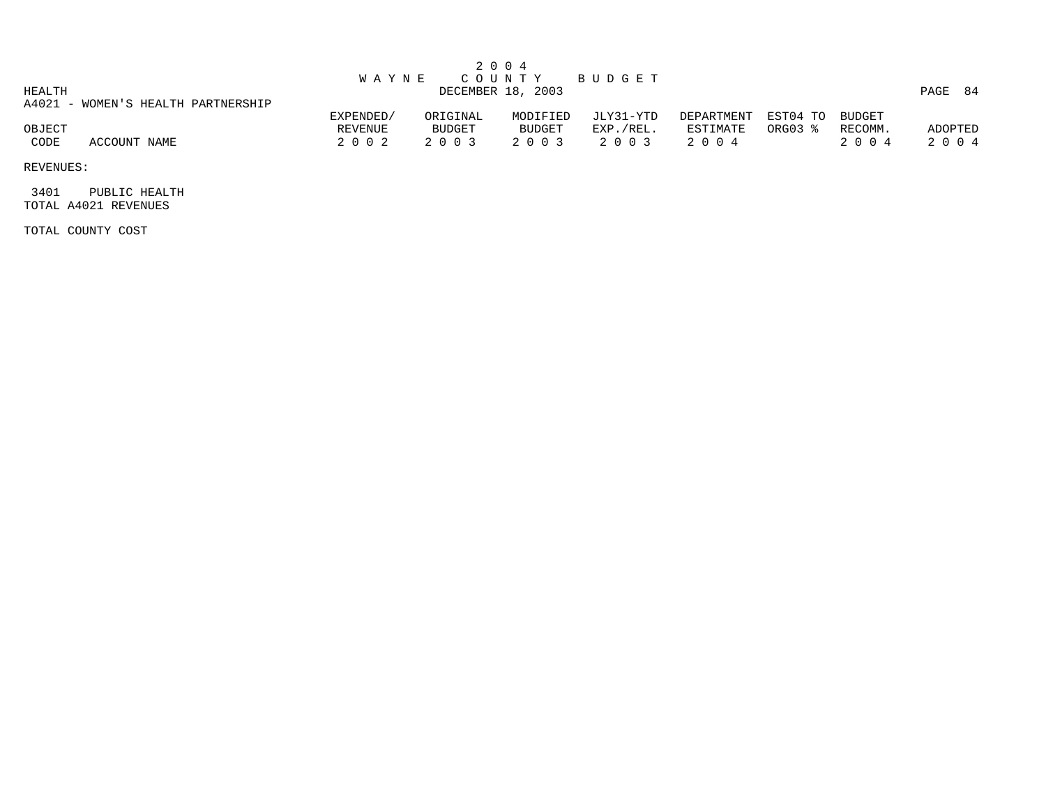# 2004 WAYNE COUNTY BUDGET

DECEMBER 18, 2003

HEALTH

A4021 - WOMEN'S HEALTH PARTNERSHIP

| OBJECT CODE | ACCOUNT NAME | EXPENDED/ REVENUE 2002 | ORIGINAL BUDGET 2003 | MODIFIED BUDGET 2003 | JLY31-YTD EXP./REL. 2003 | DEPARTMENT ESTIMATE 2004 | EST04 TO ORG03 % | BUDGET RECOMM. 2004 | ADOPTED 2004 |
|---|---|---|---|---|---|---|---|---|---|
| REVENUES: | | | | | | | | | |
| 3401 | PUBLIC HEALTH | | | | | | | | |
| TOTAL A4021 REVENUES | | | | | | | | | |
| TOTAL COUNTY COST | | | | | | | | | |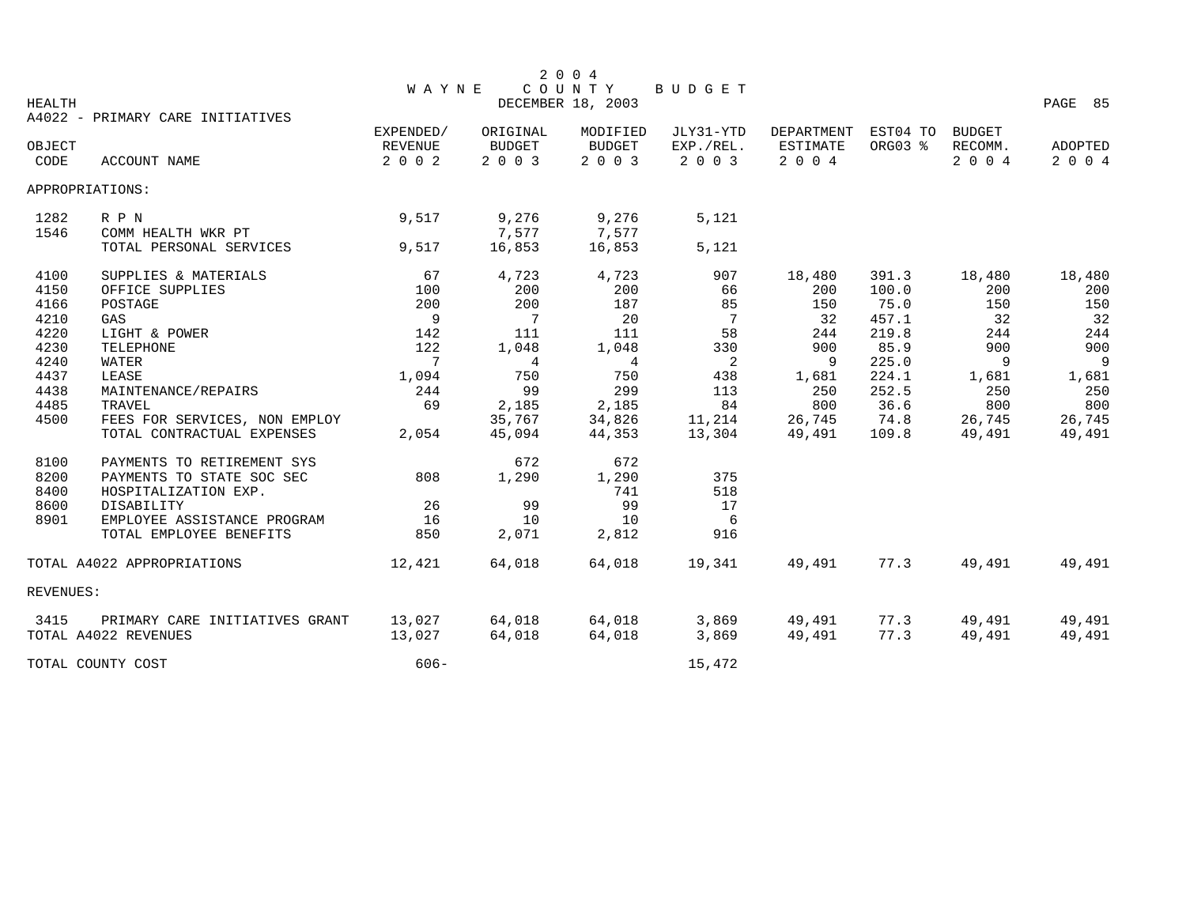# 2004 WAYNE COUNTY BUDGET

HEALTH — DECEMBER 18, 2003

A4022 - PRIMARY CARE INITIATIVES

| OBJECT CODE | ACCOUNT NAME | EXPENDED/ REVENUE 2002 | ORIGINAL BUDGET 2003 | MODIFIED BUDGET 2003 | JLY31-YTD EXP./REL. 2003 | DEPARTMENT ESTIMATE 2004 | EST04 TO ORG03 % | BUDGET RECOMM. 2004 | ADOPTED 2004 |
|---|---|---|---|---|---|---|---|---|---|
| APPROPRIATIONS: | | | | | | | | | |
| 1282 | R P N | 9,517 | 9,276 | 9,276 | 5,121 | | | | |
| 1546 | COMM HEALTH WKR PT | | 7,577 | 7,577 | | | | | |
| | TOTAL PERSONAL SERVICES | 9,517 | 16,853 | 16,853 | 5,121 | | | | |
| 4100 | SUPPLIES & MATERIALS | 67 | 4,723 | 4,723 | 907 | 18,480 | 391.3 | 18,480 | 18,480 |
| 4150 | OFFICE SUPPLIES | 100 | 200 | 200 | 66 | 200 | 100.0 | 200 | 200 |
| 4166 | POSTAGE | 200 | 200 | 187 | 85 | 150 | 75.0 | 150 | 150 |
| 4210 | GAS | 9 | 7 | 20 | 7 | 32 | 457.1 | 32 | 32 |
| 4220 | LIGHT & POWER | 142 | 111 | 111 | 58 | 244 | 219.8 | 244 | 244 |
| 4230 | TELEPHONE | 122 | 1,048 | 1,048 | 330 | 900 | 85.9 | 900 | 900 |
| 4240 | WATER | 7 | 4 | 4 | 2 | 9 | 225.0 | 9 | 9 |
| 4437 | LEASE | 1,094 | 750 | 750 | 438 | 1,681 | 224.1 | 1,681 | 1,681 |
| 4438 | MAINTENANCE/REPAIRS | 244 | 99 | 299 | 113 | 250 | 252.5 | 250 | 250 |
| 4485 | TRAVEL | 69 | 2,185 | 2,185 | 84 | 800 | 36.6 | 800 | 800 |
| 4500 | FEES FOR SERVICES, NON EMPLOY | | 35,767 | 34,826 | 11,214 | 26,745 | 74.8 | 26,745 | 26,745 |
| | TOTAL CONTRACTUAL EXPENSES | 2,054 | 45,094 | 44,353 | 13,304 | 49,491 | 109.8 | 49,491 | 49,491 |
| 8100 | PAYMENTS TO RETIREMENT SYS | | 672 | 672 | | | | | |
| 8200 | PAYMENTS TO STATE SOC SEC | 808 | 1,290 | 1,290 | 375 | | | | |
| 8400 | HOSPITALIZATION EXP. | | | 741 | 518 | | | | |
| 8600 | DISABILITY | 26 | 99 | 99 | 17 | | | | |
| 8901 | EMPLOYEE ASSISTANCE PROGRAM | 16 | 10 | 10 | 6 | | | | |
| | TOTAL EMPLOYEE BENEFITS | 850 | 2,071 | 2,812 | 916 | | | | |
| TOTAL A4022 APPROPRIATIONS | | 12,421 | 64,018 | 64,018 | 19,341 | 49,491 | 77.3 | 49,491 | 49,491 |
| REVENUES: | | | | | | | | | |
| 3415 | PRIMARY CARE INITIATIVES GRANT | 13,027 | 64,018 | 64,018 | 3,869 | 49,491 | 77.3 | 49,491 | 49,491 |
| TOTAL A4022 REVENUES | | 13,027 | 64,018 | 64,018 | 3,869 | 49,491 | 77.3 | 49,491 | 49,491 |
| TOTAL COUNTY COST | | 606- | | | 15,472 | | | | |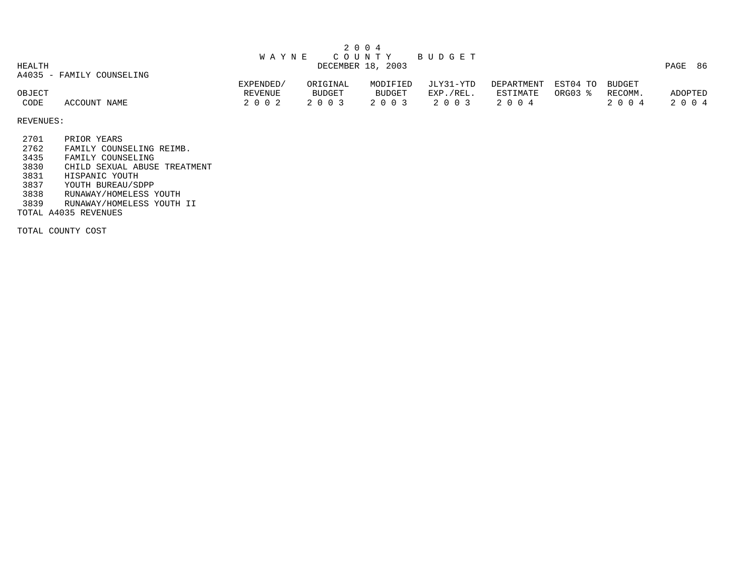2 0 0 4
W A Y N E   C O U N T Y   B U D G E T
DECEMBER 18, 2003

HEALTH

A4035 - FAMILY COUNSELING

| OBJECT CODE | ACCOUNT NAME | EXPENDED/ REVENUE 2 0 0 2 | ORIGINAL BUDGET 2 0 0 3 | MODIFIED BUDGET 2 0 0 3 | JLY31-YTD EXP./REL. 2 0 0 3 | DEPARTMENT ESTIMATE 2 0 0 4 | EST04 TO ORG03 % | BUDGET RECOMM. 2 0 0 4 | ADOPTED 2 0 0 4 |
|---|---|---|---|---|---|---|---|---|---|
| REVENUES: | | | | | | | | | |
| 2701 | PRIOR YEARS | | | | | | | | |
| 2762 | FAMILY COUNSELING REIMB. | | | | | | | | |
| 3435 | FAMILY COUNSELING | | | | | | | | |
| 3830 | CHILD SEXUAL ABUSE TREATMENT | | | | | | | | |
| 3831 | HISPANIC YOUTH | | | | | | | | |
| 3837 | YOUTH BUREAU/SDPP | | | | | | | | |
| 3838 | RUNAWAY/HOMELESS YOUTH | | | | | | | | |
| 3839 | RUNAWAY/HOMELESS YOUTH II | | | | | | | | |
| TOTAL A4035 REVENUES | | | | | | | | | |
| TOTAL COUNTY COST | | | | | | | | | |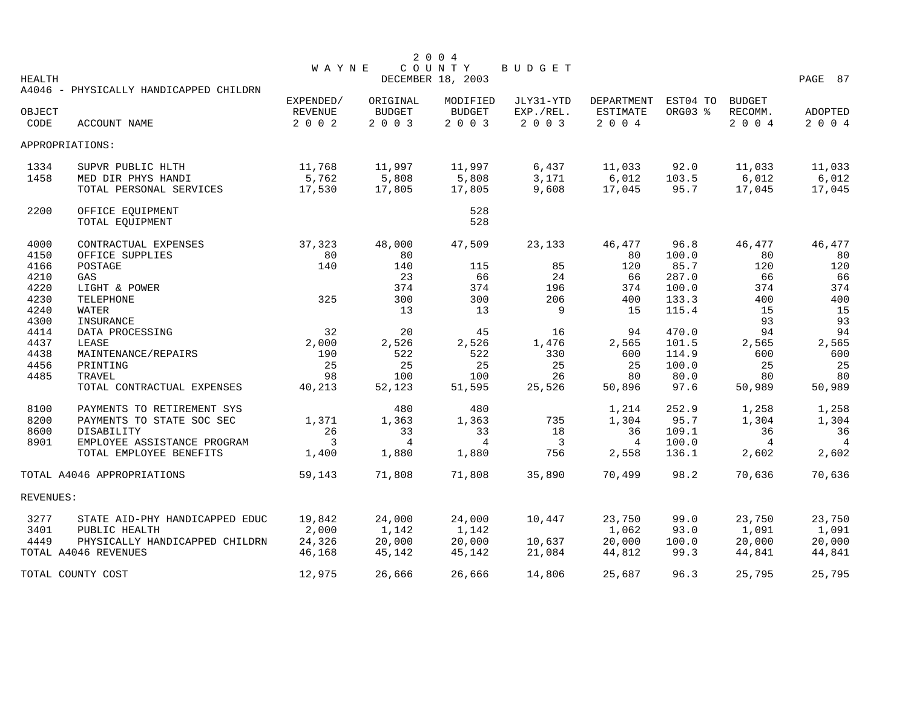# 2004 WAYNE COUNTY BUDGET

HEALTH — DECEMBER 18, 2003

A4046 - PHYSICALLY HANDICAPPED CHILDRN

| OBJECT CODE | ACCOUNT NAME | EXPENDED/ REVENUE 2002 | ORIGINAL BUDGET 2003 | MODIFIED BUDGET 2003 | JLY31-YTD EXP./REL. 2003 | DEPARTMENT ESTIMATE 2004 | EST04 TO ORG03 % | BUDGET RECOMM. 2004 | ADOPTED 2004 |
|---|---|---|---|---|---|---|---|---|---|
| APPROPRIATIONS: | | | | | | | | | |
| 1334 | SUPVR PUBLIC HLTH | 11,768 | 11,997 | 11,997 | 6,437 | 11,033 | 92.0 | 11,033 | 11,033 |
| 1458 | MED DIR PHYS HANDI | 5,762 | 5,808 | 5,808 | 3,171 | 6,012 | 103.5 | 6,012 | 6,012 |
| | TOTAL PERSONAL SERVICES | 17,530 | 17,805 | 17,805 | 9,608 | 17,045 | 95.7 | 17,045 | 17,045 |
| 2200 | OFFICE EQUIPMENT | | | 528 | | | | | |
| | TOTAL EQUIPMENT | | | 528 | | | | | |
| 4000 | CONTRACTUAL EXPENSES | 37,323 | 48,000 | 47,509 | 23,133 | 46,477 | 96.8 | 46,477 | 46,477 |
| 4150 | OFFICE SUPPLIES | 80 | 80 | | | 80 | 100.0 | 80 | 80 |
| 4166 | POSTAGE | 140 | 140 | 115 | 85 | 120 | 85.7 | 120 | 120 |
| 4210 | GAS | | 23 | 66 | 24 | 66 | 287.0 | 66 | 66 |
| 4220 | LIGHT & POWER | | 374 | 374 | 196 | 374 | 100.0 | 374 | 374 |
| 4230 | TELEPHONE | 325 | 300 | 300 | 206 | 400 | 133.3 | 400 | 400 |
| 4240 | WATER | | 13 | 13 | 9 | 15 | 115.4 | 15 | 15 |
| 4300 | INSURANCE | | | | | | | 93 | 93 |
| 4414 | DATA PROCESSING | 32 | 20 | 45 | 16 | 94 | 470.0 | 94 | 94 |
| 4437 | LEASE | 2,000 | 2,526 | 2,526 | 1,476 | 2,565 | 101.5 | 2,565 | 2,565 |
| 4438 | MAINTENANCE/REPAIRS | 190 | 522 | 522 | 330 | 600 | 114.9 | 600 | 600 |
| 4456 | PRINTING | 25 | 25 | 25 | 25 | 25 | 100.0 | 25 | 25 |
| 4485 | TRAVEL | 98 | 100 | 100 | 26 | 80 | 80.0 | 80 | 80 |
| | TOTAL CONTRACTUAL EXPENSES | 40,213 | 52,123 | 51,595 | 25,526 | 50,896 | 97.6 | 50,989 | 50,989 |
| 8100 | PAYMENTS TO RETIREMENT SYS | | 480 | 480 | | 1,214 | 252.9 | 1,258 | 1,258 |
| 8200 | PAYMENTS TO STATE SOC SEC | 1,371 | 1,363 | 1,363 | 735 | 1,304 | 95.7 | 1,304 | 1,304 |
| 8600 | DISABILITY | 26 | 33 | 33 | 18 | 36 | 109.1 | 36 | 36 |
| 8901 | EMPLOYEE ASSISTANCE PROGRAM | 3 | 4 | 4 | 3 | 4 | 100.0 | 4 | 4 |
| | TOTAL EMPLOYEE BENEFITS | 1,400 | 1,880 | 1,880 | 756 | 2,558 | 136.1 | 2,602 | 2,602 |
| TOTAL A4046 APPROPRIATIONS | | 59,143 | 71,808 | 71,808 | 35,890 | 70,499 | 98.2 | 70,636 | 70,636 |
| REVENUES: | | | | | | | | | |
| 3277 | STATE AID-PHY HANDICAPPED EDUC | 19,842 | 24,000 | 24,000 | 10,447 | 23,750 | 99.0 | 23,750 | 23,750 |
| 3401 | PUBLIC HEALTH | 2,000 | 1,142 | 1,142 | | 1,062 | 93.0 | 1,091 | 1,091 |
| 4449 | PHYSICALLY HANDICAPPED CHILDRN | 24,326 | 20,000 | 20,000 | 10,637 | 20,000 | 100.0 | 20,000 | 20,000 |
| TOTAL A4046 REVENUES | | 46,168 | 45,142 | 45,142 | 21,084 | 44,812 | 99.3 | 44,841 | 44,841 |
| TOTAL COUNTY COST | | 12,975 | 26,666 | 26,666 | 14,806 | 25,687 | 96.3 | 25,795 | 25,795 |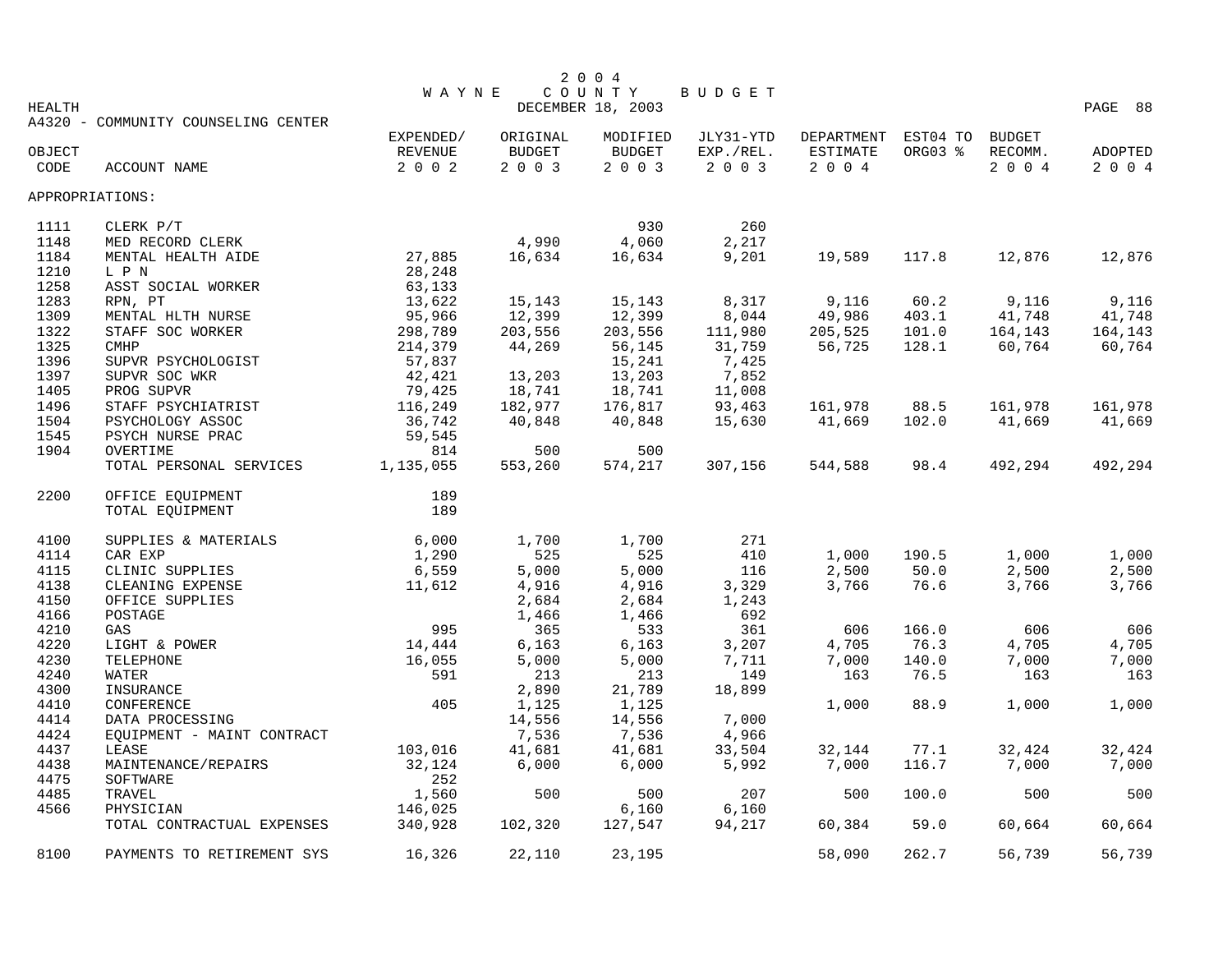# 2004 WAYNE COUNTY BUDGET

DECEMBER 18, 2003

HEALTH

A4320 - COMMUNITY COUNSELING CENTER

| OBJECT CODE | ACCOUNT NAME | EXPENDED/ REVENUE 2002 | ORIGINAL BUDGET 2003 | MODIFIED BUDGET 2003 | JLY31-YTD EXP./REL. 2003 | DEPARTMENT ESTIMATE 2004 | EST04 TO ORG03 % | BUDGET RECOMM. 2004 | ADOPTED 2004 |
|---|---|---|---|---|---|---|---|---|---|
| APPROPRIATIONS: | | | | | | | | | |
| 1111 | CLERK P/T | | | 930 | 260 | | | | |
| 1148 | MED RECORD CLERK | | 4,990 | 4,060 | 2,217 | | | | |
| 1184 | MENTAL HEALTH AIDE | 27,885 | 16,634 | 16,634 | 9,201 | 19,589 | 117.8 | 12,876 | 12,876 |
| 1210 | L P N | 28,248 | | | | | | | |
| 1258 | ASST SOCIAL WORKER | 63,133 | | | | | | | |
| 1283 | RPN, PT | 13,622 | 15,143 | 15,143 | 8,317 | 9,116 | 60.2 | 9,116 | 9,116 |
| 1309 | MENTAL HLTH NURSE | 95,966 | 12,399 | 12,399 | 8,044 | 49,986 | 403.1 | 41,748 | 41,748 |
| 1322 | STAFF SOC WORKER | 298,789 | 203,556 | 203,556 | 111,980 | 205,525 | 101.0 | 164,143 | 164,143 |
| 1325 | CMHP | 214,379 | 44,269 | 56,145 | 31,759 | 56,725 | 128.1 | 60,764 | 60,764 |
| 1396 | SUPVR PSYCHOLOGIST | 57,837 | | 15,241 | 7,425 | | | | |
| 1397 | SUPVR SOC WKR | 42,421 | 13,203 | 13,203 | 7,852 | | | | |
| 1405 | PROG SUPVR | 79,425 | 18,741 | 18,741 | 11,008 | | | | |
| 1496 | STAFF PSYCHIATRIST | 116,249 | 182,977 | 176,817 | 93,463 | 161,978 | 88.5 | 161,978 | 161,978 |
| 1504 | PSYCHOLOGY ASSOC | 36,742 | 40,848 | 40,848 | 15,630 | 41,669 | 102.0 | 41,669 | 41,669 |
| 1545 | PSYCH NURSE PRAC | 59,545 | | | | | | | |
| 1904 | OVERTIME | 814 | 500 | 500 | | | | | |
| | TOTAL PERSONAL SERVICES | 1,135,055 | 553,260 | 574,217 | 307,156 | 544,588 | 98.4 | 492,294 | 492,294 |
| 2200 | OFFICE EQUIPMENT | 189 | | | | | | | |
| | TOTAL EQUIPMENT | 189 | | | | | | | |
| 4100 | SUPPLIES & MATERIALS | 6,000 | 1,700 | 1,700 | 271 | | | | |
| 4114 | CAR EXP | 1,290 | 525 | 525 | 410 | 1,000 | 190.5 | 1,000 | 1,000 |
| 4115 | CLINIC SUPPLIES | 6,559 | 5,000 | 5,000 | 116 | 2,500 | 50.0 | 2,500 | 2,500 |
| 4138 | CLEANING EXPENSE | 11,612 | 4,916 | 4,916 | 3,329 | 3,766 | 76.6 | 3,766 | 3,766 |
| 4150 | OFFICE SUPPLIES | | 2,684 | 2,684 | 1,243 | | | | |
| 4166 | POSTAGE | | 1,466 | 1,466 | 692 | | | | |
| 4210 | GAS | 995 | 365 | 533 | 361 | 606 | 166.0 | 606 | 606 |
| 4220 | LIGHT & POWER | 14,444 | 6,163 | 6,163 | 3,207 | 4,705 | 76.3 | 4,705 | 4,705 |
| 4230 | TELEPHONE | 16,055 | 5,000 | 5,000 | 7,711 | 7,000 | 140.0 | 7,000 | 7,000 |
| 4240 | WATER | 591 | 213 | 213 | 149 | 163 | 76.5 | 163 | 163 |
| 4300 | INSURANCE | | 2,890 | 21,789 | 18,899 | | | | |
| 4410 | CONFERENCE | 405 | 1,125 | 1,125 | | 1,000 | 88.9 | 1,000 | 1,000 |
| 4414 | DATA PROCESSING | | 14,556 | 14,556 | 7,000 | | | | |
| 4424 | EQUIPMENT - MAINT CONTRACT | | 7,536 | 7,536 | 4,966 | | | | |
| 4437 | LEASE | 103,016 | 41,681 | 41,681 | 33,504 | 32,144 | 77.1 | 32,424 | 32,424 |
| 4438 | MAINTENANCE/REPAIRS | 32,124 | 6,000 | 6,000 | 5,992 | 7,000 | 116.7 | 7,000 | 7,000 |
| 4475 | SOFTWARE | 252 | | | | | | | |
| 4485 | TRAVEL | 1,560 | 500 | 500 | 207 | 500 | 100.0 | 500 | 500 |
| 4566 | PHYSICIAN | 146,025 | | 6,160 | 6,160 | | | | |
| | TOTAL CONTRACTUAL EXPENSES | 340,928 | 102,320 | 127,547 | 94,217 | 60,384 | 59.0 | 60,664 | 60,664 |
| 8100 | PAYMENTS TO RETIREMENT SYS | 16,326 | 22,110 | 23,195 | | 58,090 | 262.7 | 56,739 | 56,739 |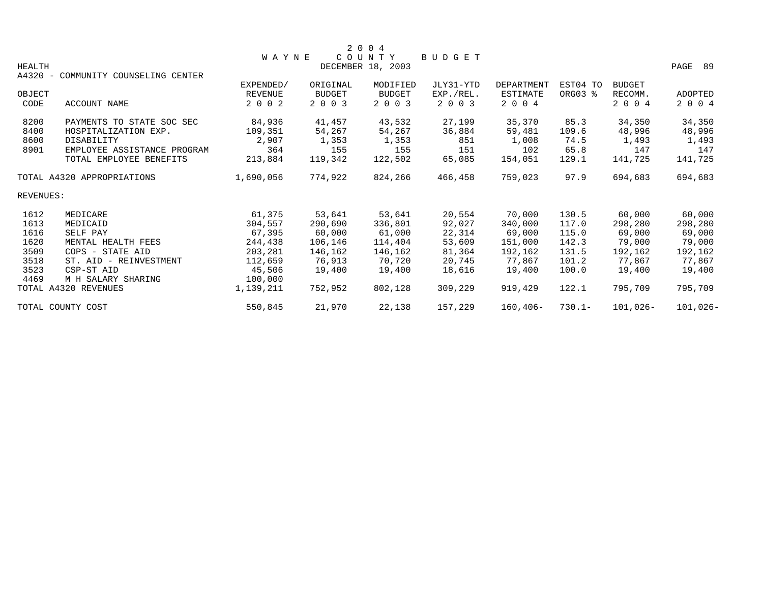# 2004 WAYNE COUNTY BUDGET

DECEMBER 18, 2003

HEALTH

A4320 - COMMUNITY COUNSELING CENTER

| OBJECT CODE | ACCOUNT NAME | EXPENDED/ REVENUE 2002 | ORIGINAL BUDGET 2003 | MODIFIED BUDGET 2003 | JLY31-YTD EXP./REL. 2003 | DEPARTMENT ESTIMATE 2004 | EST04 TO ORG03 % | BUDGET RECOMM. 2004 | ADOPTED 2004 |
|---|---|---|---|---|---|---|---|---|---|
| 8200 | PAYMENTS TO STATE SOC SEC | 84,936 | 41,457 | 43,532 | 27,199 | 35,370 | 85.3 | 34,350 | 34,350 |
| 8400 | HOSPITALIZATION EXP. | 109,351 | 54,267 | 54,267 | 36,884 | 59,481 | 109.6 | 48,996 | 48,996 |
| 8600 | DISABILITY | 2,907 | 1,353 | 1,353 | 851 | 1,008 | 74.5 | 1,493 | 1,493 |
| 8901 | EMPLOYEE ASSISTANCE PROGRAM | 364 | 155 | 155 | 151 | 102 | 65.8 | 147 | 147 |
| | TOTAL EMPLOYEE BENEFITS | 213,884 | 119,342 | 122,502 | 65,085 | 154,051 | 129.1 | 141,725 | 141,725 |
| | | | | | | | | | |
| TOTAL A4320 APPROPRIATIONS | | 1,690,056 | 774,922 | 824,266 | 466,458 | 759,023 | 97.9 | 694,683 | 694,683 |
| | | | | | | | | | |
| REVENUES: | | | | | | | | | |
| 1612 | MEDICARE | 61,375 | 53,641 | 53,641 | 20,554 | 70,000 | 130.5 | 60,000 | 60,000 |
| 1613 | MEDICAID | 304,557 | 290,690 | 336,801 | 92,027 | 340,000 | 117.0 | 298,280 | 298,280 |
| 1616 | SELF PAY | 67,395 | 60,000 | 61,000 | 22,314 | 69,000 | 115.0 | 69,000 | 69,000 |
| 1620 | MENTAL HEALTH FEES | 244,438 | 106,146 | 114,404 | 53,609 | 151,000 | 142.3 | 79,000 | 79,000 |
| 3509 | COPS - STATE AID | 203,281 | 146,162 | 146,162 | 81,364 | 192,162 | 131.5 | 192,162 | 192,162 |
| 3518 | ST. AID - REINVESTMENT | 112,659 | 76,913 | 70,720 | 20,745 | 77,867 | 101.2 | 77,867 | 77,867 |
| 3523 | CSP-ST AID | 45,506 | 19,400 | 19,400 | 18,616 | 19,400 | 100.0 | 19,400 | 19,400 |
| 4469 | M H SALARY SHARING | 100,000 | | | | | | | |
| TOTAL A4320 REVENUES | | 1,139,211 | 752,952 | 802,128 | 309,229 | 919,429 | 122.1 | 795,709 | 795,709 |
| | | | | | | | | | |
| TOTAL COUNTY COST | | 550,845 | 21,970 | 22,138 | 157,229 | 160,406- | 730.1- | 101,026- | 101,026- |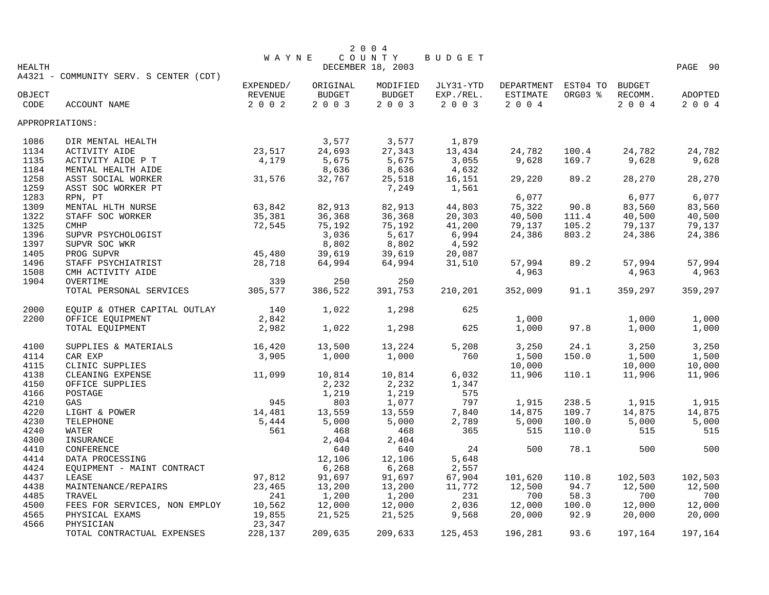2 0 0 4
WAYNE COUNTY BUDGET
DECEMBER 18, 2003

HEALTH

A4321 - COMMUNITY SERV. S CENTER (CDT)

| OBJECT CODE | ACCOUNT NAME | EXPENDED/ REVENUE 2002 | ORIGINAL BUDGET 2003 | MODIFIED BUDGET 2003 | JLY31-YTD EXP./REL. 2003 | DEPARTMENT ESTIMATE 2004 | EST04 TO ORG03 % | BUDGET RECOMM. 2004 | ADOPTED 2004 |
|---|---|---|---|---|---|---|---|---|---|
| APPROPRIATIONS: | | | | | | | | | |
| 1086 | DIR MENTAL HEALTH | | 3,577 | 3,577 | 1,879 | | | | |
| 1134 | ACTIVITY AIDE | 23,517 | 24,693 | 27,343 | 13,434 | 24,782 | 100.4 | 24,782 | 24,782 |
| 1135 | ACTIVITY AIDE P T | 4,179 | 5,675 | 5,675 | 3,055 | 9,628 | 169.7 | 9,628 | 9,628 |
| 1184 | MENTAL HEALTH AIDE | | 8,636 | 8,636 | 4,632 | | | | |
| 1258 | ASST SOCIAL WORKER | 31,576 | 32,767 | 25,518 | 16,151 | 29,220 | 89.2 | 28,270 | 28,270 |
| 1259 | ASST SOC WORKER PT | | | 7,249 | 1,561 | | | | |
| 1283 | RPN, PT | | | | | 6,077 | | 6,077 | 6,077 |
| 1309 | MENTAL HLTH NURSE | 63,842 | 82,913 | 82,913 | 44,803 | 75,322 | 90.8 | 83,560 | 83,560 |
| 1322 | STAFF SOC WORKER | 35,381 | 36,368 | 36,368 | 20,303 | 40,500 | 111.4 | 40,500 | 40,500 |
| 1325 | CMHP | 72,545 | 75,192 | 75,192 | 41,200 | 79,137 | 105.2 | 79,137 | 79,137 |
| 1396 | SUPVR PSYCHOLOGIST | | 3,036 | 5,617 | 6,994 | 24,386 | 803.2 | 24,386 | 24,386 |
| 1397 | SUPVR SOC WKR | | 8,802 | 8,802 | 4,592 | | | | |
| 1405 | PROG SUPVR | 45,480 | 39,619 | 39,619 | 20,087 | | | | |
| 1496 | STAFF PSYCHIATRIST | 28,718 | 64,994 | 64,994 | 31,510 | 57,994 | 89.2 | 57,994 | 57,994 |
| 1508 | CMH ACTIVITY AIDE | | | | | 4,963 | | 4,963 | 4,963 |
| 1904 | OVERTIME | 339 | 250 | 250 | | | | | |
| | TOTAL PERSONAL SERVICES | 305,577 | 386,522 | 391,753 | 210,201 | 352,009 | 91.1 | 359,297 | 359,297 |
| 2000 | EQUIP & OTHER CAPITAL OUTLAY | 140 | 1,022 | 1,298 | 625 | | | | |
| 2200 | OFFICE EQUIPMENT | 2,842 | | | | 1,000 | | 1,000 | 1,000 |
| | TOTAL EQUIPMENT | 2,982 | 1,022 | 1,298 | 625 | 1,000 | 97.8 | 1,000 | 1,000 |
| 4100 | SUPPLIES & MATERIALS | 16,420 | 13,500 | 13,224 | 5,208 | 3,250 | 24.1 | 3,250 | 3,250 |
| 4114 | CAR EXP | 3,905 | 1,000 | 1,000 | 760 | 1,500 | 150.0 | 1,500 | 1,500 |
| 4115 | CLINIC SUPPLIES | | | | | 10,000 | | 10,000 | 10,000 |
| 4138 | CLEANING EXPENSE | 11,099 | 10,814 | 10,814 | 6,032 | 11,906 | 110.1 | 11,906 | 11,906 |
| 4150 | OFFICE SUPPLIES | | 2,232 | 2,232 | 1,347 | | | | |
| 4166 | POSTAGE | | 1,219 | 1,219 | 575 | | | | |
| 4210 | GAS | 945 | 803 | 1,077 | 797 | 1,915 | 238.5 | 1,915 | 1,915 |
| 4220 | LIGHT & POWER | 14,481 | 13,559 | 13,559 | 7,840 | 14,875 | 109.7 | 14,875 | 14,875 |
| 4230 | TELEPHONE | 5,444 | 5,000 | 5,000 | 2,789 | 5,000 | 100.0 | 5,000 | 5,000 |
| 4240 | WATER | 561 | 468 | 468 | 365 | 515 | 110.0 | 515 | 515 |
| 4300 | INSURANCE | | 2,404 | 2,404 | | | | | |
| 4410 | CONFERENCE | | 640 | 640 | 24 | 500 | 78.1 | 500 | 500 |
| 4414 | DATA PROCESSING | | 12,106 | 12,106 | 5,648 | | | | |
| 4424 | EQUIPMENT - MAINT CONTRACT | | 6,268 | 6,268 | 2,557 | | | | |
| 4437 | LEASE | 97,812 | 91,697 | 91,697 | 67,904 | 101,620 | 110.8 | 102,503 | 102,503 |
| 4438 | MAINTENANCE/REPAIRS | 23,465 | 13,200 | 13,200 | 11,772 | 12,500 | 94.7 | 12,500 | 12,500 |
| 4485 | TRAVEL | 241 | 1,200 | 1,200 | 231 | 700 | 58.3 | 700 | 700 |
| 4500 | FEES FOR SERVICES, NON EMPLOY | 10,562 | 12,000 | 12,000 | 2,036 | 12,000 | 100.0 | 12,000 | 12,000 |
| 4565 | PHYSICAL EXAMS | 19,855 | 21,525 | 21,525 | 9,568 | 20,000 | 92.9 | 20,000 | 20,000 |
| 4566 | PHYSICIAN | 23,347 | | | | | | | |
| | TOTAL CONTRACTUAL EXPENSES | 228,137 | 209,635 | 209,633 | 125,453 | 196,281 | 93.6 | 197,164 | 197,164 |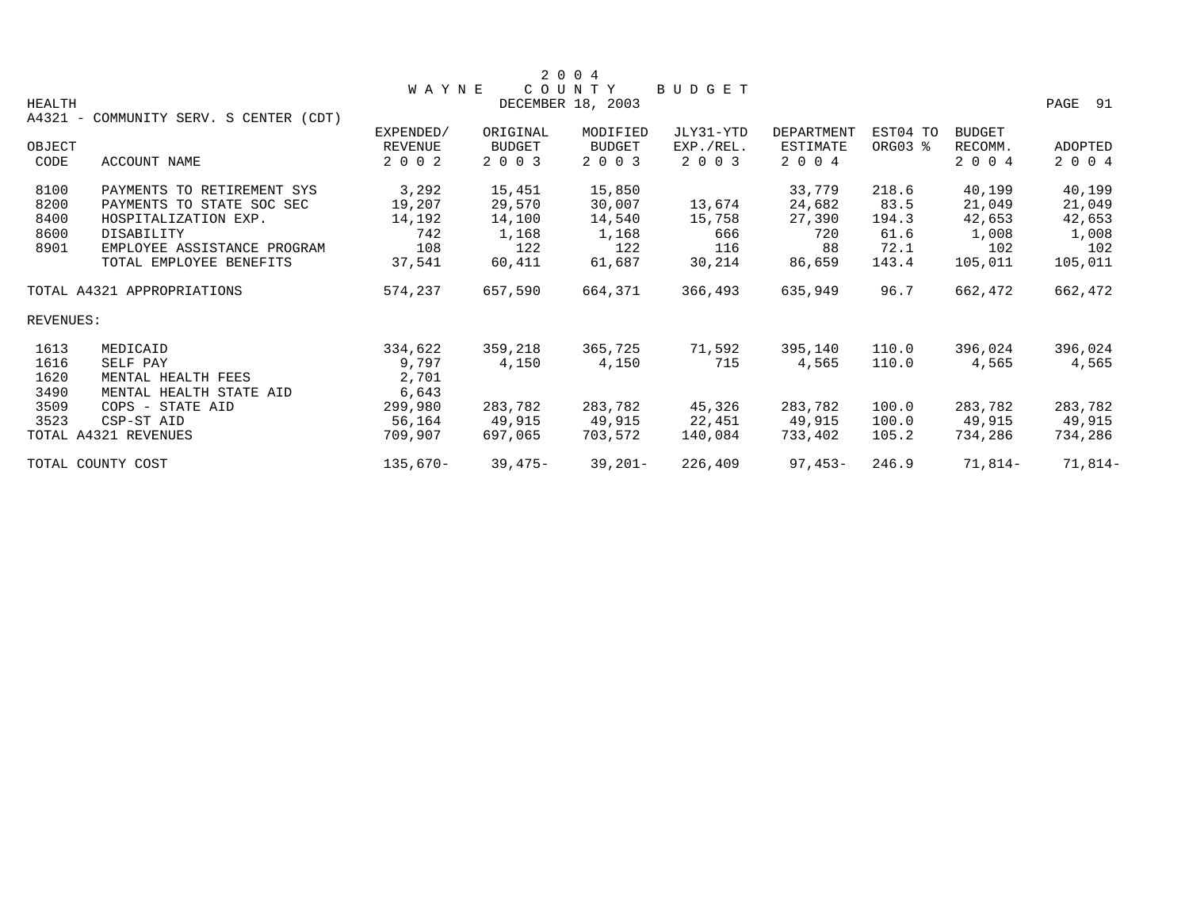# 2004 WAYNE COUNTY BUDGET

HEALTH — DECEMBER 18, 2003

A4321 - COMMUNITY SERV. S CENTER (CDT)

| OBJECT CODE | ACCOUNT NAME | EXPENDED/ REVENUE 2002 | ORIGINAL BUDGET 2003 | MODIFIED BUDGET 2003 | JLY31-YTD EXP./REL. 2003 | DEPARTMENT ESTIMATE 2004 | EST04 TO ORG03 % | BUDGET RECOMM. 2004 | ADOPTED 2004 |
|---|---|---|---|---|---|---|---|---|---|
| 8100 | PAYMENTS TO RETIREMENT SYS | 3,292 | 15,451 | 15,850 | | 33,779 | 218.6 | 40,199 | 40,199 |
| 8200 | PAYMENTS TO STATE SOC SEC | 19,207 | 29,570 | 30,007 | 13,674 | 24,682 | 83.5 | 21,049 | 21,049 |
| 8400 | HOSPITALIZATION EXP. | 14,192 | 14,100 | 14,540 | 15,758 | 27,390 | 194.3 | 42,653 | 42,653 |
| 8600 | DISABILITY | 742 | 1,168 | 1,168 | 666 | 720 | 61.6 | 1,008 | 1,008 |
| 8901 | EMPLOYEE ASSISTANCE PROGRAM | 108 | 122 | 122 | 116 | 88 | 72.1 | 102 | 102 |
| | TOTAL EMPLOYEE BENEFITS | 37,541 | 60,411 | 61,687 | 30,214 | 86,659 | 143.4 | 105,011 | 105,011 |
| TOTAL A4321 APPROPRIATIONS | | 574,237 | 657,590 | 664,371 | 366,493 | 635,949 | 96.7 | 662,472 | 662,472 |
| REVENUES: | | | | | | | | | |
| 1613 | MEDICAID | 334,622 | 359,218 | 365,725 | 71,592 | 395,140 | 110.0 | 396,024 | 396,024 |
| 1616 | SELF PAY | 9,797 | 4,150 | 4,150 | 715 | 4,565 | 110.0 | 4,565 | 4,565 |
| 1620 | MENTAL HEALTH FEES | 2,701 | | | | | | | |
| 3490 | MENTAL HEALTH STATE AID | 6,643 | | | | | | | |
| 3509 | COPS - STATE AID | 299,980 | 283,782 | 283,782 | 45,326 | 283,782 | 100.0 | 283,782 | 283,782 |
| 3523 | CSP-ST AID | 56,164 | 49,915 | 49,915 | 22,451 | 49,915 | 100.0 | 49,915 | 49,915 |
| TOTAL A4321 REVENUES | | 709,907 | 697,065 | 703,572 | 140,084 | 733,402 | 105.2 | 734,286 | 734,286 |
| TOTAL COUNTY COST | | 135,670- | 39,475- | 39,201- | 226,409 | 97,453- | 246.9 | 71,814- | 71,814- |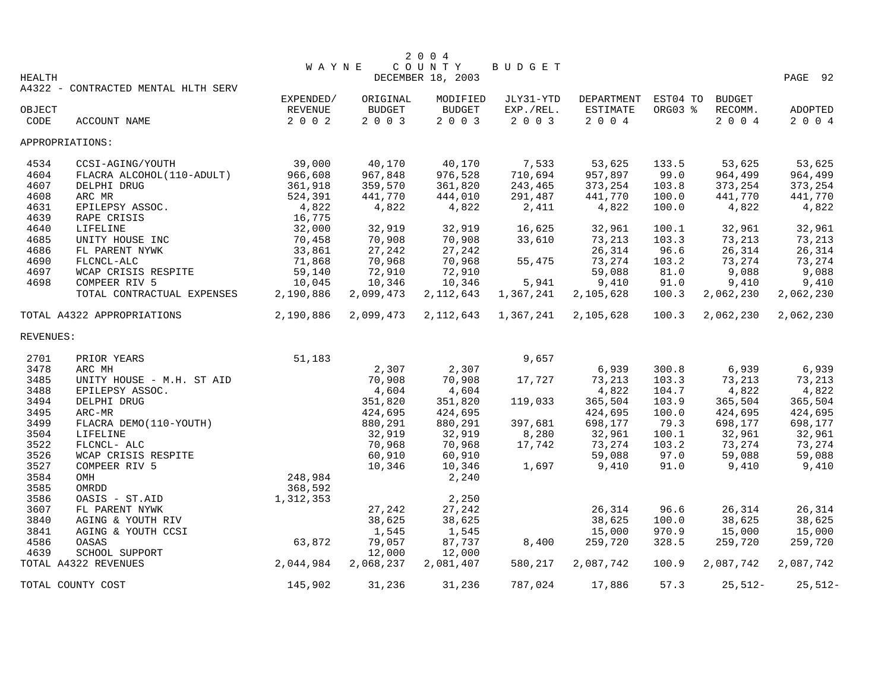# 2004 WAYNE COUNTY BUDGET

DECEMBER 18, 2003

HEALTH

A4322 - CONTRACTED MENTAL HLTH SERV

| OBJECT CODE | ACCOUNT NAME | EXPENDED/ REVENUE 2002 | ORIGINAL BUDGET 2003 | MODIFIED BUDGET 2003 | JLY31-YTD EXP./REL. 2003 | DEPARTMENT ESTIMATE 2004 | EST04 TO ORG03 % | BUDGET RECOMM. 2004 | ADOPTED 2004 |
|---|---|---|---|---|---|---|---|---|---|
| APPROPRIATIONS: | | | | | | | | | |
| 4534 | CCSI-AGING/YOUTH | 39,000 | 40,170 | 40,170 | 7,533 | 53,625 | 133.5 | 53,625 | 53,625 |
| 4604 | FLACRA ALCOHOL(110-ADULT) | 966,608 | 967,848 | 976,528 | 710,694 | 957,897 | 99.0 | 964,499 | 964,499 |
| 4607 | DELPHI DRUG | 361,918 | 359,570 | 361,820 | 243,465 | 373,254 | 103.8 | 373,254 | 373,254 |
| 4608 | ARC MR | 524,391 | 441,770 | 444,010 | 291,487 | 441,770 | 100.0 | 441,770 | 441,770 |
| 4631 | EPILEPSY ASSOC. | 4,822 | 4,822 | 4,822 | 2,411 | 4,822 | 100.0 | 4,822 | 4,822 |
| 4639 | RAPE CRISIS | 16,775 | | | | | | | |
| 4640 | LIFELINE | 32,000 | 32,919 | 32,919 | 16,625 | 32,961 | 100.1 | 32,961 | 32,961 |
| 4685 | UNITY HOUSE INC | 70,458 | 70,908 | 70,908 | 33,610 | 73,213 | 103.3 | 73,213 | 73,213 |
| 4686 | FL PARENT NYWK | 33,861 | 27,242 | 27,242 | | 26,314 | 96.6 | 26,314 | 26,314 |
| 4690 | FLCNCL-ALC | 71,868 | 70,968 | 70,968 | 55,475 | 73,274 | 103.2 | 73,274 | 73,274 |
| 4697 | WCAP CRISIS RESPITE | 59,140 | 72,910 | 72,910 | | 59,088 | 81.0 | 9,088 | 9,088 |
| 4698 | COMPEER RIV 5 | 10,045 | 10,346 | 10,346 | 5,941 | 9,410 | 91.0 | 9,410 | 9,410 |
| | TOTAL CONTRACTUAL EXPENSES | 2,190,886 | 2,099,473 | 2,112,643 | 1,367,241 | 2,105,628 | 100.3 | 2,062,230 | 2,062,230 |
| TOTAL A4322 APPROPRIATIONS | | 2,190,886 | 2,099,473 | 2,112,643 | 1,367,241 | 2,105,628 | 100.3 | 2,062,230 | 2,062,230 |
| REVENUES: | | | | | | | | | |
| 2701 | PRIOR YEARS | 51,183 | | | 9,657 | | | | |
| 3478 | ARC MH | | 2,307 | 2,307 | | 6,939 | 300.8 | 6,939 | 6,939 |
| 3485 | UNITY HOUSE - M.H. ST AID | | 70,908 | 70,908 | 17,727 | 73,213 | 103.3 | 73,213 | 73,213 |
| 3488 | EPILEPSY ASSOC. | | 4,604 | 4,604 | | 4,822 | 104.7 | 4,822 | 4,822 |
| 3494 | DELPHI DRUG | | 351,820 | 351,820 | 119,033 | 365,504 | 103.9 | 365,504 | 365,504 |
| 3495 | ARC-MR | | 424,695 | 424,695 | | 424,695 | 100.0 | 424,695 | 424,695 |
| 3499 | FLACRA DEMO(110-YOUTH) | | 880,291 | 880,291 | 397,681 | 698,177 | 79.3 | 698,177 | 698,177 |
| 3504 | LIFELINE | | 32,919 | 32,919 | 8,280 | 32,961 | 100.1 | 32,961 | 32,961 |
| 3522 | FLCNCL- ALC | | 70,968 | 70,968 | 17,742 | 73,274 | 103.2 | 73,274 | 73,274 |
| 3526 | WCAP CRISIS RESPITE | | 60,910 | 60,910 | | 59,088 | 97.0 | 59,088 | 59,088 |
| 3527 | COMPEER RIV 5 | | 10,346 | 10,346 | 1,697 | 9,410 | 91.0 | 9,410 | 9,410 |
| 3584 | OMH | 248,984 | | 2,240 | | | | | |
| 3585 | OMRDD | 368,592 | | | | | | | |
| 3586 | OASIS - ST.AID | 1,312,353 | | 2,250 | | | | | |
| 3607 | FL PARENT NYWK | | 27,242 | 27,242 | | 26,314 | 96.6 | 26,314 | 26,314 |
| 3840 | AGING & YOUTH RIV | | 38,625 | 38,625 | | 38,625 | 100.0 | 38,625 | 38,625 |
| 3841 | AGING & YOUTH CCSI | | 1,545 | 1,545 | | 15,000 | 970.9 | 15,000 | 15,000 |
| 4586 | OASAS | 63,872 | 79,057 | 87,737 | 8,400 | 259,720 | 328.5 | 259,720 | 259,720 |
| 4639 | SCHOOL SUPPORT | | 12,000 | 12,000 | | | | | |
| TOTAL A4322 REVENUES | | 2,044,984 | 2,068,237 | 2,081,407 | 580,217 | 2,087,742 | 100.9 | 2,087,742 | 2,087,742 |
| TOTAL COUNTY COST | | 145,902 | 31,236 | 31,236 | 787,024 | 17,886 | 57.3 | 25,512- | 25,512- |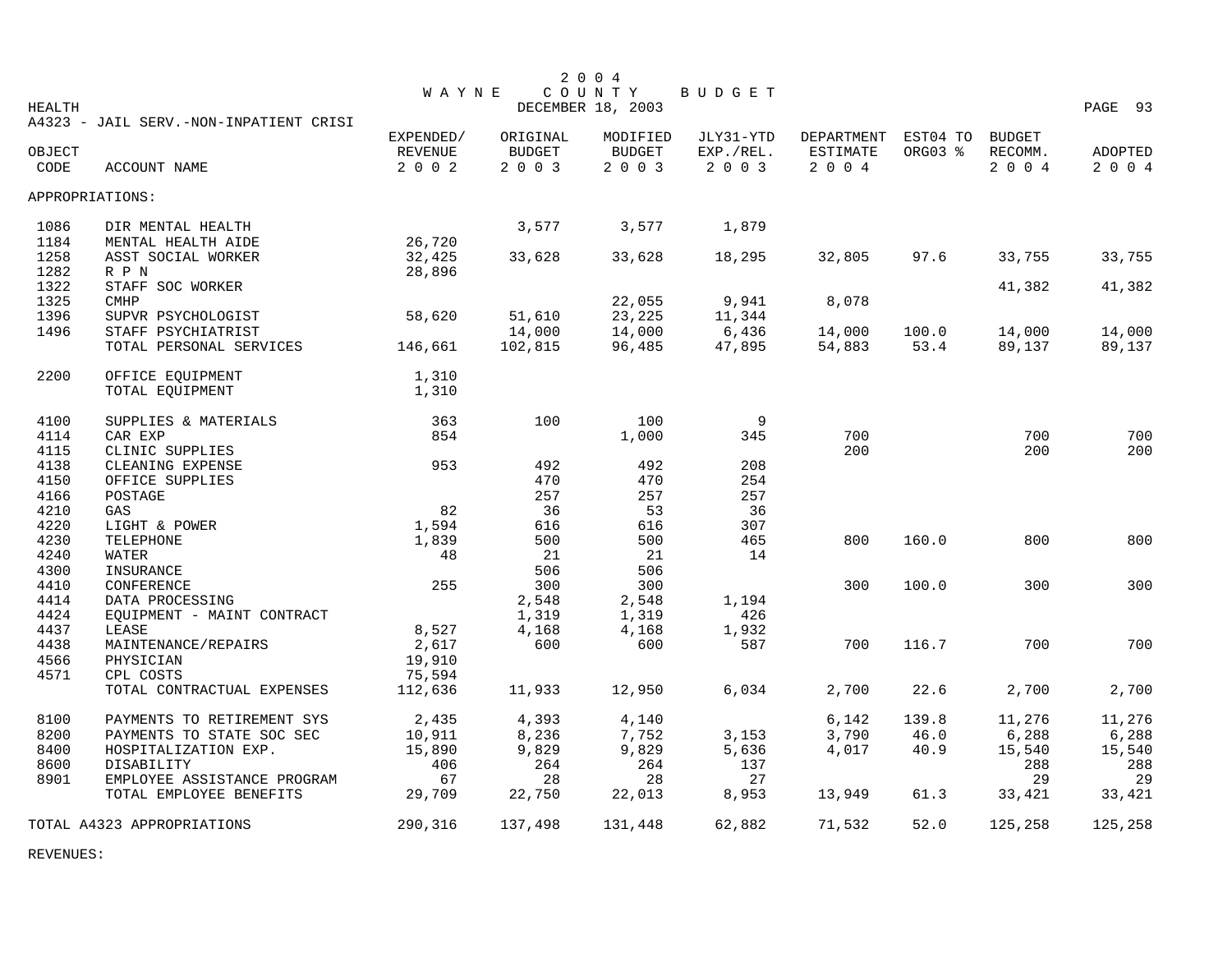2004 WAYNE COUNTY BUDGET

DECEMBER 18, 2003

HEALTH

A4323 - JAIL SERV.-NON-INPATIENT CRISI

| OBJECT CODE | ACCOUNT NAME | EXPENDED/ REVENUE 2002 | ORIGINAL BUDGET 2003 | MODIFIED BUDGET 2003 | JLY31-YTD EXP./REL. 2003 | DEPARTMENT ESTIMATE 2004 | EST04 TO ORG03 % | BUDGET RECOMM. 2004 | ADOPTED 2004 |
|---|---|---|---|---|---|---|---|---|---|
| APPROPRIATIONS: | | | | | | | | | |
| 1086 | DIR MENTAL HEALTH | | 3,577 | 3,577 | 1,879 | | | | |
| 1184 | MENTAL HEALTH AIDE | 26,720 | | | | | | | |
| 1258 | ASST SOCIAL WORKER | 32,425 | 33,628 | 33,628 | 18,295 | 32,805 | 97.6 | 33,755 | 33,755 |
| 1282 | R P N | 28,896 | | | | | | | |
| 1322 | STAFF SOC WORKER | | | | | | | 41,382 | 41,382 |
| 1325 | CMHP | | | 22,055 | 9,941 | 8,078 | | | |
| 1396 | SUPVR PSYCHOLOGIST | 58,620 | 51,610 | 23,225 | 11,344 | | | | |
| 1496 | STAFF PSYCHIATRIST | | 14,000 | 14,000 | 6,436 | 14,000 | 100.0 | 14,000 | 14,000 |
| | TOTAL PERSONAL SERVICES | 146,661 | 102,815 | 96,485 | 47,895 | 54,883 | 53.4 | 89,137 | 89,137 |
| 2200 | OFFICE EQUIPMENT | 1,310 | | | | | | | |
| | TOTAL EQUIPMENT | 1,310 | | | | | | | |
| 4100 | SUPPLIES & MATERIALS | 363 | 100 | 100 | 9 | | | | |
| 4114 | CAR EXP | 854 | | 1,000 | 345 | 700 | | 700 | 700 |
| 4115 | CLINIC SUPPLIES | | | | | 200 | | 200 | 200 |
| 4138 | CLEANING EXPENSE | 953 | 492 | 492 | 208 | | | | |
| 4150 | OFFICE SUPPLIES | | 470 | 470 | 254 | | | | |
| 4166 | POSTAGE | | 257 | 257 | 257 | | | | |
| 4210 | GAS | 82 | 36 | 53 | 36 | | | | |
| 4220 | LIGHT & POWER | 1,594 | 616 | 616 | 307 | | | | |
| 4230 | TELEPHONE | 1,839 | 500 | 500 | 465 | 800 | 160.0 | 800 | 800 |
| 4240 | WATER | 48 | 21 | 21 | 14 | | | | |
| 4300 | INSURANCE | | 506 | 506 | | | | | |
| 4410 | CONFERENCE | 255 | 300 | 300 | | 300 | 100.0 | 300 | 300 |
| 4414 | DATA PROCESSING | | 2,548 | 2,548 | 1,194 | | | | |
| 4424 | EQUIPMENT - MAINT CONTRACT | | 1,319 | 1,319 | 426 | | | | |
| 4437 | LEASE | 8,527 | 4,168 | 4,168 | 1,932 | | | | |
| 4438 | MAINTENANCE/REPAIRS | 2,617 | 600 | 600 | 587 | 700 | 116.7 | 700 | 700 |
| 4566 | PHYSICIAN | 19,910 | | | | | | | |
| 4571 | CPL COSTS | 75,594 | | | | | | | |
| | TOTAL CONTRACTUAL EXPENSES | 112,636 | 11,933 | 12,950 | 6,034 | 2,700 | 22.6 | 2,700 | 2,700 |
| 8100 | PAYMENTS TO RETIREMENT SYS | 2,435 | 4,393 | 4,140 | | 6,142 | 139.8 | 11,276 | 11,276 |
| 8200 | PAYMENTS TO STATE SOC SEC | 10,911 | 8,236 | 7,752 | 3,153 | 3,790 | 46.0 | 6,288 | 6,288 |
| 8400 | HOSPITALIZATION EXP. | 15,890 | 9,829 | 9,829 | 5,636 | 4,017 | 40.9 | 15,540 | 15,540 |
| 8600 | DISABILITY | 406 | 264 | 264 | 137 | | | 288 | 288 |
| 8901 | EMPLOYEE ASSISTANCE PROGRAM | 67 | 28 | 28 | 27 | | | 29 | 29 |
| | TOTAL EMPLOYEE BENEFITS | 29,709 | 22,750 | 22,013 | 8,953 | 13,949 | 61.3 | 33,421 | 33,421 |
| TOTAL A4323 APPROPRIATIONS | | 290,316 | 137,498 | 131,448 | 62,882 | 71,532 | 52.0 | 125,258 | 125,258 |

REVENUES: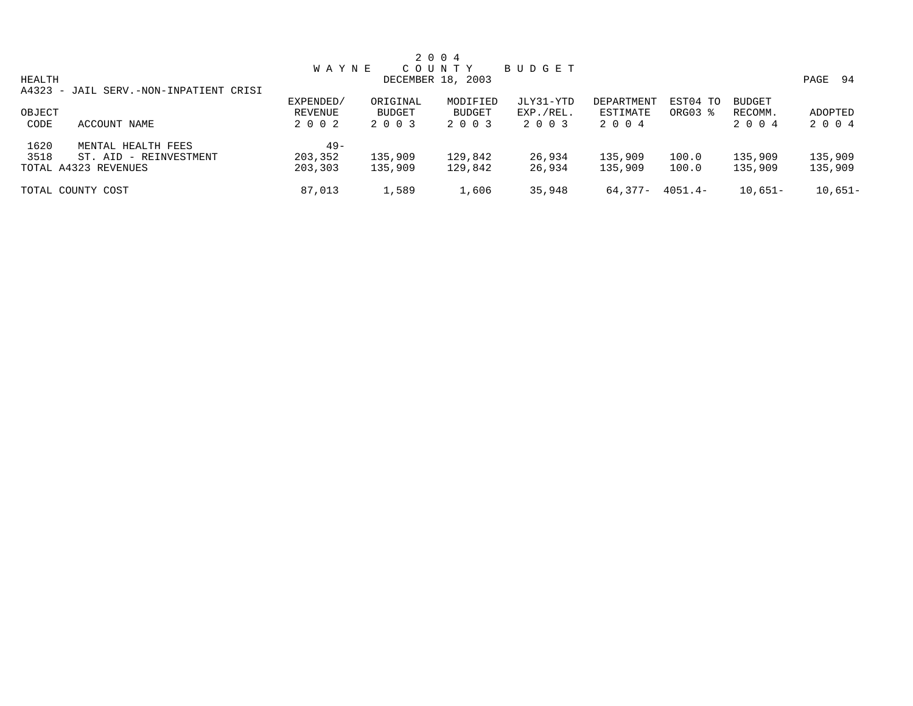2 0 0 4
W A Y N E   C O U N T Y   B U D G E T
DECEMBER 18, 2003

HEALTH

A4323 - JAIL SERV.-NON-INPATIENT CRISI

| OBJECT CODE | ACCOUNT NAME | EXPENDED/ REVENUE 2 0 0 2 | ORIGINAL BUDGET 2 0 0 3 | MODIFIED BUDGET 2 0 0 3 | JLY31-YTD EXP./REL. 2 0 0 3 | DEPARTMENT ESTIMATE 2 0 0 4 | EST04 TO ORG03 % | BUDGET RECOMM. 2 0 0 4 | ADOPTED 2 0 0 4 |
|---|---|---|---|---|---|---|---|---|---|
| 1620 | MENTAL HEALTH FEES | 49- | | | | | | | |
| 3518 | ST. AID - REINVESTMENT | 203,352 | 135,909 | 129,842 | 26,934 | 135,909 | 100.0 | 135,909 | 135,909 |
| TOTAL A4323 REVENUES | | 203,303 | 135,909 | 129,842 | 26,934 | 135,909 | 100.0 | 135,909 | 135,909 |
| TOTAL COUNTY COST | | 87,013 | 1,589 | 1,606 | 35,948 | 64,377- | 4051.4- | 10,651- | 10,651- |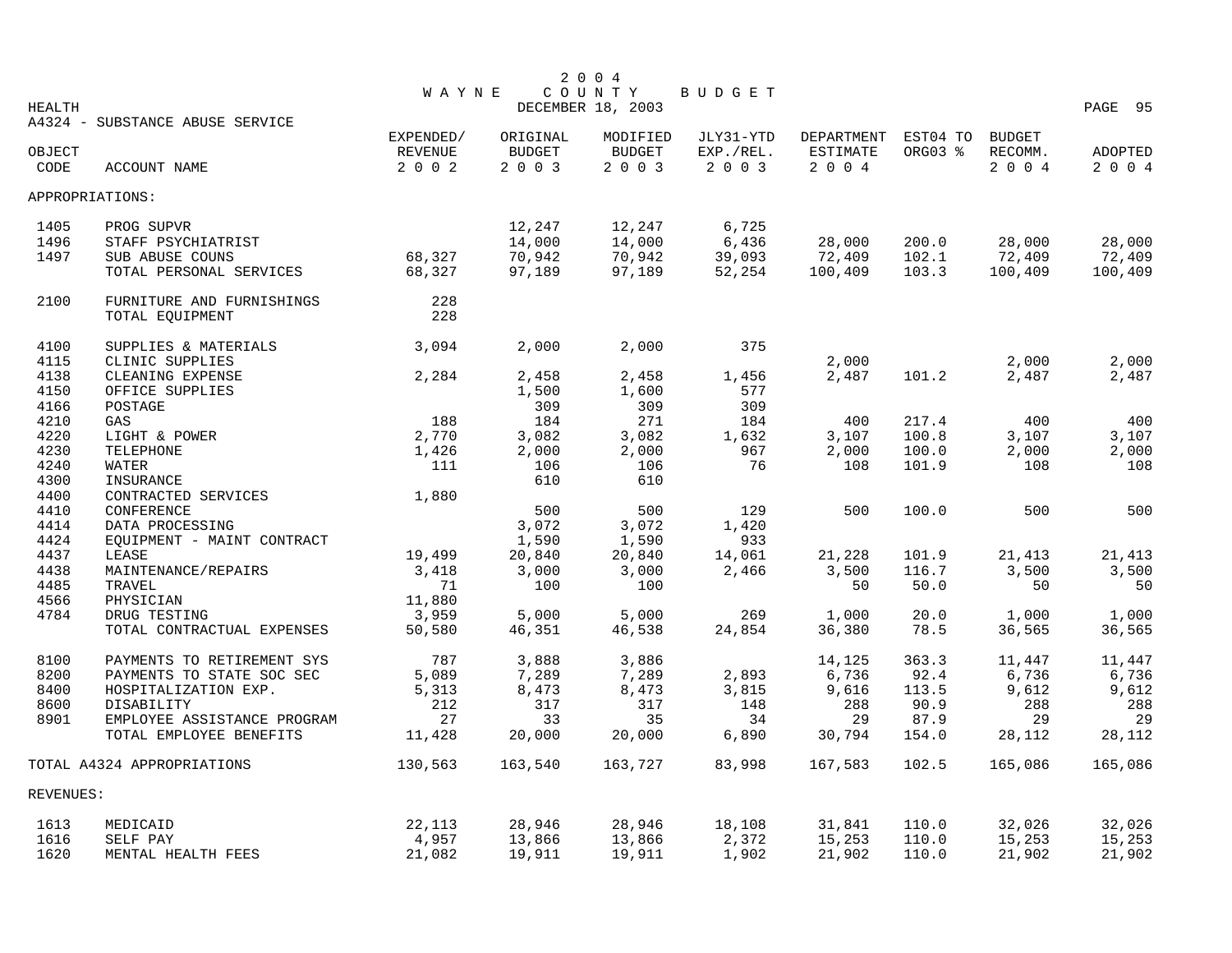# 2004 WAYNE COUNTY BUDGET

DECEMBER 18, 2003

HEALTH

A4324 - SUBSTANCE ABUSE SERVICE

| OBJECT CODE | ACCOUNT NAME | EXPENDED/ REVENUE 2002 | ORIGINAL BUDGET 2003 | MODIFIED BUDGET 2003 | JLY31-YTD EXP./REL. 2003 | DEPARTMENT ESTIMATE 2004 | EST04 TO ORG03 % | BUDGET RECOMM. 2004 | ADOPTED 2004 |
|---|---|---|---|---|---|---|---|---|---|
| APPROPRIATIONS: | | | | | | | | | |
| 1405 | PROG SUPVR | | 12,247 | 12,247 | 6,725 | | | | |
| 1496 | STAFF PSYCHIATRIST | | 14,000 | 14,000 | 6,436 | 28,000 | 200.0 | 28,000 | 28,000 |
| 1497 | SUB ABUSE COUNS | 68,327 | 70,942 | 70,942 | 39,093 | 72,409 | 102.1 | 72,409 | 72,409 |
| | TOTAL PERSONAL SERVICES | 68,327 | 97,189 | 97,189 | 52,254 | 100,409 | 103.3 | 100,409 | 100,409 |
| 2100 | FURNITURE AND FURNISHINGS | 228 | | | | | | | |
| | TOTAL EQUIPMENT | 228 | | | | | | | |
| 4100 | SUPPLIES & MATERIALS | 3,094 | 2,000 | 2,000 | 375 | | | | |
| 4115 | CLINIC SUPPLIES | | | | | 2,000 | | 2,000 | 2,000 |
| 4138 | CLEANING EXPENSE | 2,284 | 2,458 | 2,458 | 1,456 | 2,487 | 101.2 | 2,487 | 2,487 |
| 4150 | OFFICE SUPPLIES | | 1,500 | 1,600 | 577 | | | | |
| 4166 | POSTAGE | | 309 | 309 | 309 | | | | |
| 4210 | GAS | 188 | 184 | 271 | 184 | 400 | 217.4 | 400 | 400 |
| 4220 | LIGHT & POWER | 2,770 | 3,082 | 3,082 | 1,632 | 3,107 | 100.8 | 3,107 | 3,107 |
| 4230 | TELEPHONE | 1,426 | 2,000 | 2,000 | 967 | 2,000 | 100.0 | 2,000 | 2,000 |
| 4240 | WATER | 111 | 106 | 106 | 76 | 108 | 101.9 | 108 | 108 |
| 4300 | INSURANCE | | 610 | 610 | | | | | |
| 4400 | CONTRACTED SERVICES | 1,880 | | | | | | | |
| 4410 | CONFERENCE | | 500 | 500 | 129 | 500 | 100.0 | 500 | 500 |
| 4414 | DATA PROCESSING | | 3,072 | 3,072 | 1,420 | | | | |
| 4424 | EQUIPMENT - MAINT CONTRACT | | 1,590 | 1,590 | 933 | | | | |
| 4437 | LEASE | 19,499 | 20,840 | 20,840 | 14,061 | 21,228 | 101.9 | 21,413 | 21,413 |
| 4438 | MAINTENANCE/REPAIRS | 3,418 | 3,000 | 3,000 | 2,466 | 3,500 | 116.7 | 3,500 | 3,500 |
| 4485 | TRAVEL | 71 | 100 | 100 | | 50 | 50.0 | 50 | 50 |
| 4566 | PHYSICIAN | 11,880 | | | | | | | |
| 4784 | DRUG TESTING | 3,959 | 5,000 | 5,000 | 269 | 1,000 | 20.0 | 1,000 | 1,000 |
| | TOTAL CONTRACTUAL EXPENSES | 50,580 | 46,351 | 46,538 | 24,854 | 36,380 | 78.5 | 36,565 | 36,565 |
| 8100 | PAYMENTS TO RETIREMENT SYS | 787 | 3,888 | 3,886 | | 14,125 | 363.3 | 11,447 | 11,447 |
| 8200 | PAYMENTS TO STATE SOC SEC | 5,089 | 7,289 | 7,289 | 2,893 | 6,736 | 92.4 | 6,736 | 6,736 |
| 8400 | HOSPITALIZATION EXP. | 5,313 | 8,473 | 8,473 | 3,815 | 9,616 | 113.5 | 9,612 | 9,612 |
| 8600 | DISABILITY | 212 | 317 | 317 | 148 | 288 | 90.9 | 288 | 288 |
| 8901 | EMPLOYEE ASSISTANCE PROGRAM | 27 | 33 | 35 | 34 | 29 | 87.9 | 29 | 29 |
| | TOTAL EMPLOYEE BENEFITS | 11,428 | 20,000 | 20,000 | 6,890 | 30,794 | 154.0 | 28,112 | 28,112 |
| TOTAL A4324 APPROPRIATIONS | | 130,563 | 163,540 | 163,727 | 83,998 | 167,583 | 102.5 | 165,086 | 165,086 |
| REVENUES: | | | | | | | | | |
| 1613 | MEDICAID | 22,113 | 28,946 | 28,946 | 18,108 | 31,841 | 110.0 | 32,026 | 32,026 |
| 1616 | SELF PAY | 4,957 | 13,866 | 13,866 | 2,372 | 15,253 | 110.0 | 15,253 | 15,253 |
| 1620 | MENTAL HEALTH FEES | 21,082 | 19,911 | 19,911 | 1,902 | 21,902 | 110.0 | 21,902 | 21,902 |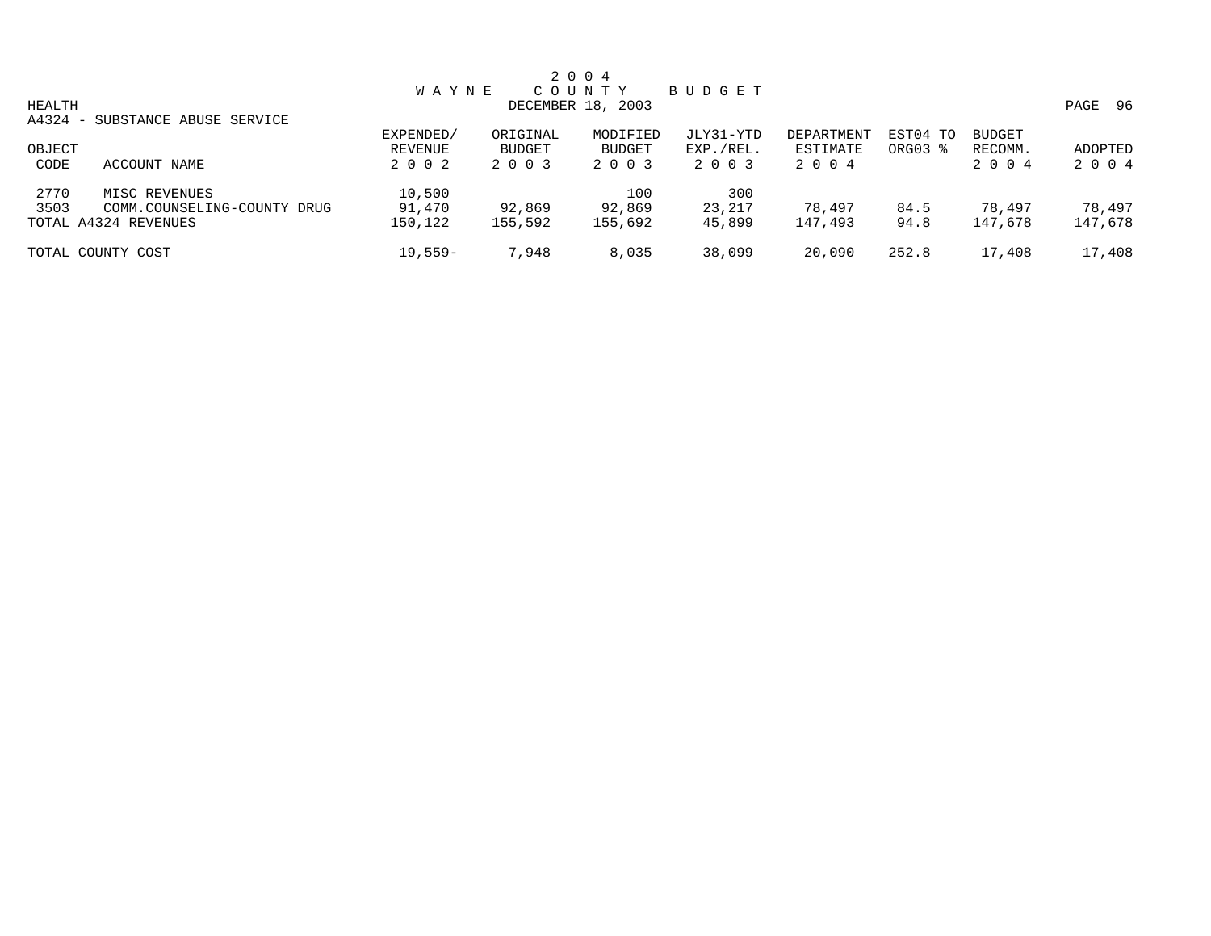# 2004 WAYNE COUNTY BUDGET

DECEMBER 18, 2003

HEALTH

A4324 - SUBSTANCE ABUSE SERVICE

| OBJECT CODE | ACCOUNT NAME | EXPENDED/ REVENUE 2002 | ORIGINAL BUDGET 2003 | MODIFIED BUDGET 2003 | JLY31-YTD EXP./REL. 2003 | DEPARTMENT ESTIMATE 2004 | EST04 TO ORG03 % | BUDGET RECOMM. 2004 | ADOPTED 2004 |
|---|---|---|---|---|---|---|---|---|---|
| 2770 | MISC REVENUES | 10,500 | | 100 | 300 | | | | |
| 3503 | COMM.COUNSELING-COUNTY DRUG | 91,470 | 92,869 | 92,869 | 23,217 | 78,497 | 84.5 | 78,497 | 78,497 |
| TOTAL A4324 REVENUES | | 150,122 | 155,592 | 155,692 | 45,899 | 147,493 | 94.8 | 147,678 | 147,678 |
| TOTAL COUNTY COST | | 19,559- | 7,948 | 8,035 | 38,099 | 20,090 | 252.8 | 17,408 | 17,408 |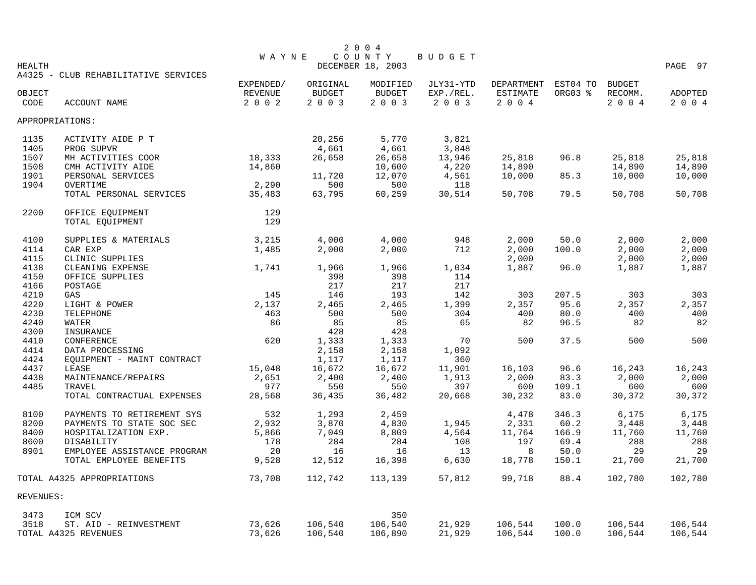# 2004 WAYNE COUNTY BUDGET

DECEMBER 18, 2003

HEALTH

A4325 - CLUB REHABILITATIVE SERVICES

| OBJECT CODE | ACCOUNT NAME | EXPENDED/ REVENUE 2002 | ORIGINAL BUDGET 2003 | MODIFIED BUDGET 2003 | JLY31-YTD EXP./REL. 2003 | DEPARTMENT ESTIMATE 2004 | EST04 TO ORG03 % | BUDGET RECOMM. 2004 | ADOPTED 2004 |
|---|---|---|---|---|---|---|---|---|---|
| APPROPRIATIONS: | | | | | | | | | |
| 1135 | ACTIVITY AIDE P T | | 20,256 | 5,770 | 3,821 | | | | |
| 1405 | PROG SUPVR | | 4,661 | 4,661 | 3,848 | | | | |
| 1507 | MH ACTIVITIES COOR | 18,333 | 26,658 | 26,658 | 13,946 | 25,818 | 96.8 | 25,818 | 25,818 |
| 1508 | CMH ACTIVITY AIDE | 14,860 | | 10,600 | 4,220 | 14,890 | | 14,890 | 14,890 |
| 1901 | PERSONAL SERVICES | | 11,720 | 12,070 | 4,561 | 10,000 | 85.3 | 10,000 | 10,000 |
| 1904 | OVERTIME | 2,290 | 500 | 500 | 118 | | | | |
| | TOTAL PERSONAL SERVICES | 35,483 | 63,795 | 60,259 | 30,514 | 50,708 | 79.5 | 50,708 | 50,708 |
| 2200 | OFFICE EQUIPMENT | 129 | | | | | | | |
| | TOTAL EQUIPMENT | 129 | | | | | | | |
| 4100 | SUPPLIES & MATERIALS | 3,215 | 4,000 | 4,000 | 948 | 2,000 | 50.0 | 2,000 | 2,000 |
| 4114 | CAR EXP | 1,485 | 2,000 | 2,000 | 712 | 2,000 | 100.0 | 2,000 | 2,000 |
| 4115 | CLINIC SUPPLIES | | | | | 2,000 | | 2,000 | 2,000 |
| 4138 | CLEANING EXPENSE | 1,741 | 1,966 | 1,966 | 1,034 | 1,887 | 96.0 | 1,887 | 1,887 |
| 4150 | OFFICE SUPPLIES | | 398 | 398 | 114 | | | | |
| 4166 | POSTAGE | | 217 | 217 | 217 | | | | |
| 4210 | GAS | 145 | 146 | 193 | 142 | 303 | 207.5 | 303 | 303 |
| 4220 | LIGHT & POWER | 2,137 | 2,465 | 2,465 | 1,399 | 2,357 | 95.6 | 2,357 | 2,357 |
| 4230 | TELEPHONE | 463 | 500 | 500 | 304 | 400 | 80.0 | 400 | 400 |
| 4240 | WATER | 86 | 85 | 85 | 65 | 82 | 96.5 | 82 | 82 |
| 4300 | INSURANCE | | 428 | 428 | | | | | |
| 4410 | CONFERENCE | 620 | 1,333 | 1,333 | 70 | 500 | 37.5 | 500 | 500 |
| 4414 | DATA PROCESSING | | 2,158 | 2,158 | 1,092 | | | | |
| 4424 | EQUIPMENT - MAINT CONTRACT | | 1,117 | 1,117 | 360 | | | | |
| 4437 | LEASE | 15,048 | 16,672 | 16,672 | 11,901 | 16,103 | 96.6 | 16,243 | 16,243 |
| 4438 | MAINTENANCE/REPAIRS | 2,651 | 2,400 | 2,400 | 1,913 | 2,000 | 83.3 | 2,000 | 2,000 |
| 4485 | TRAVEL | 977 | 550 | 550 | 397 | 600 | 109.1 | 600 | 600 |
| | TOTAL CONTRACTUAL EXPENSES | 28,568 | 36,435 | 36,482 | 20,668 | 30,232 | 83.0 | 30,372 | 30,372 |
| 8100 | PAYMENTS TO RETIREMENT SYS | 532 | 1,293 | 2,459 | | 4,478 | 346.3 | 6,175 | 6,175 |
| 8200 | PAYMENTS TO STATE SOC SEC | 2,932 | 3,870 | 4,830 | 1,945 | 2,331 | 60.2 | 3,448 | 3,448 |
| 8400 | HOSPITALIZATION EXP. | 5,866 | 7,049 | 8,809 | 4,564 | 11,764 | 166.9 | 11,760 | 11,760 |
| 8600 | DISABILITY | 178 | 284 | 284 | 108 | 197 | 69.4 | 288 | 288 |
| 8901 | EMPLOYEE ASSISTANCE PROGRAM | 20 | 16 | 16 | 13 | 8 | 50.0 | 29 | 29 |
| | TOTAL EMPLOYEE BENEFITS | 9,528 | 12,512 | 16,398 | 6,630 | 18,778 | 150.1 | 21,700 | 21,700 |
| TOTAL A4325 APPROPRIATIONS | | 73,708 | 112,742 | 113,139 | 57,812 | 99,718 | 88.4 | 102,780 | 102,780 |
| REVENUES: | | | | | | | | | |
| 3473 | ICM SCV | | | 350 | | | | | |
| 3518 | ST. AID - REINVESTMENT | 73,626 | 106,540 | 106,540 | 21,929 | 106,544 | 100.0 | 106,544 | 106,544 |
| TOTAL A4325 REVENUES | | 73,626 | 106,540 | 106,890 | 21,929 | 106,544 | 100.0 | 106,544 | 106,544 |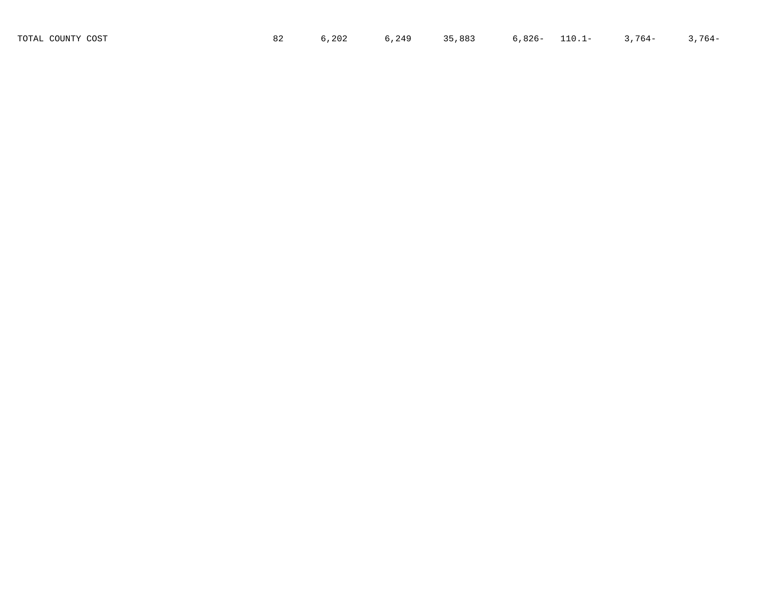| TOTAL COUNTY COST | 82 | 6,202 | 6,249 | 35,883 | 6,826- | 110.1- | 3,764- | 3,764- |
|---|---|---|---|---|---|---|---|---|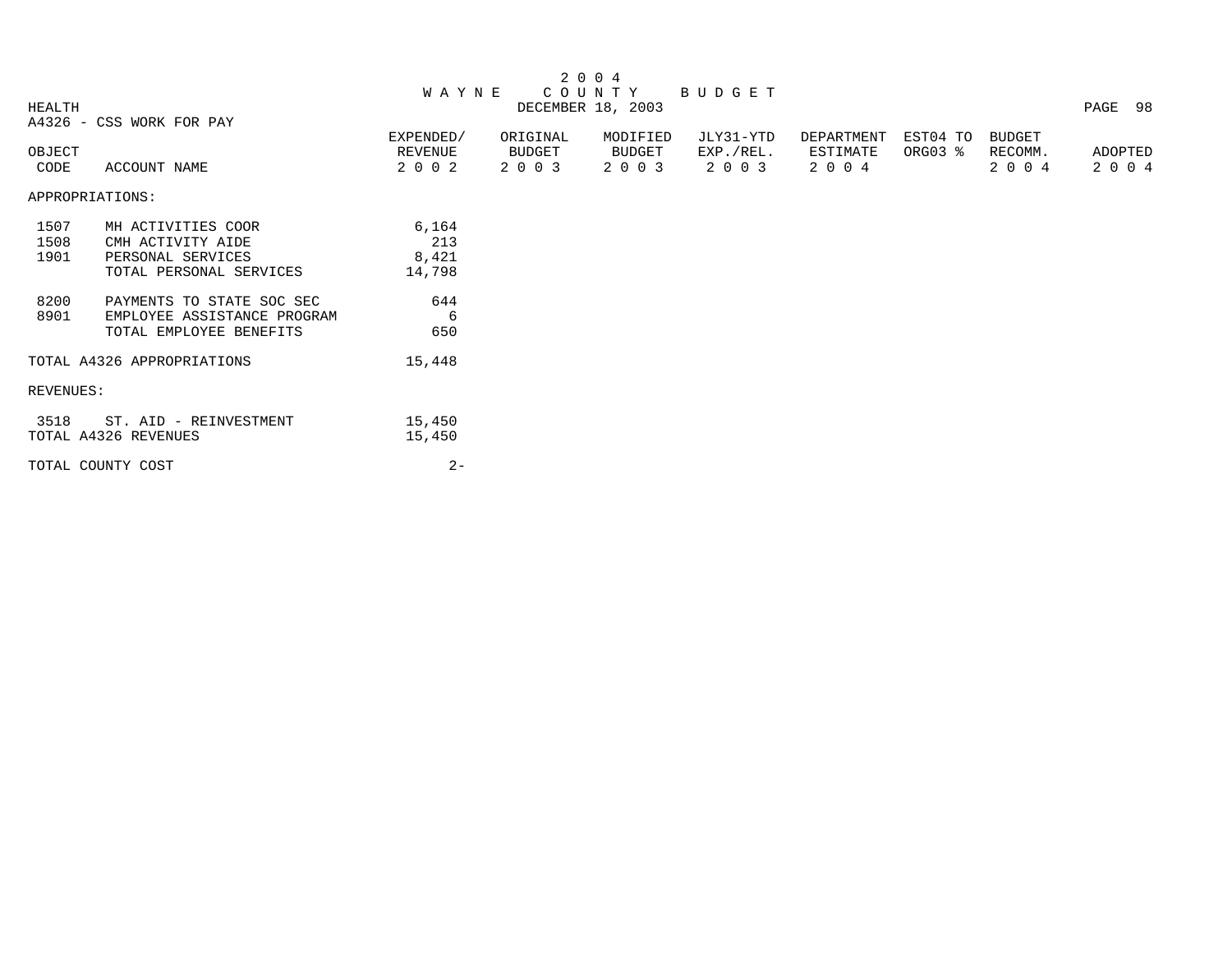# 2004 WAYNE COUNTY BUDGET

HEALTH
DECEMBER 18, 2003

A4326 - CSS WORK FOR PAY

| OBJECT CODE | ACCOUNT NAME | EXPENDED/ REVENUE 2002 | ORIGINAL BUDGET 2003 | MODIFIED BUDGET 2003 | JLY31-YTD EXP./REL. 2003 | DEPARTMENT ESTIMATE 2004 | EST04 TO ORG03 % | BUDGET RECOMM. 2004 | ADOPTED 2004 |
|---|---|---|---|---|---|---|---|---|---|
| APPROPRIATIONS: | | | | | | | | | |
| 1507 | MH ACTIVITIES COOR | 6,164 | | | | | | | |
| 1508 | CMH ACTIVITY AIDE | 213 | | | | | | | |
| 1901 | PERSONAL SERVICES | 8,421 | | | | | | | |
| | TOTAL PERSONAL SERVICES | 14,798 | | | | | | | |
| 8200 | PAYMENTS TO STATE SOC SEC | 644 | | | | | | | |
| 8901 | EMPLOYEE ASSISTANCE PROGRAM | 6 | | | | | | | |
| | TOTAL EMPLOYEE BENEFITS | 650 | | | | | | | |
| TOTAL A4326 APPROPRIATIONS | | 15,448 | | | | | | | |
| REVENUES: | | | | | | | | | |
| 3518 | ST. AID - REINVESTMENT | 15,450 | | | | | | | |
| TOTAL A4326 REVENUES | | 15,450 | | | | | | | |
| TOTAL COUNTY COST | | 2- | | | | | | | |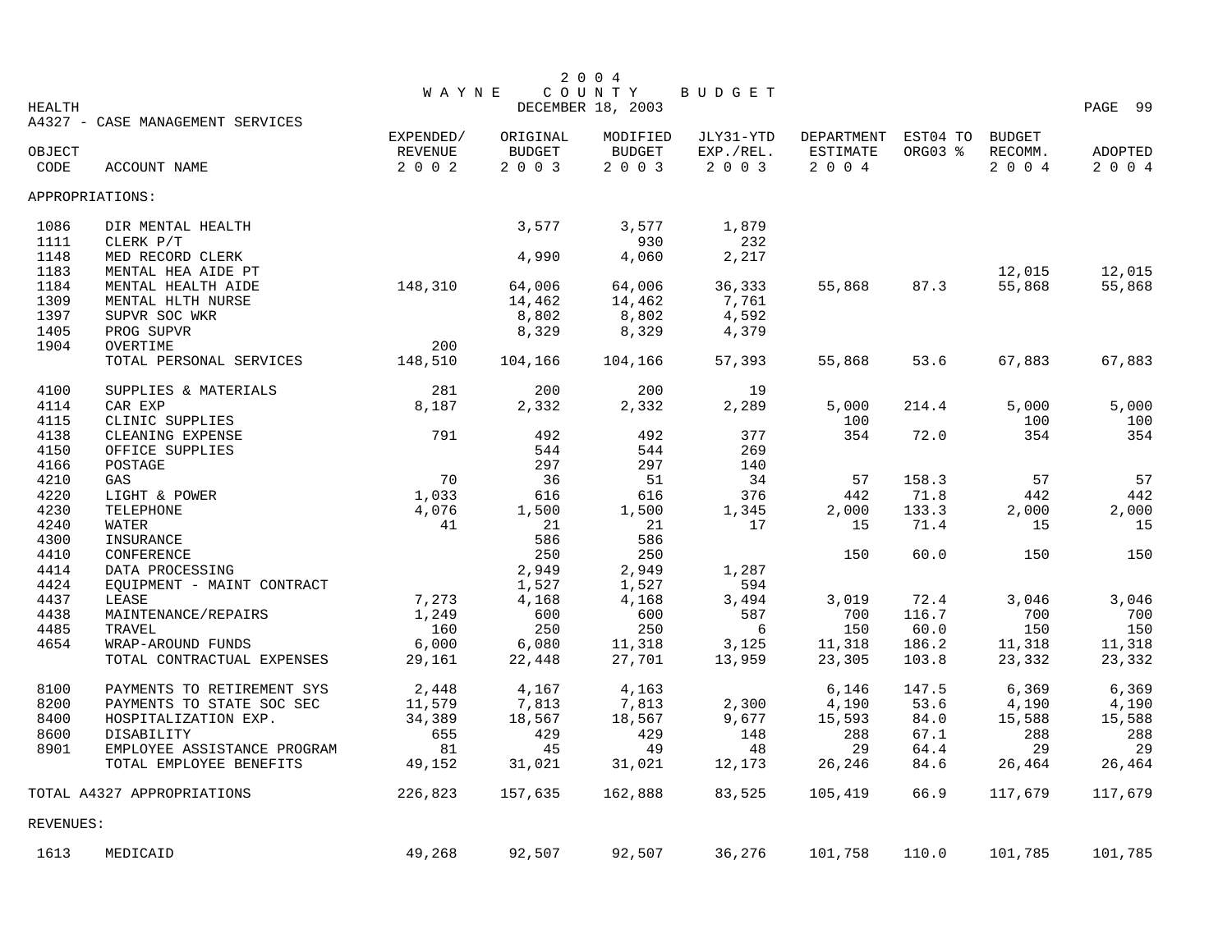# 2004 WAYNE COUNTY BUDGET

HEALTH — DECEMBER 18, 2003

A4327 - CASE MANAGEMENT SERVICES

| OBJECT CODE | ACCOUNT NAME | EXPENDED/ REVENUE 2002 | ORIGINAL BUDGET 2003 | MODIFIED BUDGET 2003 | JLY31-YTD EXP./REL. 2003 | DEPARTMENT ESTIMATE 2004 | EST04 TO ORG03 % | BUDGET RECOMM. 2004 | ADOPTED 2004 |
|---|---|---|---|---|---|---|---|---|---|
| APPROPRIATIONS: | | | | | | | | | |
| 1086 | DIR MENTAL HEALTH | | 3,577 | 3,577 | 1,879 | | | | |
| 1111 | CLERK P/T | | | 930 | 232 | | | | |
| 1148 | MED RECORD CLERK | | 4,990 | 4,060 | 2,217 | | | | |
| 1183 | MENTAL HEA AIDE PT | | | | | | | 12,015 | 12,015 |
| 1184 | MENTAL HEALTH AIDE | 148,310 | 64,006 | 64,006 | 36,333 | 55,868 | 87.3 | 55,868 | 55,868 |
| 1309 | MENTAL HLTH NURSE | | 14,462 | 14,462 | 7,761 | | | | |
| 1397 | SUPVR SOC WKR | | 8,802 | 8,802 | 4,592 | | | | |
| 1405 | PROG SUPVR | | 8,329 | 8,329 | 4,379 | | | | |
| 1904 | OVERTIME | 200 | | | | | | | |
| | TOTAL PERSONAL SERVICES | 148,510 | 104,166 | 104,166 | 57,393 | 55,868 | 53.6 | 67,883 | 67,883 |
| 4100 | SUPPLIES & MATERIALS | 281 | 200 | 200 | 19 | | | | |
| 4114 | CAR EXP | 8,187 | 2,332 | 2,332 | 2,289 | 5,000 | 214.4 | 5,000 | 5,000 |
| 4115 | CLINIC SUPPLIES | | | | | 100 | | 100 | 100 |
| 4138 | CLEANING EXPENSE | 791 | 492 | 492 | 377 | 354 | 72.0 | 354 | 354 |
| 4150 | OFFICE SUPPLIES | | 544 | 544 | 269 | | | | |
| 4166 | POSTAGE | | 297 | 297 | 140 | | | | |
| 4210 | GAS | 70 | 36 | 51 | 34 | 57 | 158.3 | 57 | 57 |
| 4220 | LIGHT & POWER | 1,033 | 616 | 616 | 376 | 442 | 71.8 | 442 | 442 |
| 4230 | TELEPHONE | 4,076 | 1,500 | 1,500 | 1,345 | 2,000 | 133.3 | 2,000 | 2,000 |
| 4240 | WATER | 41 | 21 | 21 | 17 | 15 | 71.4 | 15 | 15 |
| 4300 | INSURANCE | | 586 | 586 | | | | | |
| 4410 | CONFERENCE | | 250 | 250 | | 150 | 60.0 | 150 | 150 |
| 4414 | DATA PROCESSING | | 2,949 | 2,949 | 1,287 | | | | |
| 4424 | EQUIPMENT - MAINT CONTRACT | | 1,527 | 1,527 | 594 | | | | |
| 4437 | LEASE | 7,273 | 4,168 | 4,168 | 3,494 | 3,019 | 72.4 | 3,046 | 3,046 |
| 4438 | MAINTENANCE/REPAIRS | 1,249 | 600 | 600 | 587 | 700 | 116.7 | 700 | 700 |
| 4485 | TRAVEL | 160 | 250 | 250 | 6 | 150 | 60.0 | 150 | 150 |
| 4654 | WRAP-AROUND FUNDS | 6,000 | 6,080 | 11,318 | 3,125 | 11,318 | 186.2 | 11,318 | 11,318 |
| | TOTAL CONTRACTUAL EXPENSES | 29,161 | 22,448 | 27,701 | 13,959 | 23,305 | 103.8 | 23,332 | 23,332 |
| 8100 | PAYMENTS TO RETIREMENT SYS | 2,448 | 4,167 | 4,163 | | 6,146 | 147.5 | 6,369 | 6,369 |
| 8200 | PAYMENTS TO STATE SOC SEC | 11,579 | 7,813 | 7,813 | 2,300 | 4,190 | 53.6 | 4,190 | 4,190 |
| 8400 | HOSPITALIZATION EXP. | 34,389 | 18,567 | 18,567 | 9,677 | 15,593 | 84.0 | 15,588 | 15,588 |
| 8600 | DISABILITY | 655 | 429 | 429 | 148 | 288 | 67.1 | 288 | 288 |
| 8901 | EMPLOYEE ASSISTANCE PROGRAM | 81 | 45 | 49 | 48 | 29 | 64.4 | 29 | 29 |
| | TOTAL EMPLOYEE BENEFITS | 49,152 | 31,021 | 31,021 | 12,173 | 26,246 | 84.6 | 26,464 | 26,464 |
| TOTAL A4327 APPROPRIATIONS | | 226,823 | 157,635 | 162,888 | 83,525 | 105,419 | 66.9 | 117,679 | 117,679 |
| REVENUES: | | | | | | | | | |
| 1613 | MEDICAID | 49,268 | 92,507 | 92,507 | 36,276 | 101,758 | 110.0 | 101,785 | 101,785 |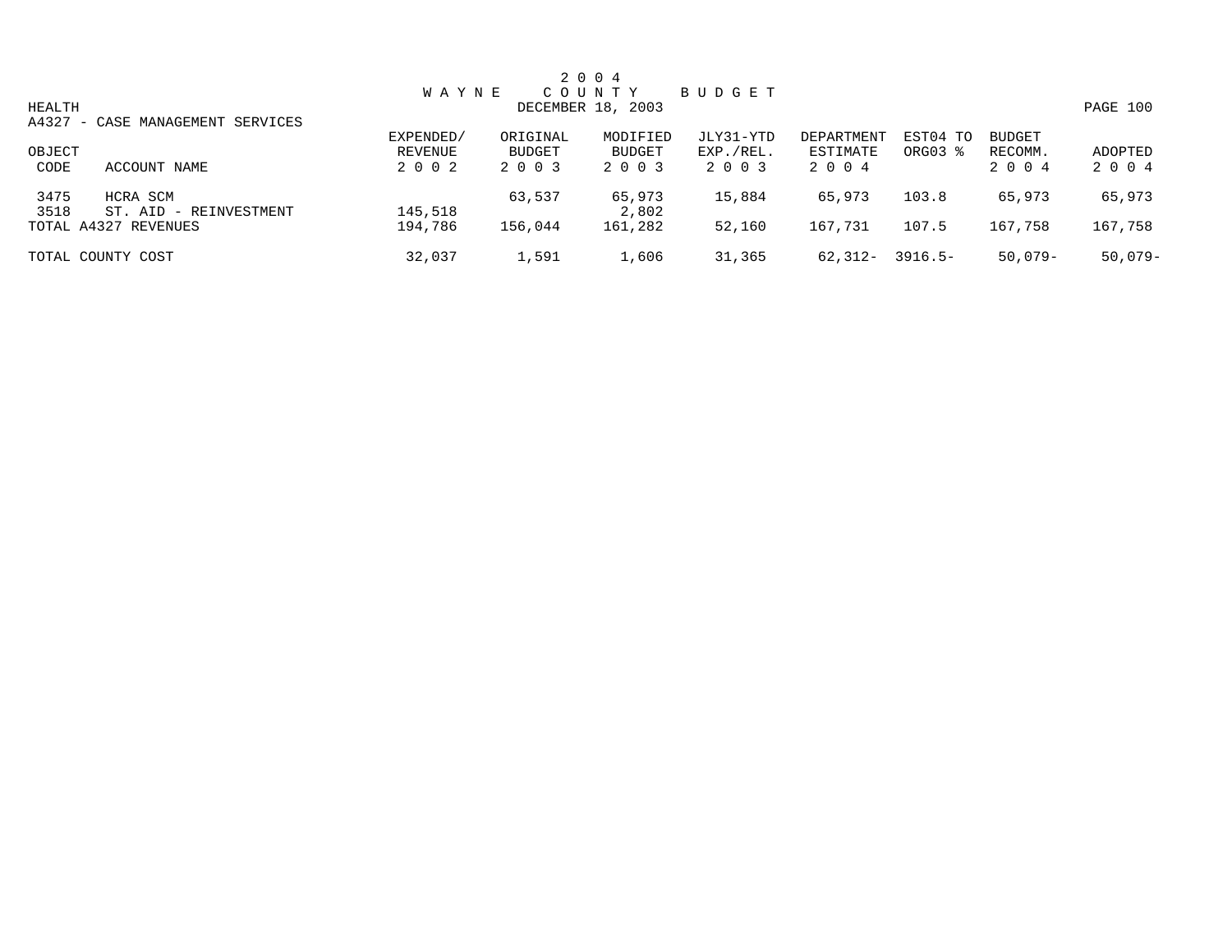# 2004 WAYNE COUNTY BUDGET

DECEMBER 18, 2003

HEALTH

A4327 - CASE MANAGEMENT SERVICES

| OBJECT CODE | ACCOUNT NAME | EXPENDED/ REVENUE 2002 | ORIGINAL BUDGET 2003 | MODIFIED BUDGET 2003 | JLY31-YTD EXP./REL. 2003 | DEPARTMENT ESTIMATE 2004 | EST04 TO ORG03 % | BUDGET RECOMM. 2004 | ADOPTED 2004 |
|---|---|---|---|---|---|---|---|---|---|
| 3475 | HCRA SCM | | 63,537 | 65,973 | 15,884 | 65,973 | 103.8 | 65,973 | 65,973 |
| 3518 | ST. AID - REINVESTMENT | 145,518 | | 2,802 | | | | | |
| TOTAL A4327 REVENUES | | 194,786 | 156,044 | 161,282 | 52,160 | 167,731 | 107.5 | 167,758 | 167,758 |
| TOTAL COUNTY COST | | 32,037 | 1,591 | 1,606 | 31,365 | 62,312- | 3916.5- | 50,079- | 50,079- |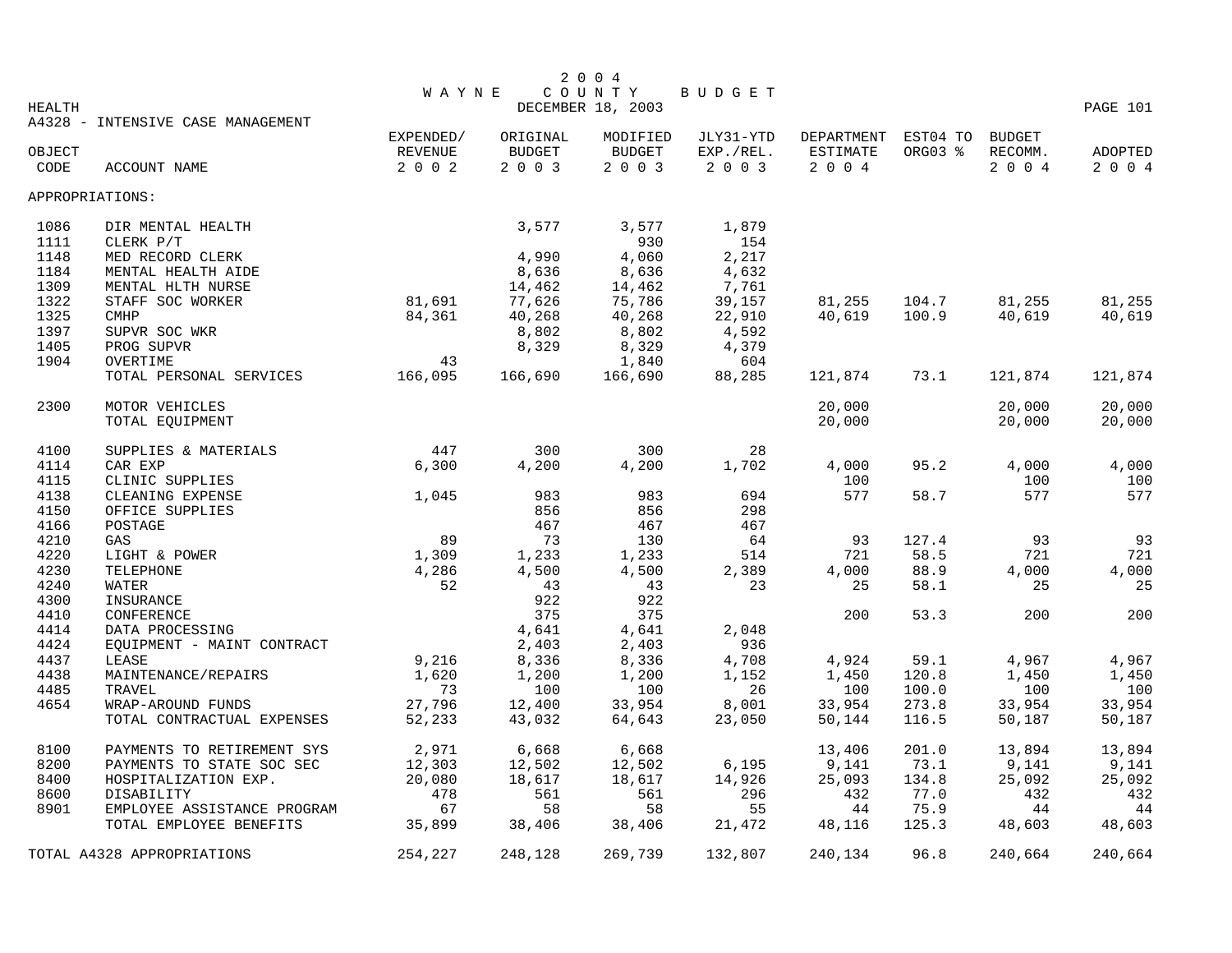# 2004 WAYNE COUNTY BUDGET

DECEMBER 18, 2003

HEALTH

A4328 - INTENSIVE CASE MANAGEMENT

| OBJECT CODE | ACCOUNT NAME | EXPENDED/ REVENUE 2002 | ORIGINAL BUDGET 2003 | MODIFIED BUDGET 2003 | JLY31-YTD EXP./REL. 2003 | DEPARTMENT ESTIMATE 2004 | EST04 TO ORG03 % | BUDGET RECOMM. 2004 | ADOPTED 2004 |
|---|---|---|---|---|---|---|---|---|---|
| APPROPRIATIONS: | | | | | | | | | |
| 1086 | DIR MENTAL HEALTH | | 3,577 | 3,577 | 1,879 | | | | |
| 1111 | CLERK P/T | | | 930 | 154 | | | | |
| 1148 | MED RECORD CLERK | | 4,990 | 4,060 | 2,217 | | | | |
| 1184 | MENTAL HEALTH AIDE | | 8,636 | 8,636 | 4,632 | | | | |
| 1309 | MENTAL HLTH NURSE | | 14,462 | 14,462 | 7,761 | | | | |
| 1322 | STAFF SOC WORKER | 81,691 | 77,626 | 75,786 | 39,157 | 81,255 | 104.7 | 81,255 | 81,255 |
| 1325 | CMHP | 84,361 | 40,268 | 40,268 | 22,910 | 40,619 | 100.9 | 40,619 | 40,619 |
| 1397 | SUPVR SOC WKR | | 8,802 | 8,802 | 4,592 | | | | |
| 1405 | PROG SUPVR | | 8,329 | 8,329 | 4,379 | | | | |
| 1904 | OVERTIME | 43 | | 1,840 | 604 | | | | |
| | TOTAL PERSONAL SERVICES | 166,095 | 166,690 | 166,690 | 88,285 | 121,874 | 73.1 | 121,874 | 121,874 |
| 2300 | MOTOR VEHICLES | | | | | 20,000 | | 20,000 | 20,000 |
| | TOTAL EQUIPMENT | | | | | 20,000 | | 20,000 | 20,000 |
| 4100 | SUPPLIES & MATERIALS | 447 | 300 | 300 | 28 | | | | |
| 4114 | CAR EXP | 6,300 | 4,200 | 4,200 | 1,702 | 4,000 | 95.2 | 4,000 | 4,000 |
| 4115 | CLINIC SUPPLIES | | | | | 100 | | 100 | 100 |
| 4138 | CLEANING EXPENSE | 1,045 | 983 | 983 | 694 | 577 | 58.7 | 577 | 577 |
| 4150 | OFFICE SUPPLIES | | 856 | 856 | 298 | | | | |
| 4166 | POSTAGE | | 467 | 467 | 467 | | | | |
| 4210 | GAS | 89 | 73 | 130 | 64 | 93 | 127.4 | 93 | 93 |
| 4220 | LIGHT & POWER | 1,309 | 1,233 | 1,233 | 514 | 721 | 58.5 | 721 | 721 |
| 4230 | TELEPHONE | 4,286 | 4,500 | 4,500 | 2,389 | 4,000 | 88.9 | 4,000 | 4,000 |
| 4240 | WATER | 52 | 43 | 43 | 23 | 25 | 58.1 | 25 | 25 |
| 4300 | INSURANCE | | 922 | 922 | | | | | |
| 4410 | CONFERENCE | | 375 | 375 | | 200 | 53.3 | 200 | 200 |
| 4414 | DATA PROCESSING | | 4,641 | 4,641 | 2,048 | | | | |
| 4424 | EQUIPMENT - MAINT CONTRACT | | 2,403 | 2,403 | 936 | | | | |
| 4437 | LEASE | 9,216 | 8,336 | 8,336 | 4,708 | 4,924 | 59.1 | 4,967 | 4,967 |
| 4438 | MAINTENANCE/REPAIRS | 1,620 | 1,200 | 1,200 | 1,152 | 1,450 | 120.8 | 1,450 | 1,450 |
| 4485 | TRAVEL | 73 | 100 | 100 | 26 | 100 | 100.0 | 100 | 100 |
| 4654 | WRAP-AROUND FUNDS | 27,796 | 12,400 | 33,954 | 8,001 | 33,954 | 273.8 | 33,954 | 33,954 |
| | TOTAL CONTRACTUAL EXPENSES | 52,233 | 43,032 | 64,643 | 23,050 | 50,144 | 116.5 | 50,187 | 50,187 |
| 8100 | PAYMENTS TO RETIREMENT SYS | 2,971 | 6,668 | 6,668 | | 13,406 | 201.0 | 13,894 | 13,894 |
| 8200 | PAYMENTS TO STATE SOC SEC | 12,303 | 12,502 | 12,502 | 6,195 | 9,141 | 73.1 | 9,141 | 9,141 |
| 8400 | HOSPITALIZATION EXP. | 20,080 | 18,617 | 18,617 | 14,926 | 25,093 | 134.8 | 25,092 | 25,092 |
| 8600 | DISABILITY | 478 | 561 | 561 | 296 | 432 | 77.0 | 432 | 432 |
| 8901 | EMPLOYEE ASSISTANCE PROGRAM | 67 | 58 | 58 | 55 | 44 | 75.9 | 44 | 44 |
| | TOTAL EMPLOYEE BENEFITS | 35,899 | 38,406 | 38,406 | 21,472 | 48,116 | 125.3 | 48,603 | 48,603 |
| TOTAL A4328 APPROPRIATIONS | | 254,227 | 248,128 | 269,739 | 132,807 | 240,134 | 96.8 | 240,664 | 240,664 |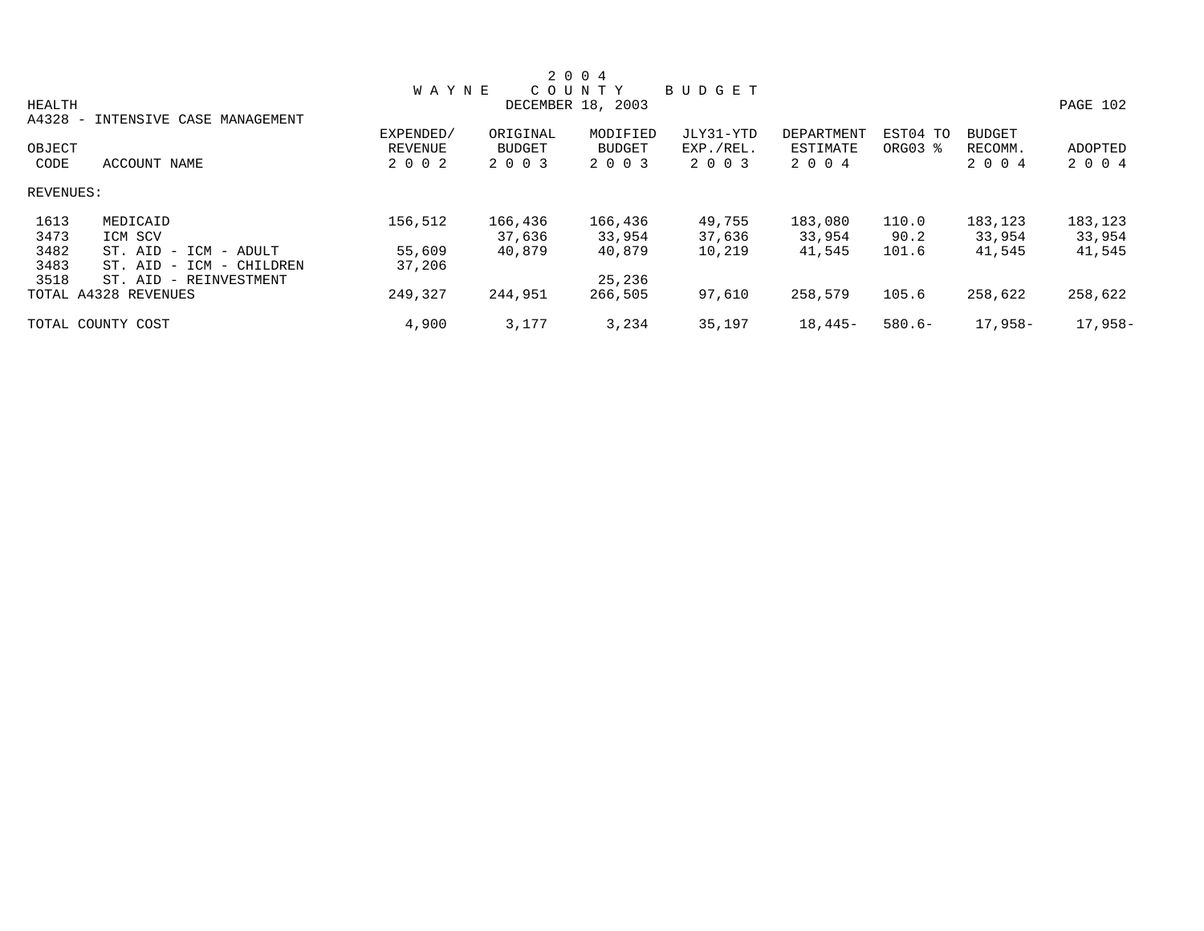# 2 0 0 4 WAYNE COUNTY BUDGET

HEALTH

DECEMBER 18, 2003

A4328 - INTENSIVE CASE MANAGEMENT

| OBJECT CODE | ACCOUNT NAME | EXPENDED/ REVENUE 2 0 0 2 | ORIGINAL BUDGET 2 0 0 3 | MODIFIED BUDGET 2 0 0 3 | JLY31-YTD EXP./REL. 2 0 0 3 | DEPARTMENT ESTIMATE 2 0 0 4 | EST04 TO ORG03 % | BUDGET RECOMM. 2 0 0 4 | ADOPTED 2 0 0 4 |
|---|---|---|---|---|---|---|---|---|---|
| REVENUES: | | | | | | | | | |
| 1613 | MEDICAID | 156,512 | 166,436 | 166,436 | 49,755 | 183,080 | 110.0 | 183,123 | 183,123 |
| 3473 | ICM SCV | | 37,636 | 33,954 | 37,636 | 33,954 | 90.2 | 33,954 | 33,954 |
| 3482 | ST. AID - ICM - ADULT | 55,609 | 40,879 | 40,879 | 10,219 | 41,545 | 101.6 | 41,545 | 41,545 |
| 3483 | ST. AID - ICM - CHILDREN | 37,206 | | | | | | | |
| 3518 | ST. AID - REINVESTMENT | | | 25,236 | | | | | |
| TOTAL A4328 REVENUES | | 249,327 | 244,951 | 266,505 | 97,610 | 258,579 | 105.6 | 258,622 | 258,622 |
| TOTAL COUNTY COST | | 4,900 | 3,177 | 3,234 | 35,197 | 18,445- | 580.6- | 17,958- | 17,958- |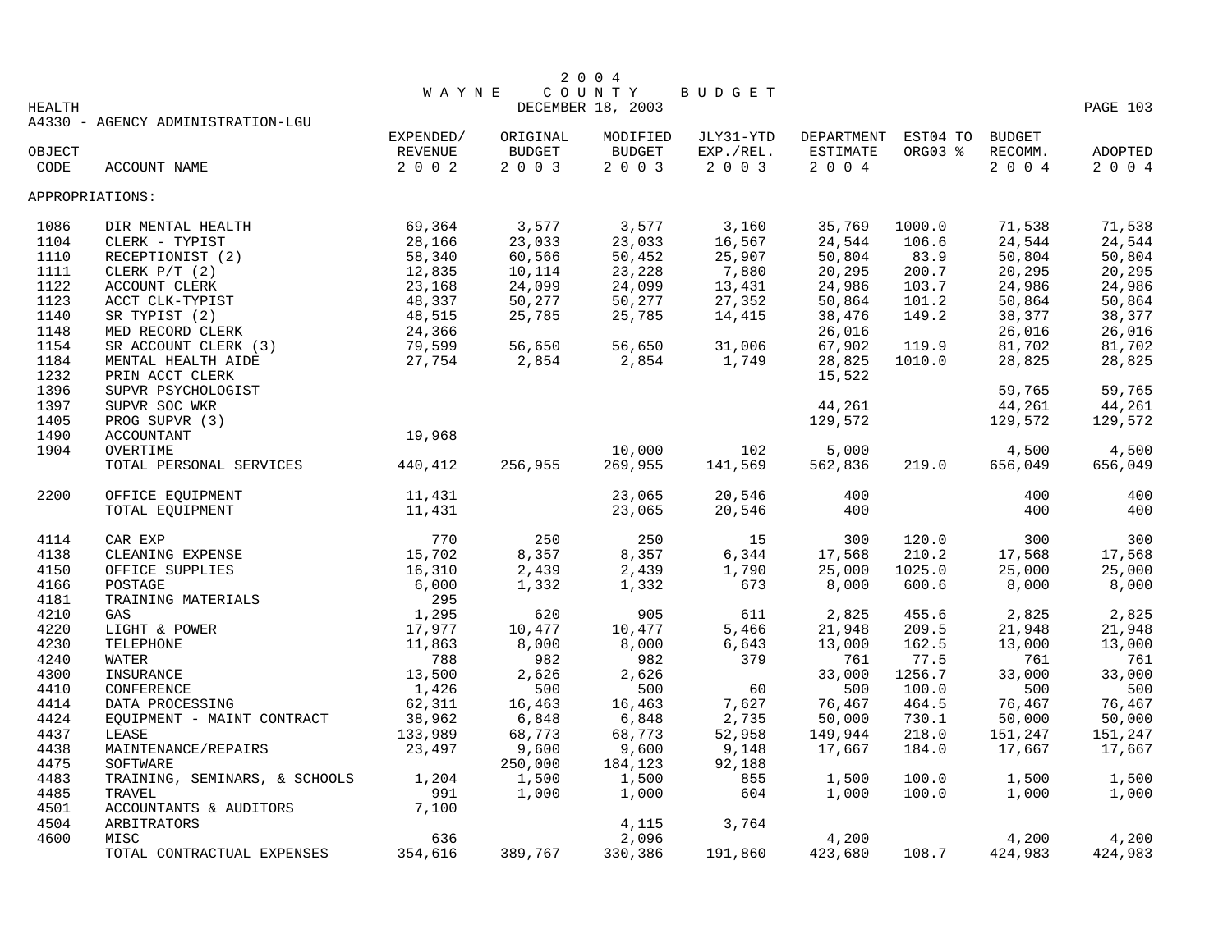# 2004 WAYNE COUNTY BUDGET

DECEMBER 18, 2003

HEALTH

A4330 - AGENCY ADMINISTRATION-LGU

| OBJECT CODE | ACCOUNT NAME | EXPENDED/ REVENUE 2002 | ORIGINAL BUDGET 2003 | MODIFIED BUDGET 2003 | JLY31-YTD EXP./REL. 2003 | DEPARTMENT ESTIMATE 2004 | EST04 TO ORG03 % | BUDGET RECOMM. 2004 | ADOPTED 2004 |
|---|---|---|---|---|---|---|---|---|---|
| APPROPRIATIONS: | | | | | | | | | |
| 1086 | DIR MENTAL HEALTH | 69,364 | 3,577 | 3,577 | 3,160 | 35,769 | 1000.0 | 71,538 | 71,538 |
| 1104 | CLERK - TYPIST | 28,166 | 23,033 | 23,033 | 16,567 | 24,544 | 106.6 | 24,544 | 24,544 |
| 1110 | RECEPTIONIST (2) | 58,340 | 60,566 | 50,452 | 25,907 | 50,804 | 83.9 | 50,804 | 50,804 |
| 1111 | CLERK P/T (2) | 12,835 | 10,114 | 23,228 | 7,880 | 20,295 | 200.7 | 20,295 | 20,295 |
| 1122 | ACCOUNT CLERK | 23,168 | 24,099 | 24,099 | 13,431 | 24,986 | 103.7 | 24,986 | 24,986 |
| 1123 | ACCT CLK-TYPIST | 48,337 | 50,277 | 50,277 | 27,352 | 50,864 | 101.2 | 50,864 | 50,864 |
| 1140 | SR TYPIST (2) | 48,515 | 25,785 | 25,785 | 14,415 | 38,476 | 149.2 | 38,377 | 38,377 |
| 1148 | MED RECORD CLERK | 24,366 | | | | 26,016 | | 26,016 | 26,016 |
| 1154 | SR ACCOUNT CLERK (3) | 79,599 | 56,650 | 56,650 | 31,006 | 67,902 | 119.9 | 81,702 | 81,702 |
| 1184 | MENTAL HEALTH AIDE | 27,754 | 2,854 | 2,854 | 1,749 | 28,825 | 1010.0 | 28,825 | 28,825 |
| 1232 | PRIN ACCT CLERK | | | | | 15,522 | | | |
| 1396 | SUPVR PSYCHOLOGIST | | | | | | | 59,765 | 59,765 |
| 1397 | SUPVR SOC WKR | | | | | 44,261 | | 44,261 | 44,261 |
| 1405 | PROG SUPVR (3) | | | | | 129,572 | | 129,572 | 129,572 |
| 1490 | ACCOUNTANT | 19,968 | | | | | | | |
| 1904 | OVERTIME | | | 10,000 | 102 | 5,000 | | 4,500 | 4,500 |
| | TOTAL PERSONAL SERVICES | 440,412 | 256,955 | 269,955 | 141,569 | 562,836 | 219.0 | 656,049 | 656,049 |
| 2200 | OFFICE EQUIPMENT | 11,431 | | 23,065 | 20,546 | 400 | | 400 | 400 |
| | TOTAL EQUIPMENT | 11,431 | | 23,065 | 20,546 | 400 | | 400 | 400 |
| 4114 | CAR EXP | 770 | 250 | 250 | 15 | 300 | 120.0 | 300 | 300 |
| 4138 | CLEANING EXPENSE | 15,702 | 8,357 | 8,357 | 6,344 | 17,568 | 210.2 | 17,568 | 17,568 |
| 4150 | OFFICE SUPPLIES | 16,310 | 2,439 | 2,439 | 1,790 | 25,000 | 1025.0 | 25,000 | 25,000 |
| 4166 | POSTAGE | 6,000 | 1,332 | 1,332 | 673 | 8,000 | 600.6 | 8,000 | 8,000 |
| 4181 | TRAINING MATERIALS | 295 | | | | | | | |
| 4210 | GAS | 1,295 | 620 | 905 | 611 | 2,825 | 455.6 | 2,825 | 2,825 |
| 4220 | LIGHT & POWER | 17,977 | 10,477 | 10,477 | 5,466 | 21,948 | 209.5 | 21,948 | 21,948 |
| 4230 | TELEPHONE | 11,863 | 8,000 | 8,000 | 6,643 | 13,000 | 162.5 | 13,000 | 13,000 |
| 4240 | WATER | 788 | 982 | 982 | 379 | 761 | 77.5 | 761 | 761 |
| 4300 | INSURANCE | 13,500 | 2,626 | 2,626 | | 33,000 | 1256.7 | 33,000 | 33,000 |
| 4410 | CONFERENCE | 1,426 | 500 | 500 | 60 | 500 | 100.0 | 500 | 500 |
| 4414 | DATA PROCESSING | 62,311 | 16,463 | 16,463 | 7,627 | 76,467 | 464.5 | 76,467 | 76,467 |
| 4424 | EQUIPMENT - MAINT CONTRACT | 38,962 | 6,848 | 6,848 | 2,735 | 50,000 | 730.1 | 50,000 | 50,000 |
| 4437 | LEASE | 133,989 | 68,773 | 68,773 | 52,958 | 149,944 | 218.0 | 151,247 | 151,247 |
| 4438 | MAINTENANCE/REPAIRS | 23,497 | 9,600 | 9,600 | 9,148 | 17,667 | 184.0 | 17,667 | 17,667 |
| 4475 | SOFTWARE | | 250,000 | 184,123 | 92,188 | | | | |
| 4483 | TRAINING, SEMINARS, & SCHOOLS | 1,204 | 1,500 | 1,500 | 855 | 1,500 | 100.0 | 1,500 | 1,500 |
| 4485 | TRAVEL | 991 | 1,000 | 1,000 | 604 | 1,000 | 100.0 | 1,000 | 1,000 |
| 4501 | ACCOUNTANTS & AUDITORS | 7,100 | | | | | | | |
| 4504 | ARBITRATORS | | | 4,115 | 3,764 | | | | |
| 4600 | MISC | 636 | | 2,096 | | 4,200 | | 4,200 | 4,200 |
| | TOTAL CONTRACTUAL EXPENSES | 354,616 | 389,767 | 330,386 | 191,860 | 423,680 | 108.7 | 424,983 | 424,983 |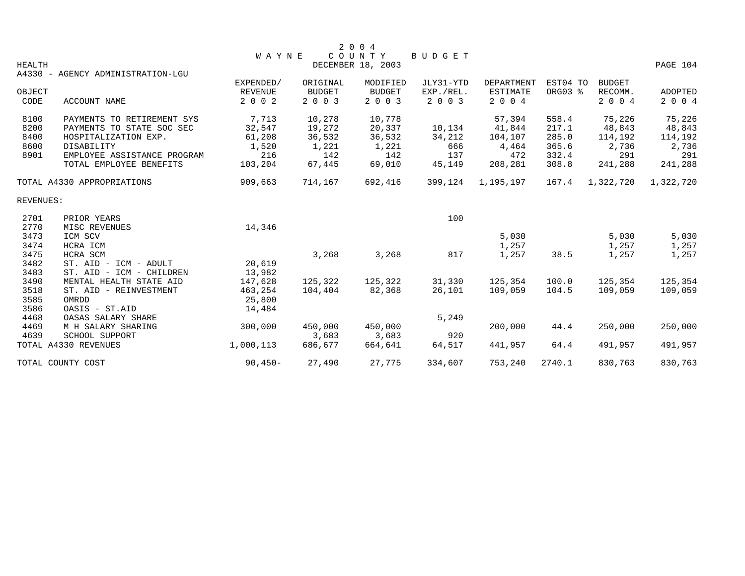# 2004 WAYNE COUNTY BUDGET

DECEMBER 18, 2003

HEALTH

A4330 - AGENCY ADMINISTRATION-LGU

| OBJECT CODE | ACCOUNT NAME | EXPENDED/ REVENUE 2002 | ORIGINAL BUDGET 2003 | MODIFIED BUDGET 2003 | JLY31-YTD EXP./REL. 2003 | DEPARTMENT ESTIMATE 2004 | EST04 TO ORG03 % | BUDGET RECOMM. 2004 | ADOPTED 2004 |
|---|---|---|---|---|---|---|---|---|---|
| 8100 | PAYMENTS TO RETIREMENT SYS | 7,713 | 10,278 | 10,778 | | 57,394 | 558.4 | 75,226 | 75,226 |
| 8200 | PAYMENTS TO STATE SOC SEC | 32,547 | 19,272 | 20,337 | 10,134 | 41,844 | 217.1 | 48,843 | 48,843 |
| 8400 | HOSPITALIZATION EXP. | 61,208 | 36,532 | 36,532 | 34,212 | 104,107 | 285.0 | 114,192 | 114,192 |
| 8600 | DISABILITY | 1,520 | 1,221 | 1,221 | 666 | 4,464 | 365.6 | 2,736 | 2,736 |
| 8901 | EMPLOYEE ASSISTANCE PROGRAM | 216 | 142 | 142 | 137 | 472 | 332.4 | 291 | 291 |
| | TOTAL EMPLOYEE BENEFITS | 103,204 | 67,445 | 69,010 | 45,149 | 208,281 | 308.8 | 241,288 | 241,288 |
| TOTAL A4330 APPROPRIATIONS | | 909,663 | 714,167 | 692,416 | 399,124 | 1,195,197 | 167.4 | 1,322,720 | 1,322,720 |
| REVENUES: | | | | | | | | | |
| 2701 | PRIOR YEARS | | | | 100 | | | | |
| 2770 | MISC REVENUES | 14,346 | | | | | | | |
| 3473 | ICM SCV | | | | | 5,030 | | 5,030 | 5,030 |
| 3474 | HCRA ICM | | | | | 1,257 | | 1,257 | 1,257 |
| 3475 | HCRA SCM | | 3,268 | 3,268 | 817 | 1,257 | 38.5 | 1,257 | 1,257 |
| 3482 | ST. AID - ICM - ADULT | 20,619 | | | | | | | |
| 3483 | ST. AID - ICM - CHILDREN | 13,982 | | | | | | | |
| 3490 | MENTAL HEALTH STATE AID | 147,628 | 125,322 | 125,322 | 31,330 | 125,354 | 100.0 | 125,354 | 125,354 |
| 3518 | ST. AID - REINVESTMENT | 463,254 | 104,404 | 82,368 | 26,101 | 109,059 | 104.5 | 109,059 | 109,059 |
| 3585 | OMRDD | 25,800 | | | | | | | |
| 3586 | OASIS - ST.AID | 14,484 | | | | | | | |
| 4468 | OASAS SALARY SHARE | | | | 5,249 | | | | |
| 4469 | M H SALARY SHARING | 300,000 | 450,000 | 450,000 | | 200,000 | 44.4 | 250,000 | 250,000 |
| 4639 | SCHOOL SUPPORT | | 3,683 | 3,683 | 920 | | | | |
| TOTAL A4330 REVENUES | | 1,000,113 | 686,677 | 664,641 | 64,517 | 441,957 | 64.4 | 491,957 | 491,957 |
| TOTAL COUNTY COST | | 90,450- | 27,490 | 27,775 | 334,607 | 753,240 | 2740.1 | 830,763 | 830,763 |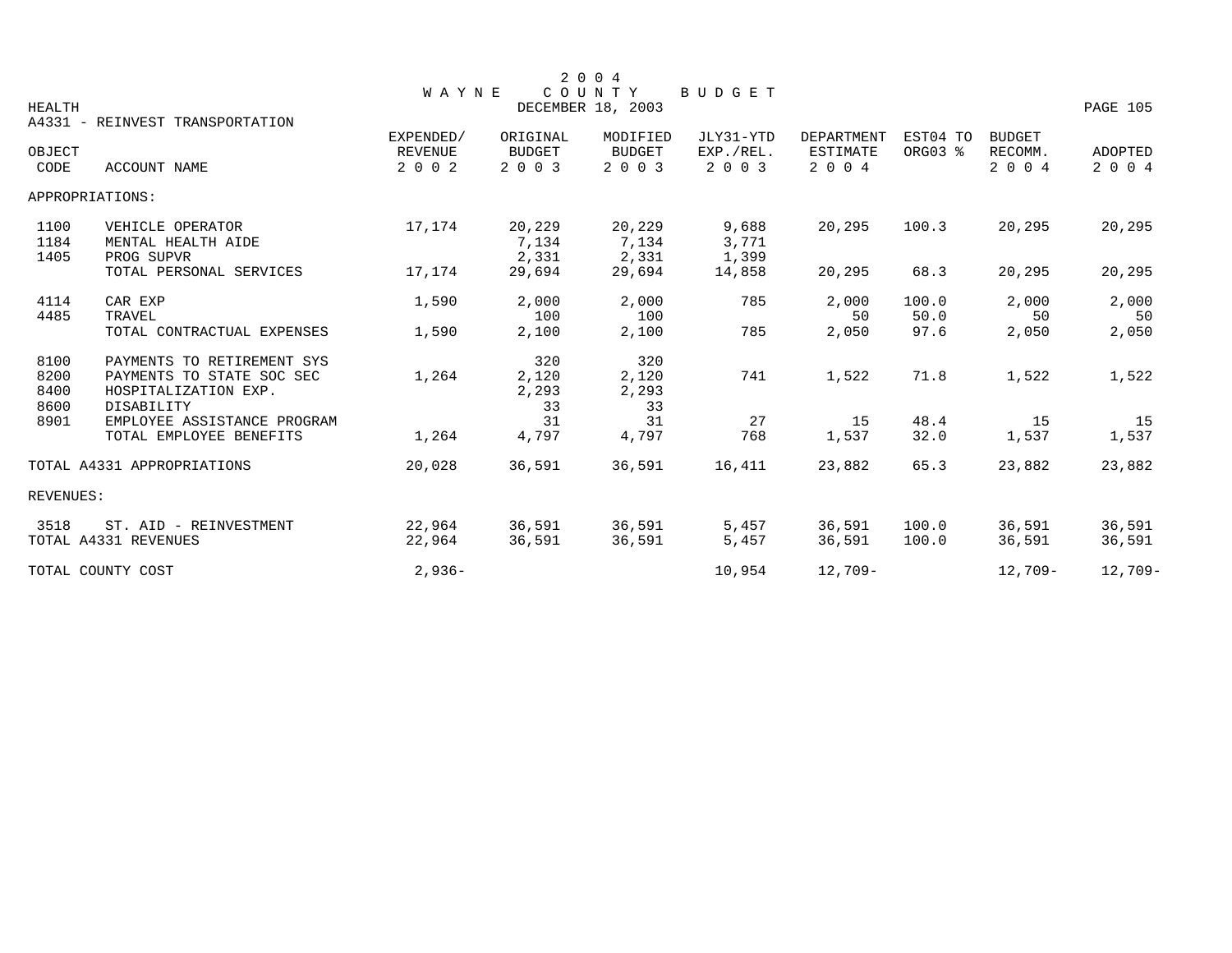# 2004 WAYNE COUNTY BUDGET

DECEMBER 18, 2003

HEALTH

A4331 - REINVEST TRANSPORTATION

| OBJECT CODE | ACCOUNT NAME | EXPENDED/ REVENUE 2002 | ORIGINAL BUDGET 2003 | MODIFIED BUDGET 2003 | JLY31-YTD EXP./REL. 2003 | DEPARTMENT ESTIMATE 2004 | EST04 TO ORG03 % | BUDGET RECOMM. 2004 | ADOPTED 2004 |
|---|---|---|---|---|---|---|---|---|---|
| APPROPRIATIONS: | | | | | | | | | |
| 1100 | VEHICLE OPERATOR | 17,174 | 20,229 | 20,229 | 9,688 | 20,295 | 100.3 | 20,295 | 20,295 |
| 1184 | MENTAL HEALTH AIDE | | 7,134 | 7,134 | 3,771 | | | | |
| 1405 | PROG SUPVR | | 2,331 | 2,331 | 1,399 | | | | |
| | TOTAL PERSONAL SERVICES | 17,174 | 29,694 | 29,694 | 14,858 | 20,295 | 68.3 | 20,295 | 20,295 |
| 4114 | CAR EXP | 1,590 | 2,000 | 2,000 | 785 | 2,000 | 100.0 | 2,000 | 2,000 |
| 4485 | TRAVEL | | 100 | 100 | | 50 | 50.0 | 50 | 50 |
| | TOTAL CONTRACTUAL EXPENSES | 1,590 | 2,100 | 2,100 | 785 | 2,050 | 97.6 | 2,050 | 2,050 |
| 8100 | PAYMENTS TO RETIREMENT SYS | | 320 | 320 | | | | | |
| 8200 | PAYMENTS TO STATE SOC SEC | 1,264 | 2,120 | 2,120 | 741 | 1,522 | 71.8 | 1,522 | 1,522 |
| 8400 | HOSPITALIZATION EXP. | | 2,293 | 2,293 | | | | | |
| 8600 | DISABILITY | | 33 | 33 | | | | | |
| 8901 | EMPLOYEE ASSISTANCE PROGRAM | | 31 | 31 | 27 | 15 | 48.4 | 15 | 15 |
| | TOTAL EMPLOYEE BENEFITS | 1,264 | 4,797 | 4,797 | 768 | 1,537 | 32.0 | 1,537 | 1,537 |
| TOTAL A4331 APPROPRIATIONS | | 20,028 | 36,591 | 36,591 | 16,411 | 23,882 | 65.3 | 23,882 | 23,882 |
| REVENUES: | | | | | | | | | |
| 3518 | ST. AID - REINVESTMENT | 22,964 | 36,591 | 36,591 | 5,457 | 36,591 | 100.0 | 36,591 | 36,591 |
| TOTAL A4331 REVENUES | | 22,964 | 36,591 | 36,591 | 5,457 | 36,591 | 100.0 | 36,591 | 36,591 |
| TOTAL COUNTY COST | | 2,936- | | | 10,954 | 12,709- | | 12,709- | 12,709- |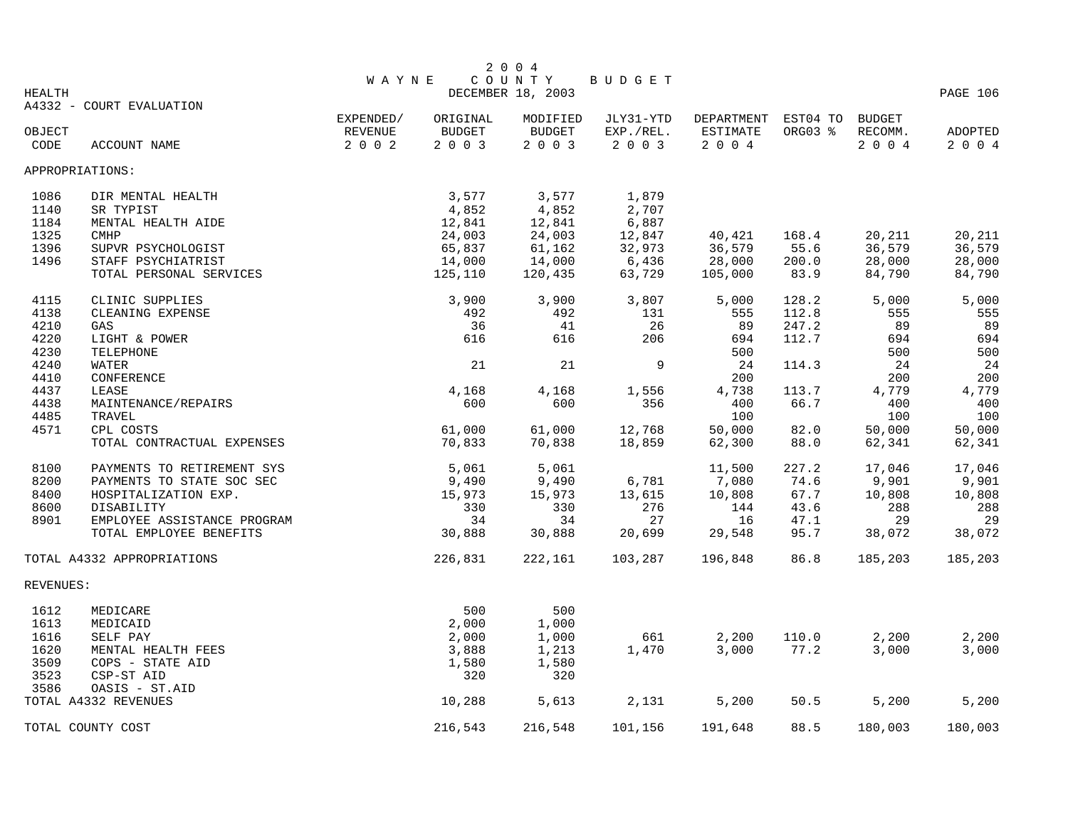# 2004 WAYNE COUNTY BUDGET

DECEMBER 18, 2003

HEALTH

A4332 - COURT EVALUATION

| OBJECT CODE | ACCOUNT NAME | EXPENDED/ REVENUE 2002 | ORIGINAL BUDGET 2003 | MODIFIED BUDGET 2003 | JLY31-YTD EXP./REL. 2003 | DEPARTMENT ESTIMATE 2004 | EST04 TO ORG03 % | BUDGET RECOMM. 2004 | ADOPTED 2004 |
|---|---|---|---|---|---|---|---|---|---|
| APPROPRIATIONS: | | | | | | | | | |
| 1086 | DIR MENTAL HEALTH | | 3,577 | 3,577 | 1,879 | | | | |
| 1140 | SR TYPIST | | 4,852 | 4,852 | 2,707 | | | | |
| 1184 | MENTAL HEALTH AIDE | | 12,841 | 12,841 | 6,887 | | | | |
| 1325 | CMHP | | 24,003 | 24,003 | 12,847 | 40,421 | 168.4 | 20,211 | 20,211 |
| 1396 | SUPVR PSYCHOLOGIST | | 65,837 | 61,162 | 32,973 | 36,579 | 55.6 | 36,579 | 36,579 |
| 1496 | STAFF PSYCHIATRIST | | 14,000 | 14,000 | 6,436 | 28,000 | 200.0 | 28,000 | 28,000 |
| | TOTAL PERSONAL SERVICES | | 125,110 | 120,435 | 63,729 | 105,000 | 83.9 | 84,790 | 84,790 |
| 4115 | CLINIC SUPPLIES | | 3,900 | 3,900 | 3,807 | 5,000 | 128.2 | 5,000 | 5,000 |
| 4138 | CLEANING EXPENSE | | 492 | 492 | 131 | 555 | 112.8 | 555 | 555 |
| 4210 | GAS | | 36 | 41 | 26 | 89 | 247.2 | 89 | 89 |
| 4220 | LIGHT & POWER | | 616 | 616 | 206 | 694 | 112.7 | 694 | 694 |
| 4230 | TELEPHONE | | | | | 500 | | 500 | 500 |
| 4240 | WATER | | 21 | 21 | 9 | 24 | 114.3 | 24 | 24 |
| 4410 | CONFERENCE | | | | | 200 | | 200 | 200 |
| 4437 | LEASE | | 4,168 | 4,168 | 1,556 | 4,738 | 113.7 | 4,779 | 4,779 |
| 4438 | MAINTENANCE/REPAIRS | | 600 | 600 | 356 | 400 | 66.7 | 400 | 400 |
| 4485 | TRAVEL | | | | | 100 | | 100 | 100 |
| 4571 | CPL COSTS | | 61,000 | 61,000 | 12,768 | 50,000 | 82.0 | 50,000 | 50,000 |
| | TOTAL CONTRACTUAL EXPENSES | | 70,833 | 70,838 | 18,859 | 62,300 | 88.0 | 62,341 | 62,341 |
| 8100 | PAYMENTS TO RETIREMENT SYS | | 5,061 | 5,061 | | 11,500 | 227.2 | 17,046 | 17,046 |
| 8200 | PAYMENTS TO STATE SOC SEC | | 9,490 | 9,490 | 6,781 | 7,080 | 74.6 | 9,901 | 9,901 |
| 8400 | HOSPITALIZATION EXP. | | 15,973 | 15,973 | 13,615 | 10,808 | 67.7 | 10,808 | 10,808 |
| 8600 | DISABILITY | | 330 | 330 | 276 | 144 | 43.6 | 288 | 288 |
| 8901 | EMPLOYEE ASSISTANCE PROGRAM | | 34 | 34 | 27 | 16 | 47.1 | 29 | 29 |
| | TOTAL EMPLOYEE BENEFITS | | 30,888 | 30,888 | 20,699 | 29,548 | 95.7 | 38,072 | 38,072 |
| TOTAL A4332 APPROPRIATIONS | | | 226,831 | 222,161 | 103,287 | 196,848 | 86.8 | 185,203 | 185,203 |
| REVENUES: | | | | | | | | | |
| 1612 | MEDICARE | | 500 | 500 | | | | | |
| 1613 | MEDICAID | | 2,000 | 1,000 | | | | | |
| 1616 | SELF PAY | | 2,000 | 1,000 | 661 | 2,200 | 110.0 | 2,200 | 2,200 |
| 1620 | MENTAL HEALTH FEES | | 3,888 | 1,213 | 1,470 | 3,000 | 77.2 | 3,000 | 3,000 |
| 3509 | COPS - STATE AID | | 1,580 | 1,580 | | | | | |
| 3523 | CSP-ST AID | | 320 | 320 | | | | | |
| 3586 | OASIS - ST.AID | | | | | | | | |
| TOTAL A4332 REVENUES | | | 10,288 | 5,613 | 2,131 | 5,200 | 50.5 | 5,200 | 5,200 |
| TOTAL COUNTY COST | | | 216,543 | 216,548 | 101,156 | 191,648 | 88.5 | 180,003 | 180,003 |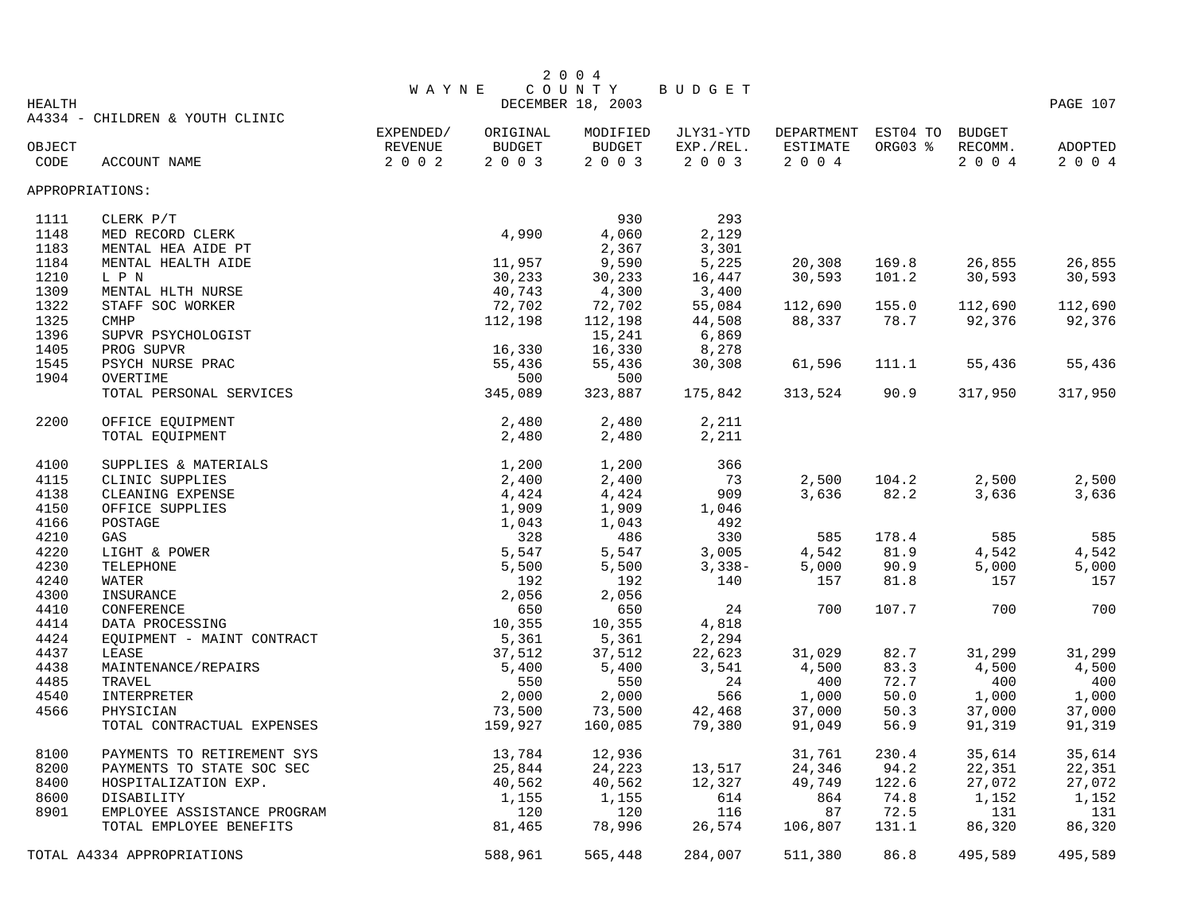# 2004 WAYNE COUNTY BUDGET

DECEMBER 18, 2003

HEALTH

A4334 - CHILDREN & YOUTH CLINIC

| OBJECT CODE | ACCOUNT NAME | EXPENDED/ REVENUE 2002 | ORIGINAL BUDGET 2003 | MODIFIED BUDGET 2003 | JLY31-YTD EXP./REL. 2003 | DEPARTMENT ESTIMATE 2004 | EST04 TO ORG03 % | BUDGET RECOMM. 2004 | ADOPTED 2004 |
|---|---|---|---|---|---|---|---|---|---|
| APPROPRIATIONS: | | | | | | | | | |
| 1111 | CLERK P/T | | | 930 | 293 | | | | |
| 1148 | MED RECORD CLERK | | 4,990 | 4,060 | 2,129 | | | | |
| 1183 | MENTAL HEA AIDE PT | | | 2,367 | 3,301 | | | | |
| 1184 | MENTAL HEALTH AIDE | | 11,957 | 9,590 | 5,225 | 20,308 | 169.8 | 26,855 | 26,855 |
| 1210 | L P N | | 30,233 | 30,233 | 16,447 | 30,593 | 101.2 | 30,593 | 30,593 |
| 1309 | MENTAL HLTH NURSE | | 40,743 | 4,300 | 3,400 | | | | |
| 1322 | STAFF SOC WORKER | | 72,702 | 72,702 | 55,084 | 112,690 | 155.0 | 112,690 | 112,690 |
| 1325 | CMHP | | 112,198 | 112,198 | 44,508 | 88,337 | 78.7 | 92,376 | 92,376 |
| 1396 | SUPVR PSYCHOLOGIST | | | 15,241 | 6,869 | | | | |
| 1405 | PROG SUPVR | | 16,330 | 16,330 | 8,278 | | | | |
| 1545 | PSYCH NURSE PRAC | | 55,436 | 55,436 | 30,308 | 61,596 | 111.1 | 55,436 | 55,436 |
| 1904 | OVERTIME | | 500 | 500 | | | | | |
| | TOTAL PERSONAL SERVICES | | 345,089 | 323,887 | 175,842 | 313,524 | 90.9 | 317,950 | 317,950 |
| 2200 | OFFICE EQUIPMENT | | 2,480 | 2,480 | 2,211 | | | | |
| | TOTAL EQUIPMENT | | 2,480 | 2,480 | 2,211 | | | | |
| 4100 | SUPPLIES & MATERIALS | | 1,200 | 1,200 | 366 | | | | |
| 4115 | CLINIC SUPPLIES | | 2,400 | 2,400 | 73 | 2,500 | 104.2 | 2,500 | 2,500 |
| 4138 | CLEANING EXPENSE | | 4,424 | 4,424 | 909 | 3,636 | 82.2 | 3,636 | 3,636 |
| 4150 | OFFICE SUPPLIES | | 1,909 | 1,909 | 1,046 | | | | |
| 4166 | POSTAGE | | 1,043 | 1,043 | 492 | | | | |
| 4210 | GAS | | 328 | 486 | 330 | 585 | 178.4 | 585 | 585 |
| 4220 | LIGHT & POWER | | 5,547 | 5,547 | 3,005 | 4,542 | 81.9 | 4,542 | 4,542 |
| 4230 | TELEPHONE | | 5,500 | 5,500 | 3,338- | 5,000 | 90.9 | 5,000 | 5,000 |
| 4240 | WATER | | 192 | 192 | 140 | 157 | 81.8 | 157 | 157 |
| 4300 | INSURANCE | | 2,056 | 2,056 | | | | | |
| 4410 | CONFERENCE | | 650 | 650 | 24 | 700 | 107.7 | 700 | 700 |
| 4414 | DATA PROCESSING | | 10,355 | 10,355 | 4,818 | | | | |
| 4424 | EQUIPMENT - MAINT CONTRACT | | 5,361 | 5,361 | 2,294 | | | | |
| 4437 | LEASE | | 37,512 | 37,512 | 22,623 | 31,029 | 82.7 | 31,299 | 31,299 |
| 4438 | MAINTENANCE/REPAIRS | | 5,400 | 5,400 | 3,541 | 4,500 | 83.3 | 4,500 | 4,500 |
| 4485 | TRAVEL | | 550 | 550 | 24 | 400 | 72.7 | 400 | 400 |
| 4540 | INTERPRETER | | 2,000 | 2,000 | 566 | 1,000 | 50.0 | 1,000 | 1,000 |
| 4566 | PHYSICIAN | | 73,500 | 73,500 | 42,468 | 37,000 | 50.3 | 37,000 | 37,000 |
| | TOTAL CONTRACTUAL EXPENSES | | 159,927 | 160,085 | 79,380 | 91,049 | 56.9 | 91,319 | 91,319 |
| 8100 | PAYMENTS TO RETIREMENT SYS | | 13,784 | 12,936 | | 31,761 | 230.4 | 35,614 | 35,614 |
| 8200 | PAYMENTS TO STATE SOC SEC | | 25,844 | 24,223 | 13,517 | 24,346 | 94.2 | 22,351 | 22,351 |
| 8400 | HOSPITALIZATION EXP. | | 40,562 | 40,562 | 12,327 | 49,749 | 122.6 | 27,072 | 27,072 |
| 8600 | DISABILITY | | 1,155 | 1,155 | 614 | 864 | 74.8 | 1,152 | 1,152 |
| 8901 | EMPLOYEE ASSISTANCE PROGRAM | | 120 | 120 | 116 | 87 | 72.5 | 131 | 131 |
| | TOTAL EMPLOYEE BENEFITS | | 81,465 | 78,996 | 26,574 | 106,807 | 131.1 | 86,320 | 86,320 |
| TOTAL A4334 APPROPRIATIONS | | | 588,961 | 565,448 | 284,007 | 511,380 | 86.8 | 495,589 | 495,589 |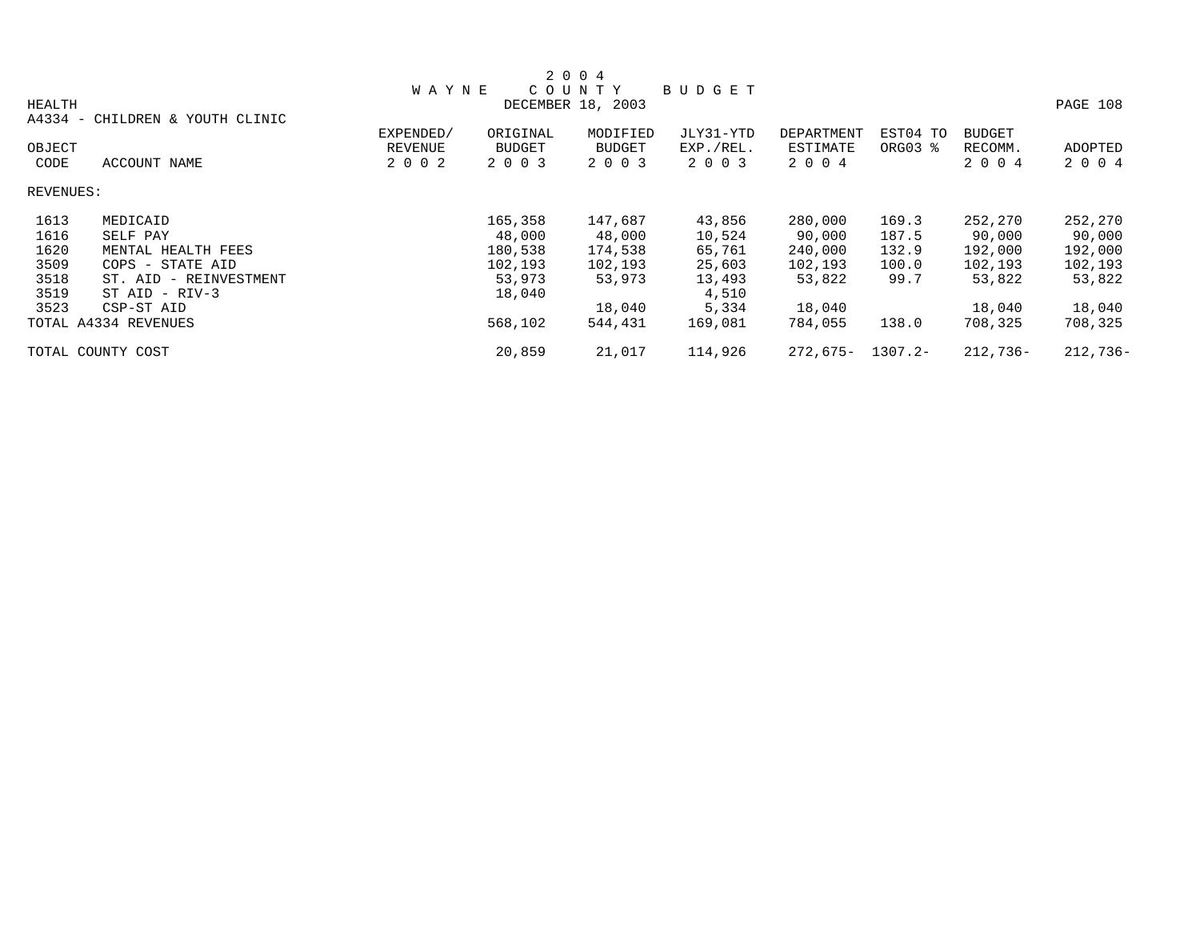# 2004 WAYNE COUNTY BUDGET

HEALTH
DECEMBER 18, 2003

A4334 - CHILDREN & YOUTH CLINIC

| OBJECT CODE | ACCOUNT NAME | EXPENDED/ REVENUE 2002 | ORIGINAL BUDGET 2003 | MODIFIED BUDGET 2003 | JLY31-YTD EXP./REL. 2003 | DEPARTMENT ESTIMATE 2004 | EST04 TO ORG03 % | BUDGET RECOMM. 2004 | ADOPTED 2004 |
|---|---|---|---|---|---|---|---|---|---|
| REVENUES: | | | | | | | | | |
| 1613 | MEDICAID | | 165,358 | 147,687 | 43,856 | 280,000 | 169.3 | 252,270 | 252,270 |
| 1616 | SELF PAY | | 48,000 | 48,000 | 10,524 | 90,000 | 187.5 | 90,000 | 90,000 |
| 1620 | MENTAL HEALTH FEES | | 180,538 | 174,538 | 65,761 | 240,000 | 132.9 | 192,000 | 192,000 |
| 3509 | COPS - STATE AID | | 102,193 | 102,193 | 25,603 | 102,193 | 100.0 | 102,193 | 102,193 |
| 3518 | ST. AID - REINVESTMENT | | 53,973 | 53,973 | 13,493 | 53,822 | 99.7 | 53,822 | 53,822 |
| 3519 | ST AID - RIV-3 | | 18,040 | | 4,510 | | | | |
| 3523 | CSP-ST AID | | | 18,040 | 5,334 | 18,040 | | 18,040 | 18,040 |
| TOTAL A4334 REVENUES | | | 568,102 | 544,431 | 169,081 | 784,055 | 138.0 | 708,325 | 708,325 |
| TOTAL COUNTY COST | | | 20,859 | 21,017 | 114,926 | 272,675- | 1307.2- | 212,736- | 212,736- |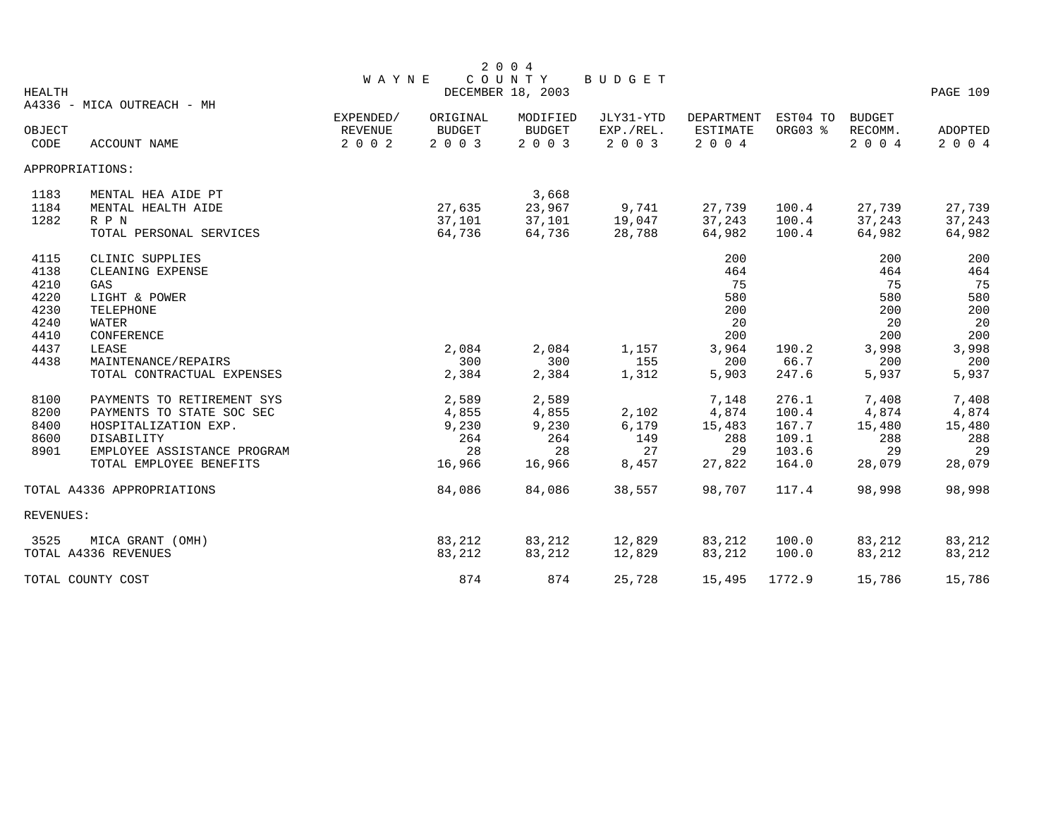# 2004 WAYNE COUNTY BUDGET

HEALTH — DECEMBER 18, 2003

A4336 - MICA OUTREACH - MH

| OBJECT CODE | ACCOUNT NAME | EXPENDED/ REVENUE 2002 | ORIGINAL BUDGET 2003 | MODIFIED BUDGET 2003 | JLY31-YTD EXP./REL. 2003 | DEPARTMENT ESTIMATE 2004 | EST04 TO ORG03 % | BUDGET RECOMM. 2004 | ADOPTED 2004 |
|---|---|---|---|---|---|---|---|---|---|
| APPROPRIATIONS: | | | | | | | | | |
| 1183 | MENTAL HEA AIDE PT | | | 3,668 | | | | | |
| 1184 | MENTAL HEALTH AIDE | | 27,635 | 23,967 | 9,741 | 27,739 | 100.4 | 27,739 | 27,739 |
| 1282 | R P N | | 37,101 | 37,101 | 19,047 | 37,243 | 100.4 | 37,243 | 37,243 |
| | TOTAL PERSONAL SERVICES | | 64,736 | 64,736 | 28,788 | 64,982 | 100.4 | 64,982 | 64,982 |
| 4115 | CLINIC SUPPLIES | | | | | 200 | | 200 | 200 |
| 4138 | CLEANING EXPENSE | | | | | 464 | | 464 | 464 |
| 4210 | GAS | | | | | 75 | | 75 | 75 |
| 4220 | LIGHT & POWER | | | | | 580 | | 580 | 580 |
| 4230 | TELEPHONE | | | | | 200 | | 200 | 200 |
| 4240 | WATER | | | | | 20 | | 20 | 20 |
| 4410 | CONFERENCE | | | | | 200 | | 200 | 200 |
| 4437 | LEASE | | 2,084 | 2,084 | 1,157 | 3,964 | 190.2 | 3,998 | 3,998 |
| 4438 | MAINTENANCE/REPAIRS | | 300 | 300 | 155 | 200 | 66.7 | 200 | 200 |
| | TOTAL CONTRACTUAL EXPENSES | | 2,384 | 2,384 | 1,312 | 5,903 | 247.6 | 5,937 | 5,937 |
| 8100 | PAYMENTS TO RETIREMENT SYS | | 2,589 | 2,589 | | 7,148 | 276.1 | 7,408 | 7,408 |
| 8200 | PAYMENTS TO STATE SOC SEC | | 4,855 | 4,855 | 2,102 | 4,874 | 100.4 | 4,874 | 4,874 |
| 8400 | HOSPITALIZATION EXP. | | 9,230 | 9,230 | 6,179 | 15,483 | 167.7 | 15,480 | 15,480 |
| 8600 | DISABILITY | | 264 | 264 | 149 | 288 | 109.1 | 288 | 288 |
| 8901 | EMPLOYEE ASSISTANCE PROGRAM | | 28 | 28 | 27 | 29 | 103.6 | 29 | 29 |
| | TOTAL EMPLOYEE BENEFITS | | 16,966 | 16,966 | 8,457 | 27,822 | 164.0 | 28,079 | 28,079 |
| TOTAL A4336 APPROPRIATIONS | | | 84,086 | 84,086 | 38,557 | 98,707 | 117.4 | 98,998 | 98,998 |
| REVENUES: | | | | | | | | | |
| 3525 | MICA GRANT (OMH) | | 83,212 | 83,212 | 12,829 | 83,212 | 100.0 | 83,212 | 83,212 |
| TOTAL A4336 REVENUES | | | 83,212 | 83,212 | 12,829 | 83,212 | 100.0 | 83,212 | 83,212 |
| TOTAL COUNTY COST | | | 874 | 874 | 25,728 | 15,495 | 1772.9 | 15,786 | 15,786 |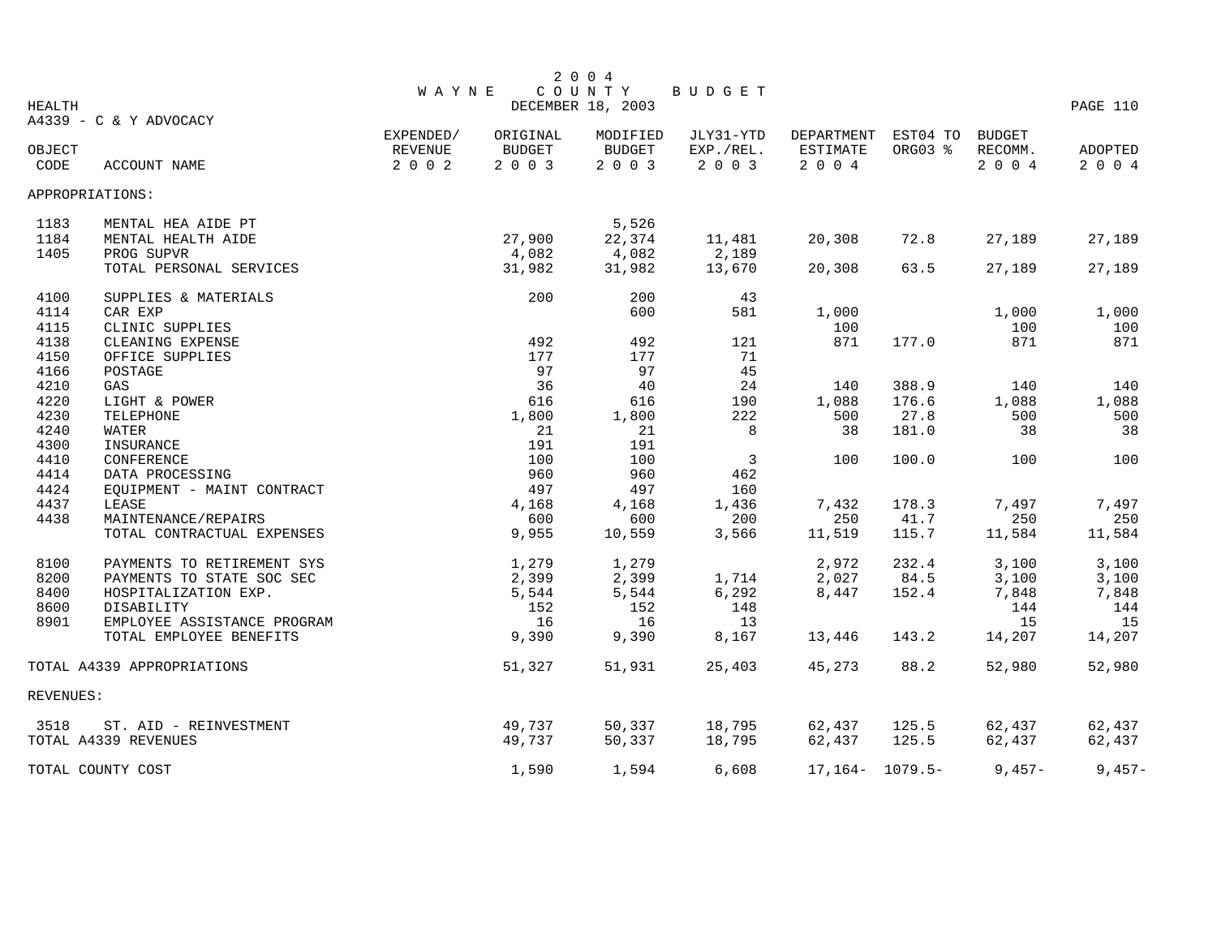# 2004 WAYNE COUNTY BUDGET

DECEMBER 18, 2003

HEALTH

A4339 - C & Y ADVOCACY

| OBJECT CODE | ACCOUNT NAME | EXPENDED/ REVENUE 2002 | ORIGINAL BUDGET 2003 | MODIFIED BUDGET 2003 | JLY31-YTD EXP./REL. 2003 | DEPARTMENT ESTIMATE 2004 | EST04 TO ORG03 % | BUDGET RECOMM. 2004 | ADOPTED 2004 |
|---|---|---|---|---|---|---|---|---|---|
| APPROPRIATIONS: | | | | | | | | | |
| 1183 | MENTAL HEA AIDE PT | | | 5,526 | | | | | |
| 1184 | MENTAL HEALTH AIDE | | 27,900 | 22,374 | 11,481 | 20,308 | 72.8 | 27,189 | 27,189 |
| 1405 | PROG SUPVR | | 4,082 | 4,082 | 2,189 | | | | |
| | TOTAL PERSONAL SERVICES | | 31,982 | 31,982 | 13,670 | 20,308 | 63.5 | 27,189 | 27,189 |
| 4100 | SUPPLIES & MATERIALS | | 200 | 200 | 43 | | | | |
| 4114 | CAR EXP | | | 600 | 581 | 1,000 | | 1,000 | 1,000 |
| 4115 | CLINIC SUPPLIES | | | | | 100 | | 100 | 100 |
| 4138 | CLEANING EXPENSE | | 492 | 492 | 121 | 871 | 177.0 | 871 | 871 |
| 4150 | OFFICE SUPPLIES | | 177 | 177 | 71 | | | | |
| 4166 | POSTAGE | | 97 | 97 | 45 | | | | |
| 4210 | GAS | | 36 | 40 | 24 | 140 | 388.9 | 140 | 140 |
| 4220 | LIGHT & POWER | | 616 | 616 | 190 | 1,088 | 176.6 | 1,088 | 1,088 |
| 4230 | TELEPHONE | | 1,800 | 1,800 | 222 | 500 | 27.8 | 500 | 500 |
| 4240 | WATER | | 21 | 21 | 8 | 38 | 181.0 | 38 | 38 |
| 4300 | INSURANCE | | 191 | 191 | | | | | |
| 4410 | CONFERENCE | | 100 | 100 | 3 | 100 | 100.0 | 100 | 100 |
| 4414 | DATA PROCESSING | | 960 | 960 | 462 | | | | |
| 4424 | EQUIPMENT - MAINT CONTRACT | | 497 | 497 | 160 | | | | |
| 4437 | LEASE | | 4,168 | 4,168 | 1,436 | 7,432 | 178.3 | 7,497 | 7,497 |
| 4438 | MAINTENANCE/REPAIRS | | 600 | 600 | 200 | 250 | 41.7 | 250 | 250 |
| | TOTAL CONTRACTUAL EXPENSES | | 9,955 | 10,559 | 3,566 | 11,519 | 115.7 | 11,584 | 11,584 |
| 8100 | PAYMENTS TO RETIREMENT SYS | | 1,279 | 1,279 | | 2,972 | 232.4 | 3,100 | 3,100 |
| 8200 | PAYMENTS TO STATE SOC SEC | | 2,399 | 2,399 | 1,714 | 2,027 | 84.5 | 3,100 | 3,100 |
| 8400 | HOSPITALIZATION EXP. | | 5,544 | 5,544 | 6,292 | 8,447 | 152.4 | 7,848 | 7,848 |
| 8600 | DISABILITY | | 152 | 152 | 148 | | | 144 | 144 |
| 8901 | EMPLOYEE ASSISTANCE PROGRAM | | 16 | 16 | 13 | | | 15 | 15 |
| | TOTAL EMPLOYEE BENEFITS | | 9,390 | 9,390 | 8,167 | 13,446 | 143.2 | 14,207 | 14,207 |
| TOTAL A4339 APPROPRIATIONS | | | 51,327 | 51,931 | 25,403 | 45,273 | 88.2 | 52,980 | 52,980 |
| REVENUES: | | | | | | | | | |
| 3518 | ST. AID - REINVESTMENT | | 49,737 | 50,337 | 18,795 | 62,437 | 125.5 | 62,437 | 62,437 |
| TOTAL A4339 REVENUES | | | 49,737 | 50,337 | 18,795 | 62,437 | 125.5 | 62,437 | 62,437 |
| TOTAL COUNTY COST | | | 1,590 | 1,594 | 6,608 | 17,164- | 1079.5- | 9,457- | 9,457- |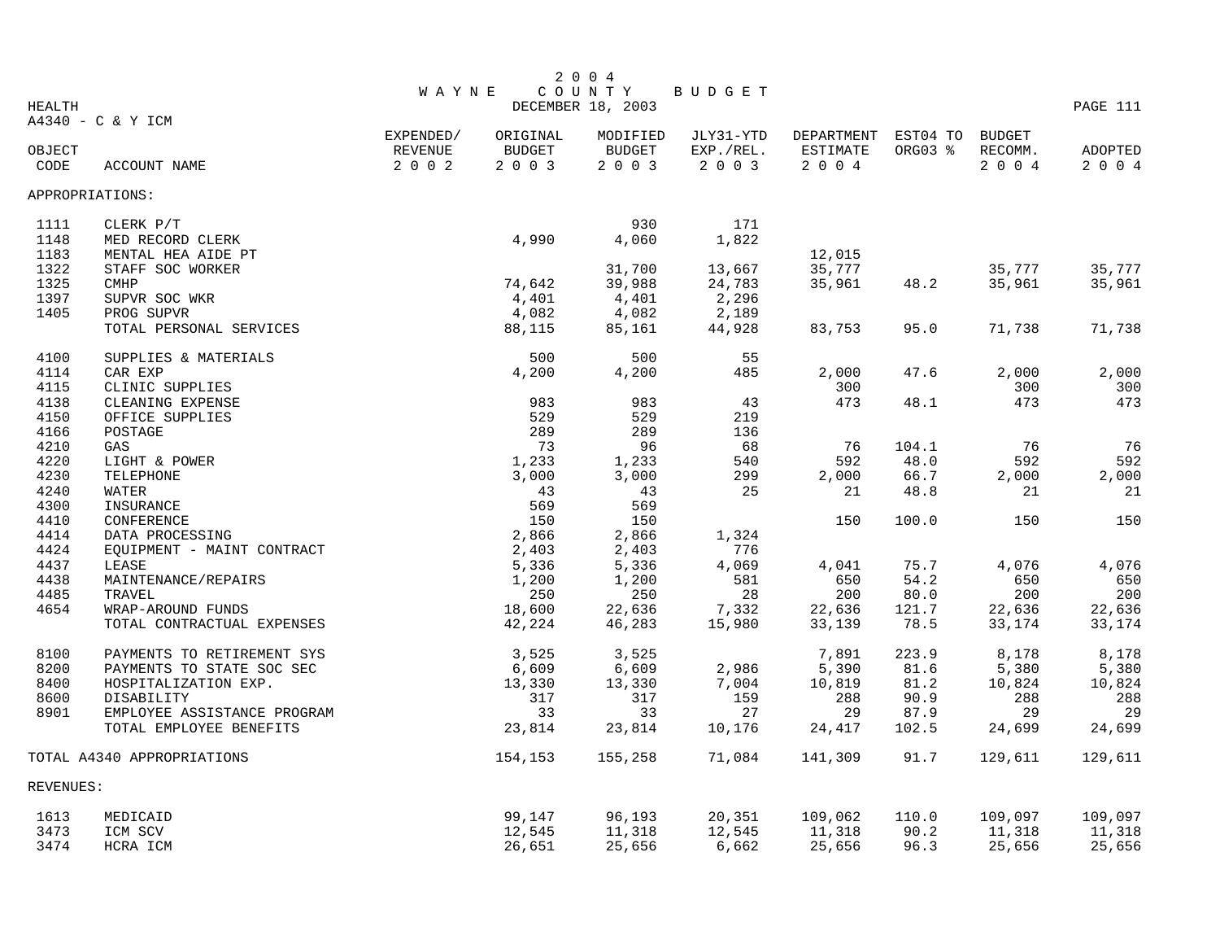# 2 0 0 4 WAYNE COUNTY BUDGET

DECEMBER 18, 2003

HEALTH

A4340 - C & Y ICM

| OBJECT CODE | ACCOUNT NAME | EXPENDED/ REVENUE 2002 | ORIGINAL BUDGET 2003 | MODIFIED BUDGET 2003 | JLY31-YTD EXP./REL. 2003 | DEPARTMENT ESTIMATE 2004 | EST04 TO ORG03 % | BUDGET RECOMM. 2004 | ADOPTED 2004 |
|---|---|---|---|---|---|---|---|---|---|
| APPROPRIATIONS: | | | | | | | | | |
| 1111 | CLERK P/T | | | 930 | 171 | | | | |
| 1148 | MED RECORD CLERK | | 4,990 | 4,060 | 1,822 | | | | |
| 1183 | MENTAL HEA AIDE PT | | | | | 12,015 | | | |
| 1322 | STAFF SOC WORKER | | | 31,700 | 13,667 | 35,777 | | 35,777 | 35,777 |
| 1325 | CMHP | | 74,642 | 39,988 | 24,783 | 35,961 | 48.2 | 35,961 | 35,961 |
| 1397 | SUPVR SOC WKR | | 4,401 | 4,401 | 2,296 | | | | |
| 1405 | PROG SUPVR | | 4,082 | 4,082 | 2,189 | | | | |
| | TOTAL PERSONAL SERVICES | | 88,115 | 85,161 | 44,928 | 83,753 | 95.0 | 71,738 | 71,738 |
| 4100 | SUPPLIES & MATERIALS | | 500 | 500 | 55 | | | | |
| 4114 | CAR EXP | | 4,200 | 4,200 | 485 | 2,000 | 47.6 | 2,000 | 2,000 |
| 4115 | CLINIC SUPPLIES | | | | | 300 | | 300 | 300 |
| 4138 | CLEANING EXPENSE | | 983 | 983 | 43 | 473 | 48.1 | 473 | 473 |
| 4150 | OFFICE SUPPLIES | | 529 | 529 | 219 | | | | |
| 4166 | POSTAGE | | 289 | 289 | 136 | | | | |
| 4210 | GAS | | 73 | 96 | 68 | 76 | 104.1 | 76 | 76 |
| 4220 | LIGHT & POWER | | 1,233 | 1,233 | 540 | 592 | 48.0 | 592 | 592 |
| 4230 | TELEPHONE | | 3,000 | 3,000 | 299 | 2,000 | 66.7 | 2,000 | 2,000 |
| 4240 | WATER | | 43 | 43 | 25 | 21 | 48.8 | 21 | 21 |
| 4300 | INSURANCE | | 569 | 569 | | | | | |
| 4410 | CONFERENCE | | 150 | 150 | | 150 | 100.0 | 150 | 150 |
| 4414 | DATA PROCESSING | | 2,866 | 2,866 | 1,324 | | | | |
| 4424 | EQUIPMENT - MAINT CONTRACT | | 2,403 | 2,403 | 776 | | | | |
| 4437 | LEASE | | 5,336 | 5,336 | 4,069 | 4,041 | 75.7 | 4,076 | 4,076 |
| 4438 | MAINTENANCE/REPAIRS | | 1,200 | 1,200 | 581 | 650 | 54.2 | 650 | 650 |
| 4485 | TRAVEL | | 250 | 250 | 28 | 200 | 80.0 | 200 | 200 |
| 4654 | WRAP-AROUND FUNDS | | 18,600 | 22,636 | 7,332 | 22,636 | 121.7 | 22,636 | 22,636 |
| | TOTAL CONTRACTUAL EXPENSES | | 42,224 | 46,283 | 15,980 | 33,139 | 78.5 | 33,174 | 33,174 |
| 8100 | PAYMENTS TO RETIREMENT SYS | | 3,525 | 3,525 | | 7,891 | 223.9 | 8,178 | 8,178 |
| 8200 | PAYMENTS TO STATE SOC SEC | | 6,609 | 6,609 | 2,986 | 5,390 | 81.6 | 5,380 | 5,380 |
| 8400 | HOSPITALIZATION EXP. | | 13,330 | 13,330 | 7,004 | 10,819 | 81.2 | 10,824 | 10,824 |
| 8600 | DISABILITY | | 317 | 317 | 159 | 288 | 90.9 | 288 | 288 |
| 8901 | EMPLOYEE ASSISTANCE PROGRAM | | 33 | 33 | 27 | 29 | 87.9 | 29 | 29 |
| | TOTAL EMPLOYEE BENEFITS | | 23,814 | 23,814 | 10,176 | 24,417 | 102.5 | 24,699 | 24,699 |
| TOTAL A4340 APPROPRIATIONS | | | 154,153 | 155,258 | 71,084 | 141,309 | 91.7 | 129,611 | 129,611 |
| REVENUES: | | | | | | | | | |
| 1613 | MEDICAID | | 99,147 | 96,193 | 20,351 | 109,062 | 110.0 | 109,097 | 109,097 |
| 3473 | ICM SCV | | 12,545 | 11,318 | 12,545 | 11,318 | 90.2 | 11,318 | 11,318 |
| 3474 | HCRA ICM | | 26,651 | 25,656 | 6,662 | 25,656 | 96.3 | 25,656 | 25,656 |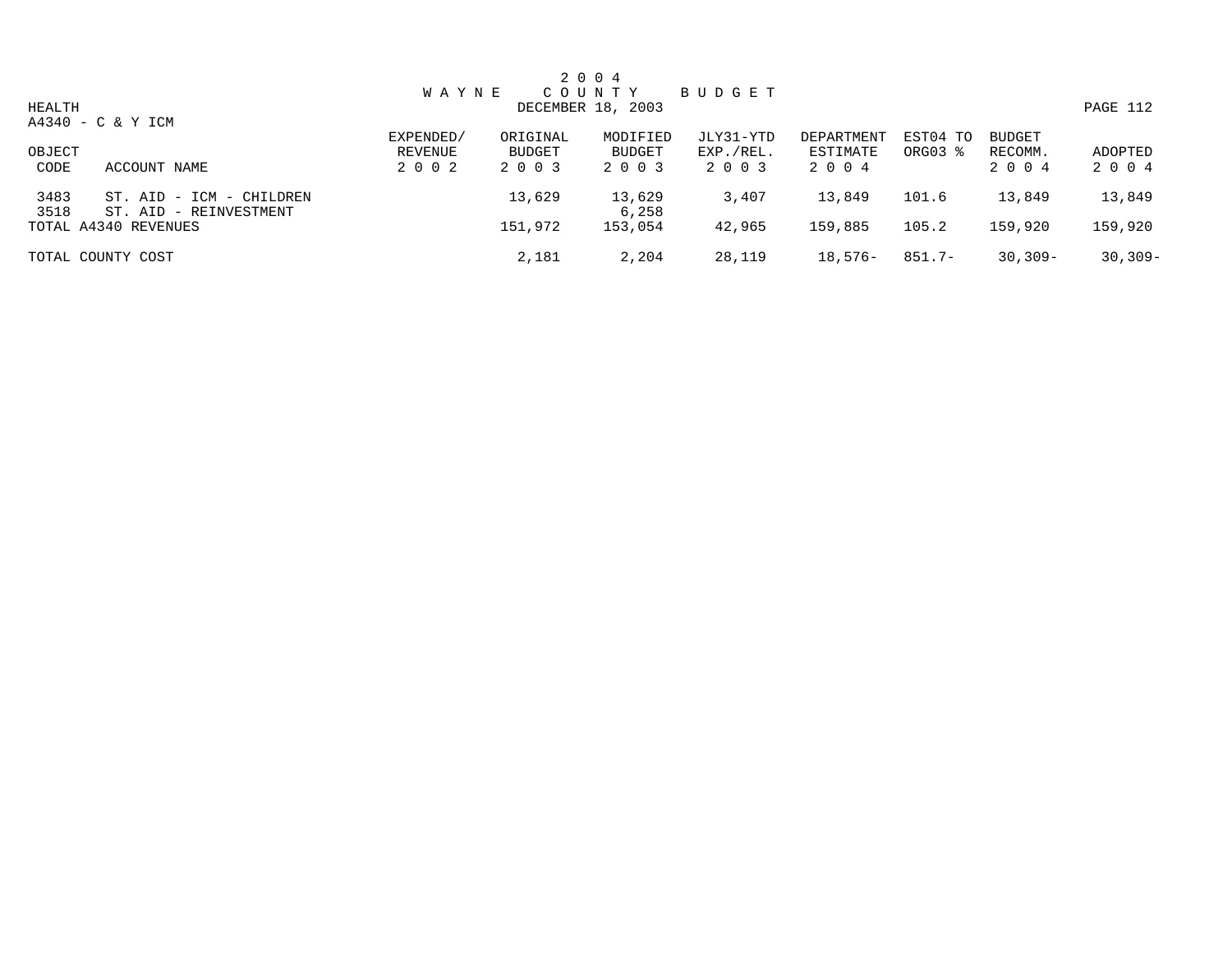2 0 0 4
W A Y N E C O U N T Y B U D G E T
DECEMBER 18, 2003

HEALTH
A4340 - C & Y ICM

| OBJECT CODE | ACCOUNT NAME | EXPENDED/ REVENUE 2 0 0 2 | ORIGINAL BUDGET 2 0 0 3 | MODIFIED BUDGET 2 0 0 3 | JLY31-YTD EXP./REL. 2 0 0 3 | DEPARTMENT ESTIMATE 2 0 0 4 | EST04 TO ORG03 % | BUDGET RECOMM. 2 0 0 4 | ADOPTED 2 0 0 4 |
|---|---|---|---|---|---|---|---|---|---|
| 3483 | ST. AID - ICM - CHILDREN | | 13,629 | 13,629 | 3,407 | 13,849 | 101.6 | 13,849 | 13,849 |
| 3518 | ST. AID - REINVESTMENT | | | 6,258 | | | | | |
| TOTAL A4340 REVENUES | | | 151,972 | 153,054 | 42,965 | 159,885 | 105.2 | 159,920 | 159,920 |
| TOTAL COUNTY COST | | | 2,181 | 2,204 | 28,119 | 18,576- | 851.7- | 30,309- | 30,309- |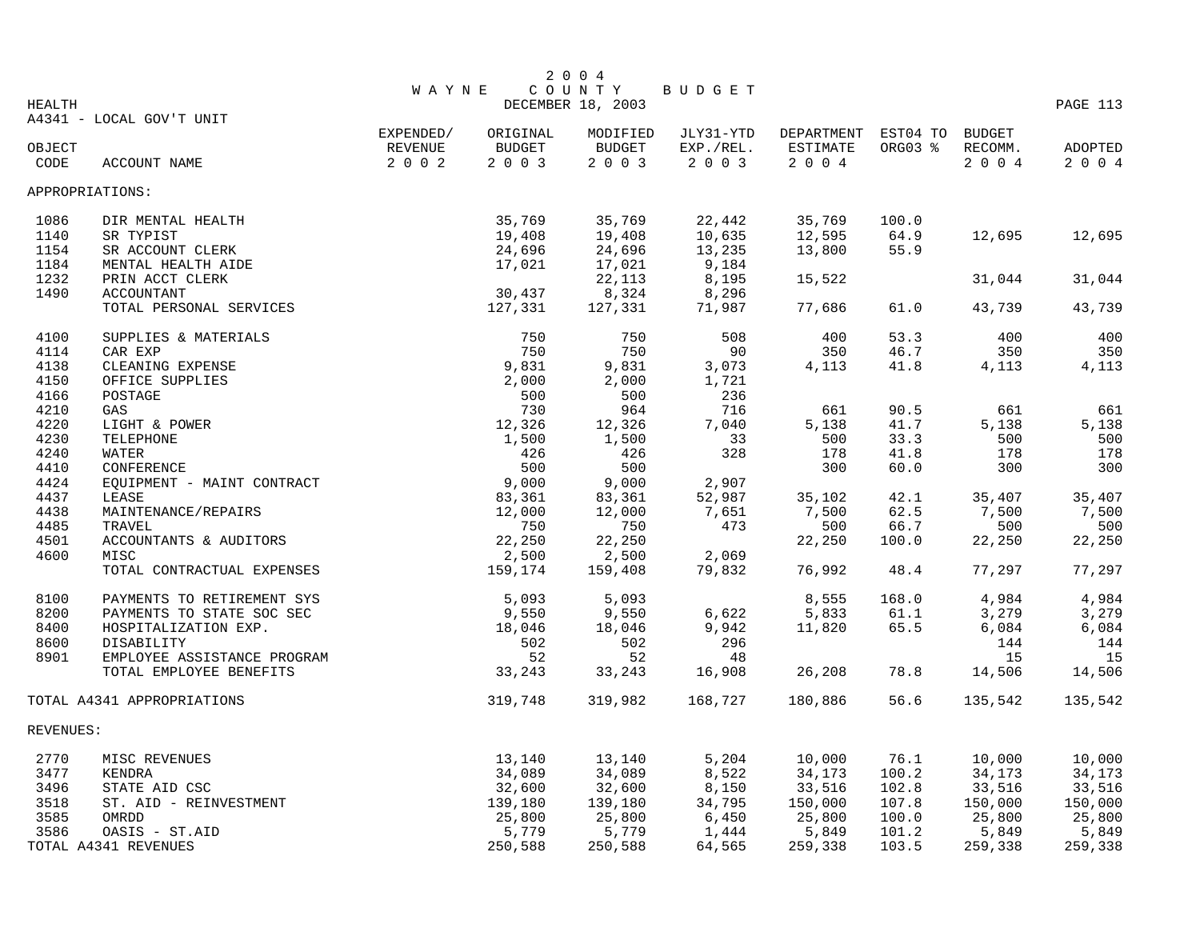# 2004 WAYNE COUNTY BUDGET

DECEMBER 18, 2003

HEALTH

A4341 - LOCAL GOV'T UNIT

| OBJECT CODE | ACCOUNT NAME | EXPENDED/ REVENUE 2002 | ORIGINAL BUDGET 2003 | MODIFIED BUDGET 2003 | JLY31-YTD EXP./REL. 2003 | DEPARTMENT ESTIMATE 2004 | EST04 TO ORG03 % | BUDGET RECOMM. 2004 | ADOPTED 2004 |
|---|---|---|---|---|---|---|---|---|---|
| APPROPRIATIONS: | | | | | | | | | |
| 1086 | DIR MENTAL HEALTH | | 35,769 | 35,769 | 22,442 | 35,769 | 100.0 | | |
| 1140 | SR TYPIST | | 19,408 | 19,408 | 10,635 | 12,595 | 64.9 | 12,695 | 12,695 |
| 1154 | SR ACCOUNT CLERK | | 24,696 | 24,696 | 13,235 | 13,800 | 55.9 | | |
| 1184 | MENTAL HEALTH AIDE | | 17,021 | 17,021 | 9,184 | | | | |
| 1232 | PRIN ACCT CLERK | | | 22,113 | 8,195 | 15,522 | | 31,044 | 31,044 |
| 1490 | ACCOUNTANT | | 30,437 | 8,324 | 8,296 | | | | |
| | TOTAL PERSONAL SERVICES | | 127,331 | 127,331 | 71,987 | 77,686 | 61.0 | 43,739 | 43,739 |
| 4100 | SUPPLIES & MATERIALS | | 750 | 750 | 508 | 400 | 53.3 | 400 | 400 |
| 4114 | CAR EXP | | 750 | 750 | 90 | 350 | 46.7 | 350 | 350 |
| 4138 | CLEANING EXPENSE | | 9,831 | 9,831 | 3,073 | 4,113 | 41.8 | 4,113 | 4,113 |
| 4150 | OFFICE SUPPLIES | | 2,000 | 2,000 | 1,721 | | | | |
| 4166 | POSTAGE | | 500 | 500 | 236 | | | | |
| 4210 | GAS | | 730 | 964 | 716 | 661 | 90.5 | 661 | 661 |
| 4220 | LIGHT & POWER | | 12,326 | 12,326 | 7,040 | 5,138 | 41.7 | 5,138 | 5,138 |
| 4230 | TELEPHONE | | 1,500 | 1,500 | 33 | 500 | 33.3 | 500 | 500 |
| 4240 | WATER | | 426 | 426 | 328 | 178 | 41.8 | 178 | 178 |
| 4410 | CONFERENCE | | 500 | 500 | | 300 | 60.0 | 300 | 300 |
| 4424 | EQUIPMENT - MAINT CONTRACT | | 9,000 | 9,000 | 2,907 | | | | |
| 4437 | LEASE | | 83,361 | 83,361 | 52,987 | 35,102 | 42.1 | 35,407 | 35,407 |
| 4438 | MAINTENANCE/REPAIRS | | 12,000 | 12,000 | 7,651 | 7,500 | 62.5 | 7,500 | 7,500 |
| 4485 | TRAVEL | | 750 | 750 | 473 | 500 | 66.7 | 500 | 500 |
| 4501 | ACCOUNTANTS & AUDITORS | | 22,250 | 22,250 | | 22,250 | 100.0 | 22,250 | 22,250 |
| 4600 | MISC | | 2,500 | 2,500 | 2,069 | | | | |
| | TOTAL CONTRACTUAL EXPENSES | | 159,174 | 159,408 | 79,832 | 76,992 | 48.4 | 77,297 | 77,297 |
| 8100 | PAYMENTS TO RETIREMENT SYS | | 5,093 | 5,093 | | 8,555 | 168.0 | 4,984 | 4,984 |
| 8200 | PAYMENTS TO STATE SOC SEC | | 9,550 | 9,550 | 6,622 | 5,833 | 61.1 | 3,279 | 3,279 |
| 8400 | HOSPITALIZATION EXP. | | 18,046 | 18,046 | 9,942 | 11,820 | 65.5 | 6,084 | 6,084 |
| 8600 | DISABILITY | | 502 | 502 | 296 | | | 144 | 144 |
| 8901 | EMPLOYEE ASSISTANCE PROGRAM | | 52 | 52 | 48 | | | 15 | 15 |
| | TOTAL EMPLOYEE BENEFITS | | 33,243 | 33,243 | 16,908 | 26,208 | 78.8 | 14,506 | 14,506 |
| TOTAL A4341 APPROPRIATIONS | | | 319,748 | 319,982 | 168,727 | 180,886 | 56.6 | 135,542 | 135,542 |
| REVENUES: | | | | | | | | | |
| 2770 | MISC REVENUES | | 13,140 | 13,140 | 5,204 | 10,000 | 76.1 | 10,000 | 10,000 |
| 3477 | KENDRA | | 34,089 | 34,089 | 8,522 | 34,173 | 100.2 | 34,173 | 34,173 |
| 3496 | STATE AID CSC | | 32,600 | 32,600 | 8,150 | 33,516 | 102.8 | 33,516 | 33,516 |
| 3518 | ST. AID - REINVESTMENT | | 139,180 | 139,180 | 34,795 | 150,000 | 107.8 | 150,000 | 150,000 |
| 3585 | OMRDD | | 25,800 | 25,800 | 6,450 | 25,800 | 100.0 | 25,800 | 25,800 |
| 3586 | OASIS - ST.AID | | 5,779 | 5,779 | 1,444 | 5,849 | 101.2 | 5,849 | 5,849 |
| TOTAL A4341 REVENUES | | | 250,588 | 250,588 | 64,565 | 259,338 | 103.5 | 259,338 | 259,338 |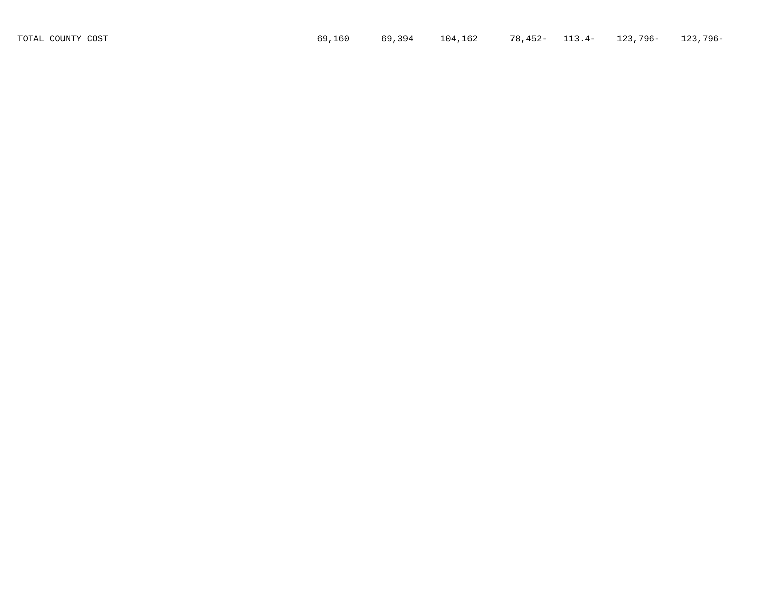| | | | | | | | |
|---|---|---|---|---|---|---|---|
| TOTAL COUNTY COST | 69,160 | 69,394 | 104,162 | 78,452- | 113.4- | 123,796- | 123,796- |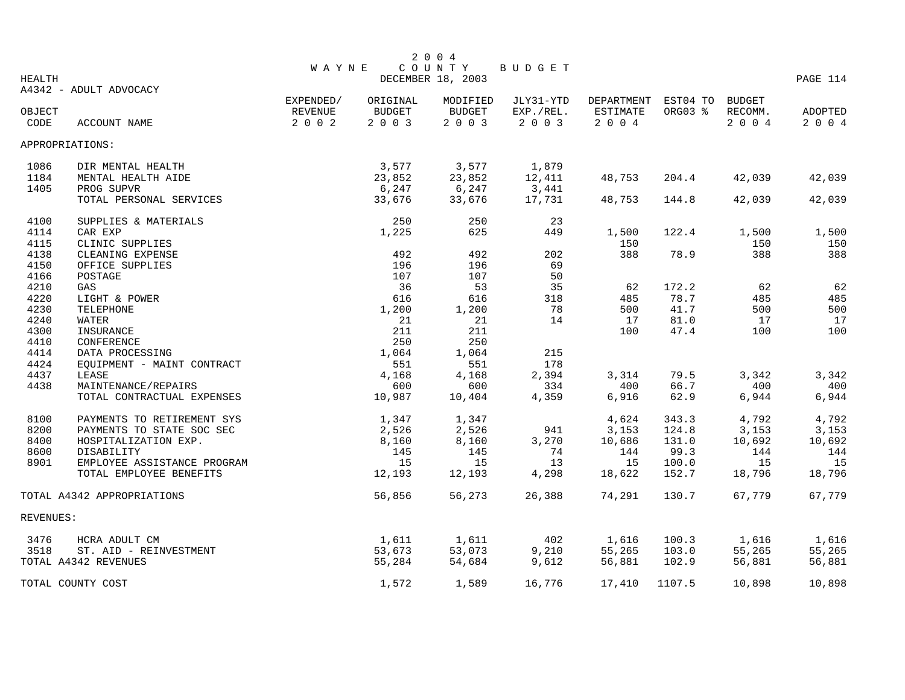# 2004 WAYNE COUNTY BUDGET

HEALTH
DECEMBER 18, 2003

A4342 - ADULT ADVOCACY

| OBJECT CODE | ACCOUNT NAME | EXPENDED/ REVENUE 2002 | ORIGINAL BUDGET 2003 | MODIFIED BUDGET 2003 | JLY31-YTD EXP./REL. 2003 | DEPARTMENT ESTIMATE 2004 | EST04 TO ORG03 % | BUDGET RECOMM. 2004 | ADOPTED 2004 |
|---|---|---|---|---|---|---|---|---|---|
| APPROPRIATIONS: | | | | | | | | | |
| 1086 | DIR MENTAL HEALTH | | 3,577 | 3,577 | 1,879 | | | | |
| 1184 | MENTAL HEALTH AIDE | | 23,852 | 23,852 | 12,411 | 48,753 | 204.4 | 42,039 | 42,039 |
| 1405 | PROG SUPVR | | 6,247 | 6,247 | 3,441 | | | | |
| | TOTAL PERSONAL SERVICES | | 33,676 | 33,676 | 17,731 | 48,753 | 144.8 | 42,039 | 42,039 |
| 4100 | SUPPLIES & MATERIALS | | 250 | 250 | 23 | | | | |
| 4114 | CAR EXP | | 1,225 | 625 | 449 | 1,500 | 122.4 | 1,500 | 1,500 |
| 4115 | CLINIC SUPPLIES | | | | | 150 | | 150 | 150 |
| 4138 | CLEANING EXPENSE | | 492 | 492 | 202 | 388 | 78.9 | 388 | 388 |
| 4150 | OFFICE SUPPLIES | | 196 | 196 | 69 | | | | |
| 4166 | POSTAGE | | 107 | 107 | 50 | | | | |
| 4210 | GAS | | 36 | 53 | 35 | 62 | 172.2 | 62 | 62 |
| 4220 | LIGHT & POWER | | 616 | 616 | 318 | 485 | 78.7 | 485 | 485 |
| 4230 | TELEPHONE | | 1,200 | 1,200 | 78 | 500 | 41.7 | 500 | 500 |
| 4240 | WATER | | 21 | 21 | 14 | 17 | 81.0 | 17 | 17 |
| 4300 | INSURANCE | | 211 | 211 | | 100 | 47.4 | 100 | 100 |
| 4410 | CONFERENCE | | 250 | 250 | | | | | |
| 4414 | DATA PROCESSING | | 1,064 | 1,064 | 215 | | | | |
| 4424 | EQUIPMENT - MAINT CONTRACT | | 551 | 551 | 178 | | | | |
| 4437 | LEASE | | 4,168 | 4,168 | 2,394 | 3,314 | 79.5 | 3,342 | 3,342 |
| 4438 | MAINTENANCE/REPAIRS | | 600 | 600 | 334 | 400 | 66.7 | 400 | 400 |
| | TOTAL CONTRACTUAL EXPENSES | | 10,987 | 10,404 | 4,359 | 6,916 | 62.9 | 6,944 | 6,944 |
| 8100 | PAYMENTS TO RETIREMENT SYS | | 1,347 | 1,347 | | 4,624 | 343.3 | 4,792 | 4,792 |
| 8200 | PAYMENTS TO STATE SOC SEC | | 2,526 | 2,526 | 941 | 3,153 | 124.8 | 3,153 | 3,153 |
| 8400 | HOSPITALIZATION EXP. | | 8,160 | 8,160 | 3,270 | 10,686 | 131.0 | 10,692 | 10,692 |
| 8600 | DISABILITY | | 145 | 145 | 74 | 144 | 99.3 | 144 | 144 |
| 8901 | EMPLOYEE ASSISTANCE PROGRAM | | 15 | 15 | 13 | 15 | 100.0 | 15 | 15 |
| | TOTAL EMPLOYEE BENEFITS | | 12,193 | 12,193 | 4,298 | 18,622 | 152.7 | 18,796 | 18,796 |
| TOTAL A4342 APPROPRIATIONS | | | 56,856 | 56,273 | 26,388 | 74,291 | 130.7 | 67,779 | 67,779 |
| REVENUES: | | | | | | | | | |
| 3476 | HCRA ADULT CM | | 1,611 | 1,611 | 402 | 1,616 | 100.3 | 1,616 | 1,616 |
| 3518 | ST. AID - REINVESTMENT | | 53,673 | 53,073 | 9,210 | 55,265 | 103.0 | 55,265 | 55,265 |
| TOTAL A4342 REVENUES | | | 55,284 | 54,684 | 9,612 | 56,881 | 102.9 | 56,881 | 56,881 |
| TOTAL COUNTY COST | | | 1,572 | 1,589 | 16,776 | 17,410 | 1107.5 | 10,898 | 10,898 |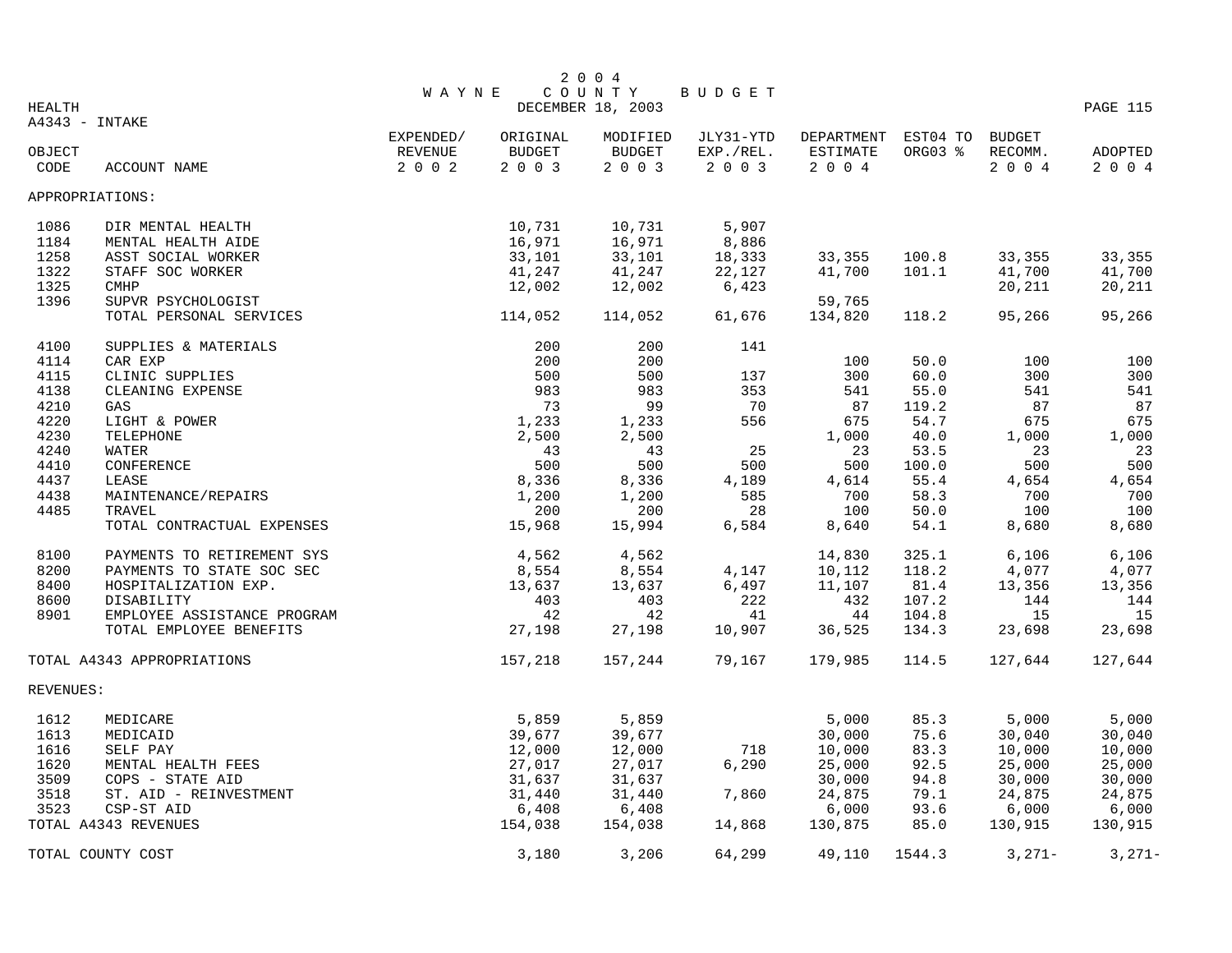# 2004 WAYNE COUNTY BUDGET

DECEMBER 18, 2003

HEALTH

A4343 - INTAKE

| OBJECT CODE | ACCOUNT NAME | EXPENDED/ REVENUE 2002 | ORIGINAL BUDGET 2003 | MODIFIED BUDGET 2003 | JLY31-YTD EXP./REL. 2003 | DEPARTMENT ESTIMATE 2004 | EST04 TO ORG03 % | BUDGET RECOMM. 2004 | ADOPTED 2004 |
|---|---|---|---|---|---|---|---|---|---|
| APPROPRIATIONS: | | | | | | | | | |
| 1086 | DIR MENTAL HEALTH | | 10,731 | 10,731 | 5,907 | | | | |
| 1184 | MENTAL HEALTH AIDE | | 16,971 | 16,971 | 8,886 | | | | |
| 1258 | ASST SOCIAL WORKER | | 33,101 | 33,101 | 18,333 | 33,355 | 100.8 | 33,355 | 33,355 |
| 1322 | STAFF SOC WORKER | | 41,247 | 41,247 | 22,127 | 41,700 | 101.1 | 41,700 | 41,700 |
| 1325 | CMHP | | 12,002 | 12,002 | 6,423 | | | 20,211 | 20,211 |
| 1396 | SUPVR PSYCHOLOGIST | | | | | 59,765 | | | |
| | TOTAL PERSONAL SERVICES | | 114,052 | 114,052 | 61,676 | 134,820 | 118.2 | 95,266 | 95,266 |
| 4100 | SUPPLIES & MATERIALS | | 200 | 200 | 141 | | | | |
| 4114 | CAR EXP | | 200 | 200 | | 100 | 50.0 | 100 | 100 |
| 4115 | CLINIC SUPPLIES | | 500 | 500 | 137 | 300 | 60.0 | 300 | 300 |
| 4138 | CLEANING EXPENSE | | 983 | 983 | 353 | 541 | 55.0 | 541 | 541 |
| 4210 | GAS | | 73 | 99 | 70 | 87 | 119.2 | 87 | 87 |
| 4220 | LIGHT & POWER | | 1,233 | 1,233 | 556 | 675 | 54.7 | 675 | 675 |
| 4230 | TELEPHONE | | 2,500 | 2,500 | | 1,000 | 40.0 | 1,000 | 1,000 |
| 4240 | WATER | | 43 | 43 | 25 | 23 | 53.5 | 23 | 23 |
| 4410 | CONFERENCE | | 500 | 500 | 500 | 500 | 100.0 | 500 | 500 |
| 4437 | LEASE | | 8,336 | 8,336 | 4,189 | 4,614 | 55.4 | 4,654 | 4,654 |
| 4438 | MAINTENANCE/REPAIRS | | 1,200 | 1,200 | 585 | 700 | 58.3 | 700 | 700 |
| 4485 | TRAVEL | | 200 | 200 | 28 | 100 | 50.0 | 100 | 100 |
| | TOTAL CONTRACTUAL EXPENSES | | 15,968 | 15,994 | 6,584 | 8,640 | 54.1 | 8,680 | 8,680 |
| 8100 | PAYMENTS TO RETIREMENT SYS | | 4,562 | 4,562 | | 14,830 | 325.1 | 6,106 | 6,106 |
| 8200 | PAYMENTS TO STATE SOC SEC | | 8,554 | 8,554 | 4,147 | 10,112 | 118.2 | 4,077 | 4,077 |
| 8400 | HOSPITALIZATION EXP. | | 13,637 | 13,637 | 6,497 | 11,107 | 81.4 | 13,356 | 13,356 |
| 8600 | DISABILITY | | 403 | 403 | 222 | 432 | 107.2 | 144 | 144 |
| 8901 | EMPLOYEE ASSISTANCE PROGRAM | | 42 | 42 | 41 | 44 | 104.8 | 15 | 15 |
| | TOTAL EMPLOYEE BENEFITS | | 27,198 | 27,198 | 10,907 | 36,525 | 134.3 | 23,698 | 23,698 |
| TOTAL A4343 APPROPRIATIONS | | | 157,218 | 157,244 | 79,167 | 179,985 | 114.5 | 127,644 | 127,644 |
| REVENUES: | | | | | | | | | |
| 1612 | MEDICARE | | 5,859 | 5,859 | | 5,000 | 85.3 | 5,000 | 5,000 |
| 1613 | MEDICAID | | 39,677 | 39,677 | | 30,000 | 75.6 | 30,040 | 30,040 |
| 1616 | SELF PAY | | 12,000 | 12,000 | 718 | 10,000 | 83.3 | 10,000 | 10,000 |
| 1620 | MENTAL HEALTH FEES | | 27,017 | 27,017 | 6,290 | 25,000 | 92.5 | 25,000 | 25,000 |
| 3509 | COPS - STATE AID | | 31,637 | 31,637 | | 30,000 | 94.8 | 30,000 | 30,000 |
| 3518 | ST. AID - REINVESTMENT | | 31,440 | 31,440 | 7,860 | 24,875 | 79.1 | 24,875 | 24,875 |
| 3523 | CSP-ST AID | | 6,408 | 6,408 | | 6,000 | 93.6 | 6,000 | 6,000 |
| TOTAL A4343 REVENUES | | | 154,038 | 154,038 | 14,868 | 130,875 | 85.0 | 130,915 | 130,915 |
| TOTAL COUNTY COST | | | 3,180 | 3,206 | 64,299 | 49,110 | 1544.3 | 3,271- | 3,271- |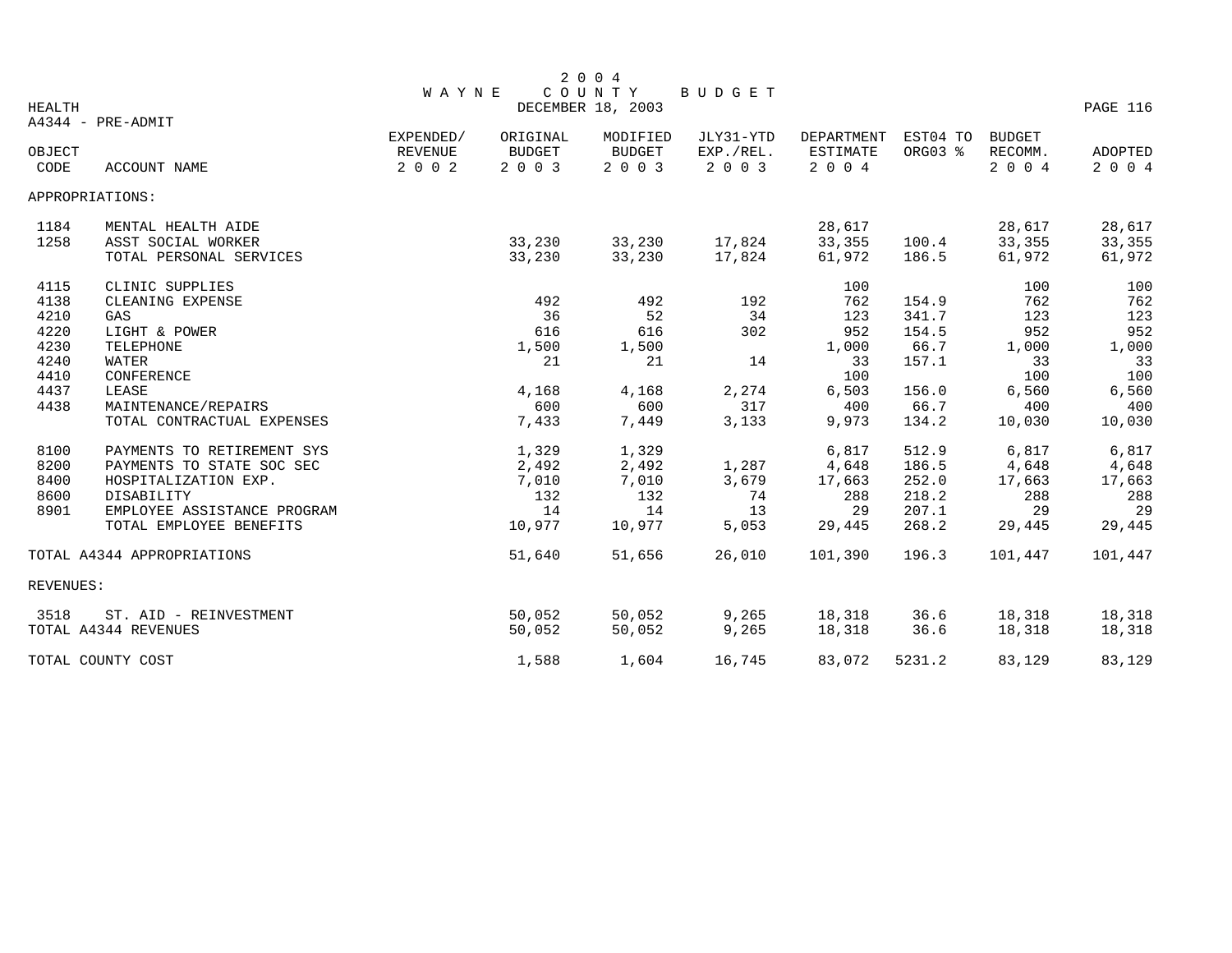# 2004 WAYNE COUNTY BUDGET

DECEMBER 18, 2003

HEALTH

A4344 - PRE-ADMIT

| OBJECT CODE | ACCOUNT NAME | EXPENDED/ REVENUE 2002 | ORIGINAL BUDGET 2003 | MODIFIED BUDGET 2003 | JLY31-YTD EXP./REL. 2003 | DEPARTMENT ESTIMATE 2004 | EST04 TO ORG03 % | BUDGET RECOMM. 2004 | ADOPTED 2004 |
|---|---|---|---|---|---|---|---|---|---|
| APPROPRIATIONS: | | | | | | | | | |
| 1184 | MENTAL HEALTH AIDE | | | | | 28,617 | | 28,617 | 28,617 |
| 1258 | ASST SOCIAL WORKER | | 33,230 | 33,230 | 17,824 | 33,355 | 100.4 | 33,355 | 33,355 |
| | TOTAL PERSONAL SERVICES | | 33,230 | 33,230 | 17,824 | 61,972 | 186.5 | 61,972 | 61,972 |
| 4115 | CLINIC SUPPLIES | | | | | 100 | | 100 | 100 |
| 4138 | CLEANING EXPENSE | | 492 | 492 | 192 | 762 | 154.9 | 762 | 762 |
| 4210 | GAS | | 36 | 52 | 34 | 123 | 341.7 | 123 | 123 |
| 4220 | LIGHT & POWER | | 616 | 616 | 302 | 952 | 154.5 | 952 | 952 |
| 4230 | TELEPHONE | | 1,500 | 1,500 | | 1,000 | 66.7 | 1,000 | 1,000 |
| 4240 | WATER | | 21 | 21 | 14 | 33 | 157.1 | 33 | 33 |
| 4410 | CONFERENCE | | | | | 100 | | 100 | 100 |
| 4437 | LEASE | | 4,168 | 4,168 | 2,274 | 6,503 | 156.0 | 6,560 | 6,560 |
| 4438 | MAINTENANCE/REPAIRS | | 600 | 600 | 317 | 400 | 66.7 | 400 | 400 |
| | TOTAL CONTRACTUAL EXPENSES | | 7,433 | 7,449 | 3,133 | 9,973 | 134.2 | 10,030 | 10,030 |
| 8100 | PAYMENTS TO RETIREMENT SYS | | 1,329 | 1,329 | | 6,817 | 512.9 | 6,817 | 6,817 |
| 8200 | PAYMENTS TO STATE SOC SEC | | 2,492 | 2,492 | 1,287 | 4,648 | 186.5 | 4,648 | 4,648 |
| 8400 | HOSPITALIZATION EXP. | | 7,010 | 7,010 | 3,679 | 17,663 | 252.0 | 17,663 | 17,663 |
| 8600 | DISABILITY | | 132 | 132 | 74 | 288 | 218.2 | 288 | 288 |
| 8901 | EMPLOYEE ASSISTANCE PROGRAM | | 14 | 14 | 13 | 29 | 207.1 | 29 | 29 |
| | TOTAL EMPLOYEE BENEFITS | | 10,977 | 10,977 | 5,053 | 29,445 | 268.2 | 29,445 | 29,445 |
| TOTAL A4344 APPROPRIATIONS | | | 51,640 | 51,656 | 26,010 | 101,390 | 196.3 | 101,447 | 101,447 |
| REVENUES: | | | | | | | | | |
| 3518 | ST. AID - REINVESTMENT | | 50,052 | 50,052 | 9,265 | 18,318 | 36.6 | 18,318 | 18,318 |
| TOTAL A4344 REVENUES | | | 50,052 | 50,052 | 9,265 | 18,318 | 36.6 | 18,318 | 18,318 |
| TOTAL COUNTY COST | | | 1,588 | 1,604 | 16,745 | 83,072 | 5231.2 | 83,129 | 83,129 |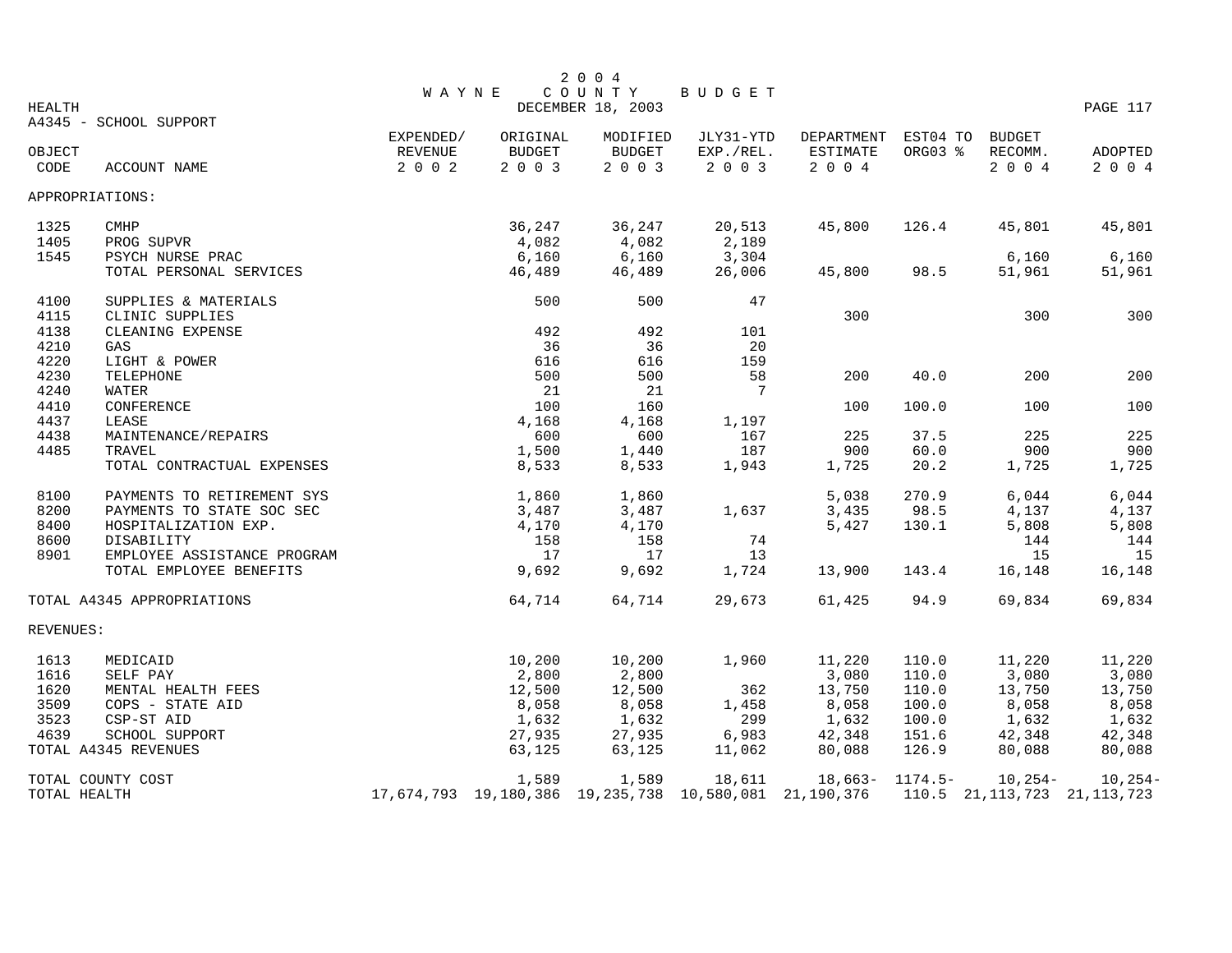# 2004 WAYNE COUNTY BUDGET

DECEMBER 18, 2003

HEALTH

A4345 - SCHOOL SUPPORT

| OBJECT CODE | ACCOUNT NAME | EXPENDED/ REVENUE 2002 | ORIGINAL BUDGET 2003 | MODIFIED BUDGET 2003 | JLY31-YTD EXP./REL. 2003 | DEPARTMENT ESTIMATE 2004 | EST04 TO ORG03 % | BUDGET RECOMM. 2004 | ADOPTED 2004 |
|---|---|---|---|---|---|---|---|---|---|
| APPROPRIATIONS: | | | | | | | | | |
| 1325 | CMHP | | 36,247 | 36,247 | 20,513 | 45,800 | 126.4 | 45,801 | 45,801 |
| 1405 | PROG SUPVR | | 4,082 | 4,082 | 2,189 | | | | |
| 1545 | PSYCH NURSE PRAC | | 6,160 | 6,160 | 3,304 | | | 6,160 | 6,160 |
| | TOTAL PERSONAL SERVICES | | 46,489 | 46,489 | 26,006 | 45,800 | 98.5 | 51,961 | 51,961 |
| 4100 | SUPPLIES & MATERIALS | | 500 | 500 | 47 | | | | |
| 4115 | CLINIC SUPPLIES | | | | | 300 | | 300 | 300 |
| 4138 | CLEANING EXPENSE | | 492 | 492 | 101 | | | | |
| 4210 | GAS | | 36 | 36 | 20 | | | | |
| 4220 | LIGHT & POWER | | 616 | 616 | 159 | | | | |
| 4230 | TELEPHONE | | 500 | 500 | 58 | 200 | 40.0 | 200 | 200 |
| 4240 | WATER | | 21 | 21 | 7 | | | | |
| 4410 | CONFERENCE | | 100 | 160 | | 100 | 100.0 | 100 | 100 |
| 4437 | LEASE | | 4,168 | 4,168 | 1,197 | | | | |
| 4438 | MAINTENANCE/REPAIRS | | 600 | 600 | 167 | 225 | 37.5 | 225 | 225 |
| 4485 | TRAVEL | | 1,500 | 1,440 | 187 | 900 | 60.0 | 900 | 900 |
| | TOTAL CONTRACTUAL EXPENSES | | 8,533 | 8,533 | 1,943 | 1,725 | 20.2 | 1,725 | 1,725 |
| 8100 | PAYMENTS TO RETIREMENT SYS | | 1,860 | 1,860 | | 5,038 | 270.9 | 6,044 | 6,044 |
| 8200 | PAYMENTS TO STATE SOC SEC | | 3,487 | 3,487 | 1,637 | 3,435 | 98.5 | 4,137 | 4,137 |
| 8400 | HOSPITALIZATION EXP. | | 4,170 | 4,170 | | 5,427 | 130.1 | 5,808 | 5,808 |
| 8600 | DISABILITY | | 158 | 158 | 74 | | | 144 | 144 |
| 8901 | EMPLOYEE ASSISTANCE PROGRAM | | 17 | 17 | 13 | | | 15 | 15 |
| | TOTAL EMPLOYEE BENEFITS | | 9,692 | 9,692 | 1,724 | 13,900 | 143.4 | 16,148 | 16,148 |
| TOTAL A4345 APPROPRIATIONS | | | 64,714 | 64,714 | 29,673 | 61,425 | 94.9 | 69,834 | 69,834 |
| REVENUES: | | | | | | | | | |
| 1613 | MEDICAID | | 10,200 | 10,200 | 1,960 | 11,220 | 110.0 | 11,220 | 11,220 |
| 1616 | SELF PAY | | 2,800 | 2,800 | | 3,080 | 110.0 | 3,080 | 3,080 |
| 1620 | MENTAL HEALTH FEES | | 12,500 | 12,500 | 362 | 13,750 | 110.0 | 13,750 | 13,750 |
| 3509 | COPS - STATE AID | | 8,058 | 8,058 | 1,458 | 8,058 | 100.0 | 8,058 | 8,058 |
| 3523 | CSP-ST AID | | 1,632 | 1,632 | 299 | 1,632 | 100.0 | 1,632 | 1,632 |
| 4639 | SCHOOL SUPPORT | | 27,935 | 27,935 | 6,983 | 42,348 | 151.6 | 42,348 | 42,348 |
| TOTAL A4345 REVENUES | | | 63,125 | 63,125 | 11,062 | 80,088 | 126.9 | 80,088 | 80,088 |
| TOTAL COUNTY COST | | | 1,589 | 1,589 | 18,611 | 18,663- | 1174.5- | 10,254- | 10,254- |
| TOTAL HEALTH | | 17,674,793 | 19,180,386 | 19,235,738 | 10,580,081 | 21,190,376 | 110.5 | 21,113,723 | 21,113,723 |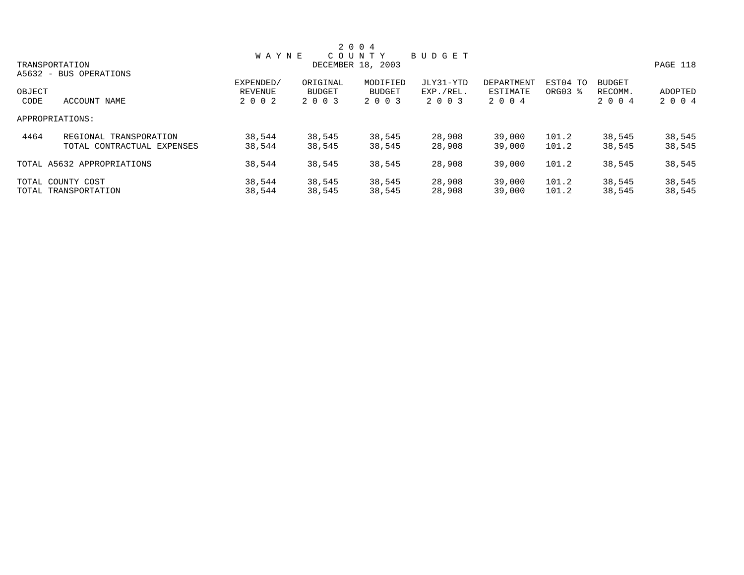# 2004 WAYNE COUNTY BUDGET

DECEMBER 18, 2003

TRANSPORTATION

A5632 - BUS OPERATIONS

| OBJECT CODE | ACCOUNT NAME | EXPENDED/ REVENUE 2002 | ORIGINAL BUDGET 2003 | MODIFIED BUDGET 2003 | JLY31-YTD EXP./REL. 2003 | DEPARTMENT ESTIMATE 2004 | EST04 TO ORG03 % | BUDGET RECOMM. 2004 | ADOPTED 2004 |
|---|---|---|---|---|---|---|---|---|---|
| APPROPRIATIONS: | | | | | | | | | |
| 4464 | REGIONAL TRANSPORATION | 38,544 | 38,545 | 38,545 | 28,908 | 39,000 | 101.2 | 38,545 | 38,545 |
| | TOTAL CONTRACTUAL EXPENSES | 38,544 | 38,545 | 38,545 | 28,908 | 39,000 | 101.2 | 38,545 | 38,545 |
| TOTAL A5632 APPROPRIATIONS | | 38,544 | 38,545 | 38,545 | 28,908 | 39,000 | 101.2 | 38,545 | 38,545 |
| TOTAL COUNTY COST | | 38,544 | 38,545 | 38,545 | 28,908 | 39,000 | 101.2 | 38,545 | 38,545 |
| TOTAL TRANSPORTATION | | 38,544 | 38,545 | 38,545 | 28,908 | 39,000 | 101.2 | 38,545 | 38,545 |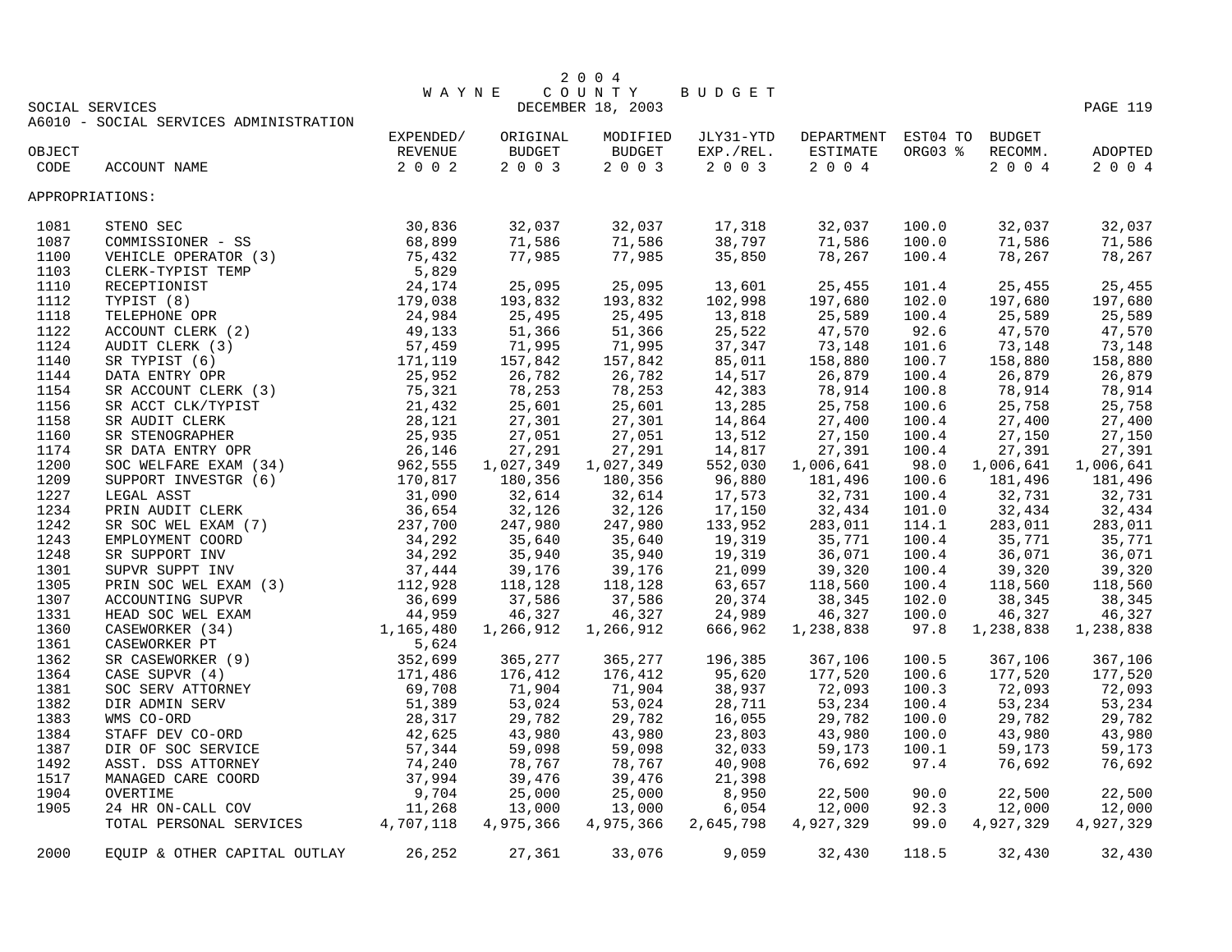# 2004 WAYNE COUNTY BUDGET

DECEMBER 18, 2003

SOCIAL SERVICES

A6010 - SOCIAL SERVICES ADMINISTRATION

| OBJECT CODE | ACCOUNT NAME | EXPENDED/ REVENUE 2002 | ORIGINAL BUDGET 2003 | MODIFIED BUDGET 2003 | JLY31-YTD EXP./REL. 2003 | DEPARTMENT ESTIMATE 2004 | EST04 TO ORG03 % | BUDGET RECOMM. 2004 | ADOPTED 2004 |
|---|---|---|---|---|---|---|---|---|---|
| APPROPRIATIONS: | | | | | | | | | |
| 1081 | STENO SEC | 30,836 | 32,037 | 32,037 | 17,318 | 32,037 | 100.0 | 32,037 | 32,037 |
| 1087 | COMMISSIONER - SS | 68,899 | 71,586 | 71,586 | 38,797 | 71,586 | 100.0 | 71,586 | 71,586 |
| 1100 | VEHICLE OPERATOR (3) | 75,432 | 77,985 | 77,985 | 35,850 | 78,267 | 100.4 | 78,267 | 78,267 |
| 1103 | CLERK-TYPIST TEMP | 5,829 | | | | | | | |
| 1110 | RECEPTIONIST | 24,174 | 25,095 | 25,095 | 13,601 | 25,455 | 101.4 | 25,455 | 25,455 |
| 1112 | TYPIST (8) | 179,038 | 193,832 | 193,832 | 102,998 | 197,680 | 102.0 | 197,680 | 197,680 |
| 1118 | TELEPHONE OPR | 24,984 | 25,495 | 25,495 | 13,818 | 25,589 | 100.4 | 25,589 | 25,589 |
| 1122 | ACCOUNT CLERK (2) | 49,133 | 51,366 | 51,366 | 25,522 | 47,570 | 92.6 | 47,570 | 47,570 |
| 1124 | AUDIT CLERK (3) | 57,459 | 71,995 | 71,995 | 37,347 | 73,148 | 101.6 | 73,148 | 73,148 |
| 1140 | SR TYPIST (6) | 171,119 | 157,842 | 157,842 | 85,011 | 158,880 | 100.7 | 158,880 | 158,880 |
| 1144 | DATA ENTRY OPR | 25,952 | 26,782 | 26,782 | 14,517 | 26,879 | 100.4 | 26,879 | 26,879 |
| 1154 | SR ACCOUNT CLERK (3) | 75,321 | 78,253 | 78,253 | 42,383 | 78,914 | 100.8 | 78,914 | 78,914 |
| 1156 | SR ACCT CLK/TYPIST | 21,432 | 25,601 | 25,601 | 13,285 | 25,758 | 100.6 | 25,758 | 25,758 |
| 1158 | SR AUDIT CLERK | 28,121 | 27,301 | 27,301 | 14,864 | 27,400 | 100.4 | 27,400 | 27,400 |
| 1160 | SR STENOGRAPHER | 25,935 | 27,051 | 27,051 | 13,512 | 27,150 | 100.4 | 27,150 | 27,150 |
| 1174 | SR DATA ENTRY OPR | 26,146 | 27,291 | 27,291 | 14,817 | 27,391 | 100.4 | 27,391 | 27,391 |
| 1200 | SOC WELFARE EXAM (34) | 962,555 | 1,027,349 | 1,027,349 | 552,030 | 1,006,641 | 98.0 | 1,006,641 | 1,006,641 |
| 1209 | SUPPORT INVESTGR (6) | 170,817 | 180,356 | 180,356 | 96,880 | 181,496 | 100.6 | 181,496 | 181,496 |
| 1227 | LEGAL ASST | 31,090 | 32,614 | 32,614 | 17,573 | 32,731 | 100.4 | 32,731 | 32,731 |
| 1234 | PRIN AUDIT CLERK | 36,654 | 32,126 | 32,126 | 17,150 | 32,434 | 101.0 | 32,434 | 32,434 |
| 1242 | SR SOC WEL EXAM (7) | 237,700 | 247,980 | 247,980 | 133,952 | 283,011 | 114.1 | 283,011 | 283,011 |
| 1243 | EMPLOYMENT COORD | 34,292 | 35,640 | 35,640 | 19,319 | 35,771 | 100.4 | 35,771 | 35,771 |
| 1248 | SR SUPPORT INV | 34,292 | 35,940 | 35,940 | 19,319 | 36,071 | 100.4 | 36,071 | 36,071 |
| 1301 | SUPVR SUPPT INV | 37,444 | 39,176 | 39,176 | 21,099 | 39,320 | 100.4 | 39,320 | 39,320 |
| 1305 | PRIN SOC WEL EXAM (3) | 112,928 | 118,128 | 118,128 | 63,657 | 118,560 | 100.4 | 118,560 | 118,560 |
| 1307 | ACCOUNTING SUPVR | 36,699 | 37,586 | 37,586 | 20,374 | 38,345 | 102.0 | 38,345 | 38,345 |
| 1331 | HEAD SOC WEL EXAM | 44,959 | 46,327 | 46,327 | 24,989 | 46,327 | 100.0 | 46,327 | 46,327 |
| 1360 | CASEWORKER (34) | 1,165,480 | 1,266,912 | 1,266,912 | 666,962 | 1,238,838 | 97.8 | 1,238,838 | 1,238,838 |
| 1361 | CASEWORKER PT | 5,624 | | | | | | | |
| 1362 | SR CASEWORKER (9) | 352,699 | 365,277 | 365,277 | 196,385 | 367,106 | 100.5 | 367,106 | 367,106 |
| 1364 | CASE SUPVR (4) | 171,486 | 176,412 | 176,412 | 95,620 | 177,520 | 100.6 | 177,520 | 177,520 |
| 1381 | SOC SERV ATTORNEY | 69,708 | 71,904 | 71,904 | 38,937 | 72,093 | 100.3 | 72,093 | 72,093 |
| 1382 | DIR ADMIN SERV | 51,389 | 53,024 | 53,024 | 28,711 | 53,234 | 100.4 | 53,234 | 53,234 |
| 1383 | WMS CO-ORD | 28,317 | 29,782 | 29,782 | 16,055 | 29,782 | 100.0 | 29,782 | 29,782 |
| 1384 | STAFF DEV CO-ORD | 42,625 | 43,980 | 43,980 | 23,803 | 43,980 | 100.0 | 43,980 | 43,980 |
| 1387 | DIR OF SOC SERVICE | 57,344 | 59,098 | 59,098 | 32,033 | 59,173 | 100.1 | 59,173 | 59,173 |
| 1492 | ASST. DSS ATTORNEY | 74,240 | 78,767 | 78,767 | 40,908 | 76,692 | 97.4 | 76,692 | 76,692 |
| 1517 | MANAGED CARE COORD | 37,994 | 39,476 | 39,476 | 21,398 | | | | |
| 1904 | OVERTIME | 9,704 | 25,000 | 25,000 | 8,950 | 22,500 | 90.0 | 22,500 | 22,500 |
| 1905 | 24 HR ON-CALL COV | 11,268 | 13,000 | 13,000 | 6,054 | 12,000 | 92.3 | 12,000 | 12,000 |
| | TOTAL PERSONAL SERVICES | 4,707,118 | 4,975,366 | 4,975,366 | 2,645,798 | 4,927,329 | 99.0 | 4,927,329 | 4,927,329 |
| 2000 | EQUIP & OTHER CAPITAL OUTLAY | 26,252 | 27,361 | 33,076 | 9,059 | 32,430 | 118.5 | 32,430 | 32,430 |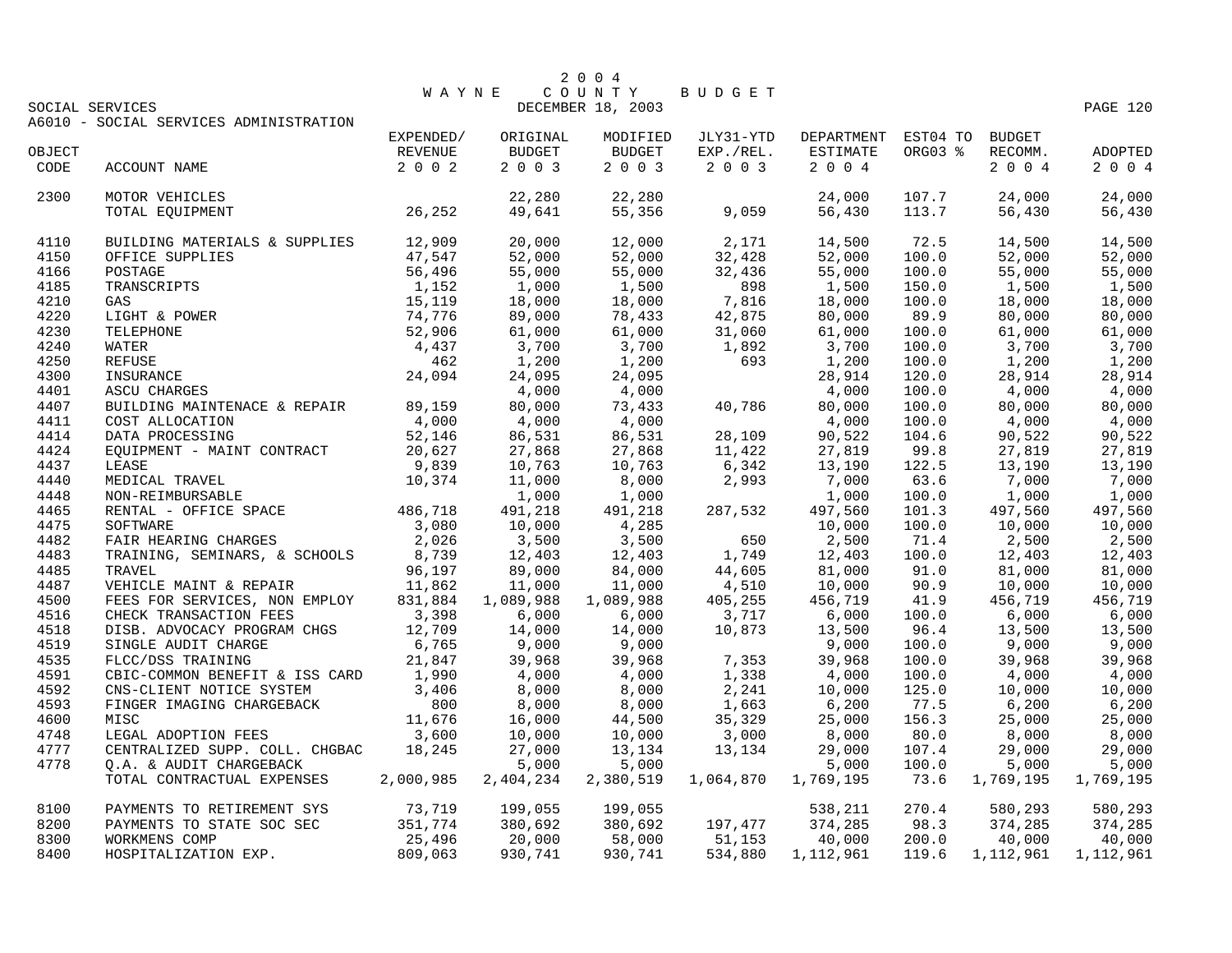# 2004 WAYNE COUNTY BUDGET

DECEMBER 18, 2003

SOCIAL SERVICES

A6010 - SOCIAL SERVICES ADMINISTRATION

| OBJECT CODE | ACCOUNT NAME | EXPENDED/ REVENUE 2002 | ORIGINAL BUDGET 2003 | MODIFIED BUDGET 2003 | JLY31-YTD EXP./REL. 2003 | DEPARTMENT ESTIMATE 2004 | EST04 TO ORG03 % | BUDGET RECOMM. 2004 | ADOPTED 2004 |
|---|---|---|---|---|---|---|---|---|---|
| 2300 | MOTOR VEHICLES | | 22,280 | 22,280 | | 24,000 | 107.7 | 24,000 | 24,000 |
| | TOTAL EQUIPMENT | 26,252 | 49,641 | 55,356 | 9,059 | 56,430 | 113.7 | 56,430 | 56,430 |
| 4110 | BUILDING MATERIALS & SUPPLIES | 12,909 | 20,000 | 12,000 | 2,171 | 14,500 | 72.5 | 14,500 | 14,500 |
| 4150 | OFFICE SUPPLIES | 47,547 | 52,000 | 52,000 | 32,428 | 52,000 | 100.0 | 52,000 | 52,000 |
| 4166 | POSTAGE | 56,496 | 55,000 | 55,000 | 32,436 | 55,000 | 100.0 | 55,000 | 55,000 |
| 4185 | TRANSCRIPTS | 1,152 | 1,000 | 1,500 | 898 | 1,500 | 150.0 | 1,500 | 1,500 |
| 4210 | GAS | 15,119 | 18,000 | 18,000 | 7,816 | 18,000 | 100.0 | 18,000 | 18,000 |
| 4220 | LIGHT & POWER | 74,776 | 89,000 | 78,433 | 42,875 | 80,000 | 89.9 | 80,000 | 80,000 |
| 4230 | TELEPHONE | 52,906 | 61,000 | 61,000 | 31,060 | 61,000 | 100.0 | 61,000 | 61,000 |
| 4240 | WATER | 4,437 | 3,700 | 3,700 | 1,892 | 3,700 | 100.0 | 3,700 | 3,700 |
| 4250 | REFUSE | 462 | 1,200 | 1,200 | 693 | 1,200 | 100.0 | 1,200 | 1,200 |
| 4300 | INSURANCE | 24,094 | 24,095 | 24,095 | | 28,914 | 120.0 | 28,914 | 28,914 |
| 4401 | ASCU CHARGES | | 4,000 | 4,000 | | 4,000 | 100.0 | 4,000 | 4,000 |
| 4407 | BUILDING MAINTENACE & REPAIR | 89,159 | 80,000 | 73,433 | 40,786 | 80,000 | 100.0 | 80,000 | 80,000 |
| 4411 | COST ALLOCATION | 4,000 | 4,000 | 4,000 | | 4,000 | 100.0 | 4,000 | 4,000 |
| 4414 | DATA PROCESSING | 52,146 | 86,531 | 86,531 | 28,109 | 90,522 | 104.6 | 90,522 | 90,522 |
| 4424 | EQUIPMENT - MAINT CONTRACT | 20,627 | 27,868 | 27,868 | 11,422 | 27,819 | 99.8 | 27,819 | 27,819 |
| 4437 | LEASE | 9,839 | 10,763 | 10,763 | 6,342 | 13,190 | 122.5 | 13,190 | 13,190 |
| 4440 | MEDICAL TRAVEL | 10,374 | 11,000 | 8,000 | 2,993 | 7,000 | 63.6 | 7,000 | 7,000 |
| 4448 | NON-REIMBURSABLE | | 1,000 | 1,000 | | 1,000 | 100.0 | 1,000 | 1,000 |
| 4465 | RENTAL - OFFICE SPACE | 486,718 | 491,218 | 491,218 | 287,532 | 497,560 | 101.3 | 497,560 | 497,560 |
| 4475 | SOFTWARE | 3,080 | 10,000 | 4,285 | | 10,000 | 100.0 | 10,000 | 10,000 |
| 4482 | FAIR HEARING CHARGES | 2,026 | 3,500 | 3,500 | 650 | 2,500 | 71.4 | 2,500 | 2,500 |
| 4483 | TRAINING, SEMINARS, & SCHOOLS | 8,739 | 12,403 | 12,403 | 1,749 | 12,403 | 100.0 | 12,403 | 12,403 |
| 4485 | TRAVEL | 96,197 | 89,000 | 84,000 | 44,605 | 81,000 | 91.0 | 81,000 | 81,000 |
| 4487 | VEHICLE MAINT & REPAIR | 11,862 | 11,000 | 11,000 | 4,510 | 10,000 | 90.9 | 10,000 | 10,000 |
| 4500 | FEES FOR SERVICES, NON EMPLOY | 831,884 | 1,089,988 | 1,089,988 | 405,255 | 456,719 | 41.9 | 456,719 | 456,719 |
| 4516 | CHECK TRANSACTION FEES | 3,398 | 6,000 | 6,000 | 3,717 | 6,000 | 100.0 | 6,000 | 6,000 |
| 4518 | DISB. ADVOCACY PROGRAM CHGS | 12,709 | 14,000 | 14,000 | 10,873 | 13,500 | 96.4 | 13,500 | 13,500 |
| 4519 | SINGLE AUDIT CHARGE | 6,765 | 9,000 | 9,000 | | 9,000 | 100.0 | 9,000 | 9,000 |
| 4535 | FLCC/DSS TRAINING | 21,847 | 39,968 | 39,968 | 7,353 | 39,968 | 100.0 | 39,968 | 39,968 |
| 4591 | CBIC-COMMON BENEFIT & ISS CARD | 1,990 | 4,000 | 4,000 | 1,338 | 4,000 | 100.0 | 4,000 | 4,000 |
| 4592 | CNS-CLIENT NOTICE SYSTEM | 3,406 | 8,000 | 8,000 | 2,241 | 10,000 | 125.0 | 10,000 | 10,000 |
| 4593 | FINGER IMAGING CHARGEBACK | 800 | 8,000 | 8,000 | 1,663 | 6,200 | 77.5 | 6,200 | 6,200 |
| 4600 | MISC | 11,676 | 16,000 | 44,500 | 35,329 | 25,000 | 156.3 | 25,000 | 25,000 |
| 4748 | LEGAL ADOPTION FEES | 3,600 | 10,000 | 10,000 | 3,000 | 8,000 | 80.0 | 8,000 | 8,000 |
| 4777 | CENTRALIZED SUPP. COLL. CHGBAC | 18,245 | 27,000 | 13,134 | 13,134 | 29,000 | 107.4 | 29,000 | 29,000 |
| 4778 | Q.A. & AUDIT CHARGEBACK | | 5,000 | 5,000 | | 5,000 | 100.0 | 5,000 | 5,000 |
| | TOTAL CONTRACTUAL EXPENSES | 2,000,985 | 2,404,234 | 2,380,519 | 1,064,870 | 1,769,195 | 73.6 | 1,769,195 | 1,769,195 |
| 8100 | PAYMENTS TO RETIREMENT SYS | 73,719 | 199,055 | 199,055 | | 538,211 | 270.4 | 580,293 | 580,293 |
| 8200 | PAYMENTS TO STATE SOC SEC | 351,774 | 380,692 | 380,692 | 197,477 | 374,285 | 98.3 | 374,285 | 374,285 |
| 8300 | WORKMENS COMP | 25,496 | 20,000 | 58,000 | 51,153 | 40,000 | 200.0 | 40,000 | 40,000 |
| 8400 | HOSPITALIZATION EXP. | 809,063 | 930,741 | 930,741 | 534,880 | 1,112,961 | 119.6 | 1,112,961 | 1,112,961 |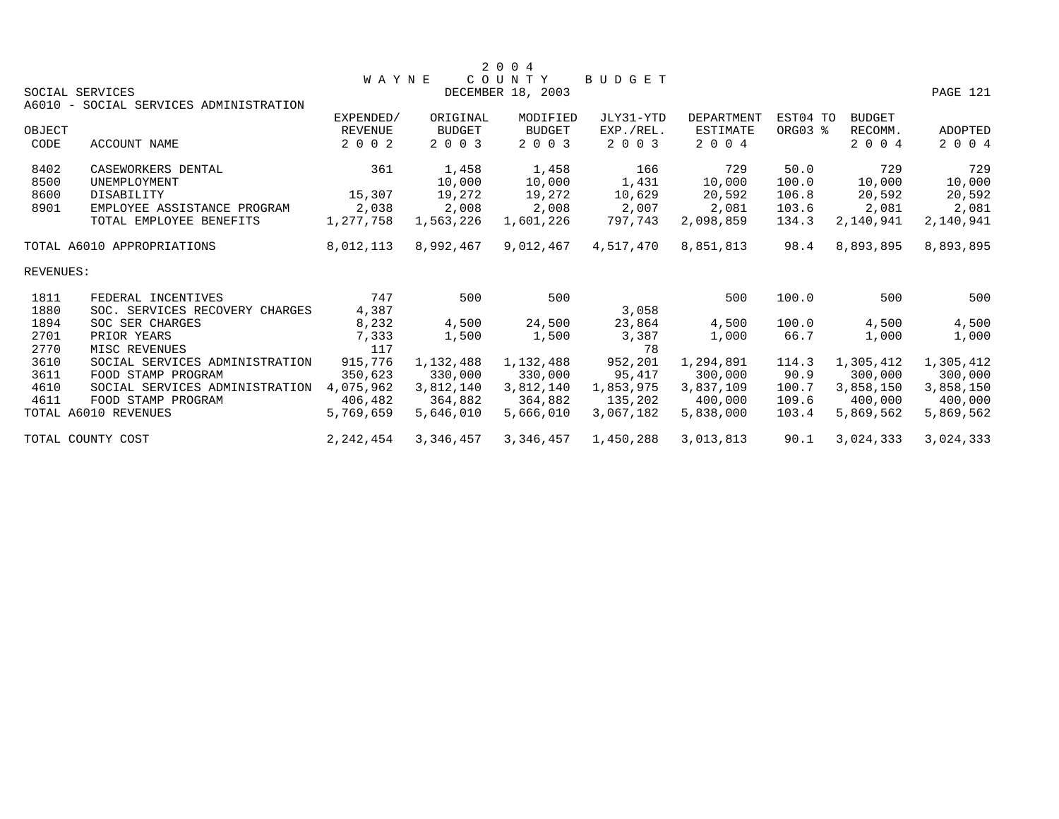# 2004 WAYNE COUNTY BUDGET

SOCIAL SERVICES — DECEMBER 18, 2003

A6010 - SOCIAL SERVICES ADMINISTRATION

| OBJECT CODE | ACCOUNT NAME | EXPENDED/ REVENUE 2002 | ORIGINAL BUDGET 2003 | MODIFIED BUDGET 2003 | JLY31-YTD EXP./REL. 2003 | DEPARTMENT ESTIMATE 2004 | EST04 TO ORG03 % | BUDGET RECOMM. 2004 | ADOPTED 2004 |
|---|---|---|---|---|---|---|---|---|---|
| 8402 | CASEWORKERS DENTAL | 361 | 1,458 | 1,458 | 166 | 729 | 50.0 | 729 | 729 |
| 8500 | UNEMPLOYMENT | | 10,000 | 10,000 | 1,431 | 10,000 | 100.0 | 10,000 | 10,000 |
| 8600 | DISABILITY | 15,307 | 19,272 | 19,272 | 10,629 | 20,592 | 106.8 | 20,592 | 20,592 |
| 8901 | EMPLOYEE ASSISTANCE PROGRAM | 2,038 | 2,008 | 2,008 | 2,007 | 2,081 | 103.6 | 2,081 | 2,081 |
| | TOTAL EMPLOYEE BENEFITS | 1,277,758 | 1,563,226 | 1,601,226 | 797,743 | 2,098,859 | 134.3 | 2,140,941 | 2,140,941 |
| | | | | | | | | | |
| TOTAL A6010 APPROPRIATIONS | | 8,012,113 | 8,992,467 | 9,012,467 | 4,517,470 | 8,851,813 | 98.4 | 8,893,895 | 8,893,895 |
| | | | | | | | | | |
| REVENUES: | | | | | | | | | |
| 1811 | FEDERAL INCENTIVES | 747 | 500 | 500 | | 500 | 100.0 | 500 | 500 |
| 1880 | SOC. SERVICES RECOVERY CHARGES | 4,387 | | | 3,058 | | | | |
| 1894 | SOC SER CHARGES | 8,232 | 4,500 | 24,500 | 23,864 | 4,500 | 100.0 | 4,500 | 4,500 |
| 2701 | PRIOR YEARS | 7,333 | 1,500 | 1,500 | 3,387 | 1,000 | 66.7 | 1,000 | 1,000 |
| 2770 | MISC REVENUES | 117 | | | 78 | | | | |
| 3610 | SOCIAL SERVICES ADMINISTRATION | 915,776 | 1,132,488 | 1,132,488 | 952,201 | 1,294,891 | 114.3 | 1,305,412 | 1,305,412 |
| 3611 | FOOD STAMP PROGRAM | 350,623 | 330,000 | 330,000 | 95,417 | 300,000 | 90.9 | 300,000 | 300,000 |
| 4610 | SOCIAL SERVICES ADMINISTRATION | 4,075,962 | 3,812,140 | 3,812,140 | 1,853,975 | 3,837,109 | 100.7 | 3,858,150 | 3,858,150 |
| 4611 | FOOD STAMP PROGRAM | 406,482 | 364,882 | 364,882 | 135,202 | 400,000 | 109.6 | 400,000 | 400,000 |
| TOTAL A6010 REVENUES | | 5,769,659 | 5,646,010 | 5,666,010 | 3,067,182 | 5,838,000 | 103.4 | 5,869,562 | 5,869,562 |
| | | | | | | | | | |
| TOTAL COUNTY COST | | 2,242,454 | 3,346,457 | 3,346,457 | 1,450,288 | 3,013,813 | 90.1 | 3,024,333 | 3,024,333 |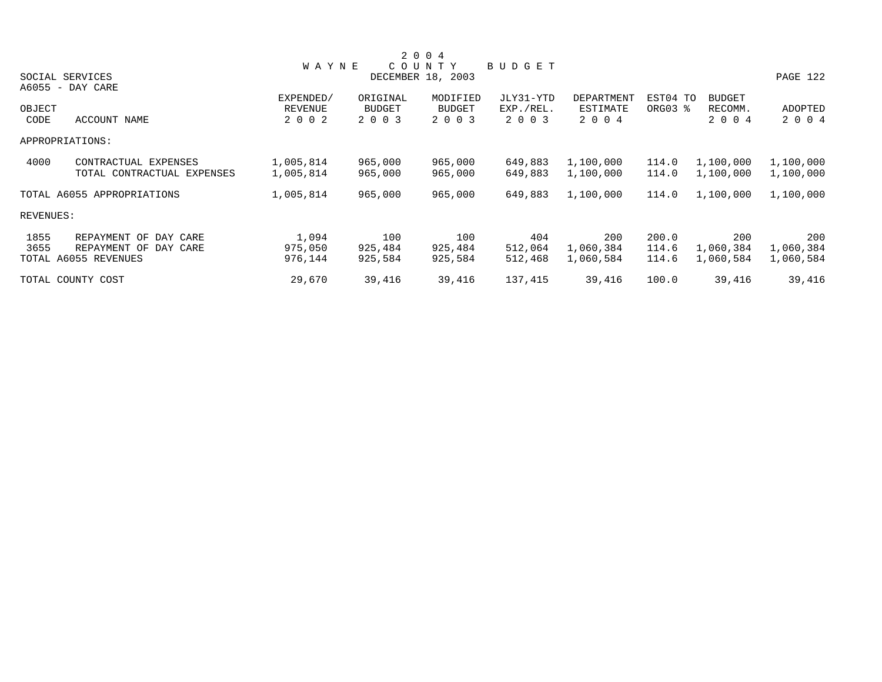# 2004 WAYNE COUNTY BUDGET

DECEMBER 18, 2003

SOCIAL SERVICES

A6055 - DAY CARE

| OBJECT CODE | ACCOUNT NAME | EXPENDED/ REVENUE 2002 | ORIGINAL BUDGET 2003 | MODIFIED BUDGET 2003 | JLY31-YTD EXP./REL. 2003 | DEPARTMENT ESTIMATE 2004 | EST04 TO ORG03 % | BUDGET RECOMM. 2004 | ADOPTED 2004 |
|---|---|---|---|---|---|---|---|---|---|
| APPROPRIATIONS: | | | | | | | | | |
| 4000 | CONTRACTUAL EXPENSES | 1,005,814 | 965,000 | 965,000 | 649,883 | 1,100,000 | 114.0 | 1,100,000 | 1,100,000 |
| | TOTAL CONTRACTUAL EXPENSES | 1,005,814 | 965,000 | 965,000 | 649,883 | 1,100,000 | 114.0 | 1,100,000 | 1,100,000 |
| TOTAL A6055 APPROPRIATIONS | | 1,005,814 | 965,000 | 965,000 | 649,883 | 1,100,000 | 114.0 | 1,100,000 | 1,100,000 |
| REVENUES: | | | | | | | | | |
| 1855 | REPAYMENT OF DAY CARE | 1,094 | 100 | 100 | 404 | 200 | 200.0 | 200 | 200 |
| 3655 | REPAYMENT OF DAY CARE | 975,050 | 925,484 | 925,484 | 512,064 | 1,060,384 | 114.6 | 1,060,384 | 1,060,384 |
| TOTAL A6055 REVENUES | | 976,144 | 925,584 | 925,584 | 512,468 | 1,060,584 | 114.6 | 1,060,584 | 1,060,584 |
| TOTAL COUNTY COST | | 29,670 | 39,416 | 39,416 | 137,415 | 39,416 | 100.0 | 39,416 | 39,416 |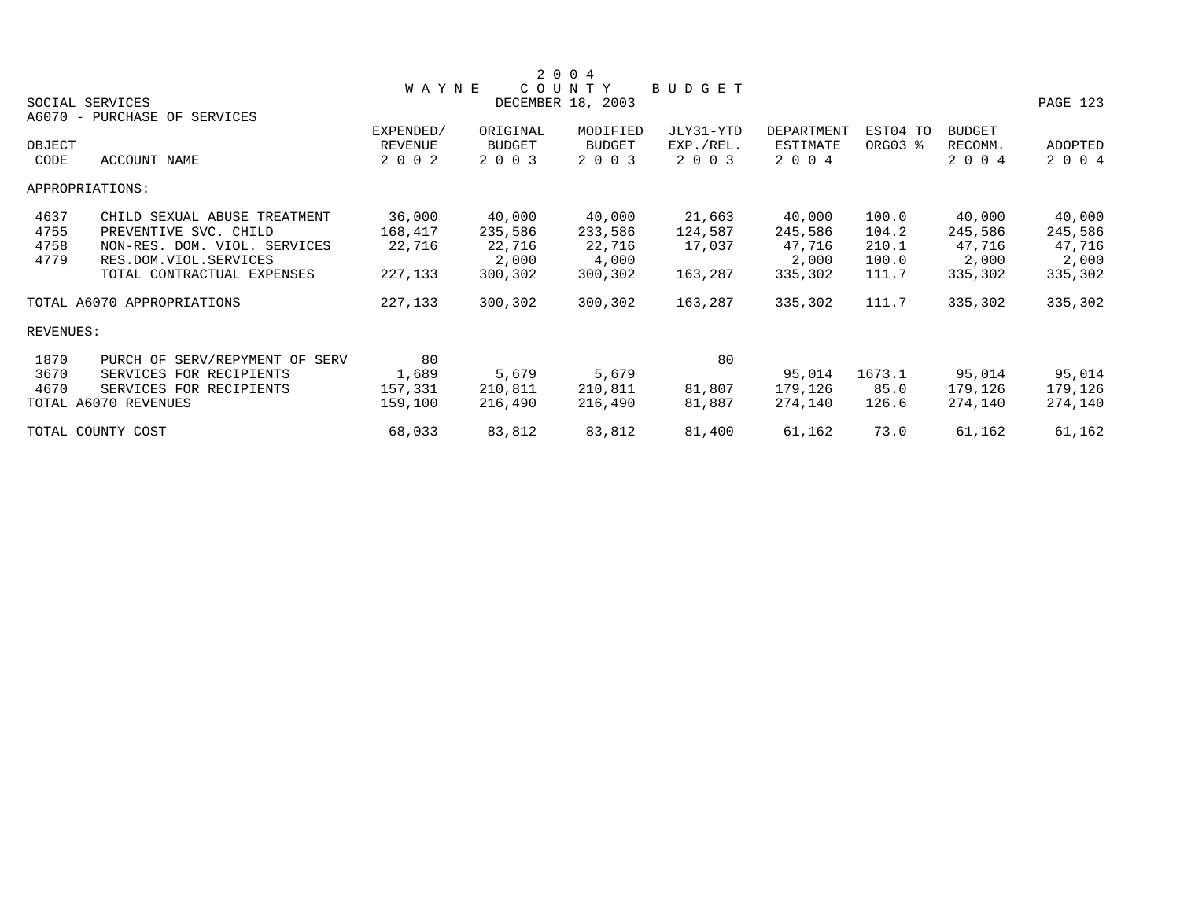# 2004 WAYNE COUNTY BUDGET

DECEMBER 18, 2003

SOCIAL SERVICES

A6070 - PURCHASE OF SERVICES

| OBJECT CODE | ACCOUNT NAME | EXPENDED/ REVENUE 2002 | ORIGINAL BUDGET 2003 | MODIFIED BUDGET 2003 | JLY31-YTD EXP./REL. 2003 | DEPARTMENT ESTIMATE 2004 | EST04 TO ORG03 % | BUDGET RECOMM. 2004 | ADOPTED 2004 |
|---|---|---|---|---|---|---|---|---|---|
| APPROPRIATIONS: | | | | | | | | | |
| 4637 | CHILD SEXUAL ABUSE TREATMENT | 36,000 | 40,000 | 40,000 | 21,663 | 40,000 | 100.0 | 40,000 | 40,000 |
| 4755 | PREVENTIVE SVC. CHILD | 168,417 | 235,586 | 233,586 | 124,587 | 245,586 | 104.2 | 245,586 | 245,586 |
| 4758 | NON-RES. DOM. VIOL. SERVICES | 22,716 | 22,716 | 22,716 | 17,037 | 47,716 | 210.1 | 47,716 | 47,716 |
| 4779 | RES.DOM.VIOL.SERVICES | | 2,000 | 4,000 | | 2,000 | 100.0 | 2,000 | 2,000 |
| | TOTAL CONTRACTUAL EXPENSES | 227,133 | 300,302 | 300,302 | 163,287 | 335,302 | 111.7 | 335,302 | 335,302 |
| TOTAL A6070 APPROPRIATIONS | | 227,133 | 300,302 | 300,302 | 163,287 | 335,302 | 111.7 | 335,302 | 335,302 |
| REVENUES: | | | | | | | | | |
| 1870 | PURCH OF SERV/REPYMENT OF SERV | 80 | | | 80 | | | | |
| 3670 | SERVICES FOR RECIPIENTS | 1,689 | 5,679 | 5,679 | | 95,014 | 1673.1 | 95,014 | 95,014 |
| 4670 | SERVICES FOR RECIPIENTS | 157,331 | 210,811 | 210,811 | 81,807 | 179,126 | 85.0 | 179,126 | 179,126 |
| TOTAL A6070 REVENUES | | 159,100 | 216,490 | 216,490 | 81,887 | 274,140 | 126.6 | 274,140 | 274,140 |
| TOTAL COUNTY COST | | 68,033 | 83,812 | 83,812 | 81,400 | 61,162 | 73.0 | 61,162 | 61,162 |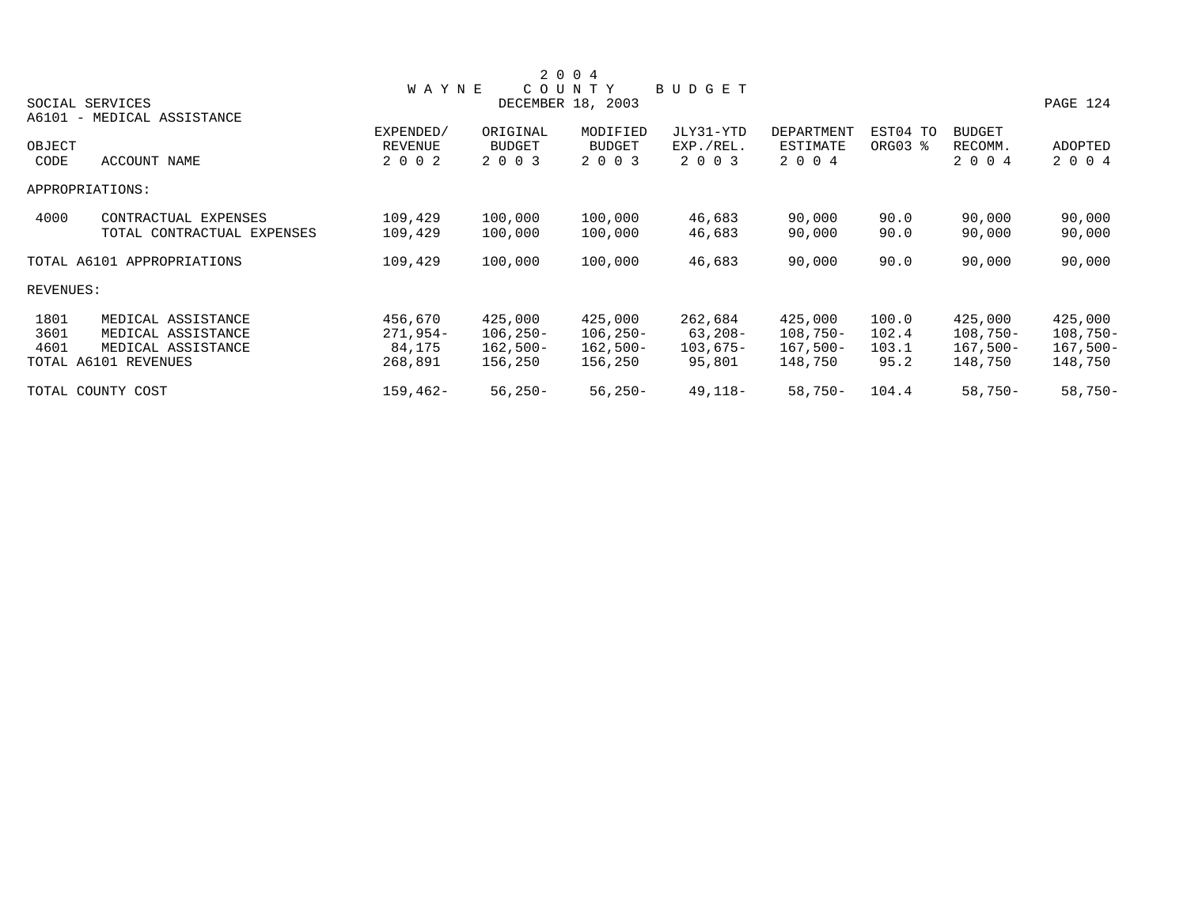# 2004 WAYNE COUNTY BUDGET

DECEMBER 18, 2003

SOCIAL SERVICES

A6101 - MEDICAL ASSISTANCE

| OBJECT CODE | ACCOUNT NAME | EXPENDED/ REVENUE 2002 | ORIGINAL BUDGET 2003 | MODIFIED BUDGET 2003 | JLY31-YTD EXP./REL. 2003 | DEPARTMENT ESTIMATE 2004 | EST04 TO ORG03 % | BUDGET RECOMM. 2004 | ADOPTED 2004 |
|---|---|---|---|---|---|---|---|---|---|
| APPROPRIATIONS: | | | | | | | | | |
| 4000 | CONTRACTUAL EXPENSES | 109,429 | 100,000 | 100,000 | 46,683 | 90,000 | 90.0 | 90,000 | 90,000 |
| | TOTAL CONTRACTUAL EXPENSES | 109,429 | 100,000 | 100,000 | 46,683 | 90,000 | 90.0 | 90,000 | 90,000 |
| TOTAL A6101 APPROPRIATIONS | | 109,429 | 100,000 | 100,000 | 46,683 | 90,000 | 90.0 | 90,000 | 90,000 |
| REVENUES: | | | | | | | | | |
| 1801 | MEDICAL ASSISTANCE | 456,670 | 425,000 | 425,000 | 262,684 | 425,000 | 100.0 | 425,000 | 425,000 |
| 3601 | MEDICAL ASSISTANCE | 271,954- | 106,250- | 106,250- | 63,208- | 108,750- | 102.4 | 108,750- | 108,750- |
| 4601 | MEDICAL ASSISTANCE | 84,175 | 162,500- | 162,500- | 103,675- | 167,500- | 103.1 | 167,500- | 167,500- |
| TOTAL A6101 REVENUES | | 268,891 | 156,250 | 156,250 | 95,801 | 148,750 | 95.2 | 148,750 | 148,750 |
| TOTAL COUNTY COST | | 159,462- | 56,250- | 56,250- | 49,118- | 58,750- | 104.4 | 58,750- | 58,750- |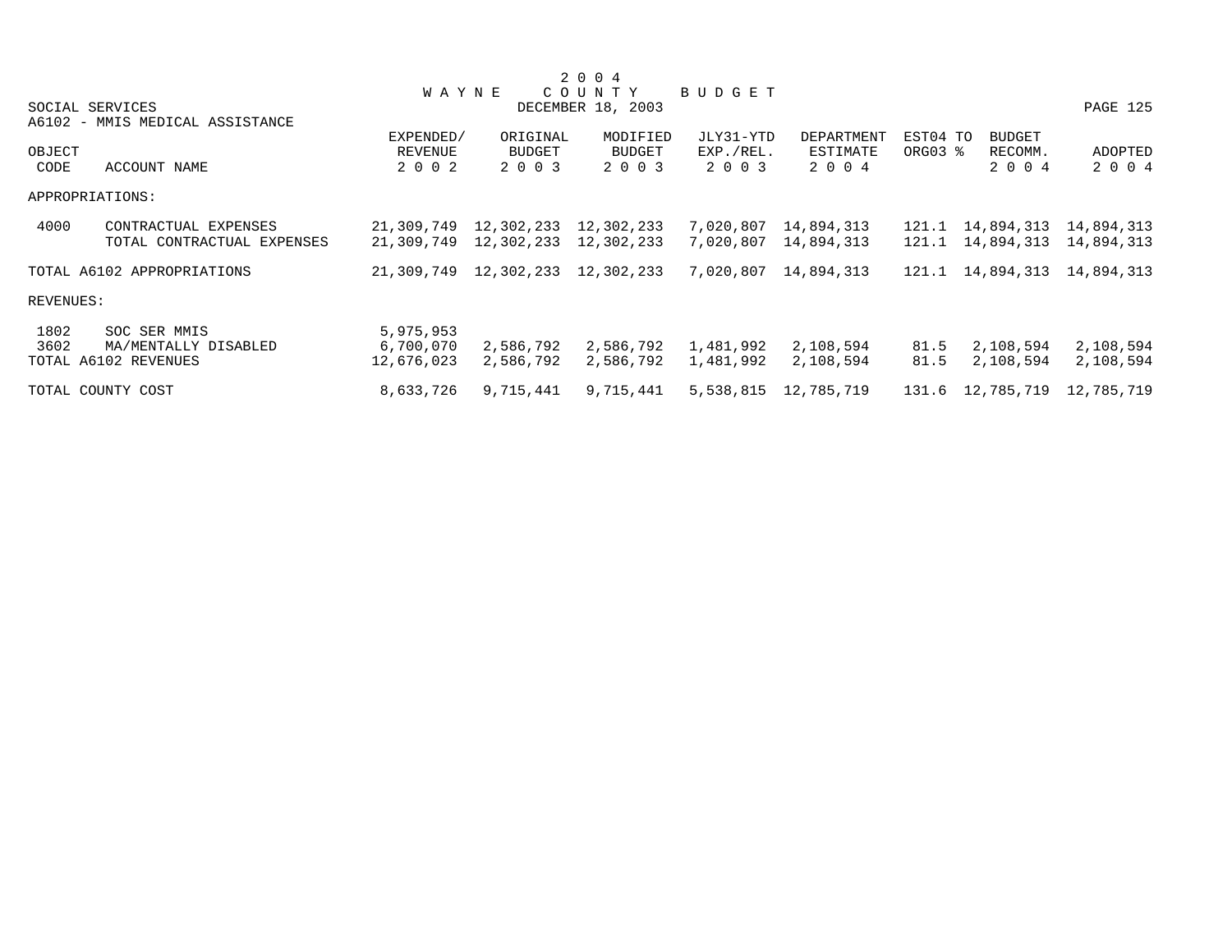# 2004 WAYNE COUNTY BUDGET

SOCIAL SERVICES
DECEMBER 18, 2003

A6102 - MMIS MEDICAL ASSISTANCE

| OBJECT CODE | ACCOUNT NAME | EXPENDED/ REVENUE 2002 | ORIGINAL BUDGET 2003 | MODIFIED BUDGET 2003 | JLY31-YTD EXP./REL. 2003 | DEPARTMENT ESTIMATE 2004 | EST04 TO ORG03 % | BUDGET RECOMM. 2004 | ADOPTED 2004 |
|---|---|---|---|---|---|---|---|---|---|
| APPROPRIATIONS: | | | | | | | | | |
| 4000 | CONTRACTUAL EXPENSES | 21,309,749 | 12,302,233 | 12,302,233 | 7,020,807 | 14,894,313 | 121.1 | 14,894,313 | 14,894,313 |
| | TOTAL CONTRACTUAL EXPENSES | 21,309,749 | 12,302,233 | 12,302,233 | 7,020,807 | 14,894,313 | 121.1 | 14,894,313 | 14,894,313 |
| TOTAL A6102 APPROPRIATIONS | | 21,309,749 | 12,302,233 | 12,302,233 | 7,020,807 | 14,894,313 | 121.1 | 14,894,313 | 14,894,313 |
| REVENUES: | | | | | | | | | |
| 1802 | SOC SER MMIS | 5,975,953 | | | | | | | |
| 3602 | MA/MENTALLY DISABLED | 6,700,070 | 2,586,792 | 2,586,792 | 1,481,992 | 2,108,594 | 81.5 | 2,108,594 | 2,108,594 |
| TOTAL A6102 REVENUES | | 12,676,023 | 2,586,792 | 2,586,792 | 1,481,992 | 2,108,594 | 81.5 | 2,108,594 | 2,108,594 |
| TOTAL COUNTY COST | | 8,633,726 | 9,715,441 | 9,715,441 | 5,538,815 | 12,785,719 | 131.6 | 12,785,719 | 12,785,719 |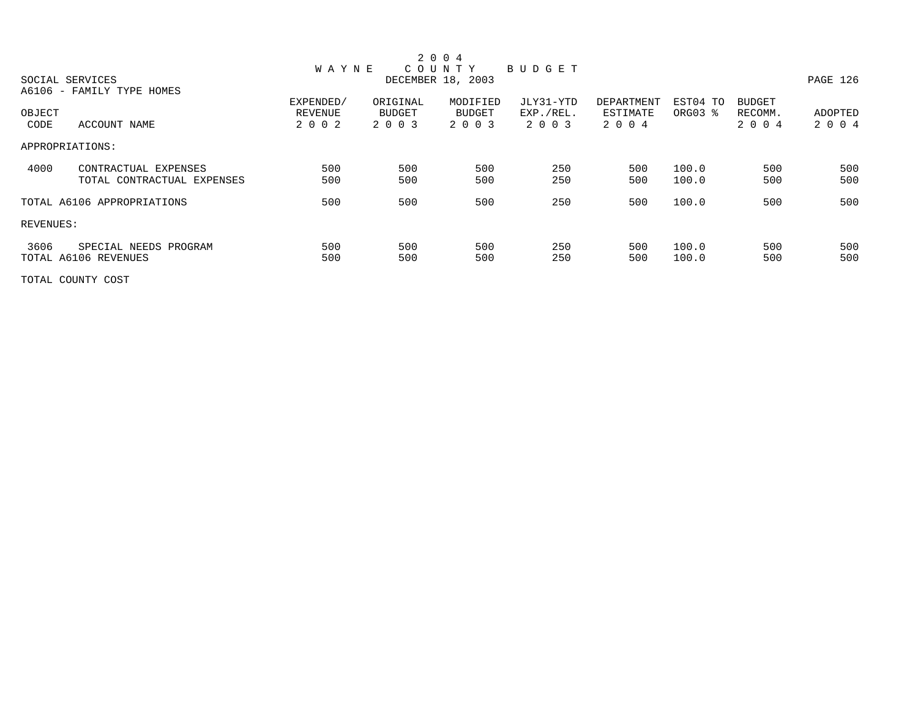# 2004 WAYNE COUNTY BUDGET

DECEMBER 18, 2003

SOCIAL SERVICES

A6106 - FAMILY TYPE HOMES

| OBJECT CODE | ACCOUNT NAME | EXPENDED/ REVENUE 2002 | ORIGINAL BUDGET 2003 | MODIFIED BUDGET 2003 | JLY31-YTD EXP./REL. 2003 | DEPARTMENT ESTIMATE 2004 | EST04 TO ORG03 % | BUDGET RECOMM. 2004 | ADOPTED 2004 |
|---|---|---|---|---|---|---|---|---|---|
| APPROPRIATIONS: | | | | | | | | | |
| 4000 | CONTRACTUAL EXPENSES | 500 | 500 | 500 | 250 | 500 | 100.0 | 500 | 500 |
| | TOTAL CONTRACTUAL EXPENSES | 500 | 500 | 500 | 250 | 500 | 100.0 | 500 | 500 |
| TOTAL A6106 APPROPRIATIONS | | 500 | 500 | 500 | 250 | 500 | 100.0 | 500 | 500 |
| REVENUES: | | | | | | | | | |
| 3606 | SPECIAL NEEDS PROGRAM | 500 | 500 | 500 | 250 | 500 | 100.0 | 500 | 500 |
| TOTAL A6106 REVENUES | | 500 | 500 | 500 | 250 | 500 | 100.0 | 500 | 500 |
| TOTAL COUNTY COST | | | | | | | | | |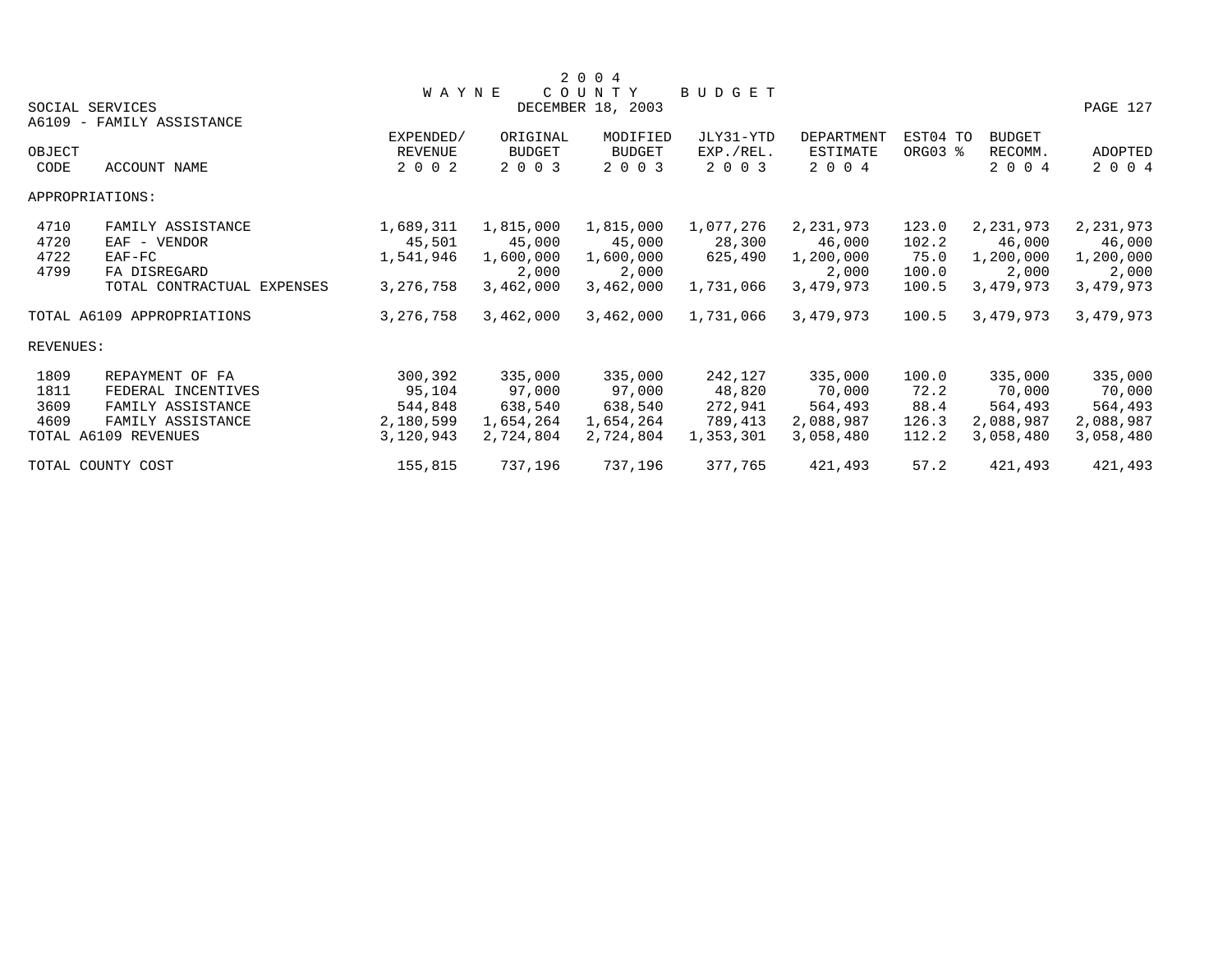# 2004 WAYNE COUNTY BUDGET

DECEMBER 18, 2003

SOCIAL SERVICES

A6109 - FAMILY ASSISTANCE

| OBJECT CODE | ACCOUNT NAME | EXPENDED/ REVENUE 2002 | ORIGINAL BUDGET 2003 | MODIFIED BUDGET 2003 | JLY31-YTD EXP./REL. 2003 | DEPARTMENT ESTIMATE 2004 | EST04 TO ORG03 % | BUDGET RECOMM. 2004 | ADOPTED 2004 |
|---|---|---|---|---|---|---|---|---|---|
| APPROPRIATIONS: | | | | | | | | | |
| 4710 | FAMILY ASSISTANCE | 1,689,311 | 1,815,000 | 1,815,000 | 1,077,276 | 2,231,973 | 123.0 | 2,231,973 | 2,231,973 |
| 4720 | EAF - VENDOR | 45,501 | 45,000 | 45,000 | 28,300 | 46,000 | 102.2 | 46,000 | 46,000 |
| 4722 | EAF-FC | 1,541,946 | 1,600,000 | 1,600,000 | 625,490 | 1,200,000 | 75.0 | 1,200,000 | 1,200,000 |
| 4799 | FA DISREGARD | | 2,000 | 2,000 | | 2,000 | 100.0 | 2,000 | 2,000 |
| | TOTAL CONTRACTUAL EXPENSES | 3,276,758 | 3,462,000 | 3,462,000 | 1,731,066 | 3,479,973 | 100.5 | 3,479,973 | 3,479,973 |
| TOTAL A6109 APPROPRIATIONS | | 3,276,758 | 3,462,000 | 3,462,000 | 1,731,066 | 3,479,973 | 100.5 | 3,479,973 | 3,479,973 |
| REVENUES: | | | | | | | | | |
| 1809 | REPAYMENT OF FA | 300,392 | 335,000 | 335,000 | 242,127 | 335,000 | 100.0 | 335,000 | 335,000 |
| 1811 | FEDERAL INCENTIVES | 95,104 | 97,000 | 97,000 | 48,820 | 70,000 | 72.2 | 70,000 | 70,000 |
| 3609 | FAMILY ASSISTANCE | 544,848 | 638,540 | 638,540 | 272,941 | 564,493 | 88.4 | 564,493 | 564,493 |
| 4609 | FAMILY ASSISTANCE | 2,180,599 | 1,654,264 | 1,654,264 | 789,413 | 2,088,987 | 126.3 | 2,088,987 | 2,088,987 |
| TOTAL A6109 REVENUES | | 3,120,943 | 2,724,804 | 2,724,804 | 1,353,301 | 3,058,480 | 112.2 | 3,058,480 | 3,058,480 |
| TOTAL COUNTY COST | | 155,815 | 737,196 | 737,196 | 377,765 | 421,493 | 57.2 | 421,493 | 421,493 |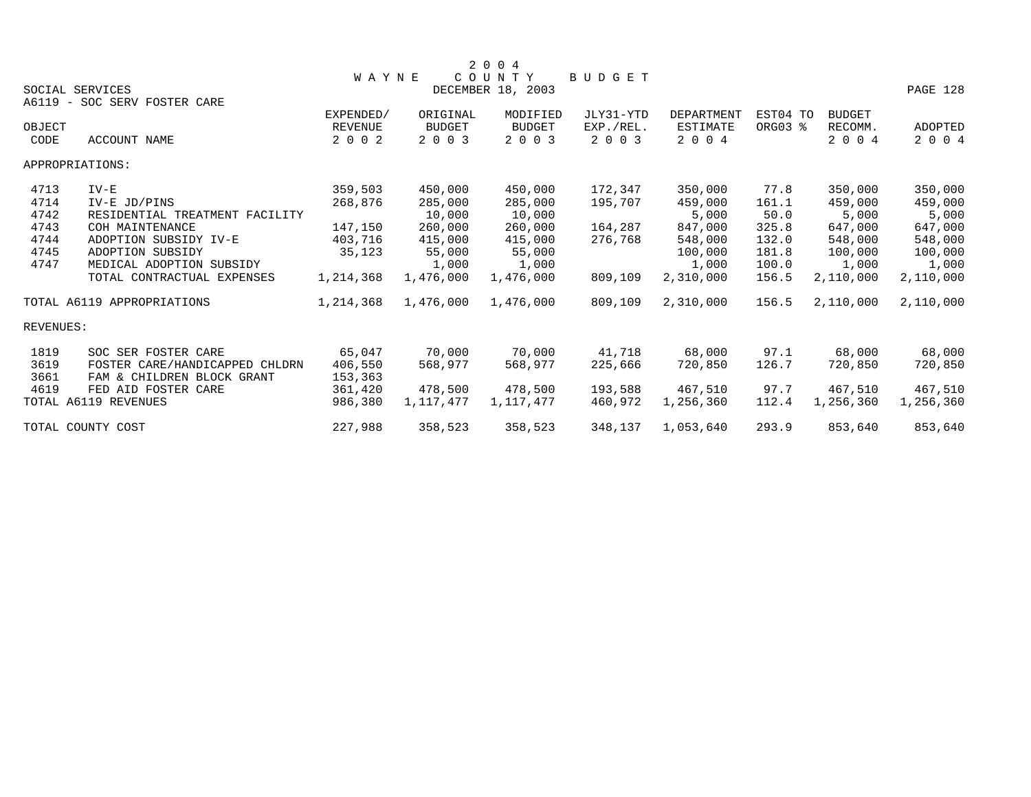# 2004 WAYNE COUNTY BUDGET

SOCIAL SERVICES

DECEMBER 18, 2003

A6119 - SOC SERV FOSTER CARE

| OBJECT CODE | ACCOUNT NAME | EXPENDED/ REVENUE 2002 | ORIGINAL BUDGET 2003 | MODIFIED BUDGET 2003 | JLY31-YTD EXP./REL. 2003 | DEPARTMENT ESTIMATE 2004 | EST04 TO ORG03 % | BUDGET RECOMM. 2004 | ADOPTED 2004 |
|---|---|---|---|---|---|---|---|---|---|
| APPROPRIATIONS: | | | | | | | | | |
| 4713 | IV-E | 359,503 | 450,000 | 450,000 | 172,347 | 350,000 | 77.8 | 350,000 | 350,000 |
| 4714 | IV-E JD/PINS | 268,876 | 285,000 | 285,000 | 195,707 | 459,000 | 161.1 | 459,000 | 459,000 |
| 4742 | RESIDENTIAL TREATMENT FACILITY | | 10,000 | 10,000 | | 5,000 | 50.0 | 5,000 | 5,000 |
| 4743 | COH MAINTENANCE | 147,150 | 260,000 | 260,000 | 164,287 | 847,000 | 325.8 | 647,000 | 647,000 |
| 4744 | ADOPTION SUBSIDY IV-E | 403,716 | 415,000 | 415,000 | 276,768 | 548,000 | 132.0 | 548,000 | 548,000 |
| 4745 | ADOPTION SUBSIDY | 35,123 | 55,000 | 55,000 | | 100,000 | 181.8 | 100,000 | 100,000 |
| 4747 | MEDICAL ADOPTION SUBSIDY | | 1,000 | 1,000 | | 1,000 | 100.0 | 1,000 | 1,000 |
| | TOTAL CONTRACTUAL EXPENSES | 1,214,368 | 1,476,000 | 1,476,000 | 809,109 | 2,310,000 | 156.5 | 2,110,000 | 2,110,000 |
| TOTAL A6119 APPROPRIATIONS | | 1,214,368 | 1,476,000 | 1,476,000 | 809,109 | 2,310,000 | 156.5 | 2,110,000 | 2,110,000 |
| REVENUES: | | | | | | | | | |
| 1819 | SOC SER FOSTER CARE | 65,047 | 70,000 | 70,000 | 41,718 | 68,000 | 97.1 | 68,000 | 68,000 |
| 3619 | FOSTER CARE/HANDICAPPED CHLDRN | 406,550 | 568,977 | 568,977 | 225,666 | 720,850 | 126.7 | 720,850 | 720,850 |
| 3661 | FAM & CHILDREN BLOCK GRANT | 153,363 | | | | | | | |
| 4619 | FED AID FOSTER CARE | 361,420 | 478,500 | 478,500 | 193,588 | 467,510 | 97.7 | 467,510 | 467,510 |
| TOTAL A6119 REVENUES | | 986,380 | 1,117,477 | 1,117,477 | 460,972 | 1,256,360 | 112.4 | 1,256,360 | 1,256,360 |
| TOTAL COUNTY COST | | 227,988 | 358,523 | 358,523 | 348,137 | 1,053,640 | 293.9 | 853,640 | 853,640 |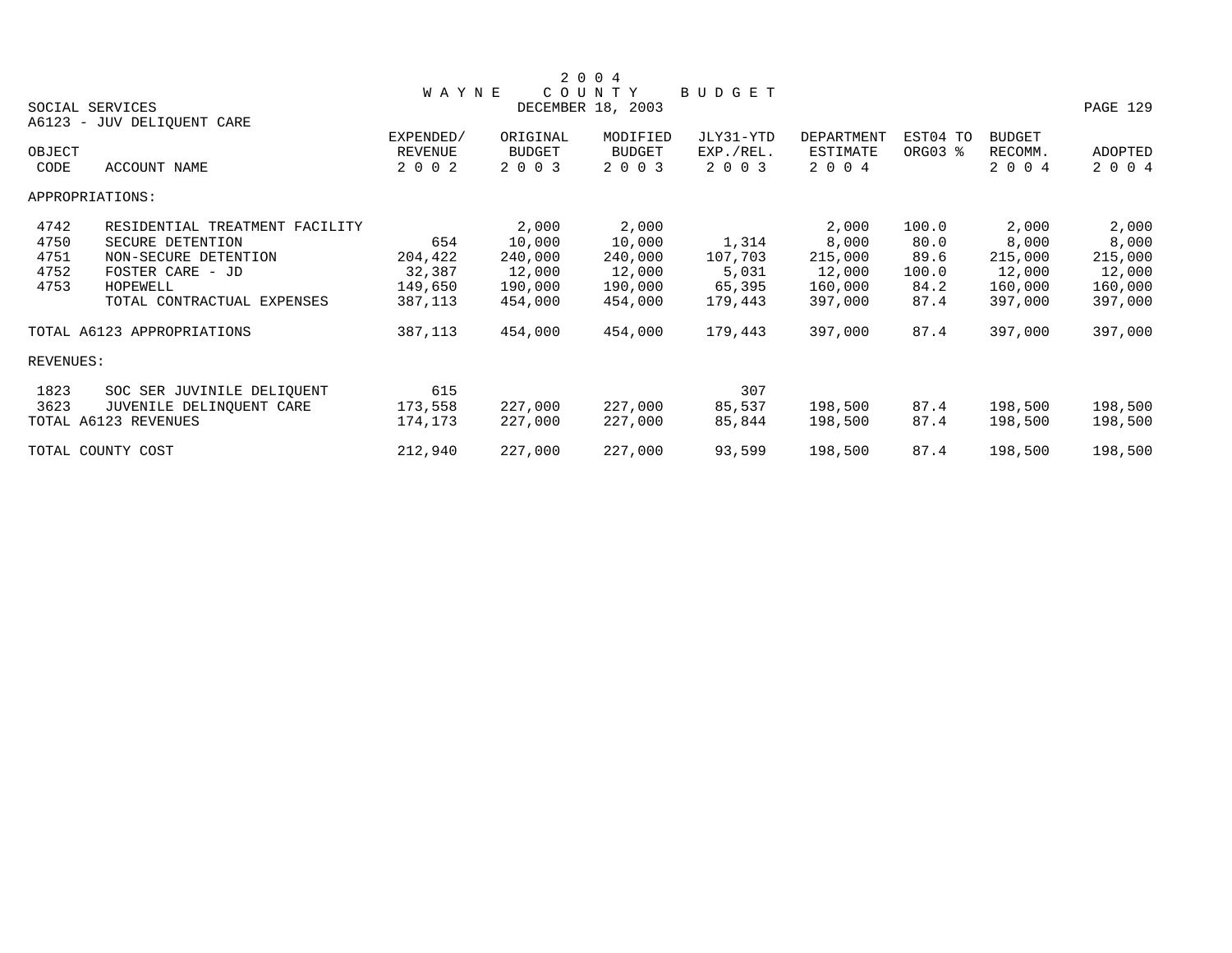# 2004 WAYNE COUNTY BUDGET

SOCIAL SERVICES
DECEMBER 18, 2003

A6123 - JUV DELIQUENT CARE

| OBJECT CODE | ACCOUNT NAME | EXPENDED/ REVENUE 2002 | ORIGINAL BUDGET 2003 | MODIFIED BUDGET 2003 | JLY31-YTD EXP./REL. 2003 | DEPARTMENT ESTIMATE 2004 | EST04 TO ORG03 % | BUDGET RECOMM. 2004 | ADOPTED 2004 |
|---|---|---|---|---|---|---|---|---|---|
| APPROPRIATIONS: | | | | | | | | | |
| 4742 | RESIDENTIAL TREATMENT FACILITY | | 2,000 | 2,000 | | 2,000 | 100.0 | 2,000 | 2,000 |
| 4750 | SECURE DETENTION | 654 | 10,000 | 10,000 | 1,314 | 8,000 | 80.0 | 8,000 | 8,000 |
| 4751 | NON-SECURE DETENTION | 204,422 | 240,000 | 240,000 | 107,703 | 215,000 | 89.6 | 215,000 | 215,000 |
| 4752 | FOSTER CARE - JD | 32,387 | 12,000 | 12,000 | 5,031 | 12,000 | 100.0 | 12,000 | 12,000 |
| 4753 | HOPEWELL | 149,650 | 190,000 | 190,000 | 65,395 | 160,000 | 84.2 | 160,000 | 160,000 |
| | TOTAL CONTRACTUAL EXPENSES | 387,113 | 454,000 | 454,000 | 179,443 | 397,000 | 87.4 | 397,000 | 397,000 |
| TOTAL A6123 APPROPRIATIONS | | 387,113 | 454,000 | 454,000 | 179,443 | 397,000 | 87.4 | 397,000 | 397,000 |
| REVENUES: | | | | | | | | | |
| 1823 | SOC SER JUVINILE DELIQUENT | 615 | | | 307 | | | | |
| 3623 | JUVENILE DELINQUENT CARE | 173,558 | 227,000 | 227,000 | 85,537 | 198,500 | 87.4 | 198,500 | 198,500 |
| TOTAL A6123 REVENUES | | 174,173 | 227,000 | 227,000 | 85,844 | 198,500 | 87.4 | 198,500 | 198,500 |
| TOTAL COUNTY COST | | 212,940 | 227,000 | 227,000 | 93,599 | 198,500 | 87.4 | 198,500 | 198,500 |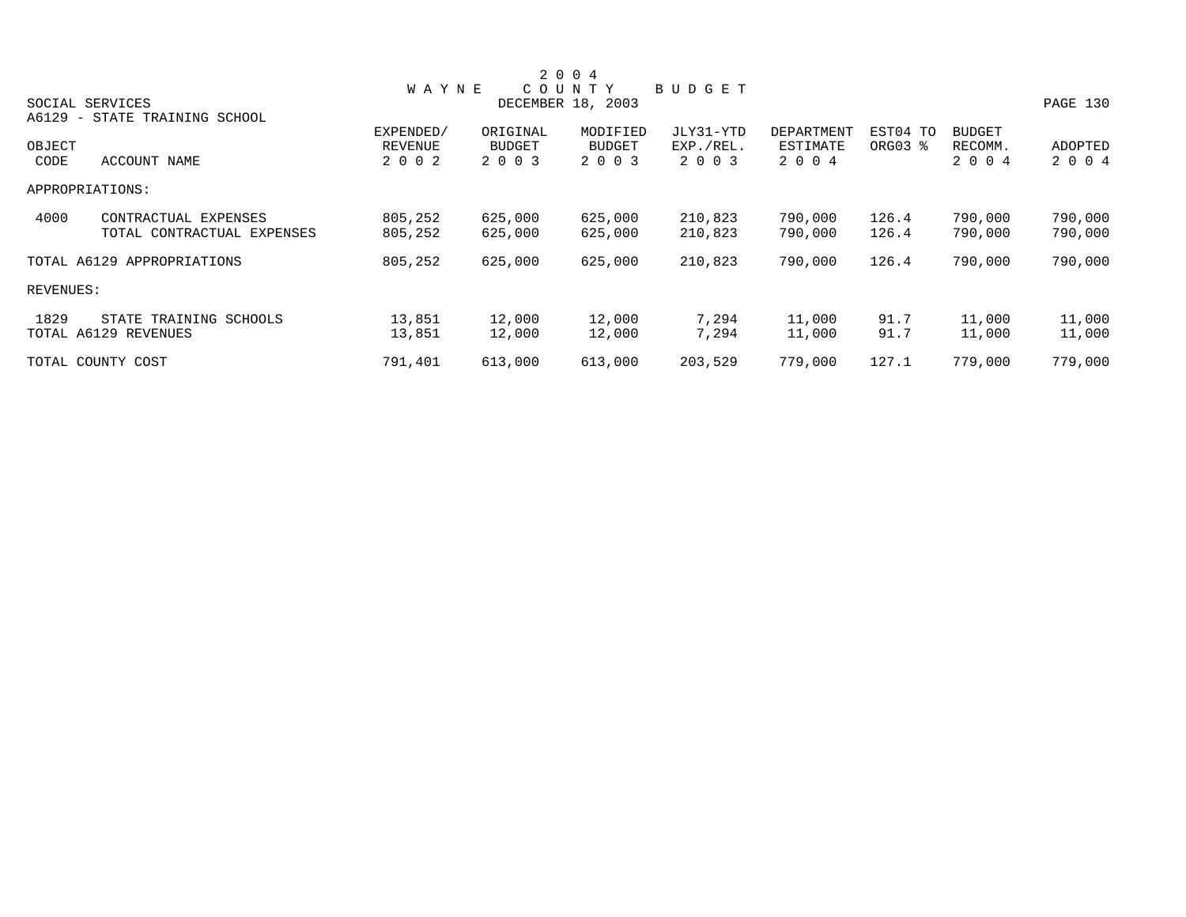# 2004 WAYNE COUNTY BUDGET

DECEMBER 18, 2003

SOCIAL SERVICES

A6129 - STATE TRAINING SCHOOL

| OBJECT CODE | ACCOUNT NAME | EXPENDED/ REVENUE 2002 | ORIGINAL BUDGET 2003 | MODIFIED BUDGET 2003 | JLY31-YTD EXP./REL. 2003 | DEPARTMENT ESTIMATE 2004 | EST04 TO ORG03 % | BUDGET RECOMM. 2004 | ADOPTED 2004 |
|---|---|---|---|---|---|---|---|---|---|
| APPROPRIATIONS: | | | | | | | | | |
| 4000 | CONTRACTUAL EXPENSES | 805,252 | 625,000 | 625,000 | 210,823 | 790,000 | 126.4 | 790,000 | 790,000 |
| | TOTAL CONTRACTUAL EXPENSES | 805,252 | 625,000 | 625,000 | 210,823 | 790,000 | 126.4 | 790,000 | 790,000 |
| TOTAL A6129 APPROPRIATIONS | | 805,252 | 625,000 | 625,000 | 210,823 | 790,000 | 126.4 | 790,000 | 790,000 |
| REVENUES: | | | | | | | | | |
| 1829 | STATE TRAINING SCHOOLS | 13,851 | 12,000 | 12,000 | 7,294 | 11,000 | 91.7 | 11,000 | 11,000 |
| TOTAL A6129 REVENUES | | 13,851 | 12,000 | 12,000 | 7,294 | 11,000 | 91.7 | 11,000 | 11,000 |
| TOTAL COUNTY COST | | 791,401 | 613,000 | 613,000 | 203,529 | 779,000 | 127.1 | 779,000 | 779,000 |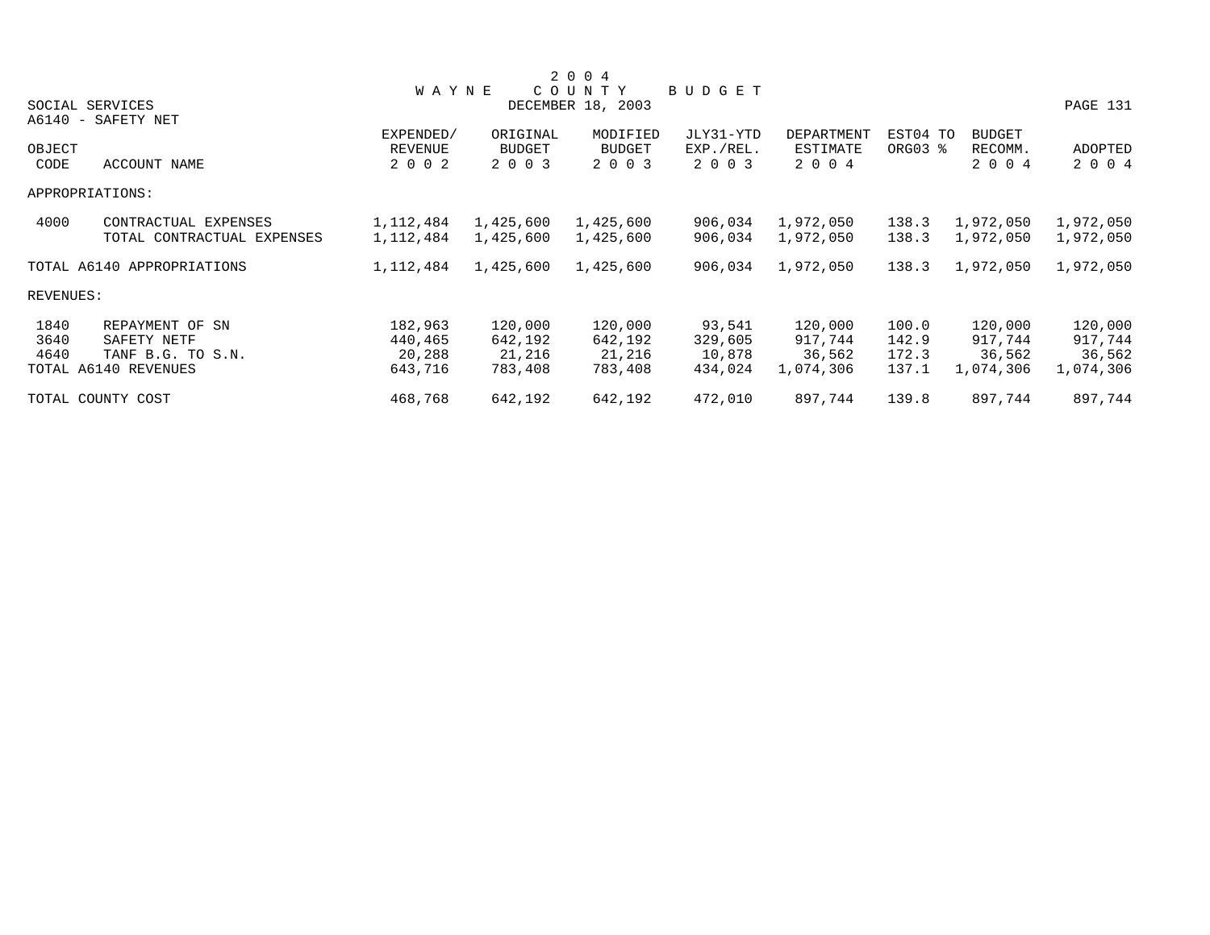# 2004 WAYNE COUNTY BUDGET

SOCIAL SERVICES
DECEMBER 18, 2003

A6140 - SAFETY NET

| OBJECT CODE | ACCOUNT NAME | EXPENDED/ REVENUE 2002 | ORIGINAL BUDGET 2003 | MODIFIED BUDGET 2003 | JLY31-YTD EXP./REL. 2003 | DEPARTMENT ESTIMATE 2004 | EST04 TO ORG03 % | BUDGET RECOMM. 2004 | ADOPTED 2004 |
|---|---|---|---|---|---|---|---|---|---|
| APPROPRIATIONS: | | | | | | | | | |
| 4000 | CONTRACTUAL EXPENSES | 1,112,484 | 1,425,600 | 1,425,600 | 906,034 | 1,972,050 | 138.3 | 1,972,050 | 1,972,050 |
| | TOTAL CONTRACTUAL EXPENSES | 1,112,484 | 1,425,600 | 1,425,600 | 906,034 | 1,972,050 | 138.3 | 1,972,050 | 1,972,050 |
| TOTAL A6140 APPROPRIATIONS | | 1,112,484 | 1,425,600 | 1,425,600 | 906,034 | 1,972,050 | 138.3 | 1,972,050 | 1,972,050 |
| REVENUES: | | | | | | | | | |
| 1840 | REPAYMENT OF SN | 182,963 | 120,000 | 120,000 | 93,541 | 120,000 | 100.0 | 120,000 | 120,000 |
| 3640 | SAFETY NETF | 440,465 | 642,192 | 642,192 | 329,605 | 917,744 | 142.9 | 917,744 | 917,744 |
| 4640 | TANF B.G. TO S.N. | 20,288 | 21,216 | 21,216 | 10,878 | 36,562 | 172.3 | 36,562 | 36,562 |
| TOTAL A6140 REVENUES | | 643,716 | 783,408 | 783,408 | 434,024 | 1,074,306 | 137.1 | 1,074,306 | 1,074,306 |
| TOTAL COUNTY COST | | 468,768 | 642,192 | 642,192 | 472,010 | 897,744 | 139.8 | 897,744 | 897,744 |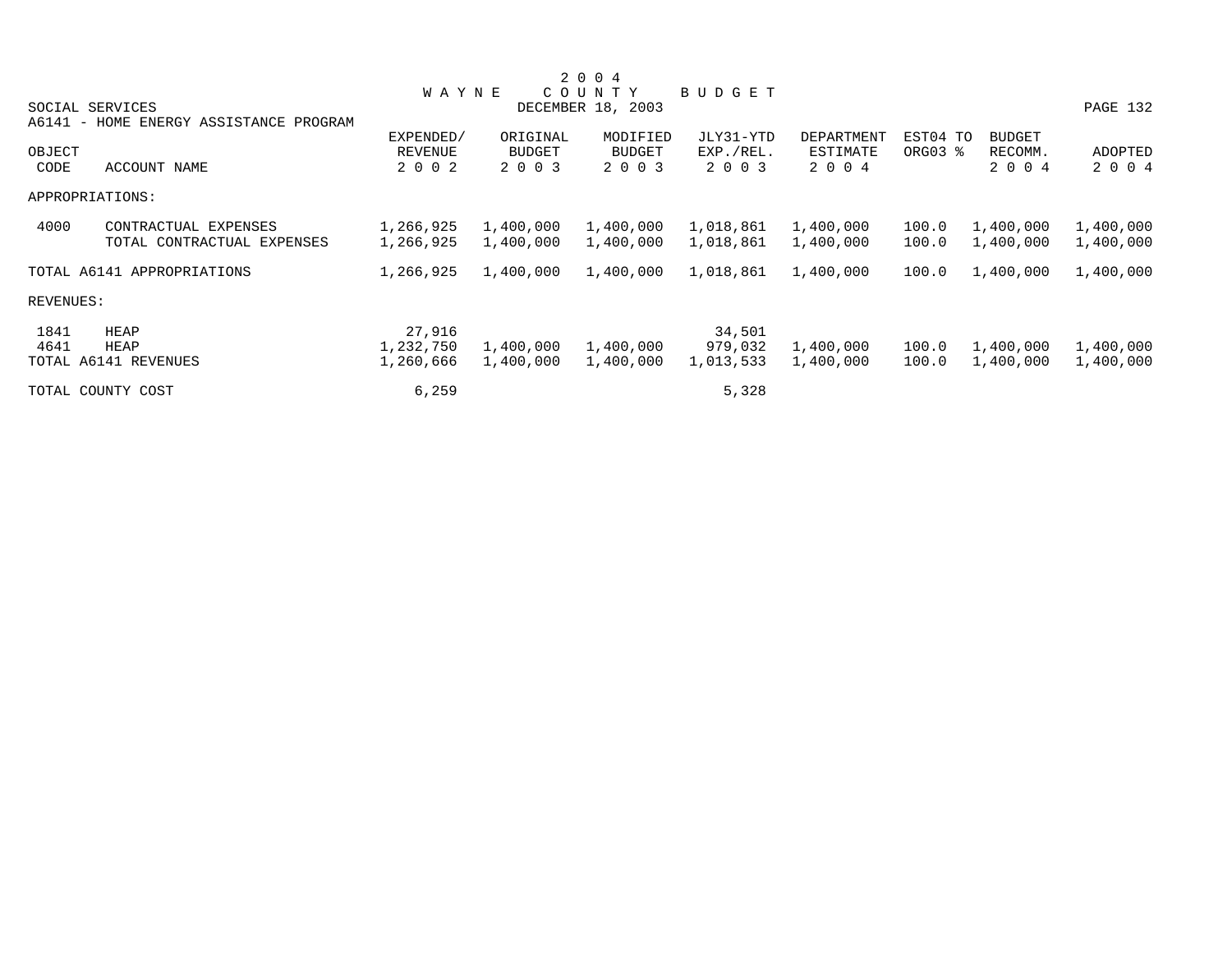# 2 0 0 4 WAYNE COUNTY BUDGET

SOCIAL SERVICES

DECEMBER 18, 2003

A6141 - HOME ENERGY ASSISTANCE PROGRAM

| OBJECT CODE | ACCOUNT NAME | EXPENDED/ REVENUE 2 0 0 2 | ORIGINAL BUDGET 2 0 0 3 | MODIFIED BUDGET 2 0 0 3 | JLY31-YTD EXP./REL. 2 0 0 3 | DEPARTMENT ESTIMATE 2 0 0 4 | EST04 TO ORG03 % | BUDGET RECOMM. 2 0 0 4 | ADOPTED 2 0 0 4 |
|---|---|---|---|---|---|---|---|---|---|
| APPROPRIATIONS: | | | | | | | | | |
| 4000 | CONTRACTUAL EXPENSES | 1,266,925 | 1,400,000 | 1,400,000 | 1,018,861 | 1,400,000 | 100.0 | 1,400,000 | 1,400,000 |
| | TOTAL CONTRACTUAL EXPENSES | 1,266,925 | 1,400,000 | 1,400,000 | 1,018,861 | 1,400,000 | 100.0 | 1,400,000 | 1,400,000 |
| TOTAL A6141 APPROPRIATIONS | | 1,266,925 | 1,400,000 | 1,400,000 | 1,018,861 | 1,400,000 | 100.0 | 1,400,000 | 1,400,000 |
| REVENUES: | | | | | | | | | |
| 1841 | HEAP | 27,916 | | | 34,501 | | | | |
| 4641 | HEAP | 1,232,750 | 1,400,000 | 1,400,000 | 979,032 | 1,400,000 | 100.0 | 1,400,000 | 1,400,000 |
| TOTAL A6141 REVENUES | | 1,260,666 | 1,400,000 | 1,400,000 | 1,013,533 | 1,400,000 | 100.0 | 1,400,000 | 1,400,000 |
| TOTAL COUNTY COST | | 6,259 | | | 5,328 | | | | |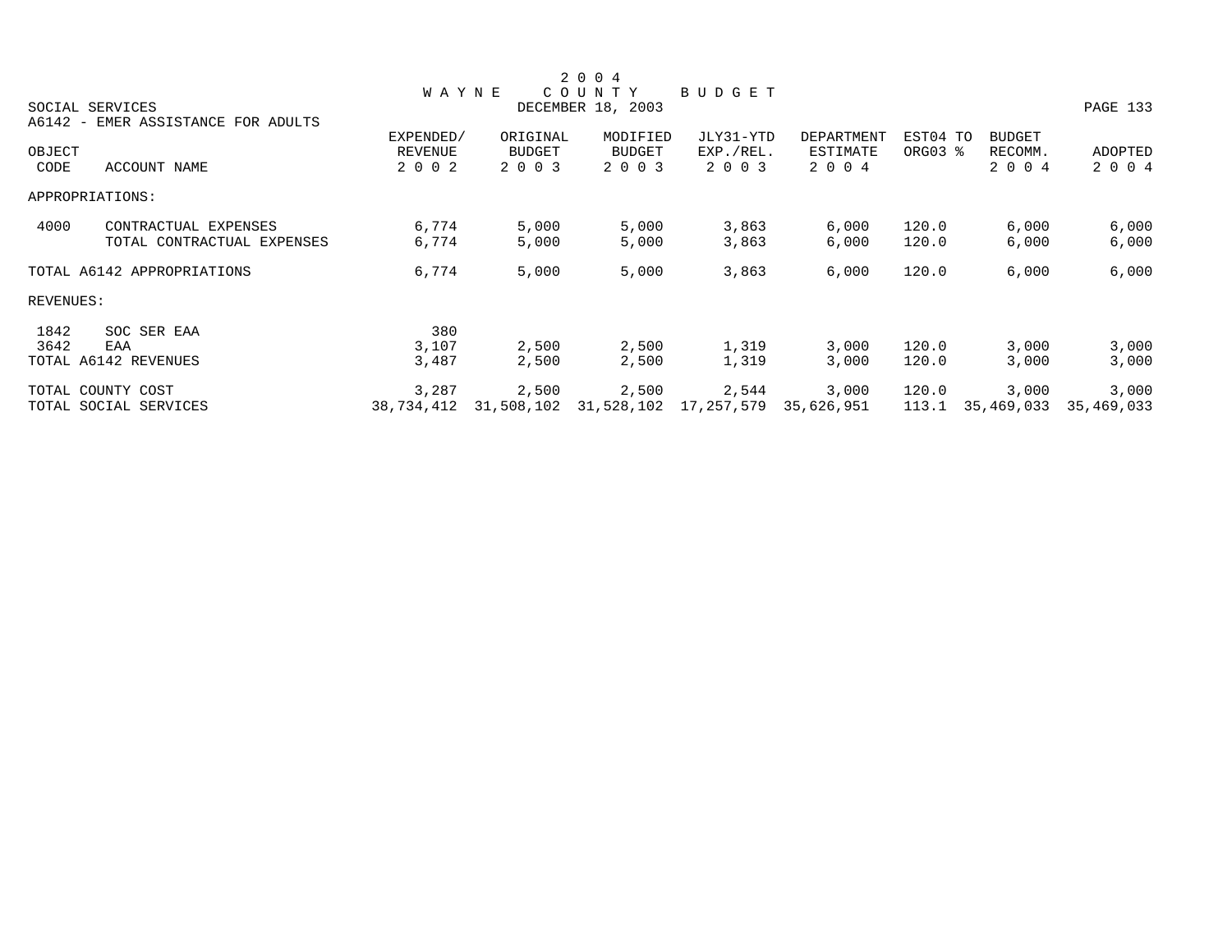# 2004 WAYNE COUNTY BUDGET

SOCIAL SERVICES — DECEMBER 18, 2003

A6142 - EMER ASSISTANCE FOR ADULTS

| OBJECT CODE | ACCOUNT NAME | EXPENDED/ REVENUE 2002 | ORIGINAL BUDGET 2003 | MODIFIED BUDGET 2003 | JLY31-YTD EXP./REL. 2003 | DEPARTMENT ESTIMATE 2004 | EST04 TO ORG03 % | BUDGET RECOMM. 2004 | ADOPTED 2004 |
|---|---|---|---|---|---|---|---|---|---|
| APPROPRIATIONS: | | | | | | | | | |
| 4000 | CONTRACTUAL EXPENSES | 6,774 | 5,000 | 5,000 | 3,863 | 6,000 | 120.0 | 6,000 | 6,000 |
| | TOTAL CONTRACTUAL EXPENSES | 6,774 | 5,000 | 5,000 | 3,863 | 6,000 | 120.0 | 6,000 | 6,000 |
| TOTAL A6142 APPROPRIATIONS | | 6,774 | 5,000 | 5,000 | 3,863 | 6,000 | 120.0 | 6,000 | 6,000 |
| REVENUES: | | | | | | | | | |
| 1842 | SOC SER EAA | 380 | | | | | | | |
| 3642 | EAA | 3,107 | 2,500 | 2,500 | 1,319 | 3,000 | 120.0 | 3,000 | 3,000 |
| TOTAL A6142 REVENUES | | 3,487 | 2,500 | 2,500 | 1,319 | 3,000 | 120.0 | 3,000 | 3,000 |
| TOTAL COUNTY COST | | 3,287 | 2,500 | 2,500 | 2,544 | 3,000 | 120.0 | 3,000 | 3,000 |
| TOTAL SOCIAL SERVICES | | 38,734,412 | 31,508,102 | 31,528,102 | 17,257,579 | 35,626,951 | 113.1 | 35,469,033 | 35,469,033 |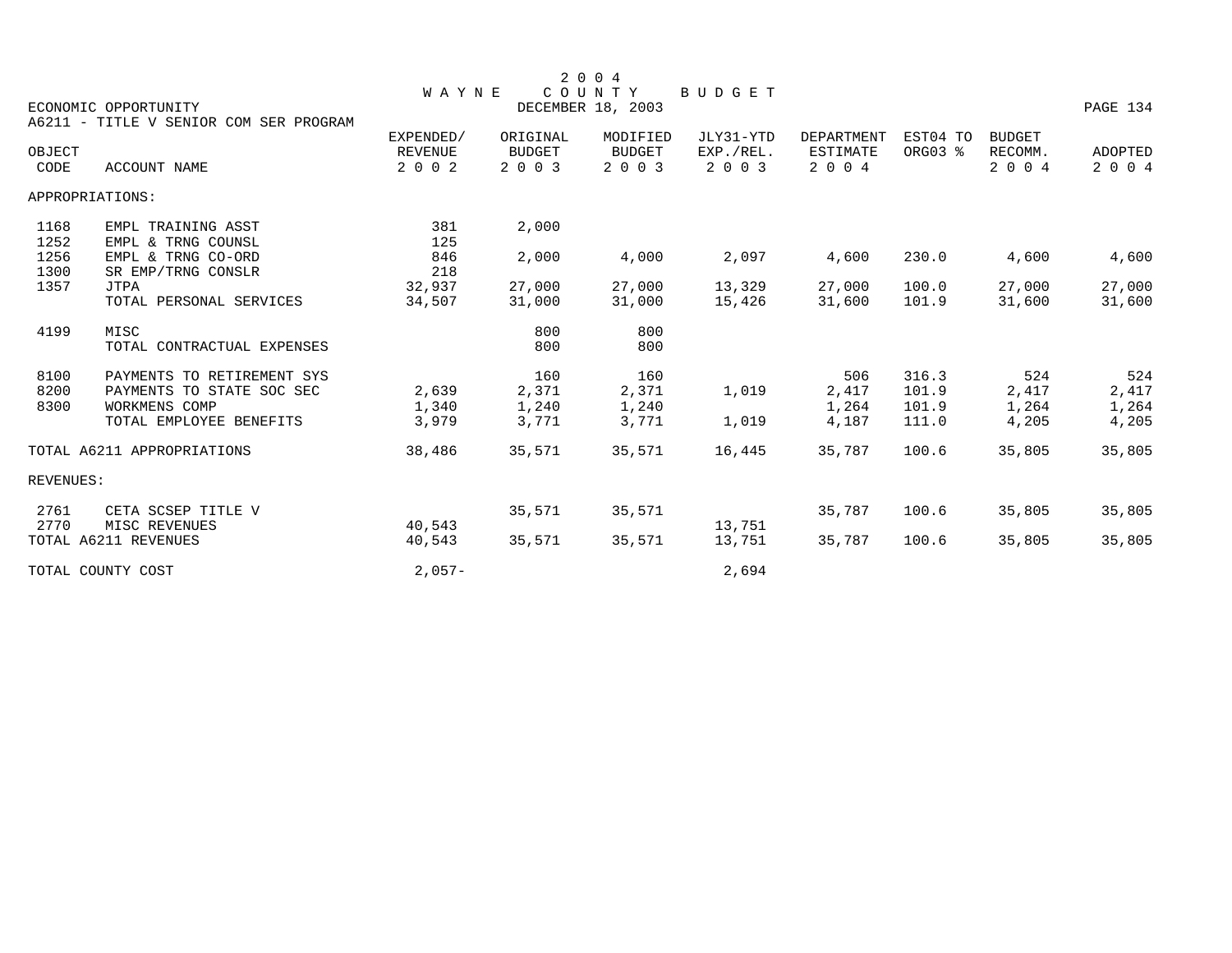# 2004 WAYNE COUNTY BUDGET

DECEMBER 18, 2003

ECONOMIC OPPORTUNITY

A6211 - TITLE V SENIOR COM SER PROGRAM

| OBJECT CODE | ACCOUNT NAME | EXPENDED/ REVENUE 2002 | ORIGINAL BUDGET 2003 | MODIFIED BUDGET 2003 | JLY31-YTD EXP./REL. 2003 | DEPARTMENT ESTIMATE 2004 | EST04 TO ORG03 % | BUDGET RECOMM. 2004 | ADOPTED 2004 |
|---|---|---|---|---|---|---|---|---|---|
| APPROPRIATIONS: | | | | | | | | | |
| 1168 | EMPL TRAINING ASST | 381 | 2,000 | | | | | | |
| 1252 | EMPL & TRNG COUNSL | 125 | | | | | | | |
| 1256 | EMPL & TRNG CO-ORD | 846 | 2,000 | 4,000 | 2,097 | 4,600 | 230.0 | 4,600 | 4,600 |
| 1300 | SR EMP/TRNG CONSLR | 218 | | | | | | | |
| 1357 | JTPA | 32,937 | 27,000 | 27,000 | 13,329 | 27,000 | 100.0 | 27,000 | 27,000 |
| | TOTAL PERSONAL SERVICES | 34,507 | 31,000 | 31,000 | 15,426 | 31,600 | 101.9 | 31,600 | 31,600 |
| 4199 | MISC | | 800 | 800 | | | | | |
| | TOTAL CONTRACTUAL EXPENSES | | 800 | 800 | | | | | |
| 8100 | PAYMENTS TO RETIREMENT SYS | | 160 | 160 | | 506 | 316.3 | 524 | 524 |
| 8200 | PAYMENTS TO STATE SOC SEC | 2,639 | 2,371 | 2,371 | 1,019 | 2,417 | 101.9 | 2,417 | 2,417 |
| 8300 | WORKMENS COMP | 1,340 | 1,240 | 1,240 | | 1,264 | 101.9 | 1,264 | 1,264 |
| | TOTAL EMPLOYEE BENEFITS | 3,979 | 3,771 | 3,771 | 1,019 | 4,187 | 111.0 | 4,205 | 4,205 |
| TOTAL A6211 APPROPRIATIONS | | 38,486 | 35,571 | 35,571 | 16,445 | 35,787 | 100.6 | 35,805 | 35,805 |
| REVENUES: | | | | | | | | | |
| 2761 | CETA SCSEP TITLE V | | 35,571 | 35,571 | | 35,787 | 100.6 | 35,805 | 35,805 |
| 2770 | MISC REVENUES | 40,543 | | | 13,751 | | | | |
| TOTAL A6211 REVENUES | | 40,543 | 35,571 | 35,571 | 13,751 | 35,787 | 100.6 | 35,805 | 35,805 |
| TOTAL COUNTY COST | | 2,057- | | | 2,694 | | | | |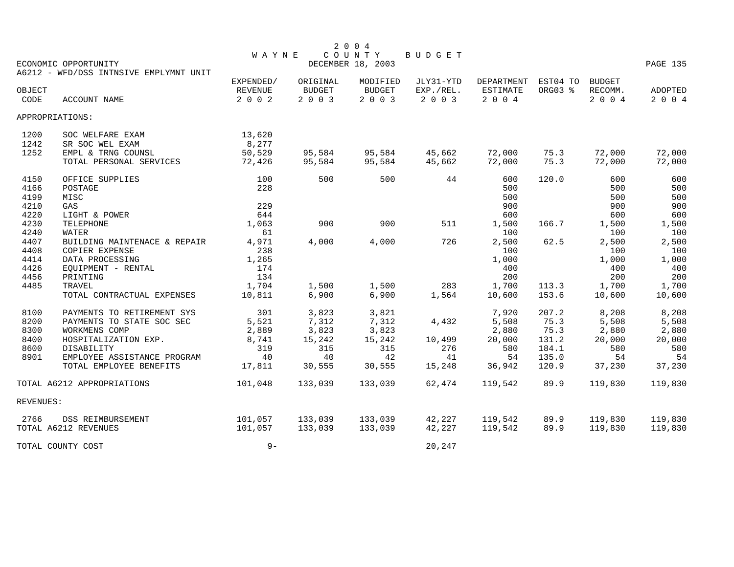# 2004 WAYNE COUNTY BUDGET

DECEMBER 18, 2003

ECONOMIC OPPORTUNITY

A6212 - WFD/DSS INTNSIVE EMPLYMNT UNIT

| OBJECT CODE | ACCOUNT NAME | EXPENDED/ REVENUE 2002 | ORIGINAL BUDGET 2003 | MODIFIED BUDGET 2003 | JLY31-YTD EXP./REL. 2003 | DEPARTMENT ESTIMATE 2004 | EST04 TO ORG03 % | BUDGET RECOMM. 2004 | ADOPTED 2004 |
|---|---|---|---|---|---|---|---|---|---|
| APPROPRIATIONS: | | | | | | | | | |
| 1200 | SOC WELFARE EXAM | 13,620 | | | | | | | |
| 1242 | SR SOC WEL EXAM | 8,277 | | | | | | | |
| 1252 | EMPL & TRNG COUNSL | 50,529 | 95,584 | 95,584 | 45,662 | 72,000 | 75.3 | 72,000 | 72,000 |
| | TOTAL PERSONAL SERVICES | 72,426 | 95,584 | 95,584 | 45,662 | 72,000 | 75.3 | 72,000 | 72,000 |
| 4150 | OFFICE SUPPLIES | 100 | 500 | 500 | 44 | 600 | 120.0 | 600 | 600 |
| 4166 | POSTAGE | 228 | | | | 500 | | 500 | 500 |
| 4199 | MISC | | | | | 500 | | 500 | 500 |
| 4210 | GAS | 229 | | | | 900 | | 900 | 900 |
| 4220 | LIGHT & POWER | 644 | | | | 600 | | 600 | 600 |
| 4230 | TELEPHONE | 1,063 | 900 | 900 | 511 | 1,500 | 166.7 | 1,500 | 1,500 |
| 4240 | WATER | 61 | | | | 100 | | 100 | 100 |
| 4407 | BUILDING MAINTENACE & REPAIR | 4,971 | 4,000 | 4,000 | 726 | 2,500 | 62.5 | 2,500 | 2,500 |
| 4408 | COPIER EXPENSE | 238 | | | | 100 | | 100 | 100 |
| 4414 | DATA PROCESSING | 1,265 | | | | 1,000 | | 1,000 | 1,000 |
| 4426 | EQUIPMENT - RENTAL | 174 | | | | 400 | | 400 | 400 |
| 4456 | PRINTING | 134 | | | | 200 | | 200 | 200 |
| 4485 | TRAVEL | 1,704 | 1,500 | 1,500 | 283 | 1,700 | 113.3 | 1,700 | 1,700 |
| | TOTAL CONTRACTUAL EXPENSES | 10,811 | 6,900 | 6,900 | 1,564 | 10,600 | 153.6 | 10,600 | 10,600 |
| 8100 | PAYMENTS TO RETIREMENT SYS | 301 | 3,823 | 3,821 | | 7,920 | 207.2 | 8,208 | 8,208 |
| 8200 | PAYMENTS TO STATE SOC SEC | 5,521 | 7,312 | 7,312 | 4,432 | 5,508 | 75.3 | 5,508 | 5,508 |
| 8300 | WORKMENS COMP | 2,889 | 3,823 | 3,823 | | 2,880 | 75.3 | 2,880 | 2,880 |
| 8400 | HOSPITALIZATION EXP. | 8,741 | 15,242 | 15,242 | 10,499 | 20,000 | 131.2 | 20,000 | 20,000 |
| 8600 | DISABILITY | 319 | 315 | 315 | 276 | 580 | 184.1 | 580 | 580 |
| 8901 | EMPLOYEE ASSISTANCE PROGRAM | 40 | 40 | 42 | 41 | 54 | 135.0 | 54 | 54 |
| | TOTAL EMPLOYEE BENEFITS | 17,811 | 30,555 | 30,555 | 15,248 | 36,942 | 120.9 | 37,230 | 37,230 |
| TOTAL A6212 APPROPRIATIONS | | 101,048 | 133,039 | 133,039 | 62,474 | 119,542 | 89.9 | 119,830 | 119,830 |
| REVENUES: | | | | | | | | | |
| 2766 | DSS REIMBURSEMENT | 101,057 | 133,039 | 133,039 | 42,227 | 119,542 | 89.9 | 119,830 | 119,830 |
| TOTAL A6212 REVENUES | | 101,057 | 133,039 | 133,039 | 42,227 | 119,542 | 89.9 | 119,830 | 119,830 |
| TOTAL COUNTY COST | | 9- | | | 20,247 | | | | |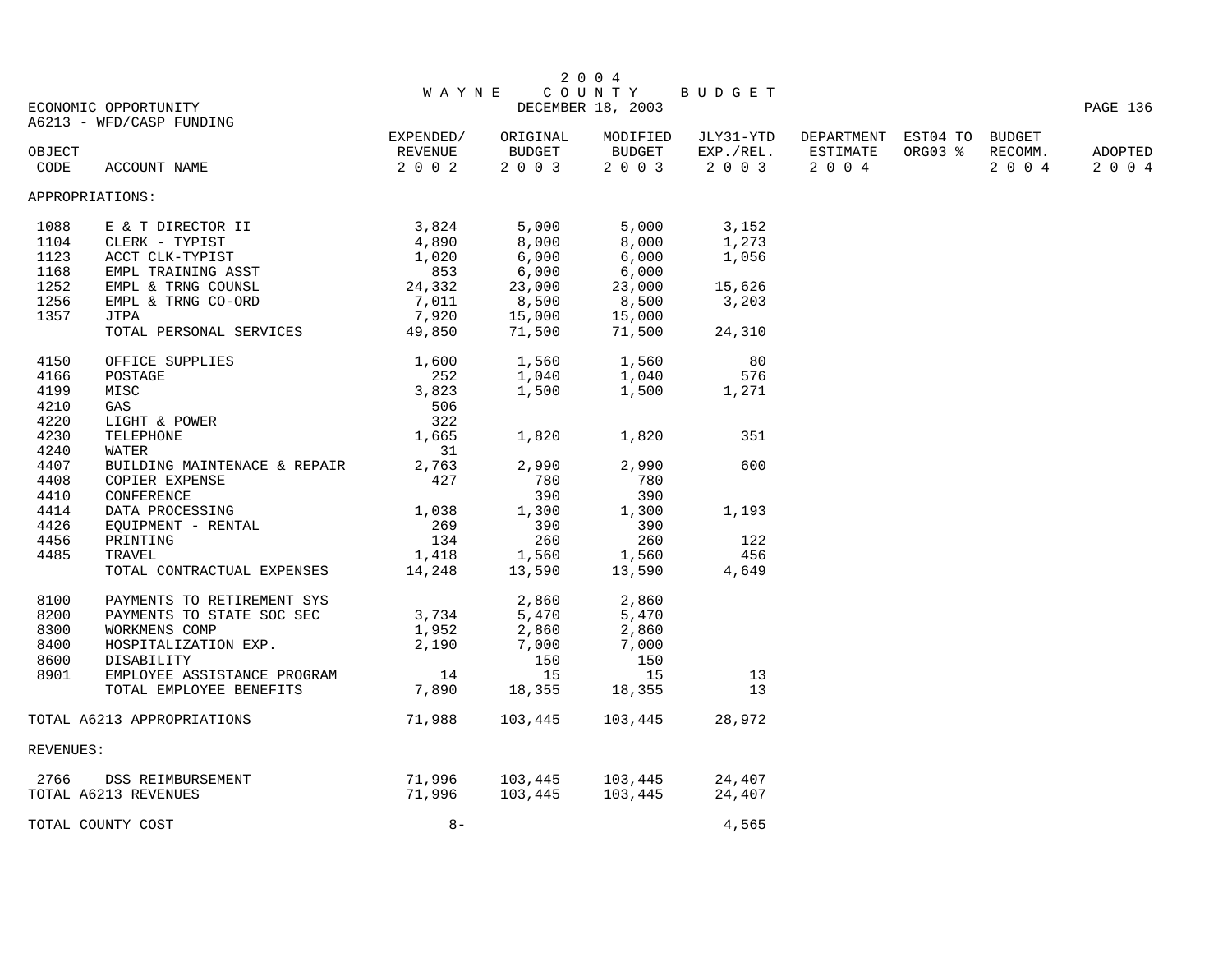# 2004 WAYNE COUNTY BUDGET

DECEMBER 18, 2003

ECONOMIC OPPORTUNITY

A6213 - WFD/CASP FUNDING

| OBJECT CODE | ACCOUNT NAME | EXPENDED/ REVENUE 2002 | ORIGINAL BUDGET 2003 | MODIFIED BUDGET 2003 | JLY31-YTD EXP./REL. 2003 | DEPARTMENT ESTIMATE 2004 | EST04 TO ORG03 % | BUDGET RECOMM. 2004 | ADOPTED 2004 |
|---|---|---|---|---|---|---|---|---|---|
| APPROPRIATIONS: | | | | | | | | | |
| 1088 | E & T DIRECTOR II | 3,824 | 5,000 | 5,000 | 3,152 | | | | |
| 1104 | CLERK - TYPIST | 4,890 | 8,000 | 8,000 | 1,273 | | | | |
| 1123 | ACCT CLK-TYPIST | 1,020 | 6,000 | 6,000 | 1,056 | | | | |
| 1168 | EMPL TRAINING ASST | 853 | 6,000 | 6,000 | | | | | |
| 1252 | EMPL & TRNG COUNSL | 24,332 | 23,000 | 23,000 | 15,626 | | | | |
| 1256 | EMPL & TRNG CO-ORD | 7,011 | 8,500 | 8,500 | 3,203 | | | | |
| 1357 | JTPA | 7,920 | 15,000 | 15,000 | | | | | |
| | TOTAL PERSONAL SERVICES | 49,850 | 71,500 | 71,500 | 24,310 | | | | |
| 4150 | OFFICE SUPPLIES | 1,600 | 1,560 | 1,560 | 80 | | | | |
| 4166 | POSTAGE | 252 | 1,040 | 1,040 | 576 | | | | |
| 4199 | MISC | 3,823 | 1,500 | 1,500 | 1,271 | | | | |
| 4210 | GAS | 506 | | | | | | | |
| 4220 | LIGHT & POWER | 322 | | | | | | | |
| 4230 | TELEPHONE | 1,665 | 1,820 | 1,820 | 351 | | | | |
| 4240 | WATER | 31 | | | | | | | |
| 4407 | BUILDING MAINTENACE & REPAIR | 2,763 | 2,990 | 2,990 | 600 | | | | |
| 4408 | COPIER EXPENSE | 427 | 780 | 780 | | | | | |
| 4410 | CONFERENCE | | 390 | 390 | | | | | |
| 4414 | DATA PROCESSING | 1,038 | 1,300 | 1,300 | 1,193 | | | | |
| 4426 | EQUIPMENT - RENTAL | 269 | 390 | 390 | | | | | |
| 4456 | PRINTING | 134 | 260 | 260 | 122 | | | | |
| 4485 | TRAVEL | 1,418 | 1,560 | 1,560 | 456 | | | | |
| | TOTAL CONTRACTUAL EXPENSES | 14,248 | 13,590 | 13,590 | 4,649 | | | | |
| 8100 | PAYMENTS TO RETIREMENT SYS | | 2,860 | 2,860 | | | | | |
| 8200 | PAYMENTS TO STATE SOC SEC | 3,734 | 5,470 | 5,470 | | | | | |
| 8300 | WORKMENS COMP | 1,952 | 2,860 | 2,860 | | | | | |
| 8400 | HOSPITALIZATION EXP. | 2,190 | 7,000 | 7,000 | | | | | |
| 8600 | DISABILITY | | 150 | 150 | | | | | |
| 8901 | EMPLOYEE ASSISTANCE PROGRAM | 14 | 15 | 15 | 13 | | | | |
| | TOTAL EMPLOYEE BENEFITS | 7,890 | 18,355 | 18,355 | 13 | | | | |
| TOTAL A6213 APPROPRIATIONS | | 71,988 | 103,445 | 103,445 | 28,972 | | | | |
| REVENUES: | | | | | | | | | |
| 2766 | DSS REIMBURSEMENT | 71,996 | 103,445 | 103,445 | 24,407 | | | | |
| TOTAL A6213 REVENUES | | 71,996 | 103,445 | 103,445 | 24,407 | | | | |
| TOTAL COUNTY COST | | 8- | | | 4,565 | | | | |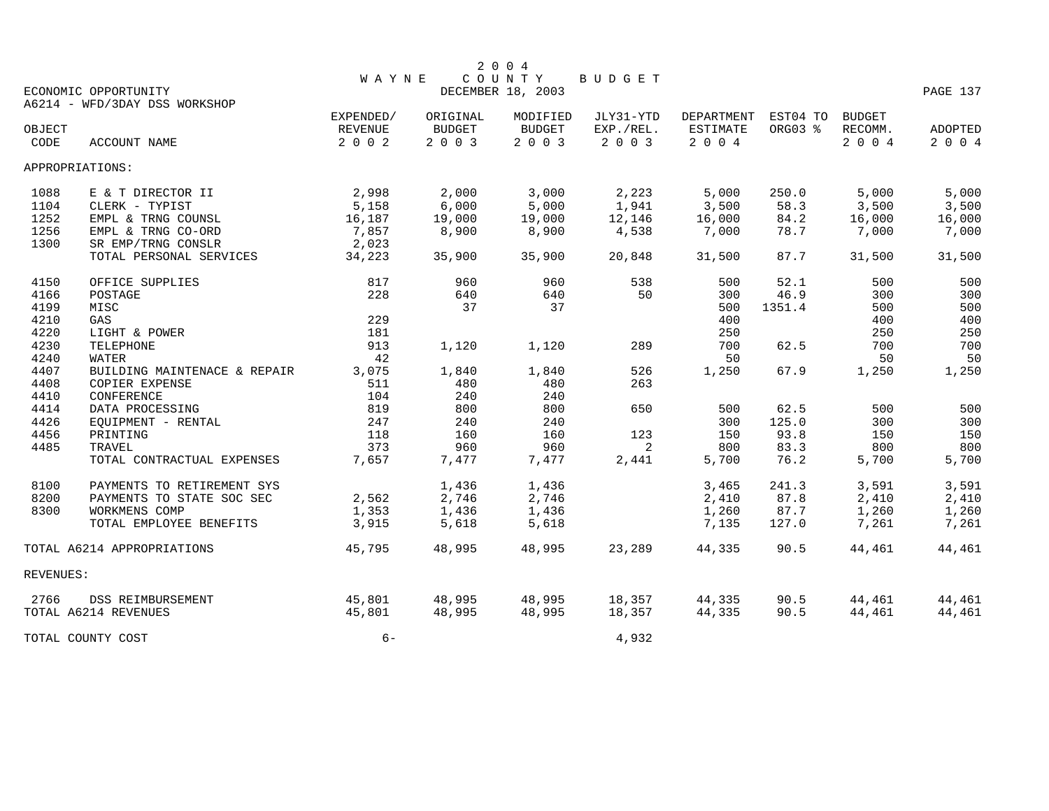# 2004 WAYNE COUNTY BUDGET

DECEMBER 18, 2003

ECONOMIC OPPORTUNITY

A6214 - WFD/3DAY DSS WORKSHOP

| OBJECT CODE | ACCOUNT NAME | EXPENDED/ REVENUE 2002 | ORIGINAL BUDGET 2003 | MODIFIED BUDGET 2003 | JLY31-YTD EXP./REL. 2003 | DEPARTMENT ESTIMATE 2004 | EST04 TO ORG03 % | BUDGET RECOMM. 2004 | ADOPTED 2004 |
|---|---|---|---|---|---|---|---|---|---|
| APPROPRIATIONS: | | | | | | | | | |
| 1088 | E & T DIRECTOR II | 2,998 | 2,000 | 3,000 | 2,223 | 5,000 | 250.0 | 5,000 | 5,000 |
| 1104 | CLERK - TYPIST | 5,158 | 6,000 | 5,000 | 1,941 | 3,500 | 58.3 | 3,500 | 3,500 |
| 1252 | EMPL & TRNG COUNSL | 16,187 | 19,000 | 19,000 | 12,146 | 16,000 | 84.2 | 16,000 | 16,000 |
| 1256 | EMPL & TRNG CO-ORD | 7,857 | 8,900 | 8,900 | 4,538 | 7,000 | 78.7 | 7,000 | 7,000 |
| 1300 | SR EMP/TRNG CONSLR | 2,023 | | | | | | | |
| | TOTAL PERSONAL SERVICES | 34,223 | 35,900 | 35,900 | 20,848 | 31,500 | 87.7 | 31,500 | 31,500 |
| 4150 | OFFICE SUPPLIES | 817 | 960 | 960 | 538 | 500 | 52.1 | 500 | 500 |
| 4166 | POSTAGE | 228 | 640 | 640 | 50 | 300 | 46.9 | 300 | 300 |
| 4199 | MISC | | 37 | 37 | | 500 | 1351.4 | 500 | 500 |
| 4210 | GAS | 229 | | | | 400 | | 400 | 400 |
| 4220 | LIGHT & POWER | 181 | | | | 250 | | 250 | 250 |
| 4230 | TELEPHONE | 913 | 1,120 | 1,120 | 289 | 700 | 62.5 | 700 | 700 |
| 4240 | WATER | 42 | | | | 50 | | 50 | 50 |
| 4407 | BUILDING MAINTENACE & REPAIR | 3,075 | 1,840 | 1,840 | 526 | 1,250 | 67.9 | 1,250 | 1,250 |
| 4408 | COPIER EXPENSE | 511 | 480 | 480 | 263 | | | | |
| 4410 | CONFERENCE | 104 | 240 | 240 | | | | | |
| 4414 | DATA PROCESSING | 819 | 800 | 800 | 650 | 500 | 62.5 | 500 | 500 |
| 4426 | EQUIPMENT - RENTAL | 247 | 240 | 240 | | 300 | 125.0 | 300 | 300 |
| 4456 | PRINTING | 118 | 160 | 160 | 123 | 150 | 93.8 | 150 | 150 |
| 4485 | TRAVEL | 373 | 960 | 960 | 2 | 800 | 83.3 | 800 | 800 |
| | TOTAL CONTRACTUAL EXPENSES | 7,657 | 7,477 | 7,477 | 2,441 | 5,700 | 76.2 | 5,700 | 5,700 |
| 8100 | PAYMENTS TO RETIREMENT SYS | | 1,436 | 1,436 | | 3,465 | 241.3 | 3,591 | 3,591 |
| 8200 | PAYMENTS TO STATE SOC SEC | 2,562 | 2,746 | 2,746 | | 2,410 | 87.8 | 2,410 | 2,410 |
| 8300 | WORKMENS COMP | 1,353 | 1,436 | 1,436 | | 1,260 | 87.7 | 1,260 | 1,260 |
| | TOTAL EMPLOYEE BENEFITS | 3,915 | 5,618 | 5,618 | | 7,135 | 127.0 | 7,261 | 7,261 |
| TOTAL A6214 APPROPRIATIONS | | 45,795 | 48,995 | 48,995 | 23,289 | 44,335 | 90.5 | 44,461 | 44,461 |
| REVENUES: | | | | | | | | | |
| 2766 | DSS REIMBURSEMENT | 45,801 | 48,995 | 48,995 | 18,357 | 44,335 | 90.5 | 44,461 | 44,461 |
| TOTAL A6214 REVENUES | | 45,801 | 48,995 | 48,995 | 18,357 | 44,335 | 90.5 | 44,461 | 44,461 |
| TOTAL COUNTY COST | | 6- | | | 4,932 | | | | |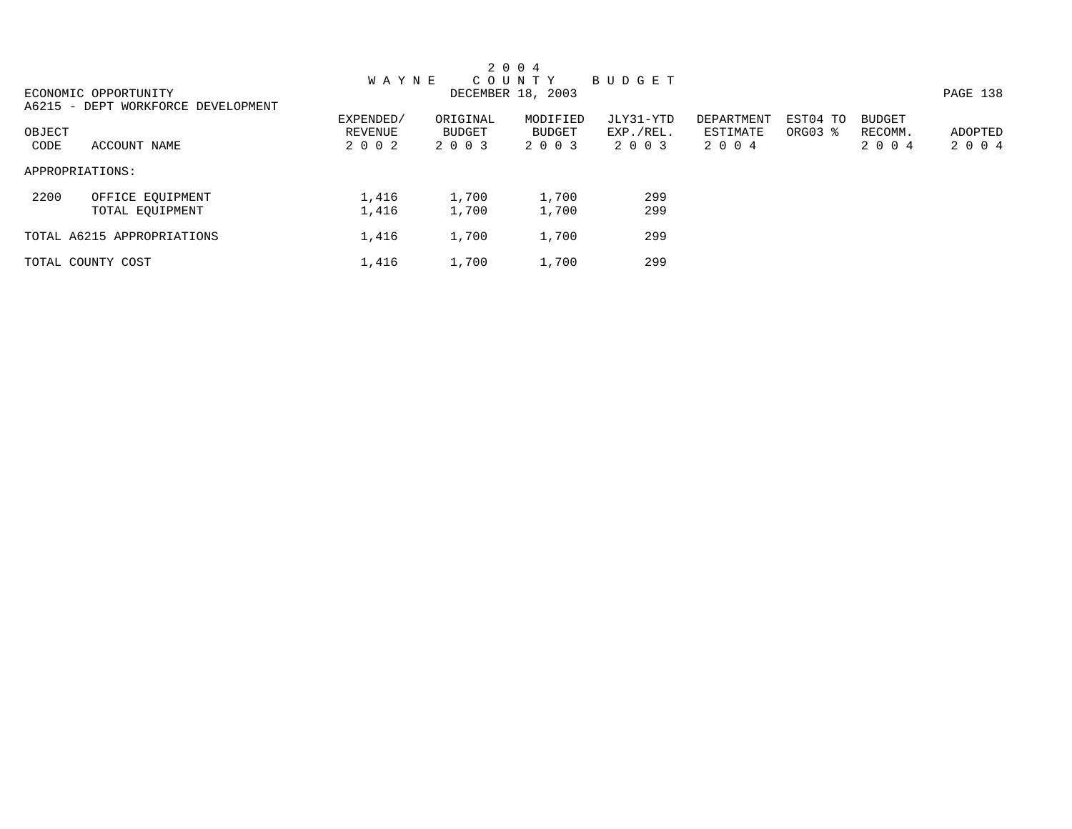# 2 0 0 4 W A Y N E C O U N T Y B U D G E T

DECEMBER 18, 2003

ECONOMIC OPPORTUNITY

A6215 - DEPT WORKFORCE DEVELOPMENT

| OBJECT CODE | ACCOUNT NAME | EXPENDED/ REVENUE 2 0 0 2 | ORIGINAL BUDGET 2 0 0 3 | MODIFIED BUDGET 2 0 0 3 | JLY31-YTD EXP./REL. 2 0 0 3 | DEPARTMENT ESTIMATE 2 0 0 4 | EST04 TO ORG03 % | BUDGET RECOMM. 2 0 0 4 | ADOPTED 2 0 0 4 |
|---|---|---|---|---|---|---|---|---|---|
| APPROPRIATIONS: | | | | | | | | | |
| 2200 | OFFICE EQUIPMENT | 1,416 | 1,700 | 1,700 | 299 | | | | |
| | TOTAL EQUIPMENT | 1,416 | 1,700 | 1,700 | 299 | | | | |
| TOTAL A6215 APPROPRIATIONS | | 1,416 | 1,700 | 1,700 | 299 | | | | |
| TOTAL COUNTY COST | | 1,416 | 1,700 | 1,700 | 299 | | | | |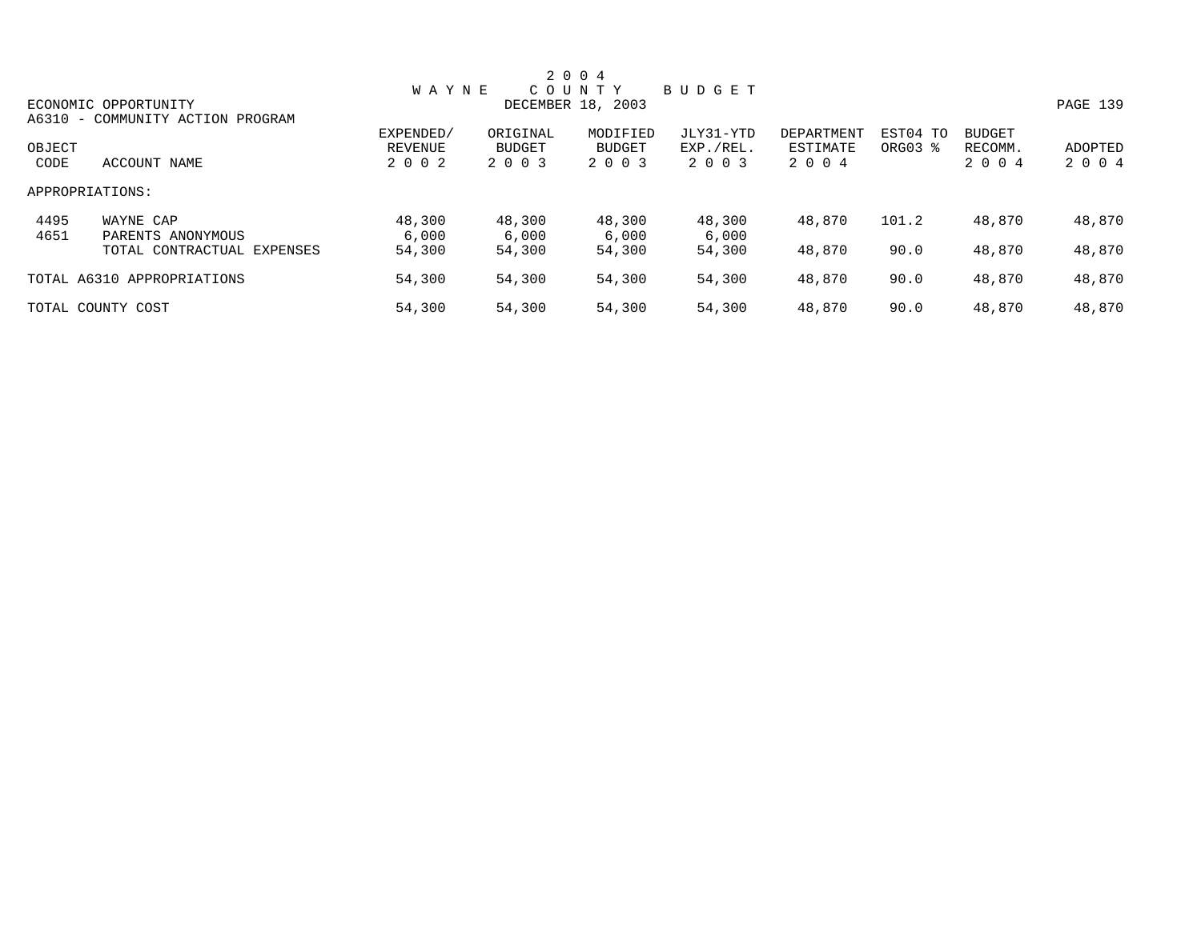# 2 0 0 4 WAYNE COUNTY BUDGET

ECONOMIC OPPORTUNITY — DECEMBER 18, 2003

A6310 - COMMUNITY ACTION PROGRAM

| OBJECT CODE | ACCOUNT NAME | EXPENDED/ REVENUE 2 0 0 2 | ORIGINAL BUDGET 2 0 0 3 | MODIFIED BUDGET 2 0 0 3 | JLY31-YTD EXP./REL. 2 0 0 3 | DEPARTMENT ESTIMATE 2 0 0 4 | EST04 TO ORG03 % | BUDGET RECOMM. 2 0 0 4 | ADOPTED 2 0 0 4 |
|---|---|---|---|---|---|---|---|---|---|
| APPROPRIATIONS: | | | | | | | | | |
| 4495 | WAYNE CAP | 48,300 | 48,300 | 48,300 | 48,300 | 48,870 | 101.2 | 48,870 | 48,870 |
| 4651 | PARENTS ANONYMOUS | 6,000 | 6,000 | 6,000 | 6,000 | | | | |
| | TOTAL CONTRACTUAL EXPENSES | 54,300 | 54,300 | 54,300 | 54,300 | 48,870 | 90.0 | 48,870 | 48,870 |
| TOTAL A6310 APPROPRIATIONS | | 54,300 | 54,300 | 54,300 | 54,300 | 48,870 | 90.0 | 48,870 | 48,870 |
| TOTAL COUNTY COST | | 54,300 | 54,300 | 54,300 | 54,300 | 48,870 | 90.0 | 48,870 | 48,870 |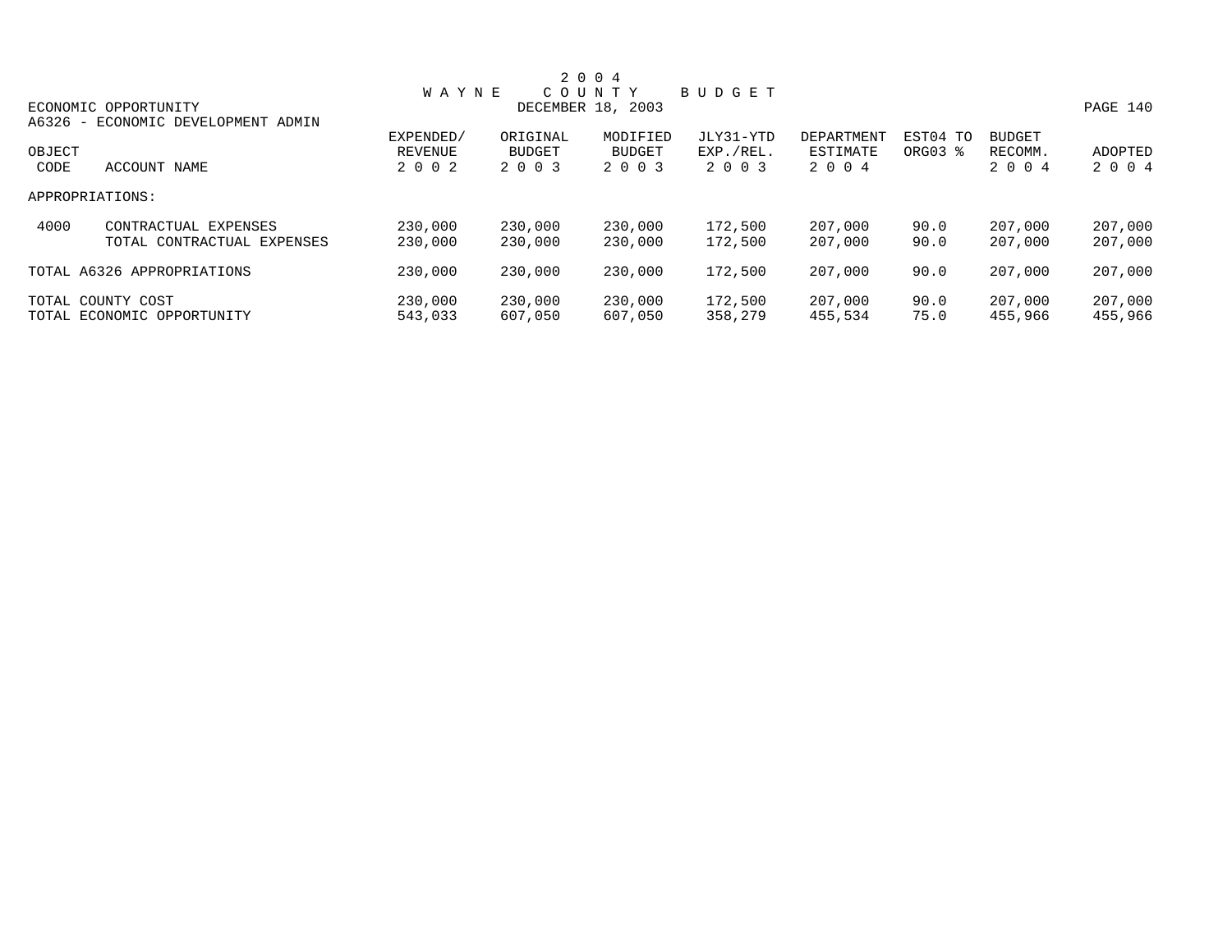# 2004 WAYNE COUNTY BUDGET

ECONOMIC OPPORTUNITY
DECEMBER 18, 2003

A6326 - ECONOMIC DEVELOPMENT ADMIN

| OBJECT CODE | ACCOUNT NAME | EXPENDED/ REVENUE 2002 | ORIGINAL BUDGET 2003 | MODIFIED BUDGET 2003 | JLY31-YTD EXP./REL. 2003 | DEPARTMENT ESTIMATE 2004 | EST04 TO ORG03 % | BUDGET RECOMM. 2004 | ADOPTED 2004 |
|---|---|---|---|---|---|---|---|---|---|
| APPROPRIATIONS: | | | | | | | | | |
| 4000 | CONTRACTUAL EXPENSES | 230,000 | 230,000 | 230,000 | 172,500 | 207,000 | 90.0 | 207,000 | 207,000 |
| | TOTAL CONTRACTUAL EXPENSES | 230,000 | 230,000 | 230,000 | 172,500 | 207,000 | 90.0 | 207,000 | 207,000 |
| TOTAL A6326 APPROPRIATIONS | | 230,000 | 230,000 | 230,000 | 172,500 | 207,000 | 90.0 | 207,000 | 207,000 |
| TOTAL COUNTY COST | | 230,000 | 230,000 | 230,000 | 172,500 | 207,000 | 90.0 | 207,000 | 207,000 |
| TOTAL ECONOMIC OPPORTUNITY | | 543,033 | 607,050 | 607,050 | 358,279 | 455,534 | 75.0 | 455,966 | 455,966 |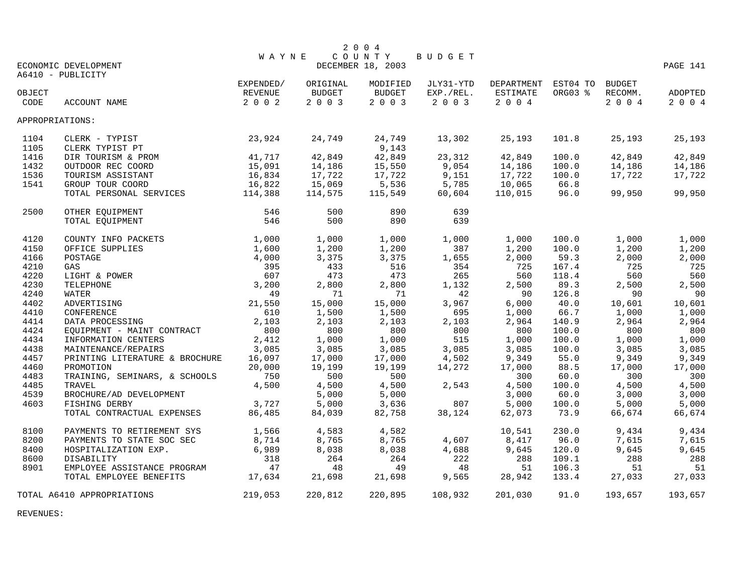2 0 0 4
W A Y N E   C O U N T Y   B U D G E T

ECONOMIC DEVELOPMENT
DECEMBER 18, 2003

A6410 - PUBLICITY

| OBJECT CODE | ACCOUNT NAME | EXPENDED/ REVENUE 2002 | ORIGINAL BUDGET 2003 | MODIFIED BUDGET 2003 | JLY31-YTD EXP./REL. 2003 | DEPARTMENT ESTIMATE 2004 | EST04 TO ORG03 % | BUDGET RECOMM. 2004 | ADOPTED 2004 |
|---|---|---|---|---|---|---|---|---|---|
| APPROPRIATIONS: | | | | | | | | | |
| 1104 | CLERK - TYPIST | 23,924 | 24,749 | 24,749 | 13,302 | 25,193 | 101.8 | 25,193 | 25,193 |
| 1105 | CLERK TYPIST PT | | | 9,143 | | | | | |
| 1416 | DIR TOURISM & PROM | 41,717 | 42,849 | 42,849 | 23,312 | 42,849 | 100.0 | 42,849 | 42,849 |
| 1432 | OUTDOOR REC COORD | 15,091 | 14,186 | 15,550 | 9,054 | 14,186 | 100.0 | 14,186 | 14,186 |
| 1536 | TOURISM ASSISTANT | 16,834 | 17,722 | 17,722 | 9,151 | 17,722 | 100.0 | 17,722 | 17,722 |
| 1541 | GROUP TOUR COORD | 16,822 | 15,069 | 5,536 | 5,785 | 10,065 | 66.8 | | |
| | TOTAL PERSONAL SERVICES | 114,388 | 114,575 | 115,549 | 60,604 | 110,015 | 96.0 | 99,950 | 99,950 |
| 2500 | OTHER EQUIPMENT | 546 | 500 | 890 | 639 | | | | |
| | TOTAL EQUIPMENT | 546 | 500 | 890 | 639 | | | | |
| 4120 | COUNTY INFO PACKETS | 1,000 | 1,000 | 1,000 | 1,000 | 1,000 | 100.0 | 1,000 | 1,000 |
| 4150 | OFFICE SUPPLIES | 1,600 | 1,200 | 1,200 | 387 | 1,200 | 100.0 | 1,200 | 1,200 |
| 4166 | POSTAGE | 4,000 | 3,375 | 3,375 | 1,655 | 2,000 | 59.3 | 2,000 | 2,000 |
| 4210 | GAS | 395 | 433 | 516 | 354 | 725 | 167.4 | 725 | 725 |
| 4220 | LIGHT & POWER | 607 | 473 | 473 | 265 | 560 | 118.4 | 560 | 560 |
| 4230 | TELEPHONE | 3,200 | 2,800 | 2,800 | 1,132 | 2,500 | 89.3 | 2,500 | 2,500 |
| 4240 | WATER | 49 | 71 | 71 | 42 | 90 | 126.8 | 90 | 90 |
| 4402 | ADVERTISING | 21,550 | 15,000 | 15,000 | 3,967 | 6,000 | 40.0 | 10,601 | 10,601 |
| 4410 | CONFERENCE | 610 | 1,500 | 1,500 | 695 | 1,000 | 66.7 | 1,000 | 1,000 |
| 4414 | DATA PROCESSING | 2,103 | 2,103 | 2,103 | 2,103 | 2,964 | 140.9 | 2,964 | 2,964 |
| 4424 | EQUIPMENT - MAINT CONTRACT | 800 | 800 | 800 | 800 | 800 | 100.0 | 800 | 800 |
| 4434 | INFORMATION CENTERS | 2,412 | 1,000 | 1,000 | 515 | 1,000 | 100.0 | 1,000 | 1,000 |
| 4438 | MAINTENANCE/REPAIRS | 3,085 | 3,085 | 3,085 | 3,085 | 3,085 | 100.0 | 3,085 | 3,085 |
| 4457 | PRINTING LITERATURE & BROCHURE | 16,097 | 17,000 | 17,000 | 4,502 | 9,349 | 55.0 | 9,349 | 9,349 |
| 4460 | PROMOTION | 20,000 | 19,199 | 19,199 | 14,272 | 17,000 | 88.5 | 17,000 | 17,000 |
| 4483 | TRAINING, SEMINARS, & SCHOOLS | 750 | 500 | 500 | | 300 | 60.0 | 300 | 300 |
| 4485 | TRAVEL | 4,500 | 4,500 | 4,500 | 2,543 | 4,500 | 100.0 | 4,500 | 4,500 |
| 4539 | BROCHURE/AD DEVELOPMENT | | 5,000 | 5,000 | | 3,000 | 60.0 | 3,000 | 3,000 |
| 4603 | FISHING DERBY | 3,727 | 5,000 | 3,636 | 807 | 5,000 | 100.0 | 5,000 | 5,000 |
| | TOTAL CONTRACTUAL EXPENSES | 86,485 | 84,039 | 82,758 | 38,124 | 62,073 | 73.9 | 66,674 | 66,674 |
| 8100 | PAYMENTS TO RETIREMENT SYS | 1,566 | 4,583 | 4,582 | | 10,541 | 230.0 | 9,434 | 9,434 |
| 8200 | PAYMENTS TO STATE SOC SEC | 8,714 | 8,765 | 8,765 | 4,607 | 8,417 | 96.0 | 7,615 | 7,615 |
| 8400 | HOSPITALIZATION EXP. | 6,989 | 8,038 | 8,038 | 4,688 | 9,645 | 120.0 | 9,645 | 9,645 |
| 8600 | DISABILITY | 318 | 264 | 264 | 222 | 288 | 109.1 | 288 | 288 |
| 8901 | EMPLOYEE ASSISTANCE PROGRAM | 47 | 48 | 49 | 48 | 51 | 106.3 | 51 | 51 |
| | TOTAL EMPLOYEE BENEFITS | 17,634 | 21,698 | 21,698 | 9,565 | 28,942 | 133.4 | 27,033 | 27,033 |
| TOTAL A6410 APPROPRIATIONS | | 219,053 | 220,812 | 220,895 | 108,932 | 201,030 | 91.0 | 193,657 | 193,657 |

REVENUES: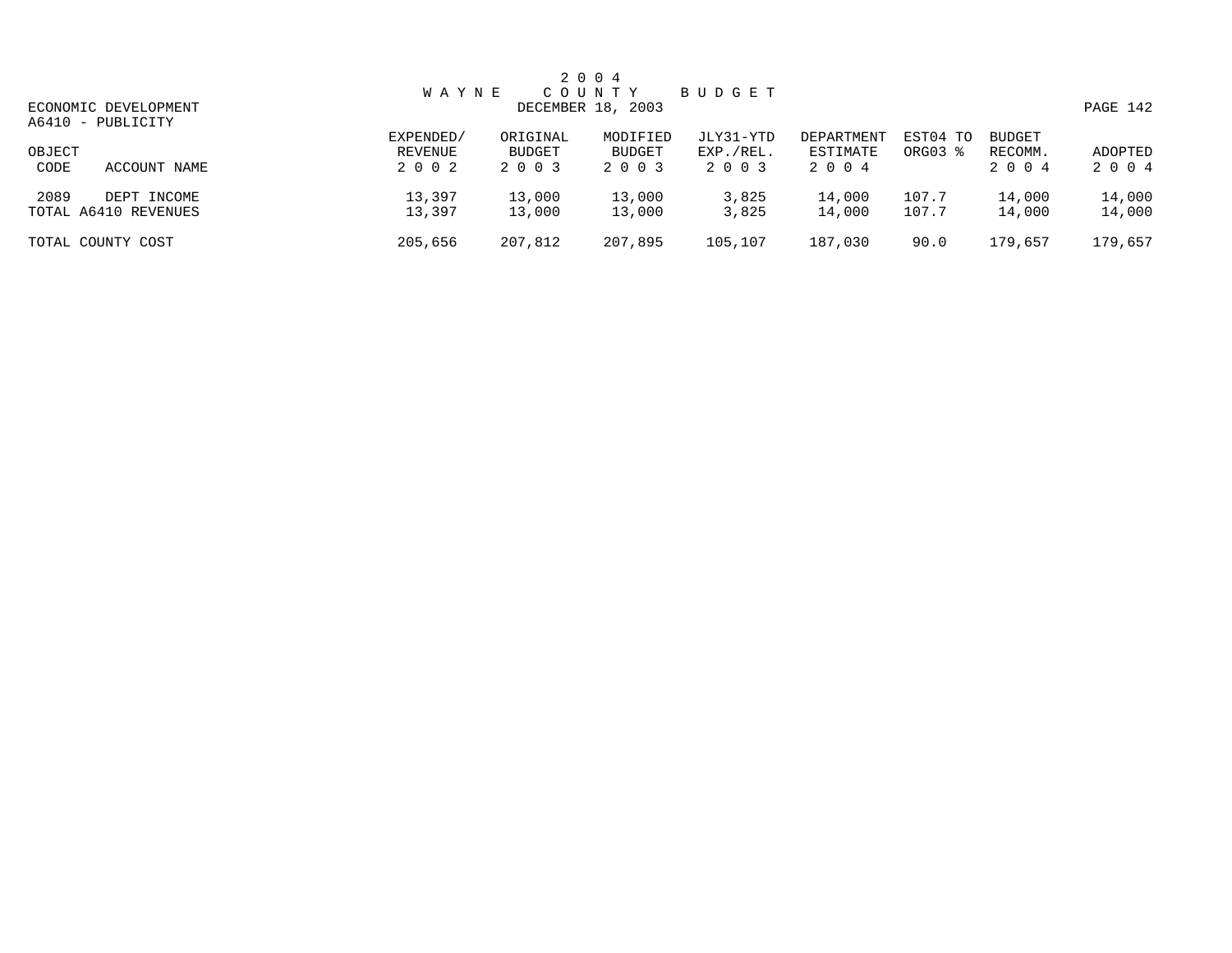2 0 0 4
W A Y N E   C O U N T Y   B U D G E T
DECEMBER 18, 2003

ECONOMIC DEVELOPMENT
A6410 - PUBLICITY

| OBJECT CODE | ACCOUNT NAME | EXPENDED/ REVENUE 2 0 0 2 | ORIGINAL BUDGET 2 0 0 3 | MODIFIED BUDGET 2 0 0 3 | JLY31-YTD EXP./REL. 2 0 0 3 | DEPARTMENT ESTIMATE 2 0 0 4 | EST04 TO ORG03 % | BUDGET RECOMM. 2 0 0 4 | ADOPTED 2 0 0 4 |
|---|---|---|---|---|---|---|---|---|---|
| 2089 | DEPT INCOME | 13,397 | 13,000 | 13,000 | 3,825 | 14,000 | 107.7 | 14,000 | 14,000 |
| TOTAL A6410 REVENUES | | 13,397 | 13,000 | 13,000 | 3,825 | 14,000 | 107.7 | 14,000 | 14,000 |
| TOTAL COUNTY COST | | 205,656 | 207,812 | 207,895 | 105,107 | 187,030 | 90.0 | 179,657 | 179,657 |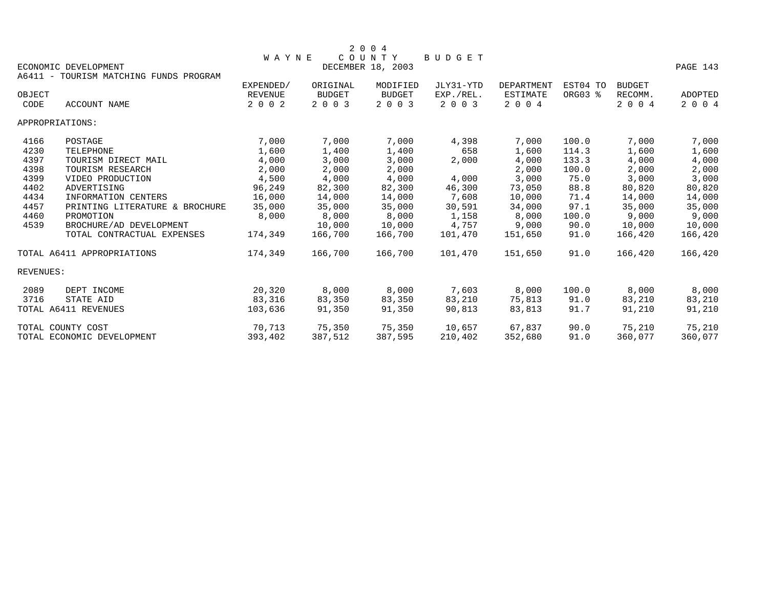# 2004 WAYNE COUNTY BUDGET

ECONOMIC DEVELOPMENT — DECEMBER 18, 2003

A6411 - TOURISM MATCHING FUNDS PROGRAM

| OBJECT CODE | ACCOUNT NAME | EXPENDED/ REVENUE 2002 | ORIGINAL BUDGET 2003 | MODIFIED BUDGET 2003 | JLY31-YTD EXP./REL. 2003 | DEPARTMENT ESTIMATE 2004 | EST04 TO ORG03 % | BUDGET RECOMM. 2004 | ADOPTED 2004 |
|---|---|---|---|---|---|---|---|---|---|
| APPROPRIATIONS: | | | | | | | | | |
| 4166 | POSTAGE | 7,000 | 7,000 | 7,000 | 4,398 | 7,000 | 100.0 | 7,000 | 7,000 |
| 4230 | TELEPHONE | 1,600 | 1,400 | 1,400 | 658 | 1,600 | 114.3 | 1,600 | 1,600 |
| 4397 | TOURISM DIRECT MAIL | 4,000 | 3,000 | 3,000 | 2,000 | 4,000 | 133.3 | 4,000 | 4,000 |
| 4398 | TOURISM RESEARCH | 2,000 | 2,000 | 2,000 | | 2,000 | 100.0 | 2,000 | 2,000 |
| 4399 | VIDEO PRODUCTION | 4,500 | 4,000 | 4,000 | 4,000 | 3,000 | 75.0 | 3,000 | 3,000 |
| 4402 | ADVERTISING | 96,249 | 82,300 | 82,300 | 46,300 | 73,050 | 88.8 | 80,820 | 80,820 |
| 4434 | INFORMATION CENTERS | 16,000 | 14,000 | 14,000 | 7,608 | 10,000 | 71.4 | 14,000 | 14,000 |
| 4457 | PRINTING LITERATURE & BROCHURE | 35,000 | 35,000 | 35,000 | 30,591 | 34,000 | 97.1 | 35,000 | 35,000 |
| 4460 | PROMOTION | 8,000 | 8,000 | 8,000 | 1,158 | 8,000 | 100.0 | 9,000 | 9,000 |
| 4539 | BROCHURE/AD DEVELOPMENT | | 10,000 | 10,000 | 4,757 | 9,000 | 90.0 | 10,000 | 10,000 |
| | TOTAL CONTRACTUAL EXPENSES | 174,349 | 166,700 | 166,700 | 101,470 | 151,650 | 91.0 | 166,420 | 166,420 |
| TOTAL A6411 APPROPRIATIONS | | 174,349 | 166,700 | 166,700 | 101,470 | 151,650 | 91.0 | 166,420 | 166,420 |
| REVENUES: | | | | | | | | | |
| 2089 | DEPT INCOME | 20,320 | 8,000 | 8,000 | 7,603 | 8,000 | 100.0 | 8,000 | 8,000 |
| 3716 | STATE AID | 83,316 | 83,350 | 83,350 | 83,210 | 75,813 | 91.0 | 83,210 | 83,210 |
| TOTAL A6411 REVENUES | | 103,636 | 91,350 | 91,350 | 90,813 | 83,813 | 91.7 | 91,210 | 91,210 |
| TOTAL COUNTY COST | | 70,713 | 75,350 | 75,350 | 10,657 | 67,837 | 90.0 | 75,210 | 75,210 |
| TOTAL ECONOMIC DEVELOPMENT | | 393,402 | 387,512 | 387,595 | 210,402 | 352,680 | 91.0 | 360,077 | 360,077 |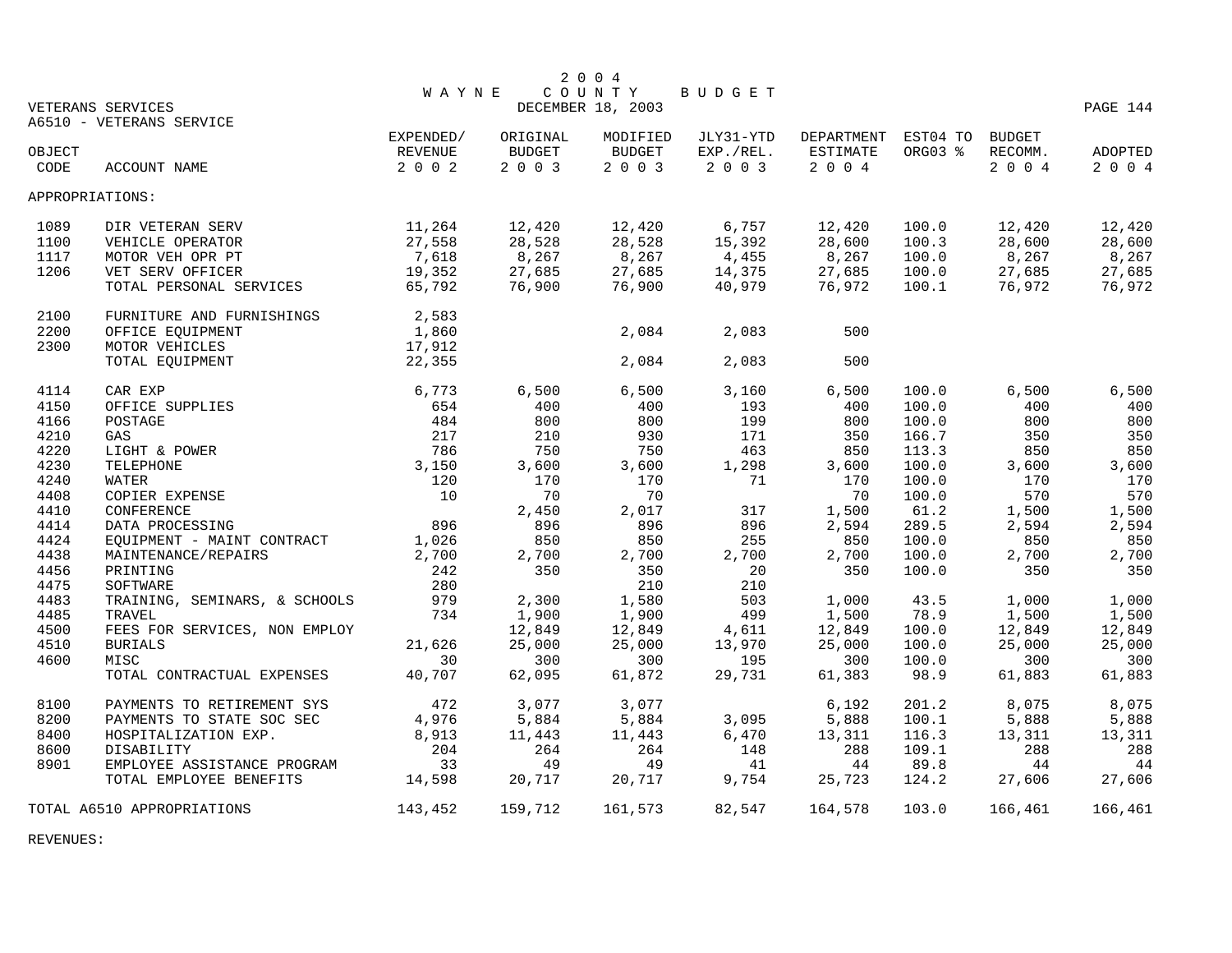# 2004 WAYNE COUNTY BUDGET

DECEMBER 18, 2003

VETERANS SERVICES

A6510 - VETERANS SERVICE

| OBJECT CODE | ACCOUNT NAME | EXPENDED/ REVENUE 2002 | ORIGINAL BUDGET 2003 | MODIFIED BUDGET 2003 | JLY31-YTD EXP./REL. 2003 | DEPARTMENT ESTIMATE 2004 | EST04 TO ORG03 % | BUDGET RECOMM. 2004 | ADOPTED 2004 |
|---|---|---|---|---|---|---|---|---|---|
| APPROPRIATIONS: | | | | | | | | | |
| 1089 | DIR VETERAN SERV | 11,264 | 12,420 | 12,420 | 6,757 | 12,420 | 100.0 | 12,420 | 12,420 |
| 1100 | VEHICLE OPERATOR | 27,558 | 28,528 | 28,528 | 15,392 | 28,600 | 100.3 | 28,600 | 28,600 |
| 1117 | MOTOR VEH OPR PT | 7,618 | 8,267 | 8,267 | 4,455 | 8,267 | 100.0 | 8,267 | 8,267 |
| 1206 | VET SERV OFFICER | 19,352 | 27,685 | 27,685 | 14,375 | 27,685 | 100.0 | 27,685 | 27,685 |
| | TOTAL PERSONAL SERVICES | 65,792 | 76,900 | 76,900 | 40,979 | 76,972 | 100.1 | 76,972 | 76,972 |
| 2100 | FURNITURE AND FURNISHINGS | 2,583 | | | | | | | |
| 2200 | OFFICE EQUIPMENT | 1,860 | | 2,084 | 2,083 | 500 | | | |
| 2300 | MOTOR VEHICLES | 17,912 | | | | | | | |
| | TOTAL EQUIPMENT | 22,355 | | 2,084 | 2,083 | 500 | | | |
| 4114 | CAR EXP | 6,773 | 6,500 | 6,500 | 3,160 | 6,500 | 100.0 | 6,500 | 6,500 |
| 4150 | OFFICE SUPPLIES | 654 | 400 | 400 | 193 | 400 | 100.0 | 400 | 400 |
| 4166 | POSTAGE | 484 | 800 | 800 | 199 | 800 | 100.0 | 800 | 800 |
| 4210 | GAS | 217 | 210 | 930 | 171 | 350 | 166.7 | 350 | 350 |
| 4220 | LIGHT & POWER | 786 | 750 | 750 | 463 | 850 | 113.3 | 850 | 850 |
| 4230 | TELEPHONE | 3,150 | 3,600 | 3,600 | 1,298 | 3,600 | 100.0 | 3,600 | 3,600 |
| 4240 | WATER | 120 | 170 | 170 | 71 | 170 | 100.0 | 170 | 170 |
| 4408 | COPIER EXPENSE | 10 | 70 | 70 | | 70 | 100.0 | 570 | 570 |
| 4410 | CONFERENCE | | 2,450 | 2,017 | 317 | 1,500 | 61.2 | 1,500 | 1,500 |
| 4414 | DATA PROCESSING | 896 | 896 | 896 | 896 | 2,594 | 289.5 | 2,594 | 2,594 |
| 4424 | EQUIPMENT - MAINT CONTRACT | 1,026 | 850 | 850 | 255 | 850 | 100.0 | 850 | 850 |
| 4438 | MAINTENANCE/REPAIRS | 2,700 | 2,700 | 2,700 | 2,700 | 2,700 | 100.0 | 2,700 | 2,700 |
| 4456 | PRINTING | 242 | 350 | 350 | 20 | 350 | 100.0 | 350 | 350 |
| 4475 | SOFTWARE | 280 | | 210 | 210 | | | | |
| 4483 | TRAINING, SEMINARS, & SCHOOLS | 979 | 2,300 | 1,580 | 503 | 1,000 | 43.5 | 1,000 | 1,000 |
| 4485 | TRAVEL | 734 | 1,900 | 1,900 | 499 | 1,500 | 78.9 | 1,500 | 1,500 |
| 4500 | FEES FOR SERVICES, NON EMPLOY | | 12,849 | 12,849 | 4,611 | 12,849 | 100.0 | 12,849 | 12,849 |
| 4510 | BURIALS | 21,626 | 25,000 | 25,000 | 13,970 | 25,000 | 100.0 | 25,000 | 25,000 |
| 4600 | MISC | 30 | 300 | 300 | 195 | 300 | 100.0 | 300 | 300 |
| | TOTAL CONTRACTUAL EXPENSES | 40,707 | 62,095 | 61,872 | 29,731 | 61,383 | 98.9 | 61,883 | 61,883 |
| 8100 | PAYMENTS TO RETIREMENT SYS | 472 | 3,077 | 3,077 | | 6,192 | 201.2 | 8,075 | 8,075 |
| 8200 | PAYMENTS TO STATE SOC SEC | 4,976 | 5,884 | 5,884 | 3,095 | 5,888 | 100.1 | 5,888 | 5,888 |
| 8400 | HOSPITALIZATION EXP. | 8,913 | 11,443 | 11,443 | 6,470 | 13,311 | 116.3 | 13,311 | 13,311 |
| 8600 | DISABILITY | 204 | 264 | 264 | 148 | 288 | 109.1 | 288 | 288 |
| 8901 | EMPLOYEE ASSISTANCE PROGRAM | 33 | 49 | 49 | 41 | 44 | 89.8 | 44 | 44 |
| | TOTAL EMPLOYEE BENEFITS | 14,598 | 20,717 | 20,717 | 9,754 | 25,723 | 124.2 | 27,606 | 27,606 |
| TOTAL A6510 APPROPRIATIONS | | 143,452 | 159,712 | 161,573 | 82,547 | 164,578 | 103.0 | 166,461 | 166,461 |

REVENUES: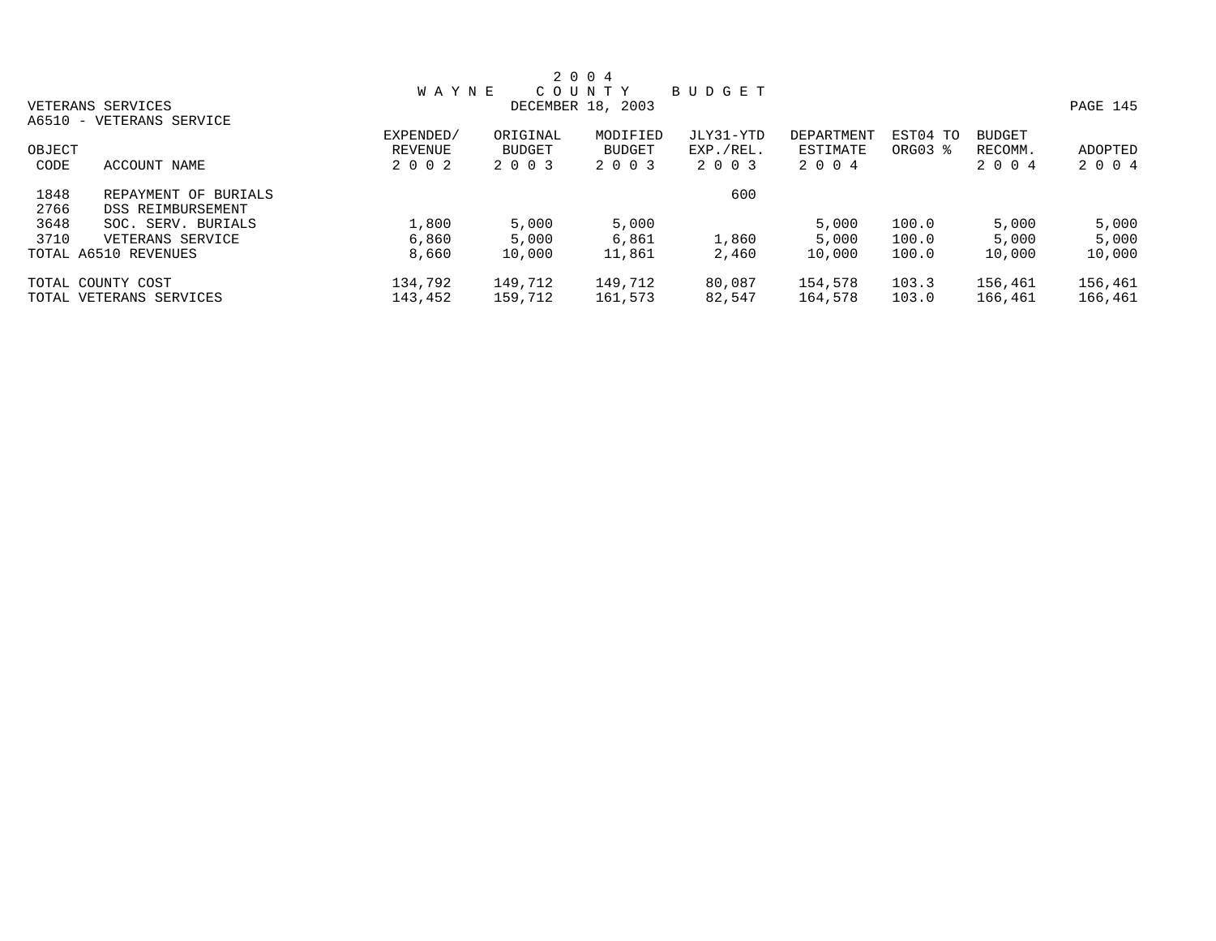# 2004 WAYNE COUNTY BUDGET

DECEMBER 18, 2003

VETERANS SERVICES

A6510 - VETERANS SERVICE

| OBJECT CODE | ACCOUNT NAME | EXPENDED/ REVENUE 2002 | ORIGINAL BUDGET 2003 | MODIFIED BUDGET 2003 | JLY31-YTD EXP./REL. 2003 | DEPARTMENT ESTIMATE 2004 | EST04 TO ORG03 % | BUDGET RECOMM. 2004 | ADOPTED 2004 |
|---|---|---|---|---|---|---|---|---|---|
| 1848 | REPAYMENT OF BURIALS | | | | 600 | | | | |
| 2766 | DSS REIMBURSEMENT | | | | | | | | |
| 3648 | SOC. SERV. BURIALS | 1,800 | 5,000 | 5,000 | | 5,000 | 100.0 | 5,000 | 5,000 |
| 3710 | VETERANS SERVICE | 6,860 | 5,000 | 6,861 | 1,860 | 5,000 | 100.0 | 5,000 | 5,000 |
| TOTAL A6510 REVENUES | | 8,660 | 10,000 | 11,861 | 2,460 | 10,000 | 100.0 | 10,000 | 10,000 |
| TOTAL COUNTY COST | | 134,792 | 149,712 | 149,712 | 80,087 | 154,578 | 103.3 | 156,461 | 156,461 |
| TOTAL VETERANS SERVICES | | 143,452 | 159,712 | 161,573 | 82,547 | 164,578 | 103.0 | 166,461 | 166,461 |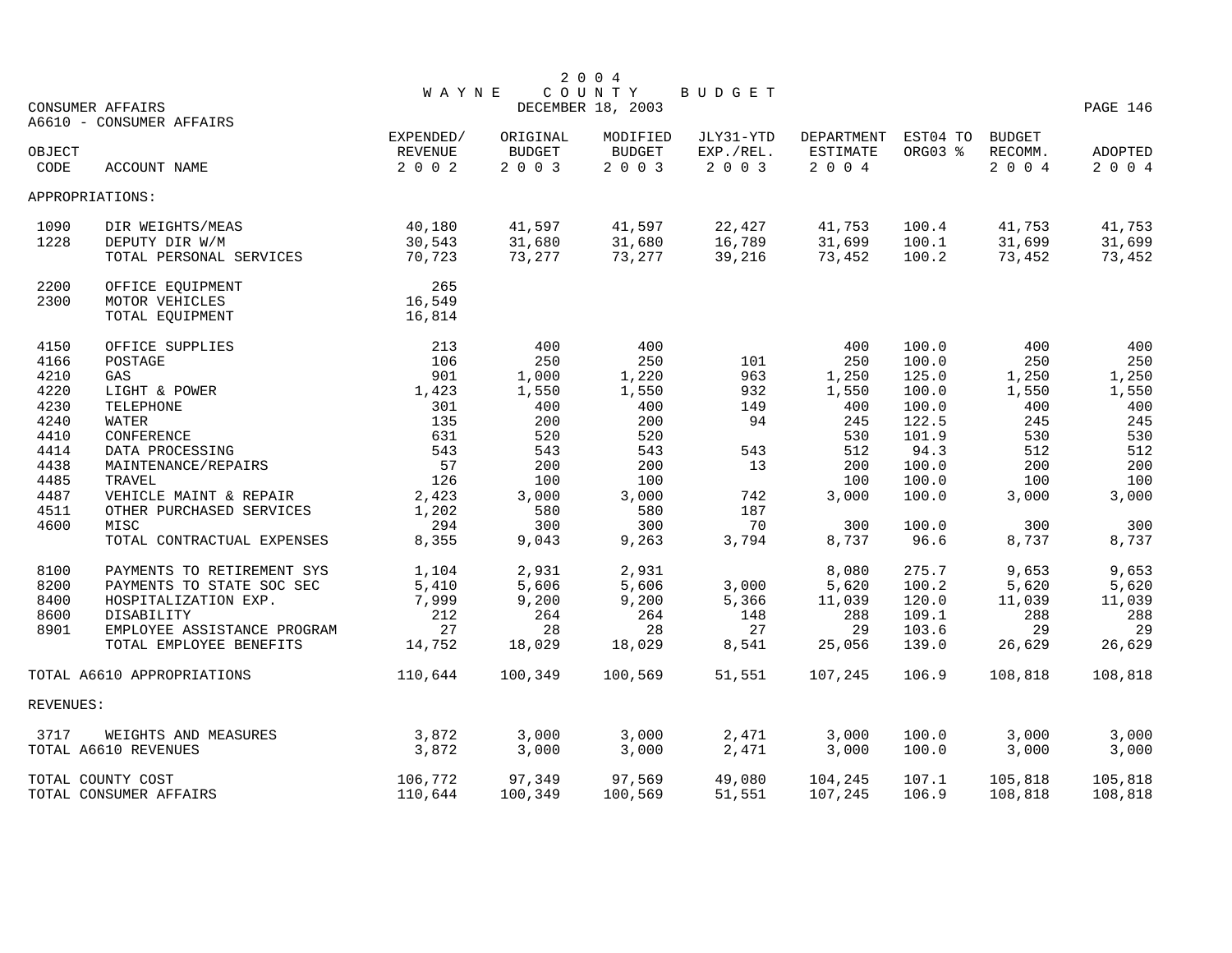# 2004 WAYNE COUNTY BUDGET

DECEMBER 18, 2003

CONSUMER AFFAIRS

A6610 - CONSUMER AFFAIRS

| OBJECT CODE | ACCOUNT NAME | EXPENDED/ REVENUE 2002 | ORIGINAL BUDGET 2003 | MODIFIED BUDGET 2003 | JLY31-YTD EXP./REL. 2003 | DEPARTMENT ESTIMATE 2004 | EST04 TO ORG03 % | BUDGET RECOMM. 2004 | ADOPTED 2004 |
|---|---|---|---|---|---|---|---|---|---|
| APPROPRIATIONS: | | | | | | | | | |
| 1090 | DIR WEIGHTS/MEAS | 40,180 | 41,597 | 41,597 | 22,427 | 41,753 | 100.4 | 41,753 | 41,753 |
| 1228 | DEPUTY DIR W/M | 30,543 | 31,680 | 31,680 | 16,789 | 31,699 | 100.1 | 31,699 | 31,699 |
| | TOTAL PERSONAL SERVICES | 70,723 | 73,277 | 73,277 | 39,216 | 73,452 | 100.2 | 73,452 | 73,452 |
| 2200 | OFFICE EQUIPMENT | 265 | | | | | | | |
| 2300 | MOTOR VEHICLES | 16,549 | | | | | | | |
| | TOTAL EQUIPMENT | 16,814 | | | | | | | |
| 4150 | OFFICE SUPPLIES | 213 | 400 | 400 | | 400 | 100.0 | 400 | 400 |
| 4166 | POSTAGE | 106 | 250 | 250 | 101 | 250 | 100.0 | 250 | 250 |
| 4210 | GAS | 901 | 1,000 | 1,220 | 963 | 1,250 | 125.0 | 1,250 | 1,250 |
| 4220 | LIGHT & POWER | 1,423 | 1,550 | 1,550 | 932 | 1,550 | 100.0 | 1,550 | 1,550 |
| 4230 | TELEPHONE | 301 | 400 | 400 | 149 | 400 | 100.0 | 400 | 400 |
| 4240 | WATER | 135 | 200 | 200 | 94 | 245 | 122.5 | 245 | 245 |
| 4410 | CONFERENCE | 631 | 520 | 520 | | 530 | 101.9 | 530 | 530 |
| 4414 | DATA PROCESSING | 543 | 543 | 543 | 543 | 512 | 94.3 | 512 | 512 |
| 4438 | MAINTENANCE/REPAIRS | 57 | 200 | 200 | 13 | 200 | 100.0 | 200 | 200 |
| 4485 | TRAVEL | 126 | 100 | 100 | | 100 | 100.0 | 100 | 100 |
| 4487 | VEHICLE MAINT & REPAIR | 2,423 | 3,000 | 3,000 | 742 | 3,000 | 100.0 | 3,000 | 3,000 |
| 4511 | OTHER PURCHASED SERVICES | 1,202 | 580 | 580 | 187 | | | | |
| 4600 | MISC | 294 | 300 | 300 | 70 | 300 | 100.0 | 300 | 300 |
| | TOTAL CONTRACTUAL EXPENSES | 8,355 | 9,043 | 9,263 | 3,794 | 8,737 | 96.6 | 8,737 | 8,737 |
| 8100 | PAYMENTS TO RETIREMENT SYS | 1,104 | 2,931 | 2,931 | | 8,080 | 275.7 | 9,653 | 9,653 |
| 8200 | PAYMENTS TO STATE SOC SEC | 5,410 | 5,606 | 5,606 | 3,000 | 5,620 | 100.2 | 5,620 | 5,620 |
| 8400 | HOSPITALIZATION EXP. | 7,999 | 9,200 | 9,200 | 5,366 | 11,039 | 120.0 | 11,039 | 11,039 |
| 8600 | DISABILITY | 212 | 264 | 264 | 148 | 288 | 109.1 | 288 | 288 |
| 8901 | EMPLOYEE ASSISTANCE PROGRAM | 27 | 28 | 28 | 27 | 29 | 103.6 | 29 | 29 |
| | TOTAL EMPLOYEE BENEFITS | 14,752 | 18,029 | 18,029 | 8,541 | 25,056 | 139.0 | 26,629 | 26,629 |
| TOTAL A6610 APPROPRIATIONS | | 110,644 | 100,349 | 100,569 | 51,551 | 107,245 | 106.9 | 108,818 | 108,818 |
| REVENUES: | | | | | | | | | |
| 3717 | WEIGHTS AND MEASURES | 3,872 | 3,000 | 3,000 | 2,471 | 3,000 | 100.0 | 3,000 | 3,000 |
| TOTAL A6610 REVENUES | | 3,872 | 3,000 | 3,000 | 2,471 | 3,000 | 100.0 | 3,000 | 3,000 |
| TOTAL COUNTY COST | | 106,772 | 97,349 | 97,569 | 49,080 | 104,245 | 107.1 | 105,818 | 105,818 |
| TOTAL CONSUMER AFFAIRS | | 110,644 | 100,349 | 100,569 | 51,551 | 107,245 | 106.9 | 108,818 | 108,818 |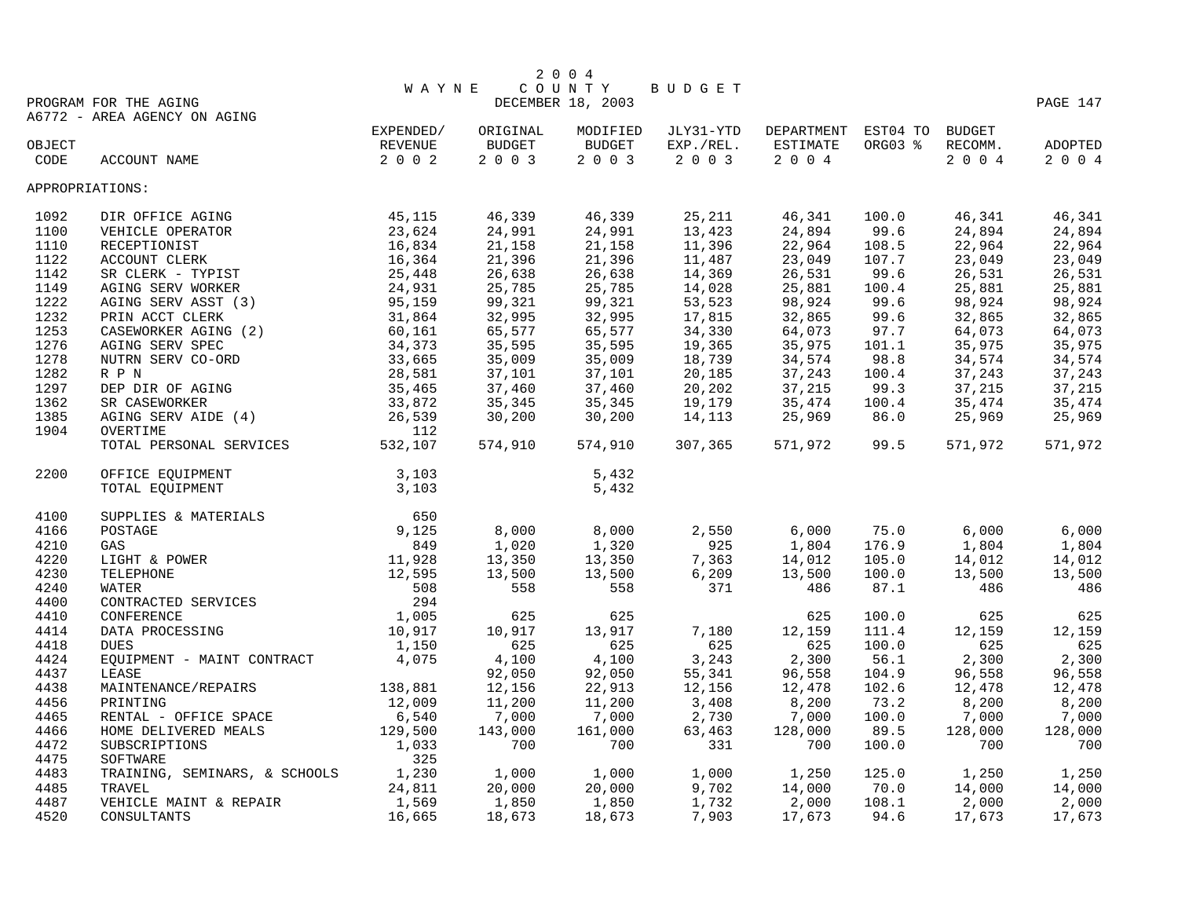# 2004 WAYNE COUNTY BUDGET

DECEMBER 18, 2003

PROGRAM FOR THE AGING

A6772 - AREA AGENCY ON AGING

| OBJECT CODE | ACCOUNT NAME | EXPENDED/ REVENUE 2002 | ORIGINAL BUDGET 2003 | MODIFIED BUDGET 2003 | JLY31-YTD EXP./REL. 2003 | DEPARTMENT ESTIMATE 2004 | EST04 TO ORG03 % | BUDGET RECOMM. 2004 | ADOPTED 2004 |
|---|---|---|---|---|---|---|---|---|---|
| APPROPRIATIONS: | | | | | | | | | |
| 1092 | DIR OFFICE AGING | 45,115 | 46,339 | 46,339 | 25,211 | 46,341 | 100.0 | 46,341 | 46,341 |
| 1100 | VEHICLE OPERATOR | 23,624 | 24,991 | 24,991 | 13,423 | 24,894 | 99.6 | 24,894 | 24,894 |
| 1110 | RECEPTIONIST | 16,834 | 21,158 | 21,158 | 11,396 | 22,964 | 108.5 | 22,964 | 22,964 |
| 1122 | ACCOUNT CLERK | 16,364 | 21,396 | 21,396 | 11,487 | 23,049 | 107.7 | 23,049 | 23,049 |
| 1142 | SR CLERK - TYPIST | 25,448 | 26,638 | 26,638 | 14,369 | 26,531 | 99.6 | 26,531 | 26,531 |
| 1149 | AGING SERV WORKER | 24,931 | 25,785 | 25,785 | 14,028 | 25,881 | 100.4 | 25,881 | 25,881 |
| 1222 | AGING SERV ASST (3) | 95,159 | 99,321 | 99,321 | 53,523 | 98,924 | 99.6 | 98,924 | 98,924 |
| 1232 | PRIN ACCT CLERK | 31,864 | 32,995 | 32,995 | 17,815 | 32,865 | 99.6 | 32,865 | 32,865 |
| 1253 | CASEWORKER AGING (2) | 60,161 | 65,577 | 65,577 | 34,330 | 64,073 | 97.7 | 64,073 | 64,073 |
| 1276 | AGING SERV SPEC | 34,373 | 35,595 | 35,595 | 19,365 | 35,975 | 101.1 | 35,975 | 35,975 |
| 1278 | NUTRN SERV CO-ORD | 33,665 | 35,009 | 35,009 | 18,739 | 34,574 | 98.8 | 34,574 | 34,574 |
| 1282 | R P N | 28,581 | 37,101 | 37,101 | 20,185 | 37,243 | 100.4 | 37,243 | 37,243 |
| 1297 | DEP DIR OF AGING | 35,465 | 37,460 | 37,460 | 20,202 | 37,215 | 99.3 | 37,215 | 37,215 |
| 1362 | SR CASEWORKER | 33,872 | 35,345 | 35,345 | 19,179 | 35,474 | 100.4 | 35,474 | 35,474 |
| 1385 | AGING SERV AIDE (4) | 26,539 | 30,200 | 30,200 | 14,113 | 25,969 | 86.0 | 25,969 | 25,969 |
| 1904 | OVERTIME | 112 | | | | | | | |
| | TOTAL PERSONAL SERVICES | 532,107 | 574,910 | 574,910 | 307,365 | 571,972 | 99.5 | 571,972 | 571,972 |
| 2200 | OFFICE EQUIPMENT | 3,103 | | 5,432 | | | | | |
| | TOTAL EQUIPMENT | 3,103 | | 5,432 | | | | | |
| 4100 | SUPPLIES & MATERIALS | 650 | | | | | | | |
| 4166 | POSTAGE | 9,125 | 8,000 | 8,000 | 2,550 | 6,000 | 75.0 | 6,000 | 6,000 |
| 4210 | GAS | 849 | 1,020 | 1,320 | 925 | 1,804 | 176.9 | 1,804 | 1,804 |
| 4220 | LIGHT & POWER | 11,928 | 13,350 | 13,350 | 7,363 | 14,012 | 105.0 | 14,012 | 14,012 |
| 4230 | TELEPHONE | 12,595 | 13,500 | 13,500 | 6,209 | 13,500 | 100.0 | 13,500 | 13,500 |
| 4240 | WATER | 508 | 558 | 558 | 371 | 486 | 87.1 | 486 | 486 |
| 4400 | CONTRACTED SERVICES | 294 | | | | | | | |
| 4410 | CONFERENCE | 1,005 | 625 | 625 | | 625 | 100.0 | 625 | 625 |
| 4414 | DATA PROCESSING | 10,917 | 10,917 | 13,917 | 7,180 | 12,159 | 111.4 | 12,159 | 12,159 |
| 4418 | DUES | 1,150 | 625 | 625 | 625 | 625 | 100.0 | 625 | 625 |
| 4424 | EQUIPMENT - MAINT CONTRACT | 4,075 | 4,100 | 4,100 | 3,243 | 2,300 | 56.1 | 2,300 | 2,300 |
| 4437 | LEASE | | 92,050 | 92,050 | 55,341 | 96,558 | 104.9 | 96,558 | 96,558 |
| 4438 | MAINTENANCE/REPAIRS | 138,881 | 12,156 | 22,913 | 12,156 | 12,478 | 102.6 | 12,478 | 12,478 |
| 4456 | PRINTING | 12,009 | 11,200 | 11,200 | 3,408 | 8,200 | 73.2 | 8,200 | 8,200 |
| 4465 | RENTAL - OFFICE SPACE | 6,540 | 7,000 | 7,000 | 2,730 | 7,000 | 100.0 | 7,000 | 7,000 |
| 4466 | HOME DELIVERED MEALS | 129,500 | 143,000 | 161,000 | 63,463 | 128,000 | 89.5 | 128,000 | 128,000 |
| 4472 | SUBSCRIPTIONS | 1,033 | 700 | 700 | 331 | 700 | 100.0 | 700 | 700 |
| 4475 | SOFTWARE | 325 | | | | | | | |
| 4483 | TRAINING, SEMINARS, & SCHOOLS | 1,230 | 1,000 | 1,000 | 1,000 | 1,250 | 125.0 | 1,250 | 1,250 |
| 4485 | TRAVEL | 24,811 | 20,000 | 20,000 | 9,702 | 14,000 | 70.0 | 14,000 | 14,000 |
| 4487 | VEHICLE MAINT & REPAIR | 1,569 | 1,850 | 1,850 | 1,732 | 2,000 | 108.1 | 2,000 | 2,000 |
| 4520 | CONSULTANTS | 16,665 | 18,673 | 18,673 | 7,903 | 17,673 | 94.6 | 17,673 | 17,673 |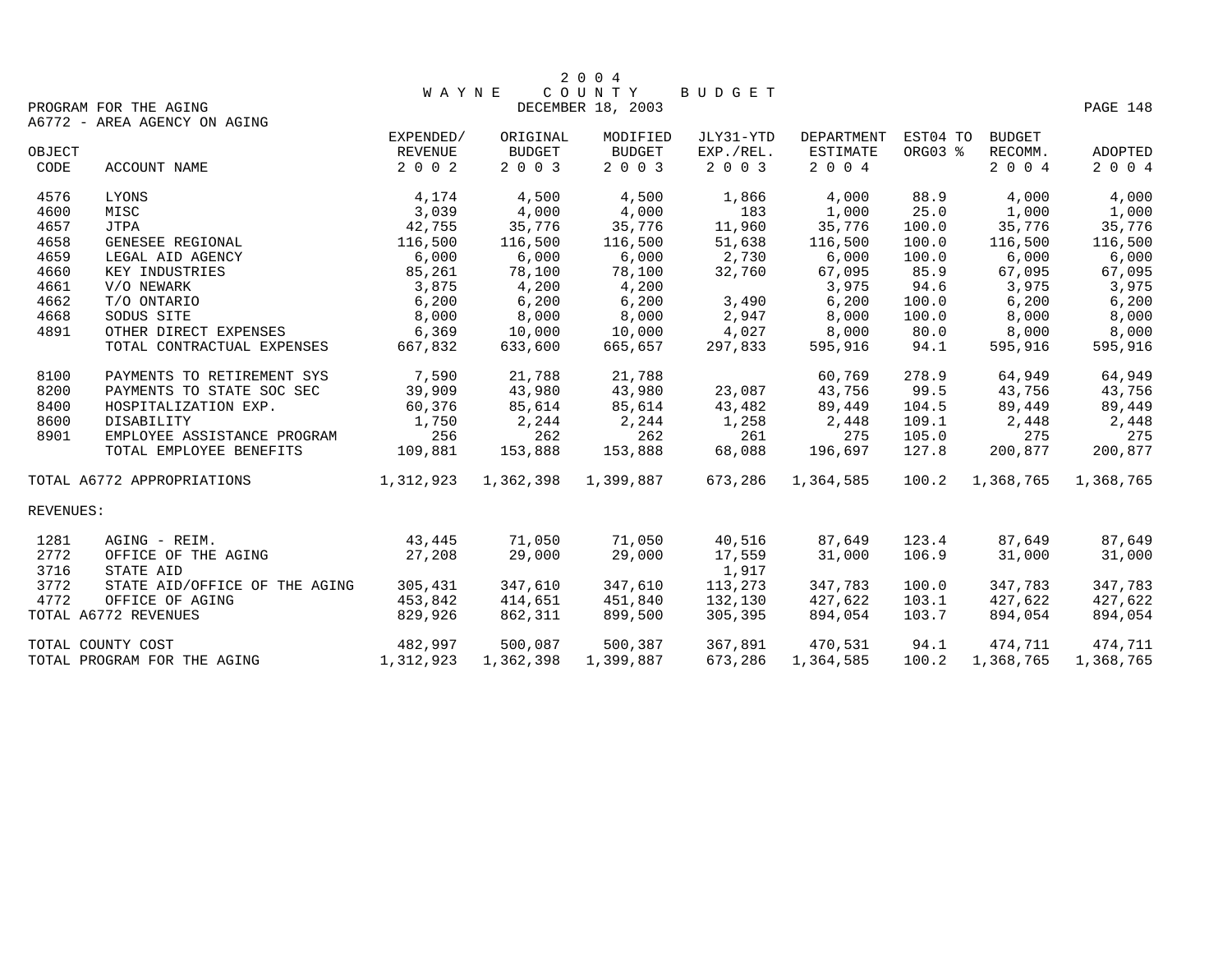# 2004 WAYNE COUNTY BUDGET

DECEMBER 18, 2003

PROGRAM FOR THE AGING

A6772 - AREA AGENCY ON AGING

| OBJECT CODE | ACCOUNT NAME | EXPENDED/ REVENUE 2002 | ORIGINAL BUDGET 2003 | MODIFIED BUDGET 2003 | JLY31-YTD EXP./REL. 2003 | DEPARTMENT ESTIMATE 2004 | EST04 TO ORG03 % | BUDGET RECOMM. 2004 | ADOPTED 2004 |
|---|---|---|---|---|---|---|---|---|---|
| 4576 | LYONS | 4,174 | 4,500 | 4,500 | 1,866 | 4,000 | 88.9 | 4,000 | 4,000 |
| 4600 | MISC | 3,039 | 4,000 | 4,000 | 183 | 1,000 | 25.0 | 1,000 | 1,000 |
| 4657 | JTPA | 42,755 | 35,776 | 35,776 | 11,960 | 35,776 | 100.0 | 35,776 | 35,776 |
| 4658 | GENESEE REGIONAL | 116,500 | 116,500 | 116,500 | 51,638 | 116,500 | 100.0 | 116,500 | 116,500 |
| 4659 | LEGAL AID AGENCY | 6,000 | 6,000 | 6,000 | 2,730 | 6,000 | 100.0 | 6,000 | 6,000 |
| 4660 | KEY INDUSTRIES | 85,261 | 78,100 | 78,100 | 32,760 | 67,095 | 85.9 | 67,095 | 67,095 |
| 4661 | V/O NEWARK | 3,875 | 4,200 | 4,200 | | 3,975 | 94.6 | 3,975 | 3,975 |
| 4662 | T/O ONTARIO | 6,200 | 6,200 | 6,200 | 3,490 | 6,200 | 100.0 | 6,200 | 6,200 |
| 4668 | SODUS SITE | 8,000 | 8,000 | 8,000 | 2,947 | 8,000 | 100.0 | 8,000 | 8,000 |
| 4891 | OTHER DIRECT EXPENSES | 6,369 | 10,000 | 10,000 | 4,027 | 8,000 | 80.0 | 8,000 | 8,000 |
| | TOTAL CONTRACTUAL EXPENSES | 667,832 | 633,600 | 665,657 | 297,833 | 595,916 | 94.1 | 595,916 | 595,916 |
| 8100 | PAYMENTS TO RETIREMENT SYS | 7,590 | 21,788 | 21,788 | | 60,769 | 278.9 | 64,949 | 64,949 |
| 8200 | PAYMENTS TO STATE SOC SEC | 39,909 | 43,980 | 43,980 | 23,087 | 43,756 | 99.5 | 43,756 | 43,756 |
| 8400 | HOSPITALIZATION EXP. | 60,376 | 85,614 | 85,614 | 43,482 | 89,449 | 104.5 | 89,449 | 89,449 |
| 8600 | DISABILITY | 1,750 | 2,244 | 2,244 | 1,258 | 2,448 | 109.1 | 2,448 | 2,448 |
| 8901 | EMPLOYEE ASSISTANCE PROGRAM | 256 | 262 | 262 | 261 | 275 | 105.0 | 275 | 275 |
| | TOTAL EMPLOYEE BENEFITS | 109,881 | 153,888 | 153,888 | 68,088 | 196,697 | 127.8 | 200,877 | 200,877 |
| TOTAL A6772 APPROPRIATIONS | | 1,312,923 | 1,362,398 | 1,399,887 | 673,286 | 1,364,585 | 100.2 | 1,368,765 | 1,368,765 |
| REVENUES: | | | | | | | | | |
| 1281 | AGING - REIM. | 43,445 | 71,050 | 71,050 | 40,516 | 87,649 | 123.4 | 87,649 | 87,649 |
| 2772 | OFFICE OF THE AGING | 27,208 | 29,000 | 29,000 | 17,559 | 31,000 | 106.9 | 31,000 | 31,000 |
| 3716 | STATE AID | | | | 1,917 | | | | |
| 3772 | STATE AID/OFFICE OF THE AGING | 305,431 | 347,610 | 347,610 | 113,273 | 347,783 | 100.0 | 347,783 | 347,783 |
| 4772 | OFFICE OF AGING | 453,842 | 414,651 | 451,840 | 132,130 | 427,622 | 103.1 | 427,622 | 427,622 |
| TOTAL A6772 REVENUES | | 829,926 | 862,311 | 899,500 | 305,395 | 894,054 | 103.7 | 894,054 | 894,054 |
| TOTAL COUNTY COST | | 482,997 | 500,087 | 500,387 | 367,891 | 470,531 | 94.1 | 474,711 | 474,711 |
| TOTAL PROGRAM FOR THE AGING | | 1,312,923 | 1,362,398 | 1,399,887 | 673,286 | 1,364,585 | 100.2 | 1,368,765 | 1,368,765 |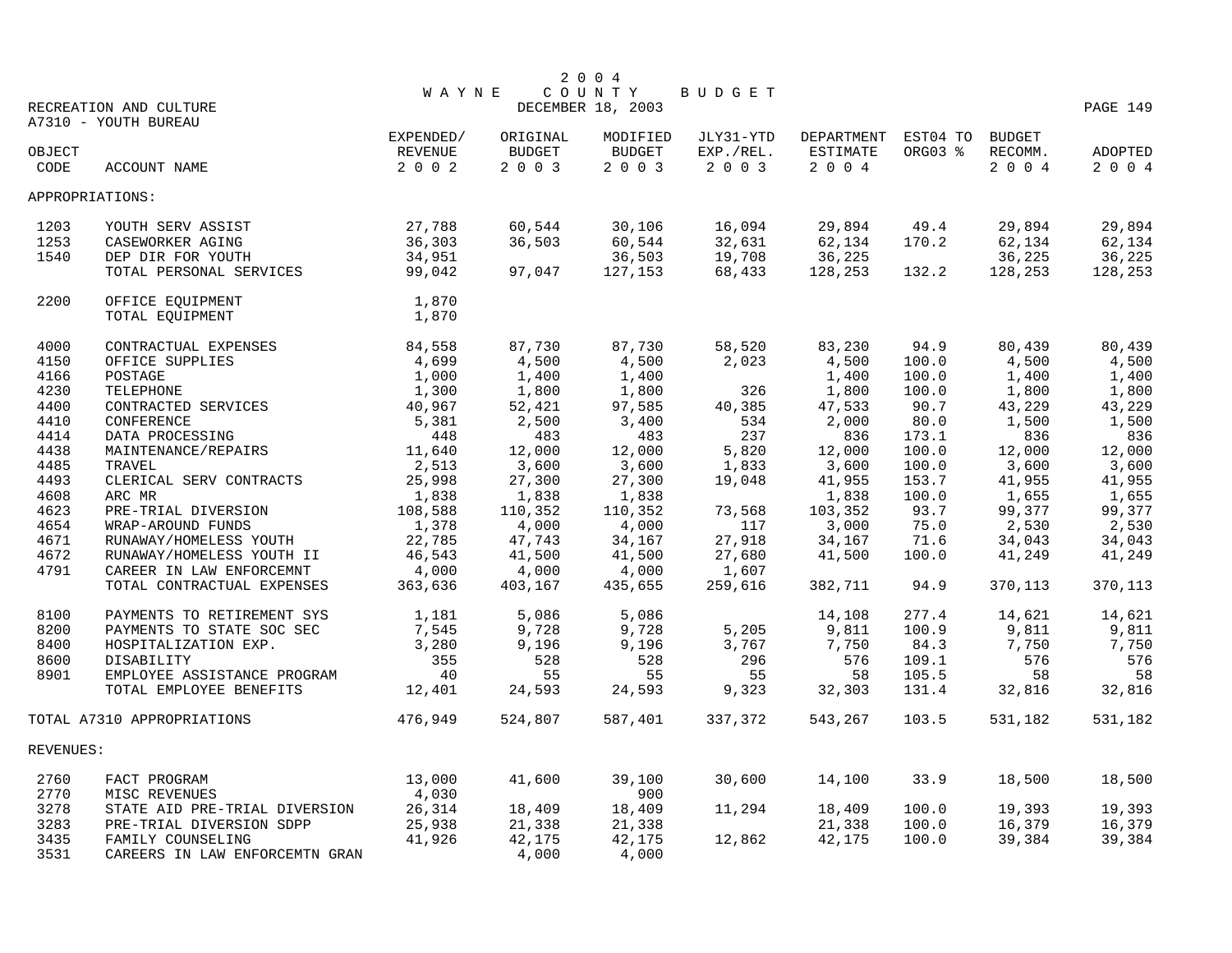# 2004 WAYNE COUNTY BUDGET

RECREATION AND CULTURE — DECEMBER 18, 2003

A7310 - YOUTH BUREAU

| OBJECT CODE | ACCOUNT NAME | EXPENDED/ REVENUE 2002 | ORIGINAL BUDGET 2003 | MODIFIED BUDGET 2003 | JLY31-YTD EXP./REL. 2003 | DEPARTMENT ESTIMATE 2004 | EST04 TO ORG03 % | BUDGET RECOMM. 2004 | ADOPTED 2004 |
|---|---|---|---|---|---|---|---|---|---|
| APPROPRIATIONS: | | | | | | | | | |
| 1203 | YOUTH SERV ASSIST | 27,788 | 60,544 | 30,106 | 16,094 | 29,894 | 49.4 | 29,894 | 29,894 |
| 1253 | CASEWORKER AGING | 36,303 | 36,503 | 60,544 | 32,631 | 62,134 | 170.2 | 62,134 | 62,134 |
| 1540 | DEP DIR FOR YOUTH | 34,951 | | 36,503 | 19,708 | 36,225 | | 36,225 | 36,225 |
| | TOTAL PERSONAL SERVICES | 99,042 | 97,047 | 127,153 | 68,433 | 128,253 | 132.2 | 128,253 | 128,253 |
| 2200 | OFFICE EQUIPMENT | 1,870 | | | | | | | |
| | TOTAL EQUIPMENT | 1,870 | | | | | | | |
| 4000 | CONTRACTUAL EXPENSES | 84,558 | 87,730 | 87,730 | 58,520 | 83,230 | 94.9 | 80,439 | 80,439 |
| 4150 | OFFICE SUPPLIES | 4,699 | 4,500 | 4,500 | 2,023 | 4,500 | 100.0 | 4,500 | 4,500 |
| 4166 | POSTAGE | 1,000 | 1,400 | 1,400 | | 1,400 | 100.0 | 1,400 | 1,400 |
| 4230 | TELEPHONE | 1,300 | 1,800 | 1,800 | 326 | 1,800 | 100.0 | 1,800 | 1,800 |
| 4400 | CONTRACTED SERVICES | 40,967 | 52,421 | 97,585 | 40,385 | 47,533 | 90.7 | 43,229 | 43,229 |
| 4410 | CONFERENCE | 5,381 | 2,500 | 3,400 | 534 | 2,000 | 80.0 | 1,500 | 1,500 |
| 4414 | DATA PROCESSING | 448 | 483 | 483 | 237 | 836 | 173.1 | 836 | 836 |
| 4438 | MAINTENANCE/REPAIRS | 11,640 | 12,000 | 12,000 | 5,820 | 12,000 | 100.0 | 12,000 | 12,000 |
| 4485 | TRAVEL | 2,513 | 3,600 | 3,600 | 1,833 | 3,600 | 100.0 | 3,600 | 3,600 |
| 4493 | CLERICAL SERV CONTRACTS | 25,998 | 27,300 | 27,300 | 19,048 | 41,955 | 153.7 | 41,955 | 41,955 |
| 4608 | ARC MR | 1,838 | 1,838 | 1,838 | | 1,838 | 100.0 | 1,655 | 1,655 |
| 4623 | PRE-TRIAL DIVERSION | 108,588 | 110,352 | 110,352 | 73,568 | 103,352 | 93.7 | 99,377 | 99,377 |
| 4654 | WRAP-AROUND FUNDS | 1,378 | 4,000 | 4,000 | 117 | 3,000 | 75.0 | 2,530 | 2,530 |
| 4671 | RUNAWAY/HOMELESS YOUTH | 22,785 | 47,743 | 34,167 | 27,918 | 34,167 | 71.6 | 34,043 | 34,043 |
| 4672 | RUNAWAY/HOMELESS YOUTH II | 46,543 | 41,500 | 41,500 | 27,680 | 41,500 | 100.0 | 41,249 | 41,249 |
| 4791 | CAREER IN LAW ENFORCEMNT | 4,000 | 4,000 | 4,000 | 1,607 | | | | |
| | TOTAL CONTRACTUAL EXPENSES | 363,636 | 403,167 | 435,655 | 259,616 | 382,711 | 94.9 | 370,113 | 370,113 |
| 8100 | PAYMENTS TO RETIREMENT SYS | 1,181 | 5,086 | 5,086 | | 14,108 | 277.4 | 14,621 | 14,621 |
| 8200 | PAYMENTS TO STATE SOC SEC | 7,545 | 9,728 | 9,728 | 5,205 | 9,811 | 100.9 | 9,811 | 9,811 |
| 8400 | HOSPITALIZATION EXP. | 3,280 | 9,196 | 9,196 | 3,767 | 7,750 | 84.3 | 7,750 | 7,750 |
| 8600 | DISABILITY | 355 | 528 | 528 | 296 | 576 | 109.1 | 576 | 576 |
| 8901 | EMPLOYEE ASSISTANCE PROGRAM | 40 | 55 | 55 | 55 | 58 | 105.5 | 58 | 58 |
| | TOTAL EMPLOYEE BENEFITS | 12,401 | 24,593 | 24,593 | 9,323 | 32,303 | 131.4 | 32,816 | 32,816 |
| TOTAL A7310 APPROPRIATIONS | | 476,949 | 524,807 | 587,401 | 337,372 | 543,267 | 103.5 | 531,182 | 531,182 |
| REVENUES: | | | | | | | | | |
| 2760 | FACT PROGRAM | 13,000 | 41,600 | 39,100 | 30,600 | 14,100 | 33.9 | 18,500 | 18,500 |
| 2770 | MISC REVENUES | 4,030 | | 900 | | | | | |
| 3278 | STATE AID PRE-TRIAL DIVERSION | 26,314 | 18,409 | 18,409 | 11,294 | 18,409 | 100.0 | 19,393 | 19,393 |
| 3283 | PRE-TRIAL DIVERSION SDPP | 25,938 | 21,338 | 21,338 | | 21,338 | 100.0 | 16,379 | 16,379 |
| 3435 | FAMILY COUNSELING | 41,926 | 42,175 | 42,175 | 12,862 | 42,175 | 100.0 | 39,384 | 39,384 |
| 3531 | CAREERS IN LAW ENFORCEMTN GRAN | | 4,000 | 4,000 | | | | | |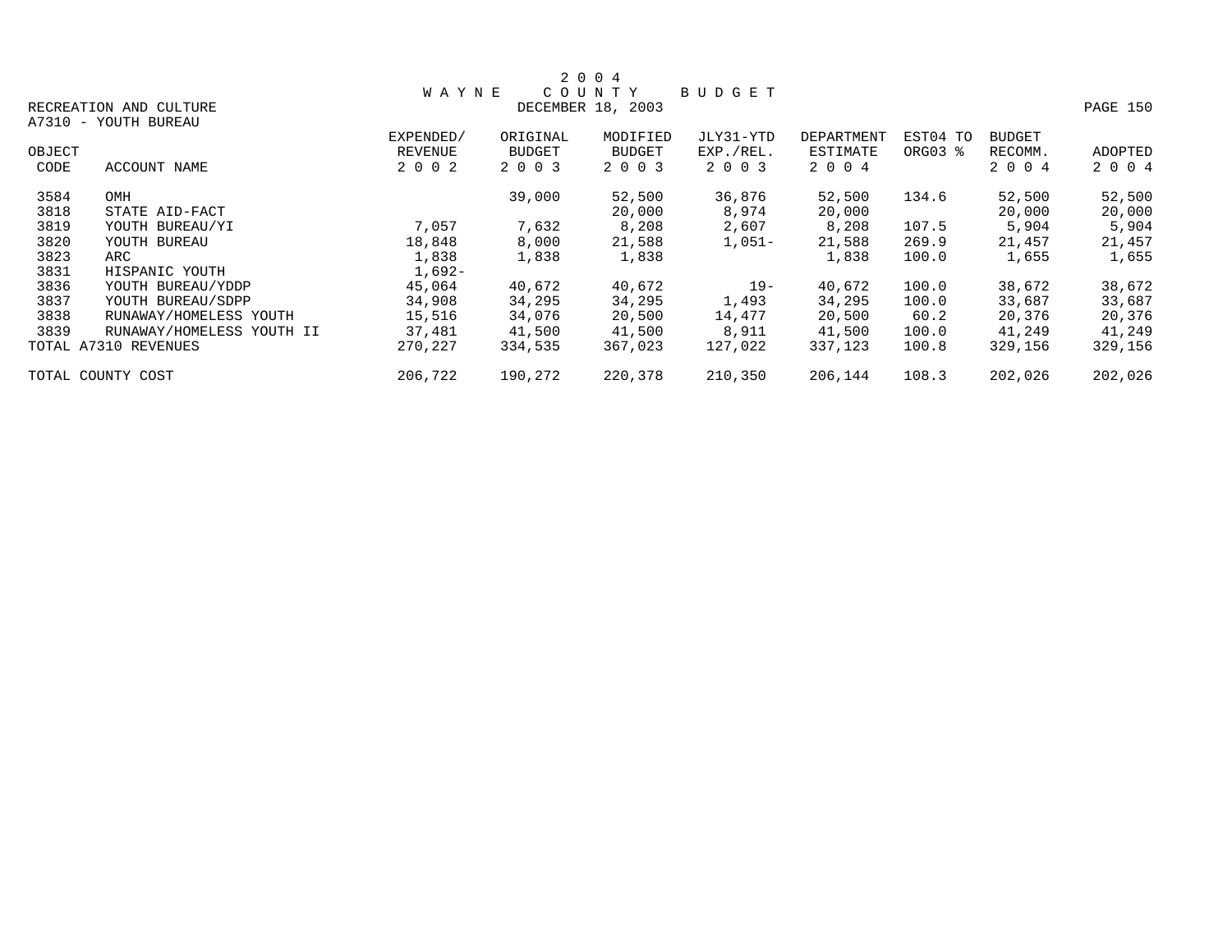# 2004 WAYNE COUNTY BUDGET

DECEMBER 18, 2003

RECREATION AND CULTURE

A7310 - YOUTH BUREAU

| OBJECT CODE | ACCOUNT NAME | EXPENDED/ REVENUE 2002 | ORIGINAL BUDGET 2003 | MODIFIED BUDGET 2003 | JLY31-YTD EXP./REL. 2003 | DEPARTMENT ESTIMATE 2004 | EST04 TO ORG03 % | BUDGET RECOMM. 2004 | ADOPTED 2004 |
|---|---|---|---|---|---|---|---|---|---|
| 3584 | OMH | | 39,000 | 52,500 | 36,876 | 52,500 | 134.6 | 52,500 | 52,500 |
| 3818 | STATE AID-FACT | | | 20,000 | 8,974 | 20,000 | | 20,000 | 20,000 |
| 3819 | YOUTH BUREAU/YI | 7,057 | 7,632 | 8,208 | 2,607 | 8,208 | 107.5 | 5,904 | 5,904 |
| 3820 | YOUTH BUREAU | 18,848 | 8,000 | 21,588 | 1,051- | 21,588 | 269.9 | 21,457 | 21,457 |
| 3823 | ARC | 1,838 | 1,838 | 1,838 | | 1,838 | 100.0 | 1,655 | 1,655 |
| 3831 | HISPANIC YOUTH | 1,692- | | | | | | | |
| 3836 | YOUTH BUREAU/YDDP | 45,064 | 40,672 | 40,672 | 19- | 40,672 | 100.0 | 38,672 | 38,672 |
| 3837 | YOUTH BUREAU/SDPP | 34,908 | 34,295 | 34,295 | 1,493 | 34,295 | 100.0 | 33,687 | 33,687 |
| 3838 | RUNAWAY/HOMELESS YOUTH | 15,516 | 34,076 | 20,500 | 14,477 | 20,500 | 60.2 | 20,376 | 20,376 |
| 3839 | RUNAWAY/HOMELESS YOUTH II | 37,481 | 41,500 | 41,500 | 8,911 | 41,500 | 100.0 | 41,249 | 41,249 |
| TOTAL A7310 REVENUES | | 270,227 | 334,535 | 367,023 | 127,022 | 337,123 | 100.8 | 329,156 | 329,156 |
| TOTAL COUNTY COST | | 206,722 | 190,272 | 220,378 | 210,350 | 206,144 | 108.3 | 202,026 | 202,026 |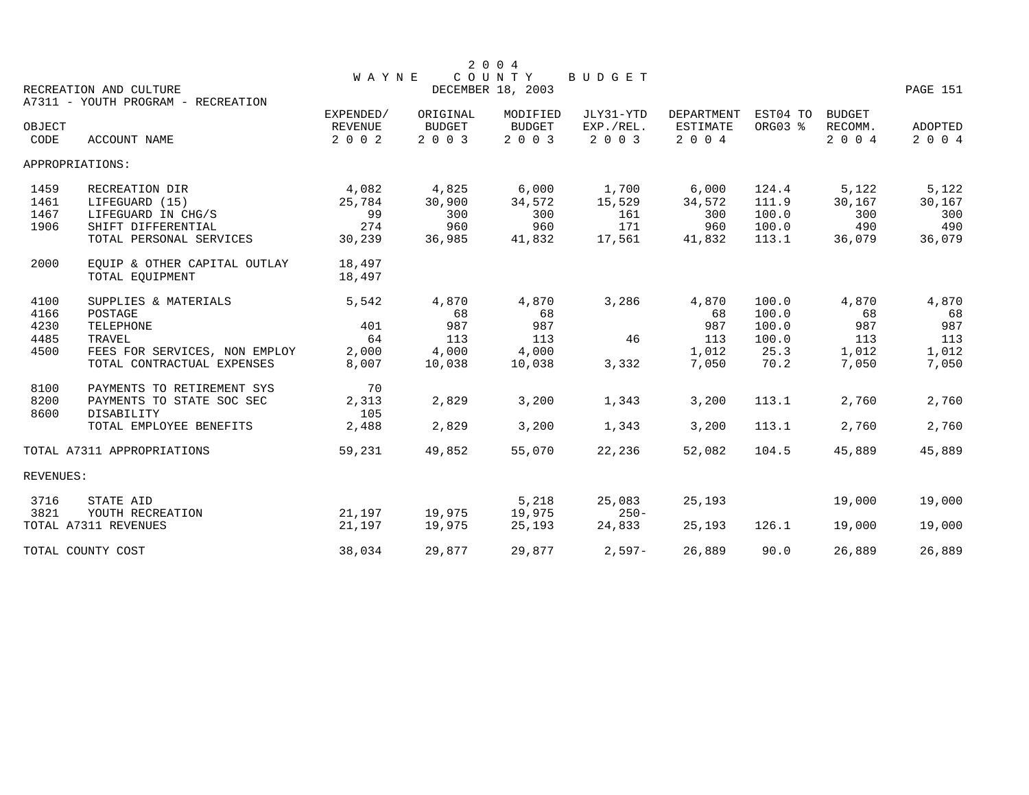# 2004 WAYNE COUNTY BUDGET

DECEMBER 18, 2003

RECREATION AND CULTURE

A7311 - YOUTH PROGRAM - RECREATION

| OBJECT CODE | ACCOUNT NAME | EXPENDED/ REVENUE 2002 | ORIGINAL BUDGET 2003 | MODIFIED BUDGET 2003 | JLY31-YTD EXP./REL. 2003 | DEPARTMENT ESTIMATE 2004 | EST04 TO ORG03 % | BUDGET RECOMM. 2004 | ADOPTED 2004 |
|---|---|---|---|---|---|---|---|---|---|
| APPROPRIATIONS: | | | | | | | | | |
| 1459 | RECREATION DIR | 4,082 | 4,825 | 6,000 | 1,700 | 6,000 | 124.4 | 5,122 | 5,122 |
| 1461 | LIFEGUARD (15) | 25,784 | 30,900 | 34,572 | 15,529 | 34,572 | 111.9 | 30,167 | 30,167 |
| 1467 | LIFEGUARD IN CHG/S | 99 | 300 | 300 | 161 | 300 | 100.0 | 300 | 300 |
| 1906 | SHIFT DIFFERENTIAL | 274 | 960 | 960 | 171 | 960 | 100.0 | 490 | 490 |
| | TOTAL PERSONAL SERVICES | 30,239 | 36,985 | 41,832 | 17,561 | 41,832 | 113.1 | 36,079 | 36,079 |
| 2000 | EQUIP & OTHER CAPITAL OUTLAY | 18,497 | | | | | | | |
| | TOTAL EQUIPMENT | 18,497 | | | | | | | |
| 4100 | SUPPLIES & MATERIALS | 5,542 | 4,870 | 4,870 | 3,286 | 4,870 | 100.0 | 4,870 | 4,870 |
| 4166 | POSTAGE | | 68 | 68 | | 68 | 100.0 | 68 | 68 |
| 4230 | TELEPHONE | 401 | 987 | 987 | | 987 | 100.0 | 987 | 987 |
| 4485 | TRAVEL | 64 | 113 | 113 | 46 | 113 | 100.0 | 113 | 113 |
| 4500 | FEES FOR SERVICES, NON EMPLOY | 2,000 | 4,000 | 4,000 | | 1,012 | 25.3 | 1,012 | 1,012 |
| | TOTAL CONTRACTUAL EXPENSES | 8,007 | 10,038 | 10,038 | 3,332 | 7,050 | 70.2 | 7,050 | 7,050 |
| 8100 | PAYMENTS TO RETIREMENT SYS | 70 | | | | | | | |
| 8200 | PAYMENTS TO STATE SOC SEC | 2,313 | 2,829 | 3,200 | 1,343 | 3,200 | 113.1 | 2,760 | 2,760 |
| 8600 | DISABILITY | 105 | | | | | | | |
| | TOTAL EMPLOYEE BENEFITS | 2,488 | 2,829 | 3,200 | 1,343 | 3,200 | 113.1 | 2,760 | 2,760 |
| TOTAL A7311 APPROPRIATIONS | | 59,231 | 49,852 | 55,070 | 22,236 | 52,082 | 104.5 | 45,889 | 45,889 |
| REVENUES: | | | | | | | | | |
| 3716 | STATE AID | | | 5,218 | 25,083 | 25,193 | | 19,000 | 19,000 |
| 3821 | YOUTH RECREATION | 21,197 | 19,975 | 19,975 | 250- | | | | |
| TOTAL A7311 REVENUES | | 21,197 | 19,975 | 25,193 | 24,833 | 25,193 | 126.1 | 19,000 | 19,000 |
| TOTAL COUNTY COST | | 38,034 | 29,877 | 29,877 | 2,597- | 26,889 | 90.0 | 26,889 | 26,889 |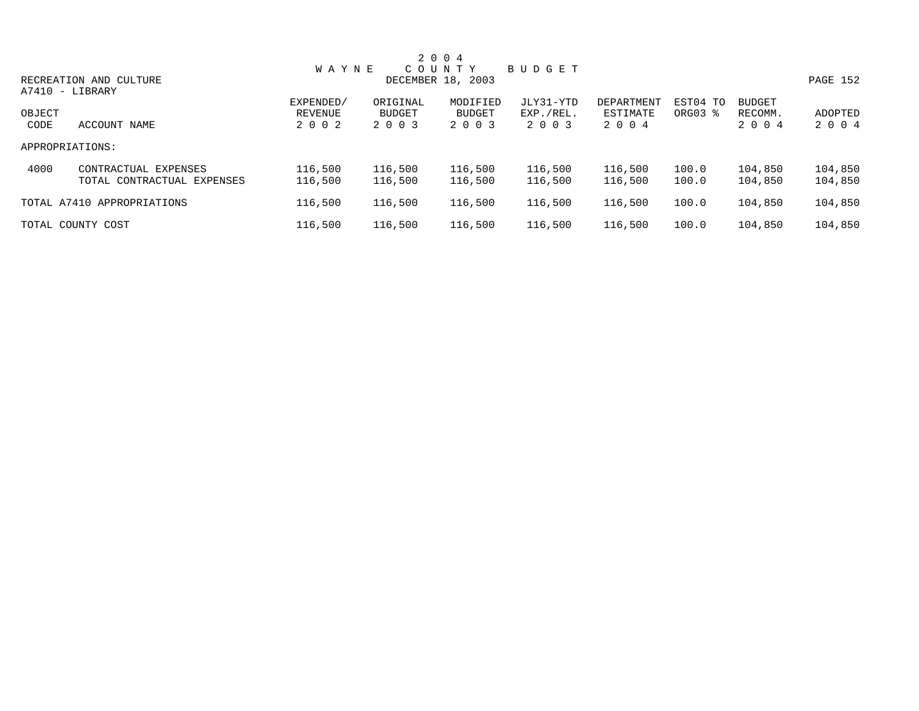# 2 0 0 4
## W A Y N E C O U N T Y B U D G E T

RECREATION AND CULTURE
DECEMBER 18, 2003

A7410 - LIBRARY

| OBJECT CODE | ACCOUNT NAME | EXPENDED/ REVENUE 2 0 0 2 | ORIGINAL BUDGET 2 0 0 3 | MODIFIED BUDGET 2 0 0 3 | JLY31-YTD EXP./REL. 2 0 0 3 | DEPARTMENT ESTIMATE 2 0 0 4 | EST04 TO ORG03 % | BUDGET RECOMM. 2 0 0 4 | ADOPTED 2 0 0 4 |
|---|---|---|---|---|---|---|---|---|---|
| APPROPRIATIONS: | | | | | | | | | |
| 4000 | CONTRACTUAL EXPENSES | 116,500 | 116,500 | 116,500 | 116,500 | 116,500 | 100.0 | 104,850 | 104,850 |
| | TOTAL CONTRACTUAL EXPENSES | 116,500 | 116,500 | 116,500 | 116,500 | 116,500 | 100.0 | 104,850 | 104,850 |
| TOTAL A7410 APPROPRIATIONS | | 116,500 | 116,500 | 116,500 | 116,500 | 116,500 | 100.0 | 104,850 | 104,850 |
| TOTAL COUNTY COST | | 116,500 | 116,500 | 116,500 | 116,500 | 116,500 | 100.0 | 104,850 | 104,850 |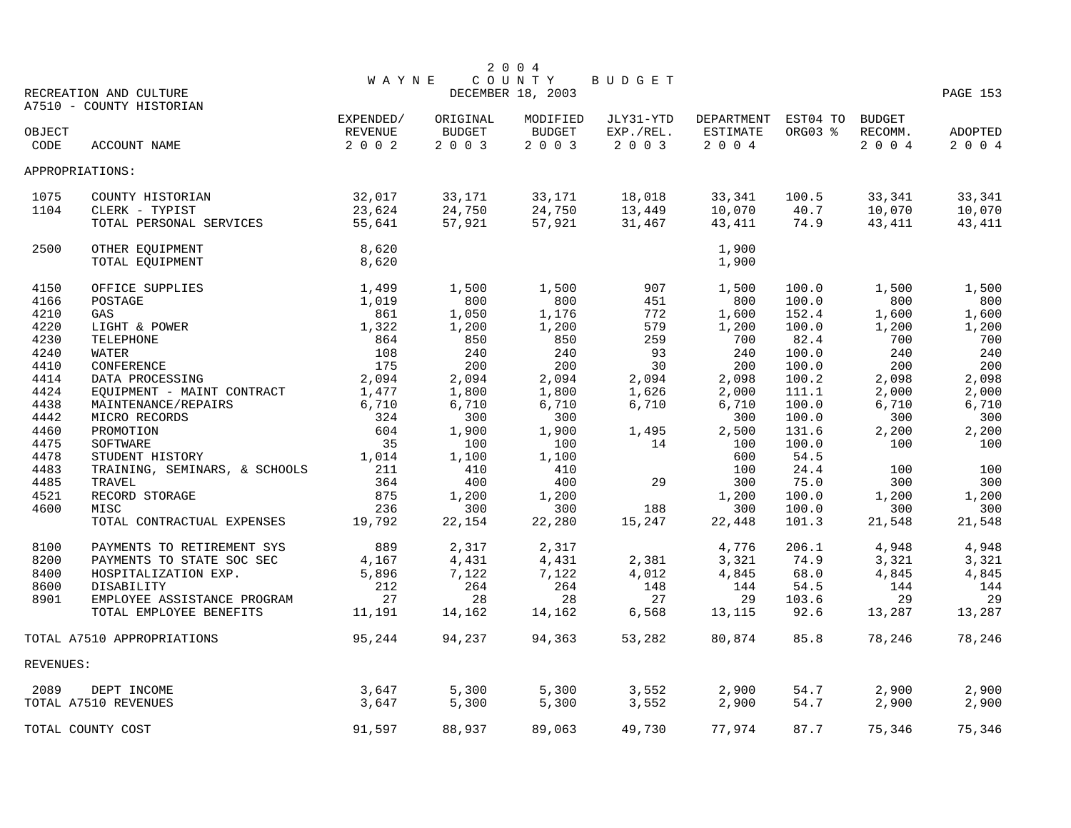# 2004 WAYNE COUNTY BUDGET

DECEMBER 18, 2003

RECREATION AND CULTURE

A7510 - COUNTY HISTORIAN

| OBJECT CODE | ACCOUNT NAME | EXPENDED/ REVENUE 2002 | ORIGINAL BUDGET 2003 | MODIFIED BUDGET 2003 | JLY31-YTD EXP./REL. 2003 | DEPARTMENT ESTIMATE 2004 | EST04 TO ORG03 % | BUDGET RECOMM. 2004 | ADOPTED 2004 |
|---|---|---|---|---|---|---|---|---|---|
| APPROPRIATIONS: | | | | | | | | | |
| 1075 | COUNTY HISTORIAN | 32,017 | 33,171 | 33,171 | 18,018 | 33,341 | 100.5 | 33,341 | 33,341 |
| 1104 | CLERK - TYPIST | 23,624 | 24,750 | 24,750 | 13,449 | 10,070 | 40.7 | 10,070 | 10,070 |
| | TOTAL PERSONAL SERVICES | 55,641 | 57,921 | 57,921 | 31,467 | 43,411 | 74.9 | 43,411 | 43,411 |
| 2500 | OTHER EQUIPMENT | 8,620 | | | | 1,900 | | | |
| | TOTAL EQUIPMENT | 8,620 | | | | 1,900 | | | |
| 4150 | OFFICE SUPPLIES | 1,499 | 1,500 | 1,500 | 907 | 1,500 | 100.0 | 1,500 | 1,500 |
| 4166 | POSTAGE | 1,019 | 800 | 800 | 451 | 800 | 100.0 | 800 | 800 |
| 4210 | GAS | 861 | 1,050 | 1,176 | 772 | 1,600 | 152.4 | 1,600 | 1,600 |
| 4220 | LIGHT & POWER | 1,322 | 1,200 | 1,200 | 579 | 1,200 | 100.0 | 1,200 | 1,200 |
| 4230 | TELEPHONE | 864 | 850 | 850 | 259 | 700 | 82.4 | 700 | 700 |
| 4240 | WATER | 108 | 240 | 240 | 93 | 240 | 100.0 | 240 | 240 |
| 4410 | CONFERENCE | 175 | 200 | 200 | 30 | 200 | 100.0 | 200 | 200 |
| 4414 | DATA PROCESSING | 2,094 | 2,094 | 2,094 | 2,094 | 2,098 | 100.2 | 2,098 | 2,098 |
| 4424 | EQUIPMENT - MAINT CONTRACT | 1,477 | 1,800 | 1,800 | 1,626 | 2,000 | 111.1 | 2,000 | 2,000 |
| 4438 | MAINTENANCE/REPAIRS | 6,710 | 6,710 | 6,710 | 6,710 | 6,710 | 100.0 | 6,710 | 6,710 |
| 4442 | MICRO RECORDS | 324 | 300 | 300 | | 300 | 100.0 | 300 | 300 |
| 4460 | PROMOTION | 604 | 1,900 | 1,900 | 1,495 | 2,500 | 131.6 | 2,200 | 2,200 |
| 4475 | SOFTWARE | 35 | 100 | 100 | 14 | 100 | 100.0 | 100 | 100 |
| 4478 | STUDENT HISTORY | 1,014 | 1,100 | 1,100 | | 600 | 54.5 | | |
| 4483 | TRAINING, SEMINARS, & SCHOOLS | 211 | 410 | 410 | | 100 | 24.4 | 100 | 100 |
| 4485 | TRAVEL | 364 | 400 | 400 | 29 | 300 | 75.0 | 300 | 300 |
| 4521 | RECORD STORAGE | 875 | 1,200 | 1,200 | | 1,200 | 100.0 | 1,200 | 1,200 |
| 4600 | MISC | 236 | 300 | 300 | 188 | 300 | 100.0 | 300 | 300 |
| | TOTAL CONTRACTUAL EXPENSES | 19,792 | 22,154 | 22,280 | 15,247 | 22,448 | 101.3 | 21,548 | 21,548 |
| 8100 | PAYMENTS TO RETIREMENT SYS | 889 | 2,317 | 2,317 | | 4,776 | 206.1 | 4,948 | 4,948 |
| 8200 | PAYMENTS TO STATE SOC SEC | 4,167 | 4,431 | 4,431 | 2,381 | 3,321 | 74.9 | 3,321 | 3,321 |
| 8400 | HOSPITALIZATION EXP. | 5,896 | 7,122 | 7,122 | 4,012 | 4,845 | 68.0 | 4,845 | 4,845 |
| 8600 | DISABILITY | 212 | 264 | 264 | 148 | 144 | 54.5 | 144 | 144 |
| 8901 | EMPLOYEE ASSISTANCE PROGRAM | 27 | 28 | 28 | 27 | 29 | 103.6 | 29 | 29 |
| | TOTAL EMPLOYEE BENEFITS | 11,191 | 14,162 | 14,162 | 6,568 | 13,115 | 92.6 | 13,287 | 13,287 |
| TOTAL A7510 APPROPRIATIONS | | 95,244 | 94,237 | 94,363 | 53,282 | 80,874 | 85.8 | 78,246 | 78,246 |
| REVENUES: | | | | | | | | | |
| 2089 | DEPT INCOME | 3,647 | 5,300 | 5,300 | 3,552 | 2,900 | 54.7 | 2,900 | 2,900 |
| TOTAL A7510 REVENUES | | 3,647 | 5,300 | 5,300 | 3,552 | 2,900 | 54.7 | 2,900 | 2,900 |
| TOTAL COUNTY COST | | 91,597 | 88,937 | 89,063 | 49,730 | 77,974 | 87.7 | 75,346 | 75,346 |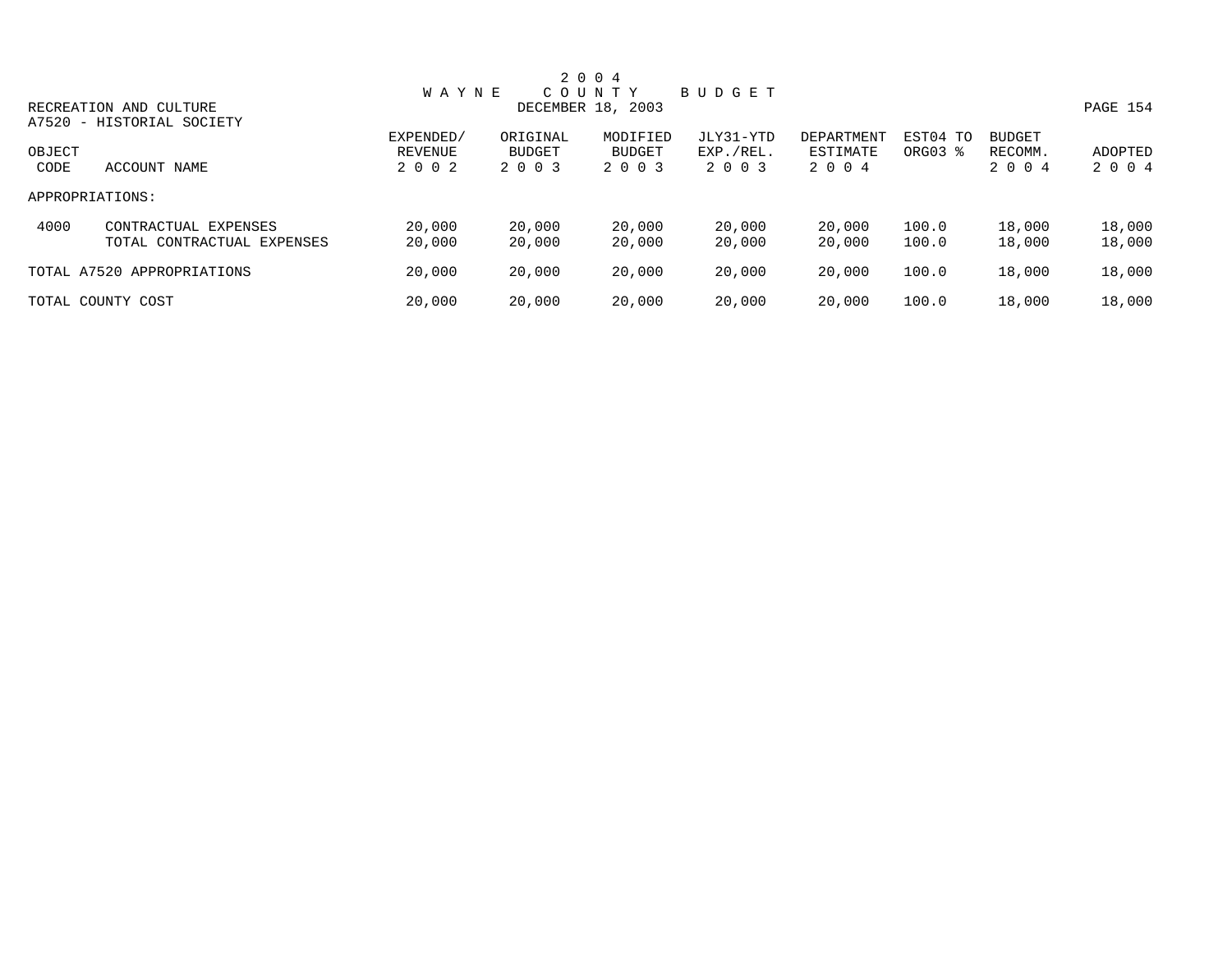# 2004 WAYNE COUNTY BUDGET

DECEMBER 18, 2003

RECREATION AND CULTURE

A7520 - HISTORIAL SOCIETY

| OBJECT CODE | ACCOUNT NAME | EXPENDED/ REVENUE 2002 | ORIGINAL BUDGET 2003 | MODIFIED BUDGET 2003 | JLY31-YTD EXP./REL. 2003 | DEPARTMENT ESTIMATE 2004 | EST04 TO ORG03 % | BUDGET RECOMM. 2004 | ADOPTED 2004 |
|---|---|---|---|---|---|---|---|---|---|
| APPROPRIATIONS: | | | | | | | | | |
| 4000 | CONTRACTUAL EXPENSES | 20,000 | 20,000 | 20,000 | 20,000 | 20,000 | 100.0 | 18,000 | 18,000 |
| | TOTAL CONTRACTUAL EXPENSES | 20,000 | 20,000 | 20,000 | 20,000 | 20,000 | 100.0 | 18,000 | 18,000 |
| TOTAL A7520 APPROPRIATIONS | | 20,000 | 20,000 | 20,000 | 20,000 | 20,000 | 100.0 | 18,000 | 18,000 |
| TOTAL COUNTY COST | | 20,000 | 20,000 | 20,000 | 20,000 | 20,000 | 100.0 | 18,000 | 18,000 |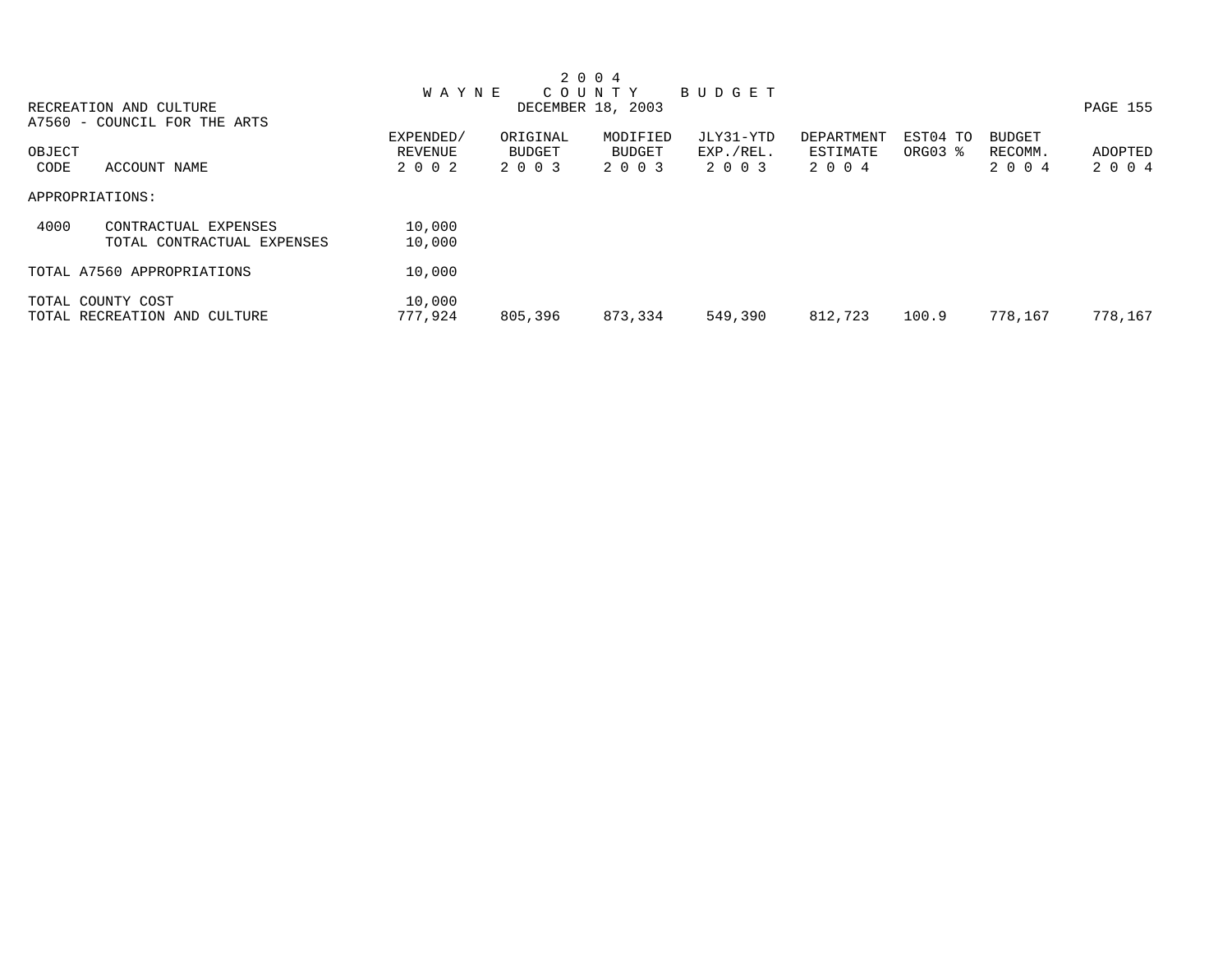# 2004 WAYNE COUNTY BUDGET

DECEMBER 18, 2003

RECREATION AND CULTURE

A7560 - COUNCIL FOR THE ARTS

| OBJECT CODE | ACCOUNT NAME | EXPENDED/ REVENUE 2002 | ORIGINAL BUDGET 2003 | MODIFIED BUDGET 2003 | JLY31-YTD EXP./REL. 2003 | DEPARTMENT ESTIMATE 2004 | EST04 TO ORG03 % | BUDGET RECOMM. 2004 | ADOPTED 2004 |
|---|---|---|---|---|---|---|---|---|---|
| APPROPRIATIONS: | | | | | | | | | |
| 4000 | CONTRACTUAL EXPENSES | 10,000 | | | | | | | |
| | TOTAL CONTRACTUAL EXPENSES | 10,000 | | | | | | | |
| TOTAL A7560 APPROPRIATIONS | | 10,000 | | | | | | | |
| TOTAL COUNTY COST | | 10,000 | | | | | | | |
| TOTAL RECREATION AND CULTURE | | 777,924 | 805,396 | 873,334 | 549,390 | 812,723 | 100.9 | 778,167 | 778,167 |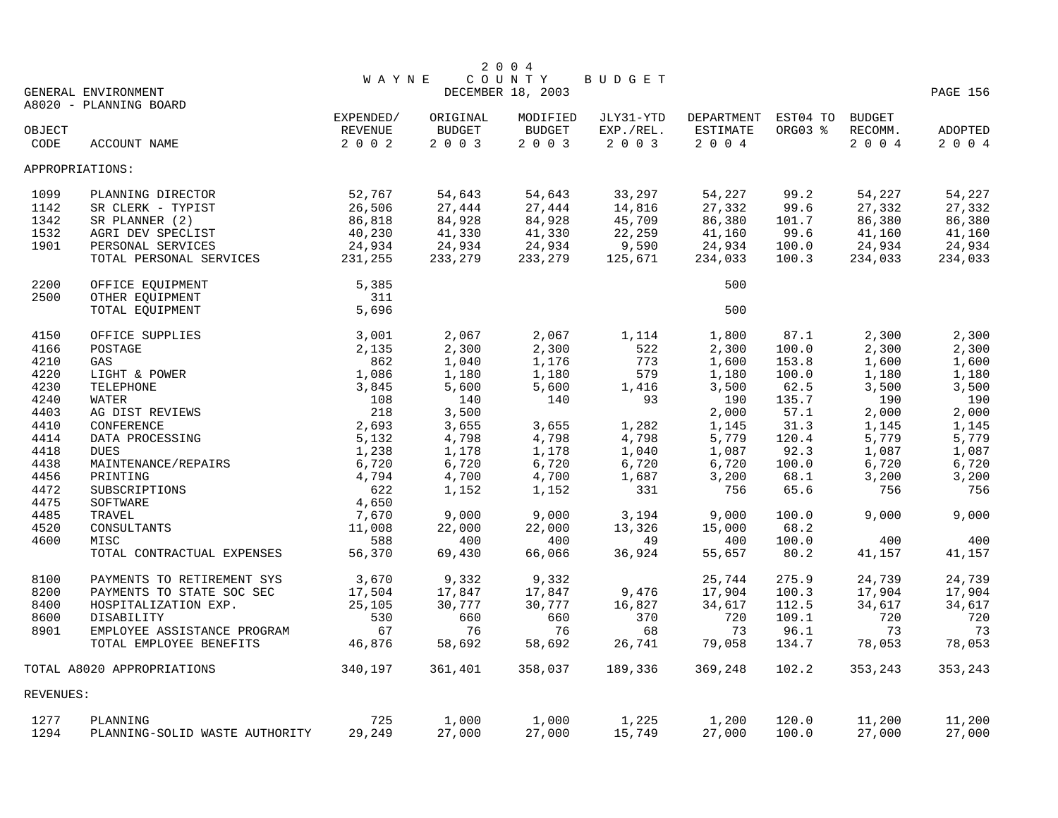# 2004 WAYNE COUNTY BUDGET

DECEMBER 18, 2003

GENERAL ENVIRONMENT

A8020 - PLANNING BOARD

| OBJECT CODE | ACCOUNT NAME | EXPENDED/ REVENUE 2002 | ORIGINAL BUDGET 2003 | MODIFIED BUDGET 2003 | JLY31-YTD EXP./REL. 2003 | DEPARTMENT ESTIMATE 2004 | EST04 TO ORG03 % | BUDGET RECOMM. 2004 | ADOPTED 2004 |
|---|---|---|---|---|---|---|---|---|---|
| APPROPRIATIONS: | | | | | | | | | |
| 1099 | PLANNING DIRECTOR | 52,767 | 54,643 | 54,643 | 33,297 | 54,227 | 99.2 | 54,227 | 54,227 |
| 1142 | SR CLERK - TYPIST | 26,506 | 27,444 | 27,444 | 14,816 | 27,332 | 99.6 | 27,332 | 27,332 |
| 1342 | SR PLANNER (2) | 86,818 | 84,928 | 84,928 | 45,709 | 86,380 | 101.7 | 86,380 | 86,380 |
| 1532 | AGRI DEV SPECLIST | 40,230 | 41,330 | 41,330 | 22,259 | 41,160 | 99.6 | 41,160 | 41,160 |
| 1901 | PERSONAL SERVICES | 24,934 | 24,934 | 24,934 | 9,590 | 24,934 | 100.0 | 24,934 | 24,934 |
| | TOTAL PERSONAL SERVICES | 231,255 | 233,279 | 233,279 | 125,671 | 234,033 | 100.3 | 234,033 | 234,033 |
| 2200 | OFFICE EQUIPMENT | 5,385 | | | | 500 | | | |
| 2500 | OTHER EQUIPMENT | 311 | | | | | | | |
| | TOTAL EQUIPMENT | 5,696 | | | | 500 | | | |
| 4150 | OFFICE SUPPLIES | 3,001 | 2,067 | 2,067 | 1,114 | 1,800 | 87.1 | 2,300 | 2,300 |
| 4166 | POSTAGE | 2,135 | 2,300 | 2,300 | 522 | 2,300 | 100.0 | 2,300 | 2,300 |
| 4210 | GAS | 862 | 1,040 | 1,176 | 773 | 1,600 | 153.8 | 1,600 | 1,600 |
| 4220 | LIGHT & POWER | 1,086 | 1,180 | 1,180 | 579 | 1,180 | 100.0 | 1,180 | 1,180 |
| 4230 | TELEPHONE | 3,845 | 5,600 | 5,600 | 1,416 | 3,500 | 62.5 | 3,500 | 3,500 |
| 4240 | WATER | 108 | 140 | 140 | 93 | 190 | 135.7 | 190 | 190 |
| 4403 | AG DIST REVIEWS | 218 | 3,500 | | | 2,000 | 57.1 | 2,000 | 2,000 |
| 4410 | CONFERENCE | 2,693 | 3,655 | 3,655 | 1,282 | 1,145 | 31.3 | 1,145 | 1,145 |
| 4414 | DATA PROCESSING | 5,132 | 4,798 | 4,798 | 4,798 | 5,779 | 120.4 | 5,779 | 5,779 |
| 4418 | DUES | 1,238 | 1,178 | 1,178 | 1,040 | 1,087 | 92.3 | 1,087 | 1,087 |
| 4438 | MAINTENANCE/REPAIRS | 6,720 | 6,720 | 6,720 | 6,720 | 6,720 | 100.0 | 6,720 | 6,720 |
| 4456 | PRINTING | 4,794 | 4,700 | 4,700 | 1,687 | 3,200 | 68.1 | 3,200 | 3,200 |
| 4472 | SUBSCRIPTIONS | 622 | 1,152 | 1,152 | 331 | 756 | 65.6 | 756 | 756 |
| 4475 | SOFTWARE | 4,650 | | | | | | | |
| 4485 | TRAVEL | 7,670 | 9,000 | 9,000 | 3,194 | 9,000 | 100.0 | 9,000 | 9,000 |
| 4520 | CONSULTANTS | 11,008 | 22,000 | 22,000 | 13,326 | 15,000 | 68.2 | | |
| 4600 | MISC | 588 | 400 | 400 | 49 | 400 | 100.0 | 400 | 400 |
| | TOTAL CONTRACTUAL EXPENSES | 56,370 | 69,430 | 66,066 | 36,924 | 55,657 | 80.2 | 41,157 | 41,157 |
| 8100 | PAYMENTS TO RETIREMENT SYS | 3,670 | 9,332 | 9,332 | | 25,744 | 275.9 | 24,739 | 24,739 |
| 8200 | PAYMENTS TO STATE SOC SEC | 17,504 | 17,847 | 17,847 | 9,476 | 17,904 | 100.3 | 17,904 | 17,904 |
| 8400 | HOSPITALIZATION EXP. | 25,105 | 30,777 | 30,777 | 16,827 | 34,617 | 112.5 | 34,617 | 34,617 |
| 8600 | DISABILITY | 530 | 660 | 660 | 370 | 720 | 109.1 | 720 | 720 |
| 8901 | EMPLOYEE ASSISTANCE PROGRAM | 67 | 76 | 76 | 68 | 73 | 96.1 | 73 | 73 |
| | TOTAL EMPLOYEE BENEFITS | 46,876 | 58,692 | 58,692 | 26,741 | 79,058 | 134.7 | 78,053 | 78,053 |
| TOTAL A8020 APPROPRIATIONS | | 340,197 | 361,401 | 358,037 | 189,336 | 369,248 | 102.2 | 353,243 | 353,243 |
| REVENUES: | | | | | | | | | |
| 1277 | PLANNING | 725 | 1,000 | 1,000 | 1,225 | 1,200 | 120.0 | 11,200 | 11,200 |
| 1294 | PLANNING-SOLID WASTE AUTHORITY | 29,249 | 27,000 | 27,000 | 15,749 | 27,000 | 100.0 | 27,000 | 27,000 |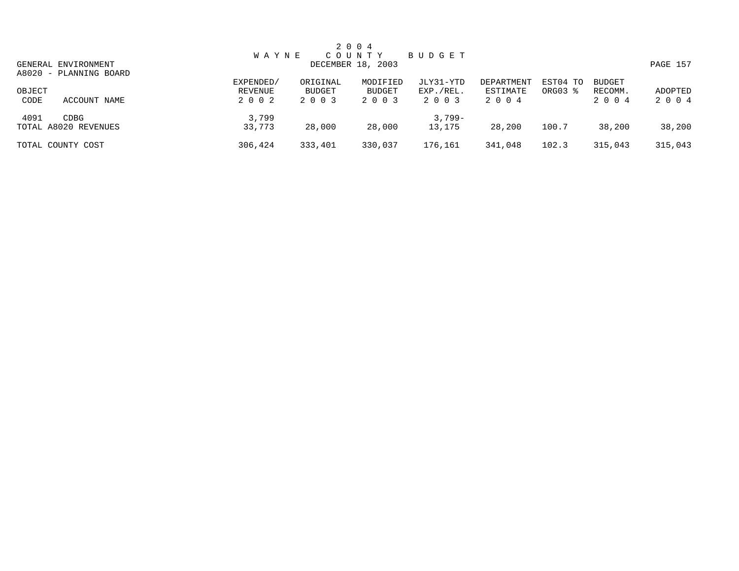# 2004 WAYNE COUNTY BUDGET

DECEMBER 18, 2003

GENERAL ENVIRONMENT

A8020 - PLANNING BOARD

| OBJECT CODE | ACCOUNT NAME | EXPENDED/ REVENUE 2002 | ORIGINAL BUDGET 2003 | MODIFIED BUDGET 2003 | JLY31-YTD EXP./REL. 2003 | DEPARTMENT ESTIMATE 2004 | EST04 TO ORG03 % | BUDGET RECOMM. 2004 | ADOPTED 2004 |
|---|---|---|---|---|---|---|---|---|---|
| 4091 | CDBG | 3,799 | | | 3,799- | | | | |
| TOTAL A8020 REVENUES | | 33,773 | 28,000 | 28,000 | 13,175 | 28,200 | 100.7 | 38,200 | 38,200 |
| TOTAL COUNTY COST | | 306,424 | 333,401 | 330,037 | 176,161 | 341,048 | 102.3 | 315,043 | 315,043 |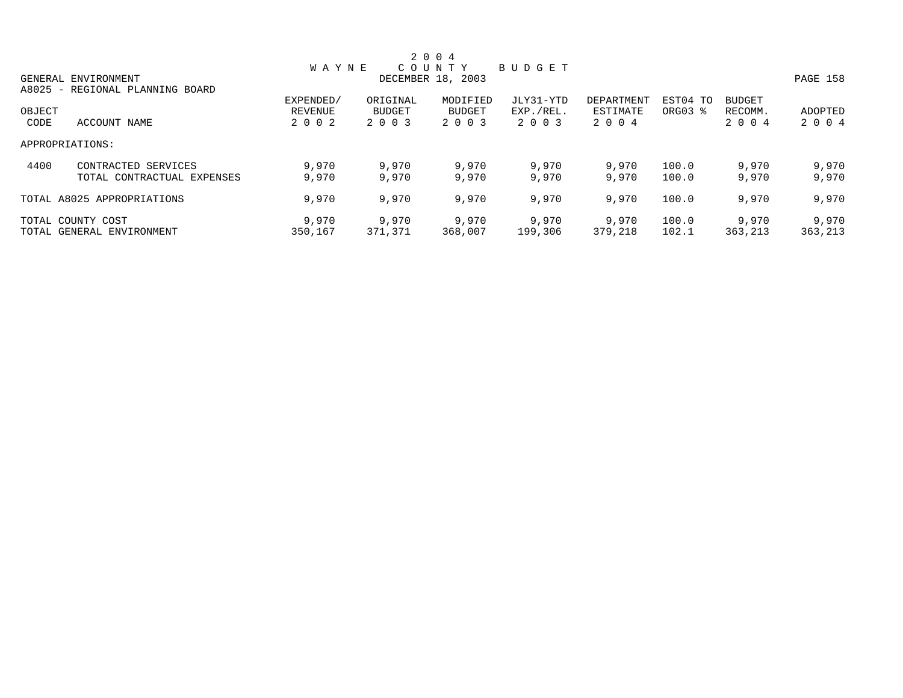# 2004 WAYNE COUNTY BUDGET

GENERAL ENVIRONMENT
DECEMBER 18, 2003

A8025 - REGIONAL PLANNING BOARD

| OBJECT CODE | ACCOUNT NAME | EXPENDED/ REVENUE 2002 | ORIGINAL BUDGET 2003 | MODIFIED BUDGET 2003 | JLY31-YTD EXP./REL. 2003 | DEPARTMENT ESTIMATE 2004 | EST04 TO ORG03 % | BUDGET RECOMM. 2004 | ADOPTED 2004 |
|---|---|---|---|---|---|---|---|---|---|
| APPROPRIATIONS: | | | | | | | | | |
| 4400 | CONTRACTED SERVICES | 9,970 | 9,970 | 9,970 | 9,970 | 9,970 | 100.0 | 9,970 | 9,970 |
| | TOTAL CONTRACTUAL EXPENSES | 9,970 | 9,970 | 9,970 | 9,970 | 9,970 | 100.0 | 9,970 | 9,970 |
| TOTAL A8025 APPROPRIATIONS | | 9,970 | 9,970 | 9,970 | 9,970 | 9,970 | 100.0 | 9,970 | 9,970 |
| TOTAL COUNTY COST | | 9,970 | 9,970 | 9,970 | 9,970 | 9,970 | 100.0 | 9,970 | 9,970 |
| TOTAL GENERAL ENVIRONMENT | | 350,167 | 371,371 | 368,007 | 199,306 | 379,218 | 102.1 | 363,213 | 363,213 |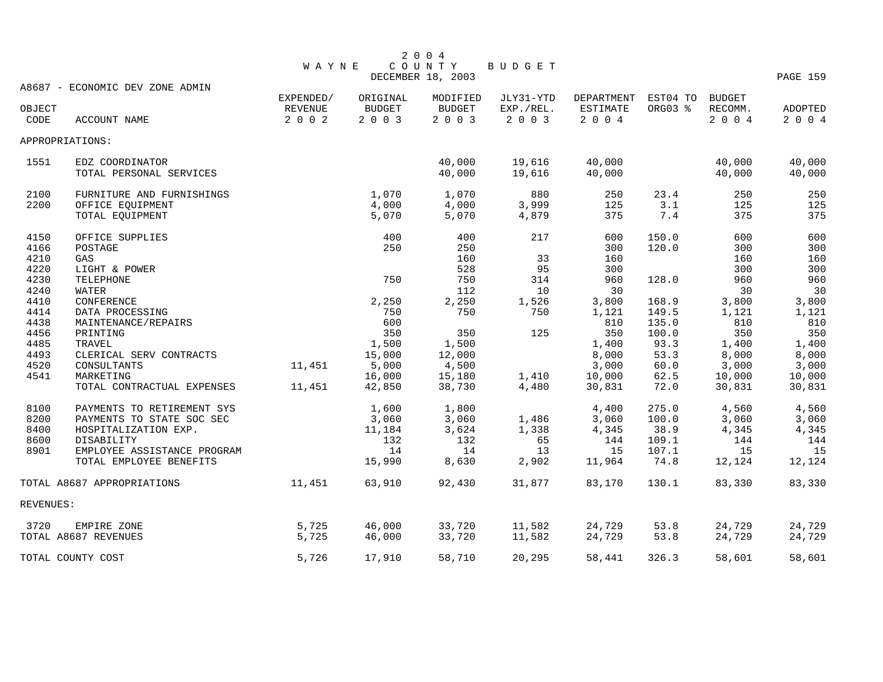# 2004 WAYNE COUNTY BUDGET

DECEMBER 18, 2003

## A8687 - ECONOMIC DEV ZONE ADMIN

| OBJECT CODE | ACCOUNT NAME | EXPENDED/ REVENUE 2002 | ORIGINAL BUDGET 2003 | MODIFIED BUDGET 2003 | JLY31-YTD EXP./REL. 2003 | DEPARTMENT ESTIMATE 2004 | EST04 TO ORG03 % | BUDGET RECOMM. 2004 | ADOPTED 2004 |
|---|---|---|---|---|---|---|---|---|---|
| APPROPRIATIONS: | | | | | | | | | |
| 1551 | EDZ COORDINATOR | | | 40,000 | 19,616 | 40,000 | | 40,000 | 40,000 |
| | TOTAL PERSONAL SERVICES | | | 40,000 | 19,616 | 40,000 | | 40,000 | 40,000 |
| 2100 | FURNITURE AND FURNISHINGS | | 1,070 | 1,070 | 880 | 250 | 23.4 | 250 | 250 |
| 2200 | OFFICE EQUIPMENT | | 4,000 | 4,000 | 3,999 | 125 | 3.1 | 125 | 125 |
| | TOTAL EQUIPMENT | | 5,070 | 5,070 | 4,879 | 375 | 7.4 | 375 | 375 |
| 4150 | OFFICE SUPPLIES | | 400 | 400 | 217 | 600 | 150.0 | 600 | 600 |
| 4166 | POSTAGE | | 250 | 250 | | 300 | 120.0 | 300 | 300 |
| 4210 | GAS | | | 160 | 33 | 160 | | 160 | 160 |
| 4220 | LIGHT & POWER | | | 528 | 95 | 300 | | 300 | 300 |
| 4230 | TELEPHONE | | 750 | 750 | 314 | 960 | 128.0 | 960 | 960 |
| 4240 | WATER | | | 112 | 10 | 30 | | 30 | 30 |
| 4410 | CONFERENCE | | 2,250 | 2,250 | 1,526 | 3,800 | 168.9 | 3,800 | 3,800 |
| 4414 | DATA PROCESSING | | 750 | 750 | 750 | 1,121 | 149.5 | 1,121 | 1,121 |
| 4438 | MAINTENANCE/REPAIRS | | 600 | | | 810 | 135.0 | 810 | 810 |
| 4456 | PRINTING | | 350 | 350 | 125 | 350 | 100.0 | 350 | 350 |
| 4485 | TRAVEL | | 1,500 | 1,500 | | 1,400 | 93.3 | 1,400 | 1,400 |
| 4493 | CLERICAL SERV CONTRACTS | | 15,000 | 12,000 | | 8,000 | 53.3 | 8,000 | 8,000 |
| 4520 | CONSULTANTS | 11,451 | 5,000 | 4,500 | | 3,000 | 60.0 | 3,000 | 3,000 |
| 4541 | MARKETING | | 16,000 | 15,180 | 1,410 | 10,000 | 62.5 | 10,000 | 10,000 |
| | TOTAL CONTRACTUAL EXPENSES | 11,451 | 42,850 | 38,730 | 4,480 | 30,831 | 72.0 | 30,831 | 30,831 |
| 8100 | PAYMENTS TO RETIREMENT SYS | | 1,600 | 1,800 | | 4,400 | 275.0 | 4,560 | 4,560 |
| 8200 | PAYMENTS TO STATE SOC SEC | | 3,060 | 3,060 | 1,486 | 3,060 | 100.0 | 3,060 | 3,060 |
| 8400 | HOSPITALIZATION EXP. | | 11,184 | 3,624 | 1,338 | 4,345 | 38.9 | 4,345 | 4,345 |
| 8600 | DISABILITY | | 132 | 132 | 65 | 144 | 109.1 | 144 | 144 |
| 8901 | EMPLOYEE ASSISTANCE PROGRAM | | 14 | 14 | 13 | 15 | 107.1 | 15 | 15 |
| | TOTAL EMPLOYEE BENEFITS | | 15,990 | 8,630 | 2,902 | 11,964 | 74.8 | 12,124 | 12,124 |
| TOTAL A8687 APPROPRIATIONS | | 11,451 | 63,910 | 92,430 | 31,877 | 83,170 | 130.1 | 83,330 | 83,330 |
| REVENUES: | | | | | | | | | |
| 3720 | EMPIRE ZONE | 5,725 | 46,000 | 33,720 | 11,582 | 24,729 | 53.8 | 24,729 | 24,729 |
| TOTAL A8687 REVENUES | | 5,725 | 46,000 | 33,720 | 11,582 | 24,729 | 53.8 | 24,729 | 24,729 |
| TOTAL COUNTY COST | | 5,726 | 17,910 | 58,710 | 20,295 | 58,441 | 326.3 | 58,601 | 58,601 |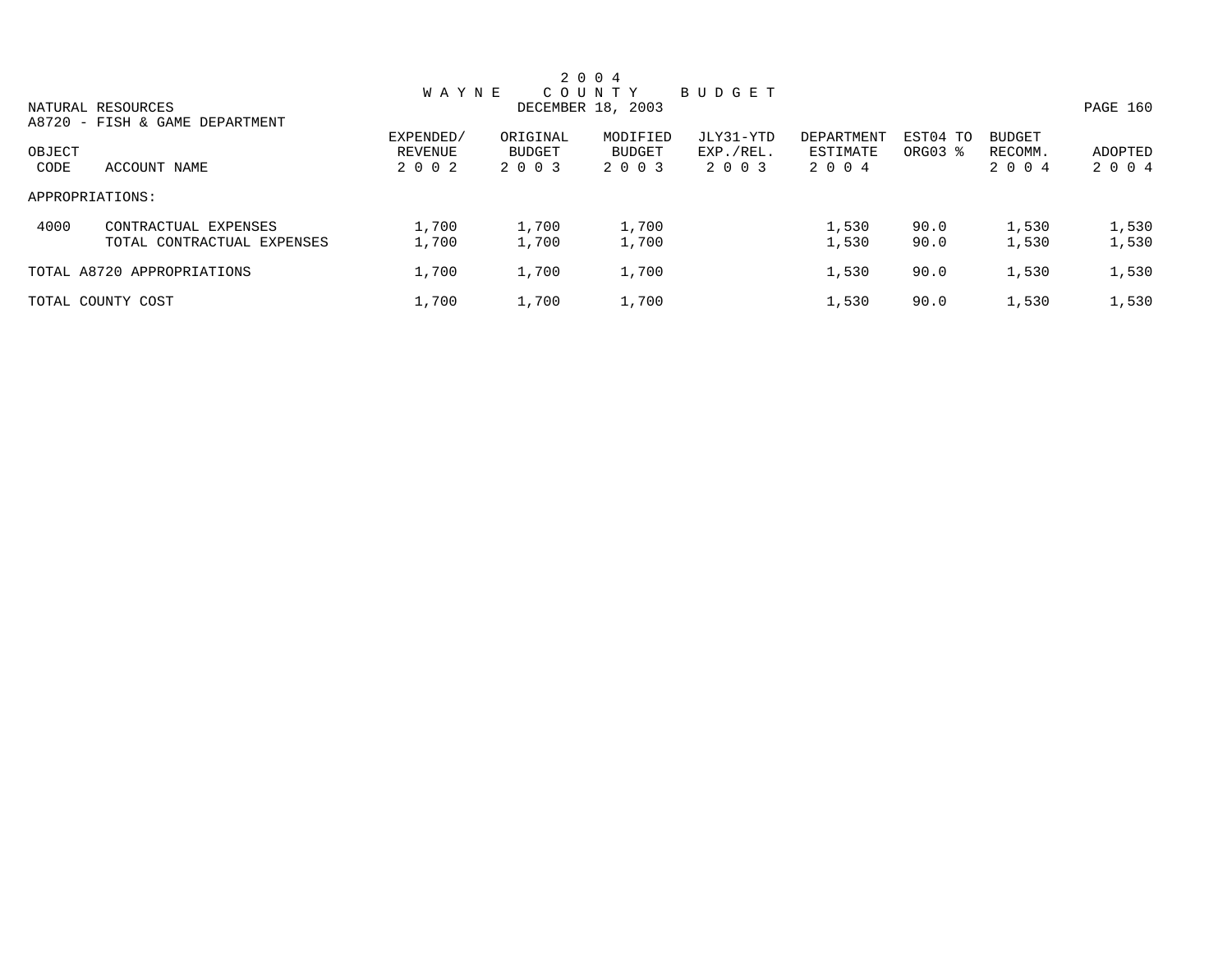# 2004 WAYNE COUNTY BUDGET

DECEMBER 18, 2003

NATURAL RESOURCES

A8720 - FISH & GAME DEPARTMENT

| OBJECT CODE | ACCOUNT NAME | EXPENDED/ REVENUE 2002 | ORIGINAL BUDGET 2003 | MODIFIED BUDGET 2003 | JLY31-YTD EXP./REL. 2003 | DEPARTMENT ESTIMATE 2004 | EST04 TO ORG03 % | BUDGET RECOMM. 2004 | ADOPTED 2004 |
|---|---|---|---|---|---|---|---|---|---|
| APPROPRIATIONS: | | | | | | | | | |
| 4000 | CONTRACTUAL EXPENSES | 1,700 | 1,700 | 1,700 | | 1,530 | 90.0 | 1,530 | 1,530 |
| | TOTAL CONTRACTUAL EXPENSES | 1,700 | 1,700 | 1,700 | | 1,530 | 90.0 | 1,530 | 1,530 |
| TOTAL A8720 APPROPRIATIONS | | 1,700 | 1,700 | 1,700 | | 1,530 | 90.0 | 1,530 | 1,530 |
| TOTAL COUNTY COST | | 1,700 | 1,700 | 1,700 | | 1,530 | 90.0 | 1,530 | 1,530 |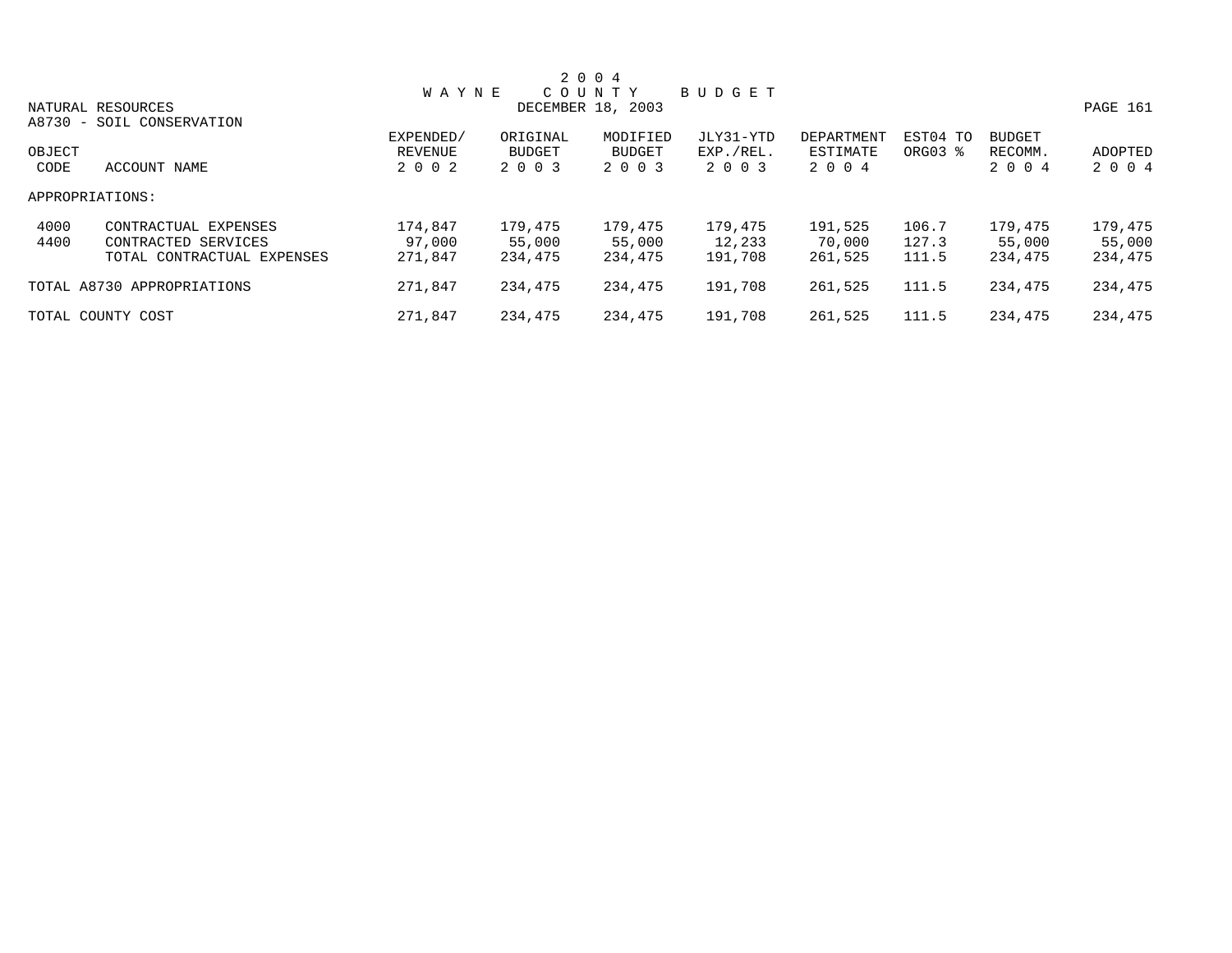# 2 0 0 4 WAYNE COUNTY BUDGET

NATURAL RESOURCES
DECEMBER 18, 2003

A8730 - SOIL CONSERVATION

| OBJECT CODE | ACCOUNT NAME | EXPENDED/ REVENUE 2 0 0 2 | ORIGINAL BUDGET 2 0 0 3 | MODIFIED BUDGET 2 0 0 3 | JLY31-YTD EXP./REL. 2 0 0 3 | DEPARTMENT ESTIMATE 2 0 0 4 | EST04 TO ORG03 % | BUDGET RECOMM. 2 0 0 4 | ADOPTED 2 0 0 4 |
|---|---|---|---|---|---|---|---|---|---|
| APPROPRIATIONS: | | | | | | | | | |
| 4000 | CONTRACTUAL EXPENSES | 174,847 | 179,475 | 179,475 | 179,475 | 191,525 | 106.7 | 179,475 | 179,475 |
| 4400 | CONTRACTED SERVICES | 97,000 | 55,000 | 55,000 | 12,233 | 70,000 | 127.3 | 55,000 | 55,000 |
| | TOTAL CONTRACTUAL EXPENSES | 271,847 | 234,475 | 234,475 | 191,708 | 261,525 | 111.5 | 234,475 | 234,475 |
| TOTAL A8730 APPROPRIATIONS | | 271,847 | 234,475 | 234,475 | 191,708 | 261,525 | 111.5 | 234,475 | 234,475 |
| TOTAL COUNTY COST | | 271,847 | 234,475 | 234,475 | 191,708 | 261,525 | 111.5 | 234,475 | 234,475 |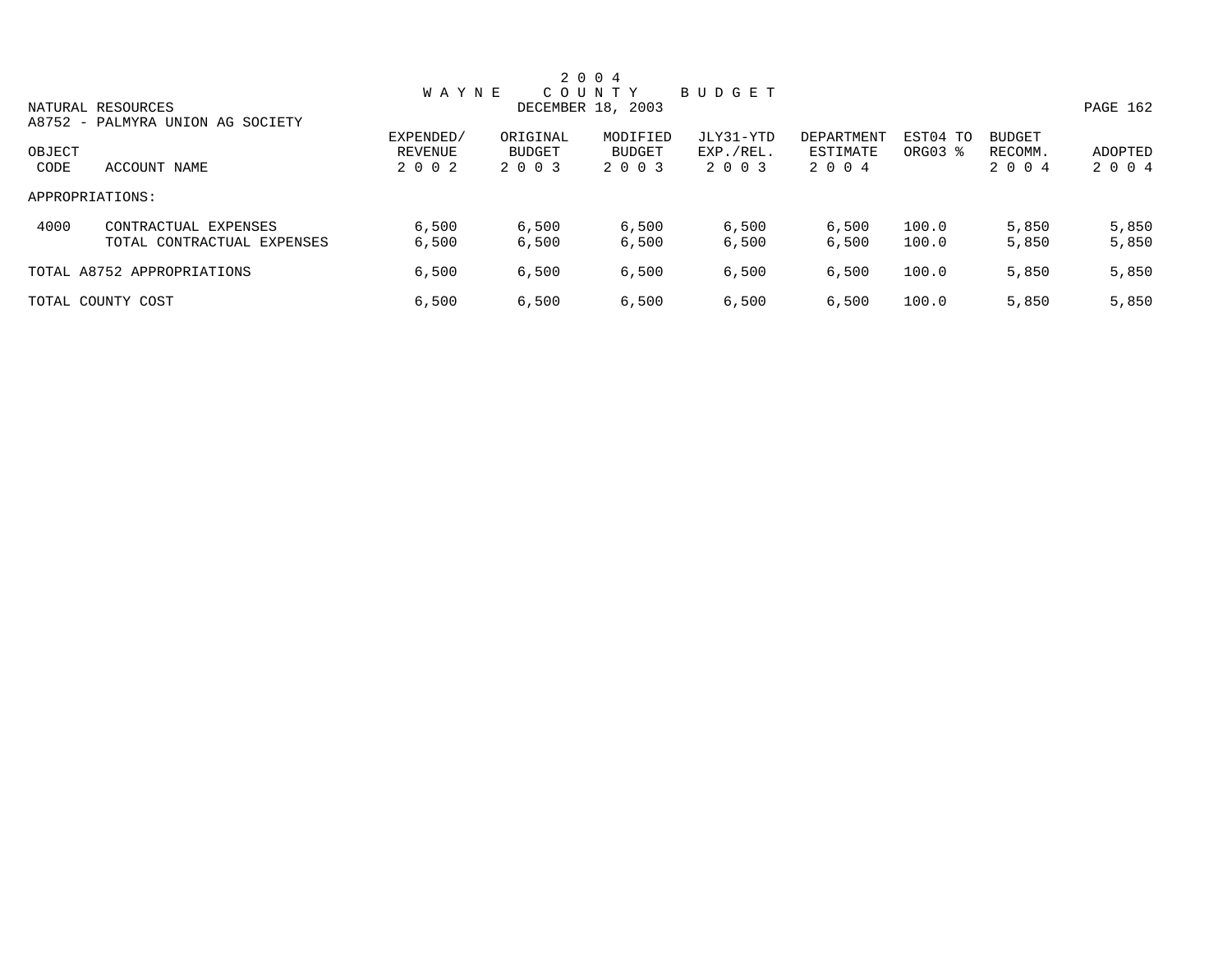# 2 0 0 4
# W A Y N E   C O U N T Y   B U D G E T

NATURAL RESOURCES
DECEMBER 18, 2003

A8752 - PALMYRA UNION AG SOCIETY

| OBJECT CODE | ACCOUNT NAME | EXPENDED/ REVENUE 2 0 0 2 | ORIGINAL BUDGET 2 0 0 3 | MODIFIED BUDGET 2 0 0 3 | JLY31-YTD EXP./REL. 2 0 0 3 | DEPARTMENT ESTIMATE 2 0 0 4 | EST04 TO ORG03 % | BUDGET RECOMM. 2 0 0 4 | ADOPTED 2 0 0 4 |
|---|---|---|---|---|---|---|---|---|---|
| APPROPRIATIONS: | | | | | | | | | |
| 4000 | CONTRACTUAL EXPENSES | 6,500 | 6,500 | 6,500 | 6,500 | 6,500 | 100.0 | 5,850 | 5,850 |
| | TOTAL CONTRACTUAL EXPENSES | 6,500 | 6,500 | 6,500 | 6,500 | 6,500 | 100.0 | 5,850 | 5,850 |
| TOTAL A8752 APPROPRIATIONS | | 6,500 | 6,500 | 6,500 | 6,500 | 6,500 | 100.0 | 5,850 | 5,850 |
| TOTAL COUNTY COST | | 6,500 | 6,500 | 6,500 | 6,500 | 6,500 | 100.0 | 5,850 | 5,850 |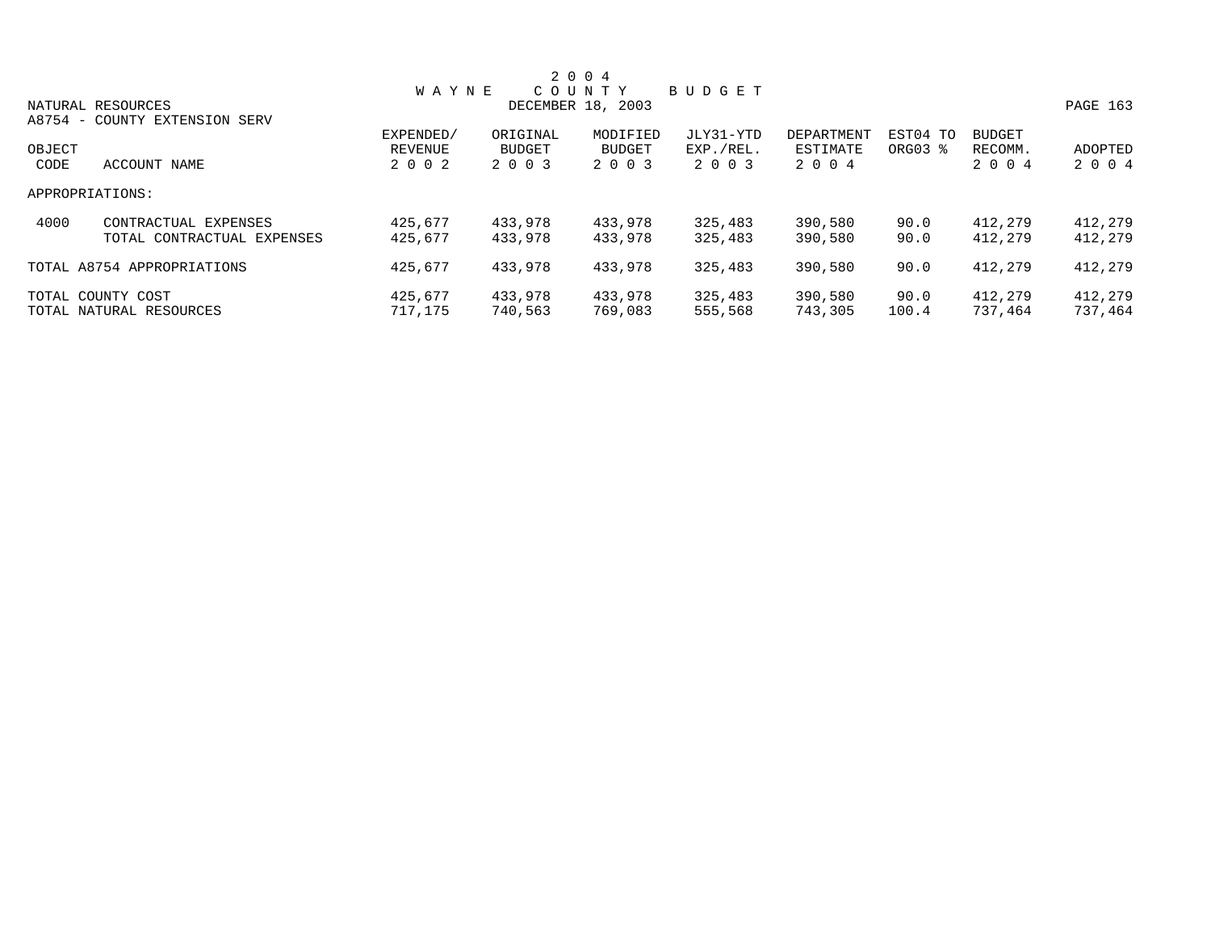# 2004 WAYNE COUNTY BUDGET

NATURAL RESOURCES
DECEMBER 18, 2003

A8754 - COUNTY EXTENSION SERV

| OBJECT CODE | ACCOUNT NAME | EXPENDED/ REVENUE 2002 | ORIGINAL BUDGET 2003 | MODIFIED BUDGET 2003 | JLY31-YTD EXP./REL. 2003 | DEPARTMENT ESTIMATE 2004 | EST04 TO ORG03 % | BUDGET RECOMM. 2004 | ADOPTED 2004 |
|---|---|---|---|---|---|---|---|---|---|
| APPROPRIATIONS: | | | | | | | | | |
| 4000 | CONTRACTUAL EXPENSES | 425,677 | 433,978 | 433,978 | 325,483 | 390,580 | 90.0 | 412,279 | 412,279 |
| | TOTAL CONTRACTUAL EXPENSES | 425,677 | 433,978 | 433,978 | 325,483 | 390,580 | 90.0 | 412,279 | 412,279 |
| TOTAL A8754 APPROPRIATIONS | | 425,677 | 433,978 | 433,978 | 325,483 | 390,580 | 90.0 | 412,279 | 412,279 |
| TOTAL COUNTY COST | | 425,677 | 433,978 | 433,978 | 325,483 | 390,580 | 90.0 | 412,279 | 412,279 |
| TOTAL NATURAL RESOURCES | | 717,175 | 740,563 | 769,083 | 555,568 | 743,305 | 100.4 | 737,464 | 737,464 |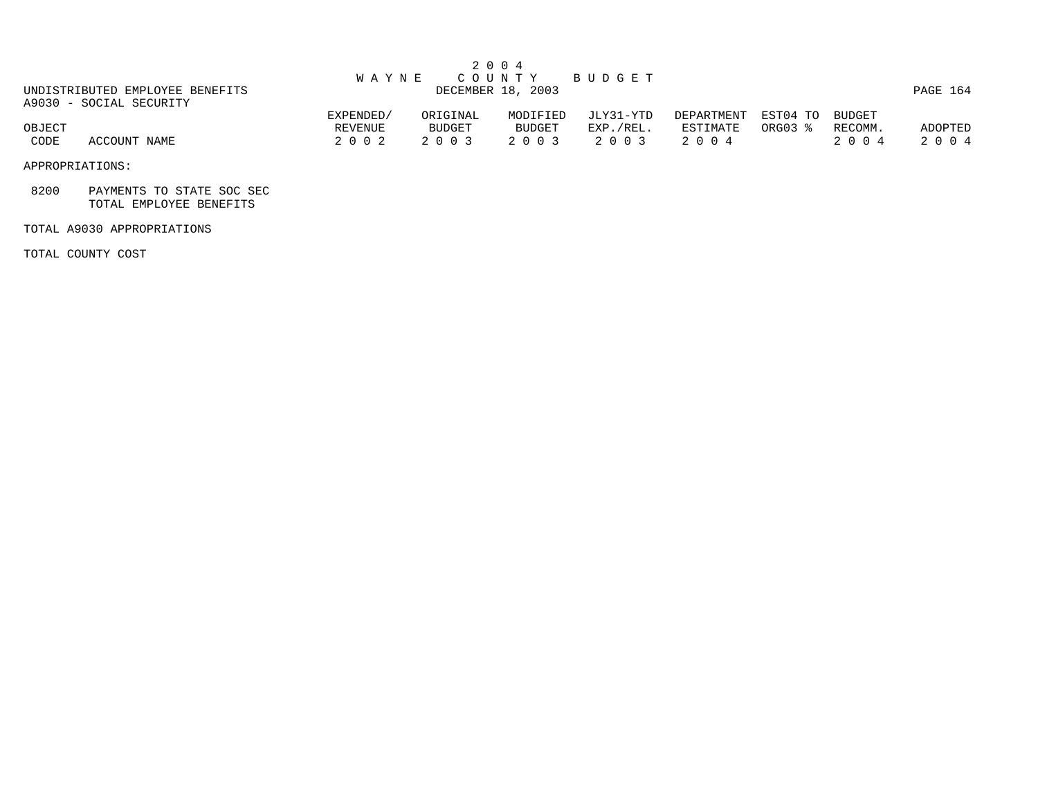# 2004 WAYNE COUNTY BUDGET

DECEMBER 18, 2003

UNDISTRIBUTED EMPLOYEE BENEFITS

A9030 - SOCIAL SECURITY

| OBJECT CODE | ACCOUNT NAME | EXPENDED/ REVENUE 2002 | ORIGINAL BUDGET 2003 | MODIFIED BUDGET 2003 | JLY31-YTD EXP./REL. 2003 | DEPARTMENT ESTIMATE 2004 | EST04 TO ORG03 % | BUDGET RECOMM. 2004 | ADOPTED 2004 |
|---|---|---|---|---|---|---|---|---|---|
| APPROPRIATIONS: | | | | | | | | | |
| 8200 | PAYMENTS TO STATE SOC SEC | | | | | | | | |
| | TOTAL EMPLOYEE BENEFITS | | | | | | | | |
| TOTAL A9030 APPROPRIATIONS | | | | | | | | | |
| TOTAL COUNTY COST | | | | | | | | | |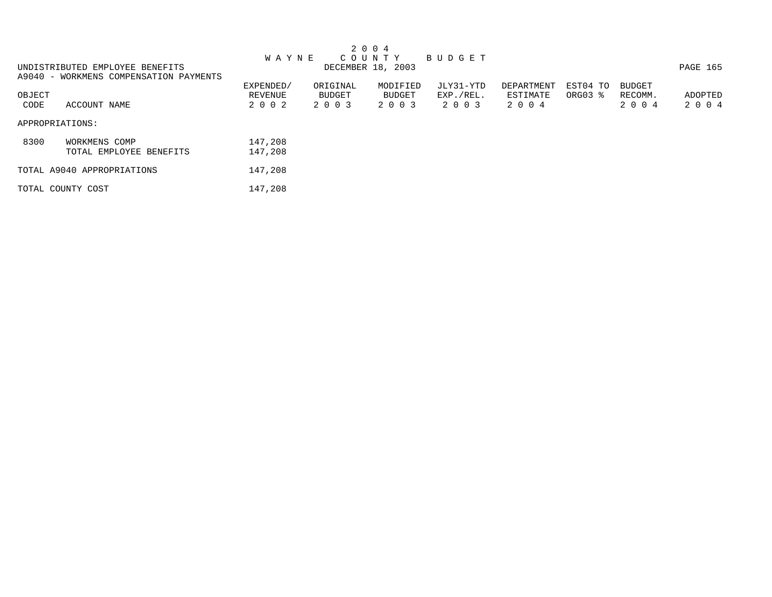# 2 0 0 4 W A Y N E  C O U N T Y  B U D G E T

DECEMBER 18, 2003

UNDISTRIBUTED EMPLOYEE BENEFITS

A9040 - WORKMENS COMPENSATION PAYMENTS

| OBJECT CODE | ACCOUNT NAME | EXPENDED/ REVENUE 2 0 0 2 | ORIGINAL BUDGET 2 0 0 3 | MODIFIED BUDGET 2 0 0 3 | JLY31-YTD EXP./REL. 2 0 0 3 | DEPARTMENT ESTIMATE 2 0 0 4 | EST04 TO ORG03 % | BUDGET RECOMM. 2 0 0 4 | ADOPTED 2 0 0 4 |
|---|---|---|---|---|---|---|---|---|---|
| APPROPRIATIONS: | | | | | | | | | |
| 8300 | WORKMENS COMP | 147,208 | | | | | | | |
| | TOTAL EMPLOYEE BENEFITS | 147,208 | | | | | | | |
| TOTAL A9040 APPROPRIATIONS | | 147,208 | | | | | | | |
| TOTAL COUNTY COST | | 147,208 | | | | | | | |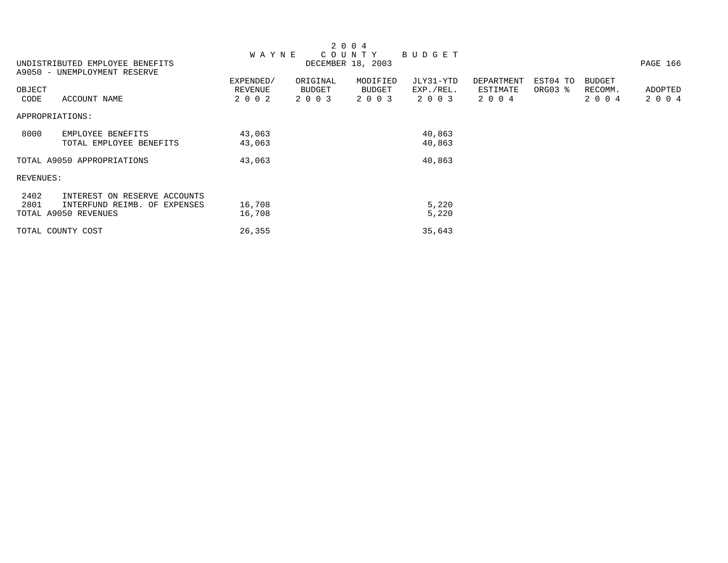# 2004 WAYNE COUNTY BUDGET

DECEMBER 18, 2003

UNDISTRIBUTED EMPLOYEE BENEFITS

A9050 - UNEMPLOYMENT RESERVE

| OBJECT CODE | ACCOUNT NAME | EXPENDED/ REVENUE 2002 | ORIGINAL BUDGET 2003 | MODIFIED BUDGET 2003 | JLY31-YTD EXP./REL. 2003 | DEPARTMENT ESTIMATE 2004 | EST04 TO ORG03 % | BUDGET RECOMM. 2004 | ADOPTED 2004 |
|---|---|---|---|---|---|---|---|---|---|
| APPROPRIATIONS: | | | | | | | | | |
| 8000 | EMPLOYEE BENEFITS | 43,063 | | | 40,863 | | | | |
| | TOTAL EMPLOYEE BENEFITS | 43,063 | | | 40,863 | | | | |
| TOTAL A9050 APPROPRIATIONS | | 43,063 | | | 40,863 | | | | |
| REVENUES: | | | | | | | | | |
| 2402 | INTEREST ON RESERVE ACCOUNTS | | | | | | | | |
| 2801 | INTERFUND REIMB. OF EXPENSES | 16,708 | | | 5,220 | | | | |
| TOTAL A9050 REVENUES | | 16,708 | | | 5,220 | | | | |
| TOTAL COUNTY COST | | 26,355 | | | 35,643 | | | | |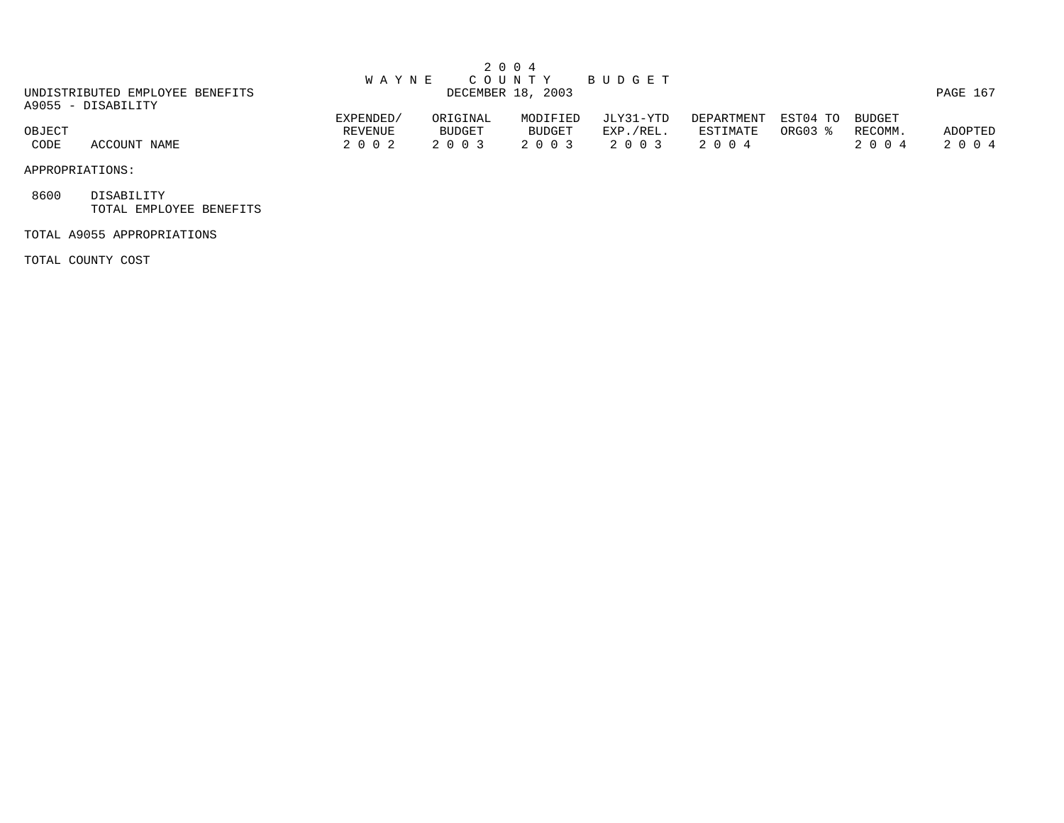# 2 0 0 4
# W A Y N E   C O U N T Y   B U D G E T

UNDISTRIBUTED EMPLOYEE BENEFITS
DECEMBER 18, 2003

A9055 - DISABILITY

| OBJECT CODE | ACCOUNT NAME | EXPENDED/ REVENUE 2 0 0 2 | ORIGINAL BUDGET 2 0 0 3 | MODIFIED BUDGET 2 0 0 3 | JLY31-YTD EXP./REL. 2 0 0 3 | DEPARTMENT ESTIMATE 2 0 0 4 | EST04 TO ORG03 % | BUDGET RECOMM. 2 0 0 4 | ADOPTED 2 0 0 4 |
|---|---|---|---|---|---|---|---|---|---|
| APPROPRIATIONS: | | | | | | | | | |
| 8600 | DISABILITY | | | | | | | | |
| | TOTAL EMPLOYEE BENEFITS | | | | | | | | |
| TOTAL A9055 APPROPRIATIONS | | | | | | | | | |
| TOTAL COUNTY COST | | | | | | | | | |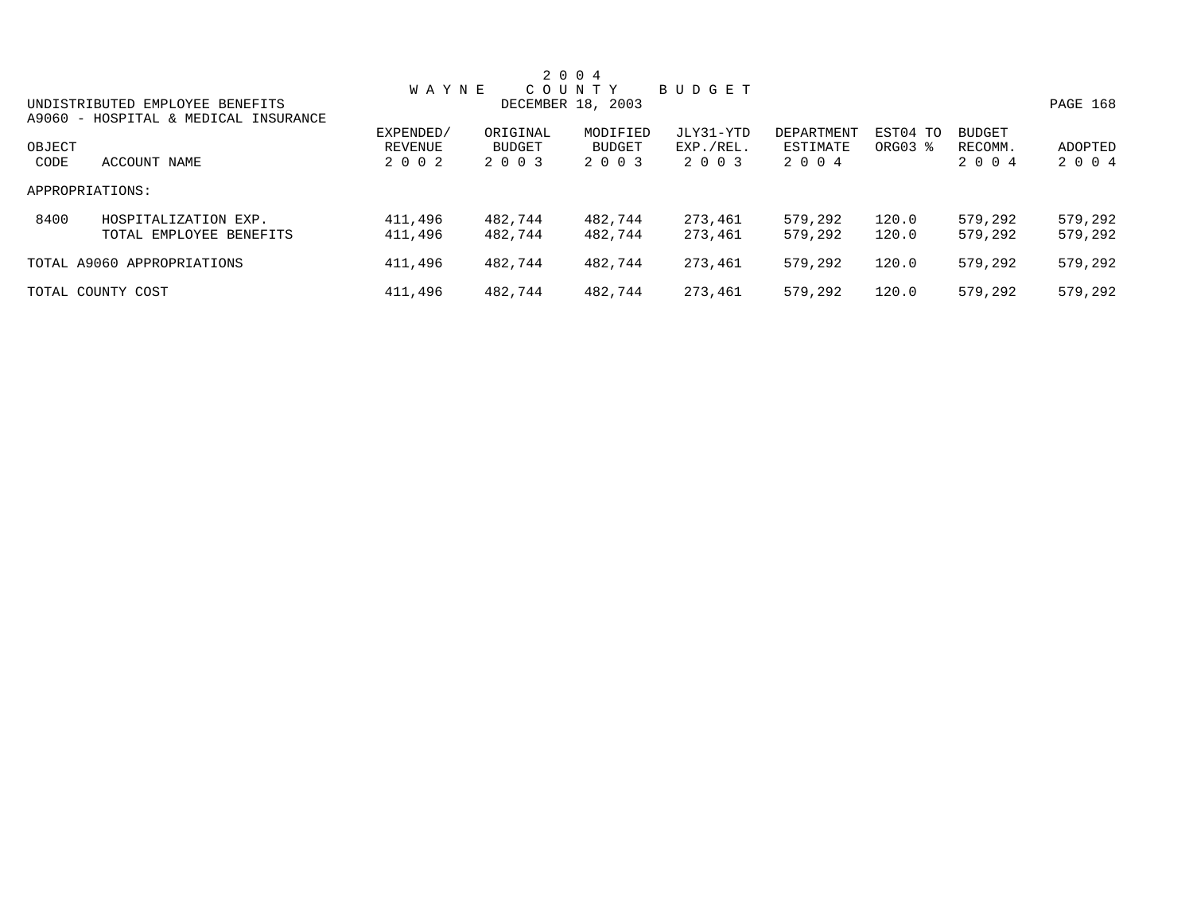# 2 0 0 4
# W A Y N E C O U N T Y B U D G E T
DECEMBER 18, 2003

UNDISTRIBUTED EMPLOYEE BENEFITS
A9060 - HOSPITAL & MEDICAL INSURANCE

| OBJECT CODE | ACCOUNT NAME | EXPENDED/ REVENUE 2 0 0 2 | ORIGINAL BUDGET 2 0 0 3 | MODIFIED BUDGET 2 0 0 3 | JLY31-YTD EXP./REL. 2 0 0 3 | DEPARTMENT ESTIMATE 2 0 0 4 | EST04 TO ORG03 % | BUDGET RECOMM. 2 0 0 4 | ADOPTED 2 0 0 4 |
|---|---|---|---|---|---|---|---|---|---|
| APPROPRIATIONS: | | | | | | | | | |
| 8400 | HOSPITALIZATION EXP. | 411,496 | 482,744 | 482,744 | 273,461 | 579,292 | 120.0 | 579,292 | 579,292 |
| | TOTAL EMPLOYEE BENEFITS | 411,496 | 482,744 | 482,744 | 273,461 | 579,292 | 120.0 | 579,292 | 579,292 |
| TOTAL A9060 APPROPRIATIONS | | 411,496 | 482,744 | 482,744 | 273,461 | 579,292 | 120.0 | 579,292 | 579,292 |
| TOTAL COUNTY COST | | 411,496 | 482,744 | 482,744 | 273,461 | 579,292 | 120.0 | 579,292 | 579,292 |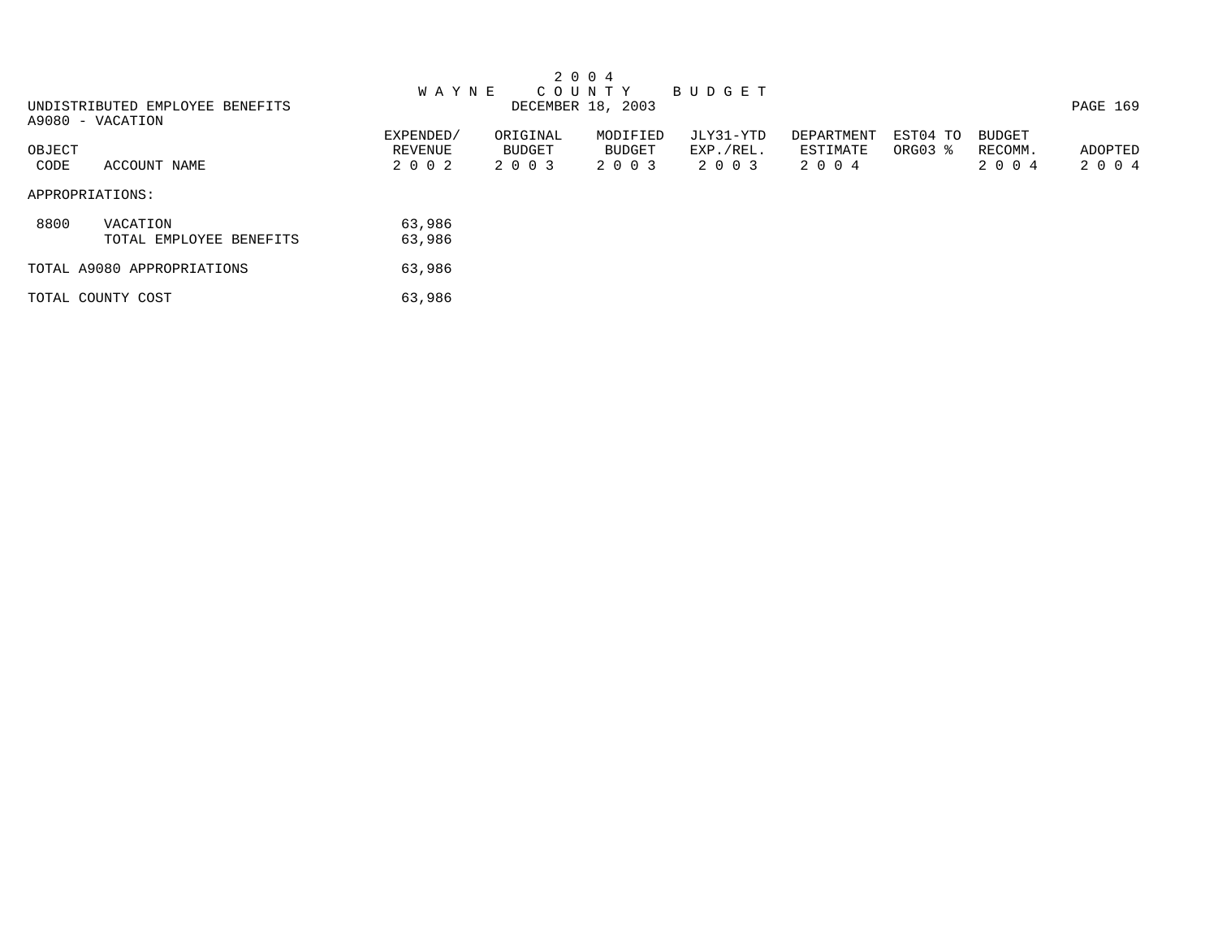# 2004 WAYNE COUNTY BUDGET

DECEMBER 18, 2003

UNDISTRIBUTED EMPLOYEE BENEFITS
A9080 - VACATION

| OBJECT CODE | ACCOUNT NAME | EXPENDED/ REVENUE 2002 | ORIGINAL BUDGET 2003 | MODIFIED BUDGET 2003 | JLY31-YTD EXP./REL. 2003 | DEPARTMENT ESTIMATE 2004 | EST04 TO ORG03 % | BUDGET RECOMM. 2004 | ADOPTED 2004 |
|---|---|---|---|---|---|---|---|---|---|
| APPROPRIATIONS: | | | | | | | | | |
| 8800 | VACATION | 63,986 | | | | | | | |
| | TOTAL EMPLOYEE BENEFITS | 63,986 | | | | | | | |
| TOTAL A9080 APPROPRIATIONS | | 63,986 | | | | | | | |
| TOTAL COUNTY COST | | 63,986 | | | | | | | |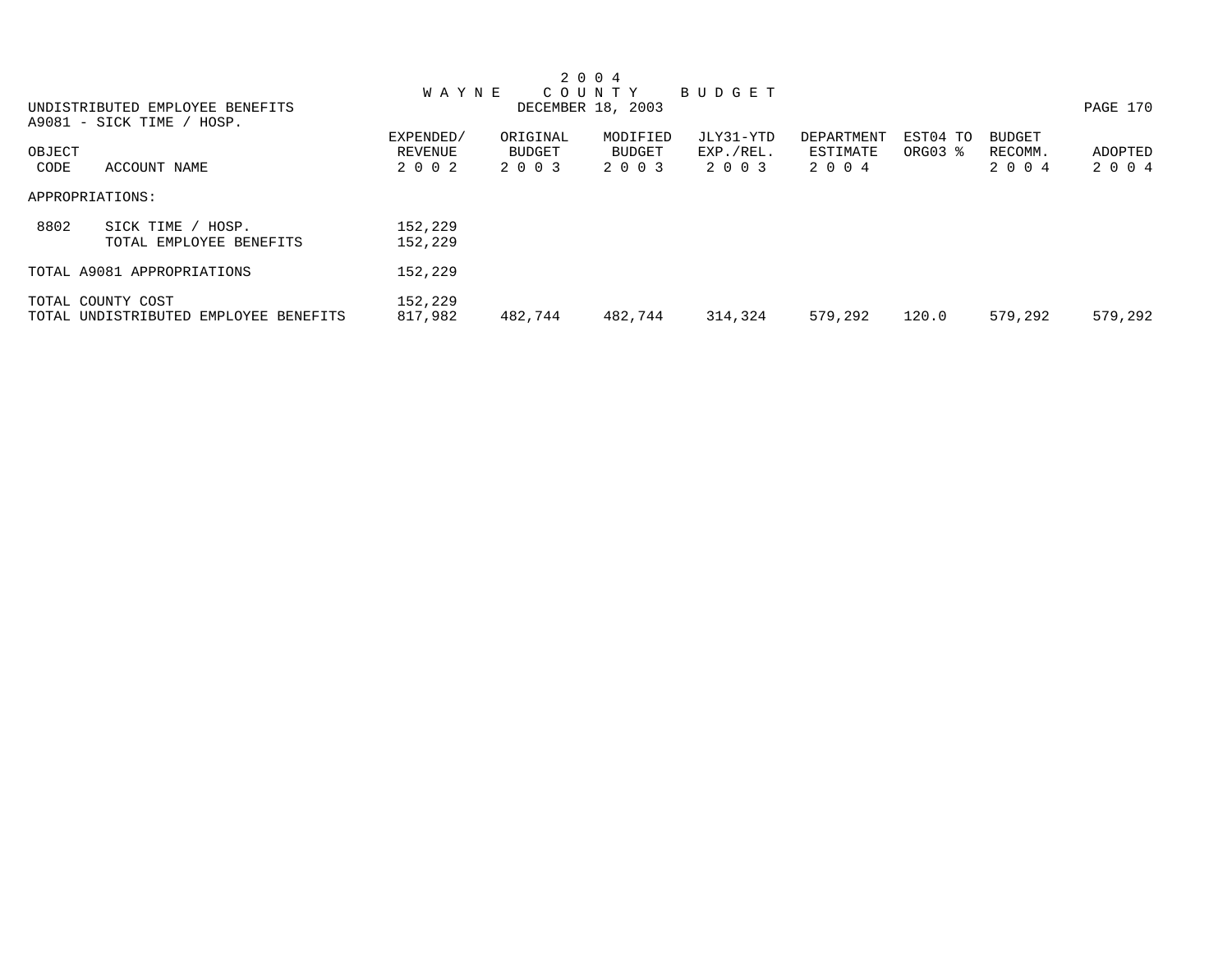# 2004 WAYNE COUNTY BUDGET

DECEMBER 18, 2003

UNDISTRIBUTED EMPLOYEE BENEFITS

A9081 - SICK TIME / HOSP.

| OBJECT CODE | ACCOUNT NAME | EXPENDED/ REVENUE 2002 | ORIGINAL BUDGET 2003 | MODIFIED BUDGET 2003 | JLY31-YTD EXP./REL. 2003 | DEPARTMENT ESTIMATE 2004 | EST04 TO ORG03 % | BUDGET RECOMM. 2004 | ADOPTED 2004 |
|---|---|---|---|---|---|---|---|---|---|
| APPROPRIATIONS: | | | | | | | | | |
| 8802 | SICK TIME / HOSP. | 152,229 | | | | | | | |
| | TOTAL EMPLOYEE BENEFITS | 152,229 | | | | | | | |
| TOTAL A9081 APPROPRIATIONS | | 152,229 | | | | | | | |
| TOTAL COUNTY COST | | 152,229 | | | | | | | |
| TOTAL UNDISTRIBUTED EMPLOYEE BENEFITS | | 817,982 | 482,744 | 482,744 | 314,324 | 579,292 | 120.0 | 579,292 | 579,292 |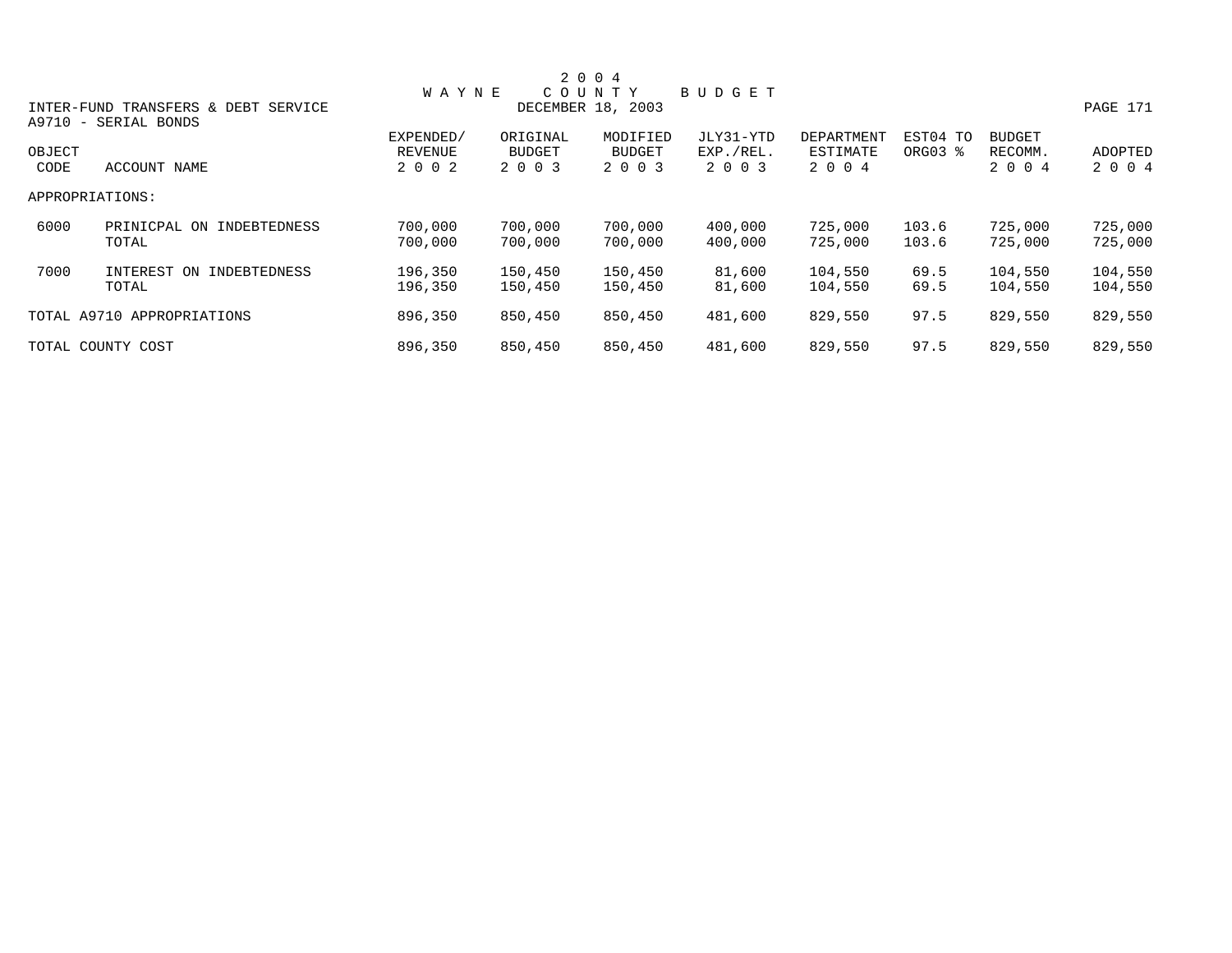# 2004 WAYNE COUNTY BUDGET

DECEMBER 18, 2003

INTER-FUND TRANSFERS & DEBT SERVICE

A9710 - SERIAL BONDS

| OBJECT CODE | ACCOUNT NAME | EXPENDED/ REVENUE 2002 | ORIGINAL BUDGET 2003 | MODIFIED BUDGET 2003 | JLY31-YTD EXP./REL. 2003 | DEPARTMENT ESTIMATE 2004 | EST04 TO ORG03 % | BUDGET RECOMM. 2004 | ADOPTED 2004 |
|---|---|---|---|---|---|---|---|---|---|
| APPROPRIATIONS: | | | | | | | | | |
| 6000 | PRINICPAL ON INDEBTEDNESS | 700,000 | 700,000 | 700,000 | 400,000 | 725,000 | 103.6 | 725,000 | 725,000 |
| | TOTAL | 700,000 | 700,000 | 700,000 | 400,000 | 725,000 | 103.6 | 725,000 | 725,000 |
| 7000 | INTEREST ON INDEBTEDNESS | 196,350 | 150,450 | 150,450 | 81,600 | 104,550 | 69.5 | 104,550 | 104,550 |
| | TOTAL | 196,350 | 150,450 | 150,450 | 81,600 | 104,550 | 69.5 | 104,550 | 104,550 |
| TOTAL A9710 APPROPRIATIONS | | 896,350 | 850,450 | 850,450 | 481,600 | 829,550 | 97.5 | 829,550 | 829,550 |
| TOTAL COUNTY COST | | 896,350 | 850,450 | 850,450 | 481,600 | 829,550 | 97.5 | 829,550 | 829,550 |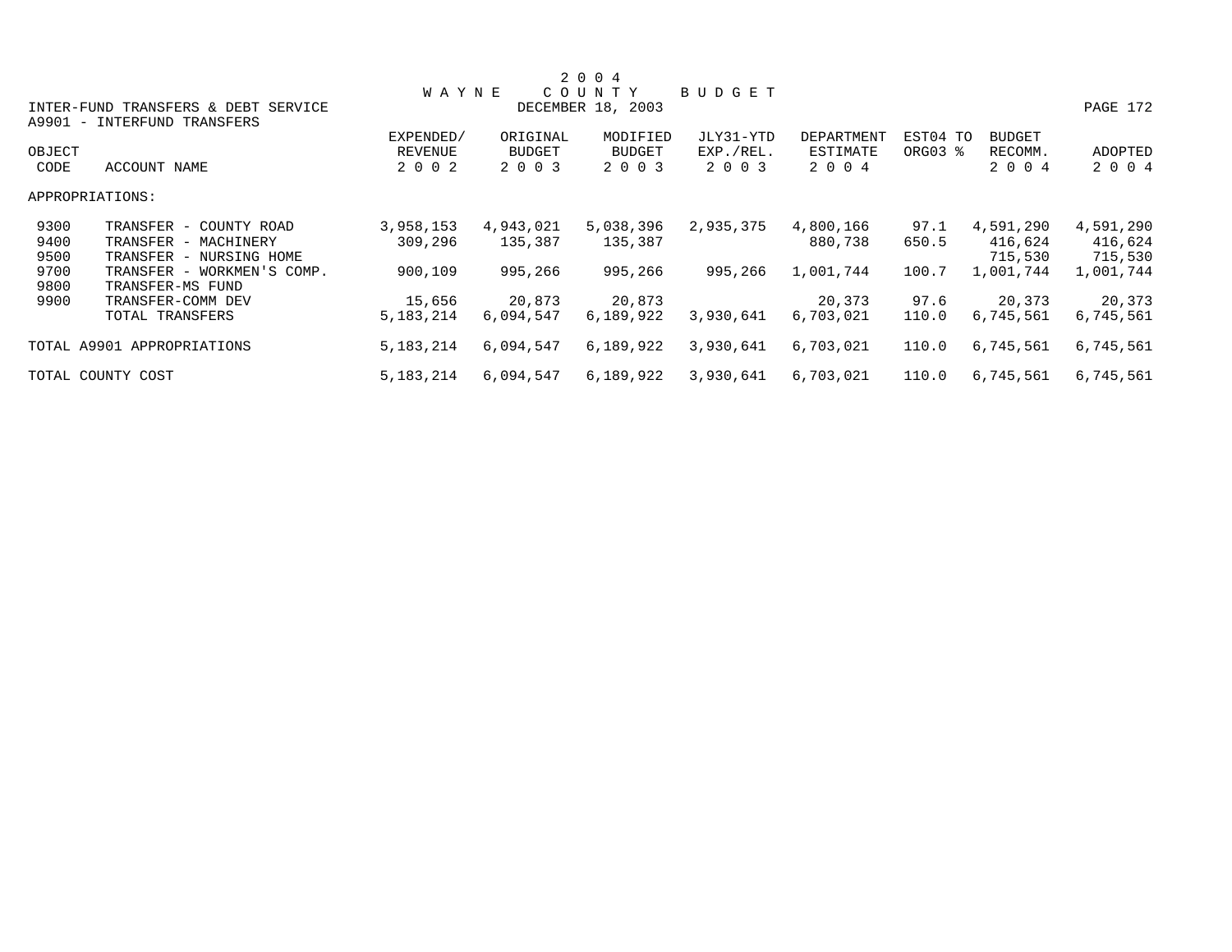# 2004 WAYNE COUNTY BUDGET

DECEMBER 18, 2003

INTER-FUND TRANSFERS & DEBT SERVICE

A9901 - INTERFUND TRANSFERS

| OBJECT CODE | ACCOUNT NAME | EXPENDED/ REVENUE 2002 | ORIGINAL BUDGET 2003 | MODIFIED BUDGET 2003 | JLY31-YTD EXP./REL. 2003 | DEPARTMENT ESTIMATE 2004 | EST04 TO ORG03 % | BUDGET RECOMM. 2004 | ADOPTED 2004 |
|---|---|---|---|---|---|---|---|---|---|
| APPROPRIATIONS: | | | | | | | | | |
| 9300 | TRANSFER - COUNTY ROAD | 3,958,153 | 4,943,021 | 5,038,396 | 2,935,375 | 4,800,166 | 97.1 | 4,591,290 | 4,591,290 |
| 9400 | TRANSFER - MACHINERY | 309,296 | 135,387 | 135,387 | | 880,738 | 650.5 | 416,624 | 416,624 |
| 9500 | TRANSFER - NURSING HOME | | | | | | | 715,530 | 715,530 |
| 9700 | TRANSFER - WORKMEN'S COMP. | 900,109 | 995,266 | 995,266 | 995,266 | 1,001,744 | 100.7 | 1,001,744 | 1,001,744 |
| 9800 | TRANSFER-MS FUND | | | | | | | | |
| 9900 | TRANSFER-COMM DEV | 15,656 | 20,873 | 20,873 | | 20,373 | 97.6 | 20,373 | 20,373 |
| | TOTAL TRANSFERS | 5,183,214 | 6,094,547 | 6,189,922 | 3,930,641 | 6,703,021 | 110.0 | 6,745,561 | 6,745,561 |
| TOTAL A9901 APPROPRIATIONS | | 5,183,214 | 6,094,547 | 6,189,922 | 3,930,641 | 6,703,021 | 110.0 | 6,745,561 | 6,745,561 |
| TOTAL COUNTY COST | | 5,183,214 | 6,094,547 | 6,189,922 | 3,930,641 | 6,703,021 | 110.0 | 6,745,561 | 6,745,561 |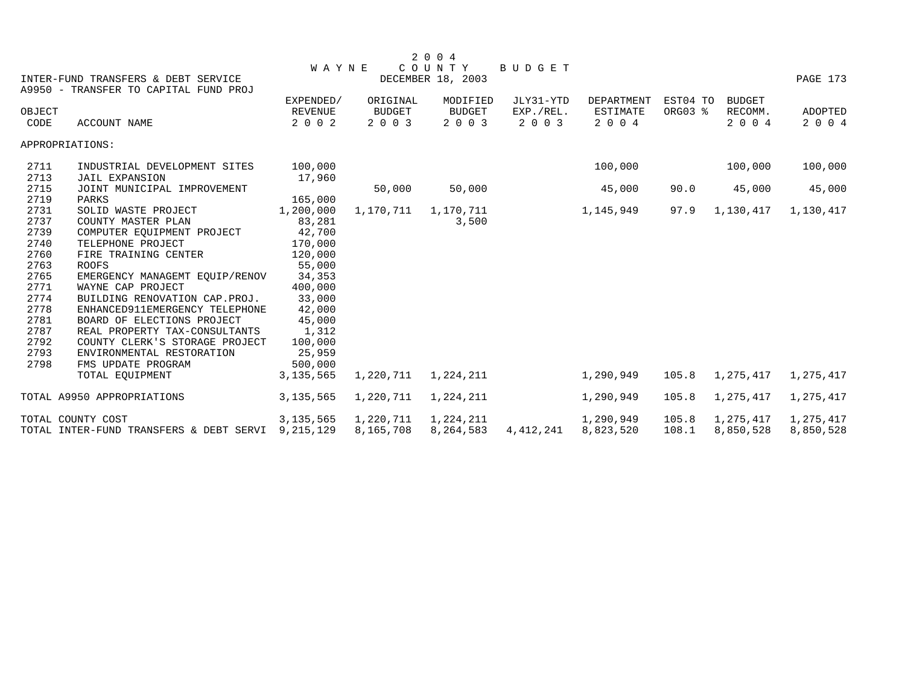# 2004 WAYNE COUNTY BUDGET

DECEMBER 18, 2003

## INTER-FUND TRANSFERS & DEBT SERVICE
### A9950 - TRANSFER TO CAPITAL FUND PROJ

| OBJECT CODE | ACCOUNT NAME | EXPENDED/ REVENUE 2002 | ORIGINAL BUDGET 2003 | MODIFIED BUDGET 2003 | JLY31-YTD EXP./REL. 2003 | DEPARTMENT ESTIMATE 2004 | EST04 TO ORG03 % | BUDGET RECOMM. 2004 | ADOPTED 2004 |
|---|---|---|---|---|---|---|---|---|---|
| APPROPRIATIONS: | | | | | | | | | |
| 2711 | INDUSTRIAL DEVELOPMENT SITES | 100,000 | | | | 100,000 | | 100,000 | 100,000 |
| 2713 | JAIL EXPANSION | 17,960 | | | | | | | |
| 2715 | JOINT MUNICIPAL IMPROVEMENT | | 50,000 | 50,000 | | 45,000 | 90.0 | 45,000 | 45,000 |
| 2719 | PARKS | 165,000 | | | | | | | |
| 2731 | SOLID WASTE PROJECT | 1,200,000 | 1,170,711 | 1,170,711 | | 1,145,949 | 97.9 | 1,130,417 | 1,130,417 |
| 2737 | COUNTY MASTER PLAN | 83,281 | | 3,500 | | | | | |
| 2739 | COMPUTER EQUIPMENT PROJECT | 42,700 | | | | | | | |
| 2740 | TELEPHONE PROJECT | 170,000 | | | | | | | |
| 2760 | FIRE TRAINING CENTER | 120,000 | | | | | | | |
| 2763 | ROOFS | 55,000 | | | | | | | |
| 2765 | EMERGENCY MANAGEMT EQUIP/RENOV | 34,353 | | | | | | | |
| 2771 | WAYNE CAP PROJECT | 400,000 | | | | | | | |
| 2774 | BUILDING RENOVATION CAP.PROJ. | 33,000 | | | | | | | |
| 2778 | ENHANCED911EMERGENCY TELEPHONE | 42,000 | | | | | | | |
| 2781 | BOARD OF ELECTIONS PROJECT | 45,000 | | | | | | | |
| 2787 | REAL PROPERTY TAX-CONSULTANTS | 1,312 | | | | | | | |
| 2792 | COUNTY CLERK'S STORAGE PROJECT | 100,000 | | | | | | | |
| 2793 | ENVIRONMENTAL RESTORATION | 25,959 | | | | | | | |
| 2798 | FMS UPDATE PROGRAM | 500,000 | | | | | | | |
| | TOTAL EQUIPMENT | 3,135,565 | 1,220,711 | 1,224,211 | | 1,290,949 | 105.8 | 1,275,417 | 1,275,417 |
| TOTAL A9950 APPROPRIATIONS | | 3,135,565 | 1,220,711 | 1,224,211 | | 1,290,949 | 105.8 | 1,275,417 | 1,275,417 |
| TOTAL COUNTY COST | | 3,135,565 | 1,220,711 | 1,224,211 | | 1,290,949 | 105.8 | 1,275,417 | 1,275,417 |
| TOTAL INTER-FUND TRANSFERS & DEBT SERVI | | 9,215,129 | 8,165,708 | 8,264,583 | 4,412,241 | 8,823,520 | 108.1 | 8,850,528 | 8,850,528 |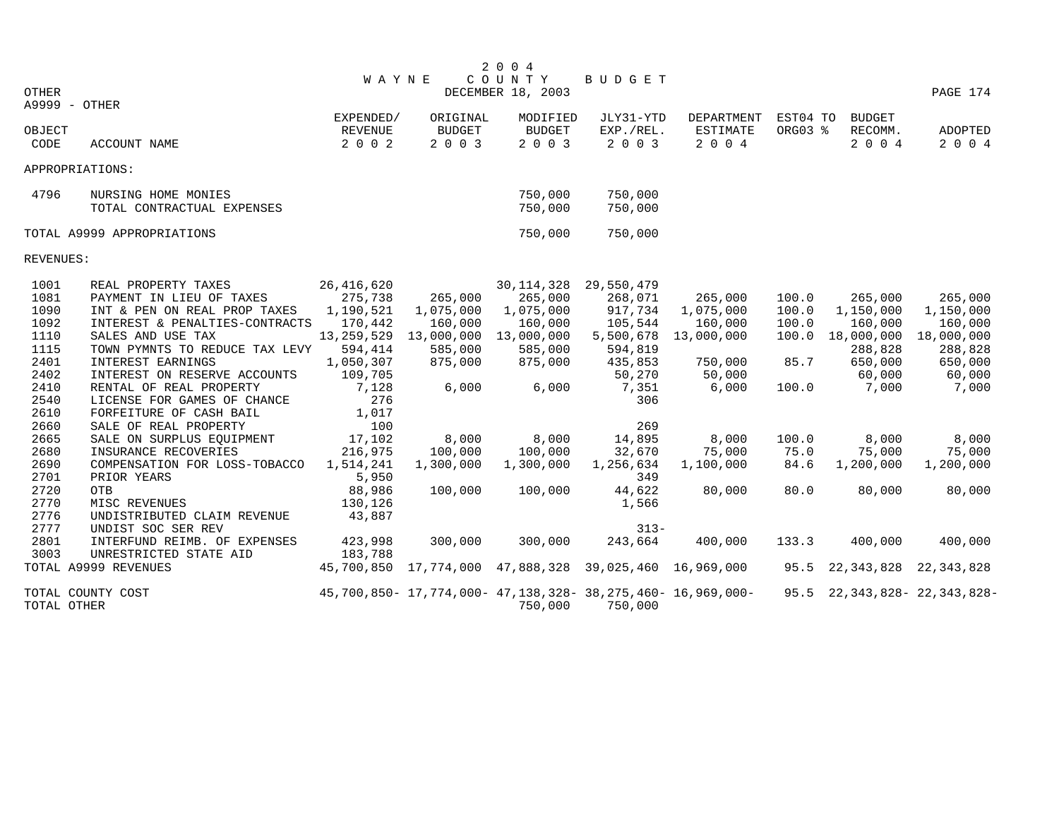# 2004 WAYNE COUNTY BUDGET

DECEMBER 18, 2003

OTHER

A9999 - OTHER

| OBJECT CODE | ACCOUNT NAME | EXPENDED/ REVENUE 2002 | ORIGINAL BUDGET 2003 | MODIFIED BUDGET 2003 | JLY31-YTD EXP./REL. 2003 | DEPARTMENT ESTIMATE 2004 | EST04 TO ORG03 % | BUDGET RECOMM. 2004 | ADOPTED 2004 |
|---|---|---|---|---|---|---|---|---|---|
| APPROPRIATIONS: | | | | | | | | | |
| 4796 | NURSING HOME MONIES | | | 750,000 | 750,000 | | | | |
| | TOTAL CONTRACTUAL EXPENSES | | | 750,000 | 750,000 | | | | |
| TOTAL A9999 APPROPRIATIONS | | | | 750,000 | 750,000 | | | | |
| REVENUES: | | | | | | | | | |
| 1001 | REAL PROPERTY TAXES | 26,416,620 | | 30,114,328 | 29,550,479 | | | | |
| 1081 | PAYMENT IN LIEU OF TAXES | 275,738 | 265,000 | 265,000 | 268,071 | 265,000 | 100.0 | 265,000 | 265,000 |
| 1090 | INT & PEN ON REAL PROP TAXES | 1,190,521 | 1,075,000 | 1,075,000 | 917,734 | 1,075,000 | 100.0 | 1,150,000 | 1,150,000 |
| 1092 | INTEREST & PENALTIES-CONTRACTS | 170,442 | 160,000 | 160,000 | 105,544 | 160,000 | 100.0 | 160,000 | 160,000 |
| 1110 | SALES AND USE TAX | 13,259,529 | 13,000,000 | 13,000,000 | 5,500,678 | 13,000,000 | 100.0 | 18,000,000 | 18,000,000 |
| 1115 | TOWN PYMNTS TO REDUCE TAX LEVY | 594,414 | 585,000 | 585,000 | 594,819 | | | 288,828 | 288,828 |
| 2401 | INTEREST EARNINGS | 1,050,307 | 875,000 | 875,000 | 435,853 | 750,000 | 85.7 | 650,000 | 650,000 |
| 2402 | INTEREST ON RESERVE ACCOUNTS | 109,705 | | | 50,270 | 50,000 | | 60,000 | 60,000 |
| 2410 | RENTAL OF REAL PROPERTY | 7,128 | 6,000 | 6,000 | 7,351 | 6,000 | 100.0 | 7,000 | 7,000 |
| 2540 | LICENSE FOR GAMES OF CHANCE | 276 | | | 306 | | | | |
| 2610 | FORFEITURE OF CASH BAIL | 1,017 | | | | | | | |
| 2660 | SALE OF REAL PROPERTY | 100 | | | 269 | | | | |
| 2665 | SALE ON SURPLUS EQUIPMENT | 17,102 | 8,000 | 8,000 | 14,895 | 8,000 | 100.0 | 8,000 | 8,000 |
| 2680 | INSURANCE RECOVERIES | 216,975 | 100,000 | 100,000 | 32,670 | 75,000 | 75.0 | 75,000 | 75,000 |
| 2690 | COMPENSATION FOR LOSS-TOBACCO | 1,514,241 | 1,300,000 | 1,300,000 | 1,256,634 | 1,100,000 | 84.6 | 1,200,000 | 1,200,000 |
| 2701 | PRIOR YEARS | 5,950 | | | 349 | | | | |
| 2720 | OTB | 88,986 | 100,000 | 100,000 | 44,622 | 80,000 | 80.0 | 80,000 | 80,000 |
| 2770 | MISC REVENUES | 130,126 | | | 1,566 | | | | |
| 2776 | UNDISTRIBUTED CLAIM REVENUE | 43,887 | | | | | | | |
| 2777 | UNDIST SOC SER REV | | | | 313- | | | | |
| 2801 | INTERFUND REIMB. OF EXPENSES | 423,998 | 300,000 | 300,000 | 243,664 | 400,000 | 133.3 | 400,000 | 400,000 |
| 3003 | UNRESTRICTED STATE AID | 183,788 | | | | | | | |
| TOTAL A9999 REVENUES | | 45,700,850 | 17,774,000 | 47,888,328 | 39,025,460 | 16,969,000 | 95.5 | 22,343,828 | 22,343,828 |
| TOTAL COUNTY COST | | 45,700,850- | 17,774,000- | 47,138,328- | 38,275,460- | 16,969,000- | 95.5 | 22,343,828- | 22,343,828- |
| TOTAL OTHER | | | | 750,000 | 750,000 | | | | |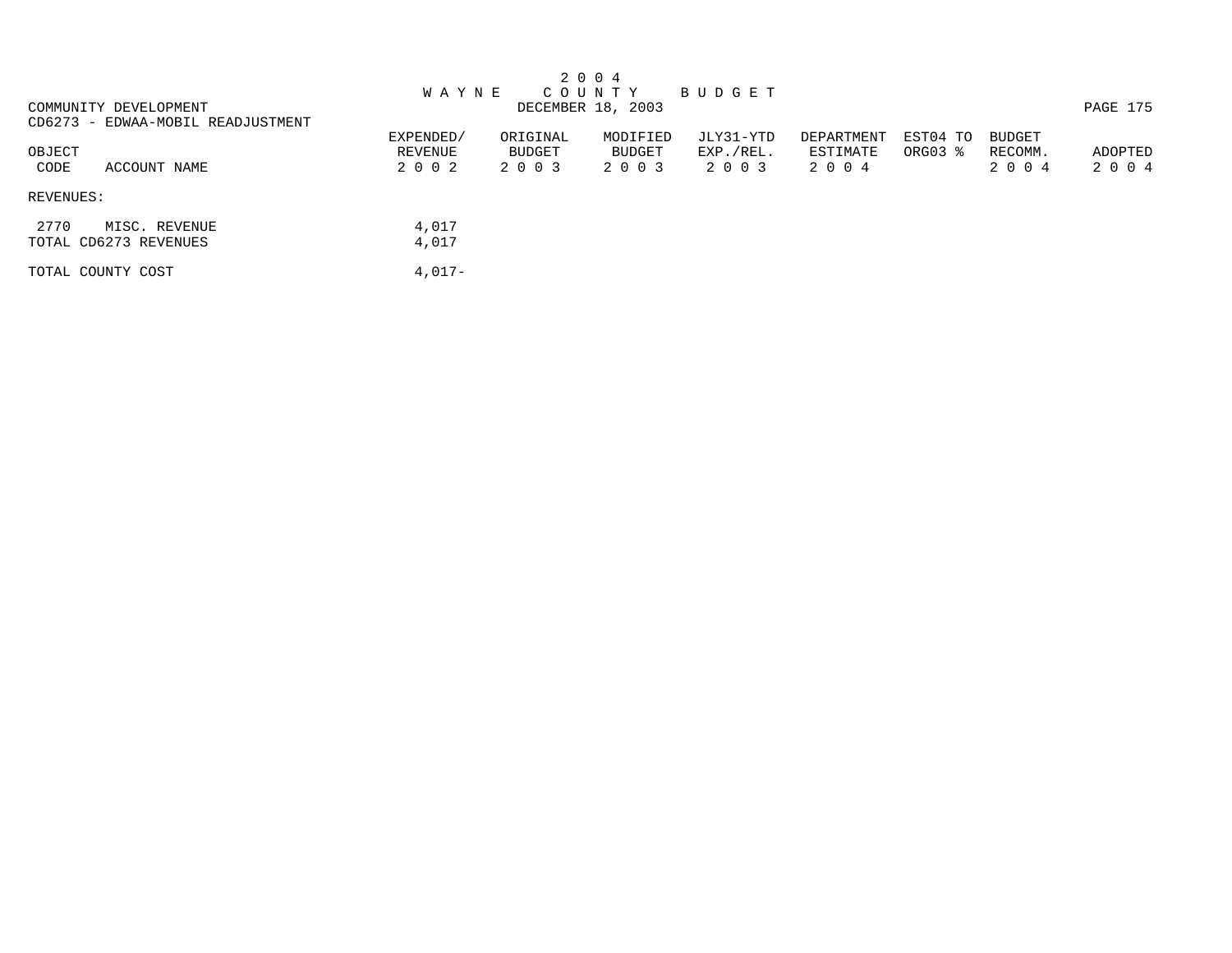# 2004 WAYNE COUNTY BUDGET

DECEMBER 18, 2003

COMMUNITY DEVELOPMENT

CD6273 - EDWAA-MOBIL READJUSTMENT

| OBJECT CODE | ACCOUNT NAME | EXPENDED/ REVENUE 2002 | ORIGINAL BUDGET 2003 | MODIFIED BUDGET 2003 | JLY31-YTD EXP./REL. 2003 | DEPARTMENT ESTIMATE 2004 | EST04 TO ORG03 % | BUDGET RECOMM. 2004 | ADOPTED 2004 |
|---|---|---|---|---|---|---|---|---|---|
| REVENUES: | | | | | | | | | |
| 2770 | MISC. REVENUE | 4,017 | | | | | | | |
| TOTAL CD6273 REVENUES | | 4,017 | | | | | | | |
| TOTAL COUNTY COST | | 4,017- | | | | | | | |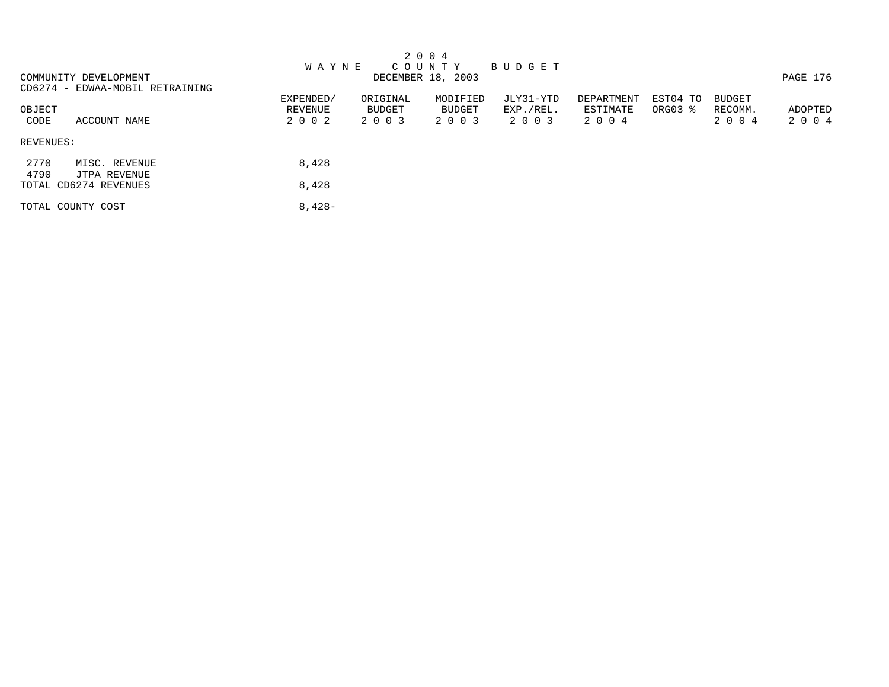2 0 0 4
W A Y N E   C O U N T Y   B U D G E T
DECEMBER 18, 2003

COMMUNITY DEVELOPMENT
CD6274 - EDWAA-MOBIL RETRAINING

| OBJECT CODE | ACCOUNT NAME | EXPENDED/ REVENUE 2 0 0 2 | ORIGINAL BUDGET 2 0 0 3 | MODIFIED BUDGET 2 0 0 3 | JLY31-YTD EXP./REL. 2 0 0 3 | DEPARTMENT ESTIMATE 2 0 0 4 | EST04 TO ORG03 % | BUDGET RECOMM. 2 0 0 4 | ADOPTED 2 0 0 4 |
|---|---|---|---|---|---|---|---|---|---|
| REVENUES: | | | | | | | | | |
| 2770 | MISC. REVENUE | 8,428 | | | | | | | |
| 4790 | JTPA REVENUE | | | | | | | | |
| TOTAL CD6274 REVENUES | | 8,428 | | | | | | | |
| TOTAL COUNTY COST | | 8,428- | | | | | | | |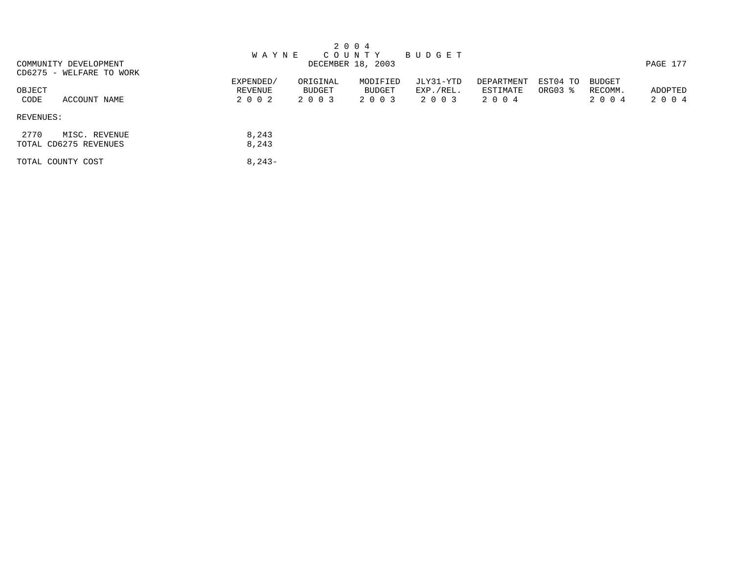# 2 0 0 4 W A Y N E C O U N T Y B U D G E T

DECEMBER 18, 2003

COMMUNITY DEVELOPMENT
CD6275 - WELFARE TO WORK

| OBJECT CODE | ACCOUNT NAME | EXPENDED/ REVENUE 2 0 0 2 | ORIGINAL BUDGET 2 0 0 3 | MODIFIED BUDGET 2 0 0 3 | JLY31-YTD EXP./REL. 2 0 0 3 | DEPARTMENT ESTIMATE 2 0 0 4 | EST04 TO ORG03 % | BUDGET RECOMM. 2 0 0 4 | ADOPTED 2 0 0 4 |
|---|---|---|---|---|---|---|---|---|---|
| REVENUES: | | | | | | | | | |
| 2770 | MISC. REVENUE | 8,243 | | | | | | | |
| TOTAL CD6275 REVENUES | | 8,243 | | | | | | | |
| TOTAL COUNTY COST | | 8,243- | | | | | | | |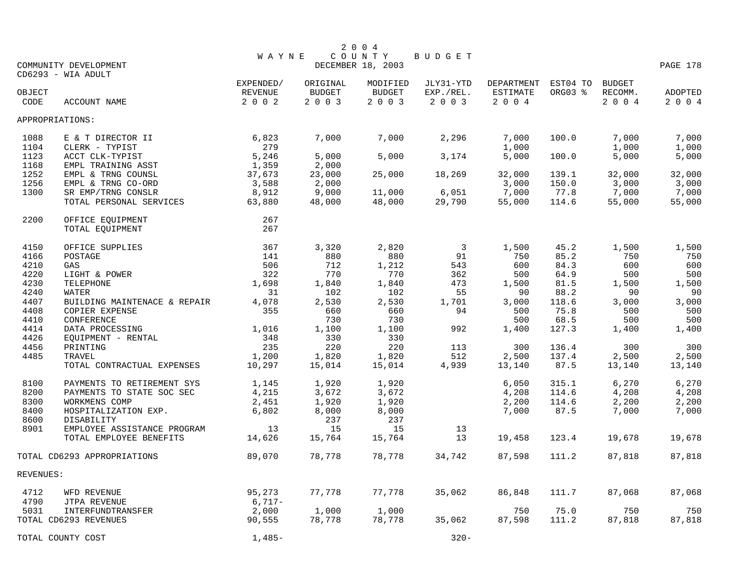# 2004 WAYNE COUNTY BUDGET

DECEMBER 18, 2003

COMMUNITY DEVELOPMENT
CD6293 - WIA ADULT

| OBJECT CODE | ACCOUNT NAME | EXPENDED/ REVENUE 2002 | ORIGINAL BUDGET 2003 | MODIFIED BUDGET 2003 | JLY31-YTD EXP./REL. 2003 | DEPARTMENT ESTIMATE 2004 | EST04 TO ORG03 % | BUDGET RECOMM. 2004 | ADOPTED 2004 |
|---|---|---|---|---|---|---|---|---|---|
| APPROPRIATIONS: | | | | | | | | | |
| 1088 | E & T DIRECTOR II | 6,823 | 7,000 | 7,000 | 2,296 | 7,000 | 100.0 | 7,000 | 7,000 |
| 1104 | CLERK - TYPIST | 279 | | | | 1,000 | | 1,000 | 1,000 |
| 1123 | ACCT CLK-TYPIST | 5,246 | 5,000 | 5,000 | 3,174 | 5,000 | 100.0 | 5,000 | 5,000 |
| 1168 | EMPL TRAINING ASST | 1,359 | 2,000 | | | | | | |
| 1252 | EMPL & TRNG COUNSL | 37,673 | 23,000 | 25,000 | 18,269 | 32,000 | 139.1 | 32,000 | 32,000 |
| 1256 | EMPL & TRNG CO-ORD | 3,588 | 2,000 | | | 3,000 | 150.0 | 3,000 | 3,000 |
| 1300 | SR EMP/TRNG CONSLR | 8,912 | 9,000 | 11,000 | 6,051 | 7,000 | 77.8 | 7,000 | 7,000 |
| | TOTAL PERSONAL SERVICES | 63,880 | 48,000 | 48,000 | 29,790 | 55,000 | 114.6 | 55,000 | 55,000 |
| 2200 | OFFICE EQUIPMENT | 267 | | | | | | | |
| | TOTAL EQUIPMENT | 267 | | | | | | | |
| 4150 | OFFICE SUPPLIES | 367 | 3,320 | 2,820 | 3 | 1,500 | 45.2 | 1,500 | 1,500 |
| 4166 | POSTAGE | 141 | 880 | 880 | 91 | 750 | 85.2 | 750 | 750 |
| 4210 | GAS | 506 | 712 | 1,212 | 543 | 600 | 84.3 | 600 | 600 |
| 4220 | LIGHT & POWER | 322 | 770 | 770 | 362 | 500 | 64.9 | 500 | 500 |
| 4230 | TELEPHONE | 1,698 | 1,840 | 1,840 | 473 | 1,500 | 81.5 | 1,500 | 1,500 |
| 4240 | WATER | 31 | 102 | 102 | 55 | 90 | 88.2 | 90 | 90 |
| 4407 | BUILDING MAINTENACE & REPAIR | 4,078 | 2,530 | 2,530 | 1,701 | 3,000 | 118.6 | 3,000 | 3,000 |
| 4408 | COPIER EXPENSE | 355 | 660 | 660 | 94 | 500 | 75.8 | 500 | 500 |
| 4410 | CONFERENCE | | 730 | 730 | | 500 | 68.5 | 500 | 500 |
| 4414 | DATA PROCESSING | 1,016 | 1,100 | 1,100 | 992 | 1,400 | 127.3 | 1,400 | 1,400 |
| 4426 | EQUIPMENT - RENTAL | 348 | 330 | 330 | | | | | |
| 4456 | PRINTING | 235 | 220 | 220 | 113 | 300 | 136.4 | 300 | 300 |
| 4485 | TRAVEL | 1,200 | 1,820 | 1,820 | 512 | 2,500 | 137.4 | 2,500 | 2,500 |
| | TOTAL CONTRACTUAL EXPENSES | 10,297 | 15,014 | 15,014 | 4,939 | 13,140 | 87.5 | 13,140 | 13,140 |
| 8100 | PAYMENTS TO RETIREMENT SYS | 1,145 | 1,920 | 1,920 | | 6,050 | 315.1 | 6,270 | 6,270 |
| 8200 | PAYMENTS TO STATE SOC SEC | 4,215 | 3,672 | 3,672 | | 4,208 | 114.6 | 4,208 | 4,208 |
| 8300 | WORKMENS COMP | 2,451 | 1,920 | 1,920 | | 2,200 | 114.6 | 2,200 | 2,200 |
| 8400 | HOSPITALIZATION EXP. | 6,802 | 8,000 | 8,000 | | 7,000 | 87.5 | 7,000 | 7,000 |
| 8600 | DISABILITY | | 237 | 237 | | | | | |
| 8901 | EMPLOYEE ASSISTANCE PROGRAM | 13 | 15 | 15 | 13 | | | | |
| | TOTAL EMPLOYEE BENEFITS | 14,626 | 15,764 | 15,764 | 13 | 19,458 | 123.4 | 19,678 | 19,678 |
| TOTAL CD6293 APPROPRIATIONS | | 89,070 | 78,778 | 78,778 | 34,742 | 87,598 | 111.2 | 87,818 | 87,818 |
| REVENUES: | | | | | | | | | |
| 4712 | WFD REVENUE | 95,273 | 77,778 | 77,778 | 35,062 | 86,848 | 111.7 | 87,068 | 87,068 |
| 4790 | JTPA REVENUE | 6,717- | | | | | | | |
| 5031 | INTERFUNDTRANSFER | 2,000 | 1,000 | 1,000 | | 750 | 75.0 | 750 | 750 |
| TOTAL CD6293 REVENUES | | 90,555 | 78,778 | 78,778 | 35,062 | 87,598 | 111.2 | 87,818 | 87,818 |
| TOTAL COUNTY COST | | 1,485- | | | 320- | | | | |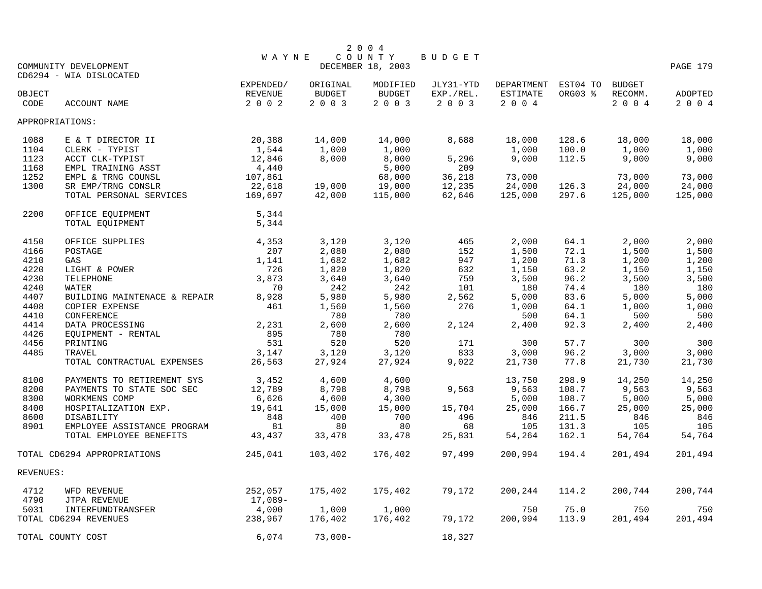2 0 0 4
W A Y N E   C O U N T Y   B U D G E T
DECEMBER 18, 2003

COMMUNITY DEVELOPMENT
CD6294 - WIA DISLOCATED

| OBJECT CODE | ACCOUNT NAME | EXPENDED/ REVENUE 2 0 0 2 | ORIGINAL BUDGET 2 0 0 3 | MODIFIED BUDGET 2 0 0 3 | JLY31-YTD EXP./REL. 2 0 0 3 | DEPARTMENT ESTIMATE 2 0 0 4 | EST04 TO ORG03 % | BUDGET RECOMM. 2 0 0 4 | ADOPTED 2 0 0 4 |
|---|---|---|---|---|---|---|---|---|---|
| APPROPRIATIONS: | | | | | | | | | |
| 1088 | E & T DIRECTOR II | 20,388 | 14,000 | 14,000 | 8,688 | 18,000 | 128.6 | 18,000 | 18,000 |
| 1104 | CLERK - TYPIST | 1,544 | 1,000 | 1,000 | | 1,000 | 100.0 | 1,000 | 1,000 |
| 1123 | ACCT CLK-TYPIST | 12,846 | 8,000 | 8,000 | 5,296 | 9,000 | 112.5 | 9,000 | 9,000 |
| 1168 | EMPL TRAINING ASST | 4,440 | | 5,000 | 209 | | | | |
| 1252 | EMPL & TRNG COUNSL | 107,861 | | 68,000 | 36,218 | 73,000 | | 73,000 | 73,000 |
| 1300 | SR EMP/TRNG CONSLR | 22,618 | 19,000 | 19,000 | 12,235 | 24,000 | 126.3 | 24,000 | 24,000 |
| | TOTAL PERSONAL SERVICES | 169,697 | 42,000 | 115,000 | 62,646 | 125,000 | 297.6 | 125,000 | 125,000 |
| 2200 | OFFICE EQUIPMENT | 5,344 | | | | | | | |
| | TOTAL EQUIPMENT | 5,344 | | | | | | | |
| 4150 | OFFICE SUPPLIES | 4,353 | 3,120 | 3,120 | 465 | 2,000 | 64.1 | 2,000 | 2,000 |
| 4166 | POSTAGE | 207 | 2,080 | 2,080 | 152 | 1,500 | 72.1 | 1,500 | 1,500 |
| 4210 | GAS | 1,141 | 1,682 | 1,682 | 947 | 1,200 | 71.3 | 1,200 | 1,200 |
| 4220 | LIGHT & POWER | 726 | 1,820 | 1,820 | 632 | 1,150 | 63.2 | 1,150 | 1,150 |
| 4230 | TELEPHONE | 3,873 | 3,640 | 3,640 | 759 | 3,500 | 96.2 | 3,500 | 3,500 |
| 4240 | WATER | 70 | 242 | 242 | 101 | 180 | 74.4 | 180 | 180 |
| 4407 | BUILDING MAINTENACE & REPAIR | 8,928 | 5,980 | 5,980 | 2,562 | 5,000 | 83.6 | 5,000 | 5,000 |
| 4408 | COPIER EXPENSE | 461 | 1,560 | 1,560 | 276 | 1,000 | 64.1 | 1,000 | 1,000 |
| 4410 | CONFERENCE | | 780 | 780 | | 500 | 64.1 | 500 | 500 |
| 4414 | DATA PROCESSING | 2,231 | 2,600 | 2,600 | 2,124 | 2,400 | 92.3 | 2,400 | 2,400 |
| 4426 | EQUIPMENT - RENTAL | 895 | 780 | 780 | | | | | |
| 4456 | PRINTING | 531 | 520 | 520 | 171 | 300 | 57.7 | 300 | 300 |
| 4485 | TRAVEL | 3,147 | 3,120 | 3,120 | 833 | 3,000 | 96.2 | 3,000 | 3,000 |
| | TOTAL CONTRACTUAL EXPENSES | 26,563 | 27,924 | 27,924 | 9,022 | 21,730 | 77.8 | 21,730 | 21,730 |
| 8100 | PAYMENTS TO RETIREMENT SYS | 3,452 | 4,600 | 4,600 | | 13,750 | 298.9 | 14,250 | 14,250 |
| 8200 | PAYMENTS TO STATE SOC SEC | 12,789 | 8,798 | 8,798 | 9,563 | 9,563 | 108.7 | 9,563 | 9,563 |
| 8300 | WORKMENS COMP | 6,626 | 4,600 | 4,300 | | 5,000 | 108.7 | 5,000 | 5,000 |
| 8400 | HOSPITALIZATION EXP. | 19,641 | 15,000 | 15,000 | 15,704 | 25,000 | 166.7 | 25,000 | 25,000 |
| 8600 | DISABILITY | 848 | 400 | 700 | 496 | 846 | 211.5 | 846 | 846 |
| 8901 | EMPLOYEE ASSISTANCE PROGRAM | 81 | 80 | 80 | 68 | 105 | 131.3 | 105 | 105 |
| | TOTAL EMPLOYEE BENEFITS | 43,437 | 33,478 | 33,478 | 25,831 | 54,264 | 162.1 | 54,764 | 54,764 |
| TOTAL CD6294 APPROPRIATIONS | | 245,041 | 103,402 | 176,402 | 97,499 | 200,994 | 194.4 | 201,494 | 201,494 |
| REVENUES: | | | | | | | | | |
| 4712 | WFD REVENUE | 252,057 | 175,402 | 175,402 | 79,172 | 200,244 | 114.2 | 200,744 | 200,744 |
| 4790 | JTPA REVENUE | 17,089- | | | | | | | |
| 5031 | INTERFUNDTRANSFER | 4,000 | 1,000 | 1,000 | | 750 | 75.0 | 750 | 750 |
| TOTAL CD6294 REVENUES | | 238,967 | 176,402 | 176,402 | 79,172 | 200,994 | 113.9 | 201,494 | 201,494 |
| TOTAL COUNTY COST | | 6,074 | 73,000- | | 18,327 | | | | |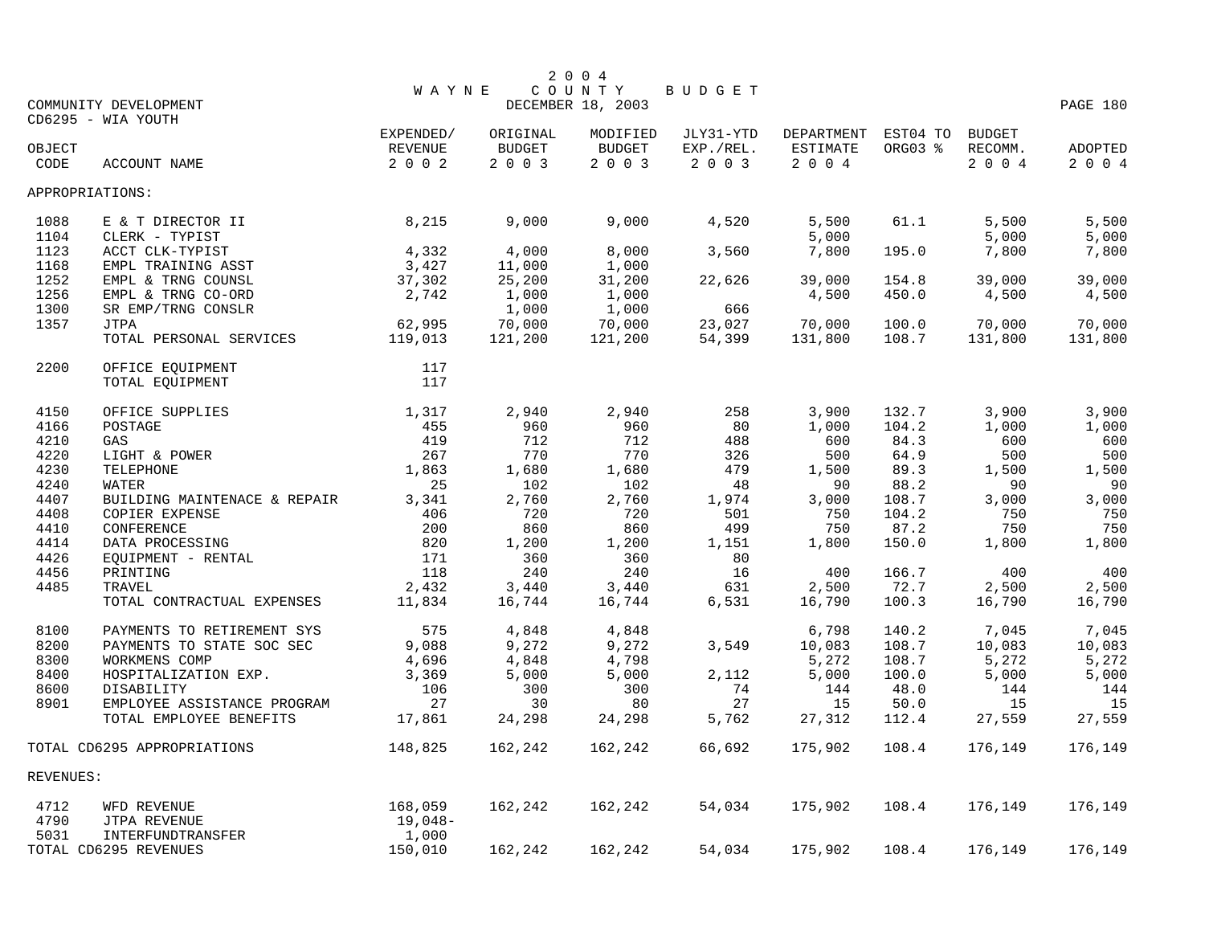# 2004 WAYNE COUNTY BUDGET

DECEMBER 18, 2003

COMMUNITY DEVELOPMENT
CD6295 - WIA YOUTH

| OBJECT CODE | ACCOUNT NAME | EXPENDED/ REVENUE 2002 | ORIGINAL BUDGET 2003 | MODIFIED BUDGET 2003 | JLY31-YTD EXP./REL. 2003 | DEPARTMENT ESTIMATE 2004 | EST04 TO ORG03 % | BUDGET RECOMM. 2004 | ADOPTED 2004 |
|---|---|---|---|---|---|---|---|---|---|
| APPROPRIATIONS: | | | | | | | | | |
| 1088 | E & T DIRECTOR II | 8,215 | 9,000 | 9,000 | 4,520 | 5,500 | 61.1 | 5,500 | 5,500 |
| 1104 | CLERK - TYPIST | | | | | 5,000 | | 5,000 | 5,000 |
| 1123 | ACCT CLK-TYPIST | 4,332 | 4,000 | 8,000 | 3,560 | 7,800 | 195.0 | 7,800 | 7,800 |
| 1168 | EMPL TRAINING ASST | 3,427 | 11,000 | 1,000 | | | | | |
| 1252 | EMPL & TRNG COUNSL | 37,302 | 25,200 | 31,200 | 22,626 | 39,000 | 154.8 | 39,000 | 39,000 |
| 1256 | EMPL & TRNG CO-ORD | 2,742 | 1,000 | 1,000 | | 4,500 | 450.0 | 4,500 | 4,500 |
| 1300 | SR EMP/TRNG CONSLR | | 1,000 | 1,000 | 666 | | | | |
| 1357 | JTPA | 62,995 | 70,000 | 70,000 | 23,027 | 70,000 | 100.0 | 70,000 | 70,000 |
| | TOTAL PERSONAL SERVICES | 119,013 | 121,200 | 121,200 | 54,399 | 131,800 | 108.7 | 131,800 | 131,800 |
| 2200 | OFFICE EQUIPMENT | 117 | | | | | | | |
| | TOTAL EQUIPMENT | 117 | | | | | | | |
| 4150 | OFFICE SUPPLIES | 1,317 | 2,940 | 2,940 | 258 | 3,900 | 132.7 | 3,900 | 3,900 |
| 4166 | POSTAGE | 455 | 960 | 960 | 80 | 1,000 | 104.2 | 1,000 | 1,000 |
| 4210 | GAS | 419 | 712 | 712 | 488 | 600 | 84.3 | 600 | 600 |
| 4220 | LIGHT & POWER | 267 | 770 | 770 | 326 | 500 | 64.9 | 500 | 500 |
| 4230 | TELEPHONE | 1,863 | 1,680 | 1,680 | 479 | 1,500 | 89.3 | 1,500 | 1,500 |
| 4240 | WATER | 25 | 102 | 102 | 48 | 90 | 88.2 | 90 | 90 |
| 4407 | BUILDING MAINTENACE & REPAIR | 3,341 | 2,760 | 2,760 | 1,974 | 3,000 | 108.7 | 3,000 | 3,000 |
| 4408 | COPIER EXPENSE | 406 | 720 | 720 | 501 | 750 | 104.2 | 750 | 750 |
| 4410 | CONFERENCE | 200 | 860 | 860 | 499 | 750 | 87.2 | 750 | 750 |
| 4414 | DATA PROCESSING | 820 | 1,200 | 1,200 | 1,151 | 1,800 | 150.0 | 1,800 | 1,800 |
| 4426 | EQUIPMENT - RENTAL | 171 | 360 | 360 | 80 | | | | |
| 4456 | PRINTING | 118 | 240 | 240 | 16 | 400 | 166.7 | 400 | 400 |
| 4485 | TRAVEL | 2,432 | 3,440 | 3,440 | 631 | 2,500 | 72.7 | 2,500 | 2,500 |
| | TOTAL CONTRACTUAL EXPENSES | 11,834 | 16,744 | 16,744 | 6,531 | 16,790 | 100.3 | 16,790 | 16,790 |
| 8100 | PAYMENTS TO RETIREMENT SYS | 575 | 4,848 | 4,848 | | 6,798 | 140.2 | 7,045 | 7,045 |
| 8200 | PAYMENTS TO STATE SOC SEC | 9,088 | 9,272 | 9,272 | 3,549 | 10,083 | 108.7 | 10,083 | 10,083 |
| 8300 | WORKMENS COMP | 4,696 | 4,848 | 4,798 | | 5,272 | 108.7 | 5,272 | 5,272 |
| 8400 | HOSPITALIZATION EXP. | 3,369 | 5,000 | 5,000 | 2,112 | 5,000 | 100.0 | 5,000 | 5,000 |
| 8600 | DISABILITY | 106 | 300 | 300 | 74 | 144 | 48.0 | 144 | 144 |
| 8901 | EMPLOYEE ASSISTANCE PROGRAM | 27 | 30 | 80 | 27 | 15 | 50.0 | 15 | 15 |
| | TOTAL EMPLOYEE BENEFITS | 17,861 | 24,298 | 24,298 | 5,762 | 27,312 | 112.4 | 27,559 | 27,559 |
| TOTAL CD6295 APPROPRIATIONS | | 148,825 | 162,242 | 162,242 | 66,692 | 175,902 | 108.4 | 176,149 | 176,149 |
| REVENUES: | | | | | | | | | |
| 4712 | WFD REVENUE | 168,059 | 162,242 | 162,242 | 54,034 | 175,902 | 108.4 | 176,149 | 176,149 |
| 4790 | JTPA REVENUE | 19,048- | | | | | | | |
| 5031 | INTERFUNDTRANSFER | 1,000 | | | | | | | |
| TOTAL CD6295 REVENUES | | 150,010 | 162,242 | 162,242 | 54,034 | 175,902 | 108.4 | 176,149 | 176,149 |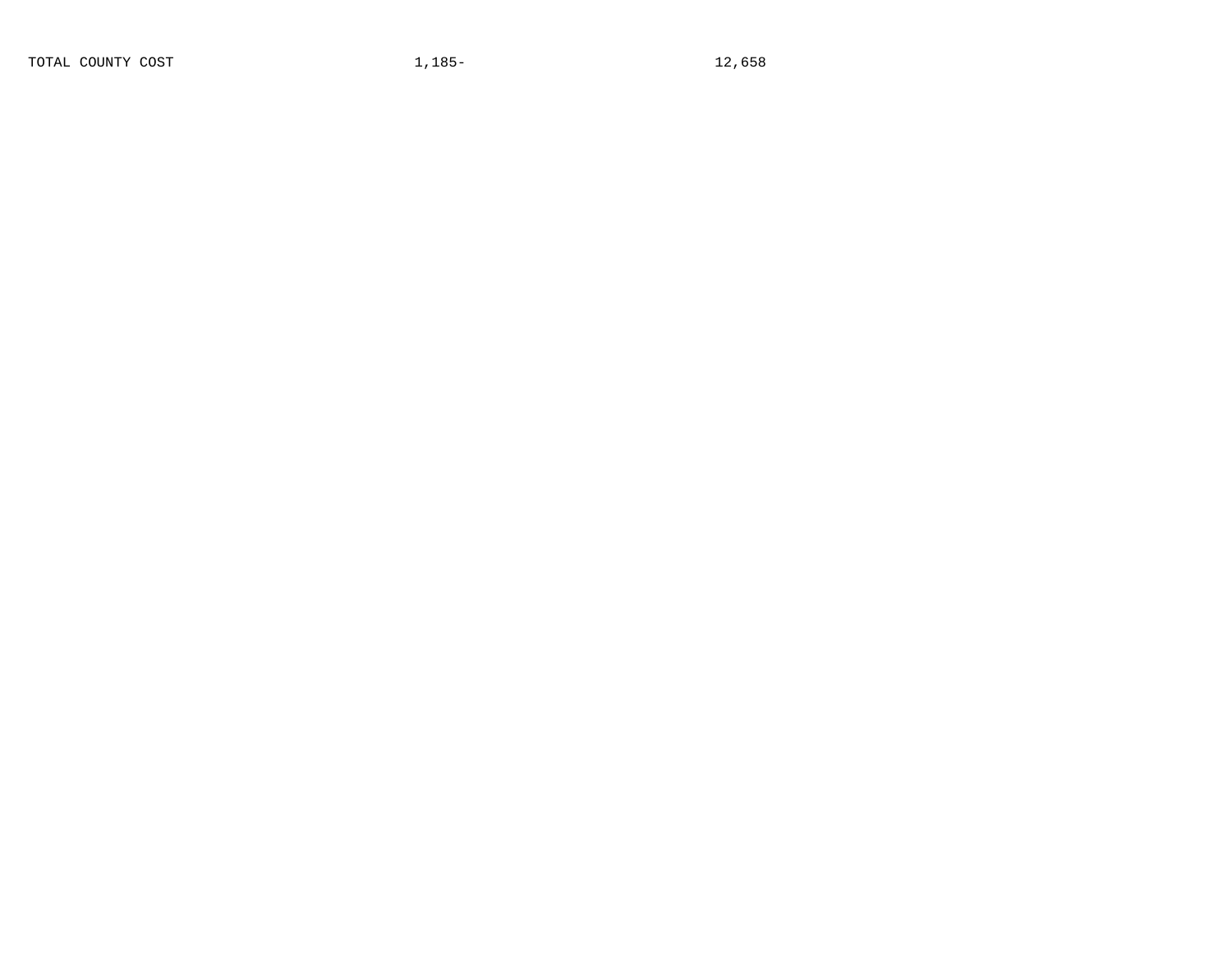| TOTAL COUNTY COST | 1,185- | 12,658 |
| --- | --- | --- |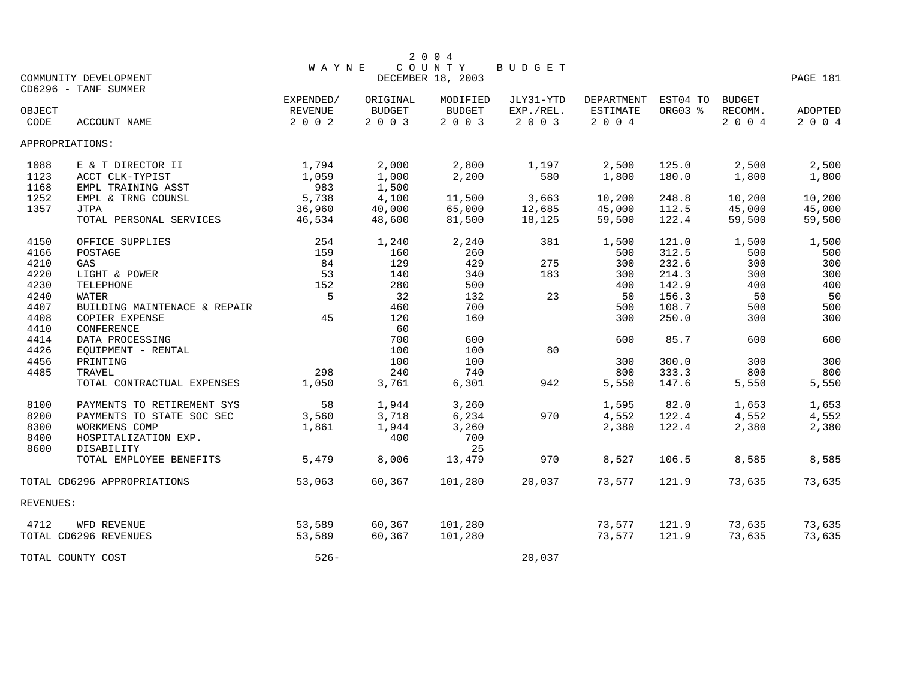2 0 0 4
WAYNE COUNTY BUDGET
DECEMBER 18, 2003

COMMUNITY DEVELOPMENT
CD6296 - TANF SUMMER

| OBJECT CODE | ACCOUNT NAME | EXPENDED/ REVENUE 2002 | ORIGINAL BUDGET 2003 | MODIFIED BUDGET 2003 | JLY31-YTD EXP./REL. 2003 | DEPARTMENT ESTIMATE 2004 | EST04 TO ORG03 % | BUDGET RECOMM. 2004 | ADOPTED 2004 |
|---|---|---|---|---|---|---|---|---|---|
| APPROPRIATIONS: | | | | | | | | | |
| 1088 | E & T DIRECTOR II | 1,794 | 2,000 | 2,800 | 1,197 | 2,500 | 125.0 | 2,500 | 2,500 |
| 1123 | ACCT CLK-TYPIST | 1,059 | 1,000 | 2,200 | 580 | 1,800 | 180.0 | 1,800 | 1,800 |
| 1168 | EMPL TRAINING ASST | 983 | 1,500 | | | | | | |
| 1252 | EMPL & TRNG COUNSL | 5,738 | 4,100 | 11,500 | 3,663 | 10,200 | 248.8 | 10,200 | 10,200 |
| 1357 | JTPA | 36,960 | 40,000 | 65,000 | 12,685 | 45,000 | 112.5 | 45,000 | 45,000 |
| | TOTAL PERSONAL SERVICES | 46,534 | 48,600 | 81,500 | 18,125 | 59,500 | 122.4 | 59,500 | 59,500 |
| 4150 | OFFICE SUPPLIES | 254 | 1,240 | 2,240 | 381 | 1,500 | 121.0 | 1,500 | 1,500 |
| 4166 | POSTAGE | 159 | 160 | 260 | | 500 | 312.5 | 500 | 500 |
| 4210 | GAS | 84 | 129 | 429 | 275 | 300 | 232.6 | 300 | 300 |
| 4220 | LIGHT & POWER | 53 | 140 | 340 | 183 | 300 | 214.3 | 300 | 300 |
| 4230 | TELEPHONE | 152 | 280 | 500 | | 400 | 142.9 | 400 | 400 |
| 4240 | WATER | 5 | 32 | 132 | 23 | 50 | 156.3 | 50 | 50 |
| 4407 | BUILDING MAINTENACE & REPAIR | | 460 | 700 | | 500 | 108.7 | 500 | 500 |
| 4408 | COPIER EXPENSE | 45 | 120 | 160 | | 300 | 250.0 | 300 | 300 |
| 4410 | CONFERENCE | | 60 | | | | | | |
| 4414 | DATA PROCESSING | | 700 | 600 | | 600 | 85.7 | 600 | 600 |
| 4426 | EQUIPMENT - RENTAL | | 100 | 100 | 80 | | | | |
| 4456 | PRINTING | | 100 | 100 | | 300 | 300.0 | 300 | 300 |
| 4485 | TRAVEL | 298 | 240 | 740 | | 800 | 333.3 | 800 | 800 |
| | TOTAL CONTRACTUAL EXPENSES | 1,050 | 3,761 | 6,301 | 942 | 5,550 | 147.6 | 5,550 | 5,550 |
| 8100 | PAYMENTS TO RETIREMENT SYS | 58 | 1,944 | 3,260 | | 1,595 | 82.0 | 1,653 | 1,653 |
| 8200 | PAYMENTS TO STATE SOC SEC | 3,560 | 3,718 | 6,234 | 970 | 4,552 | 122.4 | 4,552 | 4,552 |
| 8300 | WORKMENS COMP | 1,861 | 1,944 | 3,260 | | 2,380 | 122.4 | 2,380 | 2,380 |
| 8400 | HOSPITALIZATION EXP. | | 400 | 700 | | | | | |
| 8600 | DISABILITY | | | 25 | | | | | |
| | TOTAL EMPLOYEE BENEFITS | 5,479 | 8,006 | 13,479 | 970 | 8,527 | 106.5 | 8,585 | 8,585 |
| TOTAL CD6296 APPROPRIATIONS | | 53,063 | 60,367 | 101,280 | 20,037 | 73,577 | 121.9 | 73,635 | 73,635 |
| REVENUES: | | | | | | | | | |
| 4712 | WFD REVENUE | 53,589 | 60,367 | 101,280 | | 73,577 | 121.9 | 73,635 | 73,635 |
| TOTAL CD6296 REVENUES | | 53,589 | 60,367 | 101,280 | | 73,577 | 121.9 | 73,635 | 73,635 |
| TOTAL COUNTY COST | | 526- | | | 20,037 | | | | |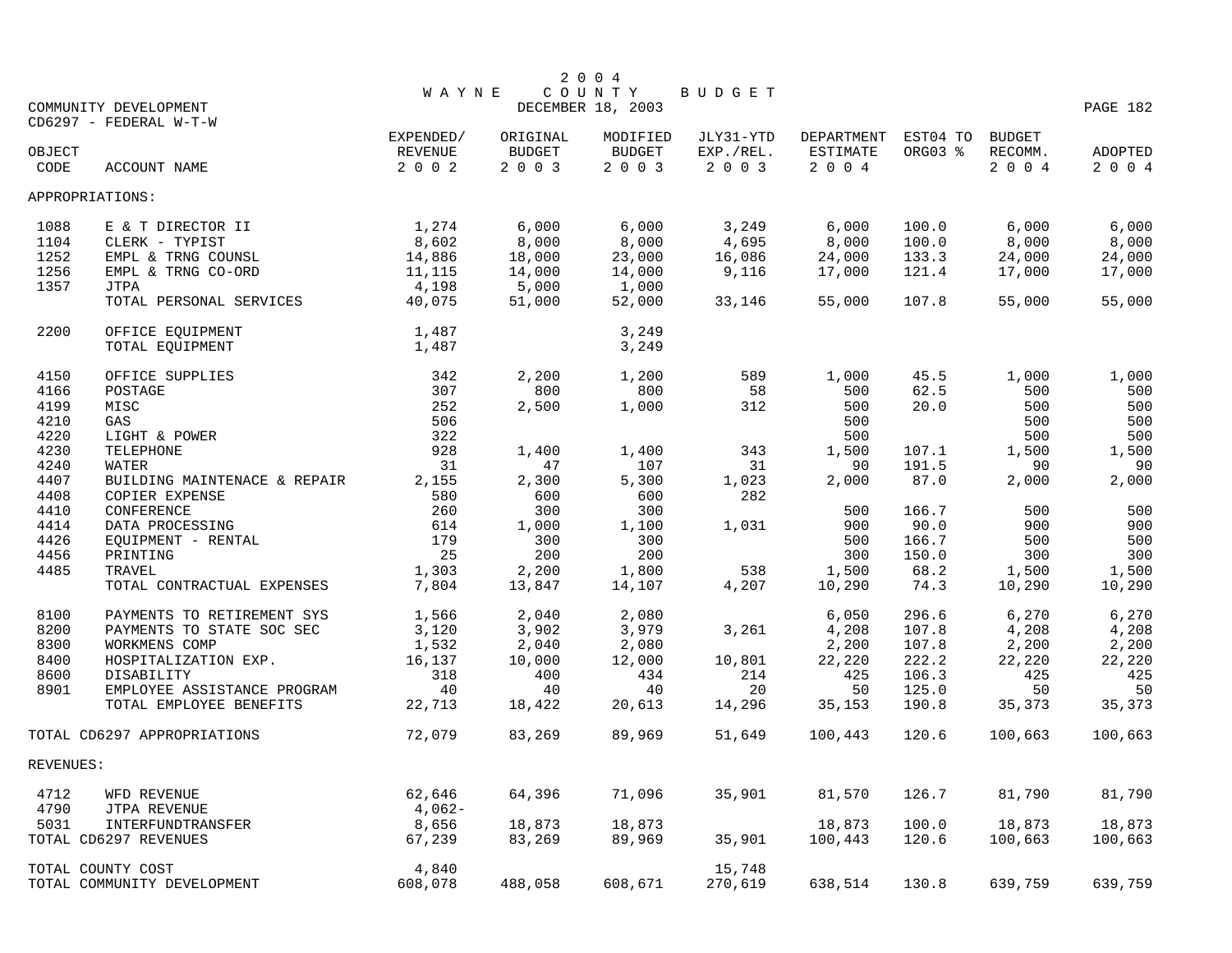# 2004 WAYNE COUNTY BUDGET

DECEMBER 18, 2003

COMMUNITY DEVELOPMENT

CD6297 - FEDERAL W-T-W

| OBJECT CODE | ACCOUNT NAME | EXPENDED/ REVENUE 2002 | ORIGINAL BUDGET 2003 | MODIFIED BUDGET 2003 | JLY31-YTD EXP./REL. 2003 | DEPARTMENT ESTIMATE 2004 | EST04 TO ORG03 % | BUDGET RECOMM. 2004 | ADOPTED 2004 |
|---|---|---|---|---|---|---|---|---|---|
| APPROPRIATIONS: | | | | | | | | | |
| 1088 | E & T DIRECTOR II | 1,274 | 6,000 | 6,000 | 3,249 | 6,000 | 100.0 | 6,000 | 6,000 |
| 1104 | CLERK - TYPIST | 8,602 | 8,000 | 8,000 | 4,695 | 8,000 | 100.0 | 8,000 | 8,000 |
| 1252 | EMPL & TRNG COUNSL | 14,886 | 18,000 | 23,000 | 16,086 | 24,000 | 133.3 | 24,000 | 24,000 |
| 1256 | EMPL & TRNG CO-ORD | 11,115 | 14,000 | 14,000 | 9,116 | 17,000 | 121.4 | 17,000 | 17,000 |
| 1357 | JTPA | 4,198 | 5,000 | 1,000 | | | | | |
| | TOTAL PERSONAL SERVICES | 40,075 | 51,000 | 52,000 | 33,146 | 55,000 | 107.8 | 55,000 | 55,000 |
| 2200 | OFFICE EQUIPMENT | 1,487 | | 3,249 | | | | | |
| | TOTAL EQUIPMENT | 1,487 | | 3,249 | | | | | |
| 4150 | OFFICE SUPPLIES | 342 | 2,200 | 1,200 | 589 | 1,000 | 45.5 | 1,000 | 1,000 |
| 4166 | POSTAGE | 307 | 800 | 800 | 58 | 500 | 62.5 | 500 | 500 |
| 4199 | MISC | 252 | 2,500 | 1,000 | 312 | 500 | 20.0 | 500 | 500 |
| 4210 | GAS | 506 | | | | 500 | | 500 | 500 |
| 4220 | LIGHT & POWER | 322 | | | | 500 | | 500 | 500 |
| 4230 | TELEPHONE | 928 | 1,400 | 1,400 | 343 | 1,500 | 107.1 | 1,500 | 1,500 |
| 4240 | WATER | 31 | 47 | 107 | 31 | 90 | 191.5 | 90 | 90 |
| 4407 | BUILDING MAINTENACE & REPAIR | 2,155 | 2,300 | 5,300 | 1,023 | 2,000 | 87.0 | 2,000 | 2,000 |
| 4408 | COPIER EXPENSE | 580 | 600 | 600 | 282 | | | | |
| 4410 | CONFERENCE | 260 | 300 | 300 | | 500 | 166.7 | 500 | 500 |
| 4414 | DATA PROCESSING | 614 | 1,000 | 1,100 | 1,031 | 900 | 90.0 | 900 | 900 |
| 4426 | EQUIPMENT - RENTAL | 179 | 300 | 300 | | 500 | 166.7 | 500 | 500 |
| 4456 | PRINTING | 25 | 200 | 200 | | 300 | 150.0 | 300 | 300 |
| 4485 | TRAVEL | 1,303 | 2,200 | 1,800 | 538 | 1,500 | 68.2 | 1,500 | 1,500 |
| | TOTAL CONTRACTUAL EXPENSES | 7,804 | 13,847 | 14,107 | 4,207 | 10,290 | 74.3 | 10,290 | 10,290 |
| 8100 | PAYMENTS TO RETIREMENT SYS | 1,566 | 2,040 | 2,080 | | 6,050 | 296.6 | 6,270 | 6,270 |
| 8200 | PAYMENTS TO STATE SOC SEC | 3,120 | 3,902 | 3,979 | 3,261 | 4,208 | 107.8 | 4,208 | 4,208 |
| 8300 | WORKMENS COMP | 1,532 | 2,040 | 2,080 | | 2,200 | 107.8 | 2,200 | 2,200 |
| 8400 | HOSPITALIZATION EXP. | 16,137 | 10,000 | 12,000 | 10,801 | 22,220 | 222.2 | 22,220 | 22,220 |
| 8600 | DISABILITY | 318 | 400 | 434 | 214 | 425 | 106.3 | 425 | 425 |
| 8901 | EMPLOYEE ASSISTANCE PROGRAM | 40 | 40 | 40 | 20 | 50 | 125.0 | 50 | 50 |
| | TOTAL EMPLOYEE BENEFITS | 22,713 | 18,422 | 20,613 | 14,296 | 35,153 | 190.8 | 35,373 | 35,373 |
| TOTAL CD6297 APPROPRIATIONS | | 72,079 | 83,269 | 89,969 | 51,649 | 100,443 | 120.6 | 100,663 | 100,663 |
| REVENUES: | | | | | | | | | |
| 4712 | WFD REVENUE | 62,646 | 64,396 | 71,096 | 35,901 | 81,570 | 126.7 | 81,790 | 81,790 |
| 4790 | JTPA REVENUE | 4,062- | | | | | | | |
| 5031 | INTERFUNDTRANSFER | 8,656 | 18,873 | 18,873 | | 18,873 | 100.0 | 18,873 | 18,873 |
| TOTAL CD6297 REVENUES | | 67,239 | 83,269 | 89,969 | 35,901 | 100,443 | 120.6 | 100,663 | 100,663 |
| TOTAL COUNTY COST | | 4,840 | | | 15,748 | | | | |
| TOTAL COMMUNITY DEVELOPMENT | | 608,078 | 488,058 | 608,671 | 270,619 | 638,514 | 130.8 | 639,759 | 639,759 |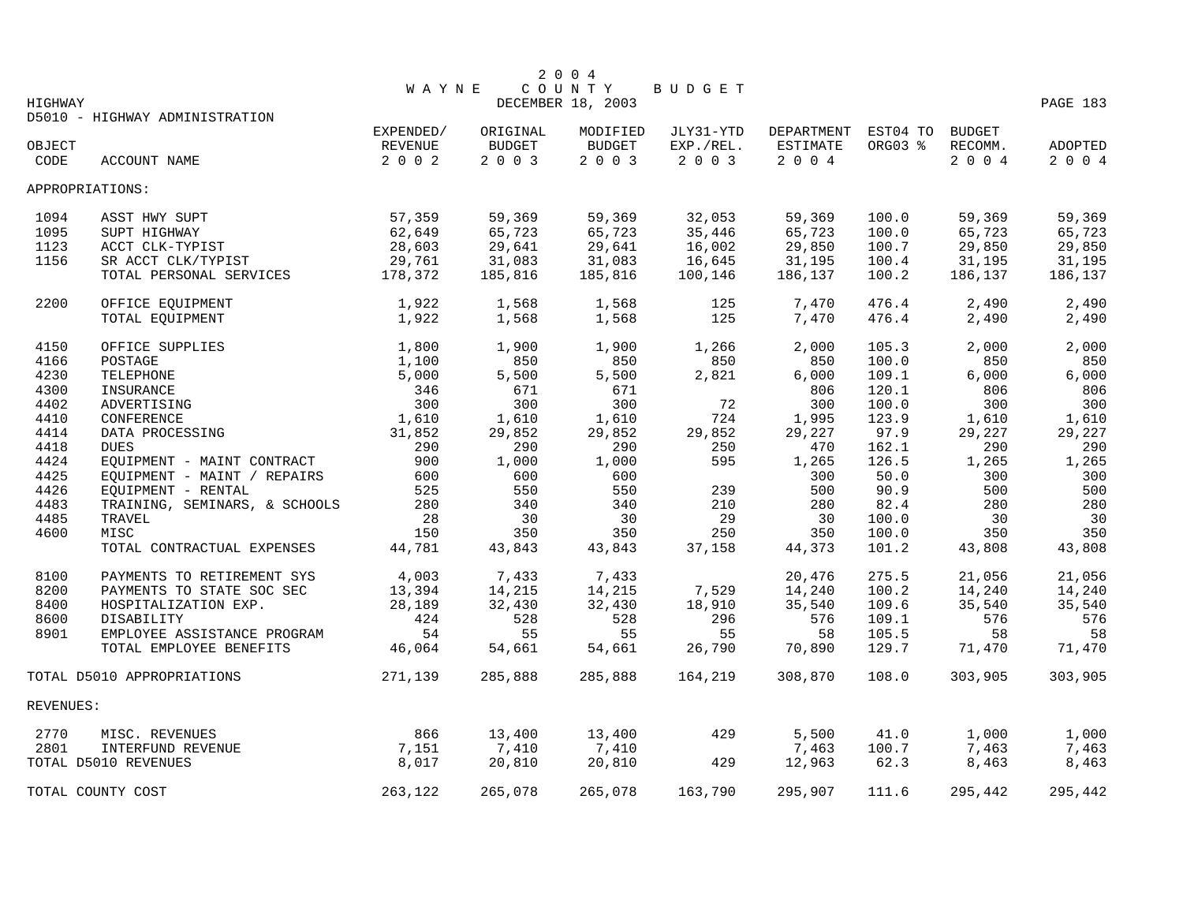# 2004 WAYNE COUNTY BUDGET

DECEMBER 18, 2003

HIGHWAY

D5010 - HIGHWAY ADMINISTRATION

| OBJECT CODE | ACCOUNT NAME | EXPENDED/ REVENUE 2002 | ORIGINAL BUDGET 2003 | MODIFIED BUDGET 2003 | JLY31-YTD EXP./REL. 2003 | DEPARTMENT ESTIMATE 2004 | EST04 TO ORG03 % | BUDGET RECOMM. 2004 | ADOPTED 2004 |
|---|---|---|---|---|---|---|---|---|---|
| APPROPRIATIONS: | | | | | | | | | |
| 1094 | ASST HWY SUPT | 57,359 | 59,369 | 59,369 | 32,053 | 59,369 | 100.0 | 59,369 | 59,369 |
| 1095 | SUPT HIGHWAY | 62,649 | 65,723 | 65,723 | 35,446 | 65,723 | 100.0 | 65,723 | 65,723 |
| 1123 | ACCT CLK-TYPIST | 28,603 | 29,641 | 29,641 | 16,002 | 29,850 | 100.7 | 29,850 | 29,850 |
| 1156 | SR ACCT CLK/TYPIST | 29,761 | 31,083 | 31,083 | 16,645 | 31,195 | 100.4 | 31,195 | 31,195 |
| | TOTAL PERSONAL SERVICES | 178,372 | 185,816 | 185,816 | 100,146 | 186,137 | 100.2 | 186,137 | 186,137 |
| 2200 | OFFICE EQUIPMENT | 1,922 | 1,568 | 1,568 | 125 | 7,470 | 476.4 | 2,490 | 2,490 |
| | TOTAL EQUIPMENT | 1,922 | 1,568 | 1,568 | 125 | 7,470 | 476.4 | 2,490 | 2,490 |
| 4150 | OFFICE SUPPLIES | 1,800 | 1,900 | 1,900 | 1,266 | 2,000 | 105.3 | 2,000 | 2,000 |
| 4166 | POSTAGE | 1,100 | 850 | 850 | 850 | 850 | 100.0 | 850 | 850 |
| 4230 | TELEPHONE | 5,000 | 5,500 | 5,500 | 2,821 | 6,000 | 109.1 | 6,000 | 6,000 |
| 4300 | INSURANCE | 346 | 671 | 671 | | 806 | 120.1 | 806 | 806 |
| 4402 | ADVERTISING | 300 | 300 | 300 | 72 | 300 | 100.0 | 300 | 300 |
| 4410 | CONFERENCE | 1,610 | 1,610 | 1,610 | 724 | 1,995 | 123.9 | 1,610 | 1,610 |
| 4414 | DATA PROCESSING | 31,852 | 29,852 | 29,852 | 29,852 | 29,227 | 97.9 | 29,227 | 29,227 |
| 4418 | DUES | 290 | 290 | 290 | 250 | 470 | 162.1 | 290 | 290 |
| 4424 | EQUIPMENT - MAINT CONTRACT | 900 | 1,000 | 1,000 | 595 | 1,265 | 126.5 | 1,265 | 1,265 |
| 4425 | EQUIPMENT - MAINT / REPAIRS | 600 | 600 | 600 | | 300 | 50.0 | 300 | 300 |
| 4426 | EQUIPMENT - RENTAL | 525 | 550 | 550 | 239 | 500 | 90.9 | 500 | 500 |
| 4483 | TRAINING, SEMINARS, & SCHOOLS | 280 | 340 | 340 | 210 | 280 | 82.4 | 280 | 280 |
| 4485 | TRAVEL | 28 | 30 | 30 | 29 | 30 | 100.0 | 30 | 30 |
| 4600 | MISC | 150 | 350 | 350 | 250 | 350 | 100.0 | 350 | 350 |
| | TOTAL CONTRACTUAL EXPENSES | 44,781 | 43,843 | 43,843 | 37,158 | 44,373 | 101.2 | 43,808 | 43,808 |
| 8100 | PAYMENTS TO RETIREMENT SYS | 4,003 | 7,433 | 7,433 | | 20,476 | 275.5 | 21,056 | 21,056 |
| 8200 | PAYMENTS TO STATE SOC SEC | 13,394 | 14,215 | 14,215 | 7,529 | 14,240 | 100.2 | 14,240 | 14,240 |
| 8400 | HOSPITALIZATION EXP. | 28,189 | 32,430 | 32,430 | 18,910 | 35,540 | 109.6 | 35,540 | 35,540 |
| 8600 | DISABILITY | 424 | 528 | 528 | 296 | 576 | 109.1 | 576 | 576 |
| 8901 | EMPLOYEE ASSISTANCE PROGRAM | 54 | 55 | 55 | 55 | 58 | 105.5 | 58 | 58 |
| | TOTAL EMPLOYEE BENEFITS | 46,064 | 54,661 | 54,661 | 26,790 | 70,890 | 129.7 | 71,470 | 71,470 |
| TOTAL D5010 APPROPRIATIONS | | 271,139 | 285,888 | 285,888 | 164,219 | 308,870 | 108.0 | 303,905 | 303,905 |
| REVENUES: | | | | | | | | | |
| 2770 | MISC. REVENUES | 866 | 13,400 | 13,400 | 429 | 5,500 | 41.0 | 1,000 | 1,000 |
| 2801 | INTERFUND REVENUE | 7,151 | 7,410 | 7,410 | | 7,463 | 100.7 | 7,463 | 7,463 |
| TOTAL D5010 REVENUES | | 8,017 | 20,810 | 20,810 | 429 | 12,963 | 62.3 | 8,463 | 8,463 |
| TOTAL COUNTY COST | | 263,122 | 265,078 | 265,078 | 163,790 | 295,907 | 111.6 | 295,442 | 295,442 |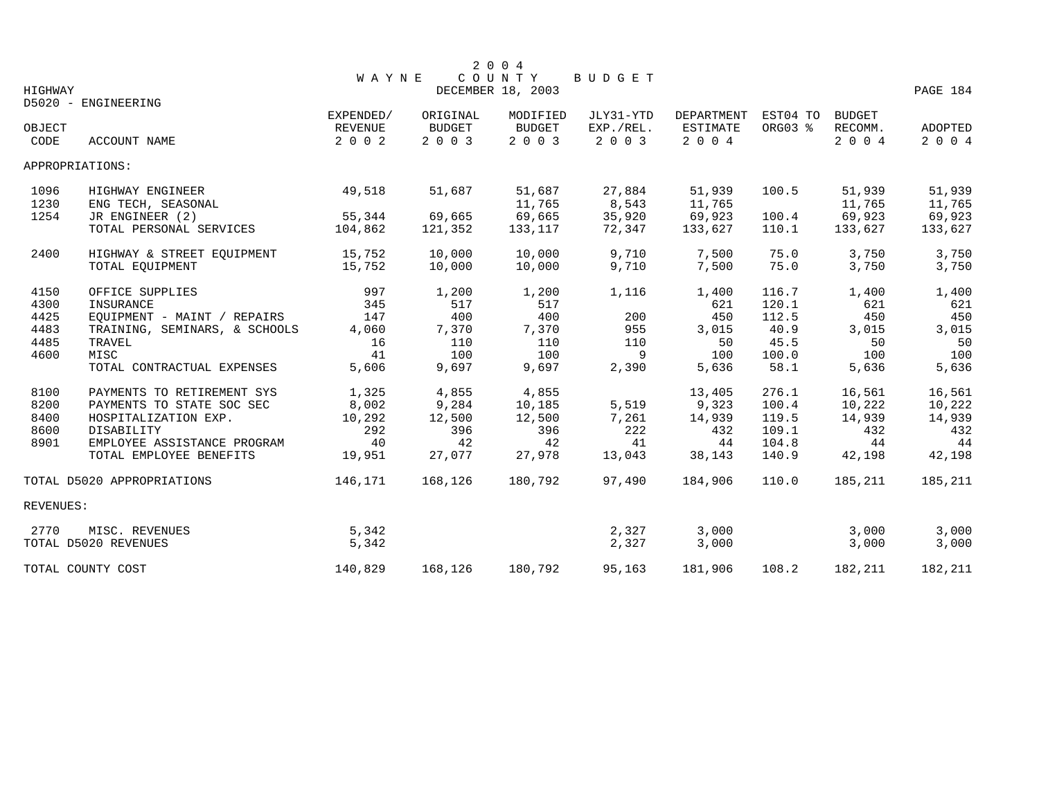# 2004 WAYNE COUNTY BUDGET

DECEMBER 18, 2003

HIGHWAY

D5020 - ENGINEERING

| OBJECT CODE | ACCOUNT NAME | EXPENDED/ REVENUE 2002 | ORIGINAL BUDGET 2003 | MODIFIED BUDGET 2003 | JLY31-YTD EXP./REL. 2003 | DEPARTMENT ESTIMATE 2004 | EST04 TO ORG03 % | BUDGET RECOMM. 2004 | ADOPTED 2004 |
|---|---|---|---|---|---|---|---|---|---|
| APPROPRIATIONS: | | | | | | | | | |
| 1096 | HIGHWAY ENGINEER | 49,518 | 51,687 | 51,687 | 27,884 | 51,939 | 100.5 | 51,939 | 51,939 |
| 1230 | ENG TECH, SEASONAL | | | 11,765 | 8,543 | 11,765 | | 11,765 | 11,765 |
| 1254 | JR ENGINEER (2) | 55,344 | 69,665 | 69,665 | 35,920 | 69,923 | 100.4 | 69,923 | 69,923 |
| | TOTAL PERSONAL SERVICES | 104,862 | 121,352 | 133,117 | 72,347 | 133,627 | 110.1 | 133,627 | 133,627 |
| 2400 | HIGHWAY & STREET EQUIPMENT | 15,752 | 10,000 | 10,000 | 9,710 | 7,500 | 75.0 | 3,750 | 3,750 |
| | TOTAL EQUIPMENT | 15,752 | 10,000 | 10,000 | 9,710 | 7,500 | 75.0 | 3,750 | 3,750 |
| 4150 | OFFICE SUPPLIES | 997 | 1,200 | 1,200 | 1,116 | 1,400 | 116.7 | 1,400 | 1,400 |
| 4300 | INSURANCE | 345 | 517 | 517 | | 621 | 120.1 | 621 | 621 |
| 4425 | EQUIPMENT - MAINT / REPAIRS | 147 | 400 | 400 | 200 | 450 | 112.5 | 450 | 450 |
| 4483 | TRAINING, SEMINARS, & SCHOOLS | 4,060 | 7,370 | 7,370 | 955 | 3,015 | 40.9 | 3,015 | 3,015 |
| 4485 | TRAVEL | 16 | 110 | 110 | 110 | 50 | 45.5 | 50 | 50 |
| 4600 | MISC | 41 | 100 | 100 | 9 | 100 | 100.0 | 100 | 100 |
| | TOTAL CONTRACTUAL EXPENSES | 5,606 | 9,697 | 9,697 | 2,390 | 5,636 | 58.1 | 5,636 | 5,636 |
| 8100 | PAYMENTS TO RETIREMENT SYS | 1,325 | 4,855 | 4,855 | | 13,405 | 276.1 | 16,561 | 16,561 |
| 8200 | PAYMENTS TO STATE SOC SEC | 8,002 | 9,284 | 10,185 | 5,519 | 9,323 | 100.4 | 10,222 | 10,222 |
| 8400 | HOSPITALIZATION EXP. | 10,292 | 12,500 | 12,500 | 7,261 | 14,939 | 119.5 | 14,939 | 14,939 |
| 8600 | DISABILITY | 292 | 396 | 396 | 222 | 432 | 109.1 | 432 | 432 |
| 8901 | EMPLOYEE ASSISTANCE PROGRAM | 40 | 42 | 42 | 41 | 44 | 104.8 | 44 | 44 |
| | TOTAL EMPLOYEE BENEFITS | 19,951 | 27,077 | 27,978 | 13,043 | 38,143 | 140.9 | 42,198 | 42,198 |
| TOTAL D5020 APPROPRIATIONS | | 146,171 | 168,126 | 180,792 | 97,490 | 184,906 | 110.0 | 185,211 | 185,211 |
| REVENUES: | | | | | | | | | |
| 2770 | MISC. REVENUES | 5,342 | | | 2,327 | 3,000 | | 3,000 | 3,000 |
| TOTAL D5020 REVENUES | | 5,342 | | | 2,327 | 3,000 | | 3,000 | 3,000 |
| TOTAL COUNTY COST | | 140,829 | 168,126 | 180,792 | 95,163 | 181,906 | 108.2 | 182,211 | 182,211 |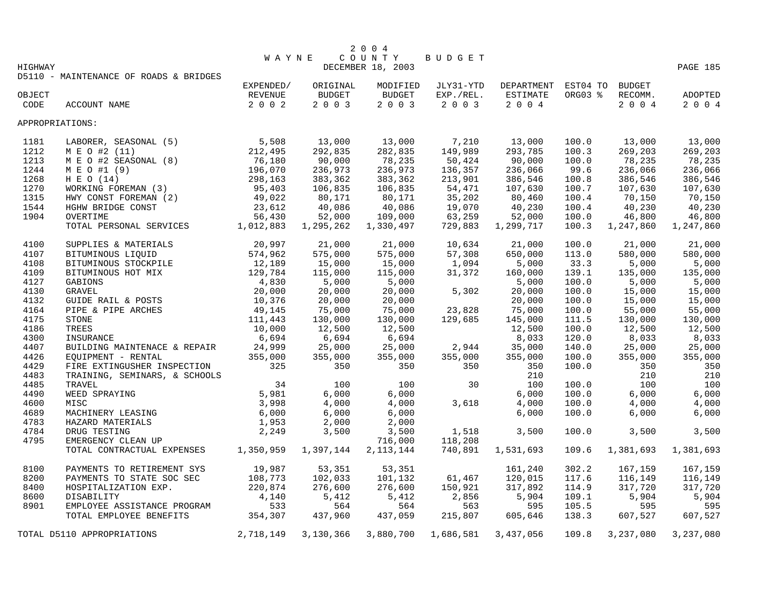# 2004 WAYNE COUNTY BUDGET

DECEMBER 18, 2003

HIGHWAY

D5110 - MAINTENANCE OF ROADS & BRIDGES

| OBJECT CODE | ACCOUNT NAME | EXPENDED/ REVENUE 2002 | ORIGINAL BUDGET 2003 | MODIFIED BUDGET 2003 | JLY31-YTD EXP./REL. 2003 | DEPARTMENT ESTIMATE 2004 | EST04 TO ORG03 % | BUDGET RECOMM. 2004 | ADOPTED 2004 |
|---|---|---|---|---|---|---|---|---|---|
| APPROPRIATIONS: | | | | | | | | | |
| 1181 | LABORER, SEASONAL (5) | 5,508 | 13,000 | 13,000 | 7,210 | 13,000 | 100.0 | 13,000 | 13,000 |
| 1212 | M E O #2 (11) | 212,495 | 292,835 | 282,835 | 149,989 | 293,785 | 100.3 | 269,203 | 269,203 |
| 1213 | M E O #2 SEASONAL (8) | 76,180 | 90,000 | 78,235 | 50,424 | 90,000 | 100.0 | 78,235 | 78,235 |
| 1244 | M E O #1 (9) | 196,070 | 236,973 | 236,973 | 136,357 | 236,066 | 99.6 | 236,066 | 236,066 |
| 1268 | H E O (14) | 298,163 | 383,362 | 383,362 | 213,901 | 386,546 | 100.8 | 386,546 | 386,546 |
| 1270 | WORKING FOREMAN (3) | 95,403 | 106,835 | 106,835 | 54,471 | 107,630 | 100.7 | 107,630 | 107,630 |
| 1315 | HWY CONST FOREMAN (2) | 49,022 | 80,171 | 80,171 | 35,202 | 80,460 | 100.4 | 70,150 | 70,150 |
| 1544 | HGHW BRIDGE CONST | 23,612 | 40,086 | 40,086 | 19,070 | 40,230 | 100.4 | 40,230 | 40,230 |
| 1904 | OVERTIME | 56,430 | 52,000 | 109,000 | 63,259 | 52,000 | 100.0 | 46,800 | 46,800 |
| | TOTAL PERSONAL SERVICES | 1,012,883 | 1,295,262 | 1,330,497 | 729,883 | 1,299,717 | 100.3 | 1,247,860 | 1,247,860 |
| 4100 | SUPPLIES & MATERIALS | 20,997 | 21,000 | 21,000 | 10,634 | 21,000 | 100.0 | 21,000 | 21,000 |
| 4107 | BITUMINOUS LIQUID | 574,962 | 575,000 | 575,000 | 57,308 | 650,000 | 113.0 | 580,000 | 580,000 |
| 4108 | BITUMINOUS STOCKPILE | 12,189 | 15,000 | 15,000 | 1,094 | 5,000 | 33.3 | 5,000 | 5,000 |
| 4109 | BITUMINOUS HOT MIX | 129,784 | 115,000 | 115,000 | 31,372 | 160,000 | 139.1 | 135,000 | 135,000 |
| 4127 | GABIONS | 4,830 | 5,000 | 5,000 | | 5,000 | 100.0 | 5,000 | 5,000 |
| 4130 | GRAVEL | 20,000 | 20,000 | 20,000 | 5,302 | 20,000 | 100.0 | 15,000 | 15,000 |
| 4132 | GUIDE RAIL & POSTS | 10,376 | 20,000 | 20,000 | | 20,000 | 100.0 | 15,000 | 15,000 |
| 4164 | PIPE & PIPE ARCHES | 49,145 | 75,000 | 75,000 | 23,828 | 75,000 | 100.0 | 55,000 | 55,000 |
| 4175 | STONE | 111,443 | 130,000 | 130,000 | 129,685 | 145,000 | 111.5 | 130,000 | 130,000 |
| 4186 | TREES | 10,000 | 12,500 | 12,500 | | 12,500 | 100.0 | 12,500 | 12,500 |
| 4300 | INSURANCE | 6,694 | 6,694 | 6,694 | | 8,033 | 120.0 | 8,033 | 8,033 |
| 4407 | BUILDING MAINTENACE & REPAIR | 24,999 | 25,000 | 25,000 | 2,944 | 35,000 | 140.0 | 25,000 | 25,000 |
| 4426 | EQUIPMENT - RENTAL | 355,000 | 355,000 | 355,000 | 355,000 | 355,000 | 100.0 | 355,000 | 355,000 |
| 4429 | FIRE EXTINGUSHER INSPECTION | 325 | 350 | 350 | 350 | 350 | 100.0 | 350 | 350 |
| 4483 | TRAINING, SEMINARS, & SCHOOLS | | | | | 210 | | 210 | 210 |
| 4485 | TRAVEL | 34 | 100 | 100 | 30 | 100 | 100.0 | 100 | 100 |
| 4490 | WEED SPRAYING | 5,981 | 6,000 | 6,000 | | 6,000 | 100.0 | 6,000 | 6,000 |
| 4600 | MISC | 3,998 | 4,000 | 4,000 | 3,618 | 4,000 | 100.0 | 4,000 | 4,000 |
| 4689 | MACHINERY LEASING | 6,000 | 6,000 | 6,000 | | 6,000 | 100.0 | 6,000 | 6,000 |
| 4783 | HAZARD MATERIALS | 1,953 | 2,000 | 2,000 | | | | | |
| 4784 | DRUG TESTING | 2,249 | 3,500 | 3,500 | 1,518 | 3,500 | 100.0 | 3,500 | 3,500 |
| 4795 | EMERGENCY CLEAN UP | | | 716,000 | 118,208 | | | | |
| | TOTAL CONTRACTUAL EXPENSES | 1,350,959 | 1,397,144 | 2,113,144 | 740,891 | 1,531,693 | 109.6 | 1,381,693 | 1,381,693 |
| 8100 | PAYMENTS TO RETIREMENT SYS | 19,987 | 53,351 | 53,351 | | 161,240 | 302.2 | 167,159 | 167,159 |
| 8200 | PAYMENTS TO STATE SOC SEC | 108,773 | 102,033 | 101,132 | 61,467 | 120,015 | 117.6 | 116,149 | 116,149 |
| 8400 | HOSPITALIZATION EXP. | 220,874 | 276,600 | 276,600 | 150,921 | 317,892 | 114.9 | 317,720 | 317,720 |
| 8600 | DISABILITY | 4,140 | 5,412 | 5,412 | 2,856 | 5,904 | 109.1 | 5,904 | 5,904 |
| 8901 | EMPLOYEE ASSISTANCE PROGRAM | 533 | 564 | 564 | 563 | 595 | 105.5 | 595 | 595 |
| | TOTAL EMPLOYEE BENEFITS | 354,307 | 437,960 | 437,059 | 215,807 | 605,646 | 138.3 | 607,527 | 607,527 |
| TOTAL D5110 APPROPRIATIONS | | 2,718,149 | 3,130,366 | 3,880,700 | 1,686,581 | 3,437,056 | 109.8 | 3,237,080 | 3,237,080 |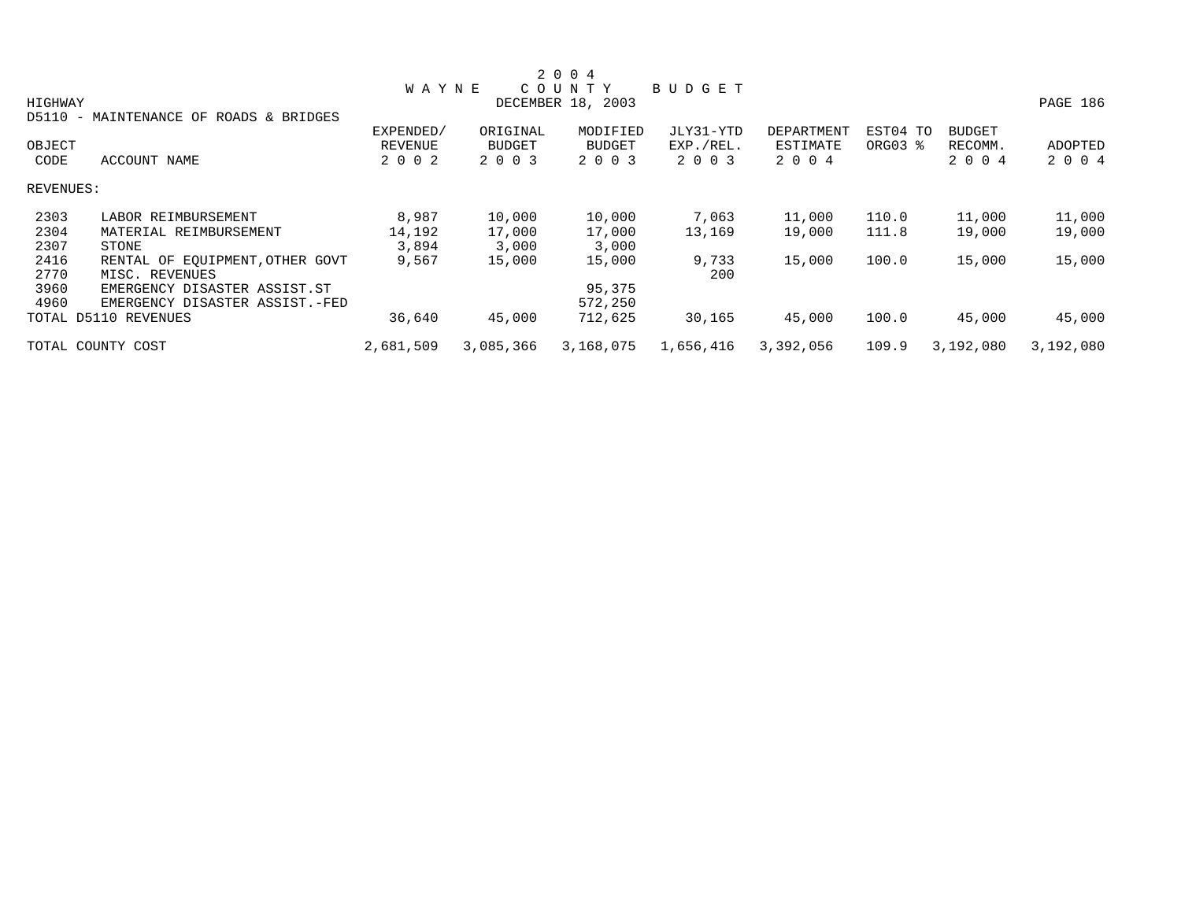# 2004 WAYNE COUNTY BUDGET

DECEMBER 18, 2003

HIGHWAY

D5110 - MAINTENANCE OF ROADS & BRIDGES

| OBJECT CODE | ACCOUNT NAME | EXPENDED/ REVENUE 2002 | ORIGINAL BUDGET 2003 | MODIFIED BUDGET 2003 | JLY31-YTD EXP./REL. 2003 | DEPARTMENT ESTIMATE 2004 | EST04 TO ORG03 % | BUDGET RECOMM. 2004 | ADOPTED 2004 |
|---|---|---|---|---|---|---|---|---|---|
| REVENUES: | | | | | | | | | |
| 2303 | LABOR REIMBURSEMENT | 8,987 | 10,000 | 10,000 | 7,063 | 11,000 | 110.0 | 11,000 | 11,000 |
| 2304 | MATERIAL REIMBURSEMENT | 14,192 | 17,000 | 17,000 | 13,169 | 19,000 | 111.8 | 19,000 | 19,000 |
| 2307 | STONE | 3,894 | 3,000 | 3,000 | | | | | |
| 2416 | RENTAL OF EQUIPMENT,OTHER GOVT | 9,567 | 15,000 | 15,000 | 9,733 | 15,000 | 100.0 | 15,000 | 15,000 |
| 2770 | MISC. REVENUES | | | | 200 | | | | |
| 3960 | EMERGENCY DISASTER ASSIST.ST | | | 95,375 | | | | | |
| 4960 | EMERGENCY DISASTER ASSIST.-FED | | | 572,250 | | | | | |
| TOTAL D5110 REVENUES | | 36,640 | 45,000 | 712,625 | 30,165 | 45,000 | 100.0 | 45,000 | 45,000 |
| TOTAL COUNTY COST | | 2,681,509 | 3,085,366 | 3,168,075 | 1,656,416 | 3,392,056 | 109.9 | 3,192,080 | 3,192,080 |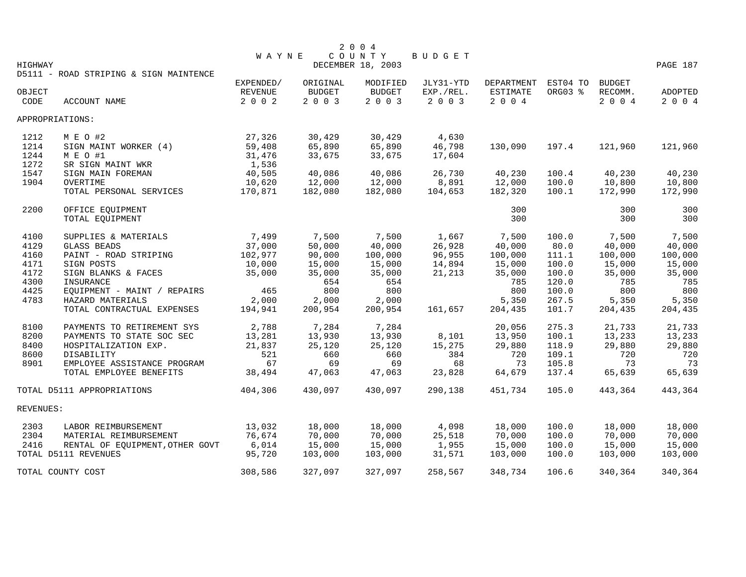# 2004 WAYNE COUNTY BUDGET

DECEMBER 18, 2003

HIGHWAY

D5111 - ROAD STRIPING & SIGN MAINTENCE

| OBJECT CODE | ACCOUNT NAME | EXPENDED/ REVENUE 2002 | ORIGINAL BUDGET 2003 | MODIFIED BUDGET 2003 | JLY31-YTD EXP./REL. 2003 | DEPARTMENT ESTIMATE 2004 | EST04 TO ORG03 % | BUDGET RECOMM. 2004 | ADOPTED 2004 |
|---|---|---|---|---|---|---|---|---|---|
| APPROPRIATIONS: | | | | | | | | | |
| 1212 | M E O #2 | 27,326 | 30,429 | 30,429 | 4,630 | | | | |
| 1214 | SIGN MAINT WORKER (4) | 59,408 | 65,890 | 65,890 | 46,798 | 130,090 | 197.4 | 121,960 | 121,960 |
| 1244 | M E O #1 | 31,476 | 33,675 | 33,675 | 17,604 | | | | |
| 1272 | SR SIGN MAINT WKR | 1,536 | | | | | | | |
| 1547 | SIGN MAIN FOREMAN | 40,505 | 40,086 | 40,086 | 26,730 | 40,230 | 100.4 | 40,230 | 40,230 |
| 1904 | OVERTIME | 10,620 | 12,000 | 12,000 | 8,891 | 12,000 | 100.0 | 10,800 | 10,800 |
| | TOTAL PERSONAL SERVICES | 170,871 | 182,080 | 182,080 | 104,653 | 182,320 | 100.1 | 172,990 | 172,990 |
| 2200 | OFFICE EQUIPMENT | | | | | 300 | | 300 | 300 |
| | TOTAL EQUIPMENT | | | | | 300 | | 300 | 300 |
| 4100 | SUPPLIES & MATERIALS | 7,499 | 7,500 | 7,500 | 1,667 | 7,500 | 100.0 | 7,500 | 7,500 |
| 4129 | GLASS BEADS | 37,000 | 50,000 | 40,000 | 26,928 | 40,000 | 80.0 | 40,000 | 40,000 |
| 4160 | PAINT - ROAD STRIPING | 102,977 | 90,000 | 100,000 | 96,955 | 100,000 | 111.1 | 100,000 | 100,000 |
| 4171 | SIGN POSTS | 10,000 | 15,000 | 15,000 | 14,894 | 15,000 | 100.0 | 15,000 | 15,000 |
| 4172 | SIGN BLANKS & FACES | 35,000 | 35,000 | 35,000 | 21,213 | 35,000 | 100.0 | 35,000 | 35,000 |
| 4300 | INSURANCE | | 654 | 654 | | 785 | 120.0 | 785 | 785 |
| 4425 | EQUIPMENT - MAINT / REPAIRS | 465 | 800 | 800 | | 800 | 100.0 | 800 | 800 |
| 4783 | HAZARD MATERIALS | 2,000 | 2,000 | 2,000 | | 5,350 | 267.5 | 5,350 | 5,350 |
| | TOTAL CONTRACTUAL EXPENSES | 194,941 | 200,954 | 200,954 | 161,657 | 204,435 | 101.7 | 204,435 | 204,435 |
| 8100 | PAYMENTS TO RETIREMENT SYS | 2,788 | 7,284 | 7,284 | | 20,056 | 275.3 | 21,733 | 21,733 |
| 8200 | PAYMENTS TO STATE SOC SEC | 13,281 | 13,930 | 13,930 | 8,101 | 13,950 | 100.1 | 13,233 | 13,233 |
| 8400 | HOSPITALIZATION EXP. | 21,837 | 25,120 | 25,120 | 15,275 | 29,880 | 118.9 | 29,880 | 29,880 |
| 8600 | DISABILITY | 521 | 660 | 660 | 384 | 720 | 109.1 | 720 | 720 |
| 8901 | EMPLOYEE ASSISTANCE PROGRAM | 67 | 69 | 69 | 68 | 73 | 105.8 | 73 | 73 |
| | TOTAL EMPLOYEE BENEFITS | 38,494 | 47,063 | 47,063 | 23,828 | 64,679 | 137.4 | 65,639 | 65,639 |
| TOTAL D5111 APPROPRIATIONS | | 404,306 | 430,097 | 430,097 | 290,138 | 451,734 | 105.0 | 443,364 | 443,364 |
| REVENUES: | | | | | | | | | |
| 2303 | LABOR REIMBURSEMENT | 13,032 | 18,000 | 18,000 | 4,098 | 18,000 | 100.0 | 18,000 | 18,000 |
| 2304 | MATERIAL REIMBURSEMENT | 76,674 | 70,000 | 70,000 | 25,518 | 70,000 | 100.0 | 70,000 | 70,000 |
| 2416 | RENTAL OF EQUIPMENT,OTHER GOVT | 6,014 | 15,000 | 15,000 | 1,955 | 15,000 | 100.0 | 15,000 | 15,000 |
| TOTAL D5111 REVENUES | | 95,720 | 103,000 | 103,000 | 31,571 | 103,000 | 100.0 | 103,000 | 103,000 |
| TOTAL COUNTY COST | | 308,586 | 327,097 | 327,097 | 258,567 | 348,734 | 106.6 | 340,364 | 340,364 |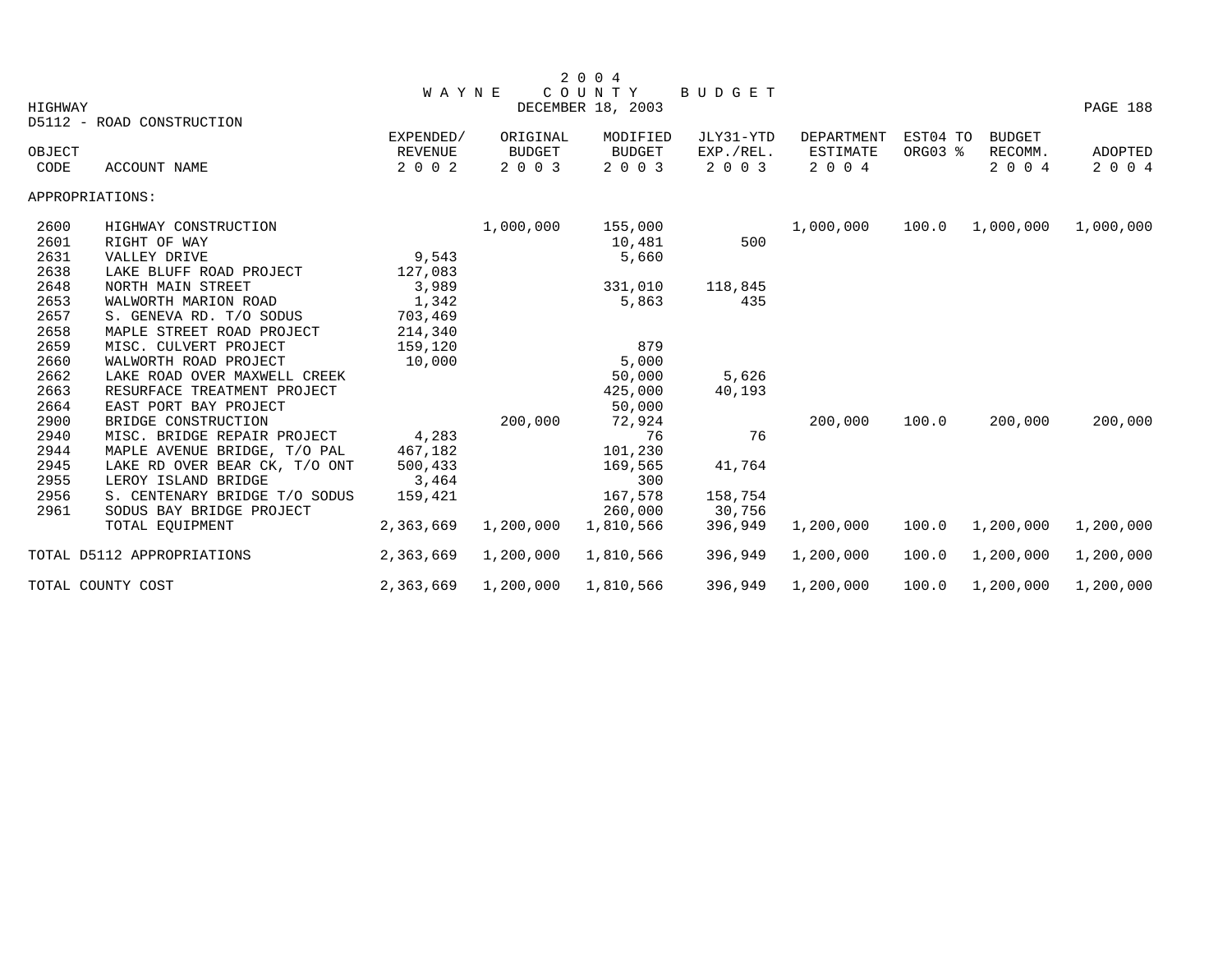# 2004 WAYNE COUNTY BUDGET

HIGHWAY — DECEMBER 18, 2003

D5112 - ROAD CONSTRUCTION

| OBJECT CODE | ACCOUNT NAME | EXPENDED/ REVENUE 2002 | ORIGINAL BUDGET 2003 | MODIFIED BUDGET 2003 | JLY31-YTD EXP./REL. 2003 | DEPARTMENT ESTIMATE 2004 | EST04 TO ORG03 % | BUDGET RECOMM. 2004 | ADOPTED 2004 |
|---|---|---|---|---|---|---|---|---|---|
| APPROPRIATIONS: | | | | | | | | | |
| 2600 | HIGHWAY CONSTRUCTION | | 1,000,000 | 155,000 | | 1,000,000 | 100.0 | 1,000,000 | 1,000,000 |
| 2601 | RIGHT OF WAY | | | 10,481 | 500 | | | | |
| 2631 | VALLEY DRIVE | 9,543 | | 5,660 | | | | | |
| 2638 | LAKE BLUFF ROAD PROJECT | 127,083 | | | | | | | |
| 2648 | NORTH MAIN STREET | 3,989 | | 331,010 | 118,845 | | | | |
| 2653 | WALWORTH MARION ROAD | 1,342 | | 5,863 | 435 | | | | |
| 2657 | S. GENEVA RD. T/O SODUS | 703,469 | | | | | | | |
| 2658 | MAPLE STREET ROAD PROJECT | 214,340 | | | | | | | |
| 2659 | MISC. CULVERT PROJECT | 159,120 | | 879 | | | | | |
| 2660 | WALWORTH ROAD PROJECT | 10,000 | | 5,000 | | | | | |
| 2662 | LAKE ROAD OVER MAXWELL CREEK | | | 50,000 | 5,626 | | | | |
| 2663 | RESURFACE TREATMENT PROJECT | | | 425,000 | 40,193 | | | | |
| 2664 | EAST PORT BAY PROJECT | | | 50,000 | | | | | |
| 2900 | BRIDGE CONSTRUCTION | | 200,000 | 72,924 | | 200,000 | 100.0 | 200,000 | 200,000 |
| 2940 | MISC. BRIDGE REPAIR PROJECT | 4,283 | | 76 | 76 | | | | |
| 2944 | MAPLE AVENUE BRIDGE, T/O PAL | 467,182 | | 101,230 | | | | | |
| 2945 | LAKE RD OVER BEAR CK, T/O ONT | 500,433 | | 169,565 | 41,764 | | | | |
| 2955 | LEROY ISLAND BRIDGE | 3,464 | | 300 | | | | | |
| 2956 | S. CENTENARY BRIDGE T/O SODUS | 159,421 | | 167,578 | 158,754 | | | | |
| 2961 | SODUS BAY BRIDGE PROJECT | | | 260,000 | 30,756 | | | | |
| | TOTAL EQUIPMENT | 2,363,669 | 1,200,000 | 1,810,566 | 396,949 | 1,200,000 | 100.0 | 1,200,000 | 1,200,000 |
| TOTAL D5112 APPROPRIATIONS | | 2,363,669 | 1,200,000 | 1,810,566 | 396,949 | 1,200,000 | 100.0 | 1,200,000 | 1,200,000 |
| TOTAL COUNTY COST | | 2,363,669 | 1,200,000 | 1,810,566 | 396,949 | 1,200,000 | 100.0 | 1,200,000 | 1,200,000 |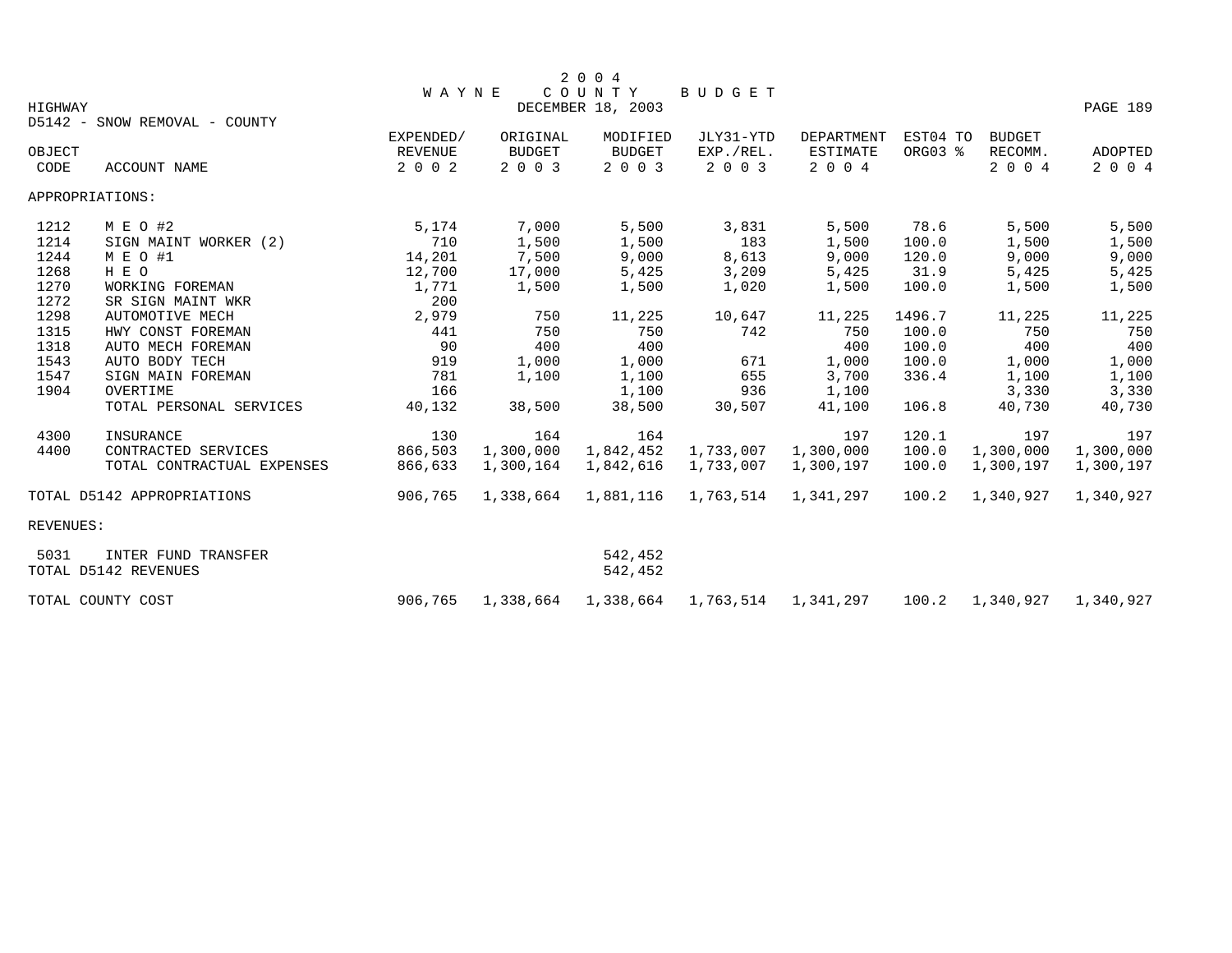# 2004 WAYNE COUNTY BUDGET

DECEMBER 18, 2003

HIGHWAY

D5142 - SNOW REMOVAL - COUNTY

| OBJECT CODE | ACCOUNT NAME | EXPENDED/ REVENUE 2002 | ORIGINAL BUDGET 2003 | MODIFIED BUDGET 2003 | JLY31-YTD EXP./REL. 2003 | DEPARTMENT ESTIMATE 2004 | EST04 TO ORG03 % | BUDGET RECOMM. 2004 | ADOPTED 2004 |
|---|---|---|---|---|---|---|---|---|---|
| APPROPRIATIONS: | | | | | | | | | |
| 1212 | M E O #2 | 5,174 | 7,000 | 5,500 | 3,831 | 5,500 | 78.6 | 5,500 | 5,500 |
| 1214 | SIGN MAINT WORKER (2) | 710 | 1,500 | 1,500 | 183 | 1,500 | 100.0 | 1,500 | 1,500 |
| 1244 | M E O #1 | 14,201 | 7,500 | 9,000 | 8,613 | 9,000 | 120.0 | 9,000 | 9,000 |
| 1268 | H E O | 12,700 | 17,000 | 5,425 | 3,209 | 5,425 | 31.9 | 5,425 | 5,425 |
| 1270 | WORKING FOREMAN | 1,771 | 1,500 | 1,500 | 1,020 | 1,500 | 100.0 | 1,500 | 1,500 |
| 1272 | SR SIGN MAINT WKR | 200 | | | | | | | |
| 1298 | AUTOMOTIVE MECH | 2,979 | 750 | 11,225 | 10,647 | 11,225 | 1496.7 | 11,225 | 11,225 |
| 1315 | HWY CONST FOREMAN | 441 | 750 | 750 | 742 | 750 | 100.0 | 750 | 750 |
| 1318 | AUTO MECH FOREMAN | 90 | 400 | 400 | | 400 | 100.0 | 400 | 400 |
| 1543 | AUTO BODY TECH | 919 | 1,000 | 1,000 | 671 | 1,000 | 100.0 | 1,000 | 1,000 |
| 1547 | SIGN MAIN FOREMAN | 781 | 1,100 | 1,100 | 655 | 3,700 | 336.4 | 1,100 | 1,100 |
| 1904 | OVERTIME | 166 | | 1,100 | 936 | 1,100 | | 3,330 | 3,330 |
| | TOTAL PERSONAL SERVICES | 40,132 | 38,500 | 38,500 | 30,507 | 41,100 | 106.8 | 40,730 | 40,730 |
| 4300 | INSURANCE | 130 | 164 | 164 | | 197 | 120.1 | 197 | 197 |
| 4400 | CONTRACTED SERVICES | 866,503 | 1,300,000 | 1,842,452 | 1,733,007 | 1,300,000 | 100.0 | 1,300,000 | 1,300,000 |
| | TOTAL CONTRACTUAL EXPENSES | 866,633 | 1,300,164 | 1,842,616 | 1,733,007 | 1,300,197 | 100.0 | 1,300,197 | 1,300,197 |
| TOTAL D5142 APPROPRIATIONS | | 906,765 | 1,338,664 | 1,881,116 | 1,763,514 | 1,341,297 | 100.2 | 1,340,927 | 1,340,927 |
| REVENUES: | | | | | | | | | |
| 5031 | INTER FUND TRANSFER | | | 542,452 | | | | | |
| TOTAL D5142 REVENUES | | | | 542,452 | | | | | |
| TOTAL COUNTY COST | | 906,765 | 1,338,664 | 1,338,664 | 1,763,514 | 1,341,297 | 100.2 | 1,340,927 | 1,340,927 |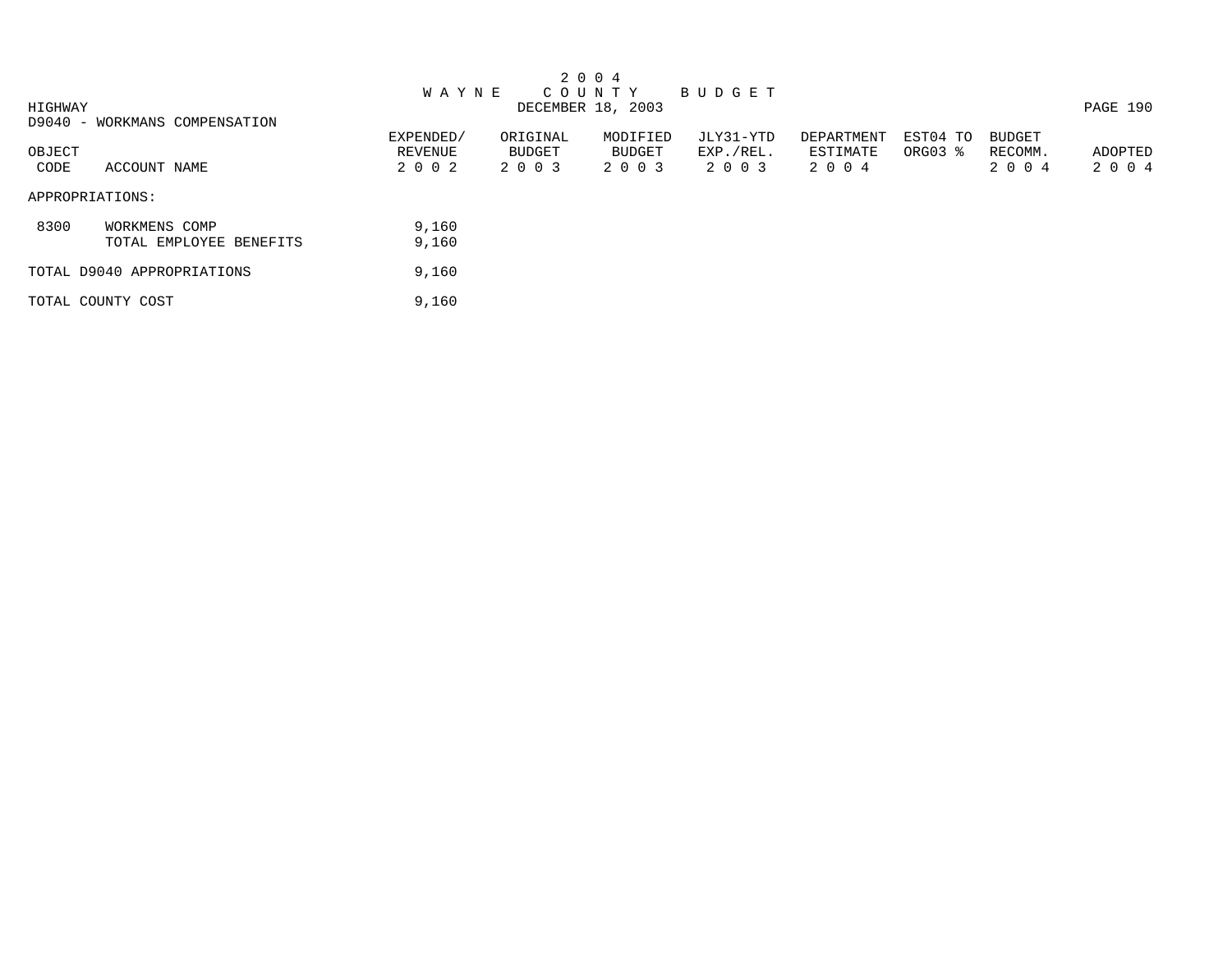# 2004 WAYNE COUNTY BUDGET

DECEMBER 18, 2003

HIGHWAY

D9040 - WORKMANS COMPENSATION

| OBJECT CODE | ACCOUNT NAME | EXPENDED/ REVENUE 2002 | ORIGINAL BUDGET 2003 | MODIFIED BUDGET 2003 | JLY31-YTD EXP./REL. 2003 | DEPARTMENT ESTIMATE 2004 | EST04 TO ORG03 % | BUDGET RECOMM. 2004 | ADOPTED 2004 |
|---|---|---|---|---|---|---|---|---|---|
| APPROPRIATIONS: | | | | | | | | | |
| 8300 | WORKMENS COMP | 9,160 | | | | | | | |
| | TOTAL EMPLOYEE BENEFITS | 9,160 | | | | | | | |
| TOTAL D9040 APPROPRIATIONS | | 9,160 | | | | | | | |
| TOTAL COUNTY COST | | 9,160 | | | | | | | |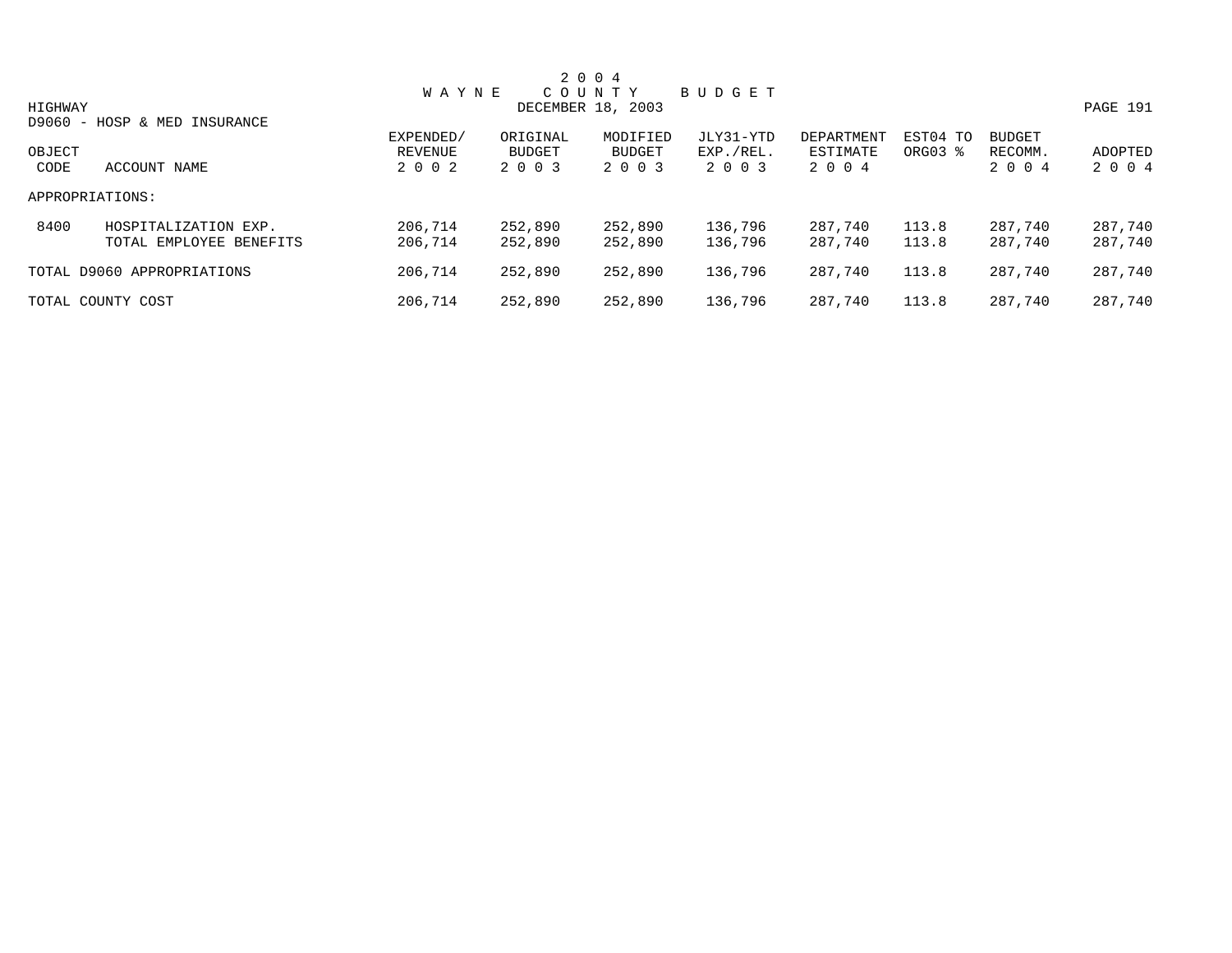# 2 0 0 4 W A Y N E C O U N T Y B U D G E T

DECEMBER 18, 2003

HIGHWAY

D9060 - HOSP & MED INSURANCE

| OBJECT CODE | ACCOUNT NAME | EXPENDED/ REVENUE 2 0 0 2 | ORIGINAL BUDGET 2 0 0 3 | MODIFIED BUDGET 2 0 0 3 | JLY31-YTD EXP./REL. 2 0 0 3 | DEPARTMENT ESTIMATE 2 0 0 4 | EST04 TO ORG03 % | BUDGET RECOMM. 2 0 0 4 | ADOPTED 2 0 0 4 |
|---|---|---|---|---|---|---|---|---|---|
| APPROPRIATIONS: | | | | | | | | | |
| 8400 | HOSPITALIZATION EXP. | 206,714 | 252,890 | 252,890 | 136,796 | 287,740 | 113.8 | 287,740 | 287,740 |
| | TOTAL EMPLOYEE BENEFITS | 206,714 | 252,890 | 252,890 | 136,796 | 287,740 | 113.8 | 287,740 | 287,740 |
| TOTAL D9060 APPROPRIATIONS | | 206,714 | 252,890 | 252,890 | 136,796 | 287,740 | 113.8 | 287,740 | 287,740 |
| TOTAL COUNTY COST | | 206,714 | 252,890 | 252,890 | 136,796 | 287,740 | 113.8 | 287,740 | 287,740 |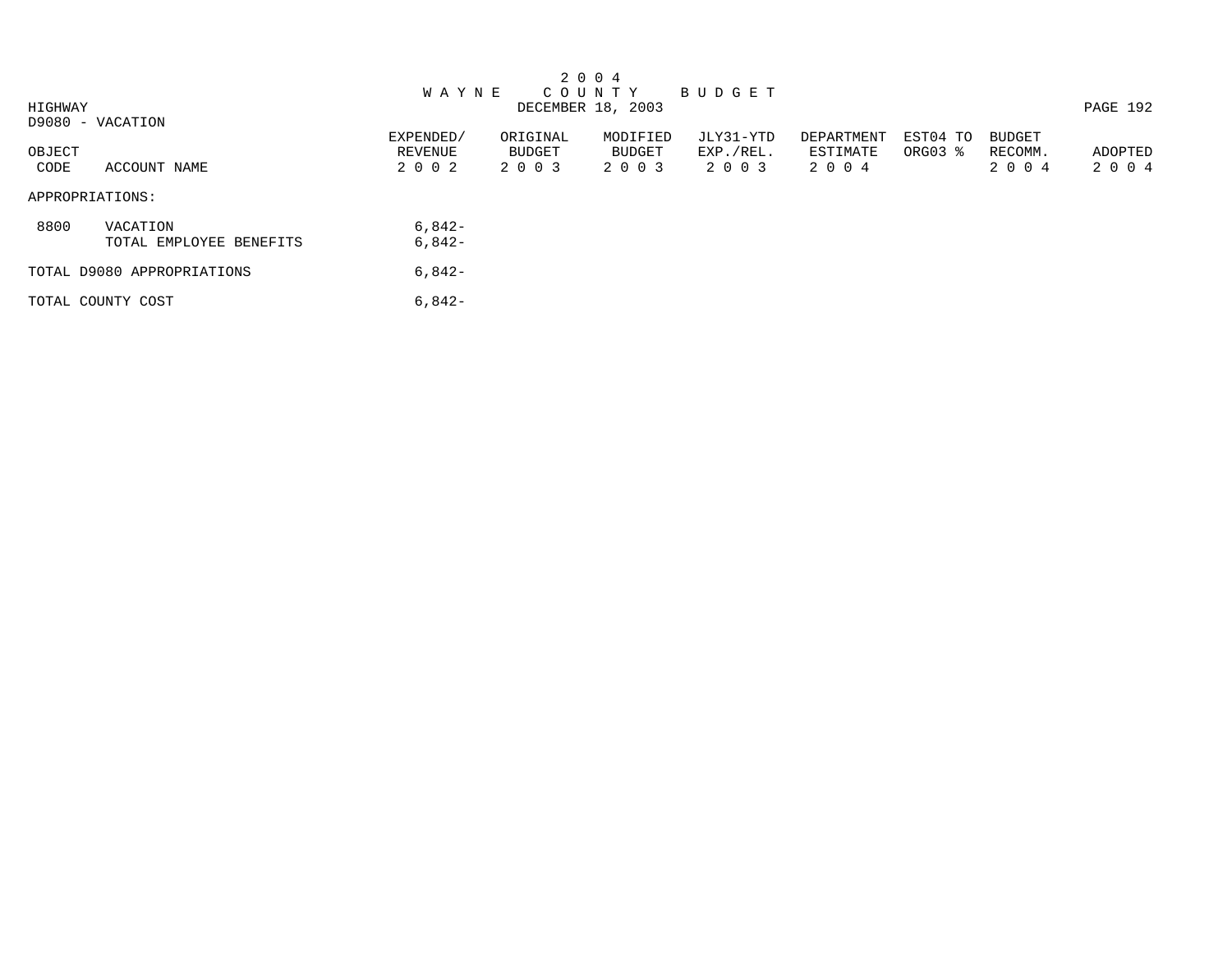# 2 0 0 4 W A Y N E C O U N T Y B U D G E T

DECEMBER 18, 2003

HIGHWAY

D9080 - VACATION

| OBJECT CODE | ACCOUNT NAME | EXPENDED/ REVENUE 2 0 0 2 | ORIGINAL BUDGET 2 0 0 3 | MODIFIED BUDGET 2 0 0 3 | JLY31-YTD EXP./REL. 2 0 0 3 | DEPARTMENT ESTIMATE 2 0 0 4 | EST04 TO ORG03 % | BUDGET RECOMM. 2 0 0 4 | ADOPTED 2 0 0 4 |
|---|---|---|---|---|---|---|---|---|---|
| APPROPRIATIONS: | | | | | | | | | |
| 8800 | VACATION | 6,842- | | | | | | | |
| | TOTAL EMPLOYEE BENEFITS | 6,842- | | | | | | | |
| TOTAL D9080 APPROPRIATIONS | | 6,842- | | | | | | | |
| TOTAL COUNTY COST | | 6,842- | | | | | | | |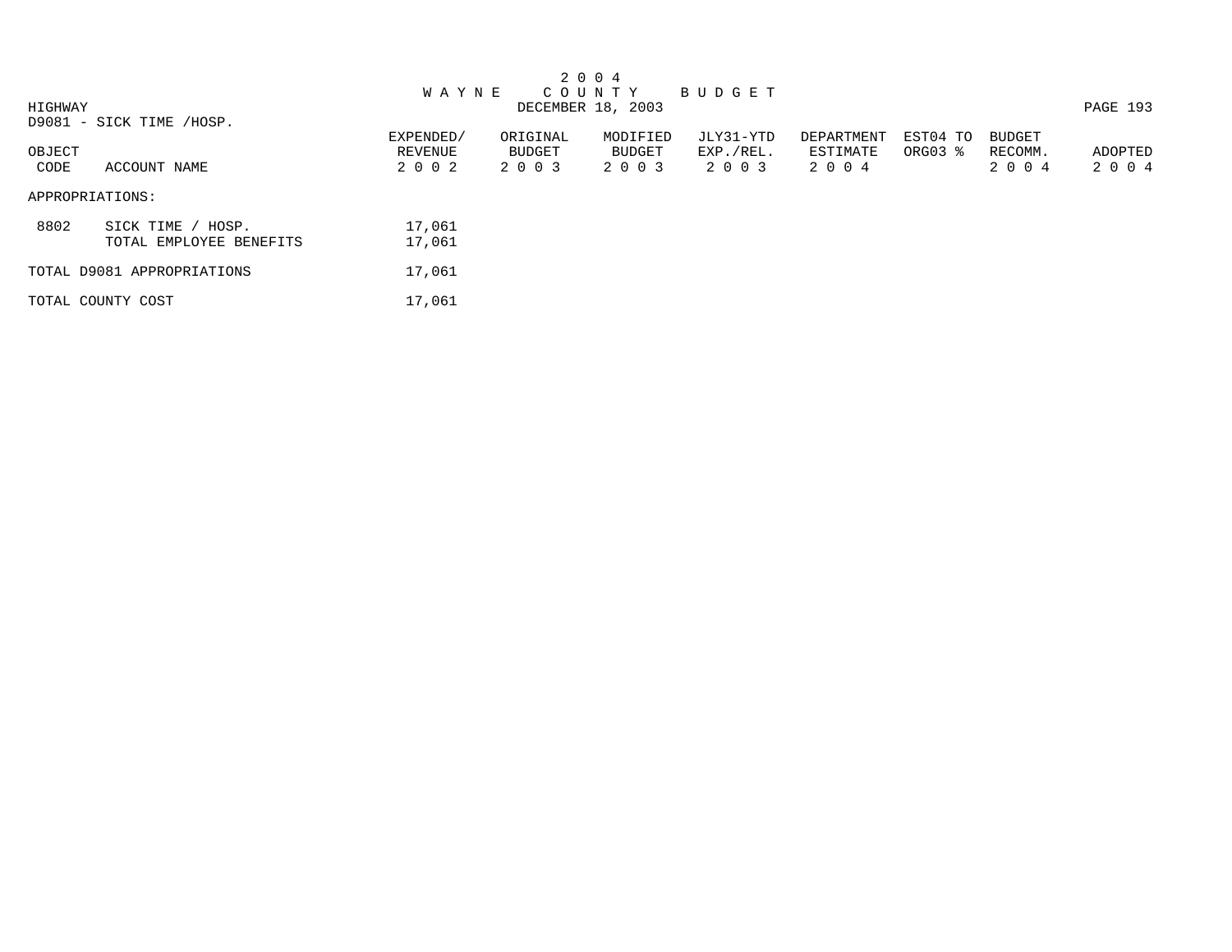# 2 0 0 4 WAYNE COUNTY BUDGET

DECEMBER 18, 2003

HIGHWAY

D9081 - SICK TIME /HOSP.

| OBJECT CODE | ACCOUNT NAME | EXPENDED/ REVENUE 2 0 0 2 | ORIGINAL BUDGET 2 0 0 3 | MODIFIED BUDGET 2 0 0 3 | JLY31-YTD EXP./REL. 2 0 0 3 | DEPARTMENT ESTIMATE 2 0 0 4 | EST04 TO ORG03 % | BUDGET RECOMM. 2 0 0 4 | ADOPTED 2 0 0 4 |
|---|---|---|---|---|---|---|---|---|---|
| APPROPRIATIONS: | | | | | | | | | |
| 8802 | SICK TIME / HOSP. | 17,061 | | | | | | | |
| | TOTAL EMPLOYEE BENEFITS | 17,061 | | | | | | | |
| TOTAL D9081 APPROPRIATIONS | | 17,061 | | | | | | | |
| TOTAL COUNTY COST | | 17,061 | | | | | | | |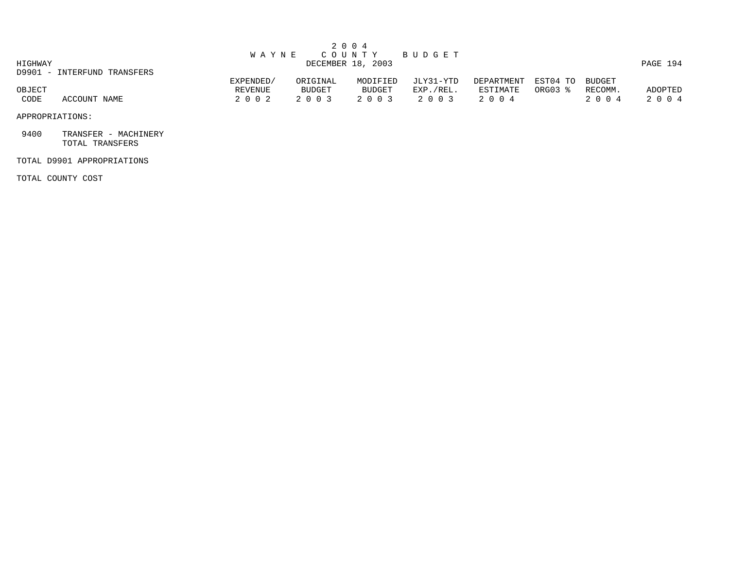# 2 0 0 4
# W A Y N E C O U N T Y B U D G E T

DECEMBER 18, 2003

HIGHWAY

D9901 - INTERFUND TRANSFERS

| OBJECT CODE | ACCOUNT NAME | EXPENDED/ REVENUE 2 0 0 2 | ORIGINAL BUDGET 2 0 0 3 | MODIFIED BUDGET 2 0 0 3 | JLY31-YTD EXP./REL. 2 0 0 3 | DEPARTMENT ESTIMATE 2 0 0 4 | EST04 TO ORG03 % | BUDGET RECOMM. 2 0 0 4 | ADOPTED 2 0 0 4 |
|---|---|---|---|---|---|---|---|---|---|
| APPROPRIATIONS: | | | | | | | | | |
| 9400 | TRANSFER - MACHINERY | | | | | | | | |
| | TOTAL TRANSFERS | | | | | | | | |
| TOTAL D9901 APPROPRIATIONS | | | | | | | | | |
| TOTAL COUNTY COST | | | | | | | | | |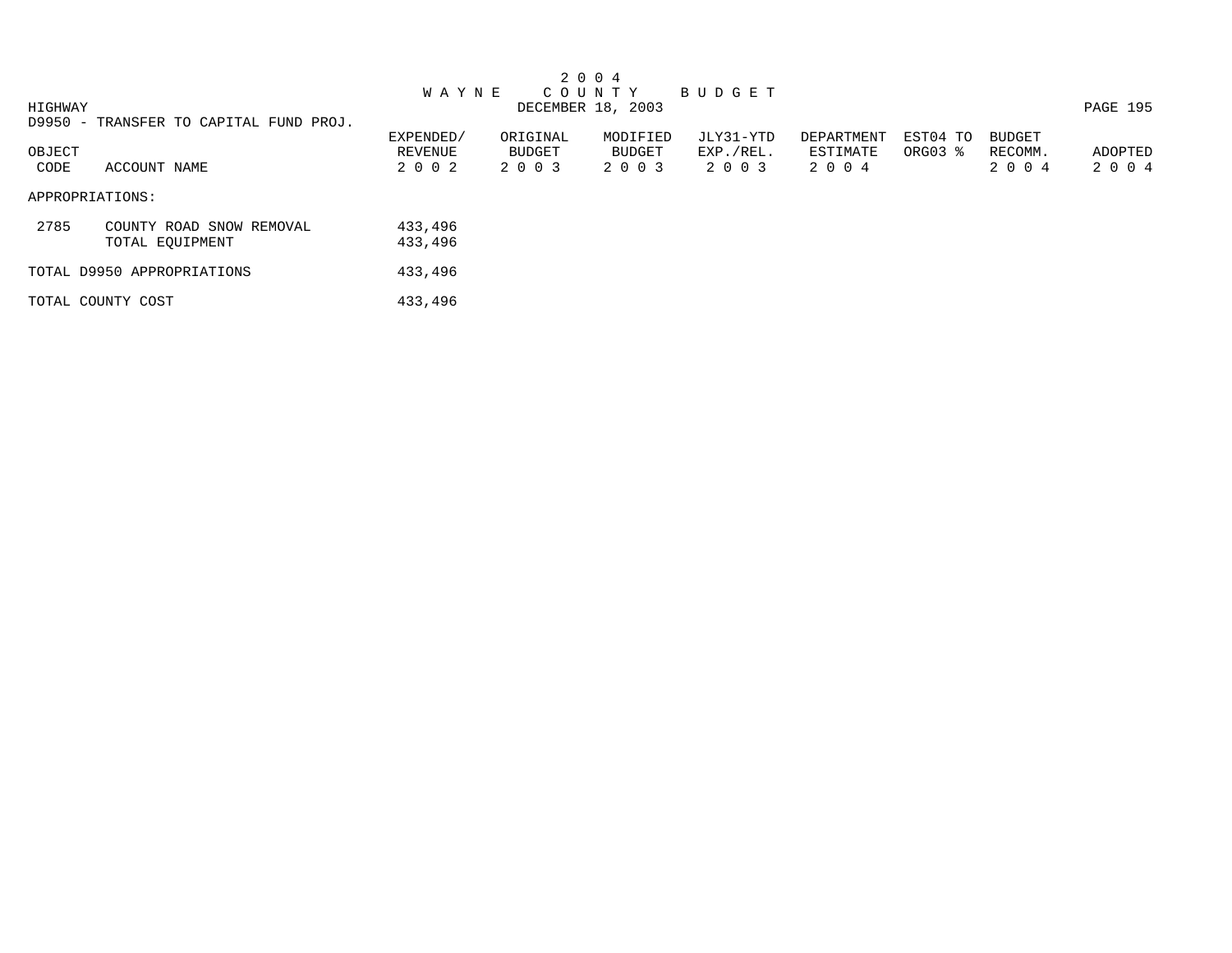# 2004 WAYNE COUNTY BUDGET

DECEMBER 18, 2003

HIGHWAY

D9950 - TRANSFER TO CAPITAL FUND PROJ.

| OBJECT CODE | ACCOUNT NAME | EXPENDED/ REVENUE 2002 | ORIGINAL BUDGET 2003 | MODIFIED BUDGET 2003 | JLY31-YTD EXP./REL. 2003 | DEPARTMENT ESTIMATE 2004 | EST04 TO ORG03 % | BUDGET RECOMM. 2004 | ADOPTED 2004 |
|---|---|---|---|---|---|---|---|---|---|
| APPROPRIATIONS: | | | | | | | | | |
| 2785 | COUNTY ROAD SNOW REMOVAL | 433,496 | | | | | | | |
| | TOTAL EQUIPMENT | 433,496 | | | | | | | |
| TOTAL D9950 APPROPRIATIONS | | 433,496 | | | | | | | |
| TOTAL COUNTY COST | | 433,496 | | | | | | | |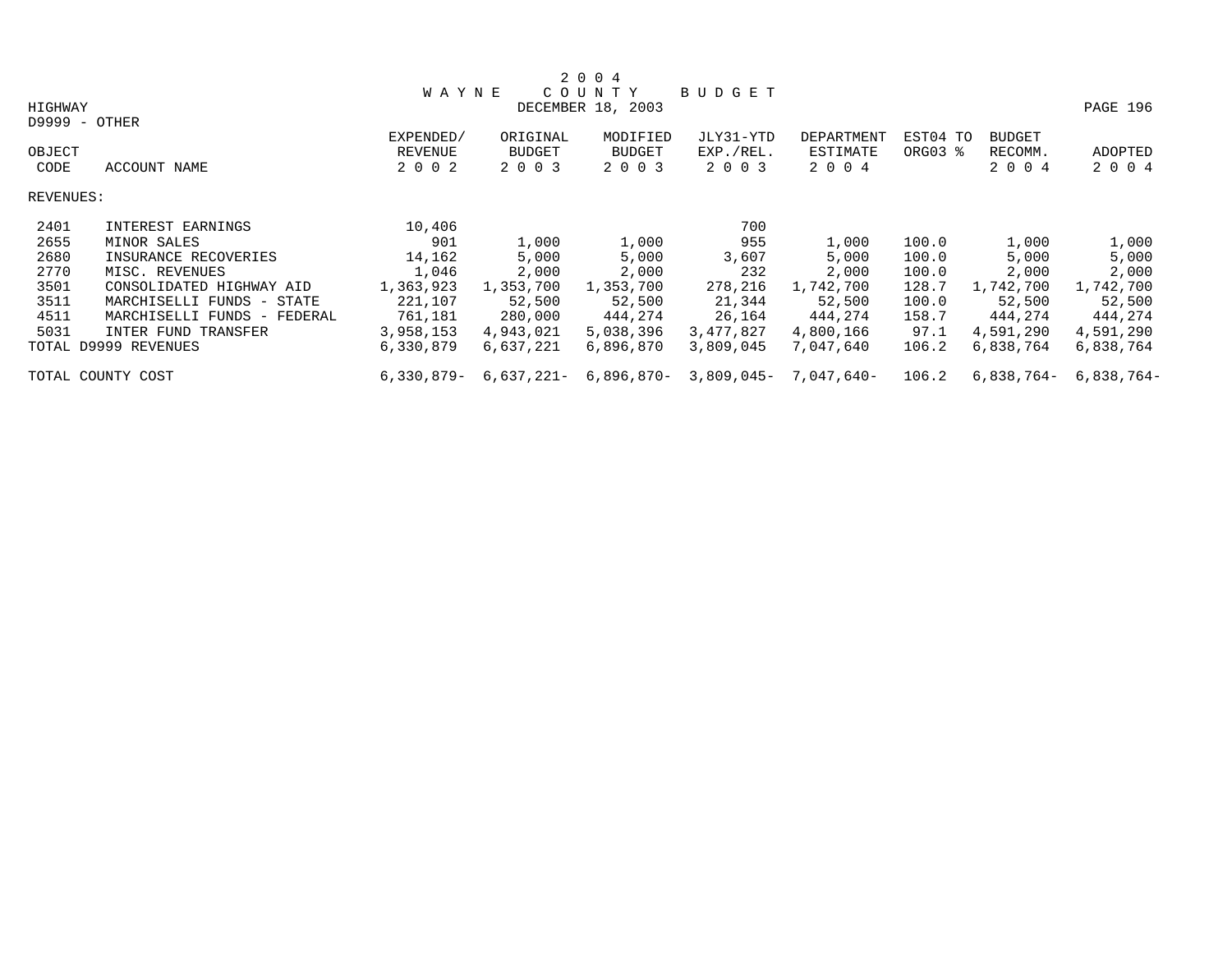# 2 0 0 4 WAYNE COUNTY BUDGET

DECEMBER 18, 2003

HIGHWAY

D9999 - OTHER

| OBJECT CODE | ACCOUNT NAME | EXPENDED/ REVENUE 2 0 0 2 | ORIGINAL BUDGET 2 0 0 3 | MODIFIED BUDGET 2 0 0 3 | JLY31-YTD EXP./REL. 2 0 0 3 | DEPARTMENT ESTIMATE 2 0 0 4 | EST04 TO ORG03 % | BUDGET RECOMM. 2 0 0 4 | ADOPTED 2 0 0 4 |
|---|---|---|---|---|---|---|---|---|---|
| REVENUES: | | | | | | | | | |
| 2401 | INTEREST EARNINGS | 10,406 | | | 700 | | | | |
| 2655 | MINOR SALES | 901 | 1,000 | 1,000 | 955 | 1,000 | 100.0 | 1,000 | 1,000 |
| 2680 | INSURANCE RECOVERIES | 14,162 | 5,000 | 5,000 | 3,607 | 5,000 | 100.0 | 5,000 | 5,000 |
| 2770 | MISC. REVENUES | 1,046 | 2,000 | 2,000 | 232 | 2,000 | 100.0 | 2,000 | 2,000 |
| 3501 | CONSOLIDATED HIGHWAY AID | 1,363,923 | 1,353,700 | 1,353,700 | 278,216 | 1,742,700 | 128.7 | 1,742,700 | 1,742,700 |
| 3511 | MARCHISELLI FUNDS - STATE | 221,107 | 52,500 | 52,500 | 21,344 | 52,500 | 100.0 | 52,500 | 52,500 |
| 4511 | MARCHISELLI FUNDS - FEDERAL | 761,181 | 280,000 | 444,274 | 26,164 | 444,274 | 158.7 | 444,274 | 444,274 |
| 5031 | INTER FUND TRANSFER | 3,958,153 | 4,943,021 | 5,038,396 | 3,477,827 | 4,800,166 | 97.1 | 4,591,290 | 4,591,290 |
| TOTAL D9999 REVENUES | | 6,330,879 | 6,637,221 | 6,896,870 | 3,809,045 | 7,047,640 | 106.2 | 6,838,764 | 6,838,764 |
| TOTAL COUNTY COST | | 6,330,879- | 6,637,221- | 6,896,870- | 3,809,045- | 7,047,640- | 106.2 | 6,838,764- | 6,838,764- |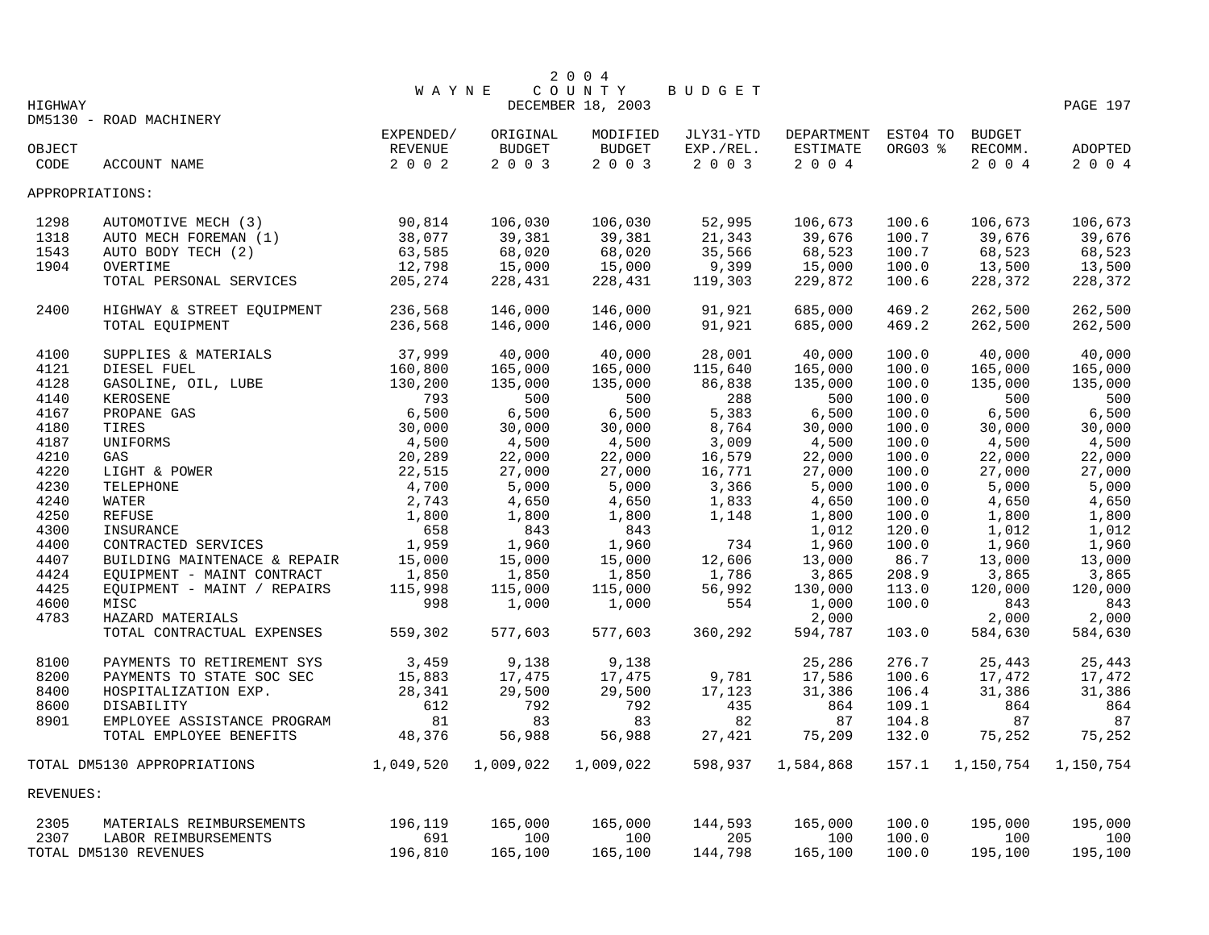# 2004 WAYNE COUNTY BUDGET

DECEMBER 18, 2003

HIGHWAY

DM5130 - ROAD MACHINERY

| OBJECT CODE | ACCOUNT NAME | EXPENDED/ REVENUE 2002 | ORIGINAL BUDGET 2003 | MODIFIED BUDGET 2003 | JLY31-YTD EXP./REL. 2003 | DEPARTMENT ESTIMATE 2004 | EST04 TO ORG03 % | BUDGET RECOMM. 2004 | ADOPTED 2004 |
|---|---|---|---|---|---|---|---|---|---|
| APPROPRIATIONS: | | | | | | | | | |
| 1298 | AUTOMOTIVE MECH (3) | 90,814 | 106,030 | 106,030 | 52,995 | 106,673 | 100.6 | 106,673 | 106,673 |
| 1318 | AUTO MECH FOREMAN (1) | 38,077 | 39,381 | 39,381 | 21,343 | 39,676 | 100.7 | 39,676 | 39,676 |
| 1543 | AUTO BODY TECH (2) | 63,585 | 68,020 | 68,020 | 35,566 | 68,523 | 100.7 | 68,523 | 68,523 |
| 1904 | OVERTIME | 12,798 | 15,000 | 15,000 | 9,399 | 15,000 | 100.0 | 13,500 | 13,500 |
| | TOTAL PERSONAL SERVICES | 205,274 | 228,431 | 228,431 | 119,303 | 229,872 | 100.6 | 228,372 | 228,372 |
| 2400 | HIGHWAY & STREET EQUIPMENT | 236,568 | 146,000 | 146,000 | 91,921 | 685,000 | 469.2 | 262,500 | 262,500 |
| | TOTAL EQUIPMENT | 236,568 | 146,000 | 146,000 | 91,921 | 685,000 | 469.2 | 262,500 | 262,500 |
| 4100 | SUPPLIES & MATERIALS | 37,999 | 40,000 | 40,000 | 28,001 | 40,000 | 100.0 | 40,000 | 40,000 |
| 4121 | DIESEL FUEL | 160,800 | 165,000 | 165,000 | 115,640 | 165,000 | 100.0 | 165,000 | 165,000 |
| 4128 | GASOLINE, OIL, LUBE | 130,200 | 135,000 | 135,000 | 86,838 | 135,000 | 100.0 | 135,000 | 135,000 |
| 4140 | KEROSENE | 793 | 500 | 500 | 288 | 500 | 100.0 | 500 | 500 |
| 4167 | PROPANE GAS | 6,500 | 6,500 | 6,500 | 5,383 | 6,500 | 100.0 | 6,500 | 6,500 |
| 4180 | TIRES | 30,000 | 30,000 | 30,000 | 8,764 | 30,000 | 100.0 | 30,000 | 30,000 |
| 4187 | UNIFORMS | 4,500 | 4,500 | 4,500 | 3,009 | 4,500 | 100.0 | 4,500 | 4,500 |
| 4210 | GAS | 20,289 | 22,000 | 22,000 | 16,579 | 22,000 | 100.0 | 22,000 | 22,000 |
| 4220 | LIGHT & POWER | 22,515 | 27,000 | 27,000 | 16,771 | 27,000 | 100.0 | 27,000 | 27,000 |
| 4230 | TELEPHONE | 4,700 | 5,000 | 5,000 | 3,366 | 5,000 | 100.0 | 5,000 | 5,000 |
| 4240 | WATER | 2,743 | 4,650 | 4,650 | 1,833 | 4,650 | 100.0 | 4,650 | 4,650 |
| 4250 | REFUSE | 1,800 | 1,800 | 1,800 | 1,148 | 1,800 | 100.0 | 1,800 | 1,800 |
| 4300 | INSURANCE | 658 | 843 | 843 | | 1,012 | 120.0 | 1,012 | 1,012 |
| 4400 | CONTRACTED SERVICES | 1,959 | 1,960 | 1,960 | 734 | 1,960 | 100.0 | 1,960 | 1,960 |
| 4407 | BUILDING MAINTENACE & REPAIR | 15,000 | 15,000 | 15,000 | 12,606 | 13,000 | 86.7 | 13,000 | 13,000 |
| 4424 | EQUIPMENT - MAINT CONTRACT | 1,850 | 1,850 | 1,850 | 1,786 | 3,865 | 208.9 | 3,865 | 3,865 |
| 4425 | EQUIPMENT - MAINT / REPAIRS | 115,998 | 115,000 | 115,000 | 56,992 | 130,000 | 113.0 | 120,000 | 120,000 |
| 4600 | MISC | 998 | 1,000 | 1,000 | 554 | 1,000 | 100.0 | 843 | 843 |
| 4783 | HAZARD MATERIALS | | | | | 2,000 | | 2,000 | 2,000 |
| | TOTAL CONTRACTUAL EXPENSES | 559,302 | 577,603 | 577,603 | 360,292 | 594,787 | 103.0 | 584,630 | 584,630 |
| 8100 | PAYMENTS TO RETIREMENT SYS | 3,459 | 9,138 | 9,138 | | 25,286 | 276.7 | 25,443 | 25,443 |
| 8200 | PAYMENTS TO STATE SOC SEC | 15,883 | 17,475 | 17,475 | 9,781 | 17,586 | 100.6 | 17,472 | 17,472 |
| 8400 | HOSPITALIZATION EXP. | 28,341 | 29,500 | 29,500 | 17,123 | 31,386 | 106.4 | 31,386 | 31,386 |
| 8600 | DISABILITY | 612 | 792 | 792 | 435 | 864 | 109.1 | 864 | 864 |
| 8901 | EMPLOYEE ASSISTANCE PROGRAM | 81 | 83 | 83 | 82 | 87 | 104.8 | 87 | 87 |
| | TOTAL EMPLOYEE BENEFITS | 48,376 | 56,988 | 56,988 | 27,421 | 75,209 | 132.0 | 75,252 | 75,252 |
| TOTAL DM5130 APPROPRIATIONS | | 1,049,520 | 1,009,022 | 1,009,022 | 598,937 | 1,584,868 | 157.1 | 1,150,754 | 1,150,754 |
| REVENUES: | | | | | | | | | |
| 2305 | MATERIALS REIMBURSEMENTS | 196,119 | 165,000 | 165,000 | 144,593 | 165,000 | 100.0 | 195,000 | 195,000 |
| 2307 | LABOR REIMBURSEMENTS | 691 | 100 | 100 | 205 | 100 | 100.0 | 100 | 100 |
| TOTAL DM5130 REVENUES | | 196,810 | 165,100 | 165,100 | 144,798 | 165,100 | 100.0 | 195,100 | 195,100 |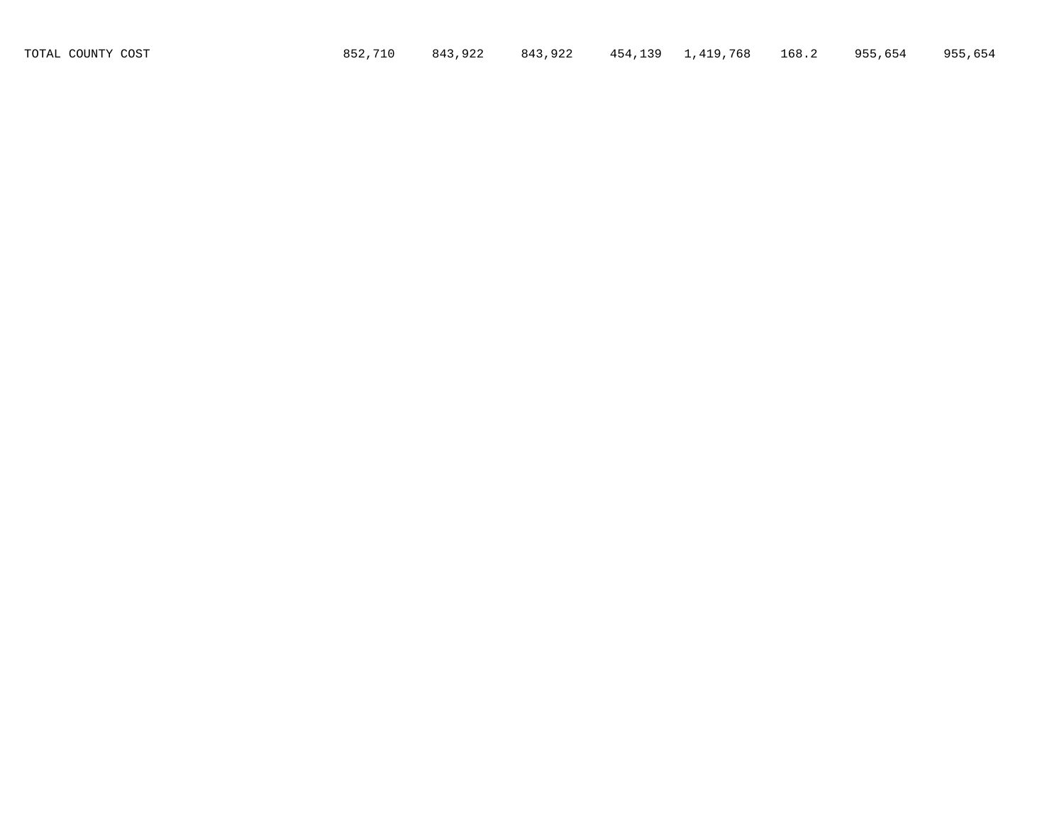| | | | | | | | | |
|---|---|---|---|---|---|---|---|---|
| TOTAL COUNTY COST | 852,710 | 843,922 | 843,922 | 454,139 | 1,419,768 | 168.2 | 955,654 | 955,654 |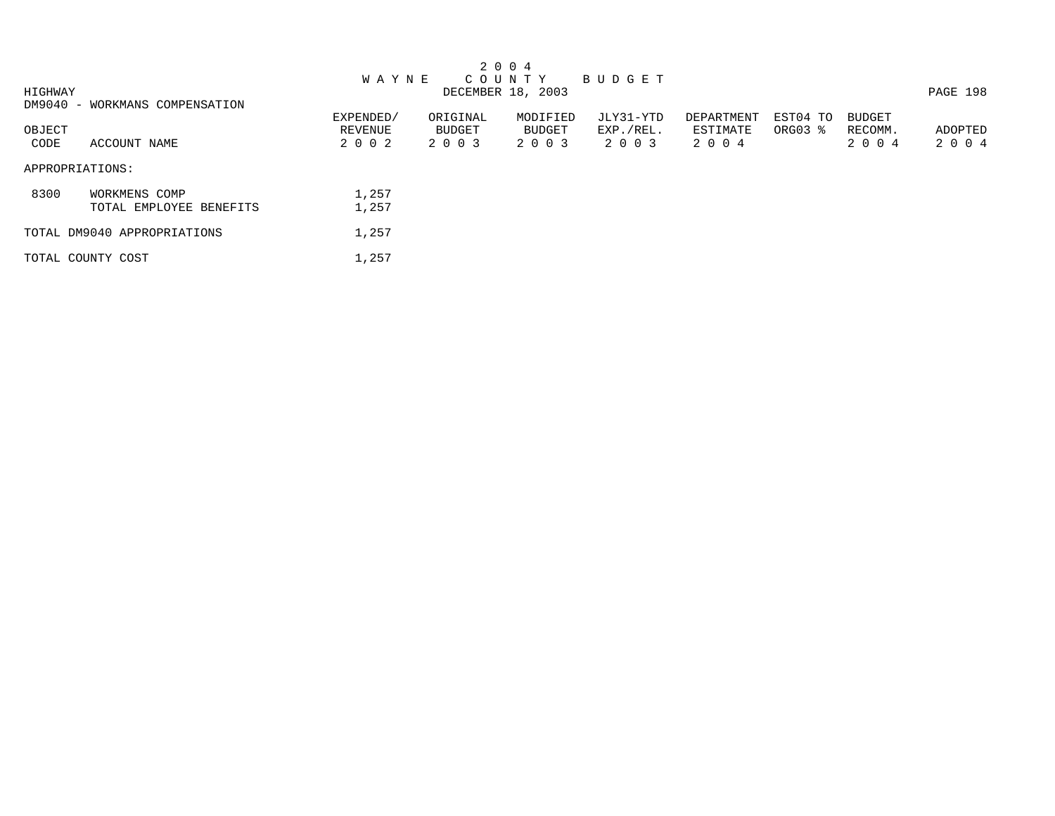# 2004 WAYNE COUNTY BUDGET

DECEMBER 18, 2003

HIGHWAY

DM9040 - WORKMANS COMPENSATION

| OBJECT CODE | ACCOUNT NAME | EXPENDED/ REVENUE 2002 | ORIGINAL BUDGET 2003 | MODIFIED BUDGET 2003 | JLY31-YTD EXP./REL. 2003 | DEPARTMENT ESTIMATE 2004 | EST04 TO ORG03 % | BUDGET RECOMM. 2004 | ADOPTED 2004 |
|---|---|---|---|---|---|---|---|---|---|
| APPROPRIATIONS: | | | | | | | | | |
| 8300 | WORKMENS COMP | 1,257 | | | | | | | |
| | TOTAL EMPLOYEE BENEFITS | 1,257 | | | | | | | |
| TOTAL DM9040 APPROPRIATIONS | | 1,257 | | | | | | | |
| TOTAL COUNTY COST | | 1,257 | | | | | | | |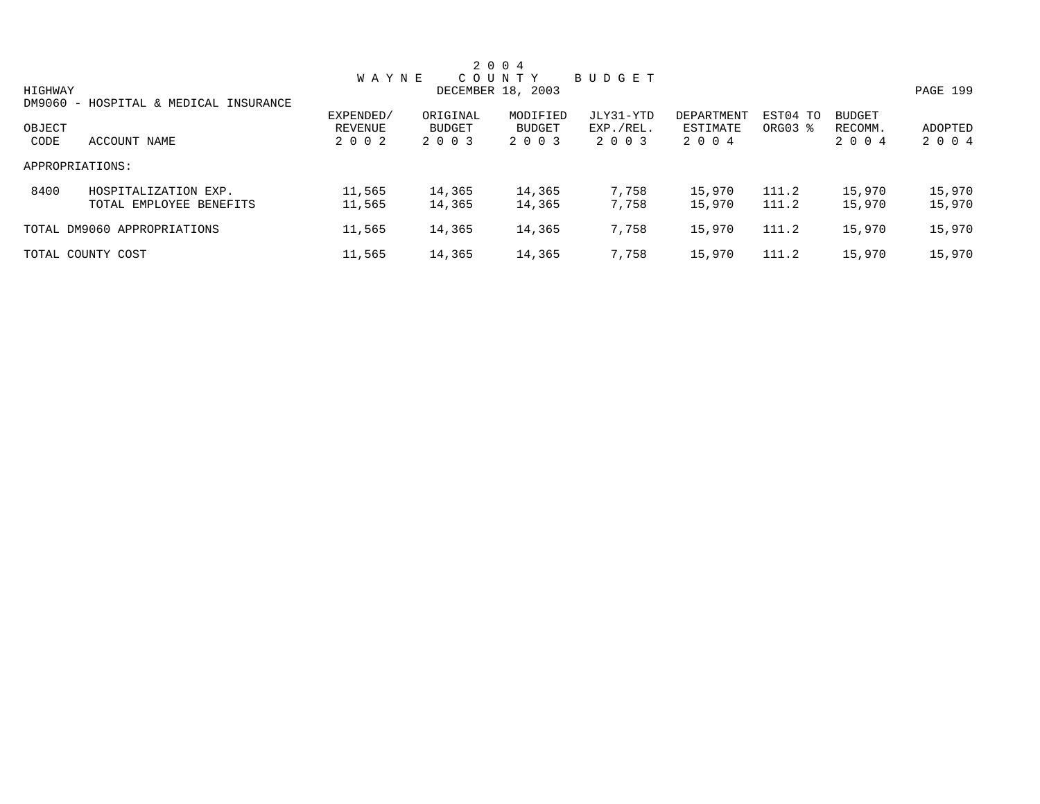# 2004 WAYNE COUNTY BUDGET

DECEMBER 18, 2003

HIGHWAY

DM9060 - HOSPITAL & MEDICAL INSURANCE

| OBJECT CODE | ACCOUNT NAME | EXPENDED/ REVENUE 2002 | ORIGINAL BUDGET 2003 | MODIFIED BUDGET 2003 | JLY31-YTD EXP./REL. 2003 | DEPARTMENT ESTIMATE 2004 | EST04 TO ORG03 % | BUDGET RECOMM. 2004 | ADOPTED 2004 |
|---|---|---|---|---|---|---|---|---|---|
| APPROPRIATIONS: | | | | | | | | | |
| 8400 | HOSPITALIZATION EXP. | 11,565 | 14,365 | 14,365 | 7,758 | 15,970 | 111.2 | 15,970 | 15,970 |
| | TOTAL EMPLOYEE BENEFITS | 11,565 | 14,365 | 14,365 | 7,758 | 15,970 | 111.2 | 15,970 | 15,970 |
| TOTAL DM9060 APPROPRIATIONS | | 11,565 | 14,365 | 14,365 | 7,758 | 15,970 | 111.2 | 15,970 | 15,970 |
| TOTAL COUNTY COST | | 11,565 | 14,365 | 14,365 | 7,758 | 15,970 | 111.2 | 15,970 | 15,970 |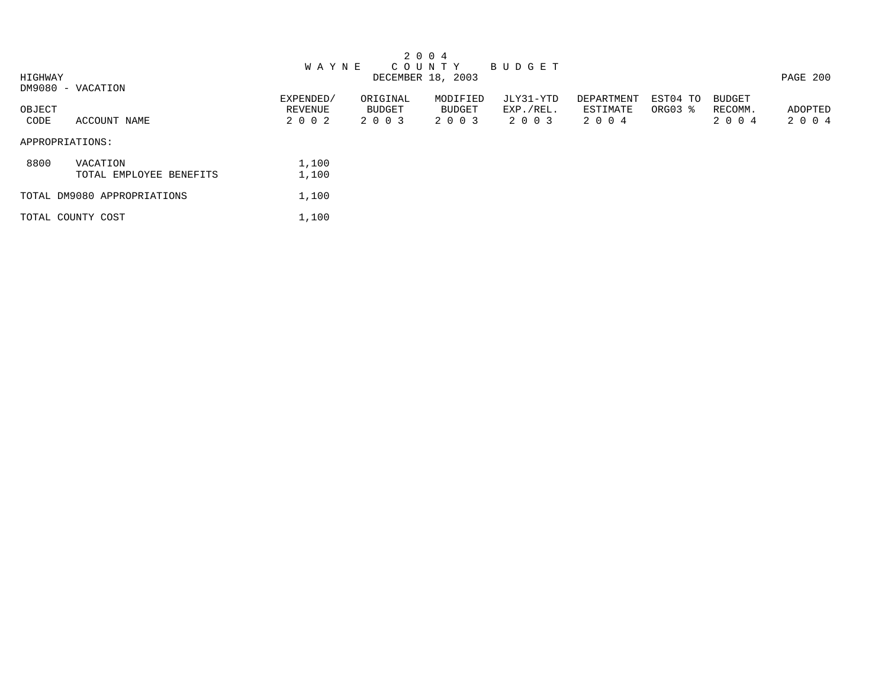# 2004 WAYNE COUNTY BUDGET

DECEMBER 18, 2003

HIGHWAY

DM9080 - VACATION

| OBJECT CODE | ACCOUNT NAME | EXPENDED/ REVENUE 2002 | ORIGINAL BUDGET 2003 | MODIFIED BUDGET 2003 | JLY31-YTD EXP./REL. 2003 | DEPARTMENT ESTIMATE 2004 | EST04 TO ORG03 % | BUDGET RECOMM. 2004 | ADOPTED 2004 |
|---|---|---|---|---|---|---|---|---|---|
| APPROPRIATIONS: | | | | | | | | | |
| 8800 | VACATION | 1,100 | | | | | | | |
| | TOTAL EMPLOYEE BENEFITS | 1,100 | | | | | | | |
| TOTAL DM9080 APPROPRIATIONS | | 1,100 | | | | | | | |
| TOTAL COUNTY COST | | 1,100 | | | | | | | |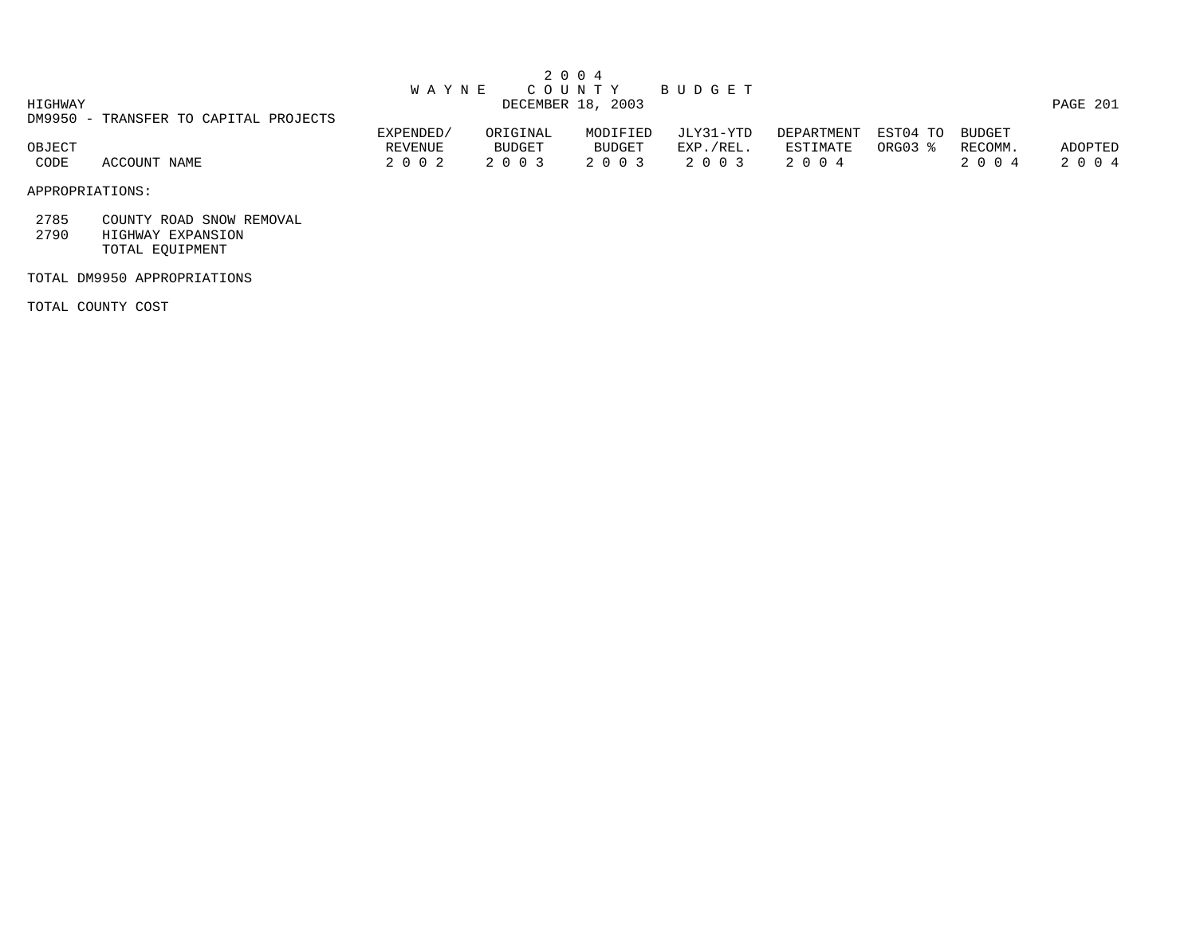# 2004 WAYNE COUNTY BUDGET

DECEMBER 18, 2003

HIGHWAY

DM9950 - TRANSFER TO CAPITAL PROJECTS

| OBJECT CODE | ACCOUNT NAME | EXPENDED/ REVENUE 2002 | ORIGINAL BUDGET 2003 | MODIFIED BUDGET 2003 | JLY31-YTD EXP./REL. 2003 | DEPARTMENT ESTIMATE 2004 | EST04 TO ORG03 % | BUDGET RECOMM. 2004 | ADOPTED 2004 |
|---|---|---|---|---|---|---|---|---|---|
| | APPROPRIATIONS: | | | | | | | | |
| 2785 | COUNTY ROAD SNOW REMOVAL | | | | | | | | |
| 2790 | HIGHWAY EXPANSION | | | | | | | | |
| | TOTAL EQUIPMENT | | | | | | | | |
| | TOTAL DM9950 APPROPRIATIONS | | | | | | | | |
| | TOTAL COUNTY COST | | | | | | | | |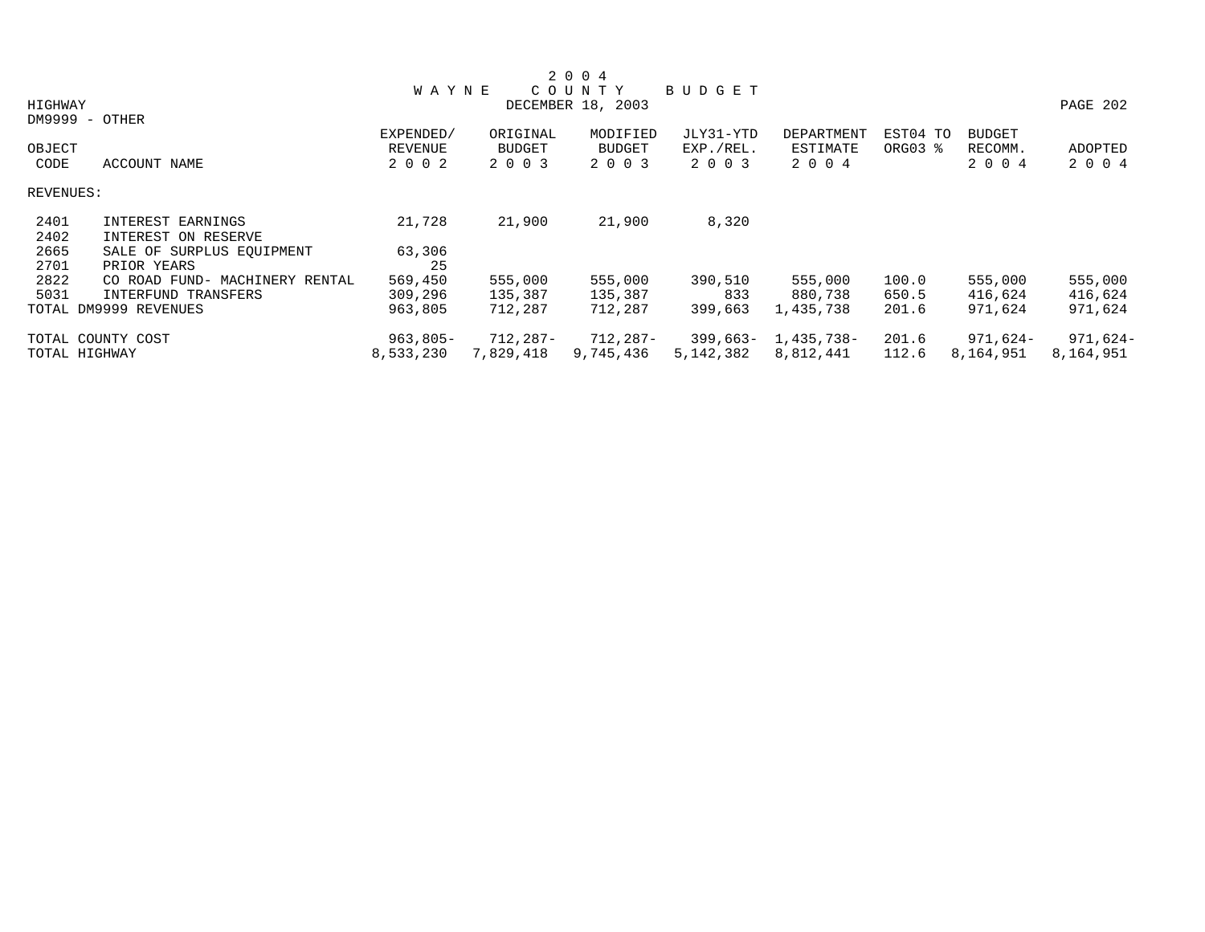# 2 0 0 4 WAYNE COUNTY BUDGET

HIGHWAY
DECEMBER 18, 2003

DM9999 - OTHER

| OBJECT CODE | ACCOUNT NAME | EXPENDED/ REVENUE 2 0 0 2 | ORIGINAL BUDGET 2 0 0 3 | MODIFIED BUDGET 2 0 0 3 | JLY31-YTD EXP./REL. 2 0 0 3 | DEPARTMENT ESTIMATE 2 0 0 4 | EST04 TO ORG03 % | BUDGET RECOMM. 2 0 0 4 | ADOPTED 2 0 0 4 |
|---|---|---|---|---|---|---|---|---|---|
| REVENUES: | | | | | | | | | |
| 2401 | INTEREST EARNINGS | 21,728 | 21,900 | 21,900 | 8,320 | | | | |
| 2402 | INTEREST ON RESERVE | | | | | | | | |
| 2665 | SALE OF SURPLUS EQUIPMENT | 63,306 | | | | | | | |
| 2701 | PRIOR YEARS | 25 | | | | | | | |
| 2822 | CO ROAD FUND- MACHINERY RENTAL | 569,450 | 555,000 | 555,000 | 390,510 | 555,000 | 100.0 | 555,000 | 555,000 |
| 5031 | INTERFUND TRANSFERS | 309,296 | 135,387 | 135,387 | 833 | 880,738 | 650.5 | 416,624 | 416,624 |
| TOTAL DM9999 REVENUES | | 963,805 | 712,287 | 712,287 | 399,663 | 1,435,738 | 201.6 | 971,624 | 971,624 |
| TOTAL COUNTY COST | | 963,805- | 712,287- | 712,287- | 399,663- | 1,435,738- | 201.6 | 971,624- | 971,624- |
| TOTAL HIGHWAY | | 8,533,230 | 7,829,418 | 9,745,436 | 5,142,382 | 8,812,441 | 112.6 | 8,164,951 | 8,164,951 |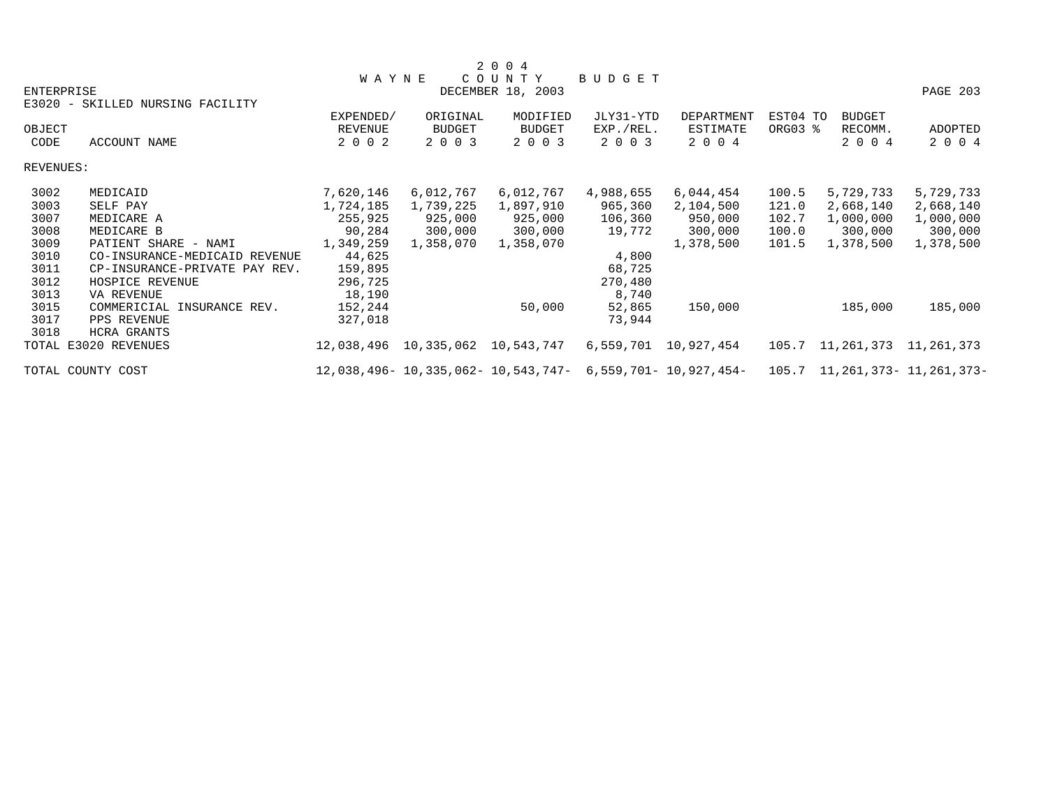# 2004 WAYNE COUNTY BUDGET

DECEMBER 18, 2003

ENTERPRISE

E3020 - SKILLED NURSING FACILITY

| OBJECT CODE | ACCOUNT NAME | EXPENDED/ REVENUE 2002 | ORIGINAL BUDGET 2003 | MODIFIED BUDGET 2003 | JLY31-YTD EXP./REL. 2003 | DEPARTMENT ESTIMATE 2004 | EST04 TO ORG03 % | BUDGET RECOMM. 2004 | ADOPTED 2004 |
|---|---|---|---|---|---|---|---|---|---|
| REVENUES: | | | | | | | | | |
| 3002 | MEDICAID | 7,620,146 | 6,012,767 | 6,012,767 | 4,988,655 | 6,044,454 | 100.5 | 5,729,733 | 5,729,733 |
| 3003 | SELF PAY | 1,724,185 | 1,739,225 | 1,897,910 | 965,360 | 2,104,500 | 121.0 | 2,668,140 | 2,668,140 |
| 3007 | MEDICARE A | 255,925 | 925,000 | 925,000 | 106,360 | 950,000 | 102.7 | 1,000,000 | 1,000,000 |
| 3008 | MEDICARE B | 90,284 | 300,000 | 300,000 | 19,772 | 300,000 | 100.0 | 300,000 | 300,000 |
| 3009 | PATIENT SHARE - NAMI | 1,349,259 | 1,358,070 | 1,358,070 | | 1,378,500 | 101.5 | 1,378,500 | 1,378,500 |
| 3010 | CO-INSURANCE-MEDICAID REVENUE | 44,625 | | | 4,800 | | | | |
| 3011 | CP-INSURANCE-PRIVATE PAY REV. | 159,895 | | | 68,725 | | | | |
| 3012 | HOSPICE REVENUE | 296,725 | | | 270,480 | | | | |
| 3013 | VA REVENUE | 18,190 | | | 8,740 | | | | |
| 3015 | COMMERICIAL INSURANCE REV. | 152,244 | | 50,000 | 52,865 | 150,000 | | 185,000 | 185,000 |
| 3017 | PPS REVENUE | 327,018 | | | 73,944 | | | | |
| 3018 | HCRA GRANTS | | | | | | | | |
| TOTAL E3020 REVENUES | | 12,038,496 | 10,335,062 | 10,543,747 | 6,559,701 | 10,927,454 | 105.7 | 11,261,373 | 11,261,373 |
| TOTAL COUNTY COST | | 12,038,496- | 10,335,062- | 10,543,747- | 6,559,701- | 10,927,454- | 105.7 | 11,261,373- | 11,261,373- |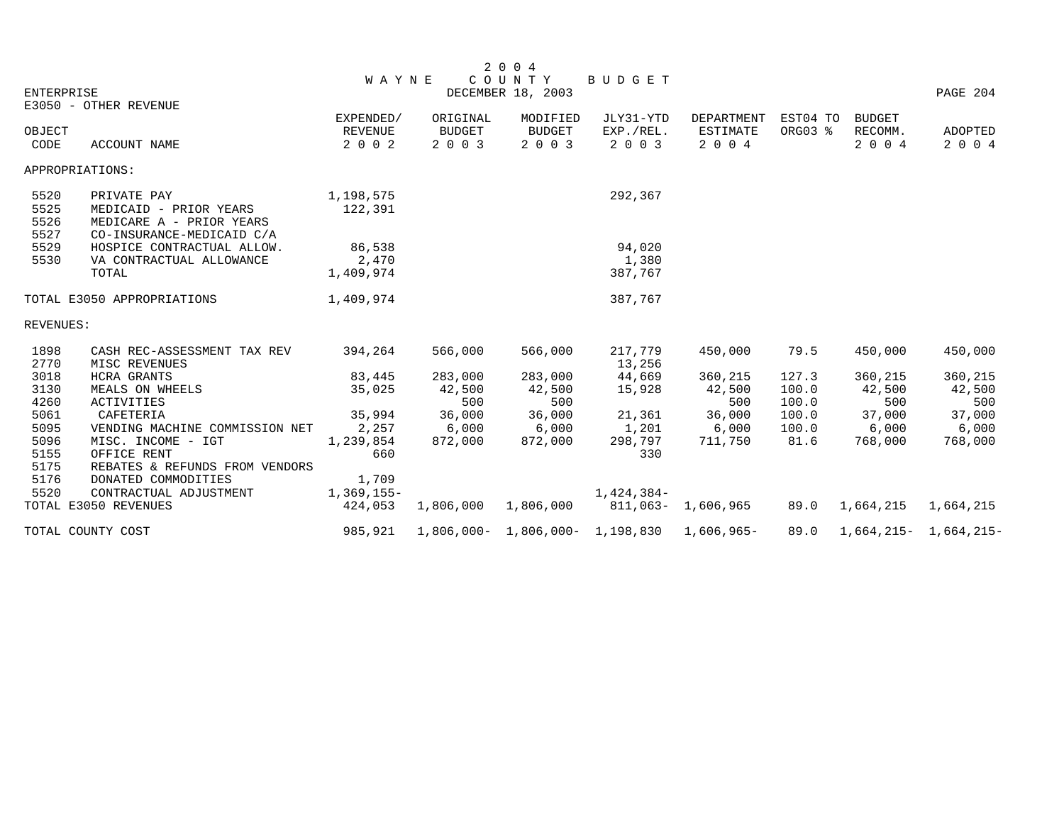# 2004 WAYNE COUNTY BUDGET

DECEMBER 18, 2003

ENTERPRISE

E3050 - OTHER REVENUE

| OBJECT CODE | ACCOUNT NAME | EXPENDED/ REVENUE 2002 | ORIGINAL BUDGET 2003 | MODIFIED BUDGET 2003 | JLY31-YTD EXP./REL. 2003 | DEPARTMENT ESTIMATE 2004 | EST04 TO ORG03 % | BUDGET RECOMM. 2004 | ADOPTED 2004 |
|---|---|---|---|---|---|---|---|---|---|
| APPROPRIATIONS: | | | | | | | | | |
| 5520 | PRIVATE PAY | 1,198,575 | | | 292,367 | | | | |
| 5525 | MEDICAID - PRIOR YEARS | 122,391 | | | | | | | |
| 5526 | MEDICARE A - PRIOR YEARS | | | | | | | | |
| 5527 | CO-INSURANCE-MEDICAID C/A | | | | | | | | |
| 5529 | HOSPICE CONTRACTUAL ALLOW. | 86,538 | | | 94,020 | | | | |
| 5530 | VA CONTRACTUAL ALLOWANCE | 2,470 | | | 1,380 | | | | |
| | TOTAL | 1,409,974 | | | 387,767 | | | | |
| TOTAL E3050 APPROPRIATIONS | | 1,409,974 | | | 387,767 | | | | |
| REVENUES: | | | | | | | | | |
| 1898 | CASH REC-ASSESSMENT TAX REV | 394,264 | 566,000 | 566,000 | 217,779 | 450,000 | 79.5 | 450,000 | 450,000 |
| 2770 | MISC REVENUES | | | | 13,256 | | | | |
| 3018 | HCRA GRANTS | 83,445 | 283,000 | 283,000 | 44,669 | 360,215 | 127.3 | 360,215 | 360,215 |
| 3130 | MEALS ON WHEELS | 35,025 | 42,500 | 42,500 | 15,928 | 42,500 | 100.0 | 42,500 | 42,500 |
| 4260 | ACTIVITIES | | 500 | 500 | | 500 | 100.0 | 500 | 500 |
| 5061 | CAFETERIA | 35,994 | 36,000 | 36,000 | 21,361 | 36,000 | 100.0 | 37,000 | 37,000 |
| 5095 | VENDING MACHINE COMMISSION NET | 2,257 | 6,000 | 6,000 | 1,201 | 6,000 | 100.0 | 6,000 | 6,000 |
| 5096 | MISC. INCOME - IGT | 1,239,854 | 872,000 | 872,000 | 298,797 | 711,750 | 81.6 | 768,000 | 768,000 |
| 5155 | OFFICE RENT | 660 | | | 330 | | | | |
| 5175 | REBATES & REFUNDS FROM VENDORS | | | | | | | | |
| 5176 | DONATED COMMODITIES | 1,709 | | | | | | | |
| 5520 | CONTRACTUAL ADJUSTMENT | 1,369,155- | | | 1,424,384- | | | | |
| TOTAL E3050 REVENUES | | 424,053 | 1,806,000 | 1,806,000 | 811,063- | 1,606,965 | 89.0 | 1,664,215 | 1,664,215 |
| TOTAL COUNTY COST | | 985,921 | 1,806,000- | 1,806,000- | 1,198,830 | 1,606,965- | 89.0 | 1,664,215- | 1,664,215- |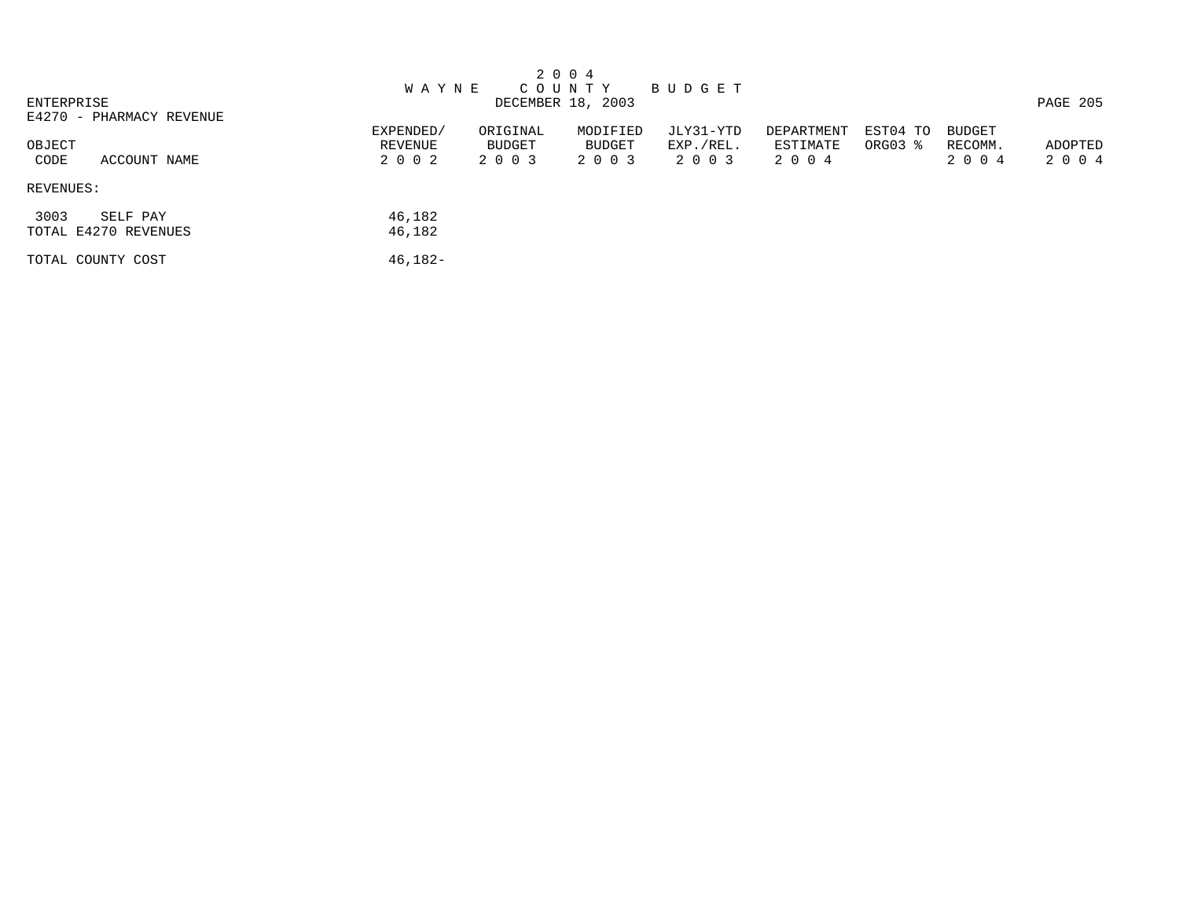# 2 0 0 4
# W A Y N E   C O U N T Y   B U D G E T

DECEMBER 18, 2003

ENTERPRISE

E4270 - PHARMACY REVENUE

| OBJECT CODE | ACCOUNT NAME | EXPENDED/ REVENUE 2 0 0 2 | ORIGINAL BUDGET 2 0 0 3 | MODIFIED BUDGET 2 0 0 3 | JLY31-YTD EXP./REL. 2 0 0 3 | DEPARTMENT ESTIMATE 2 0 0 4 | EST04 TO ORG03 % | BUDGET RECOMM. 2 0 0 4 | ADOPTED 2 0 0 4 |
|---|---|---|---|---|---|---|---|---|---|
| REVENUES: | | | | | | | | | |
| 3003 | SELF PAY | 46,182 | | | | | | | |
| TOTAL E4270 REVENUES | | 46,182 | | | | | | | |
| TOTAL COUNTY COST | | 46,182- | | | | | | | |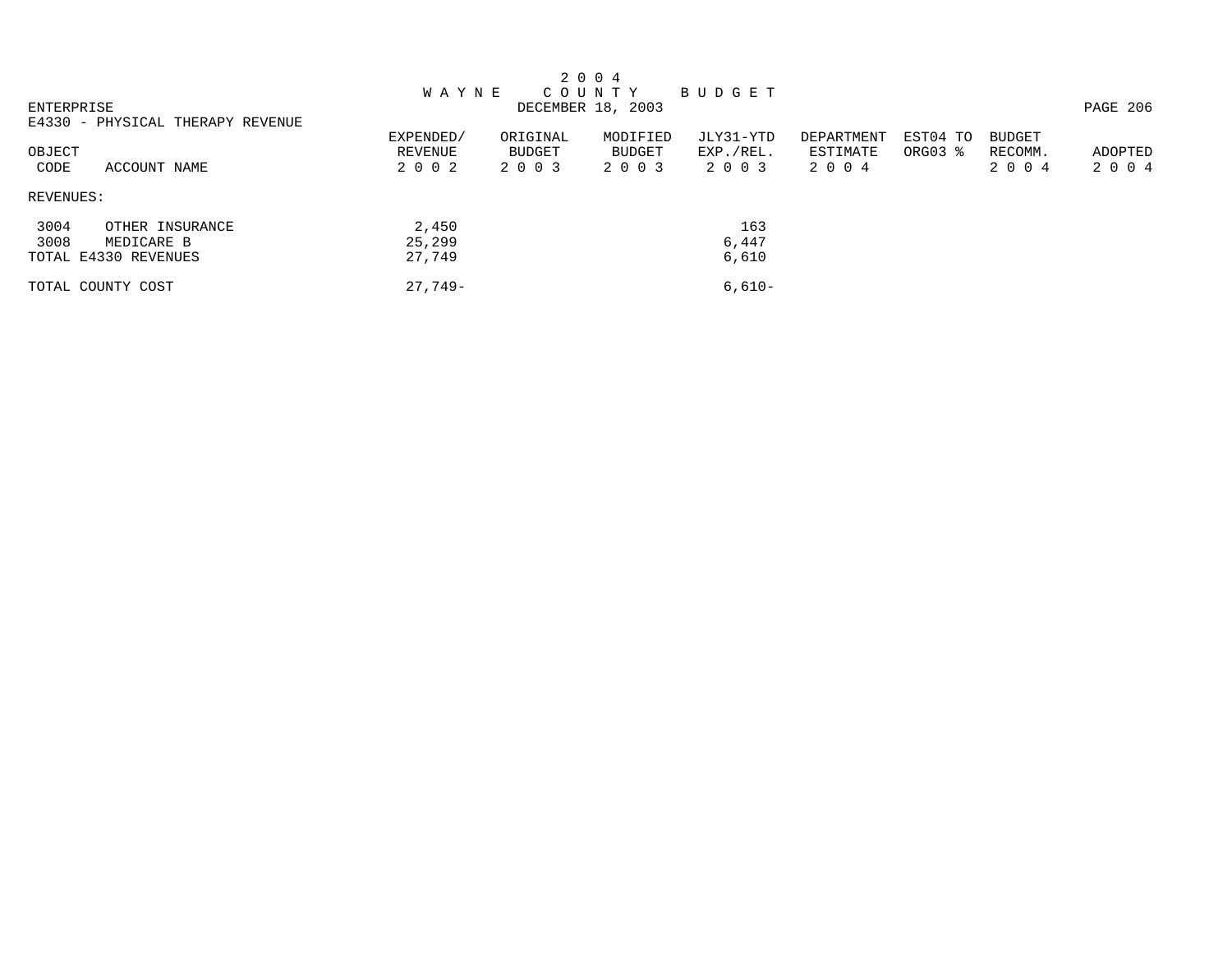# 2004 WAYNE COUNTY BUDGET

DECEMBER 18, 2003

ENTERPRISE

E4330 - PHYSICAL THERAPY REVENUE

| OBJECT CODE | ACCOUNT NAME | EXPENDED/ REVENUE 2002 | ORIGINAL BUDGET 2003 | MODIFIED BUDGET 2003 | JLY31-YTD EXP./REL. 2003 | DEPARTMENT ESTIMATE 2004 | EST04 TO ORG03 % | BUDGET RECOMM. 2004 | ADOPTED 2004 |
|---|---|---|---|---|---|---|---|---|---|
| REVENUES: | | | | | | | | | |
| 3004 | OTHER INSURANCE | 2,450 | | | 163 | | | | |
| 3008 | MEDICARE B | 25,299 | | | 6,447 | | | | |
| TOTAL E4330 REVENUES | | 27,749 | | | 6,610 | | | | |
| TOTAL COUNTY COST | | 27,749- | | | 6,610- | | | | |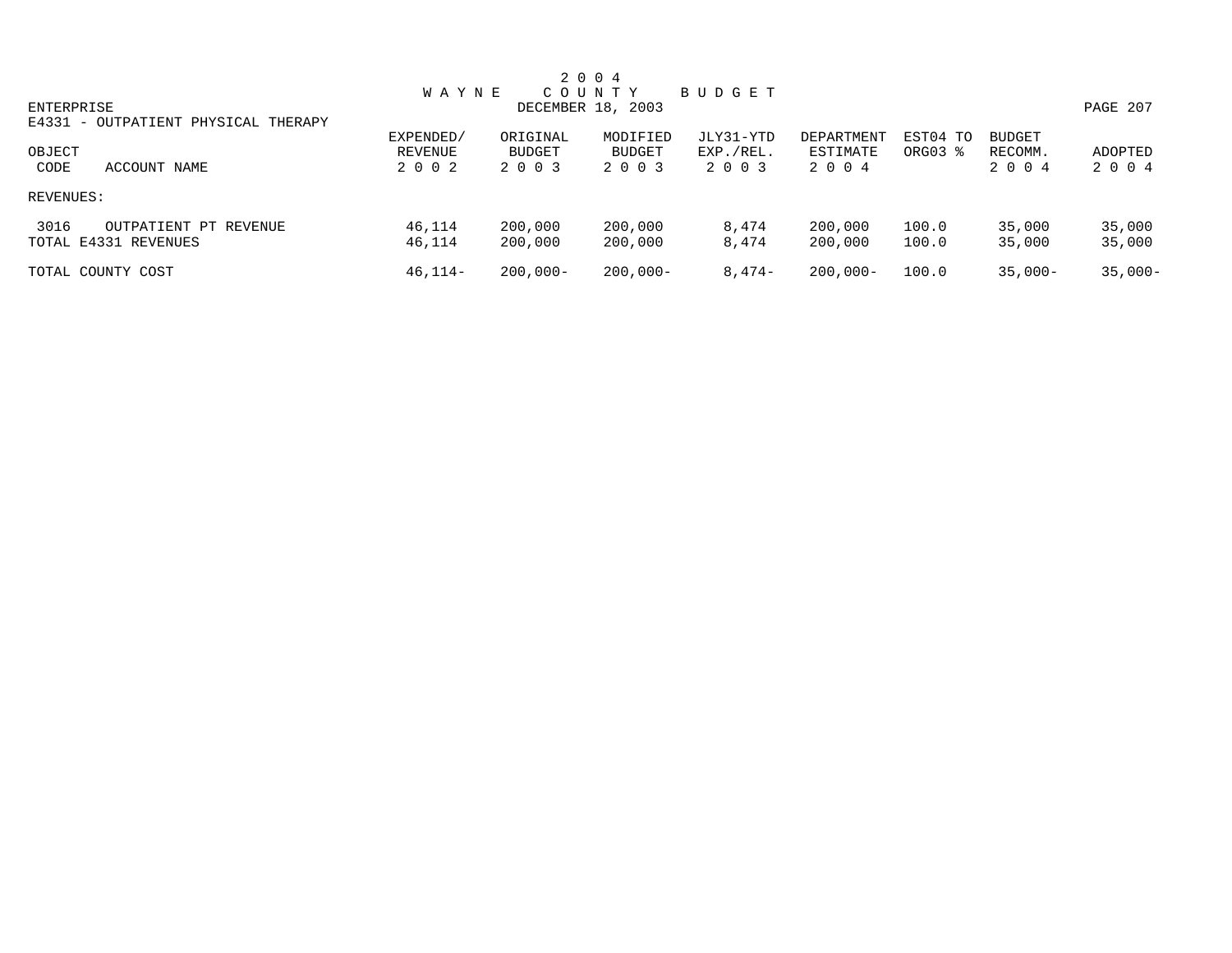# 2004 WAYNE COUNTY BUDGET

DECEMBER 18, 2003

ENTERPRISE

E4331 - OUTPATIENT PHYSICAL THERAPY

| OBJECT CODE | ACCOUNT NAME | EXPENDED/ REVENUE 2002 | ORIGINAL BUDGET 2003 | MODIFIED BUDGET 2003 | JLY31-YTD EXP./REL. 2003 | DEPARTMENT ESTIMATE 2004 | EST04 TO ORG03 % | BUDGET RECOMM. 2004 | ADOPTED 2004 |
|---|---|---|---|---|---|---|---|---|---|
| REVENUES: | | | | | | | | | |
| 3016 | OUTPATIENT PT REVENUE | 46,114 | 200,000 | 200,000 | 8,474 | 200,000 | 100.0 | 35,000 | 35,000 |
| TOTAL E4331 REVENUES | | 46,114 | 200,000 | 200,000 | 8,474 | 200,000 | 100.0 | 35,000 | 35,000 |
| TOTAL COUNTY COST | | 46,114- | 200,000- | 200,000- | 8,474- | 200,000- | 100.0 | 35,000- | 35,000- |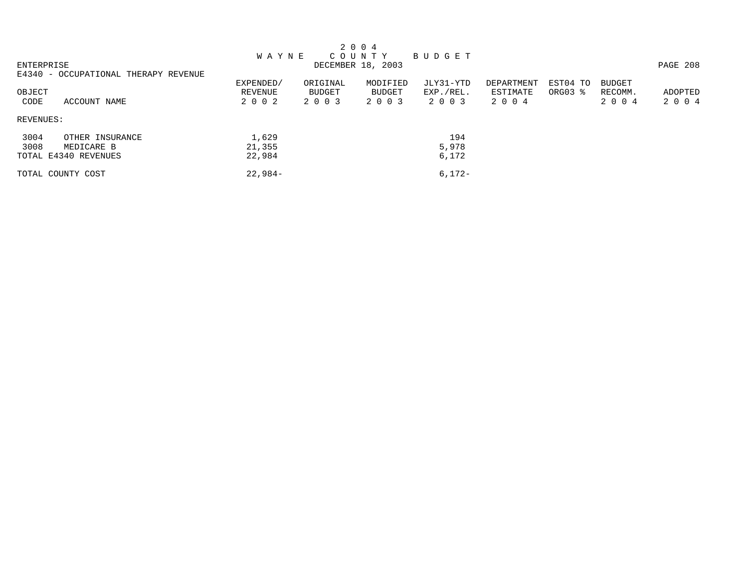# 2004 WAYNE COUNTY BUDGET

DECEMBER 18, 2003

ENTERPRISE

E4340 - OCCUPATIONAL THERAPY REVENUE

| OBJECT CODE | ACCOUNT NAME | EXPENDED/ REVENUE 2002 | ORIGINAL BUDGET 2003 | MODIFIED BUDGET 2003 | JLY31-YTD EXP./REL. 2003 | DEPARTMENT ESTIMATE 2004 | EST04 TO ORG03 % | BUDGET RECOMM. 2004 | ADOPTED 2004 |
|---|---|---|---|---|---|---|---|---|---|
| REVENUES: | | | | | | | | | |
| 3004 | OTHER INSURANCE | 1,629 | | | 194 | | | | |
| 3008 | MEDICARE B | 21,355 | | | 5,978 | | | | |
| TOTAL E4340 REVENUES | | 22,984 | | | 6,172 | | | | |
| TOTAL COUNTY COST | | 22,984- | | | 6,172- | | | | |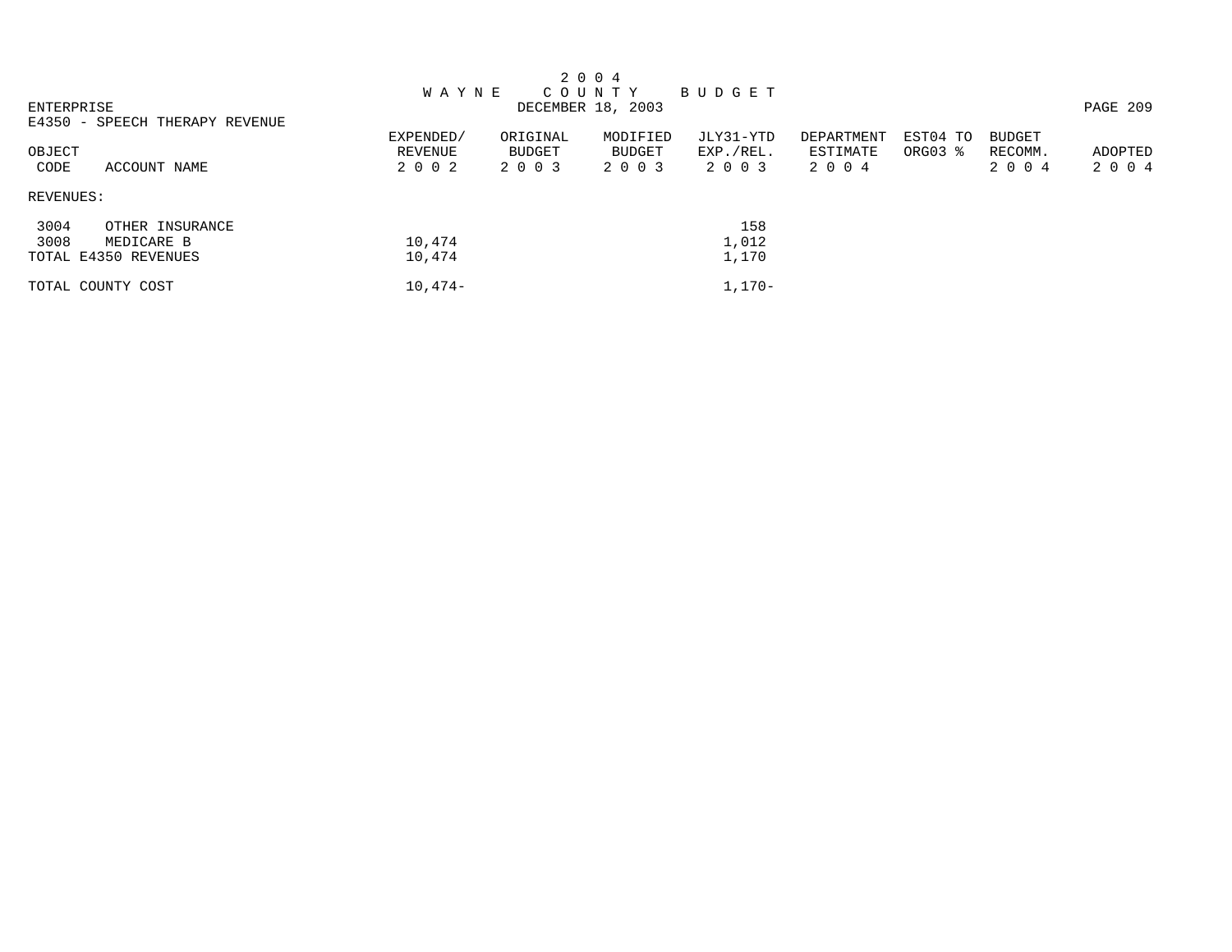# 2004 WAYNE COUNTY BUDGET

DECEMBER 18, 2003

ENTERPRISE

E4350 - SPEECH THERAPY REVENUE

| OBJECT CODE | ACCOUNT NAME | EXPENDED/ REVENUE 2002 | ORIGINAL BUDGET 2003 | MODIFIED BUDGET 2003 | JLY31-YTD EXP./REL. 2003 | DEPARTMENT ESTIMATE 2004 | EST04 TO ORG03 % | BUDGET RECOMM. 2004 | ADOPTED 2004 |
|---|---|---|---|---|---|---|---|---|---|
| REVENUES: | | | | | | | | | |
| 3004 | OTHER INSURANCE | | | | 158 | | | | |
| 3008 | MEDICARE B | 10,474 | | | 1,012 | | | | |
| TOTAL E4350 REVENUES | | 10,474 | | | 1,170 | | | | |
| TOTAL COUNTY COST | | 10,474- | | | 1,170- | | | | |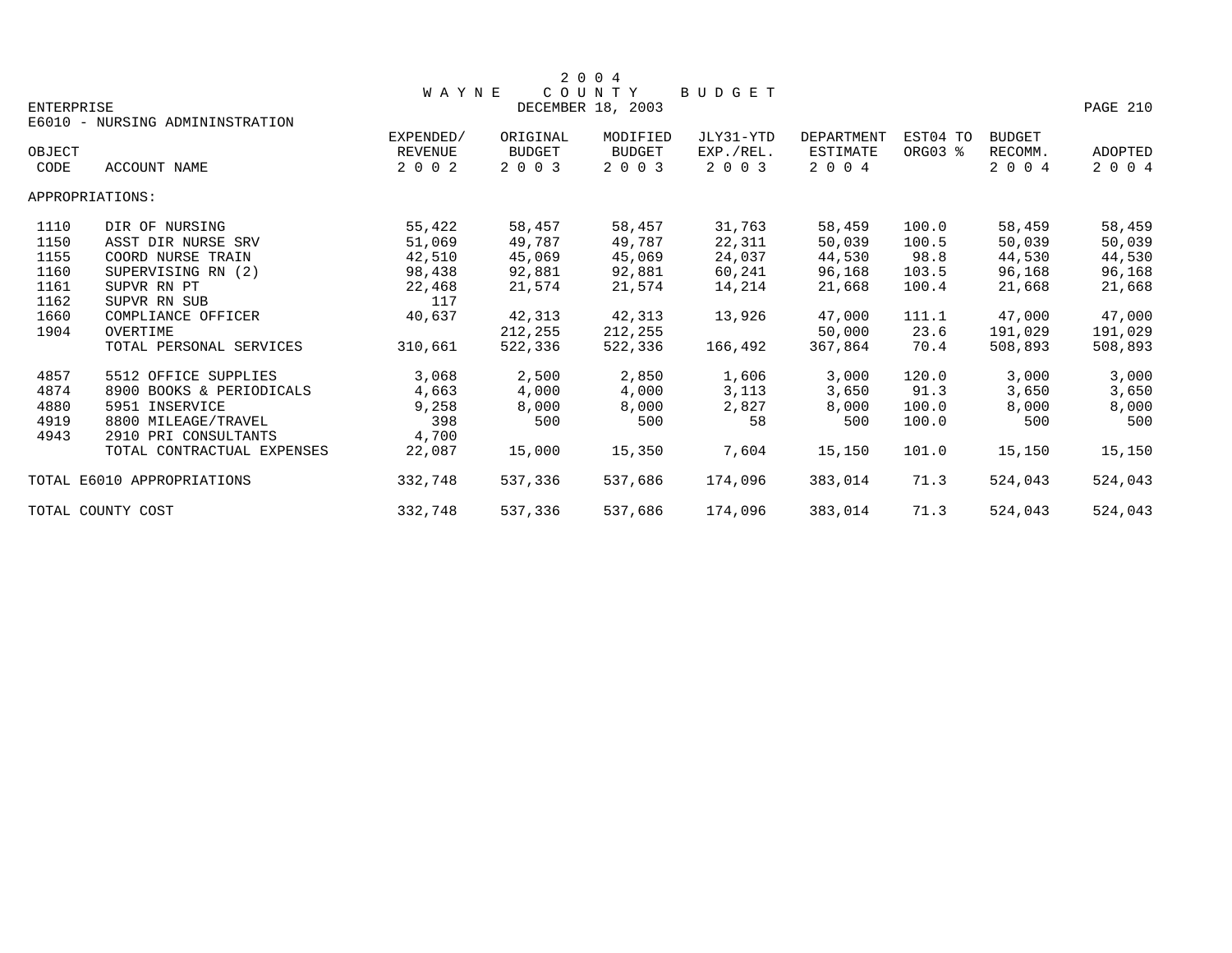# 2004 WAYNE COUNTY BUDGET

ENTERPRISE — DECEMBER 18, 2003

E6010 - NURSING ADMININSTRATION

| OBJECT CODE | ACCOUNT NAME | EXPENDED/ REVENUE 2002 | ORIGINAL BUDGET 2003 | MODIFIED BUDGET 2003 | JLY31-YTD EXP./REL. 2003 | DEPARTMENT ESTIMATE 2004 | EST04 TO ORG03 % | BUDGET RECOMM. 2004 | ADOPTED 2004 |
|---|---|---|---|---|---|---|---|---|---|
| APPROPRIATIONS: | | | | | | | | | |
| 1110 | DIR OF NURSING | 55,422 | 58,457 | 58,457 | 31,763 | 58,459 | 100.0 | 58,459 | 58,459 |
| 1150 | ASST DIR NURSE SRV | 51,069 | 49,787 | 49,787 | 22,311 | 50,039 | 100.5 | 50,039 | 50,039 |
| 1155 | COORD NURSE TRAIN | 42,510 | 45,069 | 45,069 | 24,037 | 44,530 | 98.8 | 44,530 | 44,530 |
| 1160 | SUPERVISING RN (2) | 98,438 | 92,881 | 92,881 | 60,241 | 96,168 | 103.5 | 96,168 | 96,168 |
| 1161 | SUPVR RN PT | 22,468 | 21,574 | 21,574 | 14,214 | 21,668 | 100.4 | 21,668 | 21,668 |
| 1162 | SUPVR RN SUB | 117 | | | | | | | |
| 1660 | COMPLIANCE OFFICER | 40,637 | 42,313 | 42,313 | 13,926 | 47,000 | 111.1 | 47,000 | 47,000 |
| 1904 | OVERTIME | | 212,255 | 212,255 | | 50,000 | 23.6 | 191,029 | 191,029 |
| | TOTAL PERSONAL SERVICES | 310,661 | 522,336 | 522,336 | 166,492 | 367,864 | 70.4 | 508,893 | 508,893 |
| 4857 | 5512 OFFICE SUPPLIES | 3,068 | 2,500 | 2,850 | 1,606 | 3,000 | 120.0 | 3,000 | 3,000 |
| 4874 | 8900 BOOKS & PERIODICALS | 4,663 | 4,000 | 4,000 | 3,113 | 3,650 | 91.3 | 3,650 | 3,650 |
| 4880 | 5951 INSERVICE | 9,258 | 8,000 | 8,000 | 2,827 | 8,000 | 100.0 | 8,000 | 8,000 |
| 4919 | 8800 MILEAGE/TRAVEL | 398 | 500 | 500 | 58 | 500 | 100.0 | 500 | 500 |
| 4943 | 2910 PRI CONSULTANTS | 4,700 | | | | | | | |
| | TOTAL CONTRACTUAL EXPENSES | 22,087 | 15,000 | 15,350 | 7,604 | 15,150 | 101.0 | 15,150 | 15,150 |
| TOTAL E6010 APPROPRIATIONS | | 332,748 | 537,336 | 537,686 | 174,096 | 383,014 | 71.3 | 524,043 | 524,043 |
| TOTAL COUNTY COST | | 332,748 | 537,336 | 537,686 | 174,096 | 383,014 | 71.3 | 524,043 | 524,043 |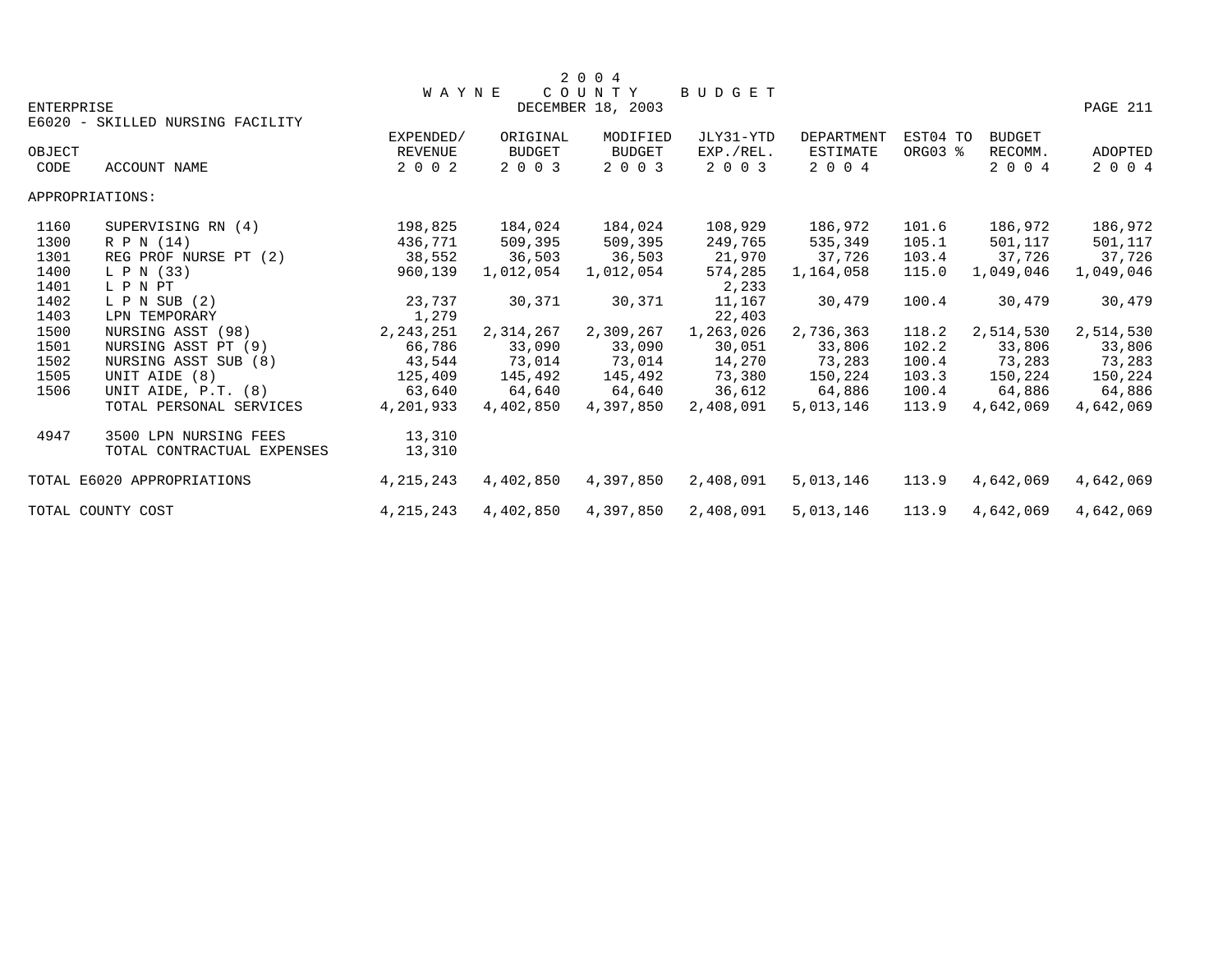# 2004 WAYNE COUNTY BUDGET

DECEMBER 18, 2003

ENTERPRISE

E6020 - SKILLED NURSING FACILITY

| OBJECT CODE | ACCOUNT NAME | EXPENDED/ REVENUE 2002 | ORIGINAL BUDGET 2003 | MODIFIED BUDGET 2003 | JLY31-YTD EXP./REL. 2003 | DEPARTMENT ESTIMATE 2004 | EST04 TO ORG03 % | BUDGET RECOMM. 2004 | ADOPTED 2004 |
|---|---|---|---|---|---|---|---|---|---|
| APPROPRIATIONS: | | | | | | | | | |
| 1160 | SUPERVISING RN (4) | 198,825 | 184,024 | 184,024 | 108,929 | 186,972 | 101.6 | 186,972 | 186,972 |
| 1300 | R P N (14) | 436,771 | 509,395 | 509,395 | 249,765 | 535,349 | 105.1 | 501,117 | 501,117 |
| 1301 | REG PROF NURSE PT (2) | 38,552 | 36,503 | 36,503 | 21,970 | 37,726 | 103.4 | 37,726 | 37,726 |
| 1400 | L P N (33) | 960,139 | 1,012,054 | 1,012,054 | 574,285 | 1,164,058 | 115.0 | 1,049,046 | 1,049,046 |
| 1401 | L P N PT | | | | 2,233 | | | | |
| 1402 | L P N SUB (2) | 23,737 | 30,371 | 30,371 | 11,167 | 30,479 | 100.4 | 30,479 | 30,479 |
| 1403 | LPN TEMPORARY | 1,279 | | | 22,403 | | | | |
| 1500 | NURSING ASST (98) | 2,243,251 | 2,314,267 | 2,309,267 | 1,263,026 | 2,736,363 | 118.2 | 2,514,530 | 2,514,530 |
| 1501 | NURSING ASST PT (9) | 66,786 | 33,090 | 33,090 | 30,051 | 33,806 | 102.2 | 33,806 | 33,806 |
| 1502 | NURSING ASST SUB (8) | 43,544 | 73,014 | 73,014 | 14,270 | 73,283 | 100.4 | 73,283 | 73,283 |
| 1505 | UNIT AIDE (8) | 125,409 | 145,492 | 145,492 | 73,380 | 150,224 | 103.3 | 150,224 | 150,224 |
| 1506 | UNIT AIDE, P.T. (8) | 63,640 | 64,640 | 64,640 | 36,612 | 64,886 | 100.4 | 64,886 | 64,886 |
| | TOTAL PERSONAL SERVICES | 4,201,933 | 4,402,850 | 4,397,850 | 2,408,091 | 5,013,146 | 113.9 | 4,642,069 | 4,642,069 |
| 4947 | 3500 LPN NURSING FEES | 13,310 | | | | | | | |
| | TOTAL CONTRACTUAL EXPENSES | 13,310 | | | | | | | |
| TOTAL E6020 APPROPRIATIONS | | 4,215,243 | 4,402,850 | 4,397,850 | 2,408,091 | 5,013,146 | 113.9 | 4,642,069 | 4,642,069 |
| TOTAL COUNTY COST | | 4,215,243 | 4,402,850 | 4,397,850 | 2,408,091 | 5,013,146 | 113.9 | 4,642,069 | 4,642,069 |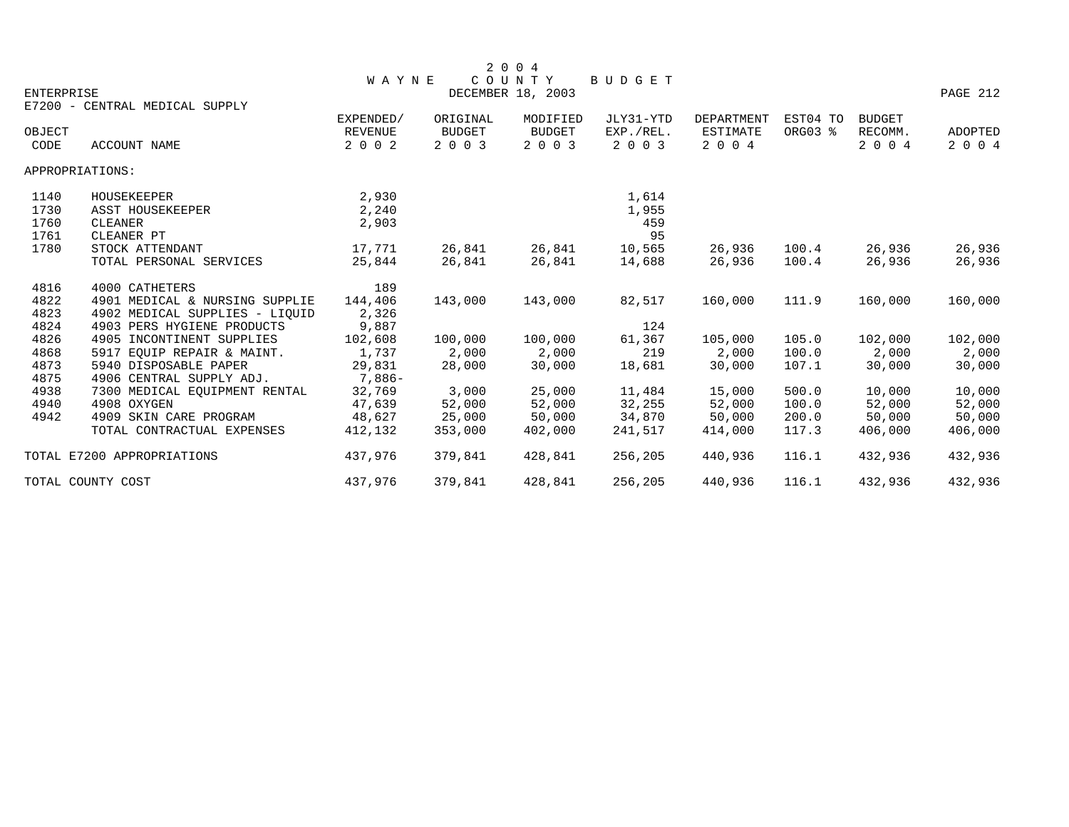# 2004 WAYNE COUNTY BUDGET

DECEMBER 18, 2003

ENTERPRISE

E7200 - CENTRAL MEDICAL SUPPLY

| OBJECT CODE | ACCOUNT NAME | EXPENDED/ REVENUE 2002 | ORIGINAL BUDGET 2003 | MODIFIED BUDGET 2003 | JLY31-YTD EXP./REL. 2003 | DEPARTMENT ESTIMATE 2004 | EST04 TO ORG03 % | BUDGET RECOMM. 2004 | ADOPTED 2004 |
|---|---|---|---|---|---|---|---|---|---|
| APPROPRIATIONS: | | | | | | | | | |
| 1140 | HOUSEKEEPER | 2,930 | | | 1,614 | | | | |
| 1730 | ASST HOUSEKEEPER | 2,240 | | | 1,955 | | | | |
| 1760 | CLEANER | 2,903 | | | 459 | | | | |
| 1761 | CLEANER PT | | | | 95 | | | | |
| 1780 | STOCK ATTENDANT | 17,771 | 26,841 | 26,841 | 10,565 | 26,936 | 100.4 | 26,936 | 26,936 |
| | TOTAL PERSONAL SERVICES | 25,844 | 26,841 | 26,841 | 14,688 | 26,936 | 100.4 | 26,936 | 26,936 |
| 4816 | 4000 CATHETERS | 189 | | | | | | | |
| 4822 | 4901 MEDICAL & NURSING SUPPLIE | 144,406 | 143,000 | 143,000 | 82,517 | 160,000 | 111.9 | 160,000 | 160,000 |
| 4823 | 4902 MEDICAL SUPPLIES - LIQUID | 2,326 | | | | | | | |
| 4824 | 4903 PERS HYGIENE PRODUCTS | 9,887 | | | 124 | | | | |
| 4826 | 4905 INCONTINENT SUPPLIES | 102,608 | 100,000 | 100,000 | 61,367 | 105,000 | 105.0 | 102,000 | 102,000 |
| 4868 | 5917 EQUIP REPAIR & MAINT. | 1,737 | 2,000 | 2,000 | 219 | 2,000 | 100.0 | 2,000 | 2,000 |
| 4873 | 5940 DISPOSABLE PAPER | 29,831 | 28,000 | 30,000 | 18,681 | 30,000 | 107.1 | 30,000 | 30,000 |
| 4875 | 4906 CENTRAL SUPPLY ADJ. | 7,886- | | | | | | | |
| 4938 | 7300 MEDICAL EQUIPMENT RENTAL | 32,769 | 3,000 | 25,000 | 11,484 | 15,000 | 500.0 | 10,000 | 10,000 |
| 4940 | 4908 OXYGEN | 47,639 | 52,000 | 52,000 | 32,255 | 52,000 | 100.0 | 52,000 | 52,000 |
| 4942 | 4909 SKIN CARE PROGRAM | 48,627 | 25,000 | 50,000 | 34,870 | 50,000 | 200.0 | 50,000 | 50,000 |
| | TOTAL CONTRACTUAL EXPENSES | 412,132 | 353,000 | 402,000 | 241,517 | 414,000 | 117.3 | 406,000 | 406,000 |
| TOTAL E7200 APPROPRIATIONS | | 437,976 | 379,841 | 428,841 | 256,205 | 440,936 | 116.1 | 432,936 | 432,936 |
| TOTAL COUNTY COST | | 437,976 | 379,841 | 428,841 | 256,205 | 440,936 | 116.1 | 432,936 | 432,936 |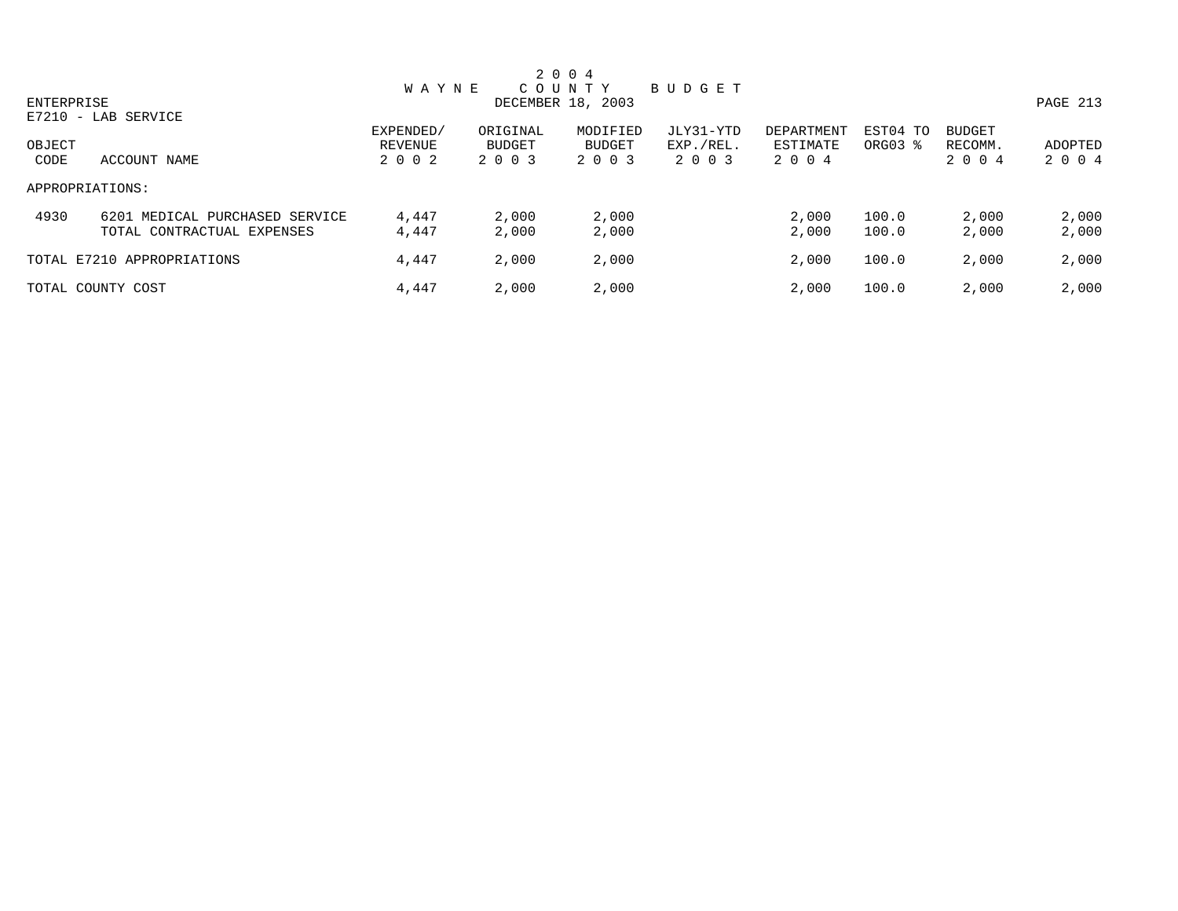# 2 0 0 4 WAYNE COUNTY BUDGET

DECEMBER 18, 2003

ENTERPRISE

E7210 - LAB SERVICE

| OBJECT CODE | ACCOUNT NAME | EXPENDED/ REVENUE 2002 | ORIGINAL BUDGET 2003 | MODIFIED BUDGET 2003 | JLY31-YTD EXP./REL. 2003 | DEPARTMENT ESTIMATE 2004 | EST04 TO ORG03 % | BUDGET RECOMM. 2004 | ADOPTED 2004 |
|---|---|---|---|---|---|---|---|---|---|
| APPROPRIATIONS: | | | | | | | | | |
| 4930 | 6201 MEDICAL PURCHASED SERVICE | 4,447 | 2,000 | 2,000 | | 2,000 | 100.0 | 2,000 | 2,000 |
| | TOTAL CONTRACTUAL EXPENSES | 4,447 | 2,000 | 2,000 | | 2,000 | 100.0 | 2,000 | 2,000 |
| TOTAL E7210 APPROPRIATIONS | | 4,447 | 2,000 | 2,000 | | 2,000 | 100.0 | 2,000 | 2,000 |
| TOTAL COUNTY COST | | 4,447 | 2,000 | 2,000 | | 2,000 | 100.0 | 2,000 | 2,000 |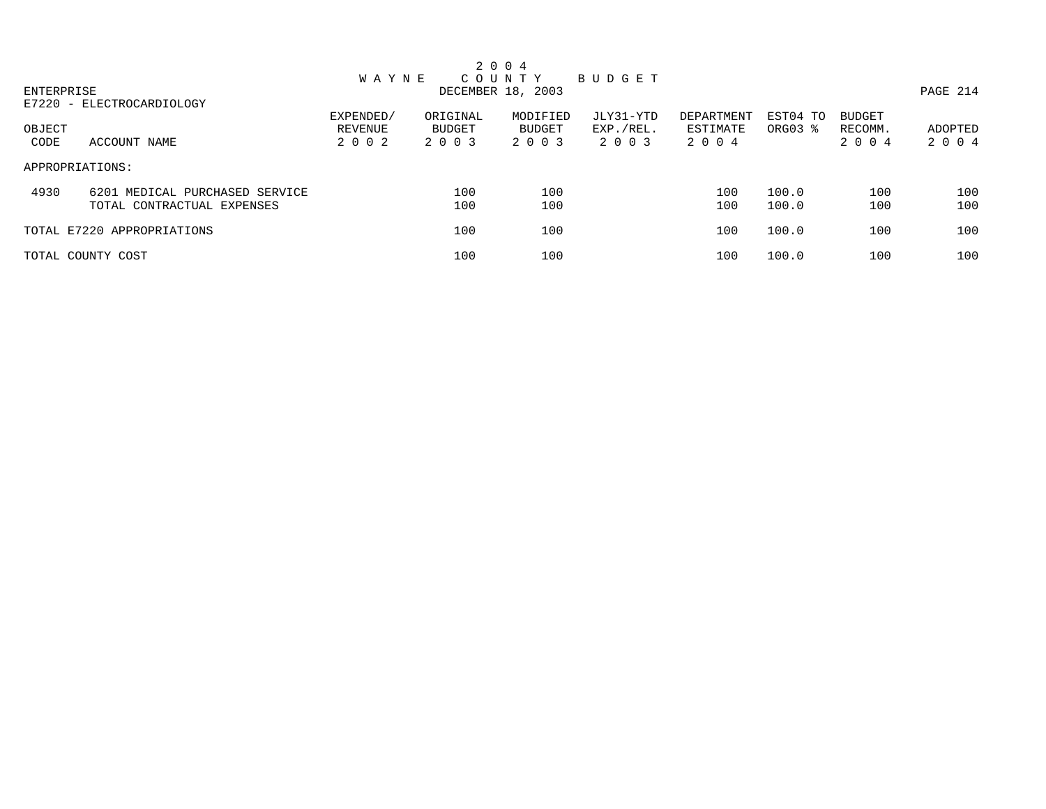# 2004 WAYNE COUNTY BUDGET

DECEMBER 18, 2003

ENTERPRISE

E7220 - ELECTROCARDIOLOGY

| OBJECT CODE | ACCOUNT NAME | EXPENDED/ REVENUE 2002 | ORIGINAL BUDGET 2003 | MODIFIED BUDGET 2003 | JLY31-YTD EXP./REL. 2003 | DEPARTMENT ESTIMATE 2004 | EST04 TO ORG03 % | BUDGET RECOMM. 2004 | ADOPTED 2004 |
|---|---|---|---|---|---|---|---|---|---|
| APPROPRIATIONS: | | | | | | | | | |
| 4930 | 6201 MEDICAL PURCHASED SERVICE | | 100 | 100 | | 100 | 100.0 | 100 | 100 |
| | TOTAL CONTRACTUAL EXPENSES | | 100 | 100 | | 100 | 100.0 | 100 | 100 |
| TOTAL E7220 APPROPRIATIONS | | | 100 | 100 | | 100 | 100.0 | 100 | 100 |
| TOTAL COUNTY COST | | | 100 | 100 | | 100 | 100.0 | 100 | 100 |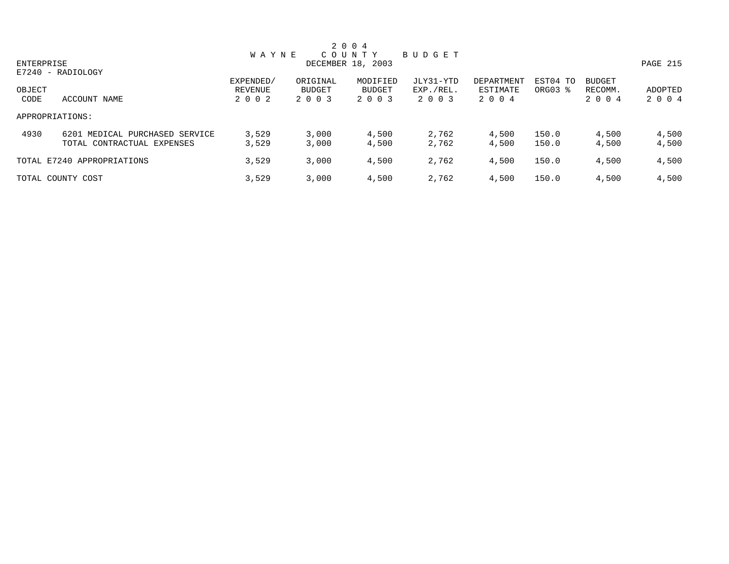# 2004 WAYNE COUNTY BUDGET

DECEMBER 18, 2003

ENTERPRISE

E7240 - RADIOLOGY

| OBJECT CODE | ACCOUNT NAME | EXPENDED/ REVENUE 2002 | ORIGINAL BUDGET 2003 | MODIFIED BUDGET 2003 | JLY31-YTD EXP./REL. 2003 | DEPARTMENT ESTIMATE 2004 | EST04 TO ORG03 % | BUDGET RECOMM. 2004 | ADOPTED 2004 |
|---|---|---|---|---|---|---|---|---|---|
| APPROPRIATIONS: | | | | | | | | | |
| 4930 | 6201 MEDICAL PURCHASED SERVICE | 3,529 | 3,000 | 4,500 | 2,762 | 4,500 | 150.0 | 4,500 | 4,500 |
| | TOTAL CONTRACTUAL EXPENSES | 3,529 | 3,000 | 4,500 | 2,762 | 4,500 | 150.0 | 4,500 | 4,500 |
| TOTAL E7240 APPROPRIATIONS | | 3,529 | 3,000 | 4,500 | 2,762 | 4,500 | 150.0 | 4,500 | 4,500 |
| TOTAL COUNTY COST | | 3,529 | 3,000 | 4,500 | 2,762 | 4,500 | 150.0 | 4,500 | 4,500 |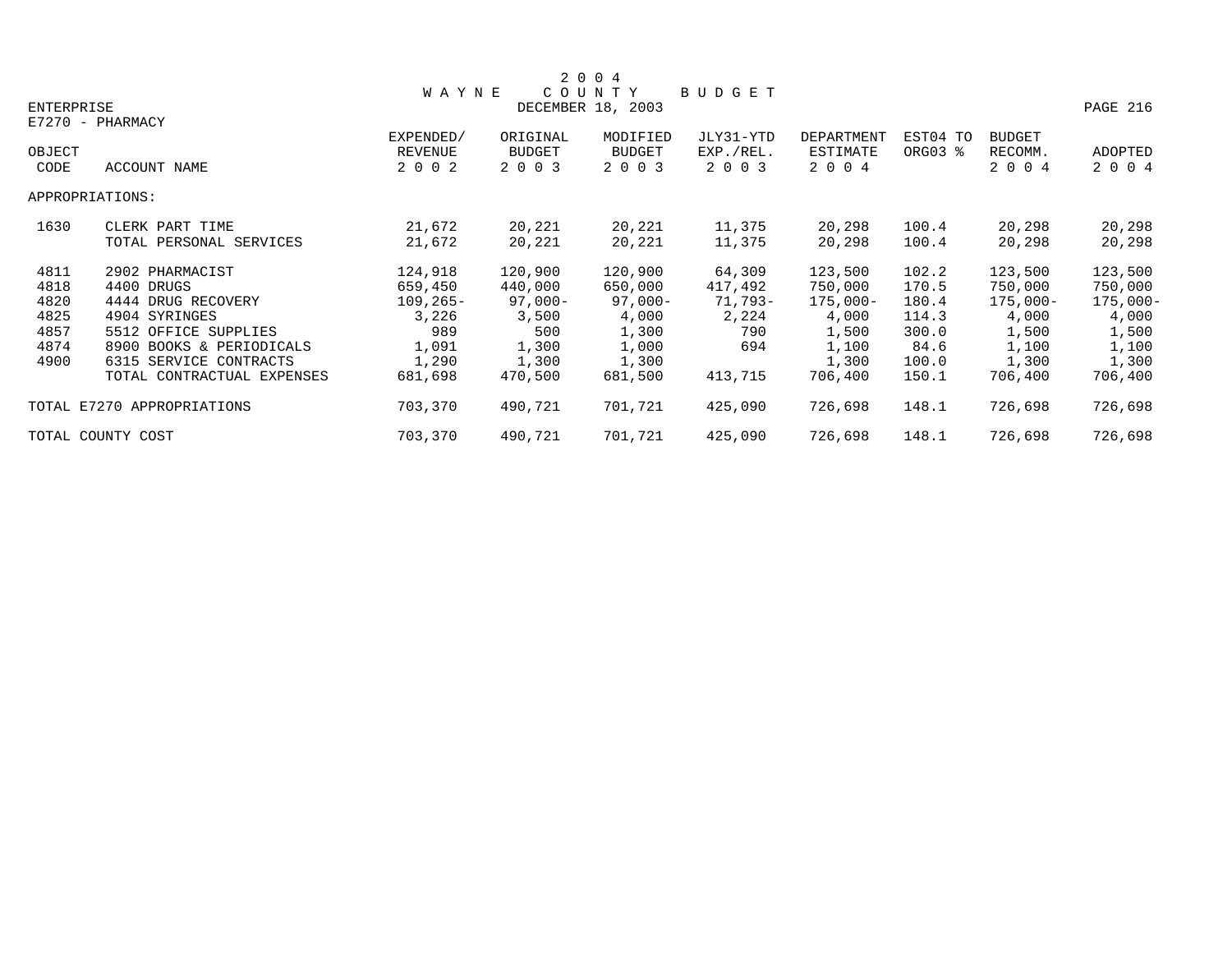# 2004 WAYNE COUNTY BUDGET

DECEMBER 18, 2003

ENTERPRISE

E7270 - PHARMACY

| OBJECT CODE | ACCOUNT NAME | EXPENDED/ REVENUE 2002 | ORIGINAL BUDGET 2003 | MODIFIED BUDGET 2003 | JLY31-YTD EXP./REL. 2003 | DEPARTMENT ESTIMATE 2004 | EST04 TO ORG03 % | BUDGET RECOMM. 2004 | ADOPTED 2004 |
|---|---|---|---|---|---|---|---|---|---|
| APPROPRIATIONS: | | | | | | | | | |
| 1630 | CLERK PART TIME | 21,672 | 20,221 | 20,221 | 11,375 | 20,298 | 100.4 | 20,298 | 20,298 |
| | TOTAL PERSONAL SERVICES | 21,672 | 20,221 | 20,221 | 11,375 | 20,298 | 100.4 | 20,298 | 20,298 |
| 4811 | 2902 PHARMACIST | 124,918 | 120,900 | 120,900 | 64,309 | 123,500 | 102.2 | 123,500 | 123,500 |
| 4818 | 4400 DRUGS | 659,450 | 440,000 | 650,000 | 417,492 | 750,000 | 170.5 | 750,000 | 750,000 |
| 4820 | 4444 DRUG RECOVERY | 109,265- | 97,000- | 97,000- | 71,793- | 175,000- | 180.4 | 175,000- | 175,000- |
| 4825 | 4904 SYRINGES | 3,226 | 3,500 | 4,000 | 2,224 | 4,000 | 114.3 | 4,000 | 4,000 |
| 4857 | 5512 OFFICE SUPPLIES | 989 | 500 | 1,300 | 790 | 1,500 | 300.0 | 1,500 | 1,500 |
| 4874 | 8900 BOOKS & PERIODICALS | 1,091 | 1,300 | 1,000 | 694 | 1,100 | 84.6 | 1,100 | 1,100 |
| 4900 | 6315 SERVICE CONTRACTS | 1,290 | 1,300 | 1,300 | | 1,300 | 100.0 | 1,300 | 1,300 |
| | TOTAL CONTRACTUAL EXPENSES | 681,698 | 470,500 | 681,500 | 413,715 | 706,400 | 150.1 | 706,400 | 706,400 |
| TOTAL E7270 APPROPRIATIONS | | 703,370 | 490,721 | 701,721 | 425,090 | 726,698 | 148.1 | 726,698 | 726,698 |
| TOTAL COUNTY COST | | 703,370 | 490,721 | 701,721 | 425,090 | 726,698 | 148.1 | 726,698 | 726,698 |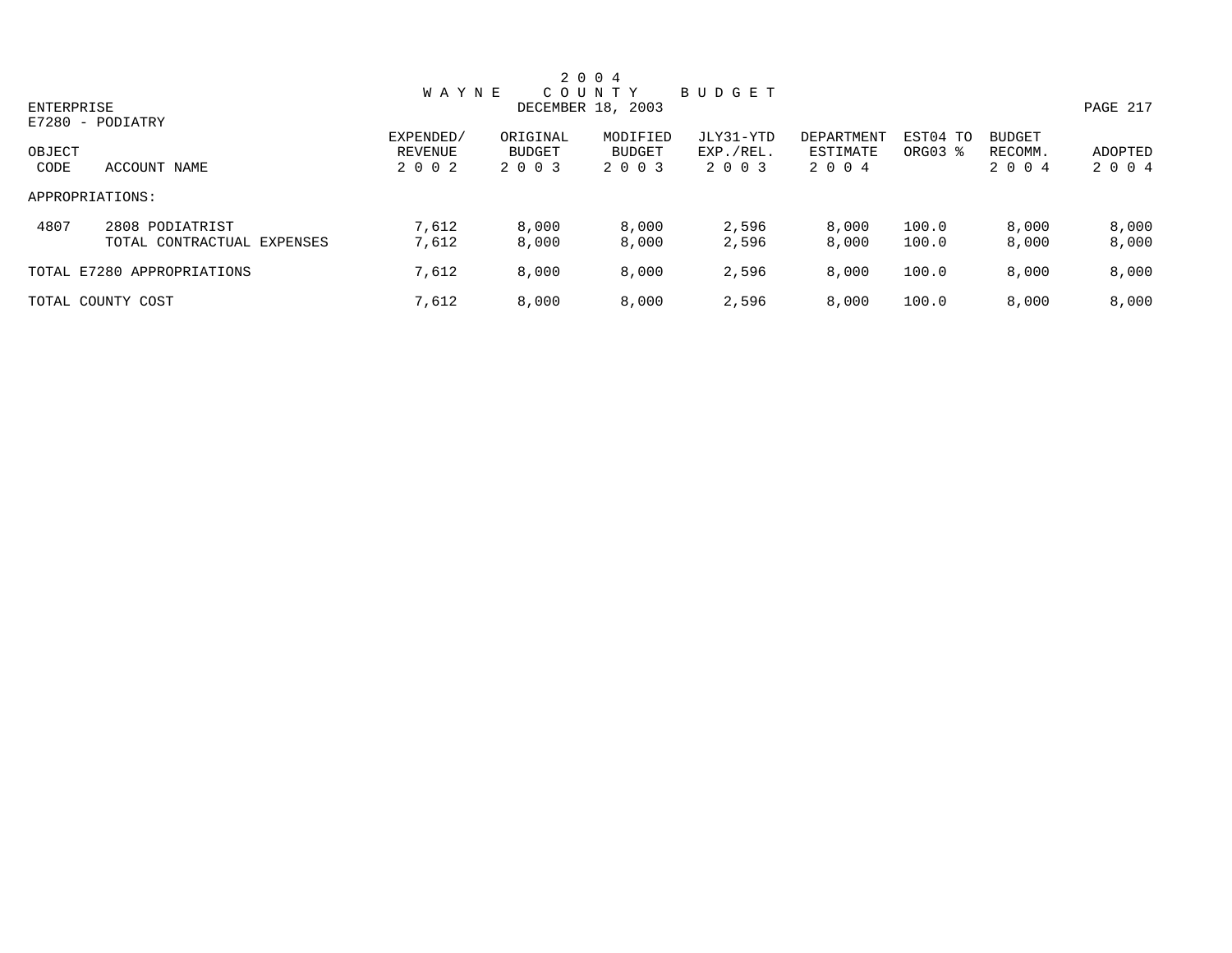# 2 0 0 4 WAYNE COUNTY BUDGET

DECEMBER 18, 2003

ENTERPRISE

E7280 - PODIATRY

| OBJECT CODE | ACCOUNT NAME | EXPENDED/ REVENUE 2 0 0 2 | ORIGINAL BUDGET 2 0 0 3 | MODIFIED BUDGET 2 0 0 3 | JLY31-YTD EXP./REL. 2 0 0 3 | DEPARTMENT ESTIMATE 2 0 0 4 | EST04 TO ORG03 % | BUDGET RECOMM. 2 0 0 4 | ADOPTED 2 0 0 4 |
|---|---|---|---|---|---|---|---|---|---|
| APPROPRIATIONS: | | | | | | | | | |
| 4807 | 2808 PODIATRIST | 7,612 | 8,000 | 8,000 | 2,596 | 8,000 | 100.0 | 8,000 | 8,000 |
| | TOTAL CONTRACTUAL EXPENSES | 7,612 | 8,000 | 8,000 | 2,596 | 8,000 | 100.0 | 8,000 | 8,000 |
| TOTAL E7280 APPROPRIATIONS | | 7,612 | 8,000 | 8,000 | 2,596 | 8,000 | 100.0 | 8,000 | 8,000 |
| TOTAL COUNTY COST | | 7,612 | 8,000 | 8,000 | 2,596 | 8,000 | 100.0 | 8,000 | 8,000 |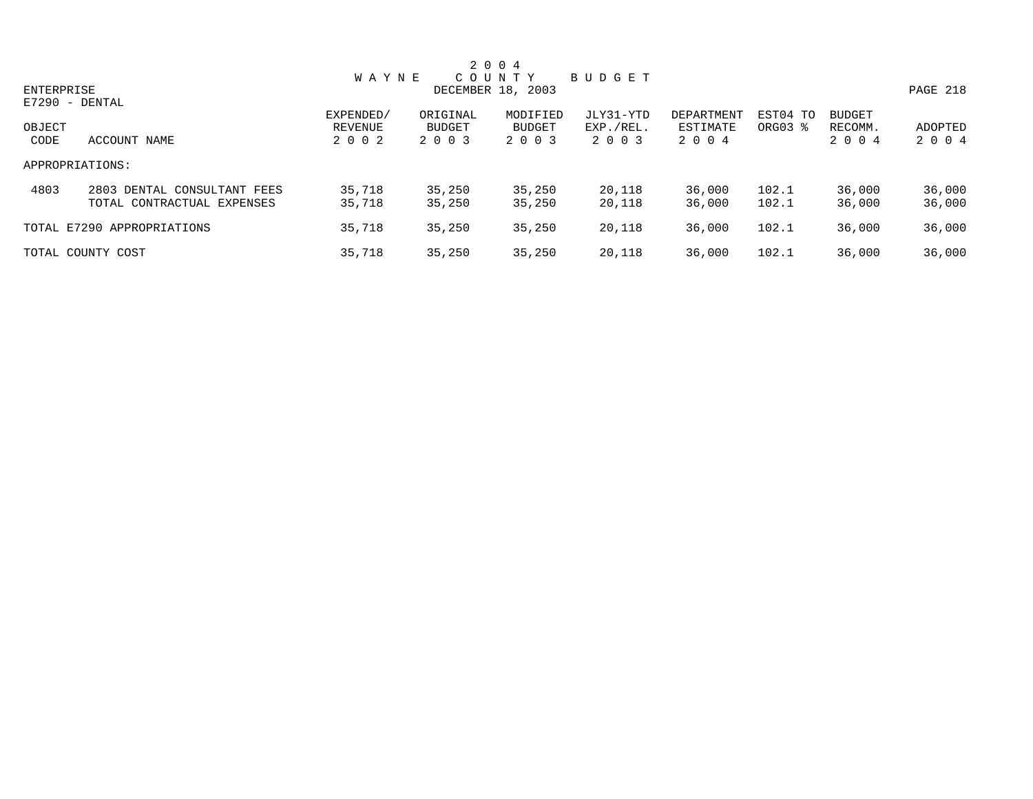# 2 0 0 4 WAYNE COUNTY BUDGET

DECEMBER 18, 2003

ENTERPRISE

E7290 - DENTAL

| OBJECT CODE | ACCOUNT NAME | EXPENDED/ REVENUE 2 0 0 2 | ORIGINAL BUDGET 2 0 0 3 | MODIFIED BUDGET 2 0 0 3 | JLY31-YTD EXP./REL. 2 0 0 3 | DEPARTMENT ESTIMATE 2 0 0 4 | EST04 TO ORG03 % | BUDGET RECOMM. 2 0 0 4 | ADOPTED 2 0 0 4 |
|---|---|---|---|---|---|---|---|---|---|
| APPROPRIATIONS: | | | | | | | | | |
| 4803 | 2803 DENTAL CONSULTANT FEES | 35,718 | 35,250 | 35,250 | 20,118 | 36,000 | 102.1 | 36,000 | 36,000 |
| | TOTAL CONTRACTUAL EXPENSES | 35,718 | 35,250 | 35,250 | 20,118 | 36,000 | 102.1 | 36,000 | 36,000 |
| TOTAL E7290 APPROPRIATIONS | | 35,718 | 35,250 | 35,250 | 20,118 | 36,000 | 102.1 | 36,000 | 36,000 |
| TOTAL COUNTY COST | | 35,718 | 35,250 | 35,250 | 20,118 | 36,000 | 102.1 | 36,000 | 36,000 |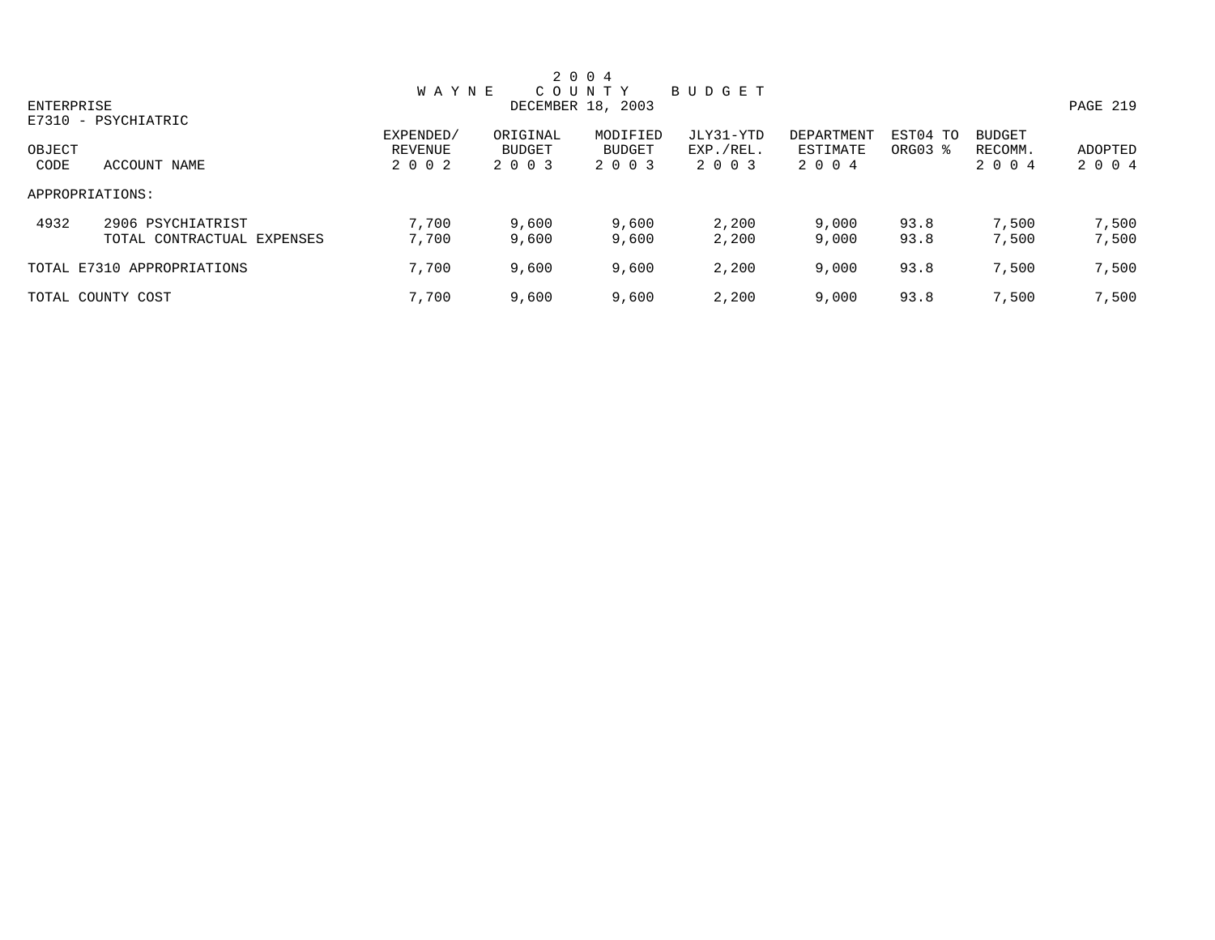# 2 0 0 4
# W A Y N E C O U N T Y B U D G E T

ENTERPRISE — DECEMBER 18, 2003

E7310 - PSYCHIATRIC

| OBJECT CODE | ACCOUNT NAME | EXPENDED/ REVENUE 2 0 0 2 | ORIGINAL BUDGET 2 0 0 3 | MODIFIED BUDGET 2 0 0 3 | JLY31-YTD EXP./REL. 2 0 0 3 | DEPARTMENT ESTIMATE 2 0 0 4 | EST04 TO ORG03 % | BUDGET RECOMM. 2 0 0 4 | ADOPTED 2 0 0 4 |
|---|---|---|---|---|---|---|---|---|---|
| APPROPRIATIONS: | | | | | | | | | |
| 4932 | 2906 PSYCHIATRIST | 7,700 | 9,600 | 9,600 | 2,200 | 9,000 | 93.8 | 7,500 | 7,500 |
| | TOTAL CONTRACTUAL EXPENSES | 7,700 | 9,600 | 9,600 | 2,200 | 9,000 | 93.8 | 7,500 | 7,500 |
| TOTAL E7310 APPROPRIATIONS | | 7,700 | 9,600 | 9,600 | 2,200 | 9,000 | 93.8 | 7,500 | 7,500 |
| TOTAL COUNTY COST | | 7,700 | 9,600 | 9,600 | 2,200 | 9,000 | 93.8 | 7,500 | 7,500 |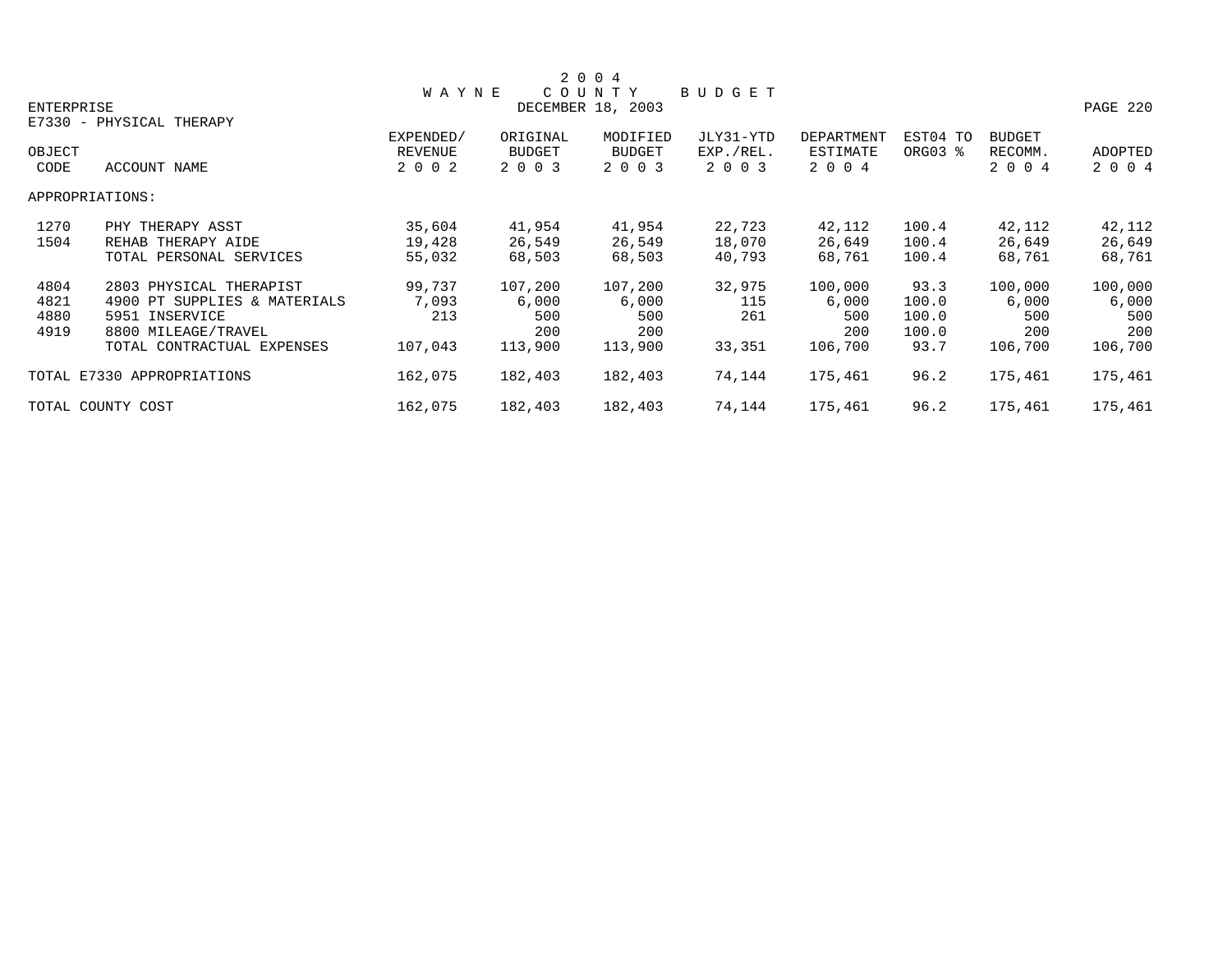# 2004 WAYNE COUNTY BUDGET

DECEMBER 18, 2003

ENTERPRISE

E7330 - PHYSICAL THERAPY

| OBJECT CODE | ACCOUNT NAME | EXPENDED/ REVENUE 2002 | ORIGINAL BUDGET 2003 | MODIFIED BUDGET 2003 | JLY31-YTD EXP./REL. 2003 | DEPARTMENT ESTIMATE 2004 | EST04 TO ORG03 % | BUDGET RECOMM. 2004 | ADOPTED 2004 |
|---|---|---|---|---|---|---|---|---|---|
| APPROPRIATIONS: | | | | | | | | | |
| 1270 | PHY THERAPY ASST | 35,604 | 41,954 | 41,954 | 22,723 | 42,112 | 100.4 | 42,112 | 42,112 |
| 1504 | REHAB THERAPY AIDE | 19,428 | 26,549 | 26,549 | 18,070 | 26,649 | 100.4 | 26,649 | 26,649 |
| | TOTAL PERSONAL SERVICES | 55,032 | 68,503 | 68,503 | 40,793 | 68,761 | 100.4 | 68,761 | 68,761 |
| 4804 | 2803 PHYSICAL THERAPIST | 99,737 | 107,200 | 107,200 | 32,975 | 100,000 | 93.3 | 100,000 | 100,000 |
| 4821 | 4900 PT SUPPLIES & MATERIALS | 7,093 | 6,000 | 6,000 | 115 | 6,000 | 100.0 | 6,000 | 6,000 |
| 4880 | 5951 INSERVICE | 213 | 500 | 500 | 261 | 500 | 100.0 | 500 | 500 |
| 4919 | 8800 MILEAGE/TRAVEL | | 200 | 200 | | 200 | 100.0 | 200 | 200 |
| | TOTAL CONTRACTUAL EXPENSES | 107,043 | 113,900 | 113,900 | 33,351 | 106,700 | 93.7 | 106,700 | 106,700 |
| TOTAL E7330 APPROPRIATIONS | | 162,075 | 182,403 | 182,403 | 74,144 | 175,461 | 96.2 | 175,461 | 175,461 |
| TOTAL COUNTY COST | | 162,075 | 182,403 | 182,403 | 74,144 | 175,461 | 96.2 | 175,461 | 175,461 |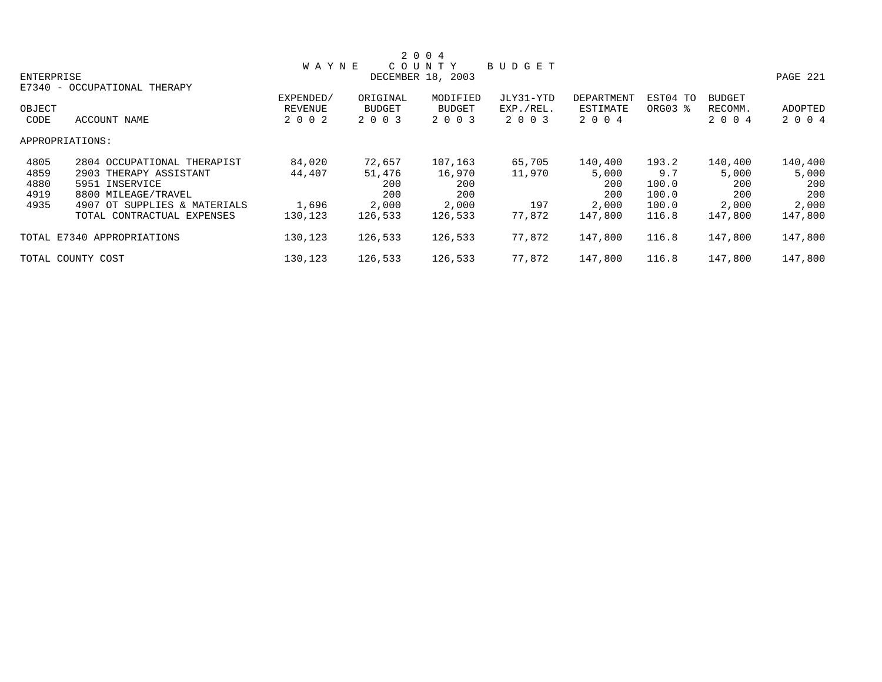# 2004 WAYNE COUNTY BUDGET

DECEMBER 18, 2003

ENTERPRISE

E7340 - OCCUPATIONAL THERAPY

| OBJECT CODE | ACCOUNT NAME | EXPENDED/ REVENUE 2002 | ORIGINAL BUDGET 2003 | MODIFIED BUDGET 2003 | JLY31-YTD EXP./REL. 2003 | DEPARTMENT ESTIMATE 2004 | EST04 TO ORG03 % | BUDGET RECOMM. 2004 | ADOPTED 2004 |
|---|---|---|---|---|---|---|---|---|---|
| APPROPRIATIONS: | | | | | | | | | |
| 4805 | 2804 OCCUPATIONAL THERAPIST | 84,020 | 72,657 | 107,163 | 65,705 | 140,400 | 193.2 | 140,400 | 140,400 |
| 4859 | 2903 THERAPY ASSISTANT | 44,407 | 51,476 | 16,970 | 11,970 | 5,000 | 9.7 | 5,000 | 5,000 |
| 4880 | 5951 INSERVICE | | 200 | 200 | | 200 | 100.0 | 200 | 200 |
| 4919 | 8800 MILEAGE/TRAVEL | | 200 | 200 | | 200 | 100.0 | 200 | 200 |
| 4935 | 4907 OT SUPPLIES & MATERIALS | 1,696 | 2,000 | 2,000 | 197 | 2,000 | 100.0 | 2,000 | 2,000 |
| | TOTAL CONTRACTUAL EXPENSES | 130,123 | 126,533 | 126,533 | 77,872 | 147,800 | 116.8 | 147,800 | 147,800 |
| TOTAL E7340 APPROPRIATIONS | | 130,123 | 126,533 | 126,533 | 77,872 | 147,800 | 116.8 | 147,800 | 147,800 |
| TOTAL COUNTY COST | | 130,123 | 126,533 | 126,533 | 77,872 | 147,800 | 116.8 | 147,800 | 147,800 |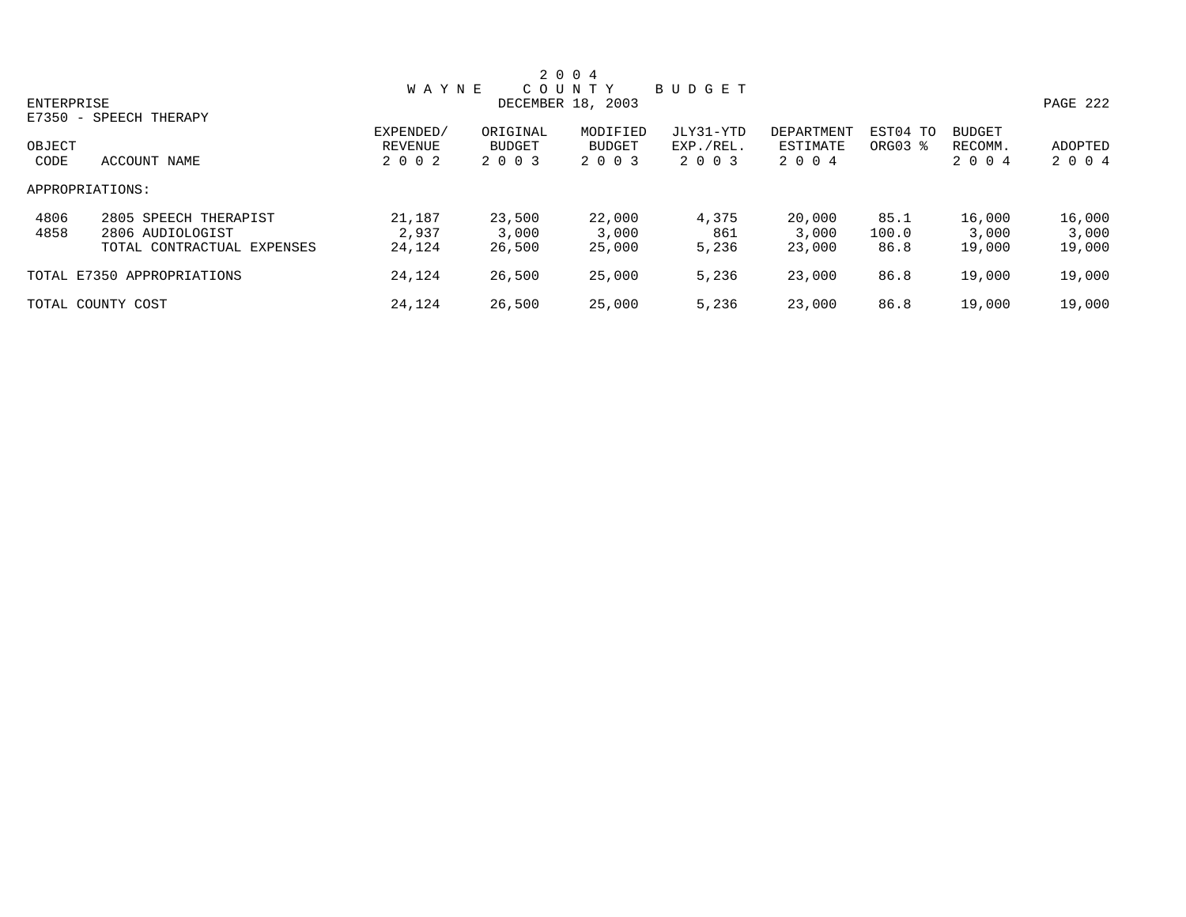# 2004 WAYNE COUNTY BUDGET

DECEMBER 18, 2003

ENTERPRISE

E7350 - SPEECH THERAPY

| OBJECT CODE | ACCOUNT NAME | EXPENDED/ REVENUE 2002 | ORIGINAL BUDGET 2003 | MODIFIED BUDGET 2003 | JLY31-YTD EXP./REL. 2003 | DEPARTMENT ESTIMATE 2004 | EST04 TO ORG03 % | BUDGET RECOMM. 2004 | ADOPTED 2004 |
|---|---|---|---|---|---|---|---|---|---|
| APPROPRIATIONS: | | | | | | | | | |
| 4806 | 2805 SPEECH THERAPIST | 21,187 | 23,500 | 22,000 | 4,375 | 20,000 | 85.1 | 16,000 | 16,000 |
| 4858 | 2806 AUDIOLOGIST | 2,937 | 3,000 | 3,000 | 861 | 3,000 | 100.0 | 3,000 | 3,000 |
| | TOTAL CONTRACTUAL EXPENSES | 24,124 | 26,500 | 25,000 | 5,236 | 23,000 | 86.8 | 19,000 | 19,000 |
| TOTAL E7350 APPROPRIATIONS | | 24,124 | 26,500 | 25,000 | 5,236 | 23,000 | 86.8 | 19,000 | 19,000 |
| TOTAL COUNTY COST | | 24,124 | 26,500 | 25,000 | 5,236 | 23,000 | 86.8 | 19,000 | 19,000 |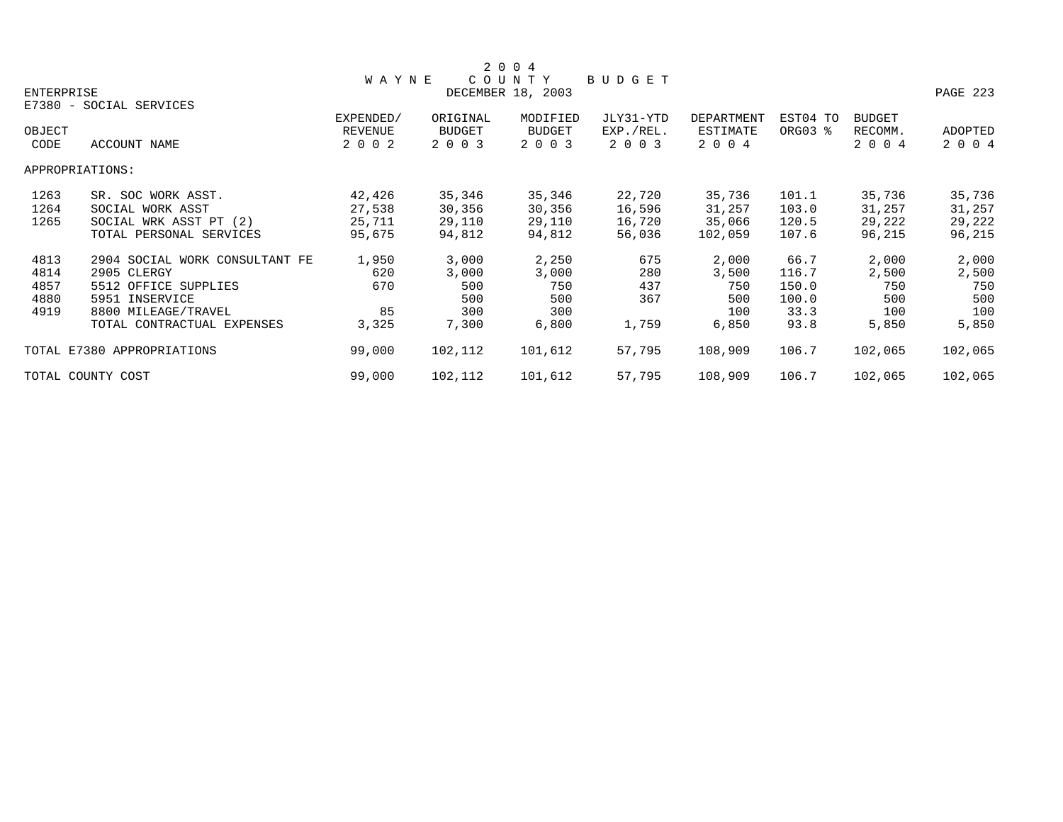# 2004 WAYNE COUNTY BUDGET

ENTERPRISE — DECEMBER 18, 2003

E7380 - SOCIAL SERVICES

| OBJECT CODE | ACCOUNT NAME | EXPENDED/ REVENUE 2002 | ORIGINAL BUDGET 2003 | MODIFIED BUDGET 2003 | JLY31-YTD EXP./REL. 2003 | DEPARTMENT ESTIMATE 2004 | EST04 TO ORG03 % | BUDGET RECOMM. 2004 | ADOPTED 2004 |
|---|---|---|---|---|---|---|---|---|---|
| APPROPRIATIONS: | | | | | | | | | |
| 1263 | SR. SOC WORK ASST. | 42,426 | 35,346 | 35,346 | 22,720 | 35,736 | 101.1 | 35,736 | 35,736 |
| 1264 | SOCIAL WORK ASST | 27,538 | 30,356 | 30,356 | 16,596 | 31,257 | 103.0 | 31,257 | 31,257 |
| 1265 | SOCIAL WRK ASST PT (2) | 25,711 | 29,110 | 29,110 | 16,720 | 35,066 | 120.5 | 29,222 | 29,222 |
| | TOTAL PERSONAL SERVICES | 95,675 | 94,812 | 94,812 | 56,036 | 102,059 | 107.6 | 96,215 | 96,215 |
| 4813 | 2904 SOCIAL WORK CONSULTANT FE | 1,950 | 3,000 | 2,250 | 675 | 2,000 | 66.7 | 2,000 | 2,000 |
| 4814 | 2905 CLERGY | 620 | 3,000 | 3,000 | 280 | 3,500 | 116.7 | 2,500 | 2,500 |
| 4857 | 5512 OFFICE SUPPLIES | 670 | 500 | 750 | 437 | 750 | 150.0 | 750 | 750 |
| 4880 | 5951 INSERVICE | | 500 | 500 | 367 | 500 | 100.0 | 500 | 500 |
| 4919 | 8800 MILEAGE/TRAVEL | 85 | 300 | 300 | | 100 | 33.3 | 100 | 100 |
| | TOTAL CONTRACTUAL EXPENSES | 3,325 | 7,300 | 6,800 | 1,759 | 6,850 | 93.8 | 5,850 | 5,850 |
| TOTAL E7380 APPROPRIATIONS | | 99,000 | 102,112 | 101,612 | 57,795 | 108,909 | 106.7 | 102,065 | 102,065 |
| TOTAL COUNTY COST | | 99,000 | 102,112 | 101,612 | 57,795 | 108,909 | 106.7 | 102,065 | 102,065 |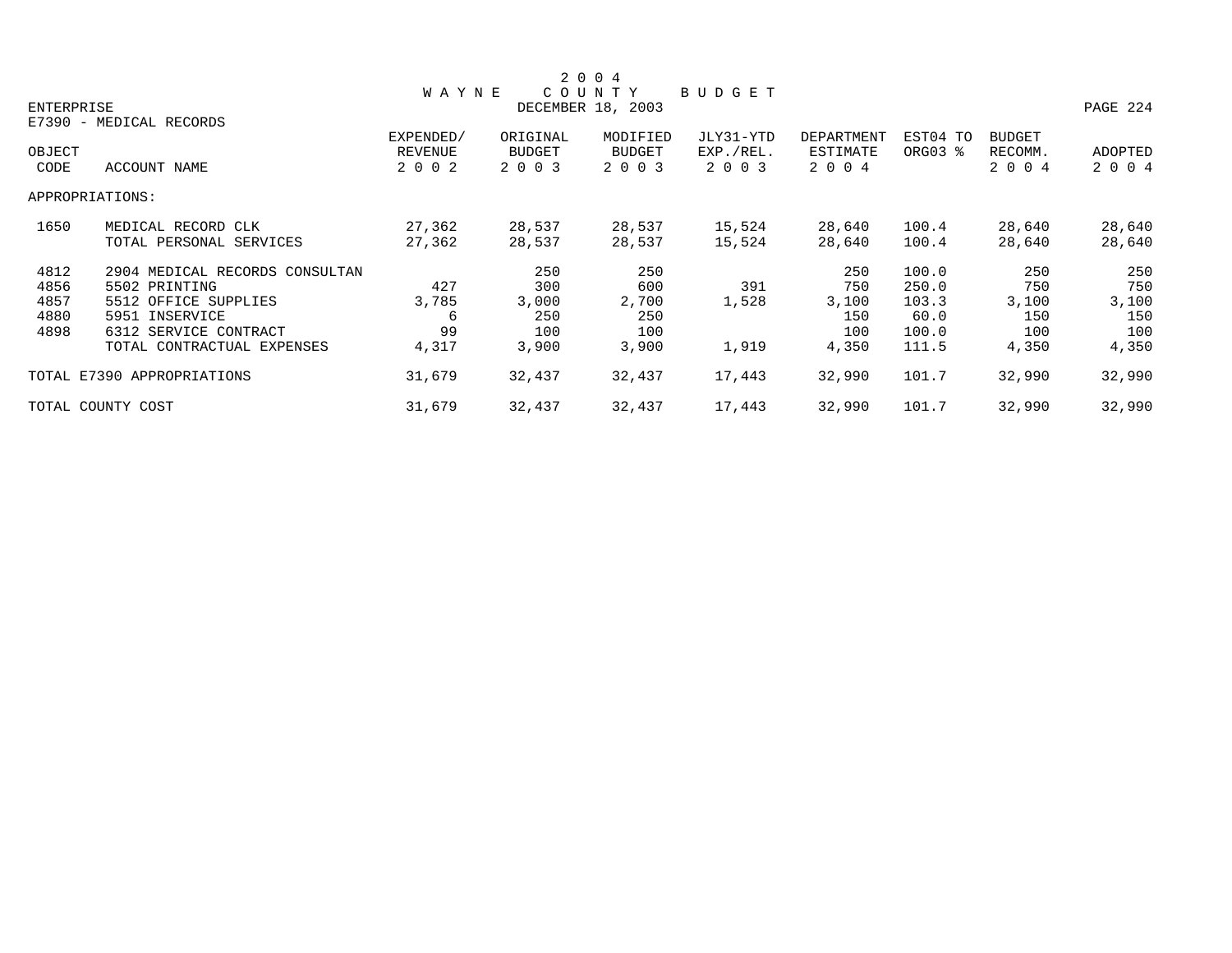# 2004 WAYNE COUNTY BUDGET

ENTERPRISE

DECEMBER 18, 2003

E7390 - MEDICAL RECORDS

| OBJECT CODE | ACCOUNT NAME | EXPENDED/ REVENUE 2002 | ORIGINAL BUDGET 2003 | MODIFIED BUDGET 2003 | JLY31-YTD EXP./REL. 2003 | DEPARTMENT ESTIMATE 2004 | EST04 TO ORG03 % | BUDGET RECOMM. 2004 | ADOPTED 2004 |
|---|---|---|---|---|---|---|---|---|---|
| APPROPRIATIONS: | | | | | | | | | |
| 1650 | MEDICAL RECORD CLK | 27,362 | 28,537 | 28,537 | 15,524 | 28,640 | 100.4 | 28,640 | 28,640 |
| | TOTAL PERSONAL SERVICES | 27,362 | 28,537 | 28,537 | 15,524 | 28,640 | 100.4 | 28,640 | 28,640 |
| 4812 | 2904 MEDICAL RECORDS CONSULTAN | | 250 | 250 | | 250 | 100.0 | 250 | 250 |
| 4856 | 5502 PRINTING | 427 | 300 | 600 | 391 | 750 | 250.0 | 750 | 750 |
| 4857 | 5512 OFFICE SUPPLIES | 3,785 | 3,000 | 2,700 | 1,528 | 3,100 | 103.3 | 3,100 | 3,100 |
| 4880 | 5951 INSERVICE | 6 | 250 | 250 | | 150 | 60.0 | 150 | 150 |
| 4898 | 6312 SERVICE CONTRACT | 99 | 100 | 100 | | 100 | 100.0 | 100 | 100 |
| | TOTAL CONTRACTUAL EXPENSES | 4,317 | 3,900 | 3,900 | 1,919 | 4,350 | 111.5 | 4,350 | 4,350 |
| TOTAL E7390 APPROPRIATIONS | | 31,679 | 32,437 | 32,437 | 17,443 | 32,990 | 101.7 | 32,990 | 32,990 |
| TOTAL COUNTY COST | | 31,679 | 32,437 | 32,437 | 17,443 | 32,990 | 101.7 | 32,990 | 32,990 |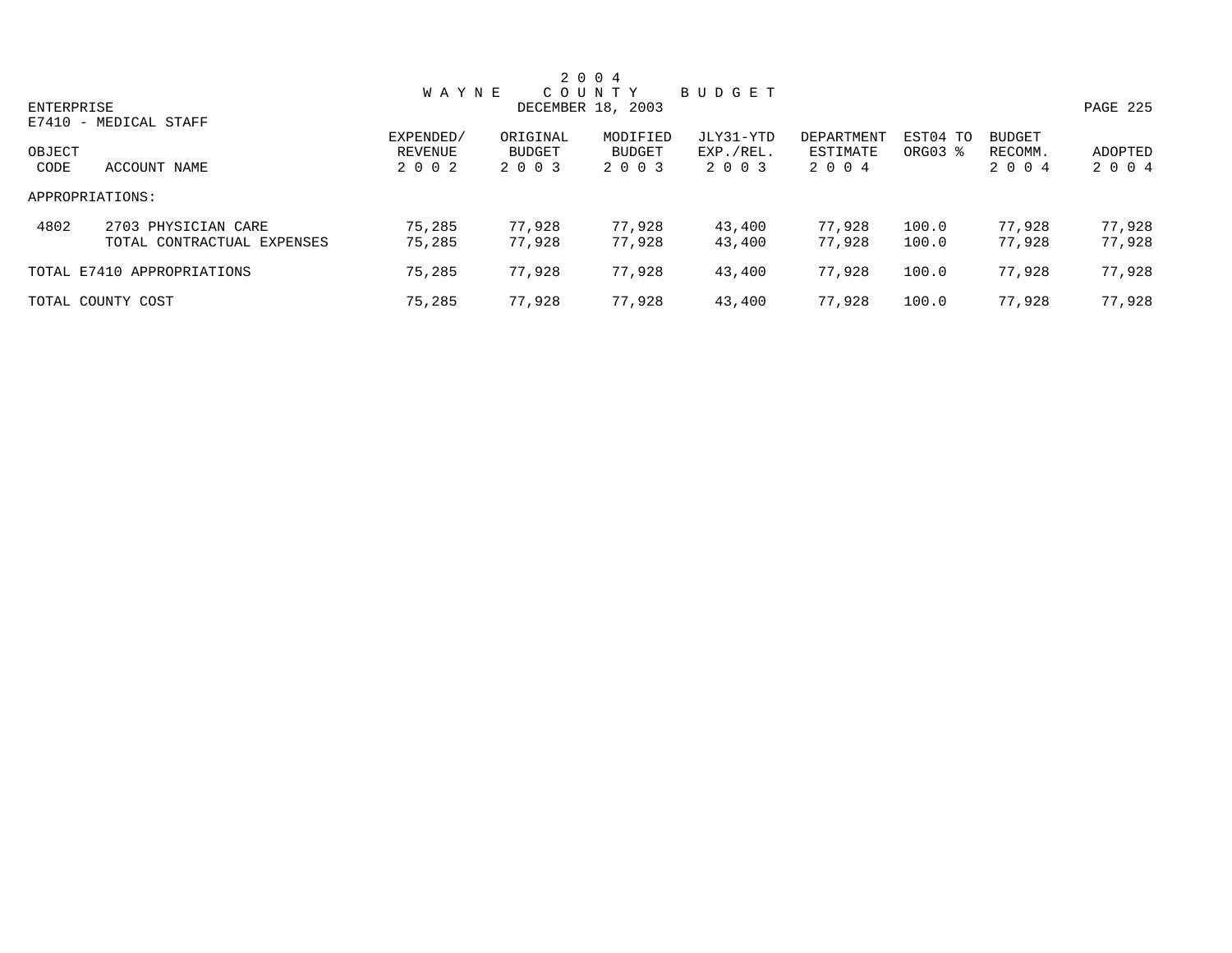# 2004 WAYNE COUNTY BUDGET

DECEMBER 18, 2003

ENTERPRISE

E7410 - MEDICAL STAFF

| OBJECT CODE | ACCOUNT NAME | EXPENDED/ REVENUE 2002 | ORIGINAL BUDGET 2003 | MODIFIED BUDGET 2003 | JLY31-YTD EXP./REL. 2003 | DEPARTMENT ESTIMATE 2004 | EST04 TO ORG03 % | BUDGET RECOMM. 2004 | ADOPTED 2004 |
|---|---|---|---|---|---|---|---|---|---|
| APPROPRIATIONS: | | | | | | | | | |
| 4802 | 2703 PHYSICIAN CARE | 75,285 | 77,928 | 77,928 | 43,400 | 77,928 | 100.0 | 77,928 | 77,928 |
| | TOTAL CONTRACTUAL EXPENSES | 75,285 | 77,928 | 77,928 | 43,400 | 77,928 | 100.0 | 77,928 | 77,928 |
| TOTAL E7410 APPROPRIATIONS | | 75,285 | 77,928 | 77,928 | 43,400 | 77,928 | 100.0 | 77,928 | 77,928 |
| TOTAL COUNTY COST | | 75,285 | 77,928 | 77,928 | 43,400 | 77,928 | 100.0 | 77,928 | 77,928 |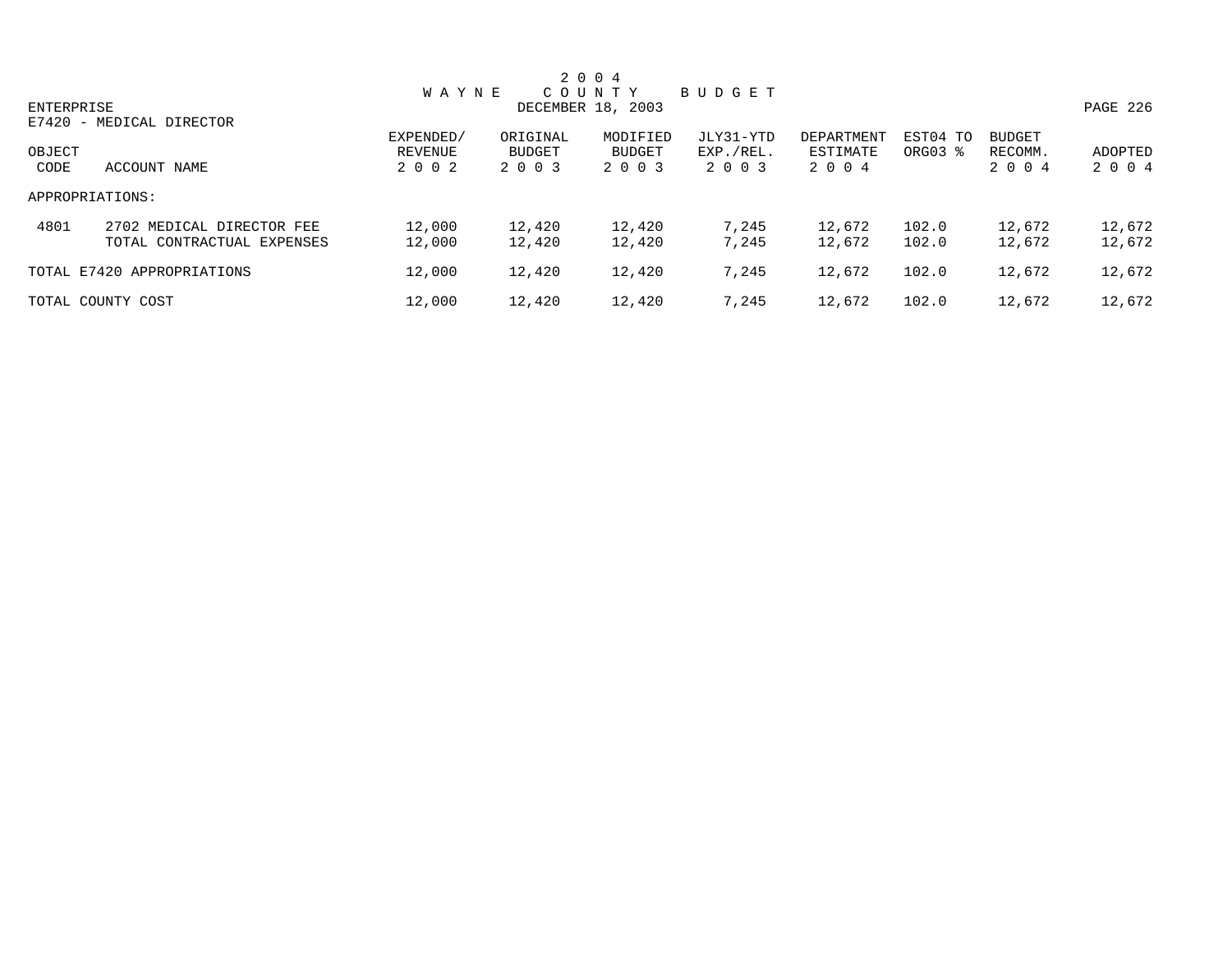# 2004 WAYNE COUNTY BUDGET

ENTERPRISE DECEMBER 18, 2003

E7420 - MEDICAL DIRECTOR

| OBJECT CODE | ACCOUNT NAME | EXPENDED/ REVENUE 2002 | ORIGINAL BUDGET 2003 | MODIFIED BUDGET 2003 | JLY31-YTD EXP./REL. 2003 | DEPARTMENT ESTIMATE 2004 | EST04 TO ORG03 % | BUDGET RECOMM. 2004 | ADOPTED 2004 |
|---|---|---|---|---|---|---|---|---|---|
| APPROPRIATIONS: | | | | | | | | | |
| 4801 | 2702 MEDICAL DIRECTOR FEE | 12,000 | 12,420 | 12,420 | 7,245 | 12,672 | 102.0 | 12,672 | 12,672 |
| | TOTAL CONTRACTUAL EXPENSES | 12,000 | 12,420 | 12,420 | 7,245 | 12,672 | 102.0 | 12,672 | 12,672 |
| TOTAL E7420 APPROPRIATIONS | | 12,000 | 12,420 | 12,420 | 7,245 | 12,672 | 102.0 | 12,672 | 12,672 |
| TOTAL COUNTY COST | | 12,000 | 12,420 | 12,420 | 7,245 | 12,672 | 102.0 | 12,672 | 12,672 |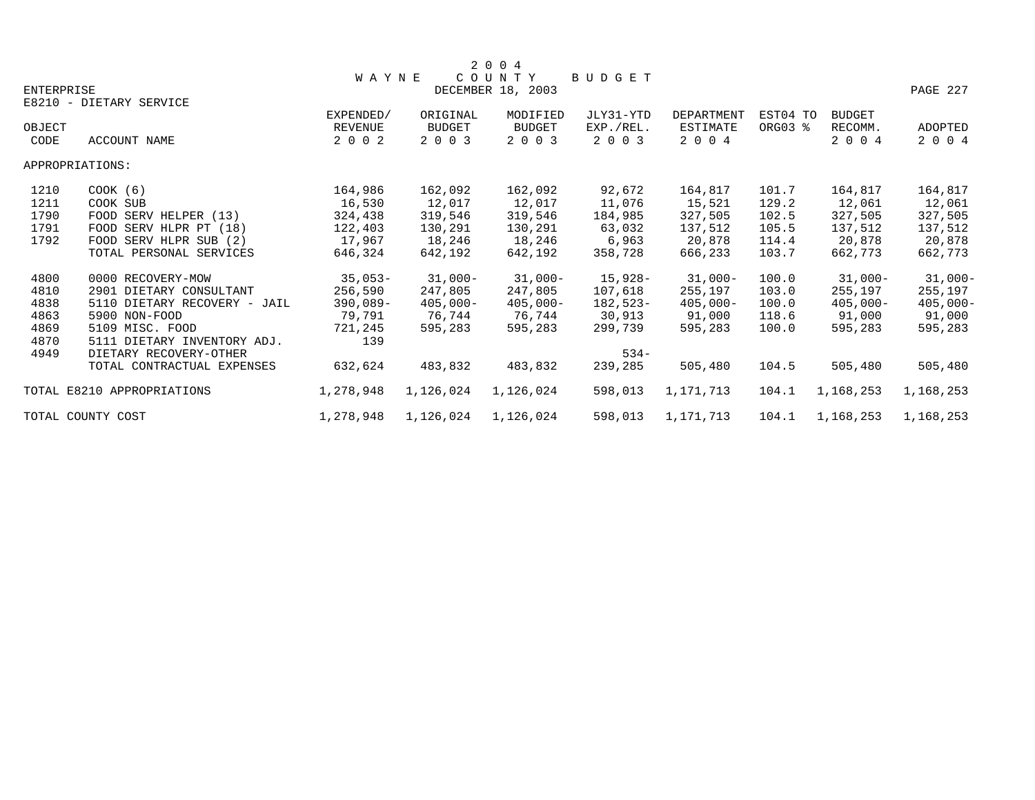# 2004 WAYNE COUNTY BUDGET

DECEMBER 18, 2003

ENTERPRISE

E8210 - DIETARY SERVICE

| OBJECT CODE | ACCOUNT NAME | EXPENDED/ REVENUE 2002 | ORIGINAL BUDGET 2003 | MODIFIED BUDGET 2003 | JLY31-YTD EXP./REL. 2003 | DEPARTMENT ESTIMATE 2004 | EST04 TO ORG03 % | BUDGET RECOMM. 2004 | ADOPTED 2004 |
|---|---|---|---|---|---|---|---|---|---|
| APPROPRIATIONS: | | | | | | | | | |
| 1210 | COOK (6) | 164,986 | 162,092 | 162,092 | 92,672 | 164,817 | 101.7 | 164,817 | 164,817 |
| 1211 | COOK SUB | 16,530 | 12,017 | 12,017 | 11,076 | 15,521 | 129.2 | 12,061 | 12,061 |
| 1790 | FOOD SERV HELPER (13) | 324,438 | 319,546 | 319,546 | 184,985 | 327,505 | 102.5 | 327,505 | 327,505 |
| 1791 | FOOD SERV HLPR PT (18) | 122,403 | 130,291 | 130,291 | 63,032 | 137,512 | 105.5 | 137,512 | 137,512 |
| 1792 | FOOD SERV HLPR SUB (2) | 17,967 | 18,246 | 18,246 | 6,963 | 20,878 | 114.4 | 20,878 | 20,878 |
| | TOTAL PERSONAL SERVICES | 646,324 | 642,192 | 642,192 | 358,728 | 666,233 | 103.7 | 662,773 | 662,773 |
| 4800 | 0000 RECOVERY-MOW | 35,053- | 31,000- | 31,000- | 15,928- | 31,000- | 100.0 | 31,000- | 31,000- |
| 4810 | 2901 DIETARY CONSULTANT | 256,590 | 247,805 | 247,805 | 107,618 | 255,197 | 103.0 | 255,197 | 255,197 |
| 4838 | 5110 DIETARY RECOVERY - JAIL | 390,089- | 405,000- | 405,000- | 182,523- | 405,000- | 100.0 | 405,000- | 405,000- |
| 4863 | 5900 NON-FOOD | 79,791 | 76,744 | 76,744 | 30,913 | 91,000 | 118.6 | 91,000 | 91,000 |
| 4869 | 5109 MISC. FOOD | 721,245 | 595,283 | 595,283 | 299,739 | 595,283 | 100.0 | 595,283 | 595,283 |
| 4870 | 5111 DIETARY INVENTORY ADJ. | 139 | | | | | | | |
| 4949 | DIETARY RECOVERY-OTHER | | | | 534- | | | | |
| | TOTAL CONTRACTUAL EXPENSES | 632,624 | 483,832 | 483,832 | 239,285 | 505,480 | 104.5 | 505,480 | 505,480 |
| TOTAL E8210 APPROPRIATIONS | | 1,278,948 | 1,126,024 | 1,126,024 | 598,013 | 1,171,713 | 104.1 | 1,168,253 | 1,168,253 |
| TOTAL COUNTY COST | | 1,278,948 | 1,126,024 | 1,126,024 | 598,013 | 1,171,713 | 104.1 | 1,168,253 | 1,168,253 |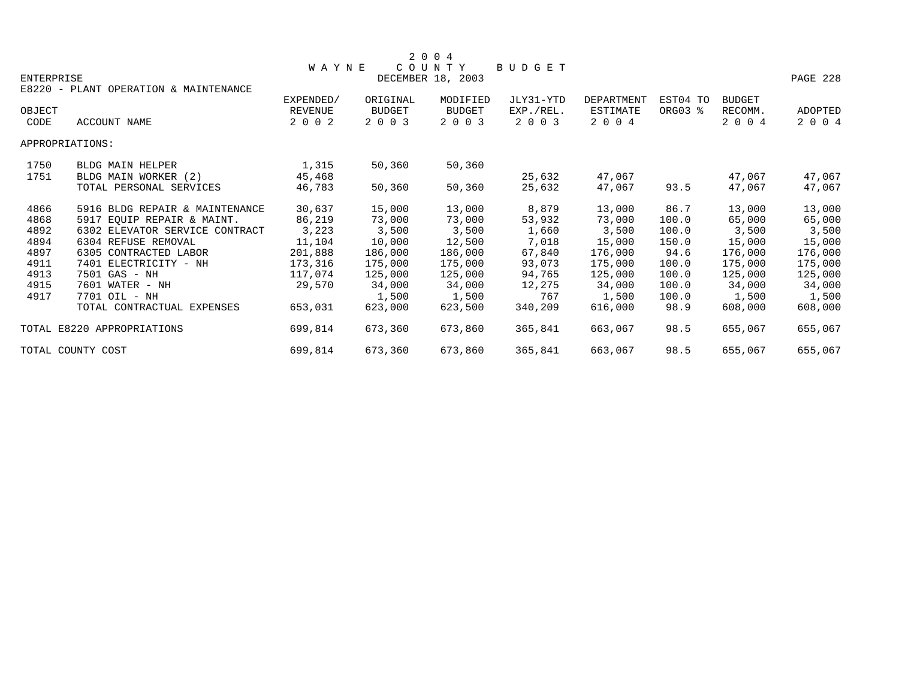# 2004 WAYNE COUNTY BUDGET

DECEMBER 18, 2003

ENTERPRISE

E8220 - PLANT OPERATION & MAINTENANCE

| OBJECT CODE | ACCOUNT NAME | EXPENDED/ REVENUE 2002 | ORIGINAL BUDGET 2003 | MODIFIED BUDGET 2003 | JLY31-YTD EXP./REL. 2003 | DEPARTMENT ESTIMATE 2004 | EST04 TO ORG03 % | BUDGET RECOMM. 2004 | ADOPTED 2004 |
|---|---|---|---|---|---|---|---|---|---|
| APPROPRIATIONS: | | | | | | | | | |
| 1750 | BLDG MAIN HELPER | 1,315 | 50,360 | 50,360 | | | | | |
| 1751 | BLDG MAIN WORKER (2) | 45,468 | | | 25,632 | 47,067 | | 47,067 | 47,067 |
| | TOTAL PERSONAL SERVICES | 46,783 | 50,360 | 50,360 | 25,632 | 47,067 | 93.5 | 47,067 | 47,067 |
| 4866 | 5916 BLDG REPAIR & MAINTENANCE | 30,637 | 15,000 | 13,000 | 8,879 | 13,000 | 86.7 | 13,000 | 13,000 |
| 4868 | 5917 EQUIP REPAIR & MAINT. | 86,219 | 73,000 | 73,000 | 53,932 | 73,000 | 100.0 | 65,000 | 65,000 |
| 4892 | 6302 ELEVATOR SERVICE CONTRACT | 3,223 | 3,500 | 3,500 | 1,660 | 3,500 | 100.0 | 3,500 | 3,500 |
| 4894 | 6304 REFUSE REMOVAL | 11,104 | 10,000 | 12,500 | 7,018 | 15,000 | 150.0 | 15,000 | 15,000 |
| 4897 | 6305 CONTRACTED LABOR | 201,888 | 186,000 | 186,000 | 67,840 | 176,000 | 94.6 | 176,000 | 176,000 |
| 4911 | 7401 ELECTRICITY - NH | 173,316 | 175,000 | 175,000 | 93,073 | 175,000 | 100.0 | 175,000 | 175,000 |
| 4913 | 7501 GAS - NH | 117,074 | 125,000 | 125,000 | 94,765 | 125,000 | 100.0 | 125,000 | 125,000 |
| 4915 | 7601 WATER - NH | 29,570 | 34,000 | 34,000 | 12,275 | 34,000 | 100.0 | 34,000 | 34,000 |
| 4917 | 7701 OIL - NH | | 1,500 | 1,500 | 767 | 1,500 | 100.0 | 1,500 | 1,500 |
| | TOTAL CONTRACTUAL EXPENSES | 653,031 | 623,000 | 623,500 | 340,209 | 616,000 | 98.9 | 608,000 | 608,000 |
| TOTAL E8220 APPROPRIATIONS | | 699,814 | 673,360 | 673,860 | 365,841 | 663,067 | 98.5 | 655,067 | 655,067 |
| TOTAL COUNTY COST | | 699,814 | 673,360 | 673,860 | 365,841 | 663,067 | 98.5 | 655,067 | 655,067 |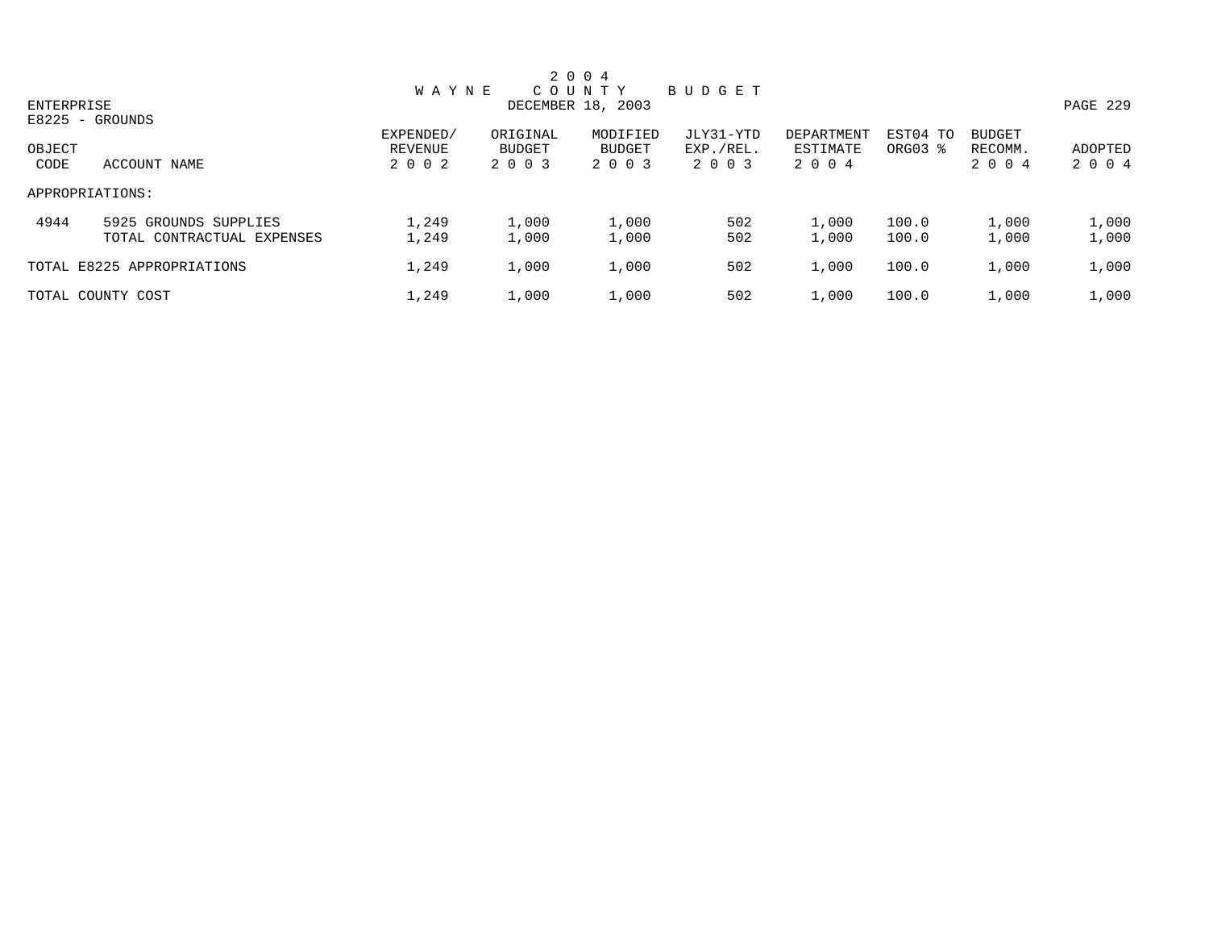2 0 0 4
W A Y N E  C O U N T Y  B U D G E T
DECEMBER 18, 2003

ENTERPRISE
E8225 - GROUNDS

| OBJECT CODE | ACCOUNT NAME | EXPENDED/ REVENUE 2 0 0 2 | ORIGINAL BUDGET 2 0 0 3 | MODIFIED BUDGET 2 0 0 3 | JLY31-YTD EXP./REL. 2 0 0 3 | DEPARTMENT ESTIMATE 2 0 0 4 | EST04 TO ORG03 % | BUDGET RECOMM. 2 0 0 4 | ADOPTED 2 0 0 4 |
|---|---|---|---|---|---|---|---|---|---|
| APPROPRIATIONS: | | | | | | | | | |
| 4944 | 5925 GROUNDS SUPPLIES | 1,249 | 1,000 | 1,000 | 502 | 1,000 | 100.0 | 1,000 | 1,000 |
| | TOTAL CONTRACTUAL EXPENSES | 1,249 | 1,000 | 1,000 | 502 | 1,000 | 100.0 | 1,000 | 1,000 |
| TOTAL E8225 APPROPRIATIONS | | 1,249 | 1,000 | 1,000 | 502 | 1,000 | 100.0 | 1,000 | 1,000 |
| TOTAL COUNTY COST | | 1,249 | 1,000 | 1,000 | 502 | 1,000 | 100.0 | 1,000 | 1,000 |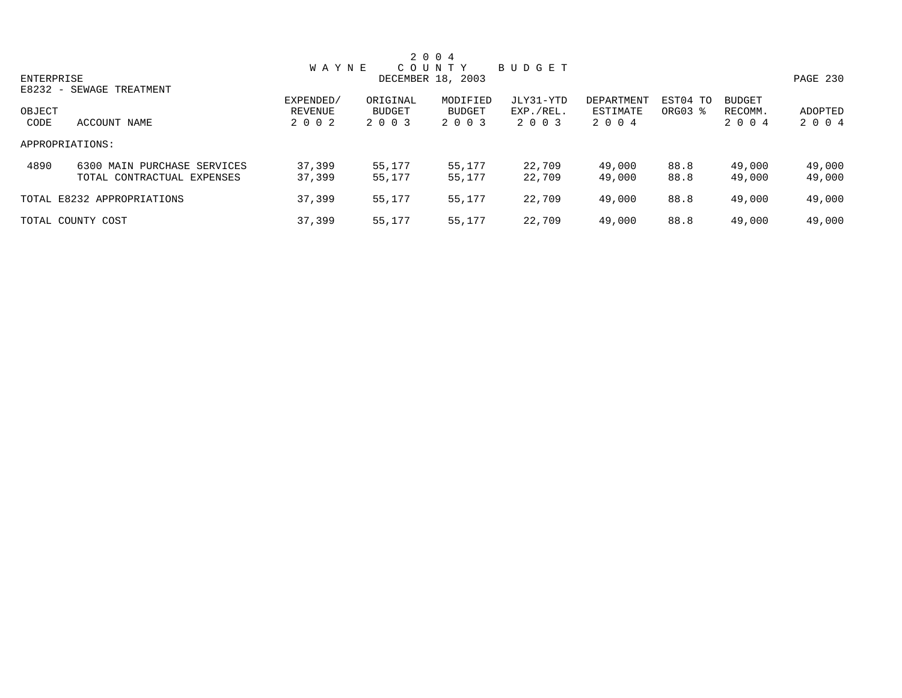# 2004 WAYNE COUNTY BUDGET

DECEMBER 18, 2003

ENTERPRISE

E8232 - SEWAGE TREATMENT

| OBJECT CODE | ACCOUNT NAME | EXPENDED/ REVENUE 2002 | ORIGINAL BUDGET 2003 | MODIFIED BUDGET 2003 | JLY31-YTD EXP./REL. 2003 | DEPARTMENT ESTIMATE 2004 | EST04 TO ORG03 % | BUDGET RECOMM. 2004 | ADOPTED 2004 |
|---|---|---|---|---|---|---|---|---|---|
| APPROPRIATIONS: | | | | | | | | | |
| 4890 | 6300 MAIN PURCHASE SERVICES | 37,399 | 55,177 | 55,177 | 22,709 | 49,000 | 88.8 | 49,000 | 49,000 |
| | TOTAL CONTRACTUAL EXPENSES | 37,399 | 55,177 | 55,177 | 22,709 | 49,000 | 88.8 | 49,000 | 49,000 |
| TOTAL E8232 APPROPRIATIONS | | 37,399 | 55,177 | 55,177 | 22,709 | 49,000 | 88.8 | 49,000 | 49,000 |
| TOTAL COUNTY COST | | 37,399 | 55,177 | 55,177 | 22,709 | 49,000 | 88.8 | 49,000 | 49,000 |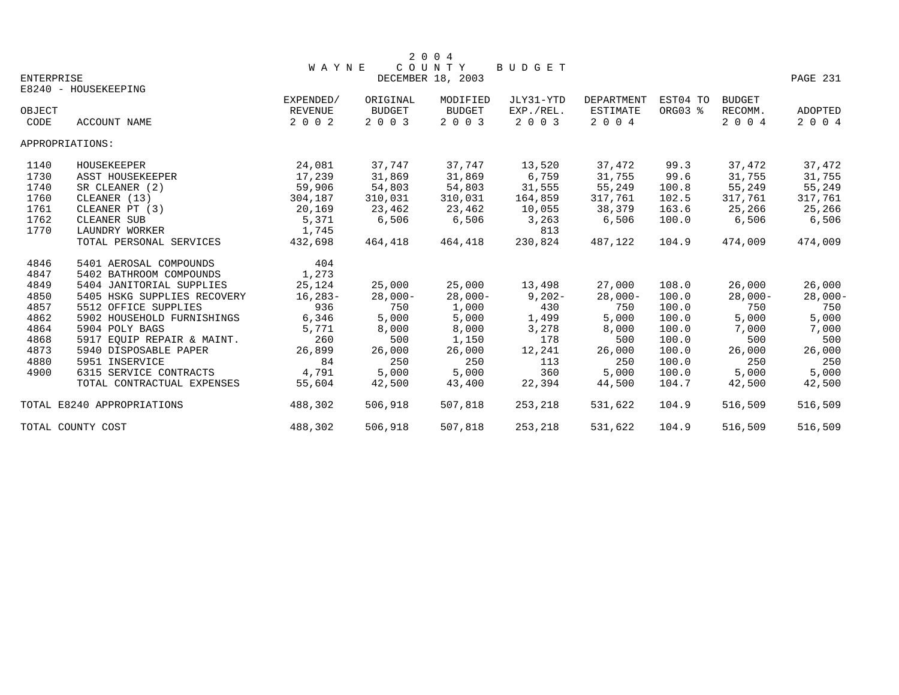# 2004 WAYNE COUNTY BUDGET

DECEMBER 18, 2003

ENTERPRISE

E8240 - HOUSEKEEPING

| OBJECT CODE | ACCOUNT NAME | EXPENDED/ REVENUE 2002 | ORIGINAL BUDGET 2003 | MODIFIED BUDGET 2003 | JLY31-YTD EXP./REL. 2003 | DEPARTMENT ESTIMATE 2004 | EST04 TO ORG03 % | BUDGET RECOMM. 2004 | ADOPTED 2004 |
|---|---|---|---|---|---|---|---|---|---|
| APPROPRIATIONS: | | | | | | | | | |
| 1140 | HOUSEKEEPER | 24,081 | 37,747 | 37,747 | 13,520 | 37,472 | 99.3 | 37,472 | 37,472 |
| 1730 | ASST HOUSEKEEPER | 17,239 | 31,869 | 31,869 | 6,759 | 31,755 | 99.6 | 31,755 | 31,755 |
| 1740 | SR CLEANER (2) | 59,906 | 54,803 | 54,803 | 31,555 | 55,249 | 100.8 | 55,249 | 55,249 |
| 1760 | CLEANER (13) | 304,187 | 310,031 | 310,031 | 164,859 | 317,761 | 102.5 | 317,761 | 317,761 |
| 1761 | CLEANER PT (3) | 20,169 | 23,462 | 23,462 | 10,055 | 38,379 | 163.6 | 25,266 | 25,266 |
| 1762 | CLEANER SUB | 5,371 | 6,506 | 6,506 | 3,263 | 6,506 | 100.0 | 6,506 | 6,506 |
| 1770 | LAUNDRY WORKER | 1,745 | | | 813 | | | | |
| | TOTAL PERSONAL SERVICES | 432,698 | 464,418 | 464,418 | 230,824 | 487,122 | 104.9 | 474,009 | 474,009 |
| 4846 | 5401 AEROSAL COMPOUNDS | 404 | | | | | | | |
| 4847 | 5402 BATHROOM COMPOUNDS | 1,273 | | | | | | | |
| 4849 | 5404 JANITORIAL SUPPLIES | 25,124 | 25,000 | 25,000 | 13,498 | 27,000 | 108.0 | 26,000 | 26,000 |
| 4850 | 5405 HSKG SUPPLIES RECOVERY | 16,283- | 28,000- | 28,000- | 9,202- | 28,000- | 100.0 | 28,000- | 28,000- |
| 4857 | 5512 OFFICE SUPPLIES | 936 | 750 | 1,000 | 430 | 750 | 100.0 | 750 | 750 |
| 4862 | 5902 HOUSEHOLD FURNISHINGS | 6,346 | 5,000 | 5,000 | 1,499 | 5,000 | 100.0 | 5,000 | 5,000 |
| 4864 | 5904 POLY BAGS | 5,771 | 8,000 | 8,000 | 3,278 | 8,000 | 100.0 | 7,000 | 7,000 |
| 4868 | 5917 EQUIP REPAIR & MAINT. | 260 | 500 | 1,150 | 178 | 500 | 100.0 | 500 | 500 |
| 4873 | 5940 DISPOSABLE PAPER | 26,899 | 26,000 | 26,000 | 12,241 | 26,000 | 100.0 | 26,000 | 26,000 |
| 4880 | 5951 INSERVICE | 84 | 250 | 250 | 113 | 250 | 100.0 | 250 | 250 |
| 4900 | 6315 SERVICE CONTRACTS | 4,791 | 5,000 | 5,000 | 360 | 5,000 | 100.0 | 5,000 | 5,000 |
| | TOTAL CONTRACTUAL EXPENSES | 55,604 | 42,500 | 43,400 | 22,394 | 44,500 | 104.7 | 42,500 | 42,500 |
| TOTAL E8240 APPROPRIATIONS | | 488,302 | 506,918 | 507,818 | 253,218 | 531,622 | 104.9 | 516,509 | 516,509 |
| TOTAL COUNTY COST | | 488,302 | 506,918 | 507,818 | 253,218 | 531,622 | 104.9 | 516,509 | 516,509 |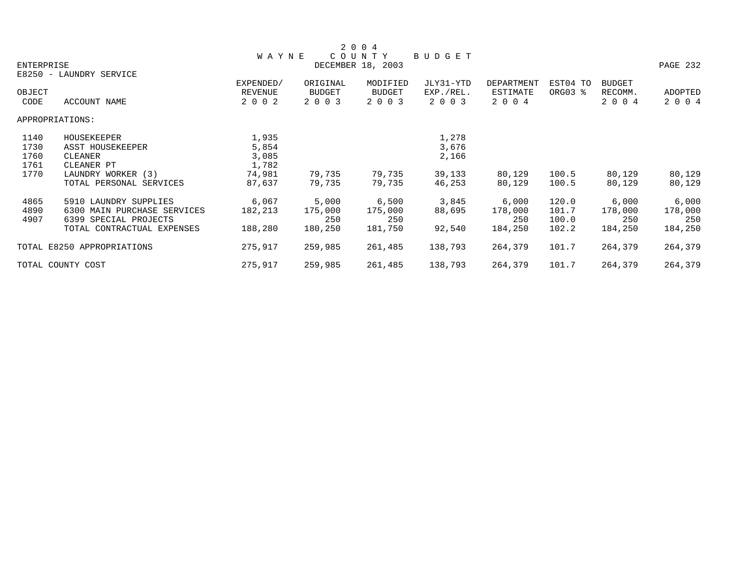# 2004 WAYNE COUNTY BUDGET

ENTERPRISE — DECEMBER 18, 2003

E8250 - LAUNDRY SERVICE

| OBJECT CODE | ACCOUNT NAME | EXPENDED/ REVENUE 2002 | ORIGINAL BUDGET 2003 | MODIFIED BUDGET 2003 | JLY31-YTD EXP./REL. 2003 | DEPARTMENT ESTIMATE 2004 | EST04 TO ORG03 % | BUDGET RECOMM. 2004 | ADOPTED 2004 |
|---|---|---|---|---|---|---|---|---|---|
| APPROPRIATIONS: | | | | | | | | | |
| 1140 | HOUSEKEEPER | 1,935 | | | 1,278 | | | | |
| 1730 | ASST HOUSEKEEPER | 5,854 | | | 3,676 | | | | |
| 1760 | CLEANER | 3,085 | | | 2,166 | | | | |
| 1761 | CLEANER PT | 1,782 | | | | | | | |
| 1770 | LAUNDRY WORKER (3) | 74,981 | 79,735 | 79,735 | 39,133 | 80,129 | 100.5 | 80,129 | 80,129 |
| | TOTAL PERSONAL SERVICES | 87,637 | 79,735 | 79,735 | 46,253 | 80,129 | 100.5 | 80,129 | 80,129 |
| 4865 | 5910 LAUNDRY SUPPLIES | 6,067 | 5,000 | 6,500 | 3,845 | 6,000 | 120.0 | 6,000 | 6,000 |
| 4890 | 6300 MAIN PURCHASE SERVICES | 182,213 | 175,000 | 175,000 | 88,695 | 178,000 | 101.7 | 178,000 | 178,000 |
| 4907 | 6399 SPECIAL PROJECTS | | 250 | 250 | | 250 | 100.0 | 250 | 250 |
| | TOTAL CONTRACTUAL EXPENSES | 188,280 | 180,250 | 181,750 | 92,540 | 184,250 | 102.2 | 184,250 | 184,250 |
| TOTAL E8250 APPROPRIATIONS | | 275,917 | 259,985 | 261,485 | 138,793 | 264,379 | 101.7 | 264,379 | 264,379 |
| TOTAL COUNTY COST | | 275,917 | 259,985 | 261,485 | 138,793 | 264,379 | 101.7 | 264,379 | 264,379 |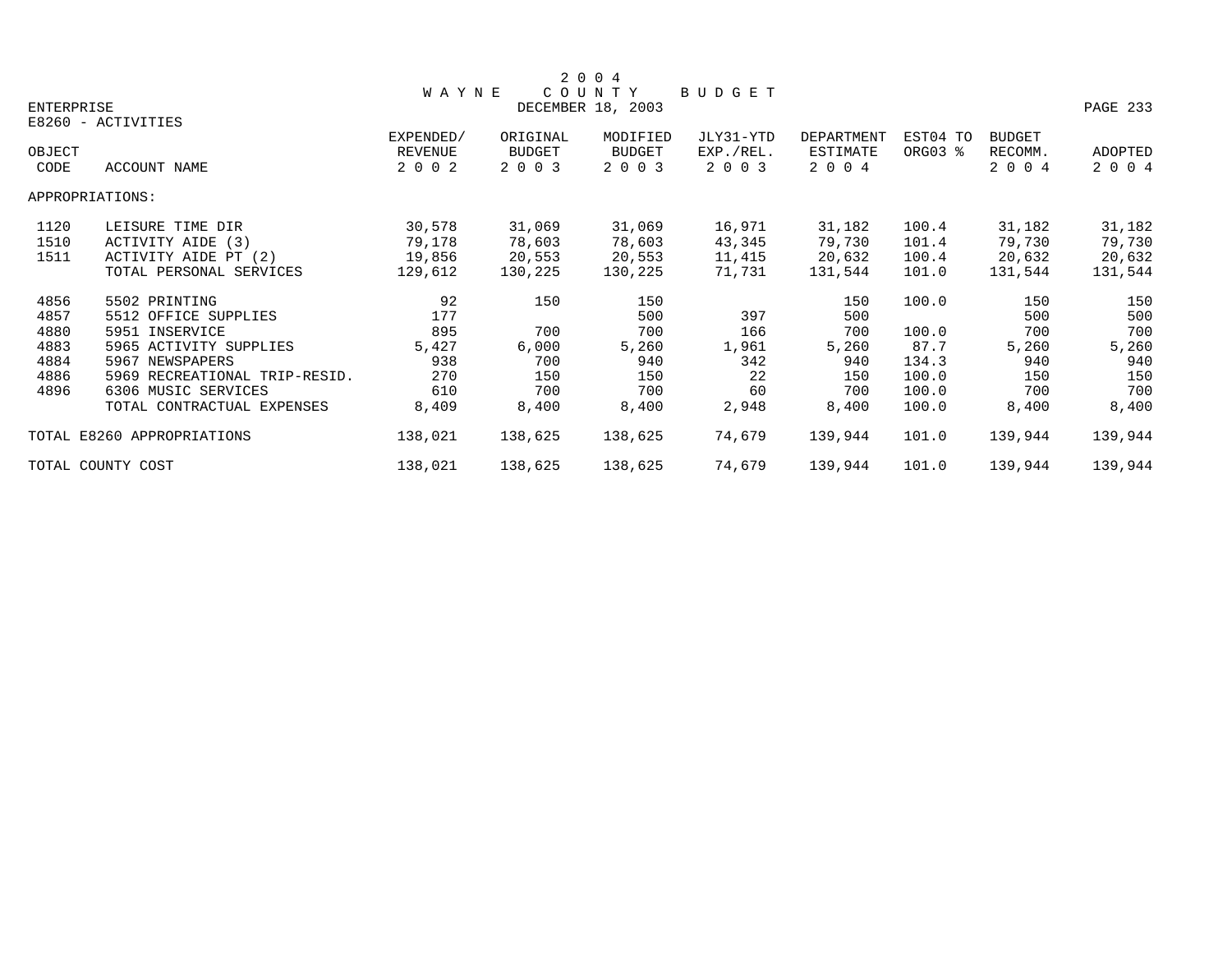# 2004 WAYNE COUNTY BUDGET

DECEMBER 18, 2003

ENTERPRISE

E8260 - ACTIVITIES

| OBJECT CODE | ACCOUNT NAME | EXPENDED/ REVENUE 2002 | ORIGINAL BUDGET 2003 | MODIFIED BUDGET 2003 | JLY31-YTD EXP./REL. 2003 | DEPARTMENT ESTIMATE 2004 | EST04 TO ORG03 % | BUDGET RECOMM. 2004 | ADOPTED 2004 |
|---|---|---|---|---|---|---|---|---|---|
| APPROPRIATIONS: | | | | | | | | | |
| 1120 | LEISURE TIME DIR | 30,578 | 31,069 | 31,069 | 16,971 | 31,182 | 100.4 | 31,182 | 31,182 |
| 1510 | ACTIVITY AIDE (3) | 79,178 | 78,603 | 78,603 | 43,345 | 79,730 | 101.4 | 79,730 | 79,730 |
| 1511 | ACTIVITY AIDE PT (2) | 19,856 | 20,553 | 20,553 | 11,415 | 20,632 | 100.4 | 20,632 | 20,632 |
| | TOTAL PERSONAL SERVICES | 129,612 | 130,225 | 130,225 | 71,731 | 131,544 | 101.0 | 131,544 | 131,544 |
| 4856 | 5502 PRINTING | 92 | 150 | 150 | | 150 | 100.0 | 150 | 150 |
| 4857 | 5512 OFFICE SUPPLIES | 177 | | 500 | 397 | 500 | | 500 | 500 |
| 4880 | 5951 INSERVICE | 895 | 700 | 700 | 166 | 700 | 100.0 | 700 | 700 |
| 4883 | 5965 ACTIVITY SUPPLIES | 5,427 | 6,000 | 5,260 | 1,961 | 5,260 | 87.7 | 5,260 | 5,260 |
| 4884 | 5967 NEWSPAPERS | 938 | 700 | 940 | 342 | 940 | 134.3 | 940 | 940 |
| 4886 | 5969 RECREATIONAL TRIP-RESID. | 270 | 150 | 150 | 22 | 150 | 100.0 | 150 | 150 |
| 4896 | 6306 MUSIC SERVICES | 610 | 700 | 700 | 60 | 700 | 100.0 | 700 | 700 |
| | TOTAL CONTRACTUAL EXPENSES | 8,409 | 8,400 | 8,400 | 2,948 | 8,400 | 100.0 | 8,400 | 8,400 |
| TOTAL E8260 APPROPRIATIONS | | 138,021 | 138,625 | 138,625 | 74,679 | 139,944 | 101.0 | 139,944 | 139,944 |
| TOTAL COUNTY COST | | 138,021 | 138,625 | 138,625 | 74,679 | 139,944 | 101.0 | 139,944 | 139,944 |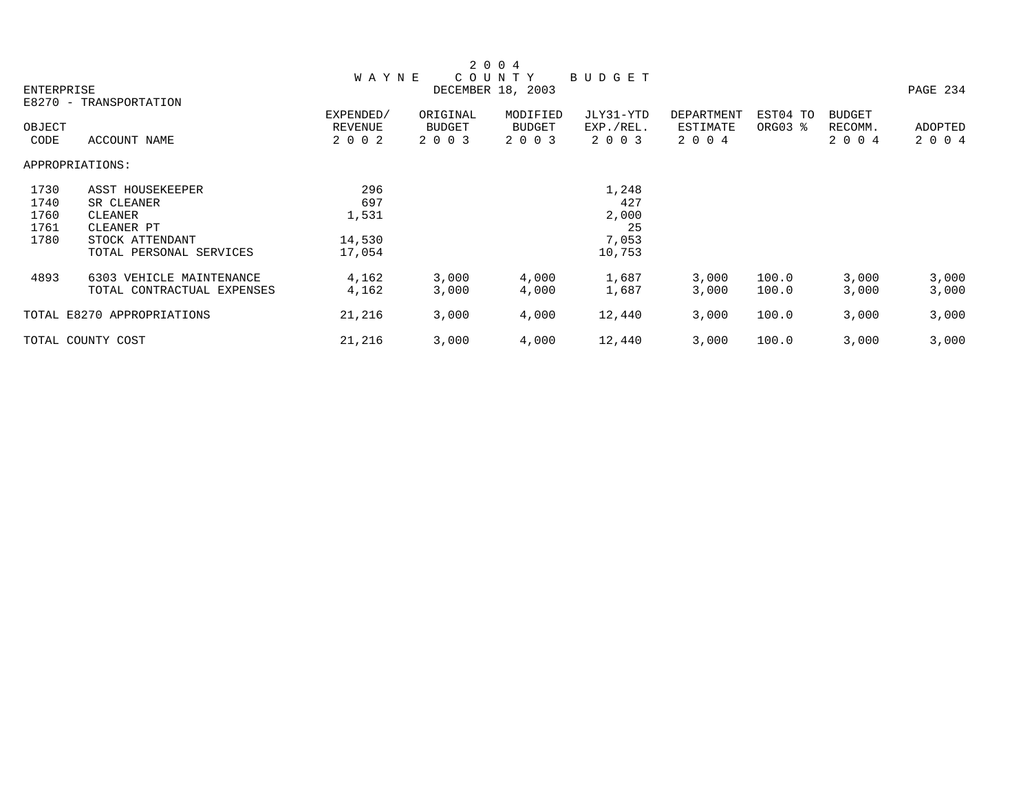# 2004 WAYNE COUNTY BUDGET

DECEMBER 18, 2003

ENTERPRISE

E8270 - TRANSPORTATION

| OBJECT CODE | ACCOUNT NAME | EXPENDED/ REVENUE 2002 | ORIGINAL BUDGET 2003 | MODIFIED BUDGET 2003 | JLY31-YTD EXP./REL. 2003 | DEPARTMENT ESTIMATE 2004 | EST04 TO ORG03 % | BUDGET RECOMM. 2004 | ADOPTED 2004 |
|---|---|---|---|---|---|---|---|---|---|
| APPROPRIATIONS: | | | | | | | | | |
| 1730 | ASST HOUSEKEEPER | 296 | | | 1,248 | | | | |
| 1740 | SR CLEANER | 697 | | | 427 | | | | |
| 1760 | CLEANER | 1,531 | | | 2,000 | | | | |
| 1761 | CLEANER PT | | | | 25 | | | | |
| 1780 | STOCK ATTENDANT | 14,530 | | | 7,053 | | | | |
| | TOTAL PERSONAL SERVICES | 17,054 | | | 10,753 | | | | |
| 4893 | 6303 VEHICLE MAINTENANCE | 4,162 | 3,000 | 4,000 | 1,687 | 3,000 | 100.0 | 3,000 | 3,000 |
| | TOTAL CONTRACTUAL EXPENSES | 4,162 | 3,000 | 4,000 | 1,687 | 3,000 | 100.0 | 3,000 | 3,000 |
| TOTAL E8270 APPROPRIATIONS | | 21,216 | 3,000 | 4,000 | 12,440 | 3,000 | 100.0 | 3,000 | 3,000 |
| TOTAL COUNTY COST | | 21,216 | 3,000 | 4,000 | 12,440 | 3,000 | 100.0 | 3,000 | 3,000 |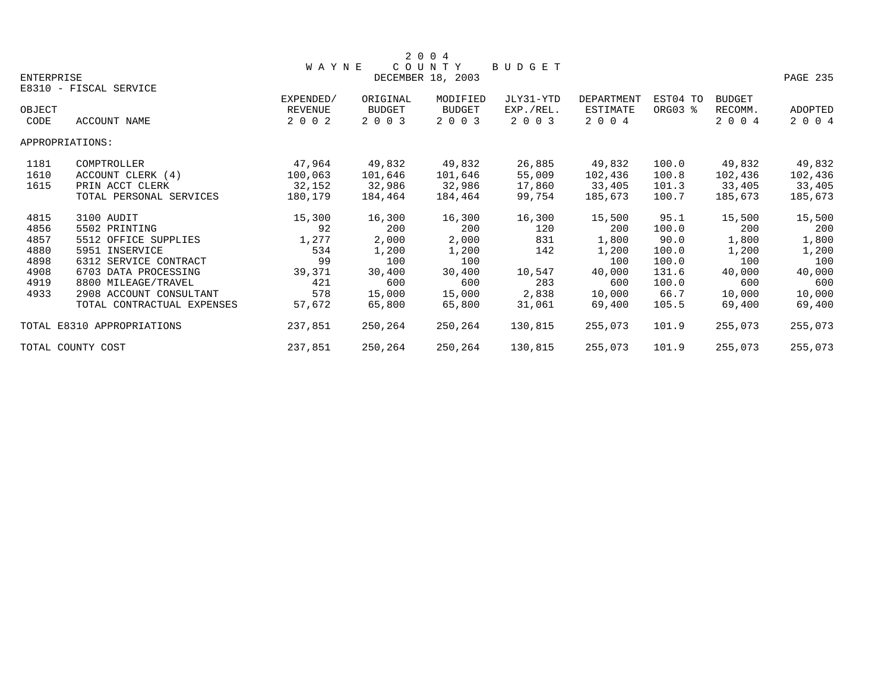# 2004 WAYNE COUNTY BUDGET

DECEMBER 18, 2003

ENTERPRISE

E8310 - FISCAL SERVICE

| OBJECT CODE | ACCOUNT NAME | EXPENDED/ REVENUE 2002 | ORIGINAL BUDGET 2003 | MODIFIED BUDGET 2003 | JLY31-YTD EXP./REL. 2003 | DEPARTMENT ESTIMATE 2004 | EST04 TO ORG03 % | BUDGET RECOMM. 2004 | ADOPTED 2004 |
|---|---|---|---|---|---|---|---|---|---|
| APPROPRIATIONS: | | | | | | | | | |
| 1181 | COMPTROLLER | 47,964 | 49,832 | 49,832 | 26,885 | 49,832 | 100.0 | 49,832 | 49,832 |
| 1610 | ACCOUNT CLERK (4) | 100,063 | 101,646 | 101,646 | 55,009 | 102,436 | 100.8 | 102,436 | 102,436 |
| 1615 | PRIN ACCT CLERK | 32,152 | 32,986 | 32,986 | 17,860 | 33,405 | 101.3 | 33,405 | 33,405 |
| | TOTAL PERSONAL SERVICES | 180,179 | 184,464 | 184,464 | 99,754 | 185,673 | 100.7 | 185,673 | 185,673 |
| 4815 | 3100 AUDIT | 15,300 | 16,300 | 16,300 | 16,300 | 15,500 | 95.1 | 15,500 | 15,500 |
| 4856 | 5502 PRINTING | 92 | 200 | 200 | 120 | 200 | 100.0 | 200 | 200 |
| 4857 | 5512 OFFICE SUPPLIES | 1,277 | 2,000 | 2,000 | 831 | 1,800 | 90.0 | 1,800 | 1,800 |
| 4880 | 5951 INSERVICE | 534 | 1,200 | 1,200 | 142 | 1,200 | 100.0 | 1,200 | 1,200 |
| 4898 | 6312 SERVICE CONTRACT | 99 | 100 | 100 | | 100 | 100.0 | 100 | 100 |
| 4908 | 6703 DATA PROCESSING | 39,371 | 30,400 | 30,400 | 10,547 | 40,000 | 131.6 | 40,000 | 40,000 |
| 4919 | 8800 MILEAGE/TRAVEL | 421 | 600 | 600 | 283 | 600 | 100.0 | 600 | 600 |
| 4933 | 2908 ACCOUNT CONSULTANT | 578 | 15,000 | 15,000 | 2,838 | 10,000 | 66.7 | 10,000 | 10,000 |
| | TOTAL CONTRACTUAL EXPENSES | 57,672 | 65,800 | 65,800 | 31,061 | 69,400 | 105.5 | 69,400 | 69,400 |
| TOTAL E8310 APPROPRIATIONS | | 237,851 | 250,264 | 250,264 | 130,815 | 255,073 | 101.9 | 255,073 | 255,073 |
| TOTAL COUNTY COST | | 237,851 | 250,264 | 250,264 | 130,815 | 255,073 | 101.9 | 255,073 | 255,073 |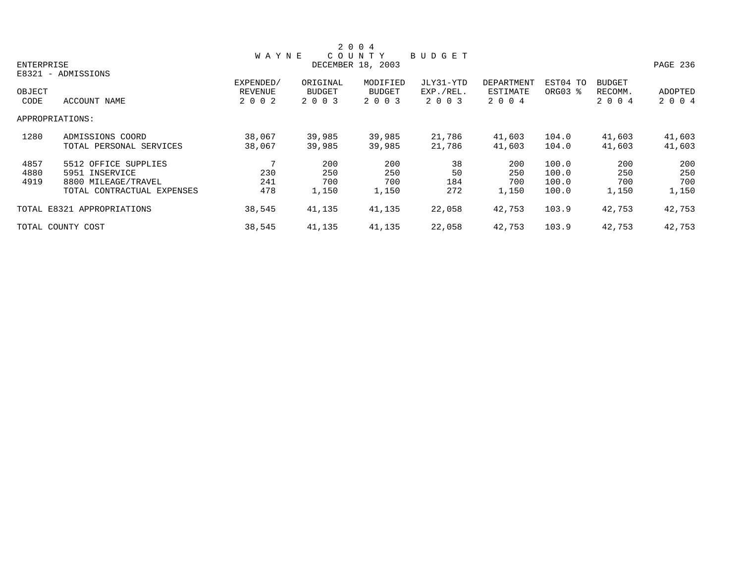# 2004 WAYNE COUNTY BUDGET

DECEMBER 18, 2003

ENTERPRISE

E8321 - ADMISSIONS

| OBJECT CODE | ACCOUNT NAME | EXPENDED/ REVENUE 2002 | ORIGINAL BUDGET 2003 | MODIFIED BUDGET 2003 | JLY31-YTD EXP./REL. 2003 | DEPARTMENT ESTIMATE 2004 | EST04 TO ORG03 % | BUDGET RECOMM. 2004 | ADOPTED 2004 |
|---|---|---|---|---|---|---|---|---|---|
| APPROPRIATIONS: | | | | | | | | | |
| 1280 | ADMISSIONS COORD | 38,067 | 39,985 | 39,985 | 21,786 | 41,603 | 104.0 | 41,603 | 41,603 |
| | TOTAL PERSONAL SERVICES | 38,067 | 39,985 | 39,985 | 21,786 | 41,603 | 104.0 | 41,603 | 41,603 |
| 4857 | 5512 OFFICE SUPPLIES | 7 | 200 | 200 | 38 | 200 | 100.0 | 200 | 200 |
| 4880 | 5951 INSERVICE | 230 | 250 | 250 | 50 | 250 | 100.0 | 250 | 250 |
| 4919 | 8800 MILEAGE/TRAVEL | 241 | 700 | 700 | 184 | 700 | 100.0 | 700 | 700 |
| | TOTAL CONTRACTUAL EXPENSES | 478 | 1,150 | 1,150 | 272 | 1,150 | 100.0 | 1,150 | 1,150 |
| TOTAL E8321 APPROPRIATIONS | | 38,545 | 41,135 | 41,135 | 22,058 | 42,753 | 103.9 | 42,753 | 42,753 |
| TOTAL COUNTY COST | | 38,545 | 41,135 | 41,135 | 22,058 | 42,753 | 103.9 | 42,753 | 42,753 |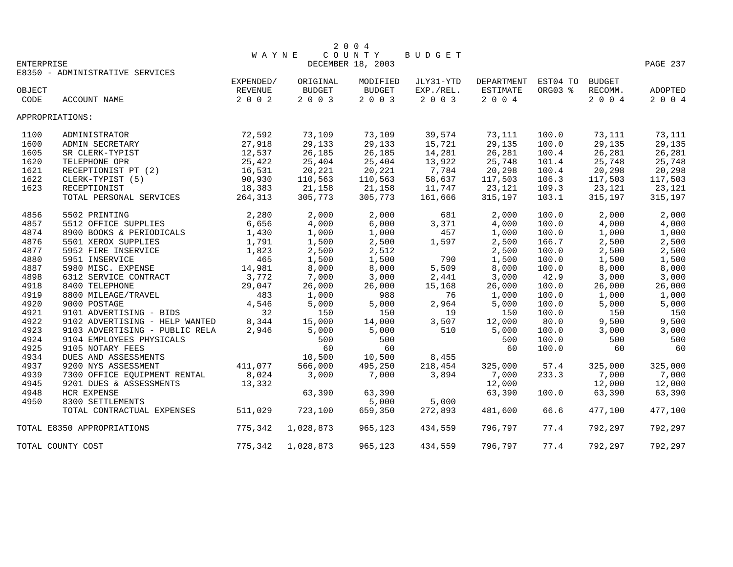# 2004 WAYNE COUNTY BUDGET

DECEMBER 18, 2003

ENTERPRISE

E8350 - ADMINISTRATIVE SERVICES

| OBJECT CODE | ACCOUNT NAME | EXPENDED/ REVENUE 2002 | ORIGINAL BUDGET 2003 | MODIFIED BUDGET 2003 | JLY31-YTD EXP./REL. 2003 | DEPARTMENT ESTIMATE 2004 | EST04 TO ORG03 % | BUDGET RECOMM. 2004 | ADOPTED 2004 |
|---|---|---|---|---|---|---|---|---|---|
| APPROPRIATIONS: | | | | | | | | | |
| 1100 | ADMINISTRATOR | 72,592 | 73,109 | 73,109 | 39,574 | 73,111 | 100.0 | 73,111 | 73,111 |
| 1600 | ADMIN SECRETARY | 27,918 | 29,133 | 29,133 | 15,721 | 29,135 | 100.0 | 29,135 | 29,135 |
| 1605 | SR CLERK-TYPIST | 12,537 | 26,185 | 26,185 | 14,281 | 26,281 | 100.4 | 26,281 | 26,281 |
| 1620 | TELEPHONE OPR | 25,422 | 25,404 | 25,404 | 13,922 | 25,748 | 101.4 | 25,748 | 25,748 |
| 1621 | RECEPTIONIST PT (2) | 16,531 | 20,221 | 20,221 | 7,784 | 20,298 | 100.4 | 20,298 | 20,298 |
| 1622 | CLERK-TYPIST (5) | 90,930 | 110,563 | 110,563 | 58,637 | 117,503 | 106.3 | 117,503 | 117,503 |
| 1623 | RECEPTIONIST | 18,383 | 21,158 | 21,158 | 11,747 | 23,121 | 109.3 | 23,121 | 23,121 |
| | TOTAL PERSONAL SERVICES | 264,313 | 305,773 | 305,773 | 161,666 | 315,197 | 103.1 | 315,197 | 315,197 |
| 4856 | 5502 PRINTING | 2,280 | 2,000 | 2,000 | 681 | 2,000 | 100.0 | 2,000 | 2,000 |
| 4857 | 5512 OFFICE SUPPLIES | 6,656 | 4,000 | 6,000 | 3,371 | 4,000 | 100.0 | 4,000 | 4,000 |
| 4874 | 8900 BOOKS & PERIODICALS | 1,430 | 1,000 | 1,000 | 457 | 1,000 | 100.0 | 1,000 | 1,000 |
| 4876 | 5501 XEROX SUPPLIES | 1,791 | 1,500 | 2,500 | 1,597 | 2,500 | 166.7 | 2,500 | 2,500 |
| 4877 | 5952 FIRE INSERVICE | 1,823 | 2,500 | 2,512 | | 2,500 | 100.0 | 2,500 | 2,500 |
| 4880 | 5951 INSERVICE | 465 | 1,500 | 1,500 | 790 | 1,500 | 100.0 | 1,500 | 1,500 |
| 4887 | 5980 MISC. EXPENSE | 14,981 | 8,000 | 8,000 | 5,509 | 8,000 | 100.0 | 8,000 | 8,000 |
| 4898 | 6312 SERVICE CONTRACT | 3,772 | 7,000 | 3,000 | 2,441 | 3,000 | 42.9 | 3,000 | 3,000 |
| 4918 | 8400 TELEPHONE | 29,047 | 26,000 | 26,000 | 15,168 | 26,000 | 100.0 | 26,000 | 26,000 |
| 4919 | 8800 MILEAGE/TRAVEL | 483 | 1,000 | 988 | 76 | 1,000 | 100.0 | 1,000 | 1,000 |
| 4920 | 9000 POSTAGE | 4,546 | 5,000 | 5,000 | 2,964 | 5,000 | 100.0 | 5,000 | 5,000 |
| 4921 | 9101 ADVERTISING - BIDS | 32 | 150 | 150 | 19 | 150 | 100.0 | 150 | 150 |
| 4922 | 9102 ADVERTISING - HELP WANTED | 8,344 | 15,000 | 14,000 | 3,507 | 12,000 | 80.0 | 9,500 | 9,500 |
| 4923 | 9103 ADVERTISING - PUBLIC RELA | 2,946 | 5,000 | 5,000 | 510 | 5,000 | 100.0 | 3,000 | 3,000 |
| 4924 | 9104 EMPLOYEES PHYSICALS | | 500 | 500 | | 500 | 100.0 | 500 | 500 |
| 4925 | 9105 NOTARY FEES | | 60 | 60 | | 60 | 100.0 | 60 | 60 |
| 4934 | DUES AND ASSESSMENTS | | 10,500 | 10,500 | 8,455 | | | | |
| 4937 | 9200 NYS ASSESSMENT | 411,077 | 566,000 | 495,250 | 218,454 | 325,000 | 57.4 | 325,000 | 325,000 |
| 4939 | 7300 OFFICE EQUIPMENT RENTAL | 8,024 | 3,000 | 7,000 | 3,894 | 7,000 | 233.3 | 7,000 | 7,000 |
| 4945 | 9201 DUES & ASSESSMENTS | 13,332 | | | | 12,000 | | 12,000 | 12,000 |
| 4948 | HCR EXPENSE | | 63,390 | 63,390 | | 63,390 | 100.0 | 63,390 | 63,390 |
| 4950 | 8300 SETTLEMENTS | | | 5,000 | 5,000 | | | | |
| | TOTAL CONTRACTUAL EXPENSES | 511,029 | 723,100 | 659,350 | 272,893 | 481,600 | 66.6 | 477,100 | 477,100 |
| TOTAL E8350 APPROPRIATIONS | | 775,342 | 1,028,873 | 965,123 | 434,559 | 796,797 | 77.4 | 792,297 | 792,297 |
| TOTAL COUNTY COST | | 775,342 | 1,028,873 | 965,123 | 434,559 | 796,797 | 77.4 | 792,297 | 792,297 |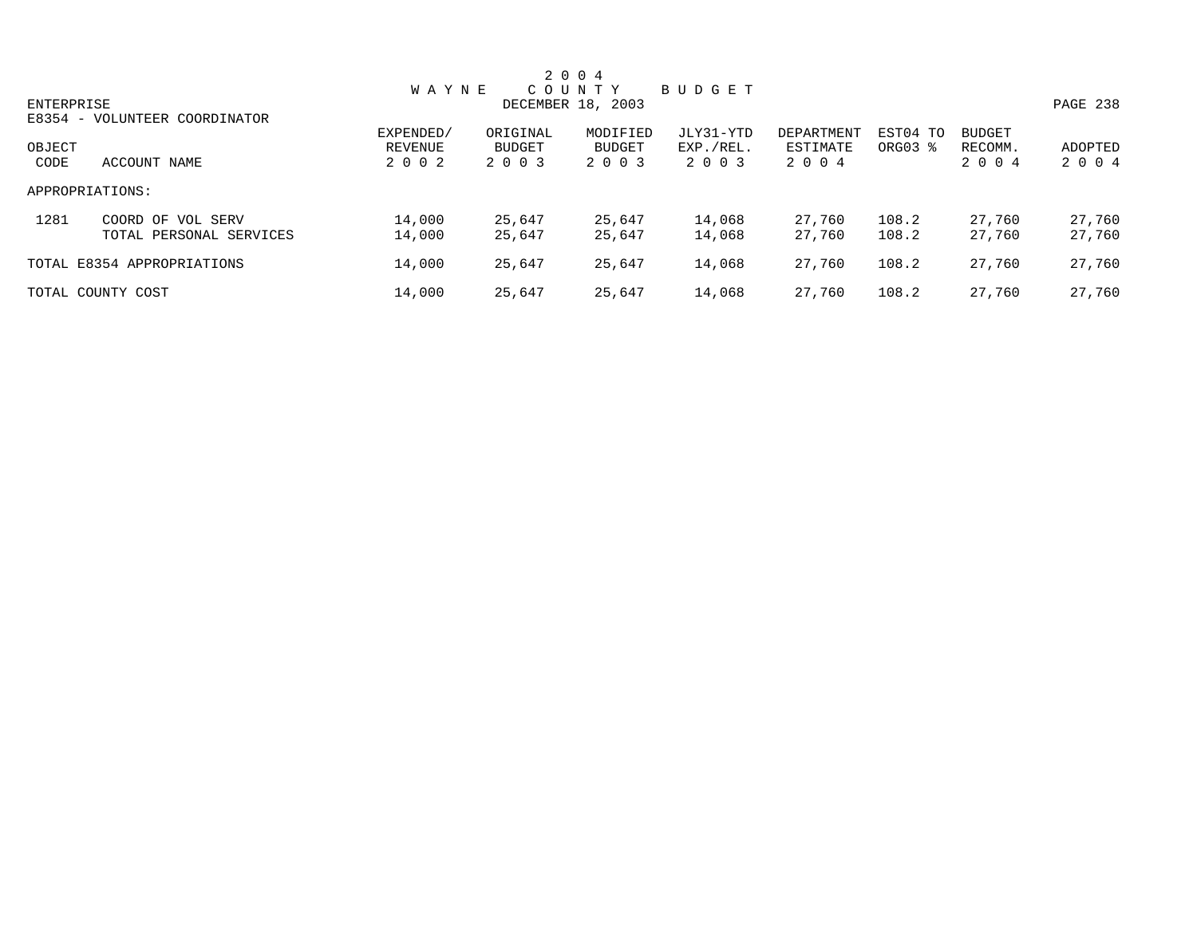# 2004 WAYNE COUNTY BUDGET

DECEMBER 18, 2003

ENTERPRISE

E8354 - VOLUNTEER COORDINATOR

| OBJECT CODE | ACCOUNT NAME | EXPENDED/ REVENUE 2002 | ORIGINAL BUDGET 2003 | MODIFIED BUDGET 2003 | JLY31-YTD EXP./REL. 2003 | DEPARTMENT ESTIMATE 2004 | EST04 TO ORG03 % | BUDGET RECOMM. 2004 | ADOPTED 2004 |
|---|---|---|---|---|---|---|---|---|---|
| APPROPRIATIONS: | | | | | | | | | |
| 1281 | COORD OF VOL SERV | 14,000 | 25,647 | 25,647 | 14,068 | 27,760 | 108.2 | 27,760 | 27,760 |
| | TOTAL PERSONAL SERVICES | 14,000 | 25,647 | 25,647 | 14,068 | 27,760 | 108.2 | 27,760 | 27,760 |
| TOTAL E8354 APPROPRIATIONS | | 14,000 | 25,647 | 25,647 | 14,068 | 27,760 | 108.2 | 27,760 | 27,760 |
| TOTAL COUNTY COST | | 14,000 | 25,647 | 25,647 | 14,068 | 27,760 | 108.2 | 27,760 | 27,760 |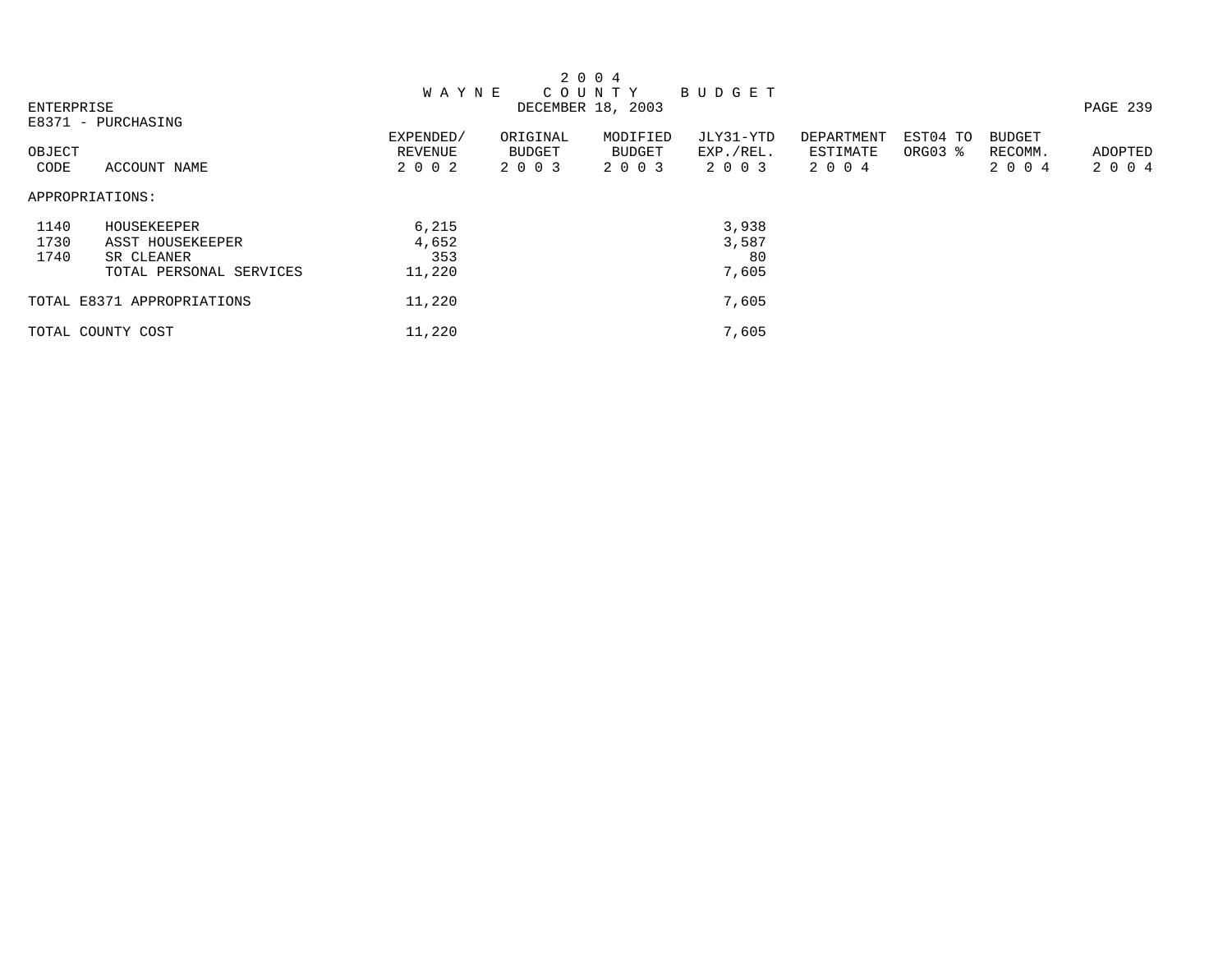2 0 0 4
W A Y N E   C O U N T Y   B U D G E T
DECEMBER 18, 2003

ENTERPRISE
E8371 - PURCHASING

| OBJECT CODE | ACCOUNT NAME | EXPENDED/ REVENUE 2 0 0 2 | ORIGINAL BUDGET 2 0 0 3 | MODIFIED BUDGET 2 0 0 3 | JLY31-YTD EXP./REL. 2 0 0 3 | DEPARTMENT ESTIMATE 2 0 0 4 | EST04 TO ORG03 % | BUDGET RECOMM. 2 0 0 4 | ADOPTED 2 0 0 4 |
|---|---|---|---|---|---|---|---|---|---|
| APPROPRIATIONS: | | | | | | | | | |
| 1140 | HOUSEKEEPER | 6,215 | | | 3,938 | | | | |
| 1730 | ASST HOUSEKEEPER | 4,652 | | | 3,587 | | | | |
| 1740 | SR CLEANER | 353 | | | 80 | | | | |
| | TOTAL PERSONAL SERVICES | 11,220 | | | 7,605 | | | | |
| TOTAL E8371 APPROPRIATIONS | | 11,220 | | | 7,605 | | | | |
| TOTAL COUNTY COST | | 11,220 | | | 7,605 | | | | |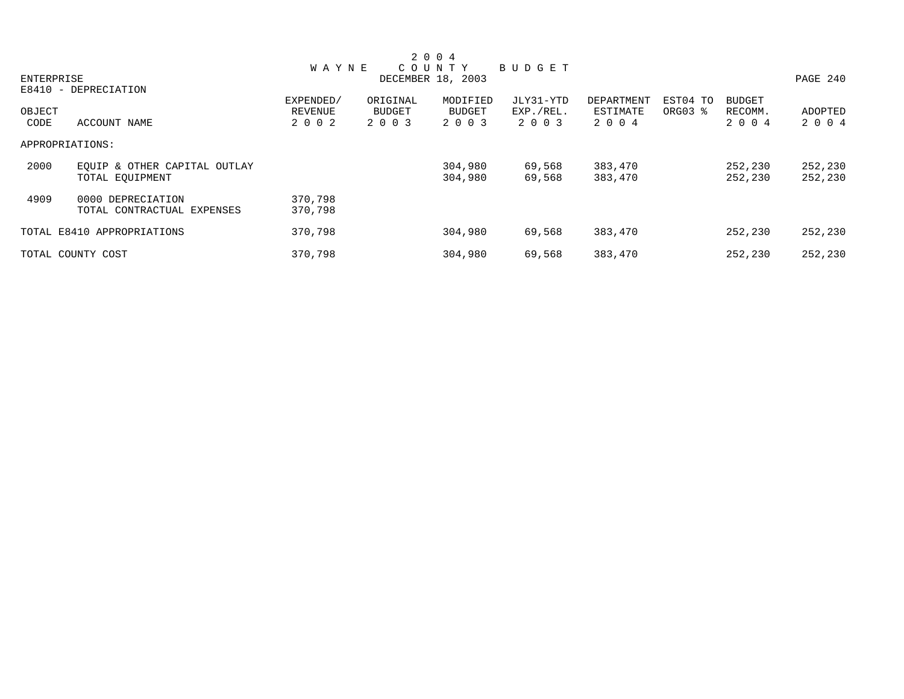# 2004 WAYNE COUNTY BUDGET

DECEMBER 18, 2003

ENTERPRISE

E8410 - DEPRECIATION

| OBJECT CODE | ACCOUNT NAME | EXPENDED/ REVENUE 2002 | ORIGINAL BUDGET 2003 | MODIFIED BUDGET 2003 | JLY31-YTD EXP./REL. 2003 | DEPARTMENT ESTIMATE 2004 | EST04 TO ORG03 % | BUDGET RECOMM. 2004 | ADOPTED 2004 |
|---|---|---|---|---|---|---|---|---|---|
| APPROPRIATIONS: | | | | | | | | | |
| 2000 | EQUIP & OTHER CAPITAL OUTLAY | | | 304,980 | 69,568 | 383,470 | | 252,230 | 252,230 |
| | TOTAL EQUIPMENT | | | 304,980 | 69,568 | 383,470 | | 252,230 | 252,230 |
| 4909 | 0000 DEPRECIATION | 370,798 | | | | | | | |
| | TOTAL CONTRACTUAL EXPENSES | 370,798 | | | | | | | |
| TOTAL E8410 APPROPRIATIONS | | 370,798 | | 304,980 | 69,568 | 383,470 | | 252,230 | 252,230 |
| TOTAL COUNTY COST | | 370,798 | | 304,980 | 69,568 | 383,470 | | 252,230 | 252,230 |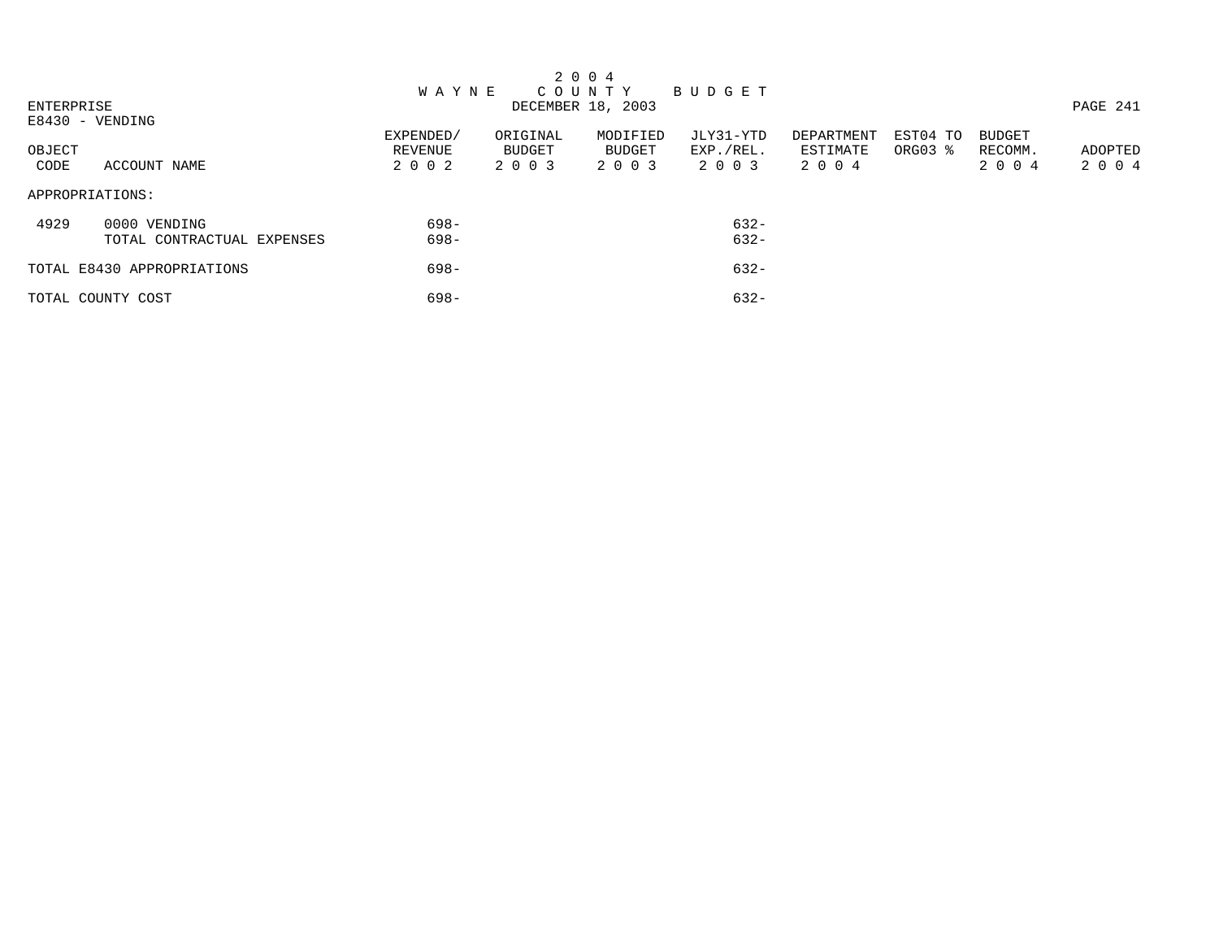# 2 0 0 4
## W A Y N E C O U N T Y B U D G E T

ENTERPRISE

DECEMBER 18, 2003

E8430 - VENDING

| OBJECT CODE | ACCOUNT NAME | EXPENDED/ REVENUE 2 0 0 2 | ORIGINAL BUDGET 2 0 0 3 | MODIFIED BUDGET 2 0 0 3 | JLY31-YTD EXP./REL. 2 0 0 3 | DEPARTMENT ESTIMATE 2 0 0 4 | EST04 TO ORG03 % | BUDGET RECOMM. 2 0 0 4 | ADOPTED 2 0 0 4 |
|---|---|---|---|---|---|---|---|---|---|
| APPROPRIATIONS: | | | | | | | | | |
| 4929 | 0000 VENDING | 698- | | | 632- | | | | |
| | TOTAL CONTRACTUAL EXPENSES | 698- | | | 632- | | | | |
| TOTAL E8430 APPROPRIATIONS | | 698- | | | 632- | | | | |
| TOTAL COUNTY COST | | 698- | | | 632- | | | | |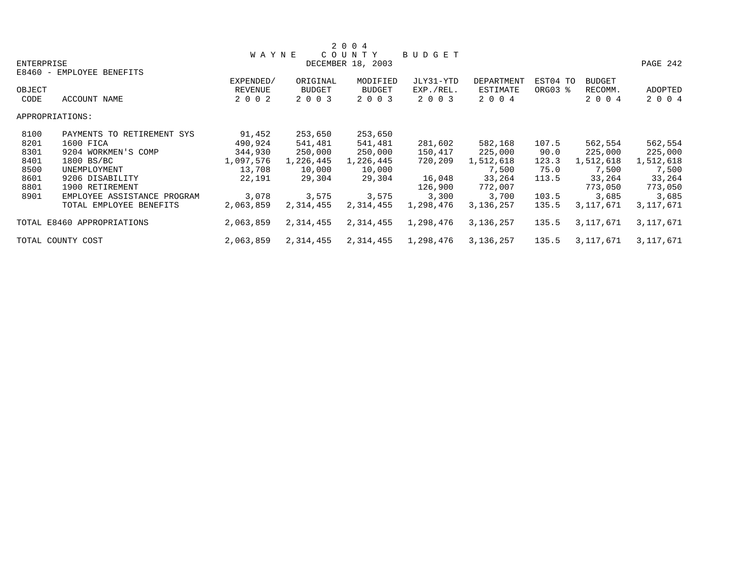# 2004 WAYNE COUNTY BUDGET

DECEMBER 18, 2003

ENTERPRISE

E8460 - EMPLOYEE BENEFITS

| OBJECT CODE | ACCOUNT NAME | EXPENDED/ REVENUE 2002 | ORIGINAL BUDGET 2003 | MODIFIED BUDGET 2003 | JLY31-YTD EXP./REL. 2003 | DEPARTMENT ESTIMATE 2004 | EST04 TO ORG03 % | BUDGET RECOMM. 2004 | ADOPTED 2004 |
|---|---|---|---|---|---|---|---|---|---|
| APPROPRIATIONS: | | | | | | | | | |
| 8100 | PAYMENTS TO RETIREMENT SYS | 91,452 | 253,650 | 253,650 | | | | | |
| 8201 | 1600 FICA | 490,924 | 541,481 | 541,481 | 281,602 | 582,168 | 107.5 | 562,554 | 562,554 |
| 8301 | 9204 WORKMEN'S COMP | 344,930 | 250,000 | 250,000 | 150,417 | 225,000 | 90.0 | 225,000 | 225,000 |
| 8401 | 1800 BS/BC | 1,097,576 | 1,226,445 | 1,226,445 | 720,209 | 1,512,618 | 123.3 | 1,512,618 | 1,512,618 |
| 8500 | UNEMPLOYMENT | 13,708 | 10,000 | 10,000 | | 7,500 | 75.0 | 7,500 | 7,500 |
| 8601 | 9206 DISABILITY | 22,191 | 29,304 | 29,304 | 16,048 | 33,264 | 113.5 | 33,264 | 33,264 |
| 8801 | 1900 RETIREMENT | | | | 126,900 | 772,007 | | 773,050 | 773,050 |
| 8901 | EMPLOYEE ASSISTANCE PROGRAM | 3,078 | 3,575 | 3,575 | 3,300 | 3,700 | 103.5 | 3,685 | 3,685 |
| | TOTAL EMPLOYEE BENEFITS | 2,063,859 | 2,314,455 | 2,314,455 | 1,298,476 | 3,136,257 | 135.5 | 3,117,671 | 3,117,671 |
| TOTAL E8460 APPROPRIATIONS | | 2,063,859 | 2,314,455 | 2,314,455 | 1,298,476 | 3,136,257 | 135.5 | 3,117,671 | 3,117,671 |
| TOTAL COUNTY COST | | 2,063,859 | 2,314,455 | 2,314,455 | 1,298,476 | 3,136,257 | 135.5 | 3,117,671 | 3,117,671 |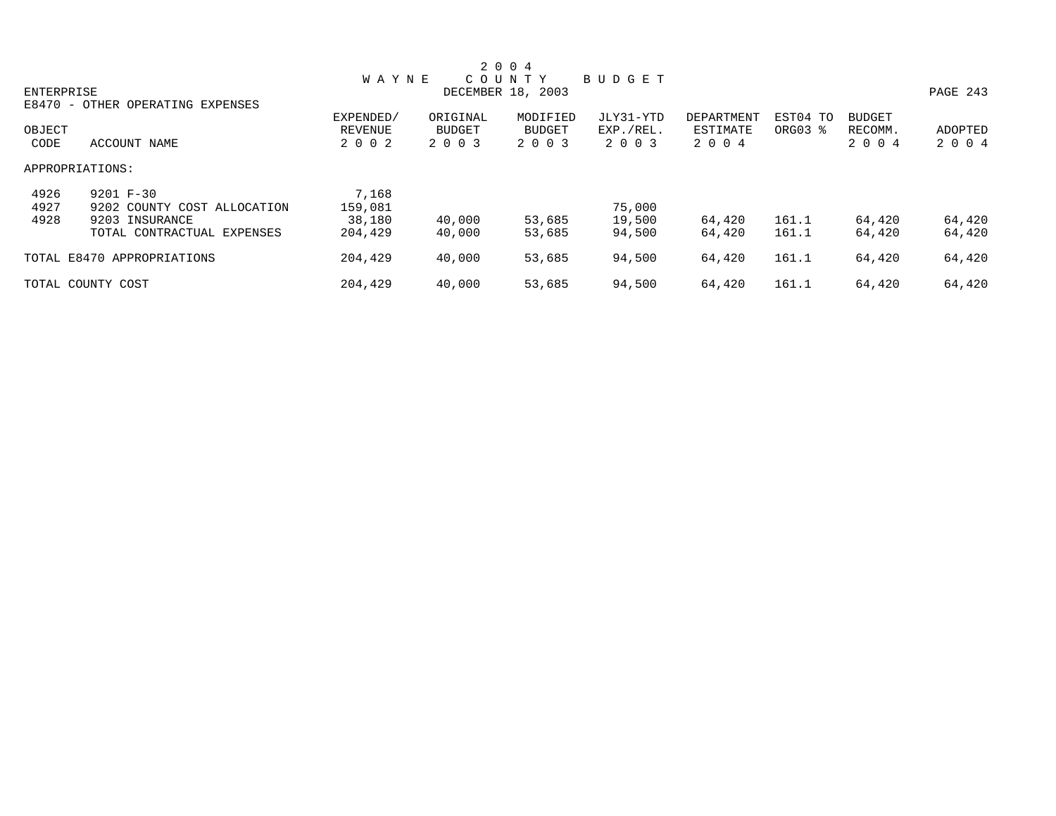# 2 0 0 4 WAYNE COUNTY BUDGET

ENTERPRISE

DECEMBER 18, 2003

E8470 - OTHER OPERATING EXPENSES

| OBJECT CODE | ACCOUNT NAME | EXPENDED/ REVENUE 2 0 0 2 | ORIGINAL BUDGET 2 0 0 3 | MODIFIED BUDGET 2 0 0 3 | JLY31-YTD EXP./REL. 2 0 0 3 | DEPARTMENT ESTIMATE 2 0 0 4 | EST04 TO ORG03 % | BUDGET RECOMM. 2 0 0 4 | ADOPTED 2 0 0 4 |
|---|---|---|---|---|---|---|---|---|---|
| APPROPRIATIONS: | | | | | | | | | |
| 4926 | 9201 F-30 | 7,168 | | | | | | | |
| 4927 | 9202 COUNTY COST ALLOCATION | 159,081 | | | 75,000 | | | | |
| 4928 | 9203 INSURANCE | 38,180 | 40,000 | 53,685 | 19,500 | 64,420 | 161.1 | 64,420 | 64,420 |
| | TOTAL CONTRACTUAL EXPENSES | 204,429 | 40,000 | 53,685 | 94,500 | 64,420 | 161.1 | 64,420 | 64,420 |
| TOTAL E8470 APPROPRIATIONS | | 204,429 | 40,000 | 53,685 | 94,500 | 64,420 | 161.1 | 64,420 | 64,420 |
| TOTAL COUNTY COST | | 204,429 | 40,000 | 53,685 | 94,500 | 64,420 | 161.1 | 64,420 | 64,420 |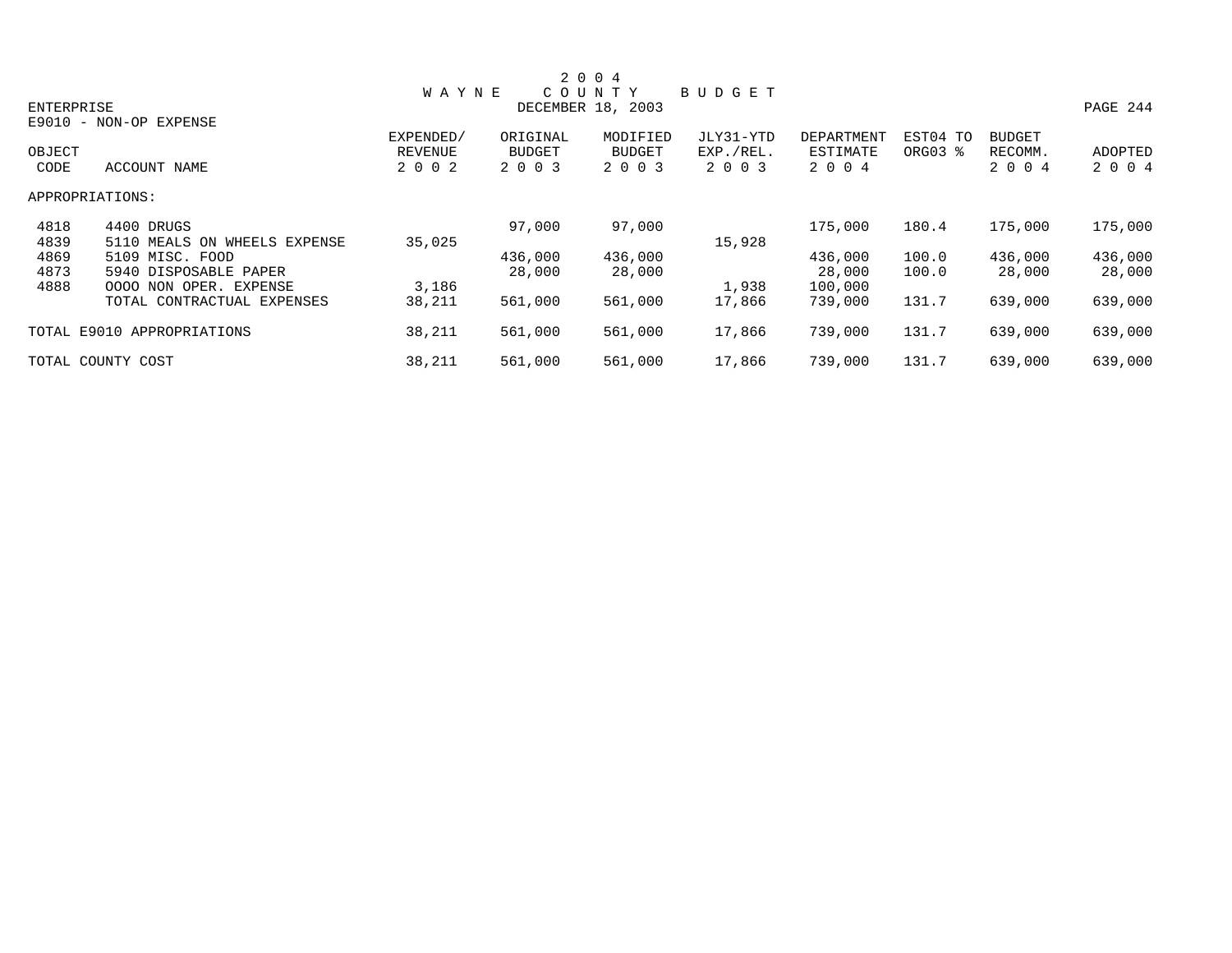# 2004 WAYNE COUNTY BUDGET

DECEMBER 18, 2003

ENTERPRISE

E9010 - NON-OP EXPENSE

| OBJECT CODE | ACCOUNT NAME | EXPENDED/ REVENUE 2002 | ORIGINAL BUDGET 2003 | MODIFIED BUDGET 2003 | JLY31-YTD EXP./REL. 2003 | DEPARTMENT ESTIMATE 2004 | EST04 TO ORG03 % | BUDGET RECOMM. 2004 | ADOPTED 2004 |
|---|---|---|---|---|---|---|---|---|---|
| APPROPRIATIONS: | | | | | | | | | |
| 4818 | 4400 DRUGS | | 97,000 | 97,000 | | 175,000 | 180.4 | 175,000 | 175,000 |
| 4839 | 5110 MEALS ON WHEELS EXPENSE | 35,025 | | | 15,928 | | | | |
| 4869 | 5109 MISC. FOOD | | 436,000 | 436,000 | | 436,000 | 100.0 | 436,000 | 436,000 |
| 4873 | 5940 DISPOSABLE PAPER | | 28,000 | 28,000 | | 28,000 | 100.0 | 28,000 | 28,000 |
| 4888 | OOOO NON OPER. EXPENSE | 3,186 | | | 1,938 | 100,000 | | | |
| | TOTAL CONTRACTUAL EXPENSES | 38,211 | 561,000 | 561,000 | 17,866 | 739,000 | 131.7 | 639,000 | 639,000 |
| TOTAL E9010 APPROPRIATIONS | | 38,211 | 561,000 | 561,000 | 17,866 | 739,000 | 131.7 | 639,000 | 639,000 |
| TOTAL COUNTY COST | | 38,211 | 561,000 | 561,000 | 17,866 | 739,000 | 131.7 | 639,000 | 639,000 |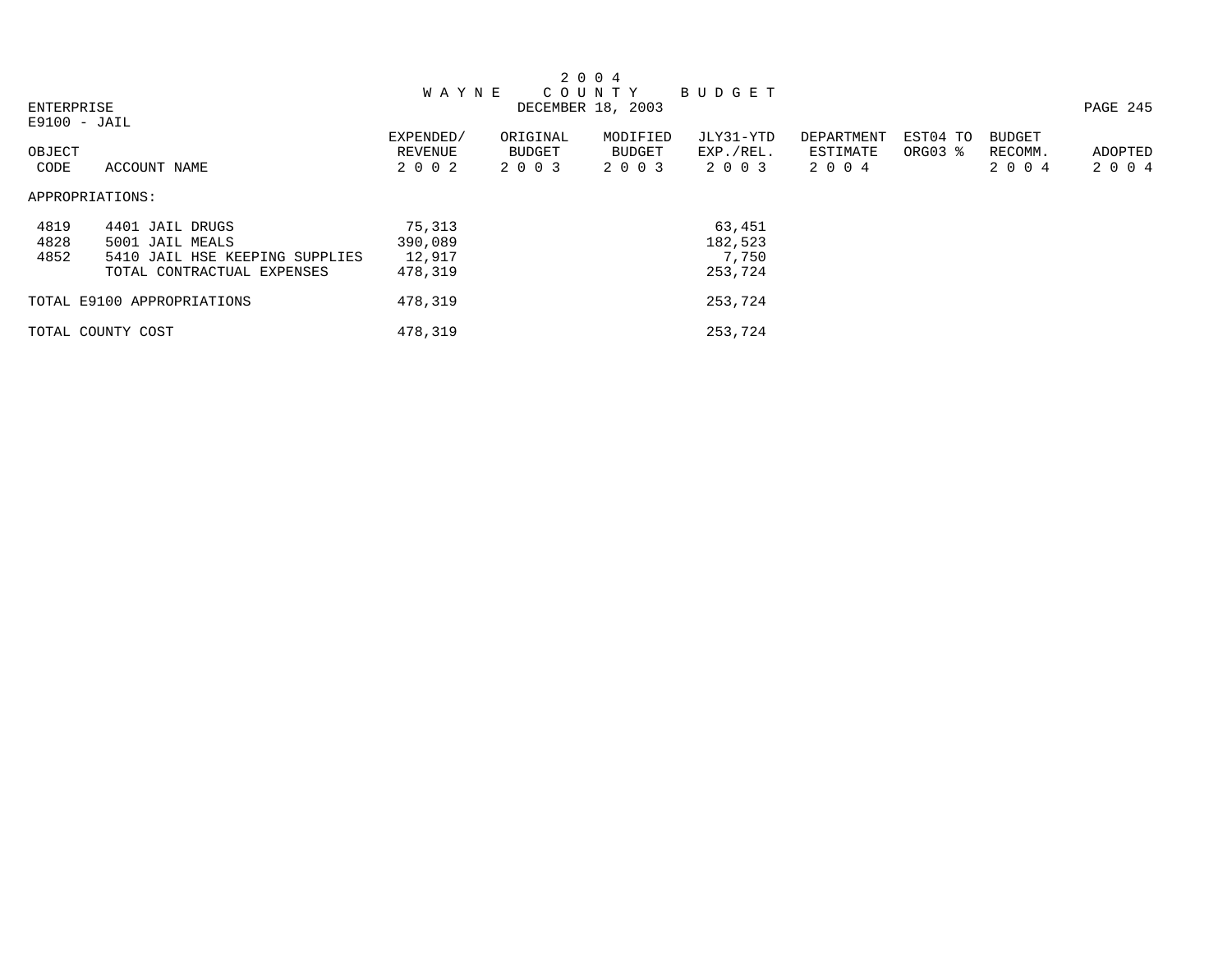# 2 0 0 4
## W A Y N E   C O U N T Y   B U D G E T
DECEMBER 18, 2003

ENTERPRISE
E9100 - JAIL

| OBJECT CODE | ACCOUNT NAME | EXPENDED/ REVENUE 2 0 0 2 | ORIGINAL BUDGET 2 0 0 3 | MODIFIED BUDGET 2 0 0 3 | JLY31-YTD EXP./REL. 2 0 0 3 | DEPARTMENT ESTIMATE 2 0 0 4 | EST04 TO ORG03 % | BUDGET RECOMM. 2 0 0 4 | ADOPTED 2 0 0 4 |
|---|---|---|---|---|---|---|---|---|---|
| APPROPRIATIONS: | | | | | | | | | |
| 4819 | 4401 JAIL DRUGS | 75,313 | | | 63,451 | | | | |
| 4828 | 5001 JAIL MEALS | 390,089 | | | 182,523 | | | | |
| 4852 | 5410 JAIL HSE KEEPING SUPPLIES | 12,917 | | | 7,750 | | | | |
| | TOTAL CONTRACTUAL EXPENSES | 478,319 | | | 253,724 | | | | |
| TOTAL E9100 APPROPRIATIONS | | 478,319 | | | 253,724 | | | | |
| TOTAL COUNTY COST | | 478,319 | | | 253,724 | | | | |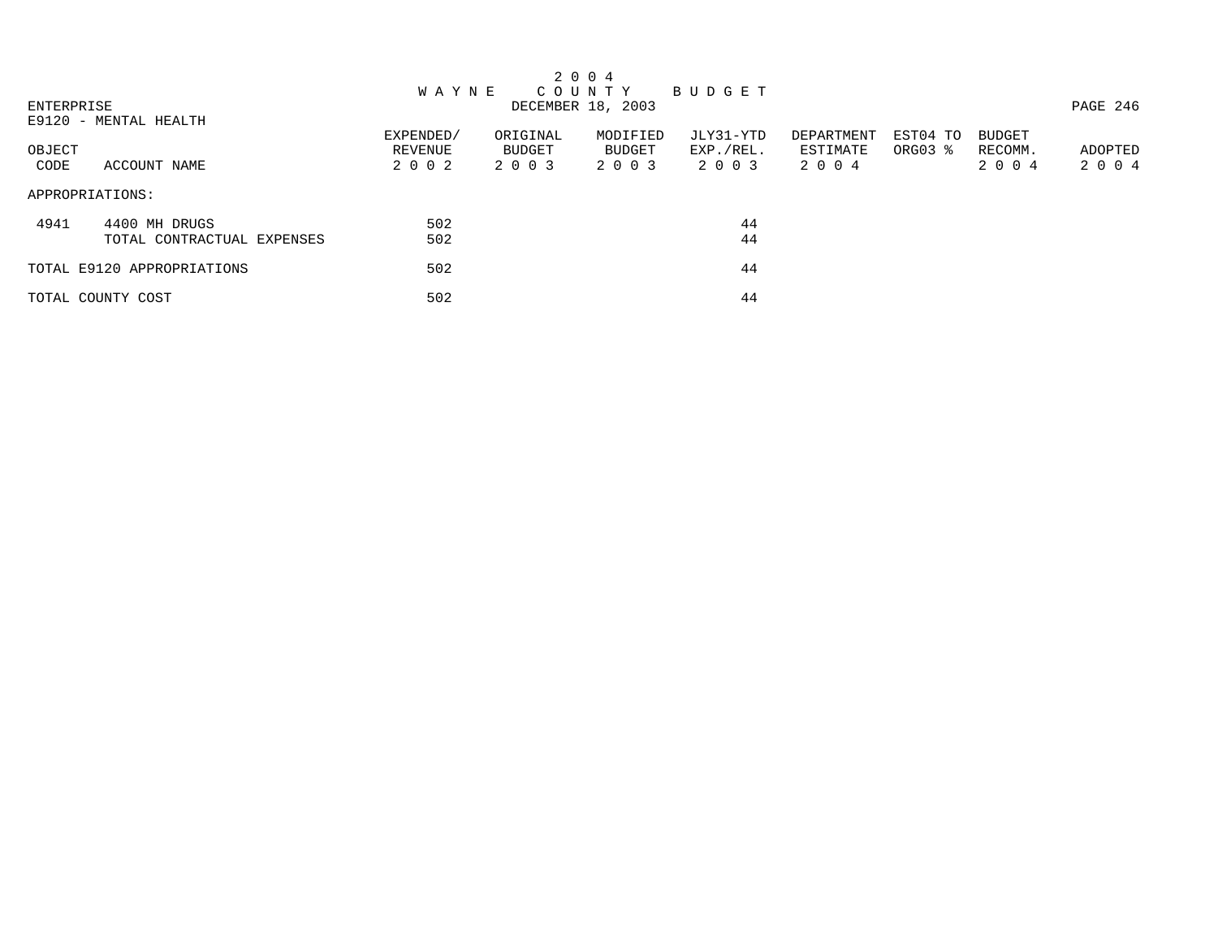# 2004 WAYNE COUNTY BUDGET

DECEMBER 18, 2003

ENTERPRISE

E9120 - MENTAL HEALTH

| OBJECT CODE | ACCOUNT NAME | EXPENDED/ REVENUE 2002 | ORIGINAL BUDGET 2003 | MODIFIED BUDGET 2003 | JLY31-YTD EXP./REL. 2003 | DEPARTMENT ESTIMATE 2004 | EST04 TO ORG03 % | BUDGET RECOMM. 2004 | ADOPTED 2004 |
|---|---|---|---|---|---|---|---|---|---|
| APPROPRIATIONS: | | | | | | | | | |
| 4941 | 4400 MH DRUGS | 502 | | | 44 | | | | |
| | TOTAL CONTRACTUAL EXPENSES | 502 | | | 44 | | | | |
| TOTAL E9120 APPROPRIATIONS | | 502 | | | 44 | | | | |
| TOTAL COUNTY COST | | 502 | | | 44 | | | | |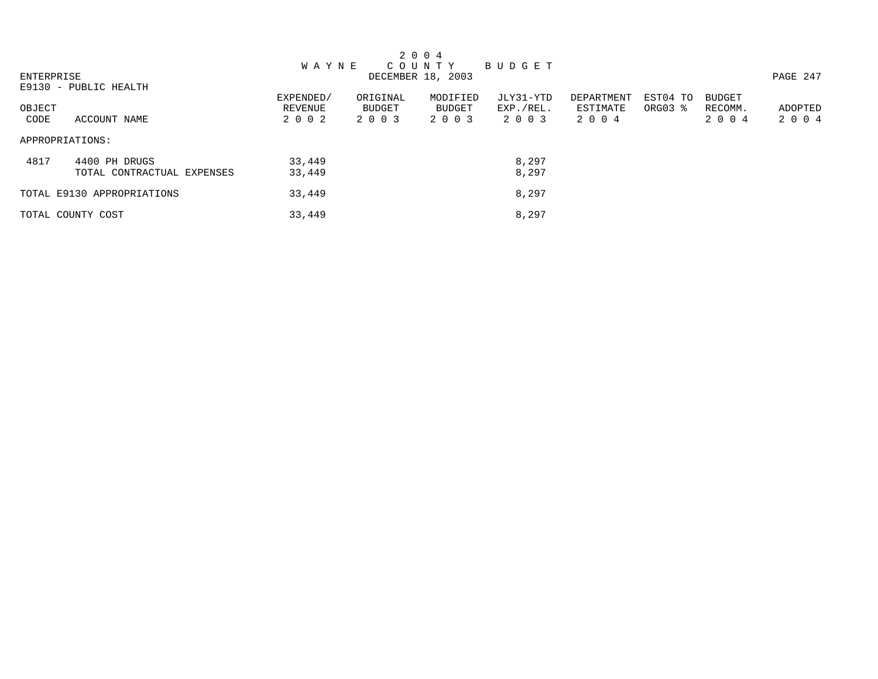2 0 0 4
W A Y N E   C O U N T Y   B U D G E T
DECEMBER 18, 2003

ENTERPRISE
E9130 - PUBLIC HEALTH

| OBJECT CODE | ACCOUNT NAME | EXPENDED/ REVENUE 2 0 0 2 | ORIGINAL BUDGET 2 0 0 3 | MODIFIED BUDGET 2 0 0 3 | JLY31-YTD EXP./REL. 2 0 0 3 | DEPARTMENT ESTIMATE 2 0 0 4 | EST04 TO ORG03 % | BUDGET RECOMM. 2 0 0 4 | ADOPTED 2 0 0 4 |
|---|---|---|---|---|---|---|---|---|---|
| APPROPRIATIONS: | | | | | | | | | |
| 4817 | 4400 PH DRUGS | 33,449 | | | 8,297 | | | | |
| | TOTAL CONTRACTUAL EXPENSES | 33,449 | | | 8,297 | | | | |
| TOTAL E9130 APPROPRIATIONS | | 33,449 | | | 8,297 | | | | |
| TOTAL COUNTY COST | | 33,449 | | | 8,297 | | | | |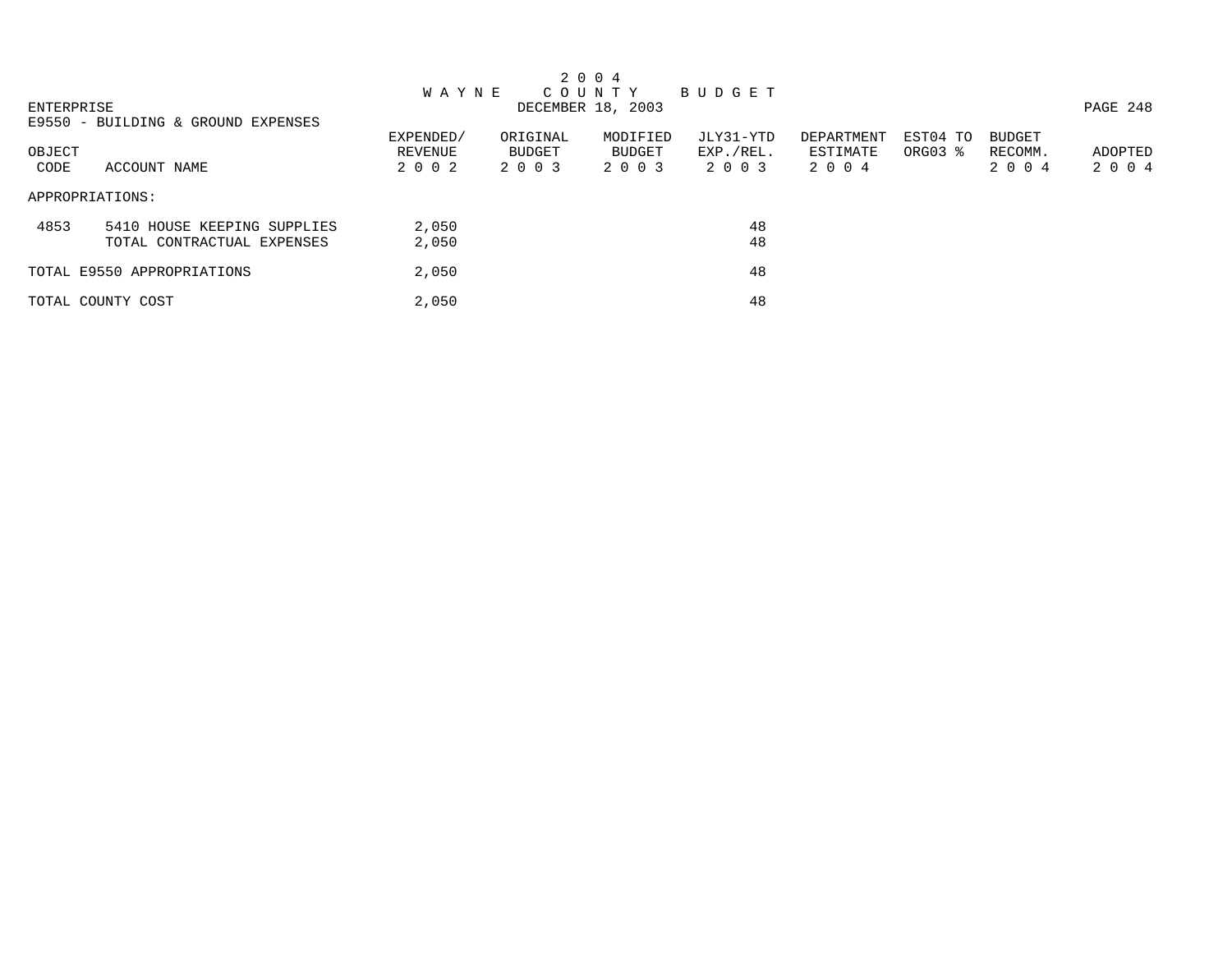# 2 0 0 4 WAYNE COUNTY BUDGET

ENTERPRISE

DECEMBER 18, 2003

E9550 - BUILDING & GROUND EXPENSES

| OBJECT CODE | ACCOUNT NAME | EXPENDED/ REVENUE 2 0 0 2 | ORIGINAL BUDGET 2 0 0 3 | MODIFIED BUDGET 2 0 0 3 | JLY31-YTD EXP./REL. 2 0 0 3 | DEPARTMENT ESTIMATE 2 0 0 4 | EST04 TO ORG03 % | BUDGET RECOMM. 2 0 0 4 | ADOPTED 2 0 0 4 |
|---|---|---|---|---|---|---|---|---|---|
| APPROPRIATIONS: | | | | | | | | | |
| 4853 | 5410 HOUSE KEEPING SUPPLIES | 2,050 | | | 48 | | | | |
| | TOTAL CONTRACTUAL EXPENSES | 2,050 | | | 48 | | | | |
| TOTAL E9550 APPROPRIATIONS | | 2,050 | | | 48 | | | | |
| TOTAL COUNTY COST | | 2,050 | | | 48 | | | | |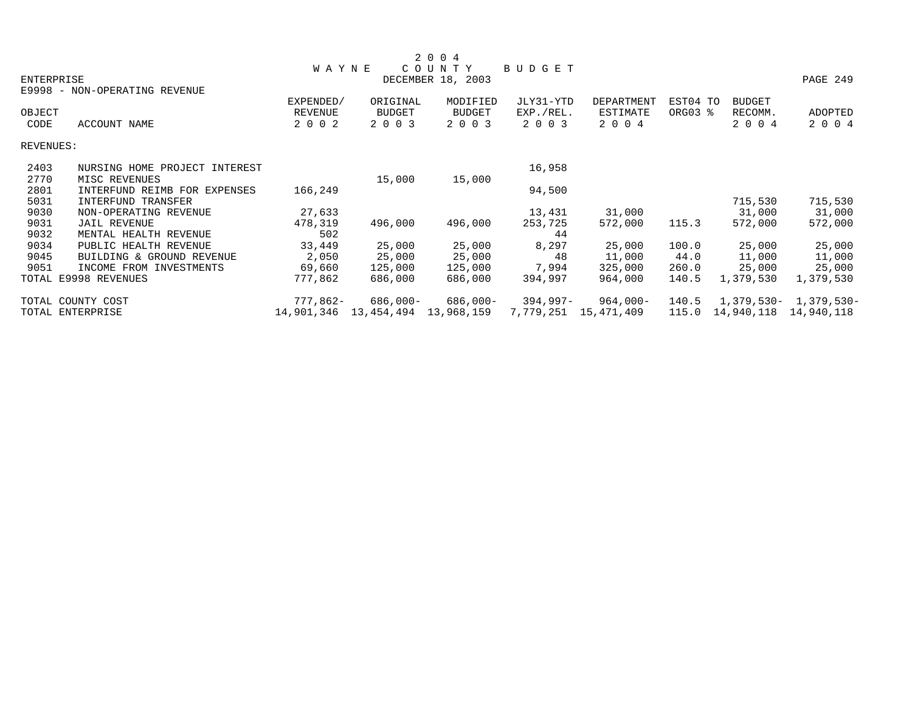# 2004 WAYNE COUNTY BUDGET

DECEMBER 18, 2003

ENTERPRISE

E9998 - NON-OPERATING REVENUE

| OBJECT CODE | ACCOUNT NAME | EXPENDED/ REVENUE 2002 | ORIGINAL BUDGET 2003 | MODIFIED BUDGET 2003 | JLY31-YTD EXP./REL. 2003 | DEPARTMENT ESTIMATE 2004 | EST04 TO ORG03 % | BUDGET RECOMM. 2004 | ADOPTED 2004 |
|---|---|---|---|---|---|---|---|---|---|
| REVENUES: | | | | | | | | | |
| 2403 | NURSING HOME PROJECT INTEREST | | | | 16,958 | | | | |
| 2770 | MISC REVENUES | | 15,000 | 15,000 | | | | | |
| 2801 | INTERFUND REIMB FOR EXPENSES | 166,249 | | | 94,500 | | | | |
| 5031 | INTERFUND TRANSFER | | | | | | | 715,530 | 715,530 |
| 9030 | NON-OPERATING REVENUE | 27,633 | | | 13,431 | 31,000 | | 31,000 | 31,000 |
| 9031 | JAIL REVENUE | 478,319 | 496,000 | 496,000 | 253,725 | 572,000 | 115.3 | 572,000 | 572,000 |
| 9032 | MENTAL HEALTH REVENUE | 502 | | | 44 | | | | |
| 9034 | PUBLIC HEALTH REVENUE | 33,449 | 25,000 | 25,000 | 8,297 | 25,000 | 100.0 | 25,000 | 25,000 |
| 9045 | BUILDING & GROUND REVENUE | 2,050 | 25,000 | 25,000 | 48 | 11,000 | 44.0 | 11,000 | 11,000 |
| 9051 | INCOME FROM INVESTMENTS | 69,660 | 125,000 | 125,000 | 7,994 | 325,000 | 260.0 | 25,000 | 25,000 |
| TOTAL E9998 REVENUES | | 777,862 | 686,000 | 686,000 | 394,997 | 964,000 | 140.5 | 1,379,530 | 1,379,530 |
| TOTAL COUNTY COST | | 777,862- | 686,000- | 686,000- | 394,997- | 964,000- | 140.5 | 1,379,530- | 1,379,530- |
| TOTAL ENTERPRISE | | 14,901,346 | 13,454,494 | 13,968,159 | 7,779,251 | 15,471,409 | 115.0 | 14,940,118 | 14,940,118 |